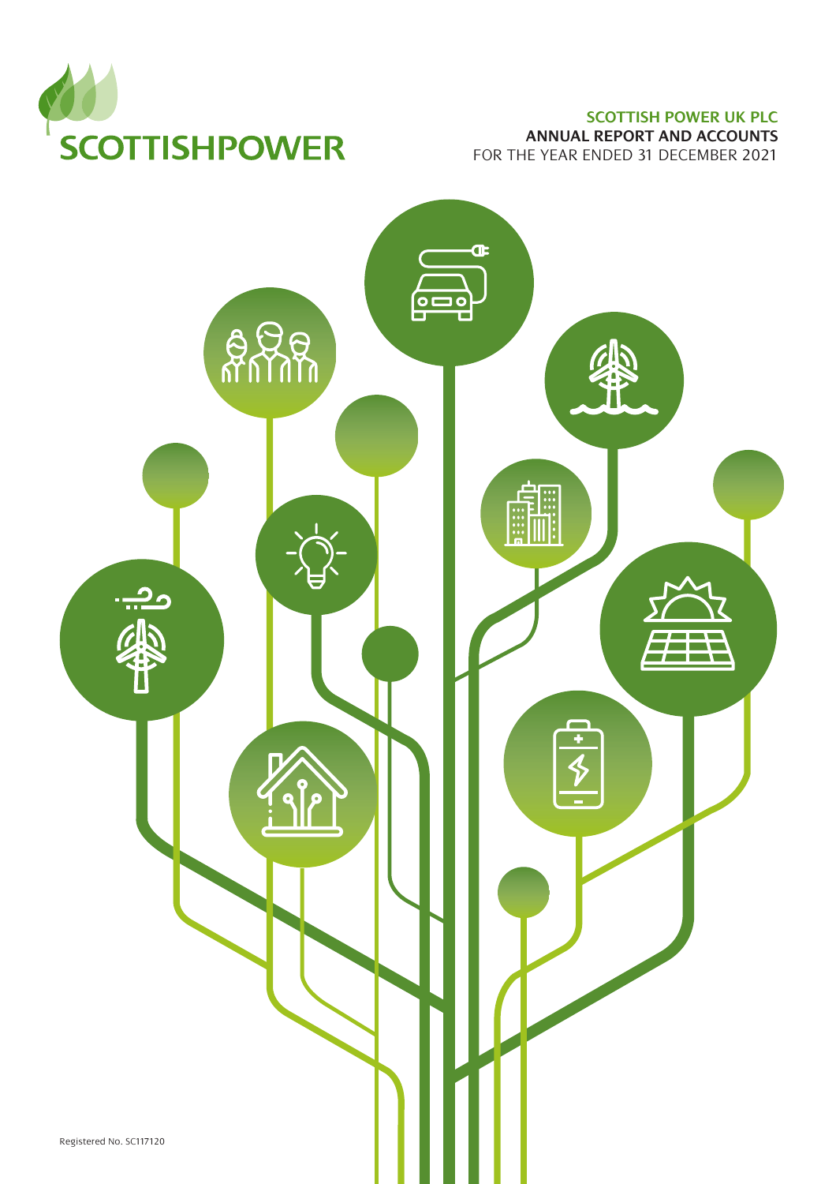SCOTTISHPOWER

# SCOTTISH POWER UK PLC

**ANNUAL REPORT AND ACCOUNTS**

FOR THE YEAR ENDED 31 DECEMBER 2021

Registered No. SC117120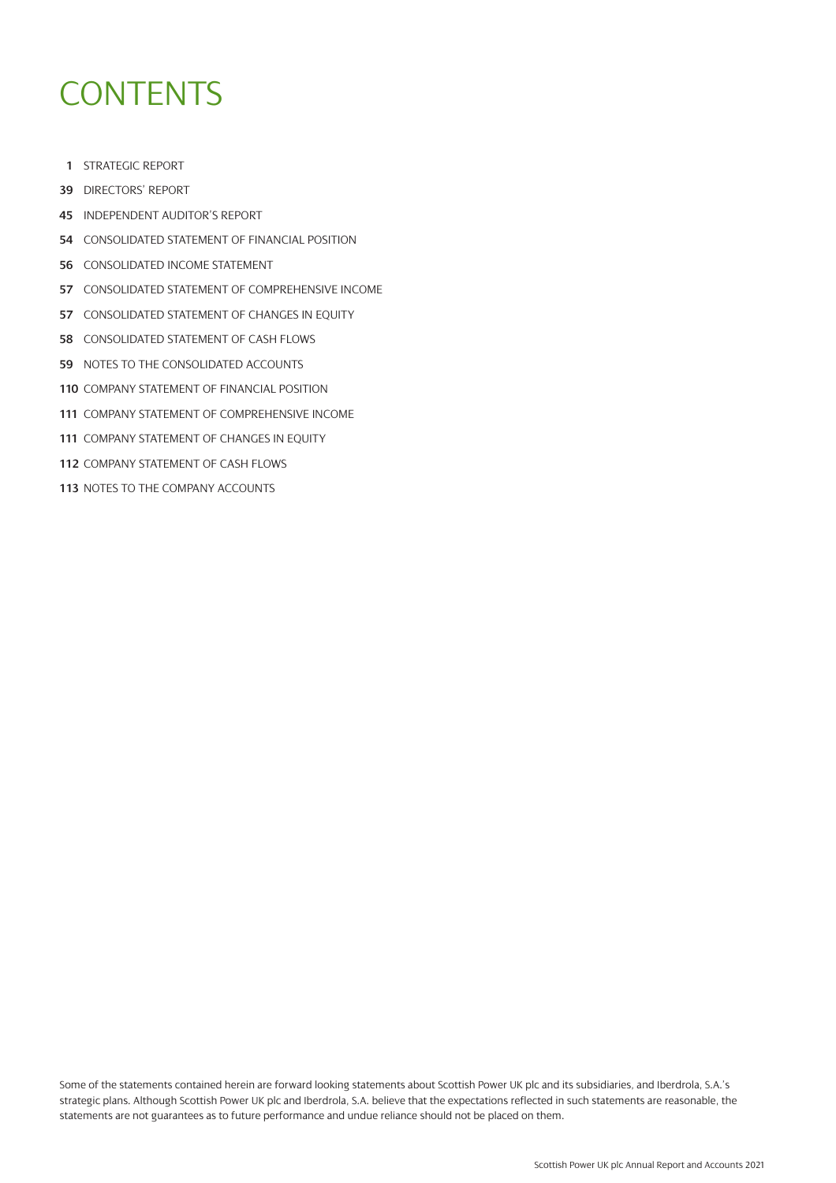# CONTENTS

1 STRATEGIC REPORT

39 DIRECTORS' REPORT

45 INDEPENDENT AUDITOR'S REPORT

54 CONSOLIDATED STATEMENT OF FINANCIAL POSITION

56 CONSOLIDATED INCOME STATEMENT

57 CONSOLIDATED STATEMENT OF COMPREHENSIVE INCOME

57 CONSOLIDATED STATEMENT OF CHANGES IN EQUITY

58 CONSOLIDATED STATEMENT OF CASH FLOWS

59 NOTES TO THE CONSOLIDATED ACCOUNTS

110 COMPANY STATEMENT OF FINANCIAL POSITION

111 COMPANY STATEMENT OF COMPREHENSIVE INCOME

111 COMPANY STATEMENT OF CHANGES IN EQUITY

112 COMPANY STATEMENT OF CASH FLOWS

113 NOTES TO THE COMPANY ACCOUNTS

Some of the statements contained herein are forward looking statements about Scottish Power UK plc and its subsidiaries, and Iberdrola, S.A.'s strategic plans. Although Scottish Power UK plc and Iberdrola, S.A. believe that the expectations reflected in such statements are reasonable, the statements are not guarantees as to future performance and undue reliance should not be placed on them.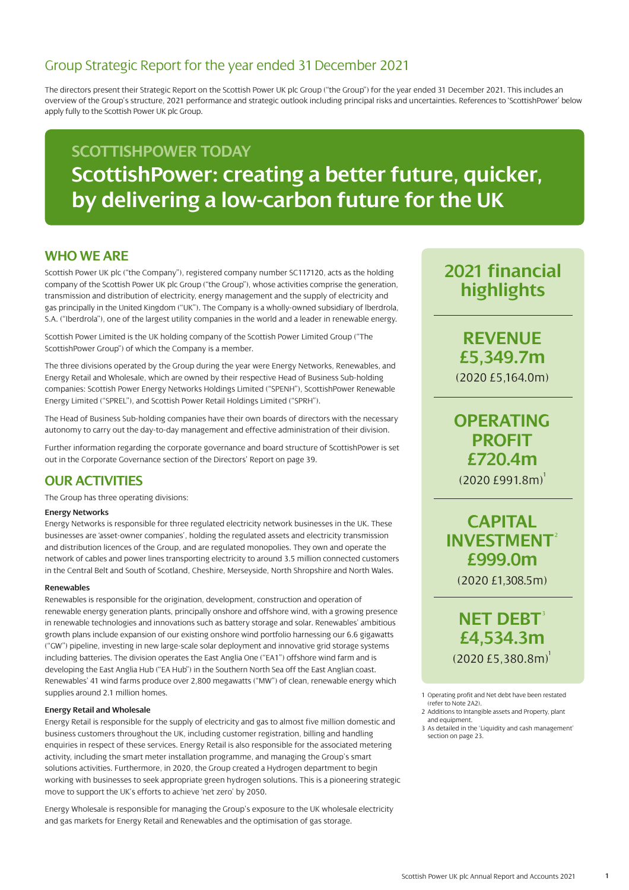# Group Strategic Report for the year ended 31 December 2021

The directors present their Strategic Report on the Scottish Power UK plc Group ("the Group") for the year ended 31 December 2021. This includes an overview of the Group's structure, 2021 performance and strategic outlook including principal risks and uncertainties. References to 'ScottishPower' below apply fully to the Scottish Power UK plc Group.

## SCOTTISHPOWER TODAY

## ScottishPower: creating a better future, quicker, by delivering a low-carbon future for the UK

## WHO WE ARE

Scottish Power UK plc ("the Company"), registered company number SC117120, acts as the holding company of the Scottish Power UK plc Group ("the Group"), whose activities comprise the generation, transmission and distribution of electricity, energy management and the supply of electricity and gas principally in the United Kingdom ("UK"). The Company is a wholly-owned subsidiary of Iberdrola, S.A. ("Iberdrola"), one of the largest utility companies in the world and a leader in renewable energy.

Scottish Power Limited is the UK holding company of the Scottish Power Limited Group ("The ScottishPower Group") of which the Company is a member.

The three divisions operated by the Group during the year were Energy Networks, Renewables, and Energy Retail and Wholesale, which are owned by their respective Head of Business Sub-holding companies: Scottish Power Energy Networks Holdings Limited ("SPENH"), ScottishPower Renewable Energy Limited ("SPREL"), and Scottish Power Retail Holdings Limited ("SPRH").

The Head of Business Sub-holding companies have their own boards of directors with the necessary autonomy to carry out the day-to-day management and effective administration of their division.

Further information regarding the corporate governance and board structure of ScottishPower is set out in the Corporate Governance section of the Directors' Report on page 39.

## OUR ACTIVITIES

The Group has three operating divisions:

**Energy Networks**

Energy Networks is responsible for three regulated electricity network businesses in the UK. These businesses are 'asset-owner companies', holding the regulated assets and electricity transmission and distribution licences of the Group, and are regulated monopolies. They own and operate the network of cables and power lines transporting electricity to around 3.5 million connected customers in the Central Belt and South of Scotland, Cheshire, Merseyside, North Shropshire and North Wales.

**Renewables**

Renewables is responsible for the origination, development, construction and operation of renewable energy generation plants, principally onshore and offshore wind, with a growing presence in renewable technologies and innovations such as battery storage and solar. Renewables' ambitious growth plans include expansion of our existing onshore wind portfolio harnessing our 6.6 gigawatts ("GW") pipeline, investing in new large-scale solar deployment and innovative grid storage systems including batteries. The division operates the East Anglia One ("EA1") offshore wind farm and is developing the East Anglia Hub ("EA Hub") in the Southern North Sea off the East Anglian coast. Renewables' 41 wind farms produce over 2,800 megawatts ("MW") of clean, renewable energy which supplies around 2.1 million homes.

**Energy Retail and Wholesale**

Energy Retail is responsible for the supply of electricity and gas to almost five million domestic and business customers throughout the UK, including customer registration, billing and handling enquiries in respect of these services. Energy Retail is also responsible for the associated metering activity, including the smart meter installation programme, and managing the Group's smart solutions activities. Furthermore, in 2020, the Group created a Hydrogen department to begin working with businesses to seek appropriate green hydrogen solutions. This is a pioneering strategic move to support the UK's efforts to achieve 'net zero' by 2050.

Energy Wholesale is responsible for managing the Group's exposure to the UK wholesale electricity and gas markets for Energy Retail and Renewables and the optimisation of gas storage.

## 2021 financial highlights

**REVENUE £5,349.7m**
(2020 £5,164.0m)

**OPERATING PROFIT £720.4m**
(2020 £991.8m)[1]

**CAPITAL INVESTMENT[2] £999.0m**
(2020 £1,308.5m)

**NET DEBT[3] £4,534.3m**
(2020 £5,380.8m)[1]

1 Operating profit and Net debt have been restated (refer to Note 2A2).
2 Additions to Intangible assets and Property, plant and equipment.
3 As detailed in the 'Liquidity and cash management' section on page 23.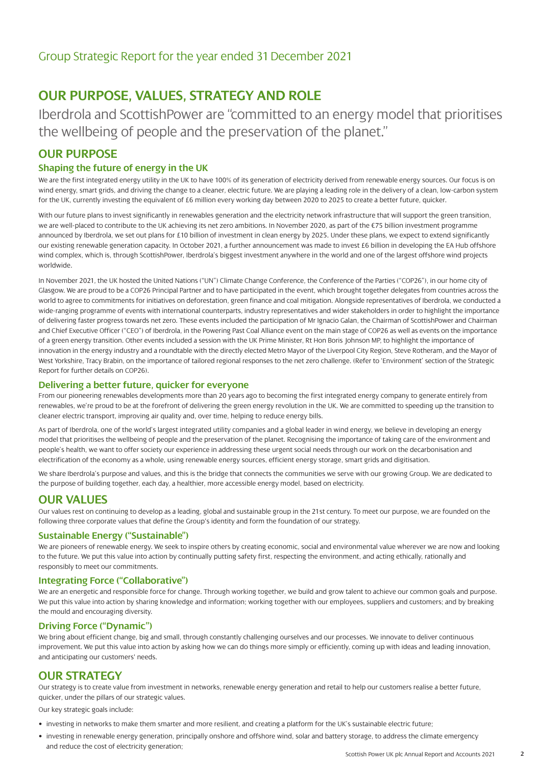# Group Strategic Report for the year ended 31 December 2021

## OUR PURPOSE, VALUES, STRATEGY AND ROLE

Iberdrola and ScottishPower are "committed to an energy model that prioritises the wellbeing of people and the preservation of the planet."

## OUR PURPOSE

### Shaping the future of energy in the UK

We are the first integrated energy utility in the UK to have 100% of its generation of electricity derived from renewable energy sources. Our focus is on wind energy, smart grids, and driving the change to a cleaner, electric future. We are playing a leading role in the delivery of a clean, low-carbon system for the UK, currently investing the equivalent of £6 million every working day between 2020 to 2025 to create a better future, quicker.

With our future plans to invest significantly in renewables generation and the electricity network infrastructure that will support the green transition, we are well-placed to contribute to the UK achieving its net zero ambitions. In November 2020, as part of the €75 billion investment programme announced by Iberdrola, we set out plans for £10 billion of investment in clean energy by 2025. Under these plans, we expect to extend significantly our existing renewable generation capacity. In October 2021, a further announcement was made to invest £6 billion in developing the EA Hub offshore wind complex, which is, through ScottishPower, Iberdrola's biggest investment anywhere in the world and one of the largest offshore wind projects worldwide.

In November 2021, the UK hosted the United Nations ("UN") Climate Change Conference, the Conference of the Parties ("COP26"), in our home city of Glasgow. We are proud to be a COP26 Principal Partner and to have participated in the event, which brought together delegates from countries across the world to agree to commitments for initiatives on deforestation, green finance and coal mitigation. Alongside representatives of Iberdrola, we conducted a wide-ranging programme of events with international counterparts, industry representatives and wider stakeholders in order to highlight the importance of delivering faster progress towards net zero. These events included the participation of Mr Ignacio Galan, the Chairman of ScottishPower and Chairman and Chief Executive Officer ("CEO") of Iberdrola, in the Powering Past Coal Alliance event on the main stage of COP26 as well as events on the importance of a green energy transition. Other events included a session with the UK Prime Minister, Rt Hon Boris Johnson MP, to highlight the importance of innovation in the energy industry and a roundtable with the directly elected Metro Mayor of the Liverpool City Region, Steve Rotheram, and the Mayor of West Yorkshire, Tracy Brabin, on the importance of tailored regional responses to the net zero challenge. (Refer to 'Environment' section of the Strategic Report for further details on COP26).

### Delivering a better future, quicker for everyone

From our pioneering renewables developments more than 20 years ago to becoming the first integrated energy company to generate entirely from renewables, we're proud to be at the forefront of delivering the green energy revolution in the UK. We are committed to speeding up the transition to cleaner electric transport, improving air quality and, over time, helping to reduce energy bills.

As part of Iberdrola, one of the world's largest integrated utility companies and a global leader in wind energy, we believe in developing an energy model that prioritises the wellbeing of people and the preservation of the planet. Recognising the importance of taking care of the environment and people's health, we want to offer society our experience in addressing these urgent social needs through our work on the decarbonisation and electrification of the economy as a whole, using renewable energy sources, efficient energy storage, smart grids and digitisation.

We share Iberdrola's purpose and values, and this is the bridge that connects the communities we serve with our growing Group. We are dedicated to the purpose of building together, each day, a healthier, more accessible energy model, based on electricity.

## OUR VALUES

Our values rest on continuing to develop as a leading, global and sustainable group in the 21st century. To meet our purpose, we are founded on the following three corporate values that define the Group's identity and form the foundation of our strategy.

### Sustainable Energy ("Sustainable")

We are pioneers of renewable energy. We seek to inspire others by creating economic, social and environmental value wherever we are now and looking to the future. We put this value into action by continually putting safety first, respecting the environment, and acting ethically, rationally and responsibly to meet our commitments.

### Integrating Force ("Collaborative")

We are an energetic and responsible force for change. Through working together, we build and grow talent to achieve our common goals and purpose. We put this value into action by sharing knowledge and information; working together with our employees, suppliers and customers; and by breaking the mould and encouraging diversity.

### Driving Force ("Dynamic")

We bring about efficient change, big and small, through constantly challenging ourselves and our processes. We innovate to deliver continuous improvement. We put this value into action by asking how we can do things more simply or efficiently, coming up with ideas and leading innovation, and anticipating our customers' needs.

## OUR STRATEGY

Our strategy is to create value from investment in networks, renewable energy generation and retail to help our customers realise a better future, quicker, under the pillars of our strategic values.

Our key strategic goals include:

- investing in networks to make them smarter and more resilient, and creating a platform for the UK's sustainable electric future;
- investing in renewable energy generation, principally onshore and offshore wind, solar and battery storage, to address the climate emergency and reduce the cost of electricity generation;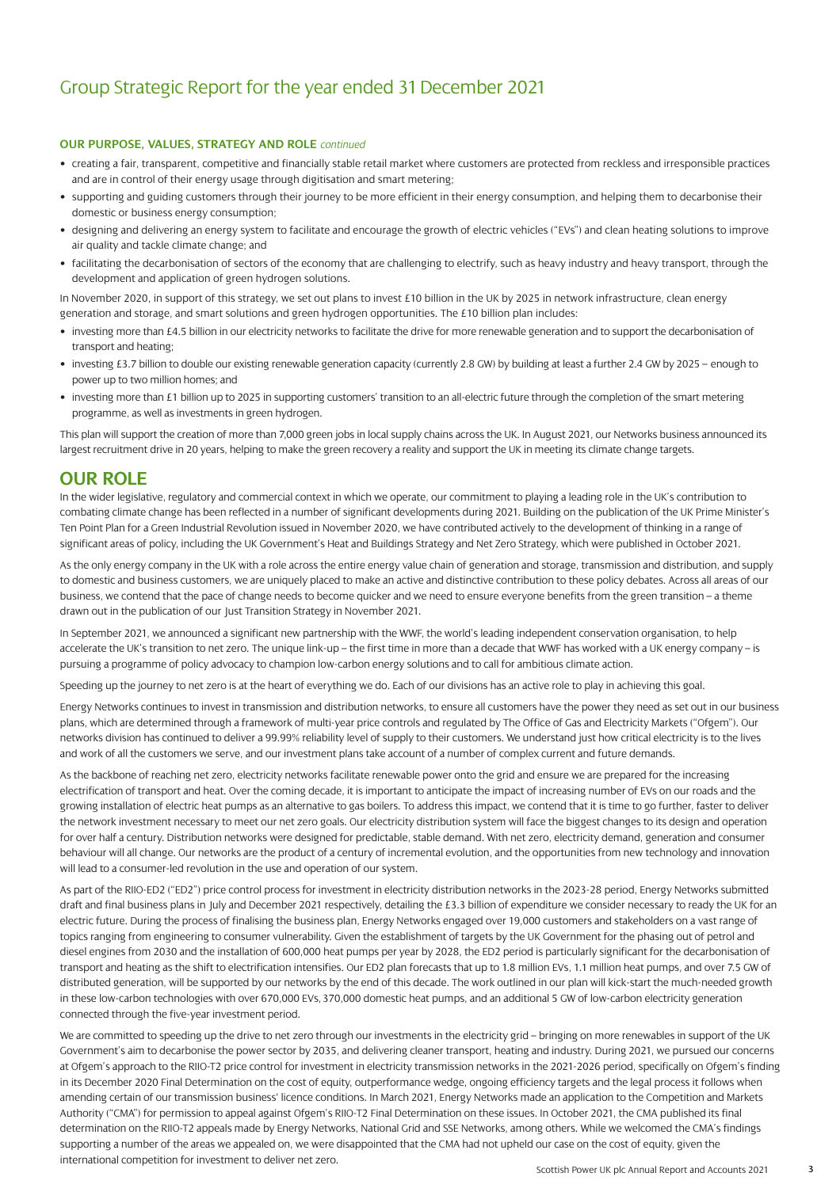# Group Strategic Report for the year ended 31 December 2021

**OUR PURPOSE, VALUES, STRATEGY AND ROLE** *continued*

- creating a fair, transparent, competitive and financially stable retail market where customers are protected from reckless and irresponsible practices and are in control of their energy usage through digitisation and smart metering;
- supporting and guiding customers through their journey to be more efficient in their energy consumption, and helping them to decarbonise their domestic or business energy consumption;
- designing and delivering an energy system to facilitate and encourage the growth of electric vehicles ("EVs") and clean heating solutions to improve air quality and tackle climate change; and
- facilitating the decarbonisation of sectors of the economy that are challenging to electrify, such as heavy industry and heavy transport, through the development and application of green hydrogen solutions.

In November 2020, in support of this strategy, we set out plans to invest £10 billion in the UK by 2025 in network infrastructure, clean energy generation and storage, and smart solutions and green hydrogen opportunities. The £10 billion plan includes:

- investing more than £4.5 billion in our electricity networks to facilitate the drive for more renewable generation and to support the decarbonisation of transport and heating;
- investing £3.7 billion to double our existing renewable generation capacity (currently 2.8 GW) by building at least a further 2.4 GW by 2025 – enough to power up to two million homes; and
- investing more than £1 billion up to 2025 in supporting customers' transition to an all-electric future through the completion of the smart metering programme, as well as investments in green hydrogen.

This plan will support the creation of more than 7,000 green jobs in local supply chains across the UK. In August 2021, our Networks business announced its largest recruitment drive in 20 years, helping to make the green recovery a reality and support the UK in meeting its climate change targets.

## OUR ROLE

In the wider legislative, regulatory and commercial context in which we operate, our commitment to playing a leading role in the UK's contribution to combating climate change has been reflected in a number of significant developments during 2021. Building on the publication of the UK Prime Minister's Ten Point Plan for a Green Industrial Revolution issued in November 2020, we have contributed actively to the development of thinking in a range of significant areas of policy, including the UK Government's Heat and Buildings Strategy and Net Zero Strategy, which were published in October 2021.

As the only energy company in the UK with a role across the entire energy value chain of generation and storage, transmission and distribution, and supply to domestic and business customers, we are uniquely placed to make an active and distinctive contribution to these policy debates. Across all areas of our business, we contend that the pace of change needs to become quicker and we need to ensure everyone benefits from the green transition – a theme drawn out in the publication of our Just Transition Strategy in November 2021.

In September 2021, we announced a significant new partnership with the WWF, the world's leading independent conservation organisation, to help accelerate the UK's transition to net zero. The unique link-up – the first time in more than a decade that WWF has worked with a UK energy company – is pursuing a programme of policy advocacy to champion low-carbon energy solutions and to call for ambitious climate action.

Speeding up the journey to net zero is at the heart of everything we do. Each of our divisions has an active role to play in achieving this goal.

Energy Networks continues to invest in transmission and distribution networks, to ensure all customers have the power they need as set out in our business plans, which are determined through a framework of multi-year price controls and regulated by The Office of Gas and Electricity Markets ("Ofgem"). Our networks division has continued to deliver a 99.99% reliability level of supply to their customers. We understand just how critical electricity is to the lives and work of all the customers we serve, and our investment plans take account of a number of complex current and future demands.

As the backbone of reaching net zero, electricity networks facilitate renewable power onto the grid and ensure we are prepared for the increasing electrification of transport and heat. Over the coming decade, it is important to anticipate the impact of increasing number of EVs on our roads and the growing installation of electric heat pumps as an alternative to gas boilers. To address this impact, we contend that it is time to go further, faster to deliver the network investment necessary to meet our net zero goals. Our electricity distribution system will face the biggest changes to its design and operation for over half a century. Distribution networks were designed for predictable, stable demand. With net zero, electricity demand, generation and consumer behaviour will all change. Our networks are the product of a century of incremental evolution, and the opportunities from new technology and innovation will lead to a consumer-led revolution in the use and operation of our system.

As part of the RIIO-ED2 ("ED2") price control process for investment in electricity distribution networks in the 2023-28 period, Energy Networks submitted draft and final business plans in July and December 2021 respectively, detailing the £3.3 billion of expenditure we consider necessary to ready the UK for an electric future. During the process of finalising the business plan, Energy Networks engaged over 19,000 customers and stakeholders on a vast range of topics ranging from engineering to consumer vulnerability. Given the establishment of targets by the UK Government for the phasing out of petrol and diesel engines from 2030 and the installation of 600,000 heat pumps per year by 2028, the ED2 period is particularly significant for the decarbonisation of transport and heating as the shift to electrification intensifies. Our ED2 plan forecasts that up to 1.8 million EVs, 1.1 million heat pumps, and over 7.5 GW of distributed generation, will be supported by our networks by the end of this decade. The work outlined in our plan will kick-start the much-needed growth in these low-carbon technologies with over 670,000 EVs, 370,000 domestic heat pumps, and an additional 5 GW of low-carbon electricity generation connected through the five-year investment period.

We are committed to speeding up the drive to net zero through our investments in the electricity grid – bringing on more renewables in support of the UK Government's aim to decarbonise the power sector by 2035, and delivering cleaner transport, heating and industry. During 2021, we pursued our concerns at Ofgem's approach to the RIIO-T2 price control for investment in electricity transmission networks in the 2021-2026 period, specifically on Ofgem's finding in its December 2020 Final Determination on the cost of equity, outperformance wedge, ongoing efficiency targets and the legal process it follows when amending certain of our transmission business' licence conditions. In March 2021, Energy Networks made an application to the Competition and Markets Authority ("CMA") for permission to appeal against Ofgem's RIIO-T2 Final Determination on these issues. In October 2021, the CMA published its final determination on the RIIO-T2 appeals made by Energy Networks, National Grid and SSE Networks, among others. While we welcomed the CMA's findings supporting a number of the areas we appealed on, we were disappointed that the CMA had not upheld our case on the cost of equity, given the international competition for investment to deliver net zero.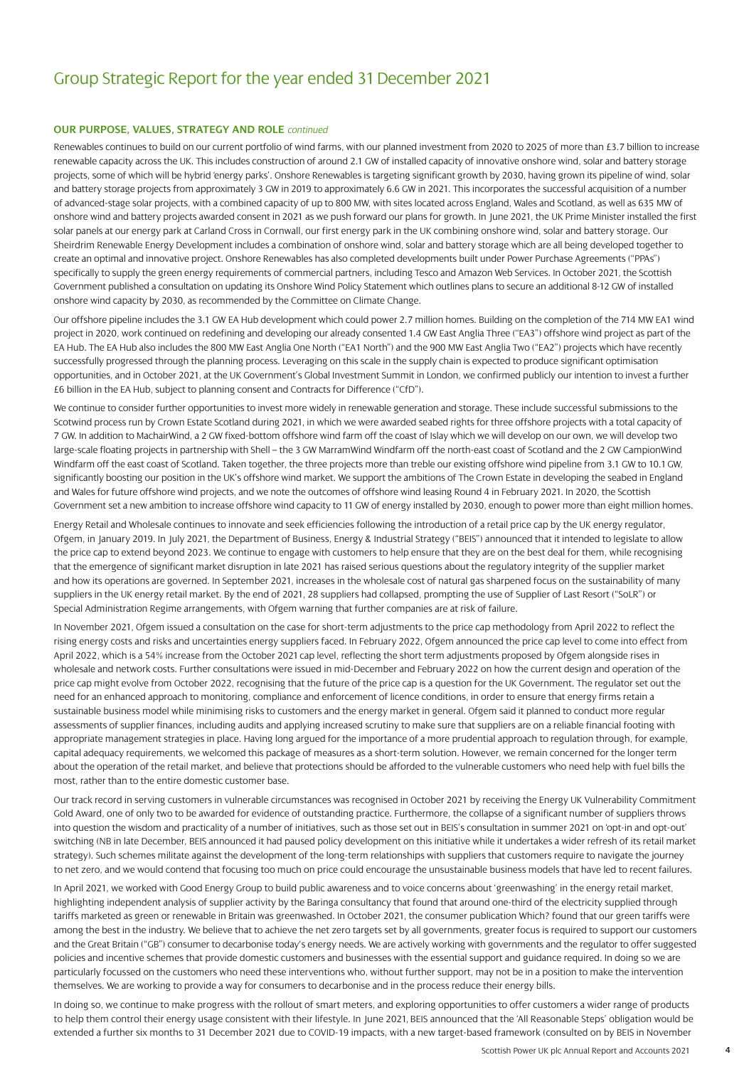# Group Strategic Report for the year ended 31 December 2021

**OUR PURPOSE, VALUES, STRATEGY AND ROLE** *continued*

Renewables continues to build on our current portfolio of wind farms, with our planned investment from 2020 to 2025 of more than £3.7 billion to increase renewable capacity across the UK. This includes construction of around 2.1 GW of installed capacity of innovative onshore wind, solar and battery storage projects, some of which will be hybrid 'energy parks'. Onshore Renewables is targeting significant growth by 2030, having grown its pipeline of wind, solar and battery storage projects from approximately 3 GW in 2019 to approximately 6.6 GW in 2021. This incorporates the successful acquisition of a number of advanced-stage solar projects, with a combined capacity of up to 800 MW, with sites located across England, Wales and Scotland, as well as 635 MW of onshore wind and battery projects awarded consent in 2021 as we push forward our plans for growth. In June 2021, the UK Prime Minister installed the first solar panels at our energy park at Carland Cross in Cornwall, our first energy park in the UK combining onshore wind, solar and battery storage. Our Sheirdrim Renewable Energy Development includes a combination of onshore wind, solar and battery storage which are all being developed together to create an optimal and innovative project. Onshore Renewables has also completed developments built under Power Purchase Agreements ("PPAs") specifically to supply the green energy requirements of commercial partners, including Tesco and Amazon Web Services. In October 2021, the Scottish Government published a consultation on updating its Onshore Wind Policy Statement which outlines plans to secure an additional 8-12 GW of installed onshore wind capacity by 2030, as recommended by the Committee on Climate Change.

Our offshore pipeline includes the 3.1 GW EA Hub development which could power 2.7 million homes. Building on the completion of the 714 MW EA1 wind project in 2020, work continued on redefining and developing our already consented 1.4 GW East Anglia Three ("EA3") offshore wind project as part of the EA Hub. The EA Hub also includes the 800 MW East Anglia One North ("EA1 North") and the 900 MW East Anglia Two ("EA2") projects which have recently successfully progressed through the planning process. Leveraging on this scale in the supply chain is expected to produce significant optimisation opportunities, and in October 2021, at the UK Government's Global Investment Summit in London, we confirmed publicly our intention to invest a further £6 billion in the EA Hub, subject to planning consent and Contracts for Difference ("CfD").

We continue to consider further opportunities to invest more widely in renewable generation and storage. These include successful submissions to the Scotwind process run by Crown Estate Scotland during 2021, in which we were awarded seabed rights for three offshore projects with a total capacity of 7 GW. In addition to MachairWind, a 2 GW fixed-bottom offshore wind farm off the coast of Islay which we will develop on our own, we will develop two large-scale floating projects in partnership with Shell – the 3 GW MarramWind Windfarm off the north-east coast of Scotland and the 2 GW CampionWind Windfarm off the east coast of Scotland. Taken together, the three projects more than treble our existing offshore wind pipeline from 3.1 GW to 10.1 GW, significantly boosting our position in the UK's offshore wind market. We support the ambitions of The Crown Estate in developing the seabed in England and Wales for future offshore wind projects, and we note the outcomes of offshore wind leasing Round 4 in February 2021. In 2020, the Scottish Government set a new ambition to increase offshore wind capacity to 11 GW of energy installed by 2030, enough to power more than eight million homes.

Energy Retail and Wholesale continues to innovate and seek efficiencies following the introduction of a retail price cap by the UK energy regulator, Ofgem, in January 2019. In July 2021, the Department of Business, Energy & Industrial Strategy ("BEIS") announced that it intended to legislate to allow the price cap to extend beyond 2023. We continue to engage with customers to help ensure that they are on the best deal for them, while recognising that the emergence of significant market disruption in late 2021 has raised serious questions about the regulatory integrity of the supplier market and how its operations are governed. In September 2021, increases in the wholesale cost of natural gas sharpened focus on the sustainability of many suppliers in the UK energy retail market. By the end of 2021, 28 suppliers had collapsed, prompting the use of Supplier of Last Resort ("SoLR") or Special Administration Regime arrangements, with Ofgem warning that further companies are at risk of failure.

In November 2021, Ofgem issued a consultation on the case for short-term adjustments to the price cap methodology from April 2022 to reflect the rising energy costs and risks and uncertainties energy suppliers faced. In February 2022, Ofgem announced the price cap level to come into effect from April 2022, which is a 54% increase from the October 2021 cap level, reflecting the short term adjustments proposed by Ofgem alongside rises in wholesale and network costs. Further consultations were issued in mid-December and February 2022 on how the current design and operation of the price cap might evolve from October 2022, recognising that the future of the price cap is a question for the UK Government. The regulator set out the need for an enhanced approach to monitoring, compliance and enforcement of licence conditions, in order to ensure that energy firms retain a sustainable business model while minimising risks to customers and the energy market in general. Ofgem said it planned to conduct more regular assessments of supplier finances, including audits and applying increased scrutiny to make sure that suppliers are on a reliable financial footing with appropriate management strategies in place. Having long argued for the importance of a more prudential approach to regulation through, for example, capital adequacy requirements, we welcomed this package of measures as a short-term solution. However, we remain concerned for the longer term about the operation of the retail market, and believe that protections should be afforded to the vulnerable customers who need help with fuel bills the most, rather than to the entire domestic customer base.

Our track record in serving customers in vulnerable circumstances was recognised in October 2021 by receiving the Energy UK Vulnerability Commitment Gold Award, one of only two to be awarded for evidence of outstanding practice. Furthermore, the collapse of a significant number of suppliers throws into question the wisdom and practicality of a number of initiatives, such as those set out in BEIS's consultation in summer 2021 on 'opt-in and opt-out' switching (NB in late December, BEIS announced it had paused policy development on this initiative while it undertakes a wider refresh of its retail market strategy). Such schemes militate against the development of the long-term relationships with suppliers that customers require to navigate the journey to net zero, and we would contend that focusing too much on price could encourage the unsustainable business models that have led to recent failures.

In April 2021, we worked with Good Energy Group to build public awareness and to voice concerns about 'greenwashing' in the energy retail market, highlighting independent analysis of supplier activity by the Baringa consultancy that found that around one-third of the electricity supplied through tariffs marketed as green or renewable in Britain was greenwashed. In October 2021, the consumer publication Which? found that our green tariffs were among the best in the industry. We believe that to achieve the net zero targets set by all governments, greater focus is required to support our customers and the Great Britain ("GB") consumer to decarbonise today's energy needs. We are actively working with governments and the regulator to offer suggested policies and incentive schemes that provide domestic customers and businesses with the essential support and guidance required. In doing so we are particularly focussed on the customers who need these interventions who, without further support, may not be in a position to make the intervention themselves. We are working to provide a way for consumers to decarbonise and in the process reduce their energy bills.

In doing so, we continue to make progress with the rollout of smart meters, and exploring opportunities to offer customers a wider range of products to help them control their energy usage consistent with their lifestyle. In June 2021, BEIS announced that the 'All Reasonable Steps' obligation would be extended a further six months to 31 December 2021 due to COVID-19 impacts, with a new target-based framework (consulted on by BEIS in November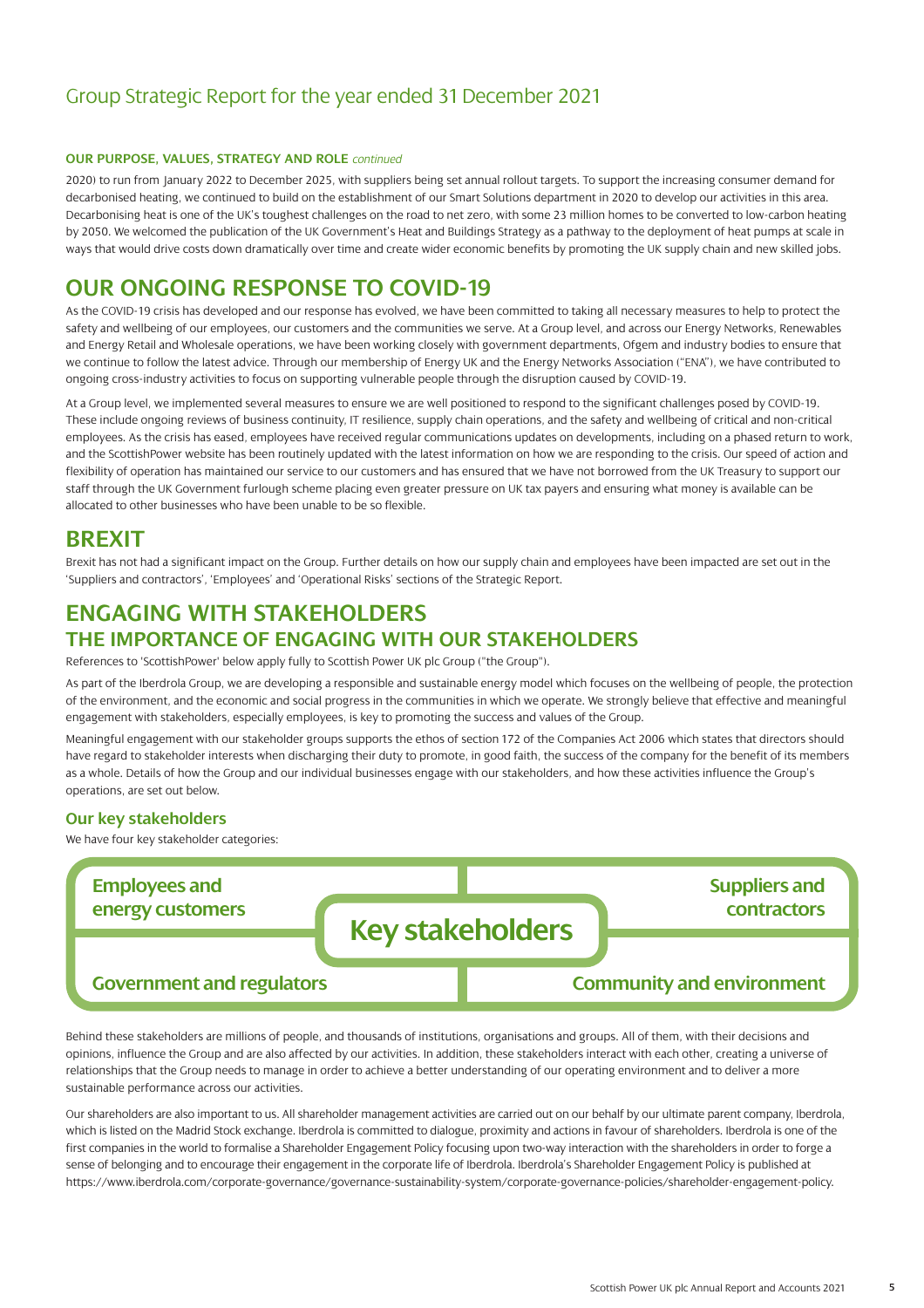**OUR PURPOSE, VALUES, STRATEGY AND ROLE** *continued*

2020) to run from January 2022 to December 2025, with suppliers being set annual rollout targets. To support the increasing consumer demand for decarbonised heating, we continued to build on the establishment of our Smart Solutions department in 2020 to develop our activities in this area. Decarbonising heat is one of the UK's toughest challenges on the road to net zero, with some 23 million homes to be converted to low-carbon heating by 2050. We welcomed the publication of the UK Government's Heat and Buildings Strategy as a pathway to the deployment of heat pumps at scale in ways that would drive costs down dramatically over time and create wider economic benefits by promoting the UK supply chain and new skilled jobs.

# OUR ONGOING RESPONSE TO COVID-19

As the COVID-19 crisis has developed and our response has evolved, we have been committed to taking all necessary measures to help to protect the safety and wellbeing of our employees, our customers and the communities we serve. At a Group level, and across our Energy Networks, Renewables and Energy Retail and Wholesale operations, we have been working closely with government departments, Ofgem and industry bodies to ensure that we continue to follow the latest advice. Through our membership of Energy UK and the Energy Networks Association ("ENA"), we have contributed to ongoing cross-industry activities to focus on supporting vulnerable people through the disruption caused by COVID-19.

At a Group level, we implemented several measures to ensure we are well positioned to respond to the significant challenges posed by COVID-19. These include ongoing reviews of business continuity, IT resilience, supply chain operations, and the safety and wellbeing of critical and non-critical employees. As the crisis has eased, employees have received regular communications updates on developments, including on a phased return to work, and the ScottishPower website has been routinely updated with the latest information on how we are responding to the crisis. Our speed of action and flexibility of operation has maintained our service to our customers and has ensured that we have not borrowed from the UK Treasury to support our staff through the UK Government furlough scheme placing even greater pressure on UK tax payers and ensuring what money is available can be allocated to other businesses who have been unable to be so flexible.

# BREXIT

Brexit has not had a significant impact on the Group. Further details on how our supply chain and employees have been impacted are set out in the 'Suppliers and contractors', 'Employees' and 'Operational Risks' sections of the Strategic Report.

# ENGAGING WITH STAKEHOLDERS

## THE IMPORTANCE OF ENGAGING WITH OUR STAKEHOLDERS

References to 'ScottishPower' below apply fully to Scottish Power UK plc Group ("the Group").

As part of the Iberdrola Group, we are developing a responsible and sustainable energy model which focuses on the wellbeing of people, the protection of the environment, and the economic and social progress in the communities in which we operate. We strongly believe that effective and meaningful engagement with stakeholders, especially employees, is key to promoting the success and values of the Group.

Meaningful engagement with our stakeholder groups supports the ethos of section 172 of the Companies Act 2006 which states that directors should have regard to stakeholder interests when discharging their duty to promote, in good faith, the success of the company for the benefit of its members as a whole. Details of how the Group and our individual businesses engage with our stakeholders, and how these activities influence the Group's operations, are set out below.

### Our key stakeholders

We have four key stakeholder categories:

**Key stakeholders**

- Employees and energy customers
- Suppliers and contractors
- Government and regulators
- Community and environment

Behind these stakeholders are millions of people, and thousands of institutions, organisations and groups. All of them, with their decisions and opinions, influence the Group and are also affected by our activities. In addition, these stakeholders interact with each other, creating a universe of relationships that the Group needs to manage in order to achieve a better understanding of our operating environment and to deliver a more sustainable performance across our activities.

Our shareholders are also important to us. All shareholder management activities are carried out on our behalf by our ultimate parent company, Iberdrola, which is listed on the Madrid Stock exchange. Iberdrola is committed to dialogue, proximity and actions in favour of shareholders. Iberdrola is one of the first companies in the world to formalise a Shareholder Engagement Policy focusing upon two-way interaction with the shareholders in order to forge a sense of belonging and to encourage their engagement in the corporate life of Iberdrola. Iberdrola's Shareholder Engagement Policy is published at https://www.iberdrola.com/corporate-governance/governance-sustainability-system/corporate-governance-policies/shareholder-engagement-policy.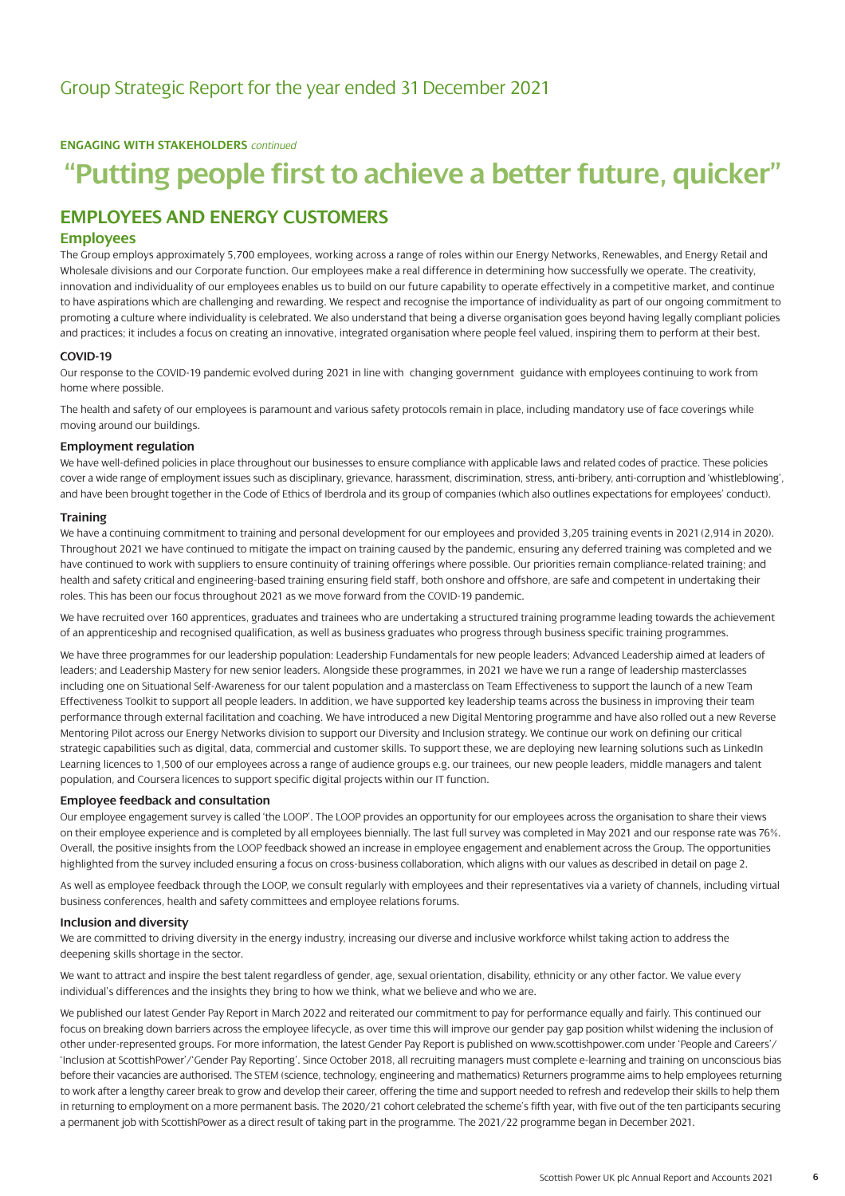**ENGAGING WITH STAKEHOLDERS** *continued*

# "Putting people first to achieve a better future, quicker"

## EMPLOYEES AND ENERGY CUSTOMERS

### Employees

The Group employs approximately 5,700 employees, working across a range of roles within our Energy Networks, Renewables, and Energy Retail and Wholesale divisions and our Corporate function. Our employees make a real difference in determining how successfully we operate. The creativity, innovation and individuality of our employees enables us to build on our future capability to operate effectively in a competitive market, and continue to have aspirations which are challenging and rewarding. We respect and recognise the importance of individuality as part of our ongoing commitment to promoting a culture where individuality is celebrated. We also understand that being a diverse organisation goes beyond having legally compliant policies and practices; it includes a focus on creating an innovative, integrated organisation where people feel valued, inspiring them to perform at their best.

#### COVID-19

Our response to the COVID-19 pandemic evolved during 2021 in line with changing government guidance with employees continuing to work from home where possible.

The health and safety of our employees is paramount and various safety protocols remain in place, including mandatory use of face coverings while moving around our buildings.

#### Employment regulation

We have well-defined policies in place throughout our businesses to ensure compliance with applicable laws and related codes of practice. These policies cover a wide range of employment issues such as disciplinary, grievance, harassment, discrimination, stress, anti-bribery, anti-corruption and 'whistleblowing', and have been brought together in the Code of Ethics of Iberdrola and its group of companies (which also outlines expectations for employees' conduct).

#### Training

We have a continuing commitment to training and personal development for our employees and provided 3,205 training events in 2021 (2,914 in 2020). Throughout 2021 we have continued to mitigate the impact on training caused by the pandemic, ensuring any deferred training was completed and we have continued to work with suppliers to ensure continuity of training offerings where possible. Our priorities remain compliance-related training; and health and safety critical and engineering-based training ensuring field staff, both onshore and offshore, are safe and competent in undertaking their roles. This has been our focus throughout 2021 as we move forward from the COVID-19 pandemic.

We have recruited over 160 apprentices, graduates and trainees who are undertaking a structured training programme leading towards the achievement of an apprenticeship and recognised qualification, as well as business graduates who progress through business specific training programmes.

We have three programmes for our leadership population: Leadership Fundamentals for new people leaders; Advanced Leadership aimed at leaders of leaders; and Leadership Mastery for new senior leaders. Alongside these programmes, in 2021 we have we run a range of leadership masterclasses including one on Situational Self-Awareness for our talent population and a masterclass on Team Effectiveness to support the launch of a new Team Effectiveness Toolkit to support all people leaders. In addition, we have supported key leadership teams across the business in improving their team performance through external facilitation and coaching. We have introduced a new Digital Mentoring programme and have also rolled out a new Reverse Mentoring Pilot across our Energy Networks division to support our Diversity and Inclusion strategy. We continue our work on defining our critical strategic capabilities such as digital, data, commercial and customer skills. To support these, we are deploying new learning solutions such as LinkedIn Learning licences to 1,500 of our employees across a range of audience groups e.g. our trainees, our new people leaders, middle managers and talent population, and Coursera licences to support specific digital projects within our IT function.

#### Employee feedback and consultation

Our employee engagement survey is called 'the LOOP'. The LOOP provides an opportunity for our employees across the organisation to share their views on their employee experience and is completed by all employees biennially. The last full survey was completed in May 2021 and our response rate was 76%. Overall, the positive insights from the LOOP feedback showed an increase in employee engagement and enablement across the Group. The opportunities highlighted from the survey included ensuring a focus on cross-business collaboration, which aligns with our values as described in detail on page 2.

As well as employee feedback through the LOOP, we consult regularly with employees and their representatives via a variety of channels, including virtual business conferences, health and safety committees and employee relations forums.

#### Inclusion and diversity

We are committed to driving diversity in the energy industry, increasing our diverse and inclusive workforce whilst taking action to address the deepening skills shortage in the sector.

We want to attract and inspire the best talent regardless of gender, age, sexual orientation, disability, ethnicity or any other factor. We value every individual's differences and the insights they bring to how we think, what we believe and who we are.

We published our latest Gender Pay Report in March 2022 and reiterated our commitment to pay for performance equally and fairly. This continued our focus on breaking down barriers across the employee lifecycle, as over time this will improve our gender pay gap position whilst widening the inclusion of other under-represented groups. For more information, the latest Gender Pay Report is published on www.scottishpower.com under 'People and Careers'/ 'Inclusion at ScottishPower'/'Gender Pay Reporting'. Since October 2018, all recruiting managers must complete e-learning and training on unconscious bias before their vacancies are authorised. The STEM (science, technology, engineering and mathematics) Returners programme aims to help employees returning to work after a lengthy career break to grow and develop their career, offering the time and support needed to refresh and redevelop their skills to help them in returning to employment on a more permanent basis. The 2020/21 cohort celebrated the scheme's fifth year, with five out of the ten participants securing a permanent job with ScottishPower as a direct result of taking part in the programme. The 2021/22 programme began in December 2021.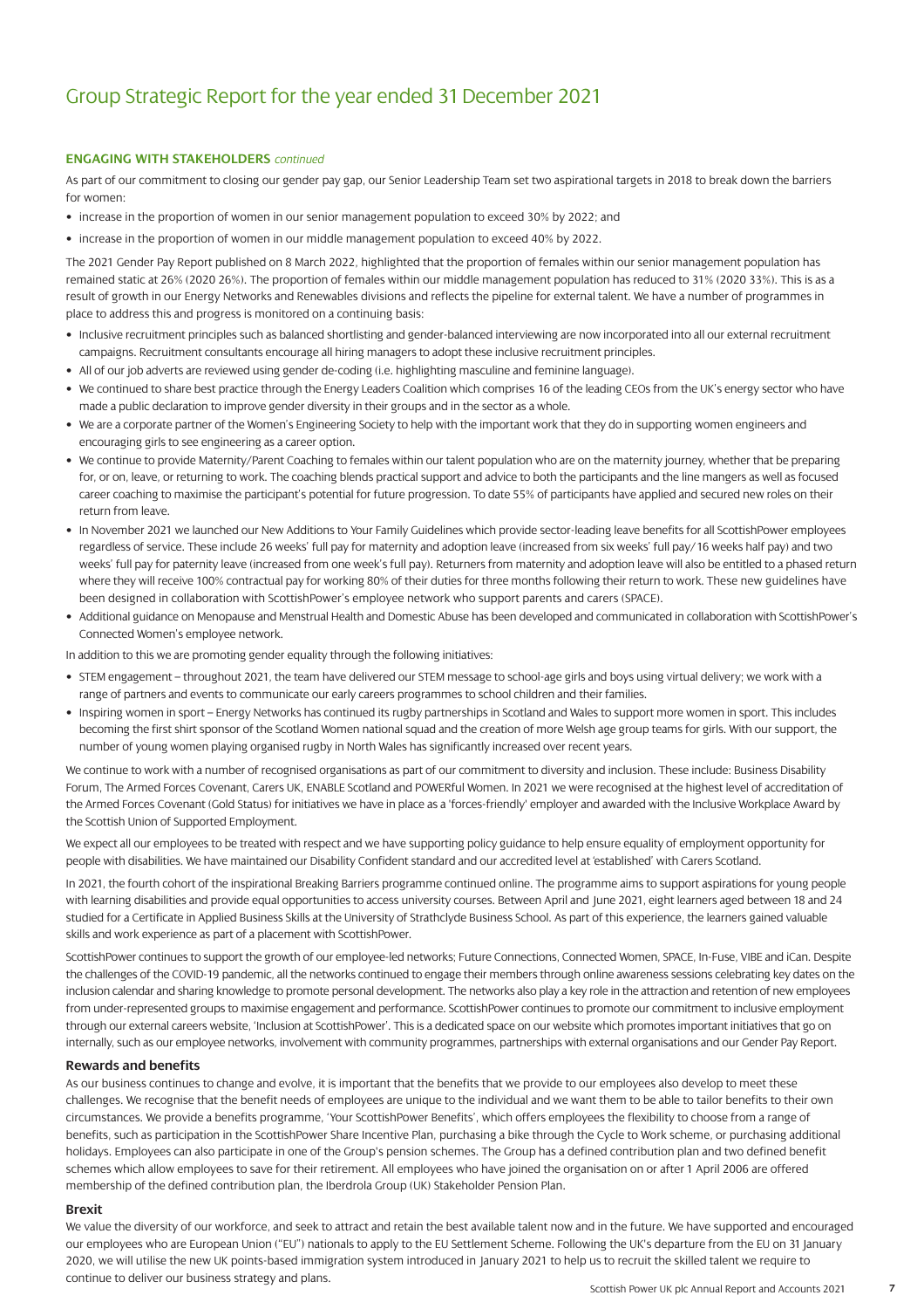## ENGAGING WITH STAKEHOLDERS *continued*

As part of our commitment to closing our gender pay gap, our Senior Leadership Team set two aspirational targets in 2018 to break down the barriers for women:

- increase in the proportion of women in our senior management population to exceed 30% by 2022; and
- increase in the proportion of women in our middle management population to exceed 40% by 2022.

The 2021 Gender Pay Report published on 8 March 2022, highlighted that the proportion of females within our senior management population has remained static at 26% (2020 26%). The proportion of females within our middle management population has reduced to 31% (2020 33%). This is as a result of growth in our Energy Networks and Renewables divisions and reflects the pipeline for external talent. We have a number of programmes in place to address this and progress is monitored on a continuing basis:

- Inclusive recruitment principles such as balanced shortlisting and gender-balanced interviewing are now incorporated into all our external recruitment campaigns. Recruitment consultants encourage all hiring managers to adopt these inclusive recruitment principles.
- All of our job adverts are reviewed using gender de-coding (i.e. highlighting masculine and feminine language).
- We continued to share best practice through the Energy Leaders Coalition which comprises 16 of the leading CEOs from the UK's energy sector who have made a public declaration to improve gender diversity in their groups and in the sector as a whole.
- We are a corporate partner of the Women's Engineering Society to help with the important work that they do in supporting women engineers and encouraging girls to see engineering as a career option.
- We continue to provide Maternity/Parent Coaching to females within our talent population who are on the maternity journey, whether that be preparing for, or on, leave, or returning to work. The coaching blends practical support and advice to both the participants and the line mangers as well as focused career coaching to maximise the participant's potential for future progression. To date 55% of participants have applied and secured new roles on their return from leave.
- In November 2021 we launched our New Additions to Your Family Guidelines which provide sector-leading leave benefits for all ScottishPower employees regardless of service. These include 26 weeks' full pay for maternity and adoption leave (increased from six weeks' full pay/16 weeks half pay) and two weeks' full pay for paternity leave (increased from one week's full pay). Returners from maternity and adoption leave will also be entitled to a phased return where they will receive 100% contractual pay for working 80% of their duties for three months following their return to work. These new guidelines have been designed in collaboration with ScottishPower's employee network who support parents and carers (SPACE).
- Additional guidance on Menopause and Menstrual Health and Domestic Abuse has been developed and communicated in collaboration with ScottishPower's Connected Women's employee network.

In addition to this we are promoting gender equality through the following initiatives:

- STEM engagement – throughout 2021, the team have delivered our STEM message to school-age girls and boys using virtual delivery; we work with a range of partners and events to communicate our early careers programmes to school children and their families.
- Inspiring women in sport – Energy Networks has continued its rugby partnerships in Scotland and Wales to support more women in sport. This includes becoming the first shirt sponsor of the Scotland Women national squad and the creation of more Welsh age group teams for girls. With our support, the number of young women playing organised rugby in North Wales has significantly increased over recent years.

We continue to work with a number of recognised organisations as part of our commitment to diversity and inclusion. These include: Business Disability Forum, The Armed Forces Covenant, Carers UK, ENABLE Scotland and POWERful Women. In 2021 we were recognised at the highest level of accreditation of the Armed Forces Covenant (Gold Status) for initiatives we have in place as a 'forces-friendly' employer and awarded with the Inclusive Workplace Award by the Scottish Union of Supported Employment.

We expect all our employees to be treated with respect and we have supporting policy guidance to help ensure equality of employment opportunity for people with disabilities. We have maintained our Disability Confident standard and our accredited level at 'established' with Carers Scotland.

In 2021, the fourth cohort of the inspirational Breaking Barriers programme continued online. The programme aims to support aspirations for young people with learning disabilities and provide equal opportunities to access university courses. Between April and June 2021, eight learners aged between 18 and 24 studied for a Certificate in Applied Business Skills at the University of Strathclyde Business School. As part of this experience, the learners gained valuable skills and work experience as part of a placement with ScottishPower.

ScottishPower continues to support the growth of our employee-led networks; Future Connections, Connected Women, SPACE, In-Fuse, VIBE and iCan. Despite the challenges of the COVID-19 pandemic, all the networks continued to engage their members through online awareness sessions celebrating key dates on the inclusion calendar and sharing knowledge to promote personal development. The networks also play a key role in the attraction and retention of new employees from under-represented groups to maximise engagement and performance. ScottishPower continues to promote our commitment to inclusive employment through our external careers website, 'Inclusion at ScottishPower'. This is a dedicated space on our website which promotes important initiatives that go on internally, such as our employee networks, involvement with community programmes, partnerships with external organisations and our Gender Pay Report.

### Rewards and benefits

As our business continues to change and evolve, it is important that the benefits that we provide to our employees also develop to meet these challenges. We recognise that the benefit needs of employees are unique to the individual and we want them to be able to tailor benefits to their own circumstances. We provide a benefits programme, 'Your ScottishPower Benefits', which offers employees the flexibility to choose from a range of benefits, such as participation in the ScottishPower Share Incentive Plan, purchasing a bike through the Cycle to Work scheme, or purchasing additional holidays. Employees can also participate in one of the Group's pension schemes. The Group has a defined contribution plan and two defined benefit schemes which allow employees to save for their retirement. All employees who have joined the organisation on or after 1 April 2006 are offered membership of the defined contribution plan, the Iberdrola Group (UK) Stakeholder Pension Plan.

### Brexit

We value the diversity of our workforce, and seek to attract and retain the best available talent now and in the future. We have supported and encouraged our employees who are European Union ("EU") nationals to apply to the EU Settlement Scheme. Following the UK's departure from the EU on 31 January 2020, we will utilise the new UK points-based immigration system introduced in January 2021 to help us to recruit the skilled talent we require to continue to deliver our business strategy and plans.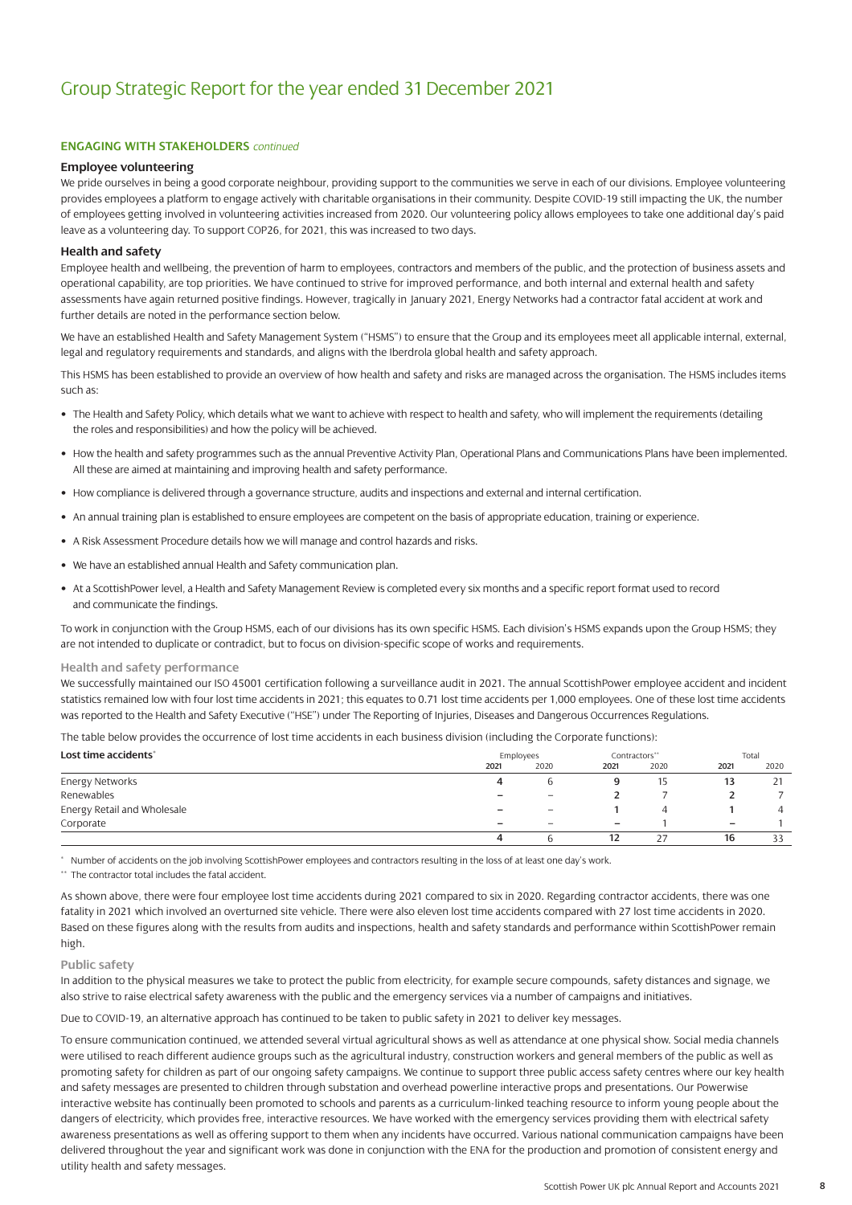# Group Strategic Report for the year ended 31 December 2021

**ENGAGING WITH STAKEHOLDERS** *continued*

### Employee volunteering

We pride ourselves in being a good corporate neighbour, providing support to the communities we serve in each of our divisions. Employee volunteering provides employees a platform to engage actively with charitable organisations in their community. Despite COVID-19 still impacting the UK, the number of employees getting involved in volunteering activities increased from 2020. Our volunteering policy allows employees to take one additional day's paid leave as a volunteering day. To support COP26, for 2021, this was increased to two days.

### Health and safety

Employee health and wellbeing, the prevention of harm to employees, contractors and members of the public, and the protection of business assets and operational capability, are top priorities. We have continued to strive for improved performance, and both internal and external health and safety assessments have again returned positive findings. However, tragically in January 2021, Energy Networks had a contractor fatal accident at work and further details are noted in the performance section below.

We have an established Health and Safety Management System ("HSMS") to ensure that the Group and its employees meet all applicable internal, external, legal and regulatory requirements and standards, and aligns with the Iberdrola global health and safety approach.

This HSMS has been established to provide an overview of how health and safety and risks are managed across the organisation. The HSMS includes items such as:

- The Health and Safety Policy, which details what we want to achieve with respect to health and safety, who will implement the requirements (detailing the roles and responsibilities) and how the policy will be achieved.
- How the health and safety programmes such as the annual Preventive Activity Plan, Operational Plans and Communications Plans have been implemented. All these are aimed at maintaining and improving health and safety performance.
- How compliance is delivered through a governance structure, audits and inspections and external and internal certification.
- An annual training plan is established to ensure employees are competent on the basis of appropriate education, training or experience.
- A Risk Assessment Procedure details how we will manage and control hazards and risks.
- We have an established annual Health and Safety communication plan.
- At a ScottishPower level, a Health and Safety Management Review is completed every six months and a specific report format used to record and communicate the findings.

To work in conjunction with the Group HSMS, each of our divisions has its own specific HSMS. Each division's HSMS expands upon the Group HSMS; they are not intended to duplicate or contradict, but to focus on division-specific scope of works and requirements.

#### Health and safety performance

We successfully maintained our ISO 45001 certification following a surveillance audit in 2021. The annual ScottishPower employee accident and incident statistics remained low with four lost time accidents in 2021; this equates to 0.71 lost time accidents per 1,000 employees. One of these lost time accidents was reported to the Health and Safety Executive ("HSE") under The Reporting of Injuries, Diseases and Dangerous Occurrences Regulations.

The table below provides the occurrence of lost time accidents in each business division (including the Corporate functions):

| Lost time accidents* | Employees | | Contractors** | | Total | |
|---|---|---|---|---|---|---|
| | **2021** | 2020 | **2021** | 2020 | **2021** | 2020 |
| Energy Networks | **4** | 6 | **9** | 15 | **13** | 21 |
| Renewables | **–** | – | **2** | 7 | **2** | 7 |
| Energy Retail and Wholesale | **–** | – | **1** | 4 | **1** | 4 |
| Corporate | **–** | – | **–** | 1 | **–** | 1 |
| | **4** | 6 | **12** | 27 | **16** | 33 |

\* Number of accidents on the job involving ScottishPower employees and contractors resulting in the loss of at least one day's work.

\** The contractor total includes the fatal accident.

As shown above, there were four employee lost time accidents during 2021 compared to six in 2020. Regarding contractor accidents, there was one fatality in 2021 which involved an overturned site vehicle. There were also eleven lost time accidents compared with 27 lost time accidents in 2020. Based on these figures along with the results from audits and inspections, health and safety standards and performance within ScottishPower remain high.

#### Public safety

In addition to the physical measures we take to protect the public from electricity, for example secure compounds, safety distances and signage, we also strive to raise electrical safety awareness with the public and the emergency services via a number of campaigns and initiatives.

Due to COVID-19, an alternative approach has continued to be taken to public safety in 2021 to deliver key messages.

To ensure communication continued, we attended several virtual agricultural shows as well as attendance at one physical show. Social media channels were utilised to reach different audience groups such as the agricultural industry, construction workers and general members of the public as well as promoting safety for children as part of our ongoing safety campaigns. We continue to support three public access safety centres where our key health and safety messages are presented to children through substation and overhead powerline interactive props and presentations. Our Powerwise interactive website has continually been promoted to schools and parents as a curriculum-linked teaching resource to inform young people about the dangers of electricity, which provides free, interactive resources. We have worked with the emergency services providing them with electrical safety awareness presentations as well as offering support to them when any incidents have occurred. Various national communication campaigns have been delivered throughout the year and significant work was done in conjunction with the ENA for the production and promotion of consistent energy and utility health and safety messages.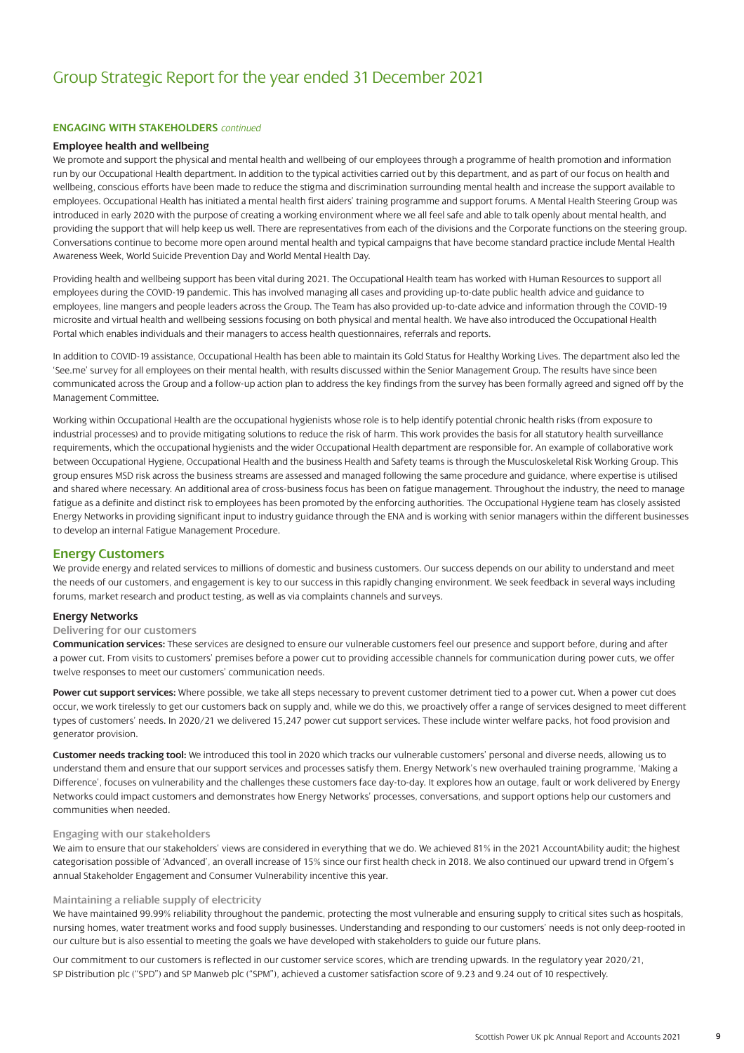# Group Strategic Report for the year ended 31 December 2021

**ENGAGING WITH STAKEHOLDERS** *continued*

### Employee health and wellbeing

We promote and support the physical and mental health and wellbeing of our employees through a programme of health promotion and information run by our Occupational Health department. In addition to the typical activities carried out by this department, and as part of our focus on health and wellbeing, conscious efforts have been made to reduce the stigma and discrimination surrounding mental health and increase the support available to employees. Occupational Health has initiated a mental health first aiders' training programme and support forums. A Mental Health Steering Group was introduced in early 2020 with the purpose of creating a working environment where we all feel safe and able to talk openly about mental health, and providing the support that will help keep us well. There are representatives from each of the divisions and the Corporate functions on the steering group. Conversations continue to become more open around mental health and typical campaigns that have become standard practice include Mental Health Awareness Week, World Suicide Prevention Day and World Mental Health Day.

Providing health and wellbeing support has been vital during 2021. The Occupational Health team has worked with Human Resources to support all employees during the COVID-19 pandemic. This has involved managing all cases and providing up-to-date public health advice and guidance to employees, line mangers and people leaders across the Group. The Team has also provided up-to-date advice and information through the COVID-19 microsite and virtual health and wellbeing sessions focusing on both physical and mental health. We have also introduced the Occupational Health Portal which enables individuals and their managers to access health questionnaires, referrals and reports.

In addition to COVID-19 assistance, Occupational Health has been able to maintain its Gold Status for Healthy Working Lives. The department also led the 'See.me' survey for all employees on their mental health, with results discussed within the Senior Management Group. The results have since been communicated across the Group and a follow-up action plan to address the key findings from the survey has been formally agreed and signed off by the Management Committee.

Working within Occupational Health are the occupational hygienists whose role is to help identify potential chronic health risks (from exposure to industrial processes) and to provide mitigating solutions to reduce the risk of harm. This work provides the basis for all statutory health surveillance requirements, which the occupational hygienists and the wider Occupational Health department are responsible for. An example of collaborative work between Occupational Hygiene, Occupational Health and the business Health and Safety teams is through the Musculoskeletal Risk Working Group. This group ensures MSD risk across the business streams are assessed and managed following the same procedure and guidance, where expertise is utilised and shared where necessary. An additional area of cross-business focus has been on fatigue management. Throughout the industry, the need to manage fatigue as a definite and distinct risk to employees has been promoted by the enforcing authorities. The Occupational Hygiene team has closely assisted Energy Networks in providing significant input to industry guidance through the ENA and is working with senior managers within the different businesses to develop an internal Fatigue Management Procedure.

## Energy Customers

We provide energy and related services to millions of domestic and business customers. Our success depends on our ability to understand and meet the needs of our customers, and engagement is key to our success in this rapidly changing environment. We seek feedback in several ways including forums, market research and product testing, as well as via complaints channels and surveys.

### Energy Networks

#### Delivering for our customers

**Communication services:** These services are designed to ensure our vulnerable customers feel our presence and support before, during and after a power cut. From visits to customers' premises before a power cut to providing accessible channels for communication during power cuts, we offer twelve responses to meet our customers' communication needs.

**Power cut support services:** Where possible, we take all steps necessary to prevent customer detriment tied to a power cut. When a power cut does occur, we work tirelessly to get our customers back on supply and, while we do this, we proactively offer a range of services designed to meet different types of customers' needs. In 2020/21 we delivered 15,247 power cut support services. These include winter welfare packs, hot food provision and generator provision.

**Customer needs tracking tool:** We introduced this tool in 2020 which tracks our vulnerable customers' personal and diverse needs, allowing us to understand them and ensure that our support services and processes satisfy them. Energy Network's new overhauled training programme, 'Making a Difference', focuses on vulnerability and the challenges these customers face day-to-day. It explores how an outage, fault or work delivered by Energy Networks could impact customers and demonstrates how Energy Networks' processes, conversations, and support options help our customers and communities when needed.

#### Engaging with our stakeholders

We aim to ensure that our stakeholders' views are considered in everything that we do. We achieved 81% in the 2021 AccountAbility audit; the highest categorisation possible of 'Advanced', an overall increase of 15% since our first health check in 2018. We also continued our upward trend in Ofgem's annual Stakeholder Engagement and Consumer Vulnerability incentive this year.

#### Maintaining a reliable supply of electricity

We have maintained 99.99% reliability throughout the pandemic, protecting the most vulnerable and ensuring supply to critical sites such as hospitals, nursing homes, water treatment works and food supply businesses. Understanding and responding to our customers' needs is not only deep-rooted in our culture but is also essential to meeting the goals we have developed with stakeholders to guide our future plans.

Our commitment to our customers is reflected in our customer service scores, which are trending upwards. In the regulatory year 2020/21, SP Distribution plc ("SPD") and SP Manweb plc ("SPM"), achieved a customer satisfaction score of 9.23 and 9.24 out of 10 respectively.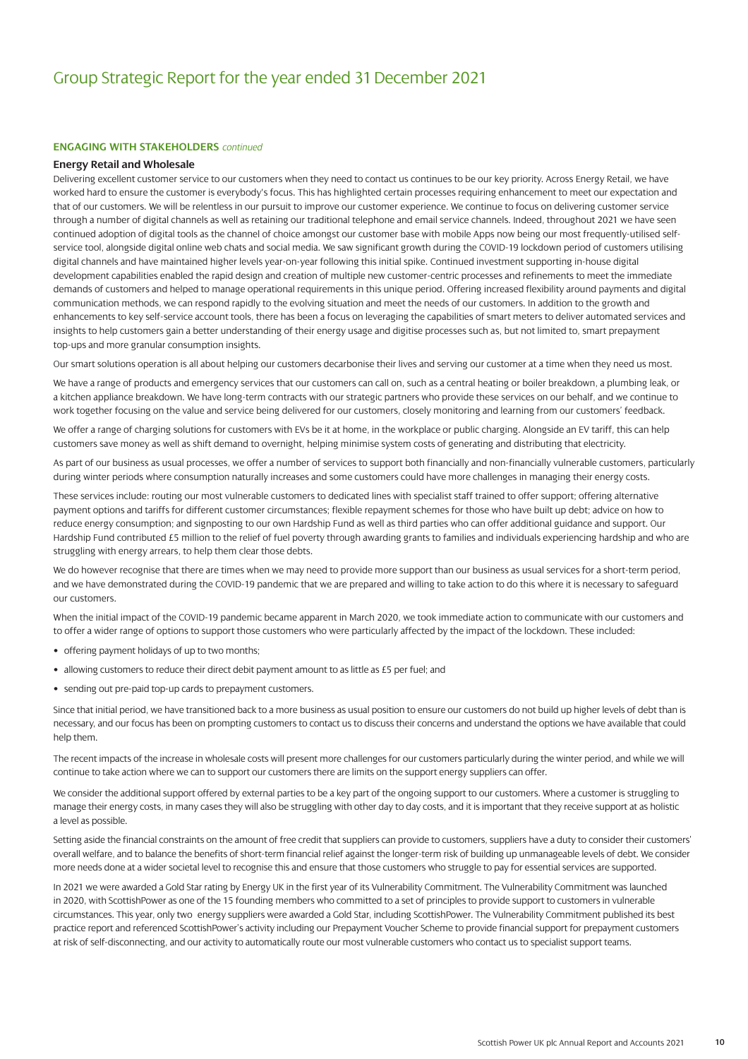# Group Strategic Report for the year ended 31 December 2021

**ENGAGING WITH STAKEHOLDERS** *continued*

### Energy Retail and Wholesale

Delivering excellent customer service to our customers when they need to contact us continues to be our key priority. Across Energy Retail, we have worked hard to ensure the customer is everybody's focus. This has highlighted certain processes requiring enhancement to meet our expectation and that of our customers. We will be relentless in our pursuit to improve our customer experience. We continue to focus on delivering customer service through a number of digital channels as well as retaining our traditional telephone and email service channels. Indeed, throughout 2021 we have seen continued adoption of digital tools as the channel of choice amongst our customer base with mobile Apps now being our most frequently-utilised self-service tool, alongside digital online web chats and social media. We saw significant growth during the COVID-19 lockdown period of customers utilising digital channels and have maintained higher levels year-on-year following this initial spike. Continued investment supporting in-house digital development capabilities enabled the rapid design and creation of multiple new customer-centric processes and refinements to meet the immediate demands of customers and helped to manage operational requirements in this unique period. Offering increased flexibility around payments and digital communication methods, we can respond rapidly to the evolving situation and meet the needs of our customers. In addition to the growth and enhancements to key self-service account tools, there has been a focus on leveraging the capabilities of smart meters to deliver automated services and insights to help customers gain a better understanding of their energy usage and digitise processes such as, but not limited to, smart prepayment top-ups and more granular consumption insights.

Our smart solutions operation is all about helping our customers decarbonise their lives and serving our customer at a time when they need us most.

We have a range of products and emergency services that our customers can call on, such as a central heating or boiler breakdown, a plumbing leak, or a kitchen appliance breakdown. We have long-term contracts with our strategic partners who provide these services on our behalf, and we continue to work together focusing on the value and service being delivered for our customers, closely monitoring and learning from our customers' feedback.

We offer a range of charging solutions for customers with EVs be it at home, in the workplace or public charging. Alongside an EV tariff, this can help customers save money as well as shift demand to overnight, helping minimise system costs of generating and distributing that electricity.

As part of our business as usual processes, we offer a number of services to support both financially and non-financially vulnerable customers, particularly during winter periods where consumption naturally increases and some customers could have more challenges in managing their energy costs.

These services include: routing our most vulnerable customers to dedicated lines with specialist staff trained to offer support; offering alternative payment options and tariffs for different customer circumstances; flexible repayment schemes for those who have built up debt; advice on how to reduce energy consumption; and signposting to our own Hardship Fund as well as third parties who can offer additional guidance and support. Our Hardship Fund contributed £5 million to the relief of fuel poverty through awarding grants to families and individuals experiencing hardship and who are struggling with energy arrears, to help them clear those debts.

We do however recognise that there are times when we may need to provide more support than our business as usual services for a short-term period, and we have demonstrated during the COVID-19 pandemic that we are prepared and willing to take action to do this where it is necessary to safeguard our customers.

When the initial impact of the COVID-19 pandemic became apparent in March 2020, we took immediate action to communicate with our customers and to offer a wider range of options to support those customers who were particularly affected by the impact of the lockdown. These included:

- offering payment holidays of up to two months;
- allowing customers to reduce their direct debit payment amount to as little as £5 per fuel; and
- sending out pre-paid top-up cards to prepayment customers.

Since that initial period, we have transitioned back to a more business as usual position to ensure our customers do not build up higher levels of debt than is necessary, and our focus has been on prompting customers to contact us to discuss their concerns and understand the options we have available that could help them.

The recent impacts of the increase in wholesale costs will present more challenges for our customers particularly during the winter period, and while we will continue to take action where we can to support our customers there are limits on the support energy suppliers can offer.

We consider the additional support offered by external parties to be a key part of the ongoing support to our customers. Where a customer is struggling to manage their energy costs, in many cases they will also be struggling with other day to day costs, and it is important that they receive support at as holistic a level as possible.

Setting aside the financial constraints on the amount of free credit that suppliers can provide to customers, suppliers have a duty to consider their customers' overall welfare, and to balance the benefits of short-term financial relief against the longer-term risk of building up unmanageable levels of debt. We consider more needs done at a wider societal level to recognise this and ensure that those customers who struggle to pay for essential services are supported.

In 2021 we were awarded a Gold Star rating by Energy UK in the first year of its Vulnerability Commitment. The Vulnerability Commitment was launched in 2020, with ScottishPower as one of the 15 founding members who committed to a set of principles to provide support to customers in vulnerable circumstances. This year, only two energy suppliers were awarded a Gold Star, including ScottishPower. The Vulnerability Commitment published its best practice report and referenced ScottishPower's activity including our Prepayment Voucher Scheme to provide financial support for prepayment customers at risk of self-disconnecting, and our activity to automatically route our most vulnerable customers who contact us to specialist support teams.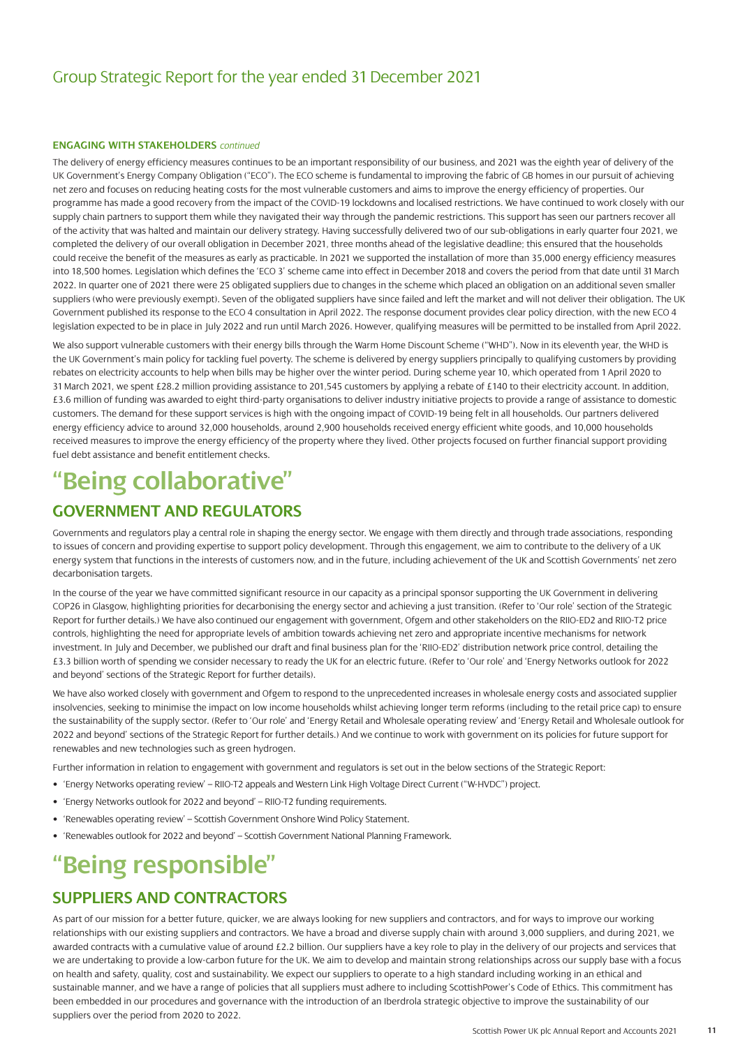**ENGAGING WITH STAKEHOLDERS** *continued*

The delivery of energy efficiency measures continues to be an important responsibility of our business, and 2021 was the eighth year of delivery of the UK Government's Energy Company Obligation ("ECO"). The ECO scheme is fundamental to improving the fabric of GB homes in our pursuit of achieving net zero and focuses on reducing heating costs for the most vulnerable customers and aims to improve the energy efficiency of properties. Our programme has made a good recovery from the impact of the COVID-19 lockdowns and localised restrictions. We have continued to work closely with our supply chain partners to support them while they navigated their way through the pandemic restrictions. This support has seen our partners recover all of the activity that was halted and maintain our delivery strategy. Having successfully delivered two of our sub-obligations in early quarter four 2021, we completed the delivery of our overall obligation in December 2021, three months ahead of the legislative deadline; this ensured that the households could receive the benefit of the measures as early as practicable. In 2021 we supported the installation of more than 35,000 energy efficiency measures into 18,500 homes. Legislation which defines the 'ECO 3' scheme came into effect in December 2018 and covers the period from that date until 31 March 2022. In quarter one of 2021 there were 25 obligated suppliers due to changes in the scheme which placed an obligation on an additional seven smaller suppliers (who were previously exempt). Seven of the obligated suppliers have since failed and left the market and will not deliver their obligation. The UK Government published its response to the ECO 4 consultation in April 2022. The response document provides clear policy direction, with the new ECO 4 legislation expected to be in place in July 2022 and run until March 2026. However, qualifying measures will be permitted to be installed from April 2022.

We also support vulnerable customers with their energy bills through the Warm Home Discount Scheme ("WHD"). Now in its eleventh year, the WHD is the UK Government's main policy for tackling fuel poverty. The scheme is delivered by energy suppliers principally to qualifying customers by providing rebates on electricity accounts to help when bills may be higher over the winter period. During scheme year 10, which operated from 1 April 2020 to 31 March 2021, we spent £28.2 million providing assistance to 201,545 customers by applying a rebate of £140 to their electricity account. In addition, £3.6 million of funding was awarded to eight third-party organisations to deliver industry initiative projects to provide a range of assistance to domestic customers. The demand for these support services is high with the ongoing impact of COVID-19 being felt in all households. Our partners delivered energy efficiency advice to around 32,000 households, around 2,900 households received energy efficient white goods, and 10,000 households received measures to improve the energy efficiency of the property where they lived. Other projects focused on further financial support providing fuel debt assistance and benefit entitlement checks.

# "Being collaborative"

## GOVERNMENT AND REGULATORS

Governments and regulators play a central role in shaping the energy sector. We engage with them directly and through trade associations, responding to issues of concern and providing expertise to support policy development. Through this engagement, we aim to contribute to the delivery of a UK energy system that functions in the interests of customers now, and in the future, including achievement of the UK and Scottish Governments' net zero decarbonisation targets.

In the course of the year we have committed significant resource in our capacity as a principal sponsor supporting the UK Government in delivering COP26 in Glasgow, highlighting priorities for decarbonising the energy sector and achieving a just transition. (Refer to 'Our role' section of the Strategic Report for further details.) We have also continued our engagement with government, Ofgem and other stakeholders on the RIIO-ED2 and RIIO-T2 price controls, highlighting the need for appropriate levels of ambition towards achieving net zero and appropriate incentive mechanisms for network investment. In July and December, we published our draft and final business plan for the 'RIIO-ED2' distribution network price control, detailing the £3.3 billion worth of spending we consider necessary to ready the UK for an electric future. (Refer to 'Our role' and 'Energy Networks outlook for 2022 and beyond' sections of the Strategic Report for further details).

We have also worked closely with government and Ofgem to respond to the unprecedented increases in wholesale energy costs and associated supplier insolvencies, seeking to minimise the impact on low income households whilst achieving longer term reforms (including to the retail price cap) to ensure the sustainability of the supply sector. (Refer to 'Our role' and 'Energy Retail and Wholesale operating review' and 'Energy Retail and Wholesale outlook for 2022 and beyond' sections of the Strategic Report for further details.) And we continue to work with government on its policies for future support for renewables and new technologies such as green hydrogen.

Further information in relation to engagement with government and regulators is set out in the below sections of the Strategic Report:

- 'Energy Networks operating review' – RIIO-T2 appeals and Western Link High Voltage Direct Current ("W-HVDC") project.
- 'Energy Networks outlook for 2022 and beyond' – RIIO-T2 funding requirements.
- 'Renewables operating review' – Scottish Government Onshore Wind Policy Statement.
- 'Renewables outlook for 2022 and beyond' – Scottish Government National Planning Framework.

# "Being responsible"

## SUPPLIERS AND CONTRACTORS

As part of our mission for a better future, quicker, we are always looking for new suppliers and contractors, and for ways to improve our working relationships with our existing suppliers and contractors. We have a broad and diverse supply chain with around 3,000 suppliers, and during 2021, we awarded contracts with a cumulative value of around £2.2 billion. Our suppliers have a key role to play in the delivery of our projects and services that we are undertaking to provide a low-carbon future for the UK. We aim to develop and maintain strong relationships across our supply base with a focus on health and safety, quality, cost and sustainability. We expect our suppliers to operate to a high standard including working in an ethical and sustainable manner, and we have a range of policies that all suppliers must adhere to including ScottishPower's Code of Ethics. This commitment has been embedded in our procedures and governance with the introduction of an Iberdrola strategic objective to improve the sustainability of our suppliers over the period from 2020 to 2022.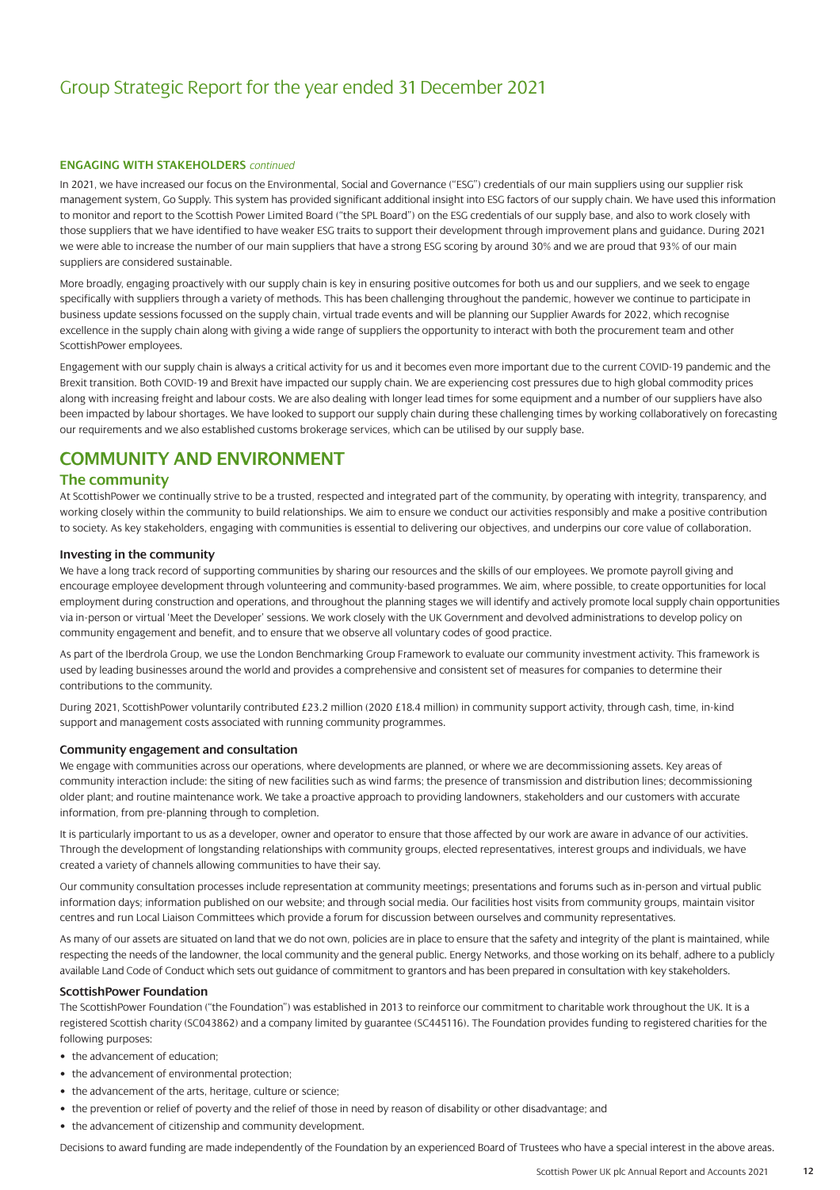#### ENGAGING WITH STAKEHOLDERS *continued*

In 2021, we have increased our focus on the Environmental, Social and Governance ("ESG") credentials of our main suppliers using our supplier risk management system, Go Supply. This system has provided significant additional insight into ESG factors of our supply chain. We have used this information to monitor and report to the Scottish Power Limited Board ("the SPL Board") on the ESG credentials of our supply base, and also to work closely with those suppliers that we have identified to have weaker ESG traits to support their development through improvement plans and guidance. During 2021 we were able to increase the number of our main suppliers that have a strong ESG scoring by around 30% and we are proud that 93% of our main suppliers are considered sustainable.

More broadly, engaging proactively with our supply chain is key in ensuring positive outcomes for both us and our suppliers, and we seek to engage specifically with suppliers through a variety of methods. This has been challenging throughout the pandemic, however we continue to participate in business update sessions focussed on the supply chain, virtual trade events and will be planning our Supplier Awards for 2022, which recognise excellence in the supply chain along with giving a wide range of suppliers the opportunity to interact with both the procurement team and other ScottishPower employees.

Engagement with our supply chain is always a critical activity for us and it becomes even more important due to the current COVID-19 pandemic and the Brexit transition. Both COVID-19 and Brexit have impacted our supply chain. We are experiencing cost pressures due to high global commodity prices along with increasing freight and labour costs. We are also dealing with longer lead times for some equipment and a number of our suppliers have also been impacted by labour shortages. We have looked to support our supply chain during these challenging times by working collaboratively on forecasting our requirements and we also established customs brokerage services, which can be utilised by our supply base.

## COMMUNITY AND ENVIRONMENT

### The community

At ScottishPower we continually strive to be a trusted, respected and integrated part of the community, by operating with integrity, transparency, and working closely within the community to build relationships. We aim to ensure we conduct our activities responsibly and make a positive contribution to society. As key stakeholders, engaging with communities is essential to delivering our objectives, and underpins our core value of collaboration.

#### Investing in the community

We have a long track record of supporting communities by sharing our resources and the skills of our employees. We promote payroll giving and encourage employee development through volunteering and community-based programmes. We aim, where possible, to create opportunities for local employment during construction and operations, and throughout the planning stages we will identify and actively promote local supply chain opportunities via in-person or virtual 'Meet the Developer' sessions. We work closely with the UK Government and devolved administrations to develop policy on community engagement and benefit, and to ensure that we observe all voluntary codes of good practice.

As part of the Iberdrola Group, we use the London Benchmarking Group Framework to evaluate our community investment activity. This framework is used by leading businesses around the world and provides a comprehensive and consistent set of measures for companies to determine their contributions to the community.

During 2021, ScottishPower voluntarily contributed £23.2 million (2020 £18.4 million) in community support activity, through cash, time, in-kind support and management costs associated with running community programmes.

#### Community engagement and consultation

We engage with communities across our operations, where developments are planned, or where we are decommissioning assets. Key areas of community interaction include: the siting of new facilities such as wind farms; the presence of transmission and distribution lines; decommissioning older plant; and routine maintenance work. We take a proactive approach to providing landowners, stakeholders and our customers with accurate information, from pre-planning through to completion.

It is particularly important to us as a developer, owner and operator to ensure that those affected by our work are aware in advance of our activities. Through the development of longstanding relationships with community groups, elected representatives, interest groups and individuals, we have created a variety of channels allowing communities to have their say.

Our community consultation processes include representation at community meetings; presentations and forums such as in-person and virtual public information days; information published on our website; and through social media. Our facilities host visits from community groups, maintain visitor centres and run Local Liaison Committees which provide a forum for discussion between ourselves and community representatives.

As many of our assets are situated on land that we do not own, policies are in place to ensure that the safety and integrity of the plant is maintained, while respecting the needs of the landowner, the local community and the general public. Energy Networks, and those working on its behalf, adhere to a publicly available Land Code of Conduct which sets out guidance of commitment to grantors and has been prepared in consultation with key stakeholders.

#### ScottishPower Foundation

The ScottishPower Foundation ("the Foundation") was established in 2013 to reinforce our commitment to charitable work throughout the UK. It is a registered Scottish charity (SC043862) and a company limited by guarantee (SC445116). The Foundation provides funding to registered charities for the following purposes:

- the advancement of education;
- the advancement of environmental protection;
- the advancement of the arts, heritage, culture or science;
- the prevention or relief of poverty and the relief of those in need by reason of disability or other disadvantage; and
- the advancement of citizenship and community development.

Decisions to award funding are made independently of the Foundation by an experienced Board of Trustees who have a special interest in the above areas.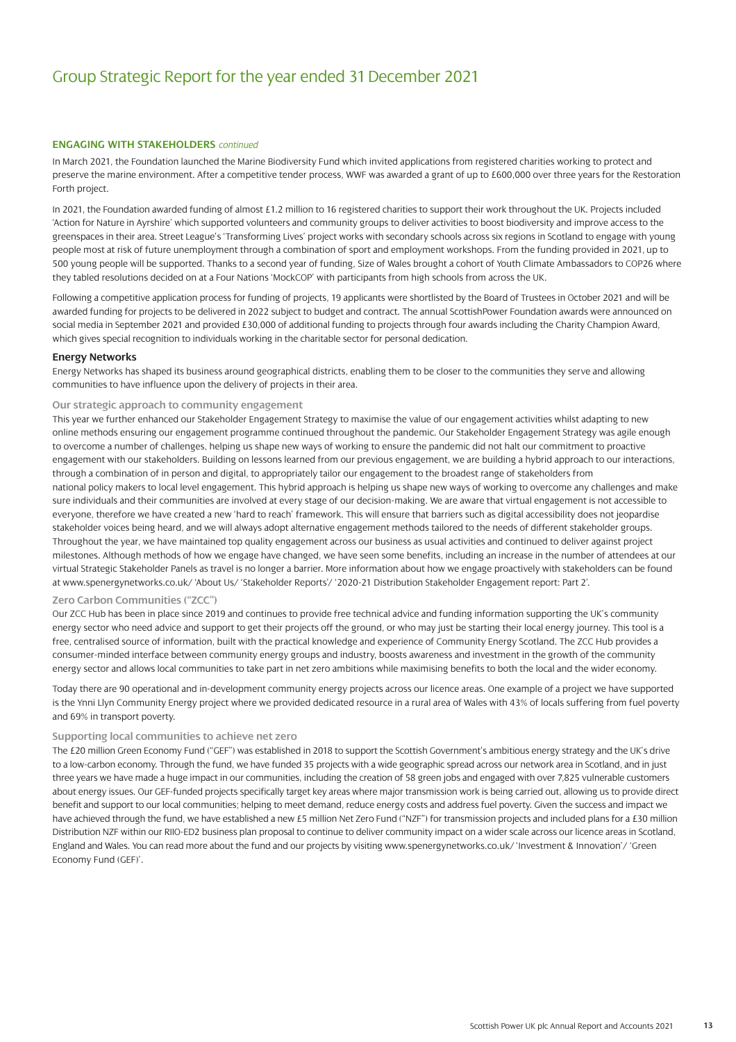# Group Strategic Report for the year ended 31 December 2021

**ENGAGING WITH STAKEHOLDERS** *continued*

In March 2021, the Foundation launched the Marine Biodiversity Fund which invited applications from registered charities working to protect and preserve the marine environment. After a competitive tender process, WWF was awarded a grant of up to £600,000 over three years for the Restoration Forth project.

In 2021, the Foundation awarded funding of almost £1.2 million to 16 registered charities to support their work throughout the UK. Projects included 'Action for Nature in Ayrshire' which supported volunteers and community groups to deliver activities to boost biodiversity and improve access to the greenspaces in their area. Street League's 'Transforming Lives' project works with secondary schools across six regions in Scotland to engage with young people most at risk of future unemployment through a combination of sport and employment workshops. From the funding provided in 2021, up to 500 young people will be supported. Thanks to a second year of funding, Size of Wales brought a cohort of Youth Climate Ambassadors to COP26 where they tabled resolutions decided on at a Four Nations 'MockCOP' with participants from high schools from across the UK.

Following a competitive application process for funding of projects, 19 applicants were shortlisted by the Board of Trustees in October 2021 and will be awarded funding for projects to be delivered in 2022 subject to budget and contract. The annual ScottishPower Foundation awards were announced on social media in September 2021 and provided £30,000 of additional funding to projects through four awards including the Charity Champion Award, which gives special recognition to individuals working in the charitable sector for personal dedication.

### Energy Networks

Energy Networks has shaped its business around geographical districts, enabling them to be closer to the communities they serve and allowing communities to have influence upon the delivery of projects in their area.

#### Our strategic approach to community engagement

This year we further enhanced our Stakeholder Engagement Strategy to maximise the value of our engagement activities whilst adapting to new online methods ensuring our engagement programme continued throughout the pandemic. Our Stakeholder Engagement Strategy was agile enough to overcome a number of challenges, helping us shape new ways of working to ensure the pandemic did not halt our commitment to proactive engagement with our stakeholders. Building on lessons learned from our previous engagement, we are building a hybrid approach to our interactions, through a combination of in person and digital, to appropriately tailor our engagement to the broadest range of stakeholders from national policy makers to local level engagement. This hybrid approach is helping us shape new ways of working to overcome any challenges and make sure individuals and their communities are involved at every stage of our decision-making. We are aware that virtual engagement is not accessible to everyone, therefore we have created a new 'hard to reach' framework. This will ensure that barriers such as digital accessibility does not jeopardise stakeholder voices being heard, and we will always adopt alternative engagement methods tailored to the needs of different stakeholder groups. Throughout the year, we have maintained top quality engagement across our business as usual activities and continued to deliver against project milestones. Although methods of how we engage have changed, we have seen some benefits, including an increase in the number of attendees at our virtual Strategic Stakeholder Panels as travel is no longer a barrier. More information about how we engage proactively with stakeholders can be found at www.spenergynetworks.co.uk/ 'About Us/ 'Stakeholder Reports'/ '2020-21 Distribution Stakeholder Engagement report: Part 2'.

#### Zero Carbon Communities ("ZCC")

Our ZCC Hub has been in place since 2019 and continues to provide free technical advice and funding information supporting the UK's community energy sector who need advice and support to get their projects off the ground, or who may just be starting their local energy journey. This tool is a free, centralised source of information, built with the practical knowledge and experience of Community Energy Scotland. The ZCC Hub provides a consumer-minded interface between community energy groups and industry, boosts awareness and investment in the growth of the community energy sector and allows local communities to take part in net zero ambitions while maximising benefits to both the local and the wider economy.

Today there are 90 operational and in-development community energy projects across our licence areas. One example of a project we have supported is the Ynni Llyn Community Energy project where we provided dedicated resource in a rural area of Wales with 43% of locals suffering from fuel poverty and 69% in transport poverty.

#### Supporting local communities to achieve net zero

The £20 million Green Economy Fund ("GEF") was established in 2018 to support the Scottish Government's ambitious energy strategy and the UK's drive to a low-carbon economy. Through the fund, we have funded 35 projects with a wide geographic spread across our network area in Scotland, and in just three years we have made a huge impact in our communities, including the creation of 58 green jobs and engaged with over 7,825 vulnerable customers about energy issues. Our GEF-funded projects specifically target key areas where major transmission work is being carried out, allowing us to provide direct benefit and support to our local communities; helping to meet demand, reduce energy costs and address fuel poverty. Given the success and impact we have achieved through the fund, we have established a new £5 million Net Zero Fund ("NZF") for transmission projects and included plans for a £30 million Distribution NZF within our RIIO-ED2 business plan proposal to continue to deliver community impact on a wider scale across our licence areas in Scotland, England and Wales. You can read more about the fund and our projects by visiting www.spenergynetworks.co.uk/ 'Investment & Innovation'/ 'Green Economy Fund (GEF)'.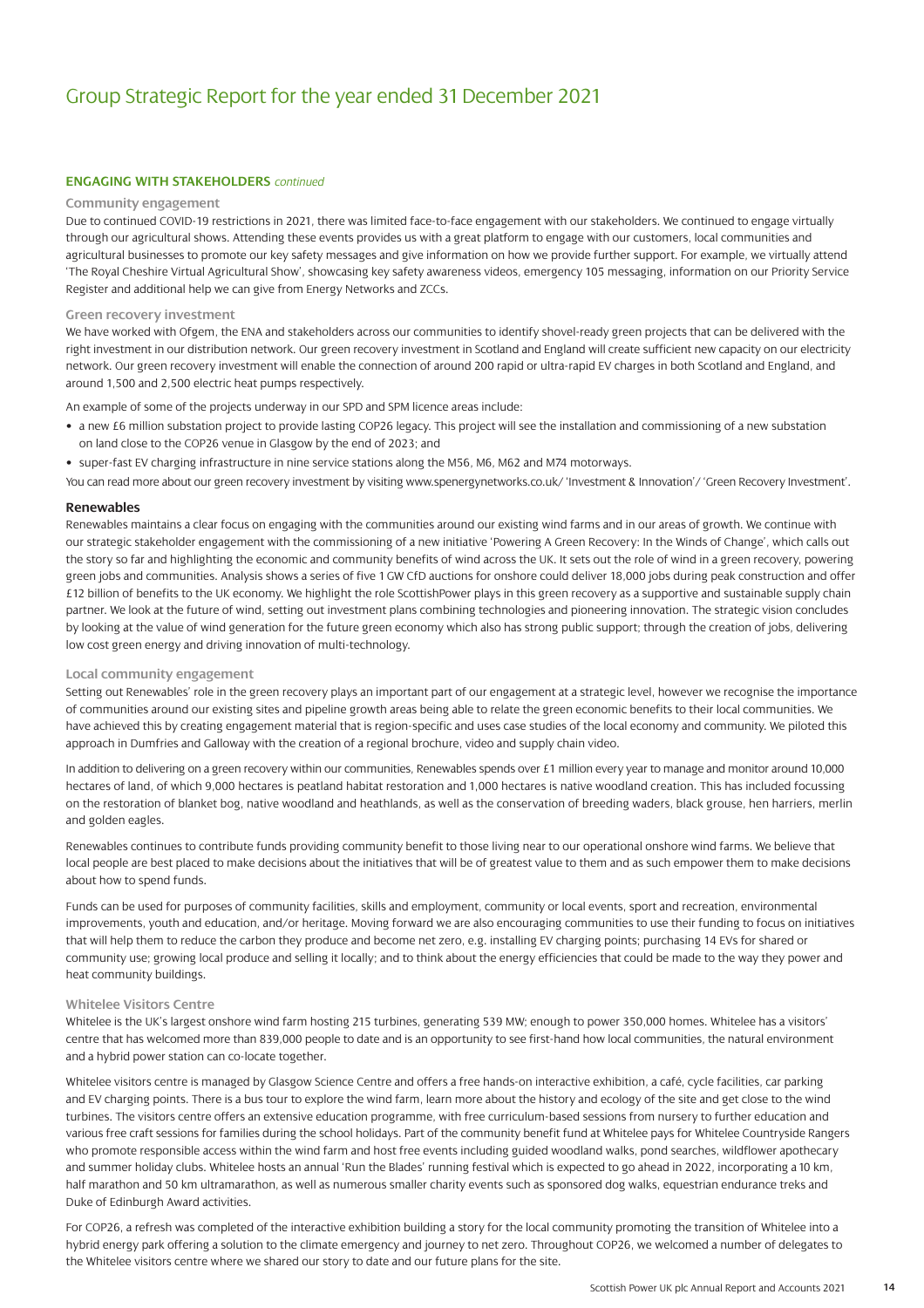# Group Strategic Report for the year ended 31 December 2021

## ENGAGING WITH STAKEHOLDERS *continued*

### Community engagement

Due to continued COVID-19 restrictions in 2021, there was limited face-to-face engagement with our stakeholders. We continued to engage virtually through our agricultural shows. Attending these events provides us with a great platform to engage with our customers, local communities and agricultural businesses to promote our key safety messages and give information on how we provide further support. For example, we virtually attend 'The Royal Cheshire Virtual Agricultural Show', showcasing key safety awareness videos, emergency 105 messaging, information on our Priority Service Register and additional help we can give from Energy Networks and ZCCs.

### Green recovery investment

We have worked with Ofgem, the ENA and stakeholders across our communities to identify shovel-ready green projects that can be delivered with the right investment in our distribution network. Our green recovery investment in Scotland and England will create sufficient new capacity on our electricity network. Our green recovery investment will enable the connection of around 200 rapid or ultra-rapid EV charges in both Scotland and England, and around 1,500 and 2,500 electric heat pumps respectively.

An example of some of the projects underway in our SPD and SPM licence areas include:

- a new £6 million substation project to provide lasting COP26 legacy. This project will see the installation and commissioning of a new substation on land close to the COP26 venue in Glasgow by the end of 2023; and
- super-fast EV charging infrastructure in nine service stations along the M56, M6, M62 and M74 motorways.

You can read more about our green recovery investment by visiting www.spenergynetworks.co.uk/ 'Investment & Innovation'/ 'Green Recovery Investment'.

## Renewables

Renewables maintains a clear focus on engaging with the communities around our existing wind farms and in our areas of growth. We continue with our strategic stakeholder engagement with the commissioning of a new initiative 'Powering A Green Recovery: In the Winds of Change', which calls out the story so far and highlighting the economic and community benefits of wind across the UK. It sets out the role of wind in a green recovery, powering green jobs and communities. Analysis shows a series of five 1 GW CfD auctions for onshore could deliver 18,000 jobs during peak construction and offer £12 billion of benefits to the UK economy. We highlight the role ScottishPower plays in this green recovery as a supportive and sustainable supply chain partner. We look at the future of wind, setting out investment plans combining technologies and pioneering innovation. The strategic vision concludes by looking at the value of wind generation for the future green economy which also has strong public support; through the creation of jobs, delivering low cost green energy and driving innovation of multi-technology.

### Local community engagement

Setting out Renewables' role in the green recovery plays an important part of our engagement at a strategic level, however we recognise the importance of communities around our existing sites and pipeline growth areas being able to relate the green economic benefits to their local communities. We have achieved this by creating engagement material that is region-specific and uses case studies of the local economy and community. We piloted this approach in Dumfries and Galloway with the creation of a regional brochure, video and supply chain video.

In addition to delivering on a green recovery within our communities, Renewables spends over £1 million every year to manage and monitor around 10,000 hectares of land, of which 9,000 hectares is peatland habitat restoration and 1,000 hectares is native woodland creation. This has included focussing on the restoration of blanket bog, native woodland and heathlands, as well as the conservation of breeding waders, black grouse, hen harriers, merlin and golden eagles.

Renewables continues to contribute funds providing community benefit to those living near to our operational onshore wind farms. We believe that local people are best placed to make decisions about the initiatives that will be of greatest value to them and as such empower them to make decisions about how to spend funds.

Funds can be used for purposes of community facilities, skills and employment, community or local events, sport and recreation, environmental improvements, youth and education, and/or heritage. Moving forward we are also encouraging communities to use their funding to focus on initiatives that will help them to reduce the carbon they produce and become net zero, e.g. installing EV charging points; purchasing 14 EVs for shared or community use; growing local produce and selling it locally; and to think about the energy efficiencies that could be made to the way they power and heat community buildings.

### Whitelee Visitors Centre

Whitelee is the UK's largest onshore wind farm hosting 215 turbines, generating 539 MW; enough to power 350,000 homes. Whitelee has a visitors' centre that has welcomed more than 839,000 people to date and is an opportunity to see first-hand how local communities, the natural environment and a hybrid power station can co-locate together.

Whitelee visitors centre is managed by Glasgow Science Centre and offers a free hands-on interactive exhibition, a café, cycle facilities, car parking and EV charging points. There is a bus tour to explore the wind farm, learn more about the history and ecology of the site and get close to the wind turbines. The visitors centre offers an extensive education programme, with free curriculum-based sessions from nursery to further education and various free craft sessions for families during the school holidays. Part of the community benefit fund at Whitelee pays for Whitelee Countryside Rangers who promote responsible access within the wind farm and host free events including guided woodland walks, pond searches, wildflower apothecary and summer holiday clubs. Whitelee hosts an annual 'Run the Blades' running festival which is expected to go ahead in 2022, incorporating a 10 km, half marathon and 50 km ultramarathon, as well as numerous smaller charity events such as sponsored dog walks, equestrian endurance treks and Duke of Edinburgh Award activities.

For COP26, a refresh was completed of the interactive exhibition building a story for the local community promoting the transition of Whitelee into a hybrid energy park offering a solution to the climate emergency and journey to net zero. Throughout COP26, we welcomed a number of delegates to the Whitelee visitors centre where we shared our story to date and our future plans for the site.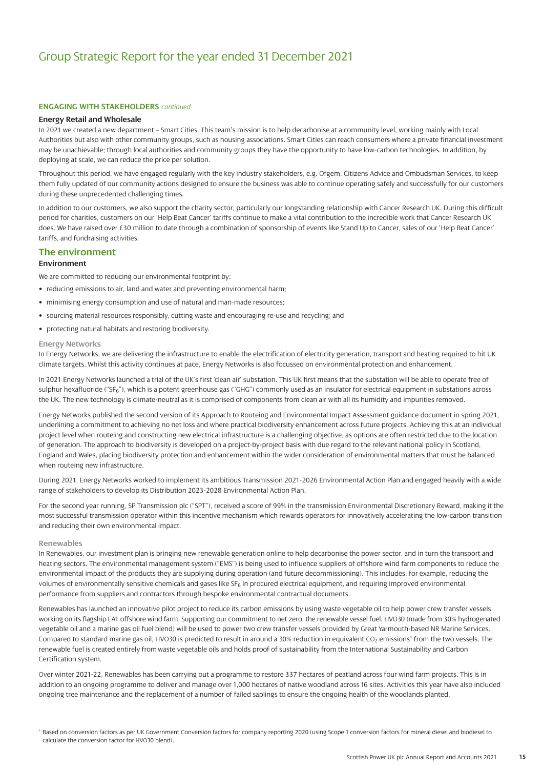# Group Strategic Report for the year ended 31 December 2021

**ENGAGING WITH STAKEHOLDERS** *continued*

**Energy Retail and Wholesale**

In 2021 we created a new department – Smart Cities. This team's mission is to help decarbonise at a community level, working mainly with Local Authorities but also with other community groups, such as housing associations. Smart Cities can reach consumers where a private financial investment may be unachievable; through local authorities and community groups they have the opportunity to have low-carbon technologies. In addition, by deploying at scale, we can reduce the price per solution.

Throughout this period, we have engaged regularly with the key industry stakeholders, e.g. Ofgem, Citizens Advice and Ombudsman Services, to keep them fully updated of our community actions designed to ensure the business was able to continue operating safely and successfully for our customers during these unprecedented challenging times.

In addition to our customers, we also support the charity sector, particularly our longstanding relationship with Cancer Research UK. During this difficult period for charities, customers on our 'Help Beat Cancer' tariffs continue to make a vital contribution to the incredible work that Cancer Research UK does. We have raised over £30 million to date through a combination of sponsorship of events like Stand Up to Cancer, sales of our 'Help Beat Cancer' tariffs, and fundraising activities.

## The environment

**Environment**

We are committed to reducing our environmental footprint by:

- reducing emissions to air, land and water and preventing environmental harm;
- minimising energy consumption and use of natural and man-made resources;
- sourcing material resources responsibly, cutting waste and encouraging re-use and recycling; and
- protecting natural habitats and restoring biodiversity.

**Energy Networks**

In Energy Networks, we are delivering the infrastructure to enable the electrification of electricity generation, transport and heating required to hit UK climate targets. Whilst this activity continues at pace, Energy Networks is also focussed on environmental protection and enhancement.

In 2021 Energy Networks launched a trial of the UK's first 'clean air' substation. This UK first means that the substation will be able to operate free of sulphur hexafluoride ("$SF_6$"), which is a potent greenhouse gas ("GHG") commonly used as an insulator for electrical equipment in substations across the UK. The new technology is climate-neutral as it is comprised of components from clean air with all its humidity and impurities removed.

Energy Networks published the second version of its Approach to Routeing and Environmental Impact Assessment guidance document in spring 2021, underlining a commitment to achieving no net loss and where practical biodiversity enhancement across future projects. Achieving this at an individual project level when routeing and constructing new electrical infrastructure is a challenging objective, as options are often restricted due to the location of generation. The approach to biodiversity is developed on a project-by-project basis with due regard to the relevant national policy in Scotland, England and Wales, placing biodiversity protection and enhancement within the wider consideration of environmental matters that must be balanced when routeing new infrastructure.

During 2021, Energy Networks worked to implement its ambitious Transmission 2021-2026 Environmental Action Plan and engaged heavily with a wide range of stakeholders to develop its Distribution 2023-2028 Environmental Action Plan.

For the second year running, SP Transmission plc ("SPT"), received a score of 99% in the transmission Environmental Discretionary Reward, making it the most successful transmission operator within this incentive mechanism which rewards operators for innovatively accelerating the low-carbon transition and reducing their own environmental impact.

**Renewables**

In Renewables, our investment plan is bringing new renewable generation online to help decarbonise the power sector, and in turn the transport and heating sectors. The environmental management system ("EMS") is being used to influence suppliers of offshore wind farm components to reduce the environmental impact of the products they are supplying during operation (and future decommissioning). This includes, for example, reducing the volumes of environmentally sensitive chemicals and gases like $SF_6$ in procured electrical equipment, and requiring improved environmental performance from suppliers and contractors through bespoke environmental contractual documents.

Renewables has launched an innovative pilot project to reduce its carbon emissions by using waste vegetable oil to help power crew transfer vessels working on its flagship EA1 offshore wind farm. Supporting our commitment to net zero, the renewable vessel fuel, HVO30 (made from 30% hydrogenated vegetable oil and a marine gas oil fuel blend) will be used to power two crew transfer vessels provided by Great Yarmouth-based NR Marine Services. Compared to standard marine gas oil, HVO30 is predicted to result in around a 30% reduction in equivalent $CO_2$ emissions* from the two vessels. The renewable fuel is created entirely from waste vegetable oils and holds proof of sustainability from the International Sustainability and Carbon Certification system.

Over winter 2021-22, Renewables has been carrying out a programme to restore 337 hectares of peatland across four wind farm projects. This is in addition to an ongoing programme to deliver and manage over 1,000 hectares of native woodland across 16 sites. Activities this year have also included ongoing tree maintenance and the replacement of a number of failed saplings to ensure the ongoing health of the woodlands planted.

\* Based on conversion factors as per UK Government Conversion factors for company reporting 2020 (using Scope 1 conversion factors for mineral diesel and biodiesel to calculate the conversion factor for HVO30 blend).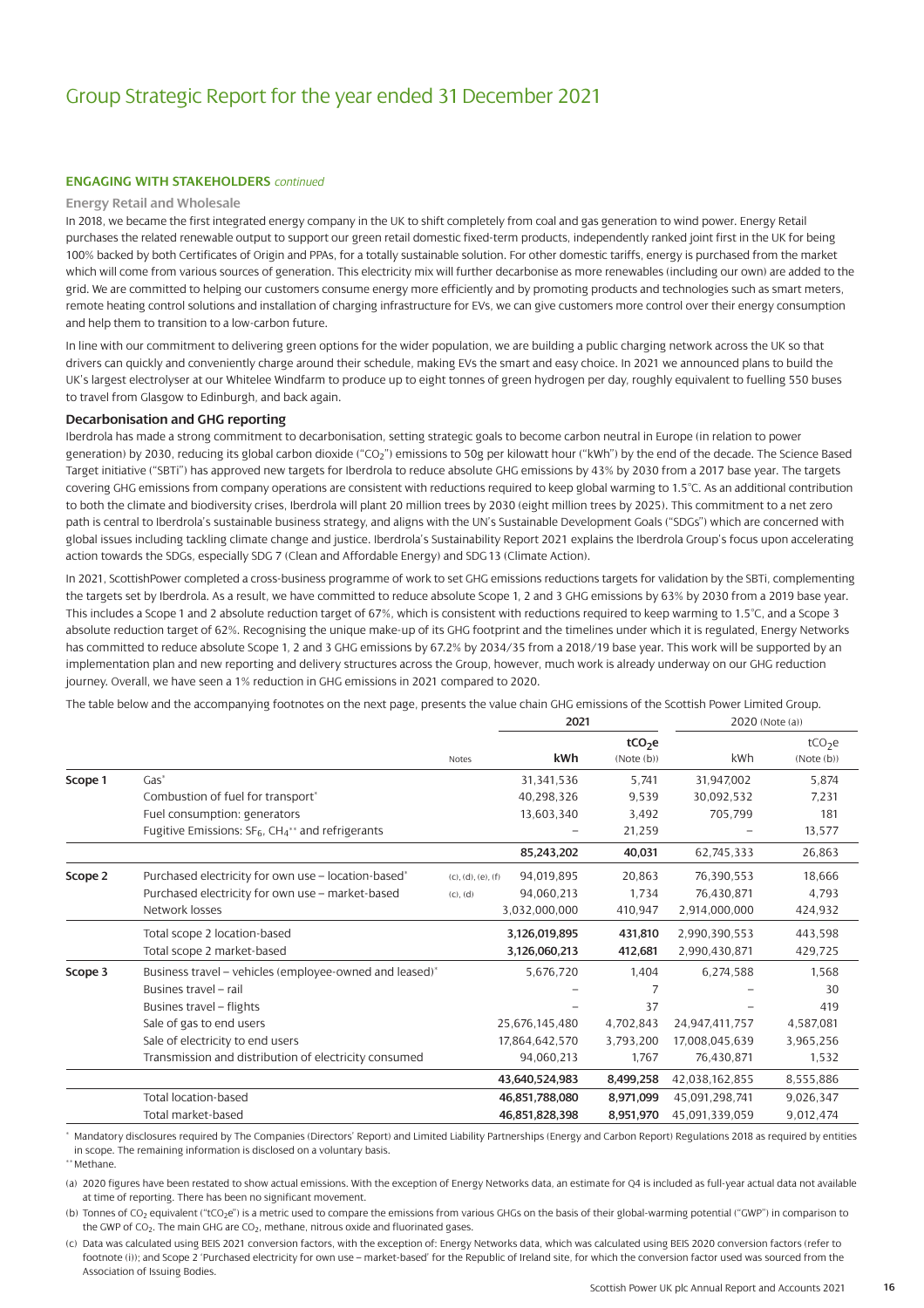# Group Strategic Report for the year ended 31 December 2021

### ENGAGING WITH STAKEHOLDERS *continued*

**Energy Retail and Wholesale**

In 2018, we became the first integrated energy company in the UK to shift completely from coal and gas generation to wind power. Energy Retail purchases the related renewable output to support our green retail domestic fixed-term products, independently ranked joint first in the UK for being 100% backed by both Certificates of Origin and PPAs, for a totally sustainable solution. For other domestic tariffs, energy is purchased from the market which will come from various sources of generation. This electricity mix will further decarbonise as more renewables (including our own) are added to the grid. We are committed to helping our customers consume energy more efficiently and by promoting products and technologies such as smart meters, remote heating control solutions and installation of charging infrastructure for EVs, we can give customers more control over their energy consumption and help them to transition to a low-carbon future.

In line with our commitment to delivering green options for the wider population, we are building a public charging network across the UK so that drivers can quickly and conveniently charge around their schedule, making EVs the smart and easy choice. In 2021 we announced plans to build the UK's largest electrolyser at our Whitelee Windfarm to produce up to eight tonnes of green hydrogen per day, roughly equivalent to fuelling 550 buses to travel from Glasgow to Edinburgh, and back again.

### Decarbonisation and GHG reporting

Iberdrola has made a strong commitment to decarbonisation, setting strategic goals to become carbon neutral in Europe (in relation to power generation) by 2030, reducing its global carbon dioxide ("$CO_2$") emissions to 50g per kilowatt hour ("kWh") by the end of the decade. The Science Based Target initiative ("SBTi") has approved new targets for Iberdrola to reduce absolute GHG emissions by 43% by 2030 from a 2017 base year. The targets covering GHG emissions from company operations are consistent with reductions required to keep global warming to 1.5°C. As an additional contribution to both the climate and biodiversity crises, Iberdrola will plant 20 million trees by 2030 (eight million trees by 2025). This commitment to a net zero path is central to Iberdrola's sustainable business strategy, and aligns with the UN's Sustainable Development Goals ("SDGs") which are concerned with global issues including tackling climate change and justice. Iberdrola's Sustainability Report 2021 explains the Iberdrola Group's focus upon accelerating action towards the SDGs, especially SDG 7 (Clean and Affordable Energy) and SDG 13 (Climate Action).

In 2021, ScottishPower completed a cross-business programme of work to set GHG emissions reductions targets for validation by the SBTi, complementing the targets set by Iberdrola. As a result, we have committed to reduce absolute Scope 1, 2 and 3 GHG emissions by 63% by 2030 from a 2019 base year. This includes a Scope 1 and 2 absolute reduction target of 67%, which is consistent with reductions required to keep warming to 1.5°C, and a Scope 3 absolute reduction target of 62%. Recognising the unique make-up of its GHG footprint and the timelines under which it is regulated, Energy Networks has committed to reduce absolute Scope 1, 2 and 3 GHG emissions by 67.2% by 2034/35 from a 2018/19 base year. This work will be supported by an implementation plan and new reporting and delivery structures across the Group, however, much work is already underway on our GHG reduction journey. Overall, we have seen a 1% reduction in GHG emissions in 2021 compared to 2020.

The table below and the accompanying footnotes on the next page, presents the value chain GHG emissions of the Scottish Power Limited Group.

| | | | 2021 | | 2020 (Note (a)) | |
|---|---|---|---|---|---|---|
| | | Notes | **kWh** | **$tCO_2e$ (Note (b))** | kWh | $tCO_2e$ (Note (b)) |
| **Scope 1** | Gas* | | 31,341,536 | 5,741 | 31,947,002 | 5,874 |
| | Combustion of fuel for transport* | | 40,298,326 | 9,539 | 30,092,532 | 7,231 |
| | Fuel consumption: generators | | 13,603,340 | 3,492 | 705,799 | 181 |
| | Fugitive Emissions: $SF_6$, $CH_4$** and refrigerants | | – | 21,259 | – | 13,577 |
| | | | **85,243,202** | **40,031** | 62,745,333 | 26,863 |
| **Scope 2** | Purchased electricity for own use – location-based* | (c), (d), (e), (f) | 94,019,895 | 20,863 | 76,390,553 | 18,666 |
| | Purchased electricity for own use – market-based | (c), (d) | 94,060,213 | 1,734 | 76,430,871 | 4,793 |
| | Network losses | | 3,032,000,000 | 410,947 | 2,914,000,000 | 424,932 |
| | Total scope 2 location-based | | **3,126,019,895** | **431,810** | 2,990,390,553 | 443,598 |
| | Total scope 2 market-based | | **3,126,060,213** | **412,681** | 2,990,430,871 | 429,725 |
| **Scope 3** | Business travel – vehicles (employee-owned and leased)* | | 5,676,720 | 1,404 | 6,274,588 | 1,568 |
| | Busines travel – rail | | – | 7 | – | 30 |
| | Busines travel – flights | | – | 37 | – | 419 |
| | Sale of gas to end users | | 25,676,145,480 | 4,702,843 | 24,947,411,757 | 4,587,081 |
| | Sale of electricity to end users | | 17,864,642,570 | 3,793,200 | 17,008,045,639 | 3,965,256 |
| | Transmission and distribution of electricity consumed | | 94,060,213 | 1,767 | 76,430,871 | 1,532 |
| | | | **43,640,524,983** | **8,499,258** | 42,038,162,855 | 8,555,886 |
| | Total location-based | | **46,851,788,080** | **8,971,099** | 45,091,298,741 | 9,026,347 |
| | Total market-based | | **46,851,828,398** | **8,951,970** | 45,091,339,059 | 9,012,474 |

\* Mandatory disclosures required by The Companies (Directors' Report) and Limited Liability Partnerships (Energy and Carbon Report) Regulations 2018 as required by entities in scope. The remaining information is disclosed on a voluntary basis.

\*\* Methane.

(a) 2020 figures have been restated to show actual emissions. With the exception of Energy Networks data, an estimate for Q4 is included as full-year actual data not available at time of reporting. There has been no significant movement.

(b) Tonnes of $CO_2$ equivalent ("$tCO_2e$") is a metric used to compare the emissions from various GHGs on the basis of their global-warming potential ("GWP") in comparison to the GWP of $CO_2$. The main GHG are $CO_2$, methane, nitrous oxide and fluorinated gases.

(c) Data was calculated using BEIS 2021 conversion factors, with the exception of: Energy Networks data, which was calculated using BEIS 2020 conversion factors (refer to footnote (i)); and Scope 2 'Purchased electricity for own use – market-based' for the Republic of Ireland site, for which the conversion factor used was sourced from the Association of Issuing Bodies.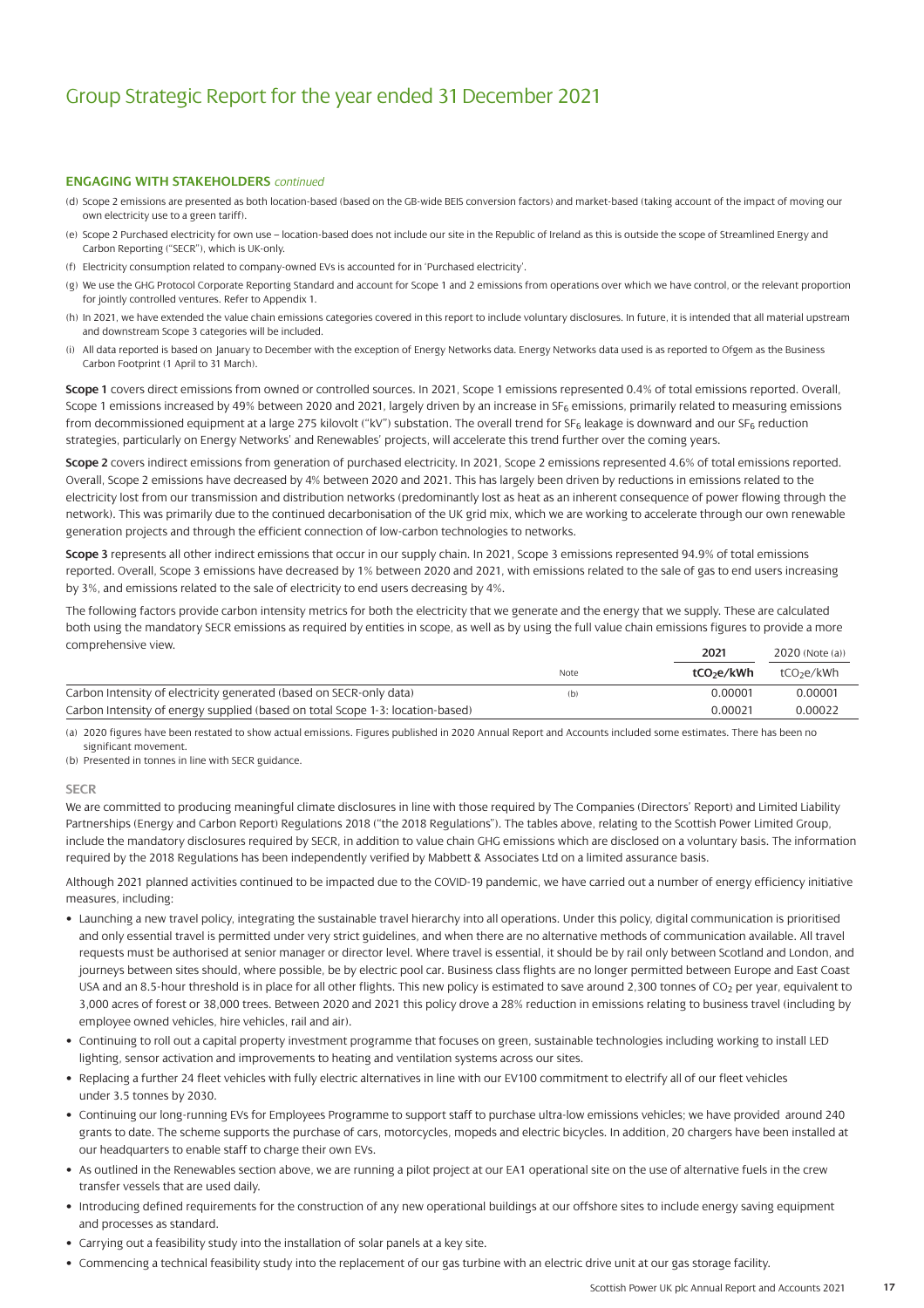# Group Strategic Report for the year ended 31 December 2021

### ENGAGING WITH STAKEHOLDERS *continued*

(d) Scope 2 emissions are presented as both location-based (based on the GB-wide BEIS conversion factors) and market-based (taking account of the impact of moving our own electricity use to a green tariff).

(e) Scope 2 Purchased electricity for own use – location-based does not include our site in the Republic of Ireland as this is outside the scope of Streamlined Energy and Carbon Reporting ("SECR"), which is UK-only.

(f) Electricity consumption related to company-owned EVs is accounted for in 'Purchased electricity'.

(g) We use the GHG Protocol Corporate Reporting Standard and account for Scope 1 and 2 emissions from operations over which we have control, or the relevant proportion for jointly controlled ventures. Refer to Appendix 1.

(h) In 2021, we have extended the value chain emissions categories covered in this report to include voluntary disclosures. In future, it is intended that all material upstream and downstream Scope 3 categories will be included.

(i) All data reported is based on January to December with the exception of Energy Networks data. Energy Networks data used is as reported to Ofgem as the Business Carbon Footprint (1 April to 31 March).

**Scope 1** covers direct emissions from owned or controlled sources. In 2021, Scope 1 emissions represented 0.4% of total emissions reported. Overall, Scope 1 emissions increased by 49% between 2020 and 2021, largely driven by an increase in $SF_6$ emissions, primarily related to measuring emissions from decommissioned equipment at a large 275 kilovolt ("kV") substation. The overall trend for $SF_6$ leakage is downward and our $SF_6$ reduction strategies, particularly on Energy Networks' and Renewables' projects, will accelerate this trend further over the coming years.

**Scope 2** covers indirect emissions from generation of purchased electricity. In 2021, Scope 2 emissions represented 4.6% of total emissions reported. Overall, Scope 2 emissions have decreased by 4% between 2020 and 2021. This has largely been driven by reductions in emissions related to the electricity lost from our transmission and distribution networks (predominantly lost as heat as an inherent consequence of power flowing through the network). This was primarily due to the continued decarbonisation of the UK grid mix, which we are working to accelerate through our own renewable generation projects and through the efficient connection of low-carbon technologies to networks.

**Scope 3** represents all other indirect emissions that occur in our supply chain. In 2021, Scope 3 emissions represented 94.9% of total emissions reported. Overall, Scope 3 emissions have decreased by 1% between 2020 and 2021, with emissions related to the sale of gas to end users increasing by 3%, and emissions related to the sale of electricity to end users decreasing by 4%.

The following factors provide carbon intensity metrics for both the electricity that we generate and the energy that we supply. These are calculated both using the mandatory SECR emissions as required by entities in scope, as well as by using the full value chain emissions figures to provide a more comprehensive view.

| | Note | 2021<br>$tCO_2e/kWh$ | 2020 (Note (a))<br>$tCO_2e/kWh$ |
|---|---|---|---|
| Carbon Intensity of electricity generated (based on SECR-only data) | (b) | 0.00001 | 0.00001 |
| Carbon Intensity of energy supplied (based on total Scope 1-3: location-based) | | 0.00021 | 0.00022 |

(a) 2020 figures have been restated to show actual emissions. Figures published in 2020 Annual Report and Accounts included some estimates. There has been no significant movement.

(b) Presented in tonnes in line with SECR guidance.

#### SECR

We are committed to producing meaningful climate disclosures in line with those required by The Companies (Directors' Report) and Limited Liability Partnerships (Energy and Carbon Report) Regulations 2018 ("the 2018 Regulations"). The tables above, relating to the Scottish Power Limited Group, include the mandatory disclosures required by SECR, in addition to value chain GHG emissions which are disclosed on a voluntary basis. The information required by the 2018 Regulations has been independently verified by Mabbett & Associates Ltd on a limited assurance basis.

Although 2021 planned activities continued to be impacted due to the COVID-19 pandemic, we have carried out a number of energy efficiency initiative measures, including:

- Launching a new travel policy, integrating the sustainable travel hierarchy into all operations. Under this policy, digital communication is prioritised and only essential travel is permitted under very strict guidelines, and when there are no alternative methods of communication available. All travel requests must be authorised at senior manager or director level. Where travel is essential, it should be by rail only between Scotland and London, and journeys between sites should, where possible, be by electric pool car. Business class flights are no longer permitted between Europe and East Coast USA and an 8.5-hour threshold is in place for all other flights. This new policy is estimated to save around 2,300 tonnes of $CO_2$ per year, equivalent to 3,000 acres of forest or 38,000 trees. Between 2020 and 2021 this policy drove a 28% reduction in emissions relating to business travel (including by employee owned vehicles, hire vehicles, rail and air).
- Continuing to roll out a capital property investment programme that focuses on green, sustainable technologies including working to install LED lighting, sensor activation and improvements to heating and ventilation systems across our sites.
- Replacing a further 24 fleet vehicles with fully electric alternatives in line with our EV100 commitment to electrify all of our fleet vehicles under 3.5 tonnes by 2030.
- Continuing our long-running EVs for Employees Programme to support staff to purchase ultra-low emissions vehicles; we have provided around 240 grants to date. The scheme supports the purchase of cars, motorcycles, mopeds and electric bicycles. In addition, 20 chargers have been installed at our headquarters to enable staff to charge their own EVs.
- As outlined in the Renewables section above, we are running a pilot project at our EA1 operational site on the use of alternative fuels in the crew transfer vessels that are used daily.
- Introducing defined requirements for the construction of any new operational buildings at our offshore sites to include energy saving equipment and processes as standard.
- Carrying out a feasibility study into the installation of solar panels at a key site.
- Commencing a technical feasibility study into the replacement of our gas turbine with an electric drive unit at our gas storage facility.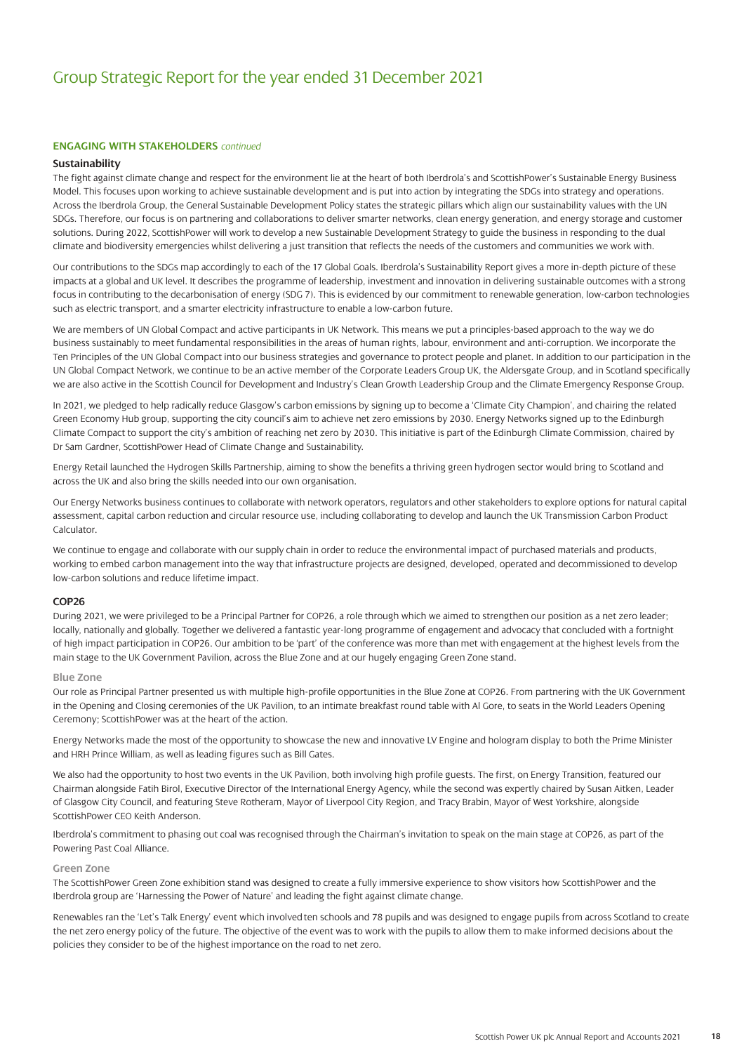# Group Strategic Report for the year ended 31 December 2021

**ENGAGING WITH STAKEHOLDERS** *continued*

### Sustainability

The fight against climate change and respect for the environment lie at the heart of both Iberdrola's and ScottishPower's Sustainable Energy Business Model. This focuses upon working to achieve sustainable development and is put into action by integrating the SDGs into strategy and operations. Across the Iberdrola Group, the General Sustainable Development Policy states the strategic pillars which align our sustainability values with the UN SDGs. Therefore, our focus is on partnering and collaborations to deliver smarter networks, clean energy generation, and energy storage and customer solutions. During 2022, ScottishPower will work to develop a new Sustainable Development Strategy to guide the business in responding to the dual climate and biodiversity emergencies whilst delivering a just transition that reflects the needs of the customers and communities we work with.

Our contributions to the SDGs map accordingly to each of the 17 Global Goals. Iberdrola's Sustainability Report gives a more in-depth picture of these impacts at a global and UK level. It describes the programme of leadership, investment and innovation in delivering sustainable outcomes with a strong focus in contributing to the decarbonisation of energy (SDG 7). This is evidenced by our commitment to renewable generation, low-carbon technologies such as electric transport, and a smarter electricity infrastructure to enable a low-carbon future.

We are members of UN Global Compact and active participants in UK Network. This means we put a principles-based approach to the way we do business sustainably to meet fundamental responsibilities in the areas of human rights, labour, environment and anti-corruption. We incorporate the Ten Principles of the UN Global Compact into our business strategies and governance to protect people and planet. In addition to our participation in the UN Global Compact Network, we continue to be an active member of the Corporate Leaders Group UK, the Aldersgate Group, and in Scotland specifically we are also active in the Scottish Council for Development and Industry's Clean Growth Leadership Group and the Climate Emergency Response Group.

In 2021, we pledged to help radically reduce Glasgow's carbon emissions by signing up to become a 'Climate City Champion', and chairing the related Green Economy Hub group, supporting the city council's aim to achieve net zero emissions by 2030. Energy Networks signed up to the Edinburgh Climate Compact to support the city's ambition of reaching net zero by 2030. This initiative is part of the Edinburgh Climate Commission, chaired by Dr Sam Gardner, ScottishPower Head of Climate Change and Sustainability.

Energy Retail launched the Hydrogen Skills Partnership, aiming to show the benefits a thriving green hydrogen sector would bring to Scotland and across the UK and also bring the skills needed into our own organisation.

Our Energy Networks business continues to collaborate with network operators, regulators and other stakeholders to explore options for natural capital assessment, capital carbon reduction and circular resource use, including collaborating to develop and launch the UK Transmission Carbon Product Calculator.

We continue to engage and collaborate with our supply chain in order to reduce the environmental impact of purchased materials and products, working to embed carbon management into the way that infrastructure projects are designed, developed, operated and decommissioned to develop low-carbon solutions and reduce lifetime impact.

### COP26

During 2021, we were privileged to be a Principal Partner for COP26, a role through which we aimed to strengthen our position as a net zero leader; locally, nationally and globally. Together we delivered a fantastic year-long programme of engagement and advocacy that concluded with a fortnight of high impact participation in COP26. Our ambition to be 'part' of the conference was more than met with engagement at the highest levels from the main stage to the UK Government Pavilion, across the Blue Zone and at our hugely engaging Green Zone stand.

#### Blue Zone

Our role as Principal Partner presented us with multiple high-profile opportunities in the Blue Zone at COP26. From partnering with the UK Government in the Opening and Closing ceremonies of the UK Pavilion, to an intimate breakfast round table with Al Gore, to seats in the World Leaders Opening Ceremony; ScottishPower was at the heart of the action.

Energy Networks made the most of the opportunity to showcase the new and innovative LV Engine and hologram display to both the Prime Minister and HRH Prince William, as well as leading figures such as Bill Gates.

We also had the opportunity to host two events in the UK Pavilion, both involving high profile guests. The first, on Energy Transition, featured our Chairman alongside Fatih Birol, Executive Director of the International Energy Agency, while the second was expertly chaired by Susan Aitken, Leader of Glasgow City Council, and featuring Steve Rotheram, Mayor of Liverpool City Region, and Tracy Brabin, Mayor of West Yorkshire, alongside ScottishPower CEO Keith Anderson.

Iberdrola's commitment to phasing out coal was recognised through the Chairman's invitation to speak on the main stage at COP26, as part of the Powering Past Coal Alliance.

#### Green Zone

The ScottishPower Green Zone exhibition stand was designed to create a fully immersive experience to show visitors how ScottishPower and the Iberdrola group are 'Harnessing the Power of Nature' and leading the fight against climate change.

Renewables ran the 'Let's Talk Energy' event which involved ten schools and 78 pupils and was designed to engage pupils from across Scotland to create the net zero energy policy of the future. The objective of the event was to work with the pupils to allow them to make informed decisions about the policies they consider to be of the highest importance on the road to net zero.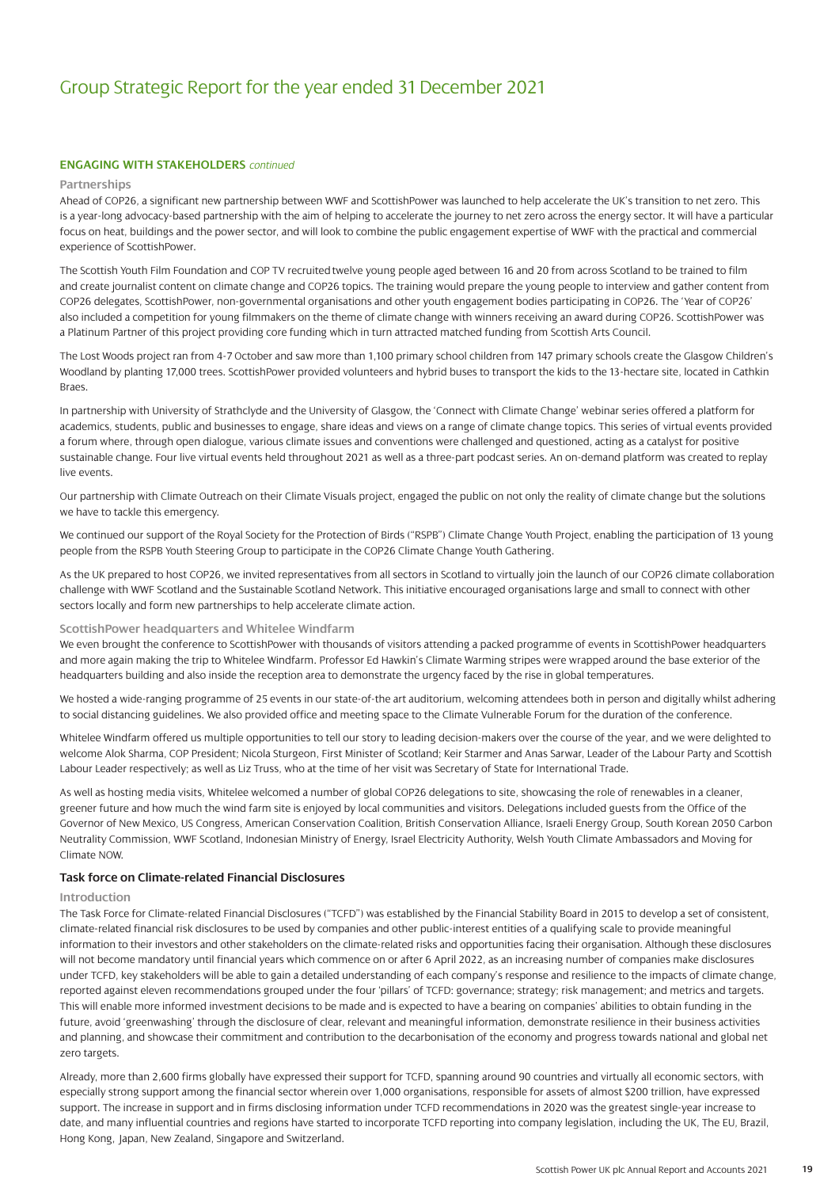## ENGAGING WITH STAKEHOLDERS *continued*

### Partnerships

Ahead of COP26, a significant new partnership between WWF and ScottishPower was launched to help accelerate the UK's transition to net zero. This is a year-long advocacy-based partnership with the aim of helping to accelerate the journey to net zero across the energy sector. It will have a particular focus on heat, buildings and the power sector, and will look to combine the public engagement expertise of WWF with the practical and commercial experience of ScottishPower.

The Scottish Youth Film Foundation and COP TV recruited twelve young people aged between 16 and 20 from across Scotland to be trained to film and create journalist content on climate change and COP26 topics. The training would prepare the young people to interview and gather content from COP26 delegates, ScottishPower, non-governmental organisations and other youth engagement bodies participating in COP26. The 'Year of COP26' also included a competition for young filmmakers on the theme of climate change with winners receiving an award during COP26. ScottishPower was a Platinum Partner of this project providing core funding which in turn attracted matched funding from Scottish Arts Council.

The Lost Woods project ran from 4-7 October and saw more than 1,100 primary school children from 147 primary schools create the Glasgow Children's Woodland by planting 17,000 trees. ScottishPower provided volunteers and hybrid buses to transport the kids to the 13-hectare site, located in Cathkin Braes.

In partnership with University of Strathclyde and the University of Glasgow, the 'Connect with Climate Change' webinar series offered a platform for academics, students, public and businesses to engage, share ideas and views on a range of climate change topics. This series of virtual events provided a forum where, through open dialogue, various climate issues and conventions were challenged and questioned, acting as a catalyst for positive sustainable change. Four live virtual events held throughout 2021 as well as a three-part podcast series. An on-demand platform was created to replay live events.

Our partnership with Climate Outreach on their Climate Visuals project, engaged the public on not only the reality of climate change but the solutions we have to tackle this emergency.

We continued our support of the Royal Society for the Protection of Birds ("RSPB") Climate Change Youth Project, enabling the participation of 13 young people from the RSPB Youth Steering Group to participate in the COP26 Climate Change Youth Gathering.

As the UK prepared to host COP26, we invited representatives from all sectors in Scotland to virtually join the launch of our COP26 climate collaboration challenge with WWF Scotland and the Sustainable Scotland Network. This initiative encouraged organisations large and small to connect with other sectors locally and form new partnerships to help accelerate climate action.

### ScottishPower headquarters and Whitelee Windfarm

We even brought the conference to ScottishPower with thousands of visitors attending a packed programme of events in ScottishPower headquarters and more again making the trip to Whitelee Windfarm. Professor Ed Hawkin's Climate Warming stripes were wrapped around the base exterior of the headquarters building and also inside the reception area to demonstrate the urgency faced by the rise in global temperatures.

We hosted a wide-ranging programme of 25 events in our state-of-the art auditorium, welcoming attendees both in person and digitally whilst adhering to social distancing guidelines. We also provided office and meeting space to the Climate Vulnerable Forum for the duration of the conference.

Whitelee Windfarm offered us multiple opportunities to tell our story to leading decision-makers over the course of the year, and we were delighted to welcome Alok Sharma, COP President; Nicola Sturgeon, First Minister of Scotland; Keir Starmer and Anas Sarwar, Leader of the Labour Party and Scottish Labour Leader respectively; as well as Liz Truss, who at the time of her visit was Secretary of State for International Trade.

As well as hosting media visits, Whitelee welcomed a number of global COP26 delegations to site, showcasing the role of renewables in a cleaner, greener future and how much the wind farm site is enjoyed by local communities and visitors. Delegations included guests from the Office of the Governor of New Mexico, US Congress, American Conservation Coalition, British Conservation Alliance, Israeli Energy Group, South Korean 2050 Carbon Neutrality Commission, WWF Scotland, Indonesian Ministry of Energy, Israel Electricity Authority, Welsh Youth Climate Ambassadors and Moving for Climate NOW.

## Task force on Climate-related Financial Disclosures

### Introduction

The Task Force for Climate-related Financial Disclosures ("TCFD") was established by the Financial Stability Board in 2015 to develop a set of consistent, climate-related financial risk disclosures to be used by companies and other public-interest entities of a qualifying scale to provide meaningful information to their investors and other stakeholders on the climate-related risks and opportunities facing their organisation. Although these disclosures will not become mandatory until financial years which commence on or after 6 April 2022, as an increasing number of companies make disclosures under TCFD, key stakeholders will be able to gain a detailed understanding of each company's response and resilience to the impacts of climate change, reported against eleven recommendations grouped under the four 'pillars' of TCFD: governance; strategy; risk management; and metrics and targets. This will enable more informed investment decisions to be made and is expected to have a bearing on companies' abilities to obtain funding in the future, avoid 'greenwashing' through the disclosure of clear, relevant and meaningful information, demonstrate resilience in their business activities and planning, and showcase their commitment and contribution to the decarbonisation of the economy and progress towards national and global net zero targets.

Already, more than 2,600 firms globally have expressed their support for TCFD, spanning around 90 countries and virtually all economic sectors, with especially strong support among the financial sector wherein over 1,000 organisations, responsible for assets of almost $200 trillion, have expressed support. The increase in support and in firms disclosing information under TCFD recommendations in 2020 was the greatest single-year increase to date, and many influential countries and regions have started to incorporate TCFD reporting into company legislation, including the UK, The EU, Brazil, Hong Kong, Japan, New Zealand, Singapore and Switzerland.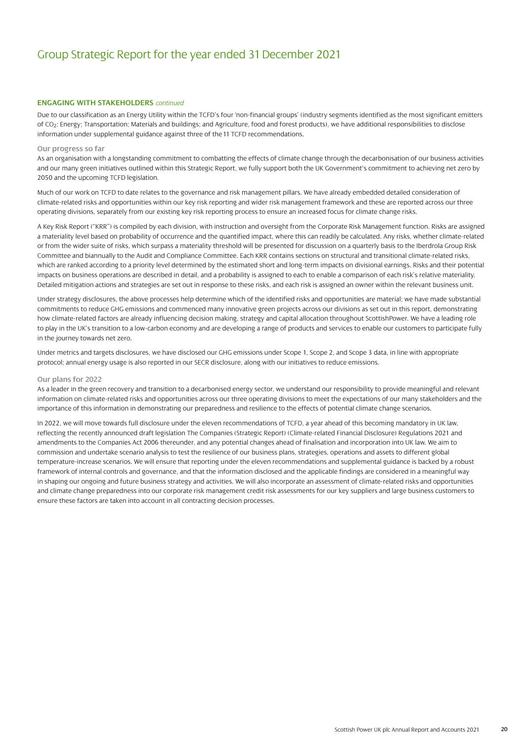# Group Strategic Report for the year ended 31 December 2021

## ENGAGING WITH STAKEHOLDERS *continued*

Due to our classification as an Energy Utility within the TCFD's four 'non-financial groups' (industry segments identified as the most significant emitters of $CO_2$: Energy; Transportation; Materials and buildings; and Agriculture, food and forest products), we have additional responsibilities to disclose information under supplemental guidance against three of the 11 TCFD recommendations.

### Our progress so far

As an organisation with a longstanding commitment to combatting the effects of climate change through the decarbonisation of our business activities and our many green initiatives outlined within this Strategic Report, we fully support both the UK Government's commitment to achieving net zero by 2050 and the upcoming TCFD legislation.

Much of our work on TCFD to date relates to the governance and risk management pillars. We have already embedded detailed consideration of climate-related risks and opportunities within our key risk reporting and wider risk management framework and these are reported across our three operating divisions, separately from our existing key risk reporting process to ensure an increased focus for climate change risks.

A Key Risk Report ("KRR") is compiled by each division, with instruction and oversight from the Corporate Risk Management function. Risks are assigned a materiality level based on probability of occurrence and the quantified impact, where this can readily be calculated. Any risks, whether climate-related or from the wider suite of risks, which surpass a materiality threshold will be presented for discussion on a quarterly basis to the Iberdrola Group Risk Committee and biannually to the Audit and Compliance Committee. Each KRR contains sections on structural and transitional climate-related risks, which are ranked according to a priority level determined by the estimated short and long-term impacts on divisional earnings. Risks and their potential impacts on business operations are described in detail, and a probability is assigned to each to enable a comparison of each risk's relative materiality. Detailed mitigation actions and strategies are set out in response to these risks, and each risk is assigned an owner within the relevant business unit.

Under strategy disclosures, the above processes help determine which of the identified risks and opportunities are material; we have made substantial commitments to reduce GHG emissions and commenced many innovative green projects across our divisions as set out in this report, demonstrating how climate-related factors are already influencing decision making, strategy and capital allocation throughout ScottishPower. We have a leading role to play in the UK's transition to a low-carbon economy and are developing a range of products and services to enable our customers to participate fully in the journey towards net zero.

Under metrics and targets disclosures, we have disclosed our GHG emissions under Scope 1, Scope 2, and Scope 3 data, in line with appropriate protocol; annual energy usage is also reported in our SECR disclosure, along with our initiatives to reduce emissions.

### Our plans for 2022

As a leader in the green recovery and transition to a decarbonised energy sector, we understand our responsibility to provide meaningful and relevant information on climate-related risks and opportunities across our three operating divisions to meet the expectations of our many stakeholders and the importance of this information in demonstrating our preparedness and resilience to the effects of potential climate change scenarios.

In 2022, we will move towards full disclosure under the eleven recommendations of TCFD, a year ahead of this becoming mandatory in UK law, reflecting the recently announced draft legislation The Companies (Strategic Report) (Climate-related Financial Disclosure) Regulations 2021 and amendments to the Companies Act 2006 thereunder, and any potential changes ahead of finalisation and incorporation into UK law. We aim to commission and undertake scenario analysis to test the resilience of our business plans, strategies, operations and assets to different global temperature-increase scenarios. We will ensure that reporting under the eleven recommendations and supplemental guidance is backed by a robust framework of internal controls and governance, and that the information disclosed and the applicable findings are considered in a meaningful way in shaping our ongoing and future business strategy and activities. We will also incorporate an assessment of climate-related risks and opportunities and climate change preparedness into our corporate risk management credit risk assessments for our key suppliers and large business customers to ensure these factors are taken into account in all contracting decision processes.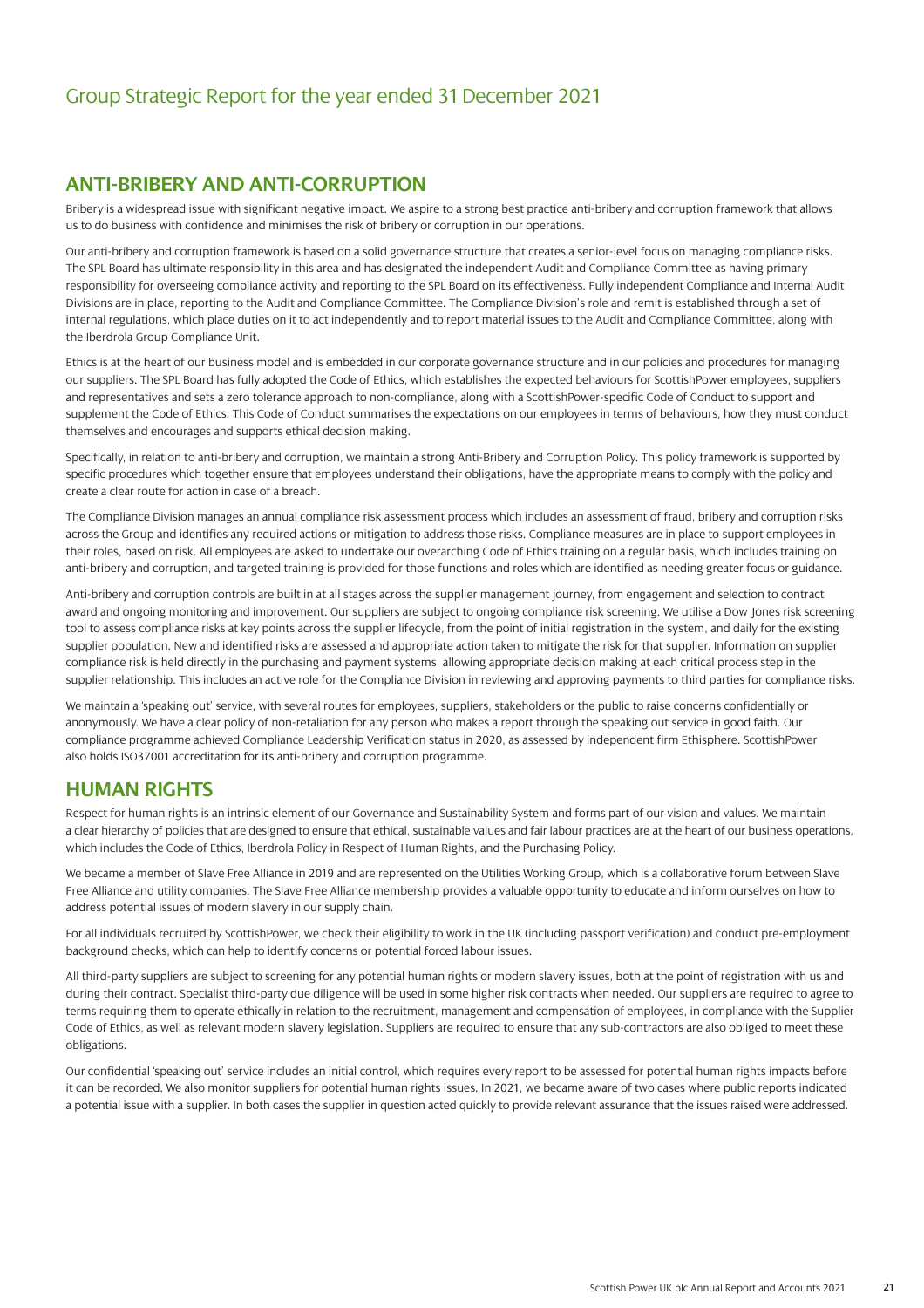## ANTI-BRIBERY AND ANTI-CORRUPTION

Bribery is a widespread issue with significant negative impact. We aspire to a strong best practice anti-bribery and corruption framework that allows us to do business with confidence and minimises the risk of bribery or corruption in our operations.

Our anti-bribery and corruption framework is based on a solid governance structure that creates a senior-level focus on managing compliance risks. The SPL Board has ultimate responsibility in this area and has designated the independent Audit and Compliance Committee as having primary responsibility for overseeing compliance activity and reporting to the SPL Board on its effectiveness. Fully independent Compliance and Internal Audit Divisions are in place, reporting to the Audit and Compliance Committee. The Compliance Division's role and remit is established through a set of internal regulations, which place duties on it to act independently and to report material issues to the Audit and Compliance Committee, along with the Iberdrola Group Compliance Unit.

Ethics is at the heart of our business model and is embedded in our corporate governance structure and in our policies and procedures for managing our suppliers. The SPL Board has fully adopted the Code of Ethics, which establishes the expected behaviours for ScottishPower employees, suppliers and representatives and sets a zero tolerance approach to non-compliance, along with a ScottishPower-specific Code of Conduct to support and supplement the Code of Ethics. This Code of Conduct summarises the expectations on our employees in terms of behaviours, how they must conduct themselves and encourages and supports ethical decision making.

Specifically, in relation to anti-bribery and corruption, we maintain a strong Anti-Bribery and Corruption Policy. This policy framework is supported by specific procedures which together ensure that employees understand their obligations, have the appropriate means to comply with the policy and create a clear route for action in case of a breach.

The Compliance Division manages an annual compliance risk assessment process which includes an assessment of fraud, bribery and corruption risks across the Group and identifies any required actions or mitigation to address those risks. Compliance measures are in place to support employees in their roles, based on risk. All employees are asked to undertake our overarching Code of Ethics training on a regular basis, which includes training on anti-bribery and corruption, and targeted training is provided for those functions and roles which are identified as needing greater focus or guidance.

Anti-bribery and corruption controls are built in at all stages across the supplier management journey, from engagement and selection to contract award and ongoing monitoring and improvement. Our suppliers are subject to ongoing compliance risk screening. We utilise a Dow Jones risk screening tool to assess compliance risks at key points across the supplier lifecycle, from the point of initial registration in the system, and daily for the existing supplier population. New and identified risks are assessed and appropriate action taken to mitigate the risk for that supplier. Information on supplier compliance risk is held directly in the purchasing and payment systems, allowing appropriate decision making at each critical process step in the supplier relationship. This includes an active role for the Compliance Division in reviewing and approving payments to third parties for compliance risks.

We maintain a 'speaking out' service, with several routes for employees, suppliers, stakeholders or the public to raise concerns confidentially or anonymously. We have a clear policy of non-retaliation for any person who makes a report through the speaking out service in good faith. Our compliance programme achieved Compliance Leadership Verification status in 2020, as assessed by independent firm Ethisphere. ScottishPower also holds ISO37001 accreditation for its anti-bribery and corruption programme.

## HUMAN RIGHTS

Respect for human rights is an intrinsic element of our Governance and Sustainability System and forms part of our vision and values. We maintain a clear hierarchy of policies that are designed to ensure that ethical, sustainable values and fair labour practices are at the heart of our business operations, which includes the Code of Ethics, Iberdrola Policy in Respect of Human Rights, and the Purchasing Policy.

We became a member of Slave Free Alliance in 2019 and are represented on the Utilities Working Group, which is a collaborative forum between Slave Free Alliance and utility companies. The Slave Free Alliance membership provides a valuable opportunity to educate and inform ourselves on how to address potential issues of modern slavery in our supply chain.

For all individuals recruited by ScottishPower, we check their eligibility to work in the UK (including passport verification) and conduct pre-employment background checks, which can help to identify concerns or potential forced labour issues.

All third-party suppliers are subject to screening for any potential human rights or modern slavery issues, both at the point of registration with us and during their contract. Specialist third-party due diligence will be used in some higher risk contracts when needed. Our suppliers are required to agree to terms requiring them to operate ethically in relation to the recruitment, management and compensation of employees, in compliance with the Supplier Code of Ethics, as well as relevant modern slavery legislation. Suppliers are required to ensure that any sub-contractors are also obliged to meet these obligations.

Our confidential 'speaking out' service includes an initial control, which requires every report to be assessed for potential human rights impacts before it can be recorded. We also monitor suppliers for potential human rights issues. In 2021, we became aware of two cases where public reports indicated a potential issue with a supplier. In both cases the supplier in question acted quickly to provide relevant assurance that the issues raised were addressed.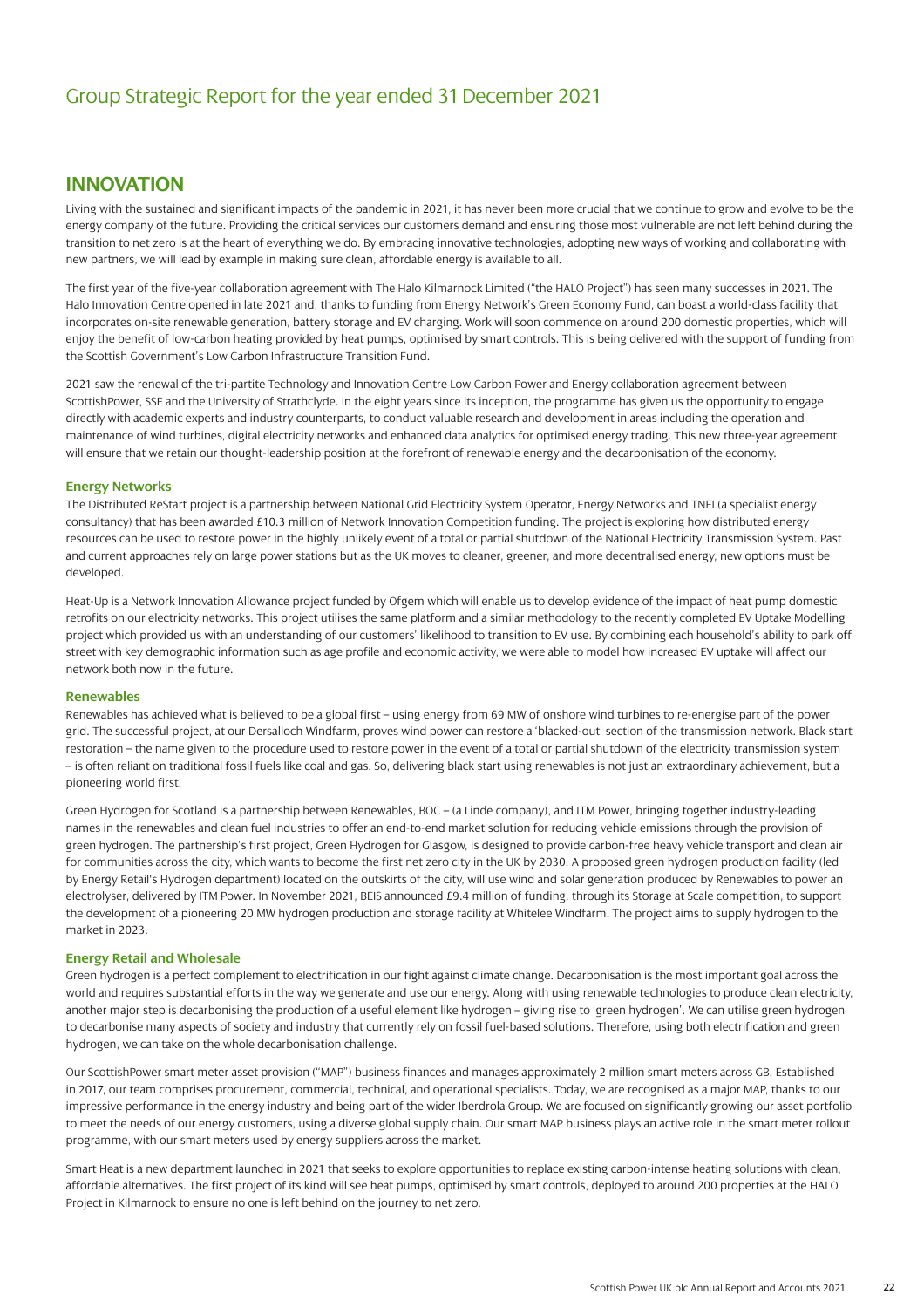# Group Strategic Report for the year ended 31 December 2021

## INNOVATION

Living with the sustained and significant impacts of the pandemic in 2021, it has never been more crucial that we continue to grow and evolve to be the energy company of the future. Providing the critical services our customers demand and ensuring those most vulnerable are not left behind during the transition to net zero is at the heart of everything we do. By embracing innovative technologies, adopting new ways of working and collaborating with new partners, we will lead by example in making sure clean, affordable energy is available to all.

The first year of the five-year collaboration agreement with The Halo Kilmarnock Limited ("the HALO Project") has seen many successes in 2021. The Halo Innovation Centre opened in late 2021 and, thanks to funding from Energy Network's Green Economy Fund, can boast a world-class facility that incorporates on-site renewable generation, battery storage and EV charging. Work will soon commence on around 200 domestic properties, which will enjoy the benefit of low-carbon heating provided by heat pumps, optimised by smart controls. This is being delivered with the support of funding from the Scottish Government's Low Carbon Infrastructure Transition Fund.

2021 saw the renewal of the tri-partite Technology and Innovation Centre Low Carbon Power and Energy collaboration agreement between ScottishPower, SSE and the University of Strathclyde. In the eight years since its inception, the programme has given us the opportunity to engage directly with academic experts and industry counterparts, to conduct valuable research and development in areas including the operation and maintenance of wind turbines, digital electricity networks and enhanced data analytics for optimised energy trading. This new three-year agreement will ensure that we retain our thought-leadership position at the forefront of renewable energy and the decarbonisation of the economy.

### Energy Networks

The Distributed ReStart project is a partnership between National Grid Electricity System Operator, Energy Networks and TNEI (a specialist energy consultancy) that has been awarded £10.3 million of Network Innovation Competition funding. The project is exploring how distributed energy resources can be used to restore power in the highly unlikely event of a total or partial shutdown of the National Electricity Transmission System. Past and current approaches rely on large power stations but as the UK moves to cleaner, greener, and more decentralised energy, new options must be developed.

Heat-Up is a Network Innovation Allowance project funded by Ofgem which will enable us to develop evidence of the impact of heat pump domestic retrofits on our electricity networks. This project utilises the same platform and a similar methodology to the recently completed EV Uptake Modelling project which provided us with an understanding of our customers' likelihood to transition to EV use. By combining each household's ability to park off street with key demographic information such as age profile and economic activity, we were able to model how increased EV uptake will affect our network both now in the future.

### Renewables

Renewables has achieved what is believed to be a global first – using energy from 69 MW of onshore wind turbines to re-energise part of the power grid. The successful project, at our Dersalloch Windfarm, proves wind power can restore a 'blacked-out' section of the transmission network. Black start restoration – the name given to the procedure used to restore power in the event of a total or partial shutdown of the electricity transmission system – is often reliant on traditional fossil fuels like coal and gas. So, delivering black start using renewables is not just an extraordinary achievement, but a pioneering world first.

Green Hydrogen for Scotland is a partnership between Renewables, BOC – (a Linde company), and ITM Power, bringing together industry-leading names in the renewables and clean fuel industries to offer an end-to-end market solution for reducing vehicle emissions through the provision of green hydrogen. The partnership's first project, Green Hydrogen for Glasgow, is designed to provide carbon-free heavy vehicle transport and clean air for communities across the city, which wants to become the first net zero city in the UK by 2030. A proposed green hydrogen production facility (led by Energy Retail's Hydrogen department) located on the outskirts of the city, will use wind and solar generation produced by Renewables to power an electrolyser, delivered by ITM Power. In November 2021, BEIS announced £9.4 million of funding, through its Storage at Scale competition, to support the development of a pioneering 20 MW hydrogen production and storage facility at Whitelee Windfarm. The project aims to supply hydrogen to the market in 2023.

### Energy Retail and Wholesale

Green hydrogen is a perfect complement to electrification in our fight against climate change. Decarbonisation is the most important goal across the world and requires substantial efforts in the way we generate and use our energy. Along with using renewable technologies to produce clean electricity, another major step is decarbonising the production of a useful element like hydrogen – giving rise to 'green hydrogen'. We can utilise green hydrogen to decarbonise many aspects of society and industry that currently rely on fossil fuel-based solutions. Therefore, using both electrification and green hydrogen, we can take on the whole decarbonisation challenge.

Our ScottishPower smart meter asset provision ("MAP") business finances and manages approximately 2 million smart meters across GB. Established in 2017, our team comprises procurement, commercial, technical, and operational specialists. Today, we are recognised as a major MAP, thanks to our impressive performance in the energy industry and being part of the wider Iberdrola Group. We are focused on significantly growing our asset portfolio to meet the needs of our energy customers, using a diverse global supply chain. Our smart MAP business plays an active role in the smart meter rollout programme, with our smart meters used by energy suppliers across the market.

Smart Heat is a new department launched in 2021 that seeks to explore opportunities to replace existing carbon-intense heating solutions with clean, affordable alternatives. The first project of its kind will see heat pumps, optimised by smart controls, deployed to around 200 properties at the HALO Project in Kilmarnock to ensure no one is left behind on the journey to net zero.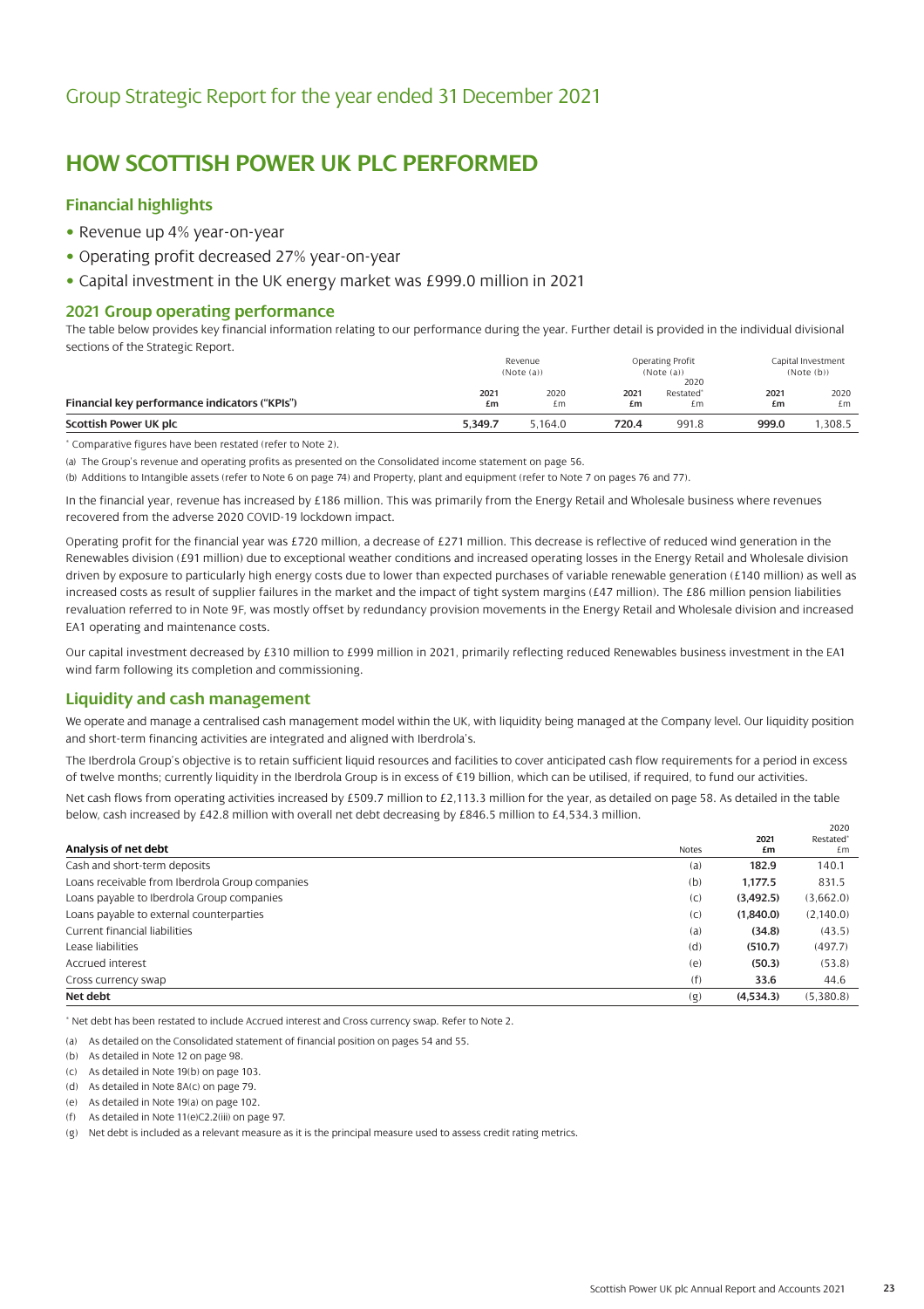# Group Strategic Report for the year ended 31 December 2021

## HOW SCOTTISH POWER UK PLC PERFORMED

### Financial highlights

- Revenue up 4% year-on-year
- Operating profit decreased 27% year-on-year
- Capital investment in the UK energy market was £999.0 million in 2021

### 2021 Group operating performance

The table below provides key financial information relating to our performance during the year. Further detail is provided in the individual divisional sections of the Strategic Report.

| Financial key performance indicators ("KPIs") | Revenue (Note (a)) | | Operating Profit (Note (a)) | | Capital Investment (Note (b)) | |
|---|---|---|---|---|---|---|
| | **2021 £m** | 2020 £m | **2021 £m** | 2020 Restated* £m | **2021 £m** | 2020 £m |
| **Scottish Power UK plc** | **5,349.7** | 5,164.0 | **720.4** | 991.8 | **999.0** | 1,308.5 |

* Comparative figures have been restated (refer to Note 2).

(a) The Group's revenue and operating profits as presented on the Consolidated income statement on page 56.

(b) Additions to Intangible assets (refer to Note 6 on page 74) and Property, plant and equipment (refer to Note 7 on pages 76 and 77).

In the financial year, revenue has increased by £186 million. This was primarily from the Energy Retail and Wholesale business where revenues recovered from the adverse 2020 COVID-19 lockdown impact.

Operating profit for the financial year was £720 million, a decrease of £271 million. This decrease is reflective of reduced wind generation in the Renewables division (£91 million) due to exceptional weather conditions and increased operating losses in the Energy Retail and Wholesale division driven by exposure to particularly high energy costs due to lower than expected purchases of variable renewable generation (£140 million) as well as increased costs as result of supplier failures in the market and the impact of tight system margins (£47 million). The £86 million pension liabilities revaluation referred to in Note 9F, was mostly offset by redundancy provision movements in the Energy Retail and Wholesale division and increased EA1 operating and maintenance costs.

Our capital investment decreased by £310 million to £999 million in 2021, primarily reflecting reduced Renewables business investment in the EA1 wind farm following its completion and commissioning.

### Liquidity and cash management

We operate and manage a centralised cash management model within the UK, with liquidity being managed at the Company level. Our liquidity position and short-term financing activities are integrated and aligned with Iberdrola's.

The Iberdrola Group's objective is to retain sufficient liquid resources and facilities to cover anticipated cash flow requirements for a period in excess of twelve months; currently liquidity in the Iberdrola Group is in excess of €19 billion, which can be utilised, if required, to fund our activities.

Net cash flows from operating activities increased by £509.7 million to £2,113.3 million for the year, as detailed on page 58. As detailed in the table below, cash increased by £42.8 million with overall net debt decreasing by £846.5 million to £4,534.3 million.

| Analysis of net debt | Notes | 2021 £m | 2020 Restated* £m |
|---|---|---|---|
| Cash and short-term deposits | (a) | **182.9** | 140.1 |
| Loans receivable from Iberdrola Group companies | (b) | **1,177.5** | 831.5 |
| Loans payable to Iberdrola Group companies | (c) | **(3,492.5)** | (3,662.0) |
| Loans payable to external counterparties | (c) | **(1,840.0)** | (2,140.0) |
| Current financial liabilities | (a) | **(34.8)** | (43.5) |
| Lease liabilities | (d) | **(510.7)** | (497.7) |
| Accrued interest | (e) | **(50.3)** | (53.8) |
| Cross currency swap | (f) | **33.6** | 44.6 |
| **Net debt** | (g) | **(4,534.3)** | (5,380.8) |

* Net debt has been restated to include Accrued interest and Cross currency swap. Refer to Note 2.

(a) As detailed on the Consolidated statement of financial position on pages 54 and 55.

(b) As detailed in Note 12 on page 98.

(c) As detailed in Note 19(b) on page 103.

(d) As detailed in Note 8A(c) on page 79.

(e) As detailed in Note 19(a) on page 102.

(f) As detailed in Note 11(e)C2.2(iii) on page 97.

(g) Net debt is included as a relevant measure as it is the principal measure used to assess credit rating metrics.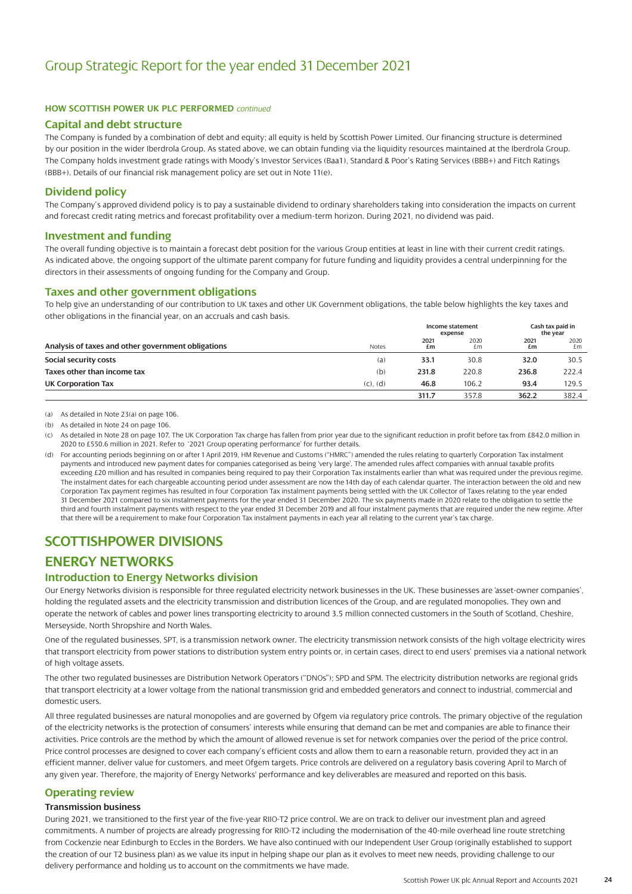# Group Strategic Report for the year ended 31 December 2021

**HOW SCOTTISH POWER UK PLC PERFORMED** *continued*

## Capital and debt structure

The Company is funded by a combination of debt and equity; all equity is held by Scottish Power Limited. Our financing structure is determined by our position in the wider Iberdrola Group. As stated above, we can obtain funding via the liquidity resources maintained at the Iberdrola Group. The Company holds investment grade ratings with Moody's Investor Services (Baa1), Standard & Poor's Rating Services (BBB+) and Fitch Ratings (BBB+). Details of our financial risk management policy are set out in Note 11(e).

## Dividend policy

The Company's approved dividend policy is to pay a sustainable dividend to ordinary shareholders taking into consideration the impacts on current and forecast credit rating metrics and forecast profitability over a medium-term horizon. During 2021, no dividend was paid.

## Investment and funding

The overall funding objective is to maintain a forecast debt position for the various Group entities at least in line with their current credit ratings. As indicated above, the ongoing support of the ultimate parent company for future funding and liquidity provides a central underpinning for the directors in their assessments of ongoing funding for the Company and Group.

## Taxes and other government obligations

To help give an understanding of our contribution to UK taxes and other UK Government obligations, the table below highlights the key taxes and other obligations in the financial year, on an accruals and cash basis.

| Analysis of taxes and other government obligations | Notes | Income statement expense 2021 £m | Income statement expense 2020 £m | Cash tax paid in the year 2021 £m | Cash tax paid in the year 2020 £m |
|---|---|---|---|---|---|
| **Social security costs** | (a) | **33.1** | 30.8 | **32.0** | 30.5 |
| **Taxes other than income tax** | (b) | **231.8** | 220.8 | **236.8** | 222.4 |
| **UK Corporation Tax** | (c), (d) | **46.8** | 106.2 | **93.4** | 129.5 |
| | | **311.7** | 357.8 | **362.2** | 382.4 |

(a) As detailed in Note 23(a) on page 106.

(b) As detailed in Note 24 on page 106.

(c) As detailed in Note 28 on page 107. The UK Corporation Tax charge has fallen from prior year due to the significant reduction in profit before tax from £842.0 million in 2020 to £550.6 million in 2021. Refer to '2021 Group operating performance' for further details.

(d) For accounting periods beginning on or after 1 April 2019, HM Revenue and Customs ("HMRC") amended the rules relating to quarterly Corporation Tax instalment payments and introduced new payment dates for companies categorised as being 'very large'. The amended rules affect companies with annual taxable profits exceeding £20 million and has resulted in companies being required to pay their Corporation Tax instalments earlier than what was required under the previous regime. The instalment dates for each chargeable accounting period under assessment are now the 14th day of each calendar quarter. The interaction between the old and new Corporation Tax payment regimes has resulted in four Corporation Tax instalment payments being settled with the UK Collector of Taxes relating to the year ended 31 December 2021 compared to six instalment payments for the year ended 31 December 2020. The six payments made in 2020 relate to the obligation to settle the third and fourth instalment payments with respect to the year ended 31 December 2019 and all four instalment payments that are required under the new regime. After that there will be a requirement to make four Corporation Tax instalment payments in each year all relating to the current year's tax charge.

# SCOTTISHPOWER DIVISIONS

# ENERGY NETWORKS

## Introduction to Energy Networks division

Our Energy Networks division is responsible for three regulated electricity network businesses in the UK. These businesses are 'asset-owner companies', holding the regulated assets and the electricity transmission and distribution licences of the Group, and are regulated monopolies. They own and operate the network of cables and power lines transporting electricity to around 3.5 million connected customers in the South of Scotland, Cheshire, Merseyside, North Shropshire and North Wales.

One of the regulated businesses, SPT, is a transmission network owner. The electricity transmission network consists of the high voltage electricity wires that transport electricity from power stations to distribution system entry points or, in certain cases, direct to end users' premises via a national network of high voltage assets.

The other two regulated businesses are Distribution Network Operators ("DNOs"); SPD and SPM. The electricity distribution networks are regional grids that transport electricity at a lower voltage from the national transmission grid and embedded generators and connect to industrial, commercial and domestic users.

All three regulated businesses are natural monopolies and are governed by Ofgem via regulatory price controls. The primary objective of the regulation of the electricity networks is the protection of consumers' interests while ensuring that demand can be met and companies are able to finance their activities. Price controls are the method by which the amount of allowed revenue is set for network companies over the period of the price control. Price control processes are designed to cover each company's efficient costs and allow them to earn a reasonable return, provided they act in an efficient manner, deliver value for customers, and meet Ofgem targets. Price controls are delivered on a regulatory basis covering April to March of any given year. Therefore, the majority of Energy Networks' performance and key deliverables are measured and reported on this basis.

## Operating review

### Transmission business

During 2021, we transitioned to the first year of the five-year RIIO-T2 price control. We are on track to deliver our investment plan and agreed commitments. A number of projects are already progressing for RIIO-T2 including the modernisation of the 40-mile overhead line route stretching from Cockenzie near Edinburgh to Eccles in the Borders. We have also continued with our Independent User Group (originally established to support the creation of our T2 business plan) as we value its input in helping shape our plan as it evolves to meet new needs, providing challenge to our delivery performance and holding us to account on the commitments we have made.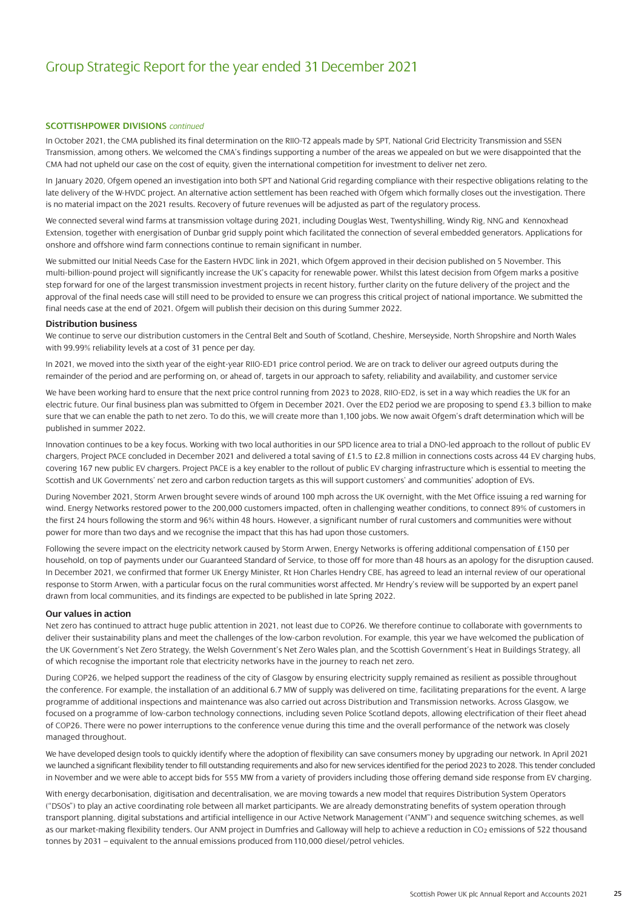# Group Strategic Report for the year ended 31 December 2021

**SCOTTISHPOWER DIVISIONS** *continued*

In October 2021, the CMA published its final determination on the RIIO-T2 appeals made by SPT, National Grid Electricity Transmission and SSEN Transmission, among others. We welcomed the CMA's findings supporting a number of the areas we appealed on but we were disappointed that the CMA had not upheld our case on the cost of equity, given the international competition for investment to deliver net zero.

In January 2020, Ofgem opened an investigation into both SPT and National Grid regarding compliance with their respective obligations relating to the late delivery of the W-HVDC project. An alternative action settlement has been reached with Ofgem which formally closes out the investigation. There is no material impact on the 2021 results. Recovery of future revenues will be adjusted as part of the regulatory process.

We connected several wind farms at transmission voltage during 2021, including Douglas West, Twentyshilling, Windy Rig, NNG and Kennoxhead Extension, together with energisation of Dunbar grid supply point which facilitated the connection of several embedded generators. Applications for onshore and offshore wind farm connections continue to remain significant in number.

We submitted our Initial Needs Case for the Eastern HVDC link in 2021, which Ofgem approved in their decision published on 5 November. This multi-billion-pound project will significantly increase the UK's capacity for renewable power. Whilst this latest decision from Ofgem marks a positive step forward for one of the largest transmission investment projects in recent history, further clarity on the future delivery of the project and the approval of the final needs case will still need to be provided to ensure we can progress this critical project of national importance. We submitted the final needs case at the end of 2021. Ofgem will publish their decision on this during Summer 2022.

### Distribution business

We continue to serve our distribution customers in the Central Belt and South of Scotland, Cheshire, Merseyside, North Shropshire and North Wales with 99.99% reliability levels at a cost of 31 pence per day.

In 2021, we moved into the sixth year of the eight-year RIIO-ED1 price control period. We are on track to deliver our agreed outputs during the remainder of the period and are performing on, or ahead of, targets in our approach to safety, reliability and availability, and customer service

We have been working hard to ensure that the next price control running from 2023 to 2028, RIIO-ED2, is set in a way which readies the UK for an electric future. Our final business plan was submitted to Ofgem in December 2021. Over the ED2 period we are proposing to spend £3.3 billion to make sure that we can enable the path to net zero. To do this, we will create more than 1,100 jobs. We now await Ofgem's draft determination which will be published in summer 2022.

Innovation continues to be a key focus. Working with two local authorities in our SPD licence area to trial a DNO-led approach to the rollout of public EV chargers, Project PACE concluded in December 2021 and delivered a total saving of £1.5 to £2.8 million in connections costs across 44 EV charging hubs, covering 167 new public EV chargers. Project PACE is a key enabler to the rollout of public EV charging infrastructure which is essential to meeting the Scottish and UK Governments' net zero and carbon reduction targets as this will support customers' and communities' adoption of EVs.

During November 2021, Storm Arwen brought severe winds of around 100 mph across the UK overnight, with the Met Office issuing a red warning for wind. Energy Networks restored power to the 200,000 customers impacted, often in challenging weather conditions, to connect 89% of customers in the first 24 hours following the storm and 96% within 48 hours. However, a significant number of rural customers and communities were without power for more than two days and we recognise the impact that this has had upon those customers.

Following the severe impact on the electricity network caused by Storm Arwen, Energy Networks is offering additional compensation of £150 per household, on top of payments under our Guaranteed Standard of Service, to those off for more than 48 hours as an apology for the disruption caused. In December 2021, we confirmed that former UK Energy Minister, Rt Hon Charles Hendry CBE, has agreed to lead an internal review of our operational response to Storm Arwen, with a particular focus on the rural communities worst affected. Mr Hendry's review will be supported by an expert panel drawn from local communities, and its findings are expected to be published in late Spring 2022.

### Our values in action

Net zero has continued to attract huge public attention in 2021, not least due to COP26. We therefore continue to collaborate with governments to deliver their sustainability plans and meet the challenges of the low-carbon revolution. For example, this year we have welcomed the publication of the UK Government's Net Zero Strategy, the Welsh Government's Net Zero Wales plan, and the Scottish Government's Heat in Buildings Strategy, all of which recognise the important role that electricity networks have in the journey to reach net zero.

During COP26, we helped support the readiness of the city of Glasgow by ensuring electricity supply remained as resilient as possible throughout the conference. For example, the installation of an additional 6.7 MW of supply was delivered on time, facilitating preparations for the event. A large programme of additional inspections and maintenance was also carried out across Distribution and Transmission networks. Across Glasgow, we focused on a programme of low-carbon technology connections, including seven Police Scotland depots, allowing electrification of their fleet ahead of COP26. There were no power interruptions to the conference venue during this time and the overall performance of the network was closely managed throughout.

We have developed design tools to quickly identify where the adoption of flexibility can save consumers money by upgrading our network. In April 2021 we launched a significant flexibility tender to fill outstanding requirements and also for new services identified for the period 2023 to 2028. This tender concluded in November and we were able to accept bids for 555 MW from a variety of providers including those offering demand side response from EV charging.

With energy decarbonisation, digitisation and decentralisation, we are moving towards a new model that requires Distribution System Operators ("DSOs") to play an active coordinating role between all market participants. We are already demonstrating benefits of system operation through transport planning, digital substations and artificial intelligence in our Active Network Management ("ANM") and sequence switching schemes, as well as our market-making flexibility tenders. Our ANM project in Dumfries and Galloway will help to achieve a reduction in $CO_2$ emissions of 522 thousand tonnes by 2031 – equivalent to the annual emissions produced from 110,000 diesel/petrol vehicles.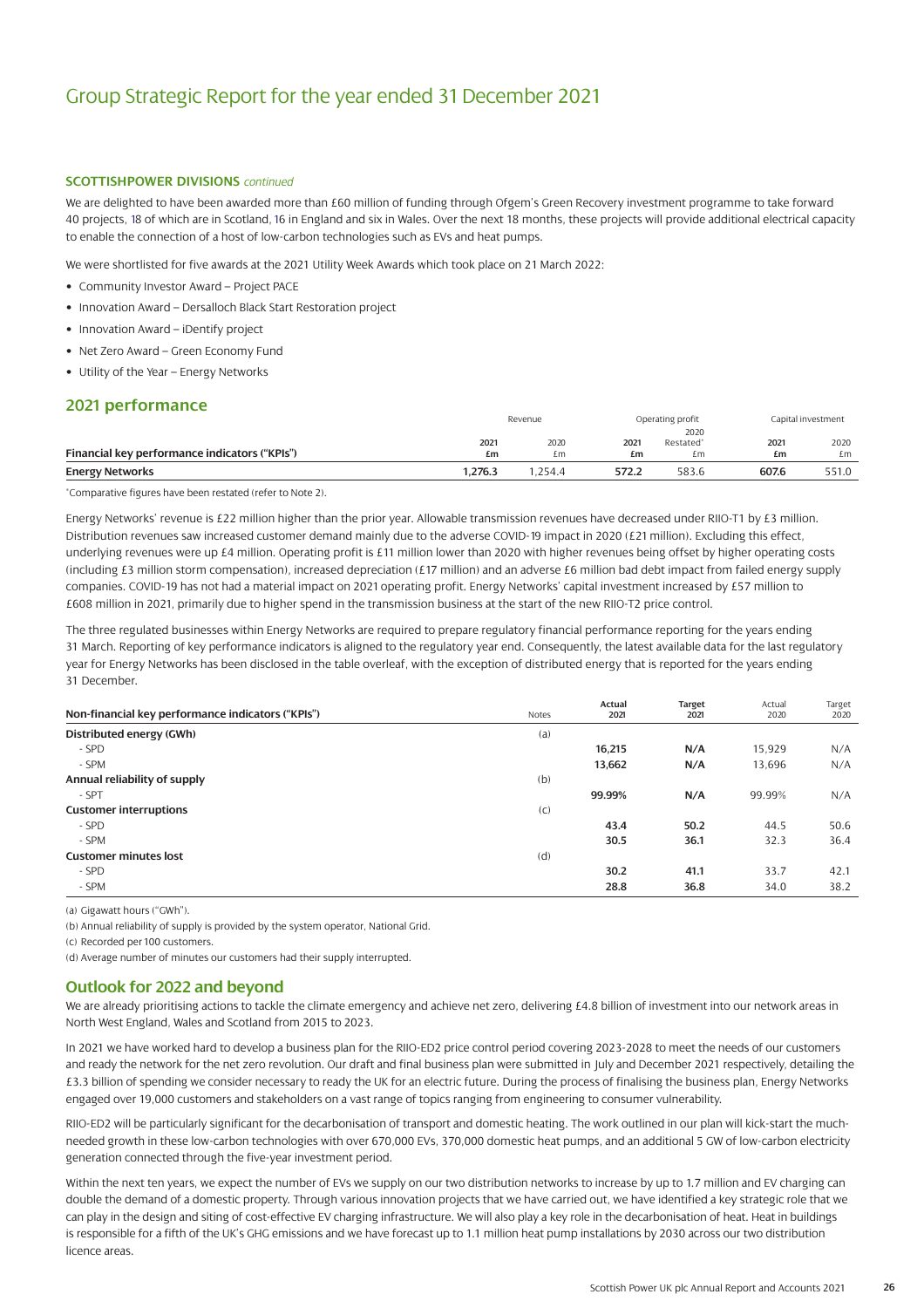# Group Strategic Report for the year ended 31 December 2021

**SCOTTISHPOWER DIVISIONS** *continued*

We are delighted to have been awarded more than £60 million of funding through Ofgem's Green Recovery investment programme to take forward 40 projects, 18 of which are in Scotland, 16 in England and six in Wales. Over the next 18 months, these projects will provide additional electrical capacity to enable the connection of a host of low-carbon technologies such as EVs and heat pumps.

We were shortlisted for five awards at the 2021 Utility Week Awards which took place on 21 March 2022:

- Community Investor Award – Project PACE
- Innovation Award – Dersalloch Black Start Restoration project
- Innovation Award – iDentify project
- Net Zero Award – Green Economy Fund
- Utility of the Year – Energy Networks

## 2021 performance

| Financial key performance indicators ("KPIs") | Revenue 2021 £m | Revenue 2020 £m | Operating profit 2021 £m | Operating profit 2020 Restated* £m | Capital investment 2021 £m | Capital investment 2020 £m |
|---|---|---|---|---|---|---|
| **Energy Networks** | **1,276.3** | 1,254.4 | **572.2** | 583.6 | **607.6** | 551.0 |

*Comparative figures have been restated (refer to Note 2).

Energy Networks' revenue is £22 million higher than the prior year. Allowable transmission revenues have decreased under RIIO-T1 by £3 million. Distribution revenues saw increased customer demand mainly due to the adverse COVID-19 impact in 2020 (£21 million). Excluding this effect, underlying revenues were up £4 million. Operating profit is £11 million lower than 2020 with higher revenues being offset by higher operating costs (including £3 million storm compensation), increased depreciation (£17 million) and an adverse £6 million bad debt impact from failed energy supply companies. COVID-19 has not had a material impact on 2021 operating profit. Energy Networks' capital investment increased by £57 million to £608 million in 2021, primarily due to higher spend in the transmission business at the start of the new RIIO-T2 price control.

The three regulated businesses within Energy Networks are required to prepare regulatory financial performance reporting for the years ending 31 March. Reporting of key performance indicators is aligned to the regulatory year end. Consequently, the latest available data for the last regulatory year for Energy Networks has been disclosed in the table overleaf, with the exception of distributed energy that is reported for the years ending 31 December.

| Non-financial key performance indicators ("KPIs") | Notes | Actual 2021 | Target 2021 | Actual 2020 | Target 2020 |
|---|---|---|---|---|---|
| **Distributed energy (GWh)** | (a) | | | | |
| - SPD | | **16,215** | **N/A** | 15,929 | N/A |
| - SPM | | **13,662** | **N/A** | 13,696 | N/A |
| **Annual reliability of supply** | (b) | | | | |
| - SPT | | **99.99%** | **N/A** | 99.99% | N/A |
| **Customer interruptions** | (c) | | | | |
| - SPD | | **43.4** | **50.2** | 44.5 | 50.6 |
| - SPM | | **30.5** | **36.1** | 32.3 | 36.4 |
| **Customer minutes lost** | (d) | | | | |
| - SPD | | **30.2** | **41.1** | 33.7 | 42.1 |
| - SPM | | **28.8** | **36.8** | 34.0 | 38.2 |

(a) Gigawatt hours ("GWh").
(b) Annual reliability of supply is provided by the system operator, National Grid.
(c) Recorded per 100 customers.
(d) Average number of minutes our customers had their supply interrupted.

## Outlook for 2022 and beyond

We are already prioritising actions to tackle the climate emergency and achieve net zero, delivering £4.8 billion of investment into our network areas in North West England, Wales and Scotland from 2015 to 2023.

In 2021 we have worked hard to develop a business plan for the RIIO-ED2 price control period covering 2023-2028 to meet the needs of our customers and ready the network for the net zero revolution. Our draft and final business plan were submitted in July and December 2021 respectively, detailing the £3.3 billion of spending we consider necessary to ready the UK for an electric future. During the process of finalising the business plan, Energy Networks engaged over 19,000 customers and stakeholders on a vast range of topics ranging from engineering to consumer vulnerability.

RIIO-ED2 will be particularly significant for the decarbonisation of transport and domestic heating. The work outlined in our plan will kick-start the much-needed growth in these low-carbon technologies with over 670,000 EVs, 370,000 domestic heat pumps, and an additional 5 GW of low-carbon electricity generation connected through the five-year investment period.

Within the next ten years, we expect the number of EVs we supply on our two distribution networks to increase by up to 1.7 million and EV charging can double the demand of a domestic property. Through various innovation projects that we have carried out, we have identified a key strategic role that we can play in the design and siting of cost-effective EV charging infrastructure. We will also play a key role in the decarbonisation of heat. Heat in buildings is responsible for a fifth of the UK's GHG emissions and we have forecast up to 1.1 million heat pump installations by 2030 across our two distribution licence areas.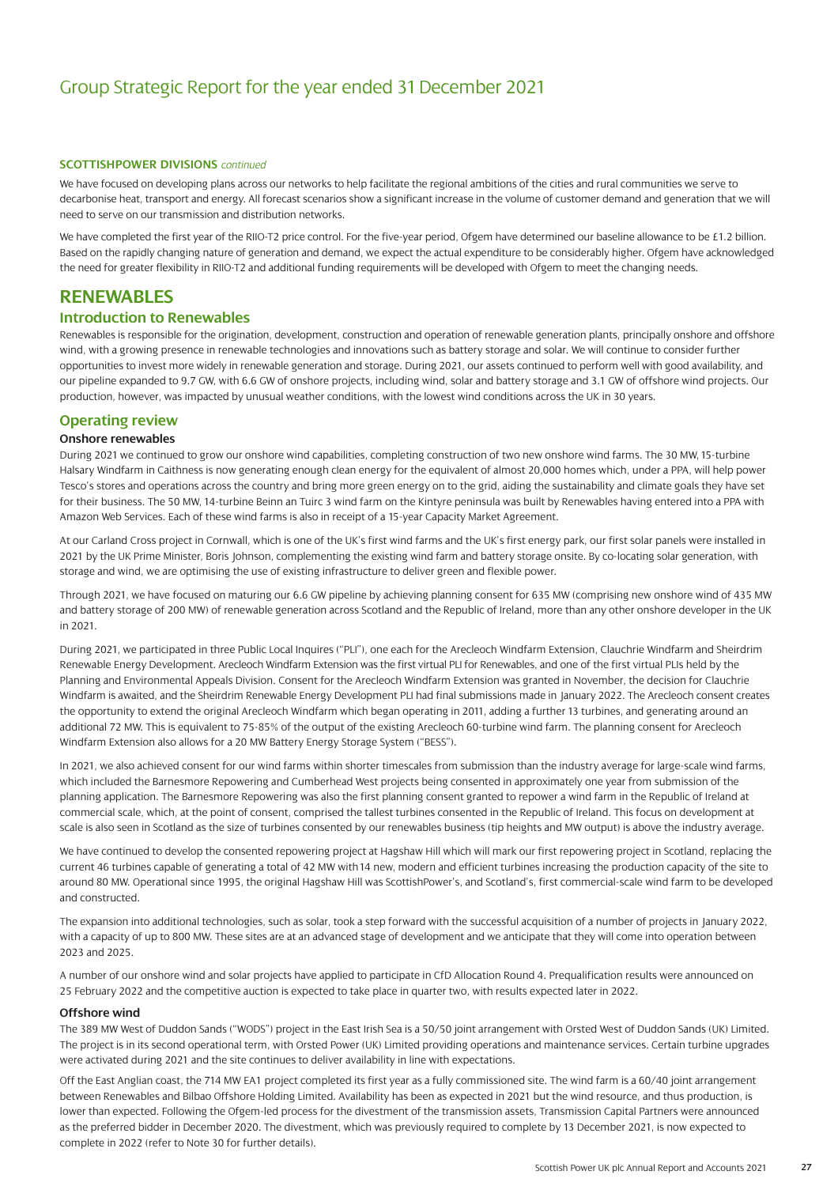# Group Strategic Report for the year ended 31 December 2021

**SCOTTISHPOWER DIVISIONS** *continued*

We have focused on developing plans across our networks to help facilitate the regional ambitions of the cities and rural communities we serve to decarbonise heat, transport and energy. All forecast scenarios show a significant increase in the volume of customer demand and generation that we will need to serve on our transmission and distribution networks.

We have completed the first year of the RIIO-T2 price control. For the five-year period, Ofgem have determined our baseline allowance to be £1.2 billion. Based on the rapidly changing nature of generation and demand, we expect the actual expenditure to be considerably higher. Ofgem have acknowledged the need for greater flexibility in RIIO-T2 and additional funding requirements will be developed with Ofgem to meet the changing needs.

## RENEWABLES

### Introduction to Renewables

Renewables is responsible for the origination, development, construction and operation of renewable generation plants, principally onshore and offshore wind, with a growing presence in renewable technologies and innovations such as battery storage and solar. We will continue to consider further opportunities to invest more widely in renewable generation and storage. During 2021, our assets continued to perform well with good availability, and our pipeline expanded to 9.7 GW, with 6.6 GW of onshore projects, including wind, solar and battery storage and 3.1 GW of offshore wind projects. Our production, however, was impacted by unusual weather conditions, with the lowest wind conditions across the UK in 30 years.

### Operating review

#### Onshore renewables

During 2021 we continued to grow our onshore wind capabilities, completing construction of two new onshore wind farms. The 30 MW, 15-turbine Halsary Windfarm in Caithness is now generating enough clean energy for the equivalent of almost 20,000 homes which, under a PPA, will help power Tesco's stores and operations across the country and bring more green energy on to the grid, aiding the sustainability and climate goals they have set for their business. The 50 MW, 14-turbine Beinn an Tuirc 3 wind farm on the Kintyre peninsula was built by Renewables having entered into a PPA with Amazon Web Services. Each of these wind farms is also in receipt of a 15-year Capacity Market Agreement.

At our Carland Cross project in Cornwall, which is one of the UK's first wind farms and the UK's first energy park, our first solar panels were installed in 2021 by the UK Prime Minister, Boris Johnson, complementing the existing wind farm and battery storage onsite. By co-locating solar generation, with storage and wind, we are optimising the use of existing infrastructure to deliver green and flexible power.

Through 2021, we have focused on maturing our 6.6 GW pipeline by achieving planning consent for 635 MW (comprising new onshore wind of 435 MW and battery storage of 200 MW) of renewable generation across Scotland and the Republic of Ireland, more than any other onshore developer in the UK in 2021.

During 2021, we participated in three Public Local Inquires ("PLI"), one each for the Arecleoch Windfarm Extension, Clauchrie Windfarm and Sheirdrim Renewable Energy Development. Arecleoch Windfarm Extension was the first virtual PLI for Renewables, and one of the first virtual PLIs held by the Planning and Environmental Appeals Division. Consent for the Arecleoch Windfarm Extension was granted in November, the decision for Clauchrie Windfarm is awaited, and the Sheirdrim Renewable Energy Development PLI had final submissions made in January 2022. The Arecleoch consent creates the opportunity to extend the original Arecleoch Windfarm which began operating in 2011, adding a further 13 turbines, and generating around an additional 72 MW. This is equivalent to 75-85% of the output of the existing Arecleoch 60-turbine wind farm. The planning consent for Arecleoch Windfarm Extension also allows for a 20 MW Battery Energy Storage System ("BESS").

In 2021, we also achieved consent for our wind farms within shorter timescales from submission than the industry average for large-scale wind farms, which included the Barnesmore Repowering and Cumberhead West projects being consented in approximately one year from submission of the planning application. The Barnesmore Repowering was also the first planning consent granted to repower a wind farm in the Republic of Ireland at commercial scale, which, at the point of consent, comprised the tallest turbines consented in the Republic of Ireland. This focus on development at scale is also seen in Scotland as the size of turbines consented by our renewables business (tip heights and MW output) is above the industry average.

We have continued to develop the consented repowering project at Hagshaw Hill which will mark our first repowering project in Scotland, replacing the current 46 turbines capable of generating a total of 42 MW with 14 new, modern and efficient turbines increasing the production capacity of the site to around 80 MW. Operational since 1995, the original Hagshaw Hill was ScottishPower's, and Scotland's, first commercial-scale wind farm to be developed and constructed.

The expansion into additional technologies, such as solar, took a step forward with the successful acquisition of a number of projects in January 2022, with a capacity of up to 800 MW. These sites are at an advanced stage of development and we anticipate that they will come into operation between 2023 and 2025.

A number of our onshore wind and solar projects have applied to participate in CfD Allocation Round 4. Prequalification results were announced on 25 February 2022 and the competitive auction is expected to take place in quarter two, with results expected later in 2022.

#### Offshore wind

The 389 MW West of Duddon Sands ("WODS") project in the East Irish Sea is a 50/50 joint arrangement with Orsted West of Duddon Sands (UK) Limited. The project is in its second operational term, with Orsted Power (UK) Limited providing operations and maintenance services. Certain turbine upgrades were activated during 2021 and the site continues to deliver availability in line with expectations.

Off the East Anglian coast, the 714 MW EA1 project completed its first year as a fully commissioned site. The wind farm is a 60/40 joint arrangement between Renewables and Bilbao Offshore Holding Limited. Availability has been as expected in 2021 but the wind resource, and thus production, is lower than expected. Following the Ofgem-led process for the divestment of the transmission assets, Transmission Capital Partners were announced as the preferred bidder in December 2020. The divestment, which was previously required to complete by 13 December 2021, is now expected to complete in 2022 (refer to Note 30 for further details).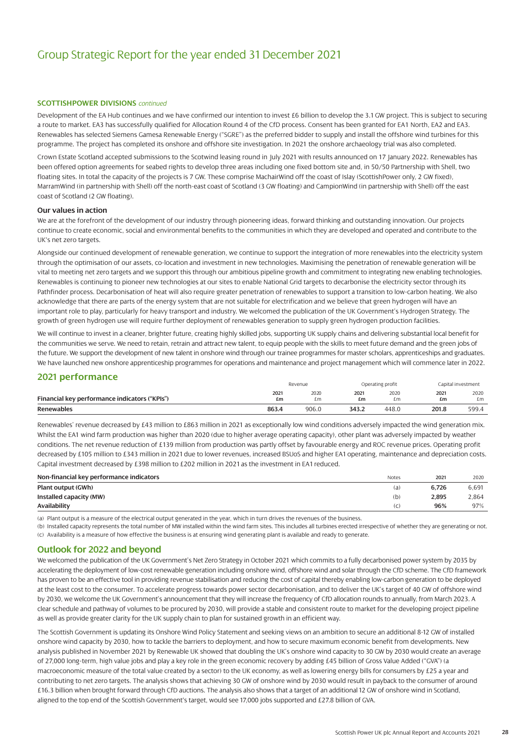# Group Strategic Report for the year ended 31 December 2021

**SCOTTISHPOWER DIVISIONS** *continued*

Development of the EA Hub continues and we have confirmed our intention to invest £6 billion to develop the 3.1 GW project. This is subject to securing a route to market. EA3 has successfully qualified for Allocation Round 4 of the CfD process. Consent has been granted for EA1 North, EA2 and EA3. Renewables has selected Siemens Gamesa Renewable Energy ("SGRE") as the preferred bidder to supply and install the offshore wind turbines for this programme. The project has completed its onshore and offshore site investigation. In 2021 the onshore archaeology trial was also completed.

Crown Estate Scotland accepted submissions to the Scotwind leasing round in July 2021 with results announced on 17 January 2022. Renewables has been offered option agreements for seabed rights to develop three areas including one fixed bottom site and, in 50/50 Partnership with Shell, two floating sites. In total the capacity of the projects is 7 GW. These comprise MachairWind off the coast of Islay (ScottishPower only, 2 GW fixed), MarramWind (in partnership with Shell) off the north-east coast of Scotland (3 GW floating) and CampionWind (in partnership with Shell) off the east coast of Scotland (2 GW floating).

### Our values in action

We are at the forefront of the development of our industry through pioneering ideas, forward thinking and outstanding innovation. Our projects continue to create economic, social and environmental benefits to the communities in which they are developed and operated and contribute to the UK's net zero targets.

Alongside our continued development of renewable generation, we continue to support the integration of more renewables into the electricity system through the optimisation of our assets, co-location and investment in new technologies. Maximising the penetration of renewable generation will be vital to meeting net zero targets and we support this through our ambitious pipeline growth and commitment to integrating new enabling technologies. Renewables is continuing to pioneer new technologies at our sites to enable National Grid targets to decarbonise the electricity sector through its Pathfinder process. Decarbonisation of heat will also require greater penetration of renewables to support a transition to low-carbon heating. We also acknowledge that there are parts of the energy system that are not suitable for electrification and we believe that green hydrogen will have an important role to play, particularly for heavy transport and industry. We welcomed the publication of the UK Government's Hydrogen Strategy. The growth of green hydrogen use will require further deployment of renewables generation to supply green hydrogen production facilities.

We will continue to invest in a cleaner, brighter future, creating highly skilled jobs, supporting UK supply chains and delivering substantial local benefit for the communities we serve. We need to retain, retrain and attract new talent, to equip people with the skills to meet future demand and the green jobs of the future. We support the development of new talent in onshore wind through our trainee programmes for master scholars, apprenticeships and graduates. We have launched new onshore apprenticeship programmes for operations and maintenance and project management which will commence later in 2022.

## 2021 performance

| | Revenue | | Operating profit | | Capital investment | |
|---|---|---|---|---|---|---|
| **Financial key performance indicators ("KPIs")** | **2021 £m** | 2020 £m | **2021 £m** | 2020 £m | **2021 £m** | 2020 £m |
| **Renewables** | **863.4** | 906.0 | **343.2** | 448.0 | **201.8** | 599.4 |

Renewables' revenue decreased by £43 million to £863 million in 2021 as exceptionally low wind conditions adversely impacted the wind generation mix. Whilst the EA1 wind farm production was higher than 2020 (due to higher average operating capacity), other plant was adversely impacted by weather conditions. The net revenue reduction of £139 million from production was partly offset by favourable energy and ROC revenue prices. Operating profit decreased by £105 million to £343 million in 2021 due to lower revenues, increased BSUoS and higher EA1 operating, maintenance and depreciation costs. Capital investment decreased by £398 million to £202 million in 2021 as the investment in EA1 reduced.

| Non-financial key performance indicators | Notes | 2021 | 2020 |
|---|---|---|---|
| **Plant output (GWh)** | (a) | **6,726** | 6,691 |
| **Installed capacity (MW)** | (b) | **2,895** | 2,864 |
| **Availability** | (c) | **96%** | 97% |

(a) Plant output is a measure of the electrical output generated in the year, which in turn drives the revenues of the business.
(b) Installed capacity represents the total number of MW installed within the wind farm sites. This includes all turbines erected irrespective of whether they are generating or not.
(c) Availability is a measure of how effective the business is at ensuring wind generating plant is available and ready to generate.

## Outlook for 2022 and beyond

We welcomed the publication of the UK Government's Net Zero Strategy in October 2021 which commits to a fully decarbonised power system by 2035 by accelerating the deployment of low-cost renewable generation including onshore wind, offshore wind and solar through the CfD scheme. The CfD framework has proven to be an effective tool in providing revenue stabilisation and reducing the cost of capital thereby enabling low-carbon generation to be deployed at the least cost to the consumer. To accelerate progress towards power sector decarbonisation, and to deliver the UK's target of 40 GW of offshore wind by 2030, we welcome the UK Government's announcement that they will increase the frequency of CfD allocation rounds to annually, from March 2023. A clear schedule and pathway of volumes to be procured by 2030, will provide a stable and consistent route to market for the developing project pipeline as well as provide greater clarity for the UK supply chain to plan for sustained growth in an efficient way.

The Scottish Government is updating its Onshore Wind Policy Statement and seeking views on an ambition to secure an additional 8-12 GW of installed onshore wind capacity by 2030, how to tackle the barriers to deployment, and how to secure maximum economic benefit from developments. New analysis published in November 2021 by Renewable UK showed that doubling the UK's onshore wind capacity to 30 GW by 2030 would create an average of 27,000 long-term, high value jobs and play a key role in the green economic recovery by adding £45 billion of Gross Value Added ("GVA") (a macroeconomic measure of the total value created by a sector) to the UK economy, as well as lowering energy bills for consumers by £25 a year and contributing to net zero targets. The analysis shows that achieving 30 GW of onshore wind by 2030 would result in payback to the consumer of around £16.3 billion when brought forward through CfD auctions. The analysis also shows that a target of an additional 12 GW of onshore wind in Scotland, aligned to the top end of the Scottish Government's target, would see 17,000 jobs supported and £27.8 billion of GVA.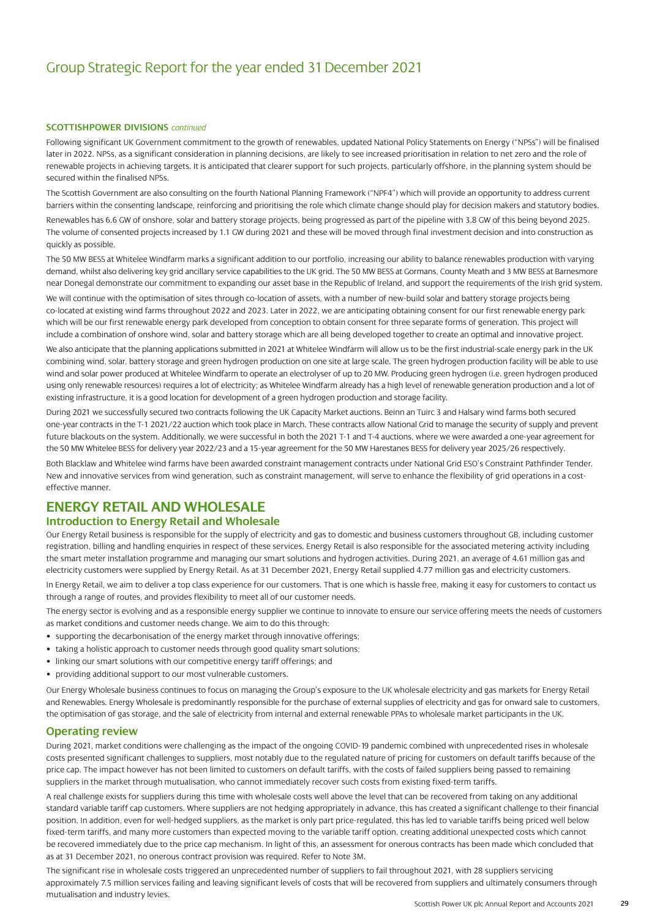# Group Strategic Report for the year ended 31 December 2021

**SCOTTISHPOWER DIVISIONS** *continued*

Following significant UK Government commitment to the growth of renewables, updated National Policy Statements on Energy ("NPSs") will be finalised later in 2022. NPSs, as a significant consideration in planning decisions, are likely to see increased prioritisation in relation to net zero and the role of renewable projects in achieving targets. It is anticipated that clearer support for such projects, particularly offshore, in the planning system should be secured within the finalised NPSs.

The Scottish Government are also consulting on the fourth National Planning Framework ("NPF4") which will provide an opportunity to address current barriers within the consenting landscape, reinforcing and prioritising the role which climate change should play for decision makers and statutory bodies.

Renewables has 6.6 GW of onshore, solar and battery storage projects, being progressed as part of the pipeline with 3.8 GW of this being beyond 2025. The volume of consented projects increased by 1.1 GW during 2021 and these will be moved through final investment decision and into construction as quickly as possible.

The 50 MW BESS at Whitelee Windfarm marks a significant addition to our portfolio, increasing our ability to balance renewables production with varying demand, whilst also delivering key grid ancillary service capabilities to the UK grid. The 50 MW BESS at Gormans, County Meath and 3 MW BESS at Barnesmore near Donegal demonstrate our commitment to expanding our asset base in the Republic of Ireland, and support the requirements of the Irish grid system.

We will continue with the optimisation of sites through co-location of assets, with a number of new-build solar and battery storage projects being co-located at existing wind farms throughout 2022 and 2023. Later in 2022, we are anticipating obtaining consent for our first renewable energy park which will be our first renewable energy park developed from conception to obtain consent for three separate forms of generation. This project will include a combination of onshore wind, solar and battery storage which are all being developed together to create an optimal and innovative project.

We also anticipate that the planning applications submitted in 2021 at Whitelee Windfarm will allow us to be the first industrial-scale energy park in the UK combining wind, solar, battery storage and green hydrogen production on one site at large scale. The green hydrogen production facility will be able to use wind and solar power produced at Whitelee Windfarm to operate an electrolyser of up to 20 MW. Producing green hydrogen (i.e. green hydrogen produced using only renewable resources) requires a lot of electricity; as Whitelee Windfarm already has a high level of renewable generation production and a lot of existing infrastructure, it is a good location for development of a green hydrogen production and storage facility.

During 2021 we successfully secured two contracts following the UK Capacity Market auctions. Beinn an Tuirc 3 and Halsary wind farms both secured one-year contracts in the T-1 2021/22 auction which took place in March. These contracts allow National Grid to manage the security of supply and prevent future blackouts on the system. Additionally, we were successful in both the 2021 T-1 and T-4 auctions, where we were awarded a one-year agreement for the 50 MW Whitelee BESS for delivery year 2022/23 and a 15-year agreement for the 50 MW Harestanes BESS for delivery year 2025/26 respectively.

Both Blacklaw and Whitelee wind farms have been awarded constraint management contracts under National Grid ESO's Constraint Pathfinder Tender. New and innovative services from wind generation, such as constraint management, will serve to enhance the flexibility of grid operations in a cost-effective manner.

## ENERGY RETAIL AND WHOLESALE

### Introduction to Energy Retail and Wholesale

Our Energy Retail business is responsible for the supply of electricity and gas to domestic and business customers throughout GB, including customer registration, billing and handling enquiries in respect of these services. Energy Retail is also responsible for the associated metering activity including the smart meter installation programme and managing our smart solutions and hydrogen activities. During 2021, an average of 4.61 million gas and electricity customers were supplied by Energy Retail. As at 31 December 2021, Energy Retail supplied 4.77 million gas and electricity customers.

In Energy Retail, we aim to deliver a top class experience for our customers. That is one which is hassle free, making it easy for customers to contact us through a range of routes, and provides flexibility to meet all of our customer needs.

The energy sector is evolving and as a responsible energy supplier we continue to innovate to ensure our service offering meets the needs of customers as market conditions and customer needs change. We aim to do this through:

- supporting the decarbonisation of the energy market through innovative offerings;
- taking a holistic approach to customer needs through good quality smart solutions;
- linking our smart solutions with our competitive energy tariff offerings; and
- providing additional support to our most vulnerable customers.

Our Energy Wholesale business continues to focus on managing the Group's exposure to the UK wholesale electricity and gas markets for Energy Retail and Renewables. Energy Wholesale is predominantly responsible for the purchase of external supplies of electricity and gas for onward sale to customers, the optimisation of gas storage, and the sale of electricity from internal and external renewable PPAs to wholesale market participants in the UK.

### Operating review

During 2021, market conditions were challenging as the impact of the ongoing COVID-19 pandemic combined with unprecedented rises in wholesale costs presented significant challenges to suppliers, most notably due to the regulated nature of pricing for customers on default tariffs because of the price cap. The impact however has not been limited to customers on default tariffs, with the costs of failed suppliers being passed to remaining suppliers in the market through mutualisation, who cannot immediately recover such costs from existing fixed-term tariffs.

A real challenge exists for suppliers during this time with wholesale costs well above the level that can be recovered from taking on any additional standard variable tariff cap customers. Where suppliers are not hedging appropriately in advance, this has created a significant challenge to their financial position. In addition, even for well-hedged suppliers, as the market is only part price-regulated, this has led to variable tariffs being priced well below fixed-term tariffs, and many more customers than expected moving to the variable tariff option, creating additional unexpected costs which cannot be recovered immediately due to the price cap mechanism. In light of this, an assessment for onerous contracts has been made which concluded that as at 31 December 2021, no onerous contract provision was required. Refer to Note 3M.

The significant rise in wholesale costs triggered an unprecedented number of suppliers to fail throughout 2021, with 28 suppliers servicing approximately 7.5 million services failing and leaving significant levels of costs that will be recovered from suppliers and ultimately consumers through mutualisation and industry levies.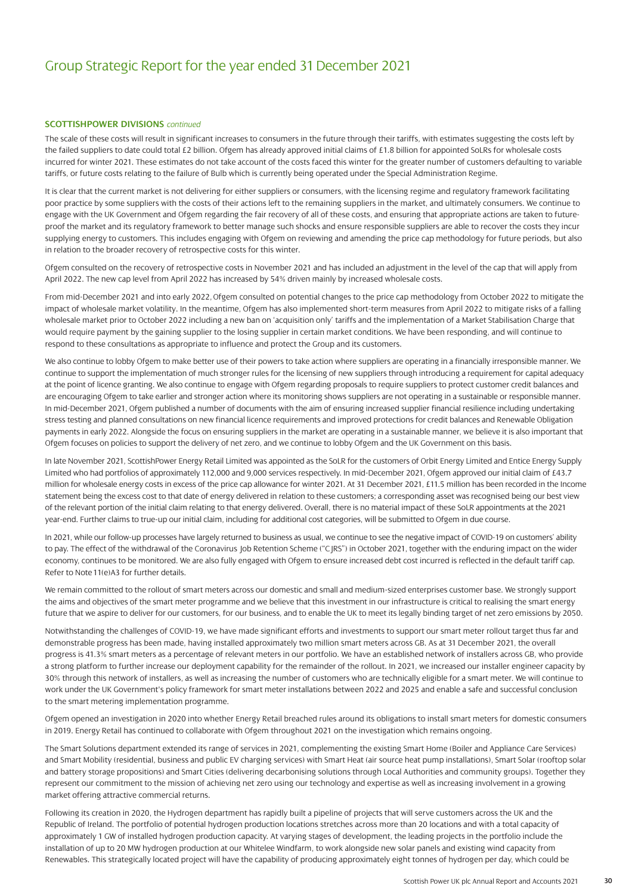# Group Strategic Report for the year ended 31 December 2021

**SCOTTISHPOWER DIVISIONS** *continued*

The scale of these costs will result in significant increases to consumers in the future through their tariffs, with estimates suggesting the costs left by the failed suppliers to date could total £2 billion. Ofgem has already approved initial claims of £1.8 billion for appointed SoLRs for wholesale costs incurred for winter 2021. These estimates do not take account of the costs faced this winter for the greater number of customers defaulting to variable tariffs, or future costs relating to the failure of Bulb which is currently being operated under the Special Administration Regime.

It is clear that the current market is not delivering for either suppliers or consumers, with the licensing regime and regulatory framework facilitating poor practice by some suppliers with the costs of their actions left to the remaining suppliers in the market, and ultimately consumers. We continue to engage with the UK Government and Ofgem regarding the fair recovery of all of these costs, and ensuring that appropriate actions are taken to future-proof the market and its regulatory framework to better manage such shocks and ensure responsible suppliers are able to recover the costs they incur supplying energy to customers. This includes engaging with Ofgem on reviewing and amending the price cap methodology for future periods, but also in relation to the broader recovery of retrospective costs for this winter.

Ofgem consulted on the recovery of retrospective costs in November 2021 and has included an adjustment in the level of the cap that will apply from April 2022. The new cap level from April 2022 has increased by 54% driven mainly by increased wholesale costs.

From mid-December 2021 and into early 2022, Ofgem consulted on potential changes to the price cap methodology from October 2022 to mitigate the impact of wholesale market volatility. In the meantime, Ofgem has also implemented short-term measures from April 2022 to mitigate risks of a falling wholesale market prior to October 2022 including a new ban on 'acquisition only' tariffs and the implementation of a Market Stabilisation Charge that would require payment by the gaining supplier to the losing supplier in certain market conditions. We have been responding, and will continue to respond to these consultations as appropriate to influence and protect the Group and its customers.

We also continue to lobby Ofgem to make better use of their powers to take action where suppliers are operating in a financially irresponsible manner. We continue to support the implementation of much stronger rules for the licensing of new suppliers through introducing a requirement for capital adequacy at the point of licence granting. We also continue to engage with Ofgem regarding proposals to require suppliers to protect customer credit balances and are encouraging Ofgem to take earlier and stronger action where its monitoring shows suppliers are not operating in a sustainable or responsible manner. In mid-December 2021, Ofgem published a number of documents with the aim of ensuring increased supplier financial resilience including undertaking stress testing and planned consultations on new financial licence requirements and improved protections for credit balances and Renewable Obligation payments in early 2022. Alongside the focus on ensuring suppliers in the market are operating in a sustainable manner, we believe it is also important that Ofgem focuses on policies to support the delivery of net zero, and we continue to lobby Ofgem and the UK Government on this basis.

In late November 2021, ScottishPower Energy Retail Limited was appointed as the SoLR for the customers of Orbit Energy Limited and Entice Energy Supply Limited who had portfolios of approximately 112,000 and 9,000 services respectively. In mid-December 2021, Ofgem approved our initial claim of £43.7 million for wholesale energy costs in excess of the price cap allowance for winter 2021. At 31 December 2021, £11.5 million has been recorded in the Income statement being the excess cost to that date of energy delivered in relation to these customers; a corresponding asset was recognised being our best view of the relevant portion of the initial claim relating to that energy delivered. Overall, there is no material impact of these SoLR appointments at the 2021 year-end. Further claims to true-up our initial claim, including for additional cost categories, will be submitted to Ofgem in due course.

In 2021, while our follow-up processes have largely returned to business as usual, we continue to see the negative impact of COVID-19 on customers' ability to pay. The effect of the withdrawal of the Coronavirus Job Retention Scheme ("CJRS") in October 2021, together with the enduring impact on the wider economy, continues to be monitored. We are also fully engaged with Ofgem to ensure increased debt cost incurred is reflected in the default tariff cap. Refer to Note 11(e)A3 for further details.

We remain committed to the rollout of smart meters across our domestic and small and medium-sized enterprises customer base. We strongly support the aims and objectives of the smart meter programme and we believe that this investment in our infrastructure is critical to realising the smart energy future that we aspire to deliver for our customers, for our business, and to enable the UK to meet its legally binding target of net zero emissions by 2050.

Notwithstanding the challenges of COVID-19, we have made significant efforts and investments to support our smart meter rollout target thus far and demonstrable progress has been made, having installed approximately two million smart meters across GB. As at 31 December 2021, the overall progress is 41.3% smart meters as a percentage of relevant meters in our portfolio. We have an established network of installers across GB, who provide a strong platform to further increase our deployment capability for the remainder of the rollout. In 2021, we increased our installer engineer capacity by 30% through this network of installers, as well as increasing the number of customers who are technically eligible for a smart meter. We will continue to work under the UK Government's policy framework for smart meter installations between 2022 and 2025 and enable a safe and successful conclusion to the smart metering implementation programme.

Ofgem opened an investigation in 2020 into whether Energy Retail breached rules around its obligations to install smart meters for domestic consumers in 2019. Energy Retail has continued to collaborate with Ofgem throughout 2021 on the investigation which remains ongoing.

The Smart Solutions department extended its range of services in 2021, complementing the existing Smart Home (Boiler and Appliance Care Services) and Smart Mobility (residential, business and public EV charging services) with Smart Heat (air source heat pump installations), Smart Solar (rooftop solar and battery storage propositions) and Smart Cities (delivering decarbonising solutions through Local Authorities and community groups). Together they represent our commitment to the mission of achieving net zero using our technology and expertise as well as increasing involvement in a growing market offering attractive commercial returns.

Following its creation in 2020, the Hydrogen department has rapidly built a pipeline of projects that will serve customers across the UK and the Republic of Ireland. The portfolio of potential hydrogen production locations stretches across more than 20 locations and with a total capacity of approximately 1 GW of installed hydrogen production capacity. At varying stages of development, the leading projects in the portfolio include the installation of up to 20 MW hydrogen production at our Whitelee Windfarm, to work alongside new solar panels and existing wind capacity from Renewables. This strategically located project will have the capability of producing approximately eight tonnes of hydrogen per day, which could be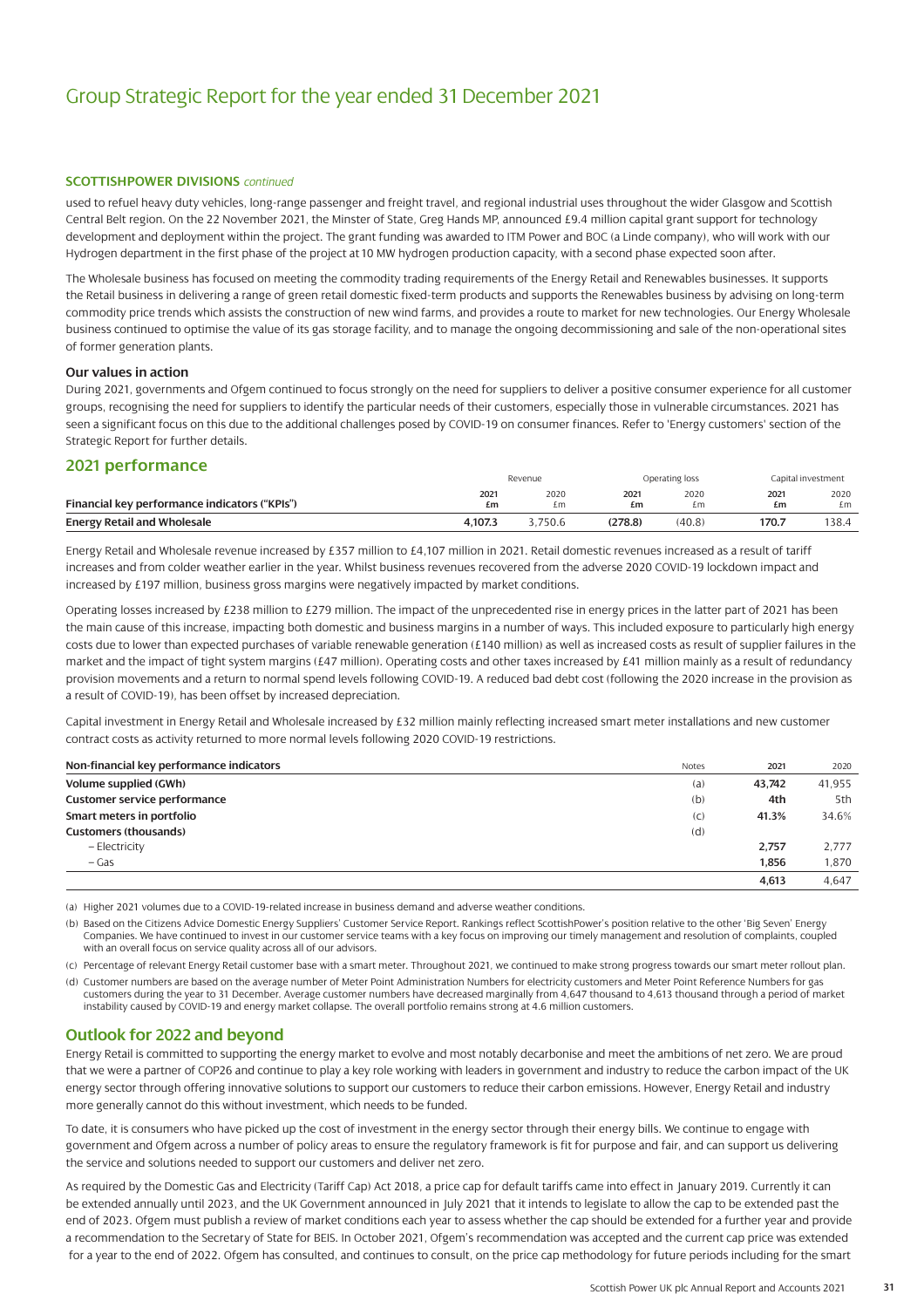### SCOTTISHPOWER DIVISIONS *continued*

used to refuel heavy duty vehicles, long-range passenger and freight travel, and regional industrial uses throughout the wider Glasgow and Scottish Central Belt region. On the 22 November 2021, the Minster of State, Greg Hands MP, announced £9.4 million capital grant support for technology development and deployment within the project. The grant funding was awarded to ITM Power and BOC (a Linde company), who will work with our Hydrogen department in the first phase of the project at 10 MW hydrogen production capacity, with a second phase expected soon after.

The Wholesale business has focused on meeting the commodity trading requirements of the Energy Retail and Renewables businesses. It supports the Retail business in delivering a range of green retail domestic fixed-term products and supports the Renewables business by advising on long-term commodity price trends which assists the construction of new wind farms, and provides a route to market for new technologies. Our Energy Wholesale business continued to optimise the value of its gas storage facility, and to manage the ongoing decommissioning and sale of the non-operational sites of former generation plants.

#### Our values in action

During 2021, governments and Ofgem continued to focus strongly on the need for suppliers to deliver a positive consumer experience for all customer groups, recognising the need for suppliers to identify the particular needs of their customers, especially those in vulnerable circumstances. 2021 has seen a significant focus on this due to the additional challenges posed by COVID-19 on consumer finances. Refer to 'Energy customers' section of the Strategic Report for further details.

## 2021 performance

| Financial key performance indicators ("KPIs") | Revenue | | Operating loss | | Capital investment | |
|---|---|---|---|---|---|---|
| | **2021 £m** | 2020 £m | **2021 £m** | 2020 £m | **2021 £m** | 2020 £m |
| **Energy Retail and Wholesale** | **4,107.3** | 3,750.6 | **(278.8)** | (40.8) | **170.7** | 138.4 |

Energy Retail and Wholesale revenue increased by £357 million to £4,107 million in 2021. Retail domestic revenues increased as a result of tariff increases and from colder weather earlier in the year. Whilst business revenues recovered from the adverse 2020 COVID-19 lockdown impact and increased by £197 million, business gross margins were negatively impacted by market conditions.

Operating losses increased by £238 million to £279 million. The impact of the unprecedented rise in energy prices in the latter part of 2021 has been the main cause of this increase, impacting both domestic and business margins in a number of ways. This included exposure to particularly high energy costs due to lower than expected purchases of variable renewable generation (£140 million) as well as increased costs as result of supplier failures in the market and the impact of tight system margins (£47 million). Operating costs and other taxes increased by £41 million mainly as a result of redundancy provision movements and a return to normal spend levels following COVID-19. A reduced bad debt cost (following the 2020 increase in the provision as a result of COVID-19), has been offset by increased depreciation.

Capital investment in Energy Retail and Wholesale increased by £32 million mainly reflecting increased smart meter installations and new customer contract costs as activity returned to more normal levels following 2020 COVID-19 restrictions.

| Non-financial key performance indicators | Notes | 2021 | 2020 |
|---|---|---|---|
| **Volume supplied (GWh)** | (a) | **43,742** | 41,955 |
| **Customer service performance** | (b) | **4th** | 5th |
| **Smart meters in portfolio** | (c) | **41.3%** | 34.6% |
| **Customers (thousands)** | (d) | | |
| – Electricity | | **2,757** | 2,777 |
| – Gas | | **1,856** | 1,870 |
| | | **4,613** | 4,647 |

(a) Higher 2021 volumes due to a COVID-19-related increase in business demand and adverse weather conditions.

(b) Based on the Citizens Advice Domestic Energy Suppliers' Customer Service Report. Rankings reflect ScottishPower's position relative to the other 'Big Seven' Energy Companies. We have continued to invest in our customer service teams with a key focus on improving our timely management and resolution of complaints, coupled with an overall focus on service quality across all of our advisors.

(c) Percentage of relevant Energy Retail customer base with a smart meter. Throughout 2021, we continued to make strong progress towards our smart meter rollout plan.

(d) Customer numbers are based on the average number of Meter Point Administration Numbers for electricity customers and Meter Point Reference Numbers for gas customers during the year to 31 December. Average customer numbers have decreased marginally from 4,647 thousand to 4,613 thousand through a period of market instability caused by COVID-19 and energy market collapse. The overall portfolio remains strong at 4.6 million customers.

## Outlook for 2022 and beyond

Energy Retail is committed to supporting the energy market to evolve and most notably decarbonise and meet the ambitions of net zero. We are proud that we were a partner of COP26 and continue to play a key role working with leaders in government and industry to reduce the carbon impact of the UK energy sector through offering innovative solutions to support our customers to reduce their carbon emissions. However, Energy Retail and industry more generally cannot do this without investment, which needs to be funded.

To date, it is consumers who have picked up the cost of investment in the energy sector through their energy bills. We continue to engage with government and Ofgem across a number of policy areas to ensure the regulatory framework is fit for purpose and fair, and can support us delivering the service and solutions needed to support our customers and deliver net zero.

As required by the Domestic Gas and Electricity (Tariff Cap) Act 2018, a price cap for default tariffs came into effect in January 2019. Currently it can be extended annually until 2023, and the UK Government announced in July 2021 that it intends to legislate to allow the cap to be extended past the end of 2023. Ofgem must publish a review of market conditions each year to assess whether the cap should be extended for a further year and provide a recommendation to the Secretary of State for BEIS. In October 2021, Ofgem's recommendation was accepted and the current cap price was extended for a year to the end of 2022. Ofgem has consulted, and continues to consult, on the price cap methodology for future periods including for the smart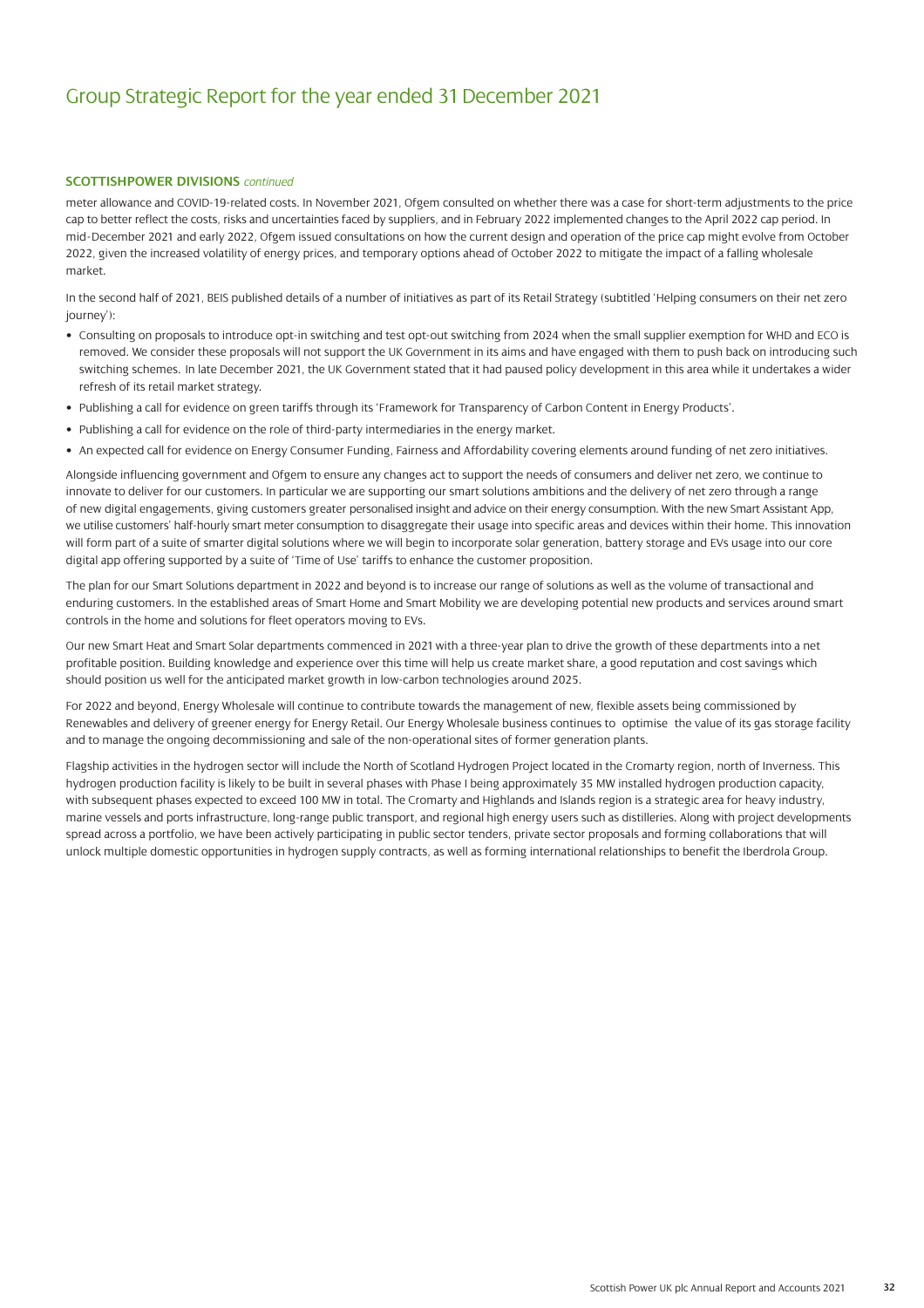**SCOTTISHPOWER DIVISIONS** *continued*

meter allowance and COVID-19-related costs. In November 2021, Ofgem consulted on whether there was a case for short-term adjustments to the price cap to better reflect the costs, risks and uncertainties faced by suppliers, and in February 2022 implemented changes to the April 2022 cap period. In mid-December 2021 and early 2022, Ofgem issued consultations on how the current design and operation of the price cap might evolve from October 2022, given the increased volatility of energy prices, and temporary options ahead of October 2022 to mitigate the impact of a falling wholesale market.

In the second half of 2021, BEIS published details of a number of initiatives as part of its Retail Strategy (subtitled 'Helping consumers on their net zero journey'):

- Consulting on proposals to introduce opt-in switching and test opt-out switching from 2024 when the small supplier exemption for WHD and ECO is removed. We consider these proposals will not support the UK Government in its aims and have engaged with them to push back on introducing such switching schemes. In late December 2021, the UK Government stated that it had paused policy development in this area while it undertakes a wider refresh of its retail market strategy.
- Publishing a call for evidence on green tariffs through its 'Framework for Transparency of Carbon Content in Energy Products'.
- Publishing a call for evidence on the role of third-party intermediaries in the energy market.
- An expected call for evidence on Energy Consumer Funding, Fairness and Affordability covering elements around funding of net zero initiatives.

Alongside influencing government and Ofgem to ensure any changes act to support the needs of consumers and deliver net zero, we continue to innovate to deliver for our customers. In particular we are supporting our smart solutions ambitions and the delivery of net zero through a range of new digital engagements, giving customers greater personalised insight and advice on their energy consumption. With the new Smart Assistant App, we utilise customers' half-hourly smart meter consumption to disaggregate their usage into specific areas and devices within their home. This innovation will form part of a suite of smarter digital solutions where we will begin to incorporate solar generation, battery storage and EVs usage into our core digital app offering supported by a suite of 'Time of Use' tariffs to enhance the customer proposition.

The plan for our Smart Solutions department in 2022 and beyond is to increase our range of solutions as well as the volume of transactional and enduring customers. In the established areas of Smart Home and Smart Mobility we are developing potential new products and services around smart controls in the home and solutions for fleet operators moving to EVs.

Our new Smart Heat and Smart Solar departments commenced in 2021 with a three-year plan to drive the growth of these departments into a net profitable position. Building knowledge and experience over this time will help us create market share, a good reputation and cost savings which should position us well for the anticipated market growth in low-carbon technologies around 2025.

For 2022 and beyond, Energy Wholesale will continue to contribute towards the management of new, flexible assets being commissioned by Renewables and delivery of greener energy for Energy Retail. Our Energy Wholesale business continues to optimise the value of its gas storage facility and to manage the ongoing decommissioning and sale of the non-operational sites of former generation plants.

Flagship activities in the hydrogen sector will include the North of Scotland Hydrogen Project located in the Cromarty region, north of Inverness. This hydrogen production facility is likely to be built in several phases with Phase I being approximately 35 MW installed hydrogen production capacity, with subsequent phases expected to exceed 100 MW in total. The Cromarty and Highlands and Islands region is a strategic area for heavy industry, marine vessels and ports infrastructure, long-range public transport, and regional high energy users such as distilleries. Along with project developments spread across a portfolio, we have been actively participating in public sector tenders, private sector proposals and forming collaborations that will unlock multiple domestic opportunities in hydrogen supply contracts, as well as forming international relationships to benefit the Iberdrola Group.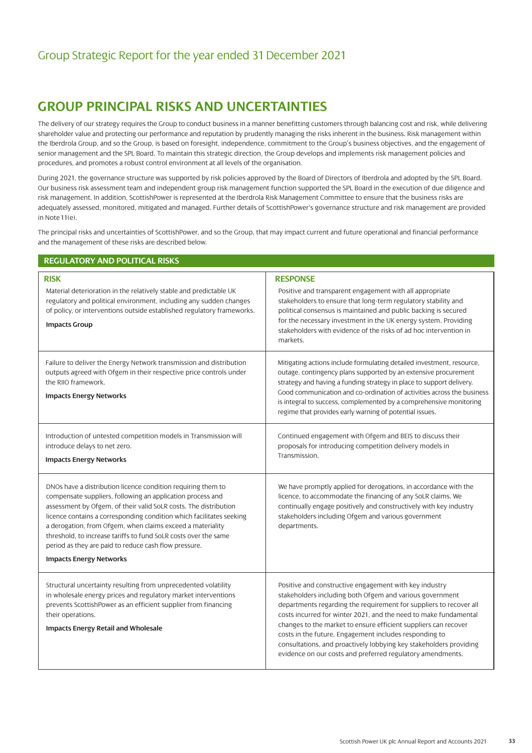# GROUP PRINCIPAL RISKS AND UNCERTAINTIES

The delivery of our strategy requires the Group to conduct business in a manner benefitting customers through balancing cost and risk, while delivering shareholder value and protecting our performance and reputation by prudently managing the risks inherent in the business. Risk management within the Iberdrola Group, and so the Group, is based on foresight, independence, commitment to the Group's business objectives, and the engagement of senior management and the SPL Board. To maintain this strategic direction, the Group develops and implements risk management policies and procedures, and promotes a robust control environment at all levels of the organisation.

During 2021, the governance structure was supported by risk policies approved by the Board of Directors of Iberdrola and adopted by the SPL Board. Our business risk assessment team and independent group risk management function supported the SPL Board in the execution of due diligence and risk management. In addition, ScottishPower is represented at the Iberdrola Risk Management Committee to ensure that the business risks are adequately assessed, monitored, mitigated and managed. Further details of ScottishPower's governance structure and risk management are provided in Note 11(e).

The principal risks and uncertainties of ScottishPower, and so the Group, that may impact current and future operational and financial performance and the management of these risks are described below.

## REGULATORY AND POLITICAL RISKS

| RISK | RESPONSE |
| --- | --- |
| Material deterioration in the relatively stable and predictable UK regulatory and political environment, including any sudden changes of policy, or interventions outside established regulatory frameworks.<br><br>**Impacts Group** | Positive and transparent engagement with all appropriate stakeholders to ensure that long-term regulatory stability and political consensus is maintained and public backing is secured for the necessary investment in the UK energy system. Providing stakeholders with evidence of the risks of ad hoc intervention in markets. |
| Failure to deliver the Energy Network transmission and distribution outputs agreed with Ofgem in their respective price controls under the RIIO framework.<br><br>**Impacts Energy Networks** | Mitigating actions include formulating detailed investment, resource, outage, contingency plans supported by an extensive procurement strategy and having a funding strategy in place to support delivery. Good communication and co-ordination of activities across the business is integral to success, complemented by a comprehensive monitoring regime that provides early warning of potential issues. |
| Introduction of untested competition models in Transmission will introduce delays to net zero.<br><br>**Impacts Energy Networks** | Continued engagement with Ofgem and BEIS to discuss their proposals for introducing competition delivery models in Transmission. |
| DNOs have a distribution licence condition requiring them to compensate suppliers, following an application process and assessment by Ofgem, of their valid SoLR costs. The distribution licence contains a corresponding condition which facilitates seeking a derogation, from Ofgem, when claims exceed a materiality threshold, to increase tariffs to fund SoLR costs over the same period as they are paid to reduce cash flow pressure.<br><br>**Impacts Energy Networks** | We have promptly applied for derogations, in accordance with the licence, to accommodate the financing of any SoLR claims. We continually engage positively and constructively with key industry stakeholders including Ofgem and various government departments. |
| Structural uncertainty resulting from unprecedented volatility in wholesale energy prices and regulatory market interventions prevents ScottishPower as an efficient supplier from financing their operations.<br><br>**Impacts Energy Retail and Wholesale** | Positive and constructive engagement with key industry stakeholders including both Ofgem and various government departments regarding the requirement for suppliers to recover all costs incurred for winter 2021, and the need to make fundamental changes to the market to ensure efficient suppliers can recover costs in the future. Engagement includes responding to consultations, and proactively lobbying key stakeholders providing evidence on our costs and preferred regulatory amendments. |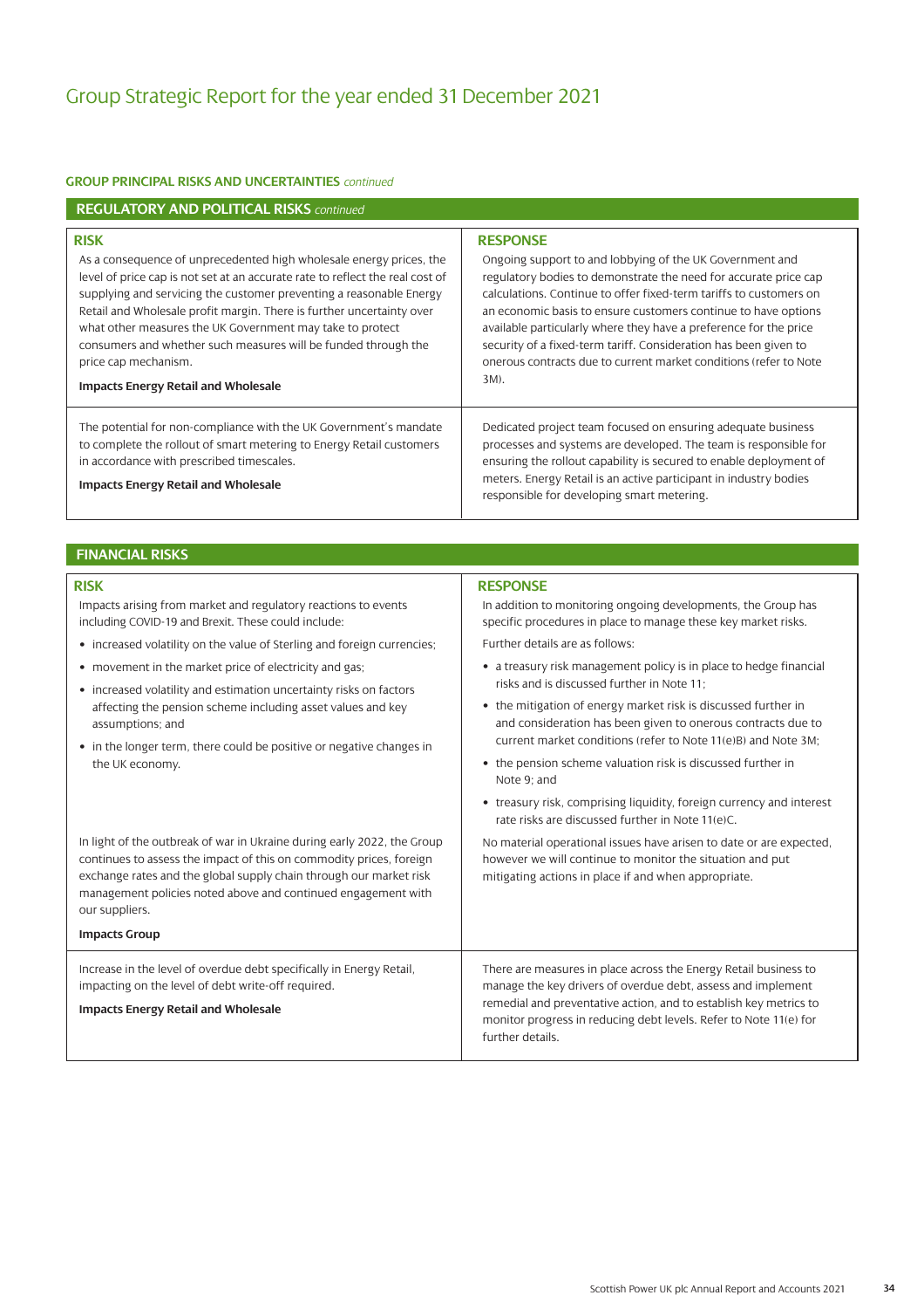# Group Strategic Report for the year ended 31 December 2021

**GROUP PRINCIPAL RISKS AND UNCERTAINTIES** *continued*

## REGULATORY AND POLITICAL RISKS *continued*

| RISK | RESPONSE |
|---|---|
| As a consequence of unprecedented high wholesale energy prices, the level of price cap is not set at an accurate rate to reflect the real cost of supplying and servicing the customer preventing a reasonable Energy Retail and Wholesale profit margin. There is further uncertainty over what other measures the UK Government may take to protect consumers and whether such measures will be funded through the price cap mechanism.<br><br>**Impacts Energy Retail and Wholesale** | Ongoing support to and lobbying of the UK Government and regulatory bodies to demonstrate the need for accurate price cap calculations. Continue to offer fixed-term tariffs to customers on an economic basis to ensure customers continue to have options available particularly where they have a preference for the price security of a fixed-term tariff. Consideration has been given to onerous contracts due to current market conditions (refer to Note 3M). |
| The potential for non-compliance with the UK Government's mandate to complete the rollout of smart metering to Energy Retail customers in accordance with prescribed timescales.<br><br>**Impacts Energy Retail and Wholesale** | Dedicated project team focused on ensuring adequate business processes and systems are developed. The team is responsible for ensuring the rollout capability is secured to enable deployment of meters. Energy Retail is an active participant in industry bodies responsible for developing smart metering. |

## FINANCIAL RISKS

| RISK | RESPONSE |
|---|---|
| Impacts arising from market and regulatory reactions to events including COVID-19 and Brexit. These could include:<br>• increased volatility on the value of Sterling and foreign currencies;<br>• movement in the market price of electricity and gas;<br>• increased volatility and estimation uncertainty risks on factors affecting the pension scheme including asset values and key assumptions; and<br>• in the longer term, there could be positive or negative changes in the UK economy.<br><br>In light of the outbreak of war in Ukraine during early 2022, the Group continues to assess the impact of this on commodity prices, foreign exchange rates and the global supply chain through our market risk management policies noted above and continued engagement with our suppliers.<br><br>**Impacts Group** | In addition to monitoring ongoing developments, the Group has specific procedures in place to manage these key market risks.<br>Further details are as follows:<br>• a treasury risk management policy is in place to hedge financial risks and is discussed further in Note 11;<br>• the mitigation of energy market risk is discussed further in and consideration has been given to onerous contracts due to current market conditions (refer to Note 11(e)B) and Note 3M;<br>• the pension scheme valuation risk is discussed further in Note 9; and<br>• treasury risk, comprising liquidity, foreign currency and interest rate risks are discussed further in Note 11(e)C.<br><br>No material operational issues have arisen to date or are expected, however we will continue to monitor the situation and put mitigating actions in place if and when appropriate. |
| Increase in the level of overdue debt specifically in Energy Retail, impacting on the level of debt write-off required.<br><br>**Impacts Energy Retail and Wholesale** | There are measures in place across the Energy Retail business to manage the key drivers of overdue debt, assess and implement remedial and preventative action, and to establish key metrics to monitor progress in reducing debt levels. Refer to Note 11(e) for further details. |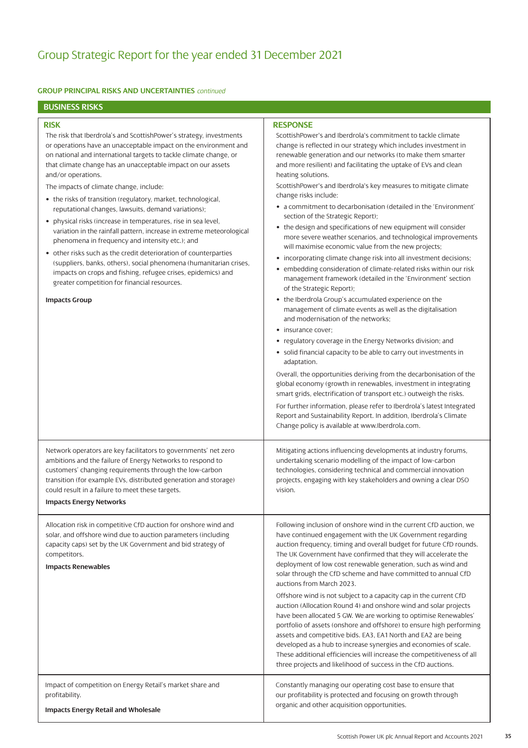# Group Strategic Report for the year ended 31 December 2021

**GROUP PRINCIPAL RISKS AND UNCERTAINTIES** *continued*

## BUSINESS RISKS

| RISK | RESPONSE |
|---|---|
| The risk that Iberdrola's and ScottishPower's strategy, investments or operations have an unacceptable impact on the environment and on national and international targets to tackle climate change, or that climate change has an unacceptable impact on our assets and/or operations.<br><br>The impacts of climate change, include:<br>• the risks of transition (regulatory, market, technological, reputational changes, lawsuits, demand variations);<br>• physical risks (increase in temperatures, rise in sea level, variation in the rainfall pattern, increase in extreme meteorological phenomena in frequency and intensity etc.); and<br>• other risks such as the credit deterioration of counterparties (suppliers, banks, others), social phenomena (humanitarian crises, impacts on crops and fishing, refugee crises, epidemics) and greater competition for financial resources.<br><br>**Impacts Group** | ScottishPower's and Iberdrola's commitment to tackle climate change is reflected in our strategy which includes investment in renewable generation and our networks (to make them smarter and more resilient) and facilitating the uptake of EVs and clean heating solutions.<br><br>ScottishPower's and Iberdrola's key measures to mitigate climate change risks include:<br>• a commitment to decarbonisation (detailed in the 'Environment' section of the Strategic Report);<br>• the design and specifications of new equipment will consider more severe weather scenarios, and technological improvements will maximise economic value from the new projects;<br>• incorporating climate change risk into all investment decisions;<br>• embedding consideration of climate-related risks within our risk management framework (detailed in the 'Environment' section of the Strategic Report);<br>• the Iberdrola Group's accumulated experience on the management of climate events as well as the digitalisation and modernisation of the networks;<br>• insurance cover;<br>• regulatory coverage in the Energy Networks division; and<br>• solid financial capacity to be able to carry out investments in adaptation.<br><br>Overall, the opportunities deriving from the decarbonisation of the global economy (growth in renewables, investment in integrating smart grids, electrification of transport etc.) outweigh the risks.<br><br>For further information, please refer to Iberdrola's latest Integrated Report and Sustainability Report. In addition, Iberdrola's Climate Change policy is available at www.Iberdrola.com. |
| Network operators are key facilitators to governments' net zero ambitions and the failure of Energy Networks to respond to customers' changing requirements through the low-carbon transition (for example EVs, distributed generation and storage) could result in a failure to meet these targets.<br><br>**Impacts Energy Networks** | Mitigating actions influencing developments at industry forums, undertaking scenario modelling of the impact of low-carbon technologies, considering technical and commercial innovation projects, engaging with key stakeholders and owning a clear DSO vision. |
| Allocation risk in competitive CfD auction for onshore wind and solar, and offshore wind due to auction parameters (including capacity caps) set by the UK Government and bid strategy of competitors.<br><br>**Impacts Renewables** | Following inclusion of onshore wind in the current CfD auction, we have continued engagement with the UK Government regarding auction frequency, timing and overall budget for future CfD rounds. The UK Government have confirmed that they will accelerate the deployment of low cost renewable generation, such as wind and solar through the CfD scheme and have committed to annual CfD auctions from March 2023.<br><br>Offshore wind is not subject to a capacity cap in the current CfD auction (Allocation Round 4) and onshore wind and solar projects have been allocated 5 GW. We are working to optimise Renewables' portfolio of assets (onshore and offshore) to ensure high performing assets and competitive bids. EA3, EA1 North and EA2 are being developed as a hub to increase synergies and economies of scale. These additional efficiencies will increase the competitiveness of all three projects and likelihood of success in the CfD auctions. |
| Impact of competition on Energy Retail's market share and profitability.<br><br>**Impacts Energy Retail and Wholesale** | Constantly managing our operating cost base to ensure that our profitability is protected and focusing on growth through organic and other acquisition opportunities. |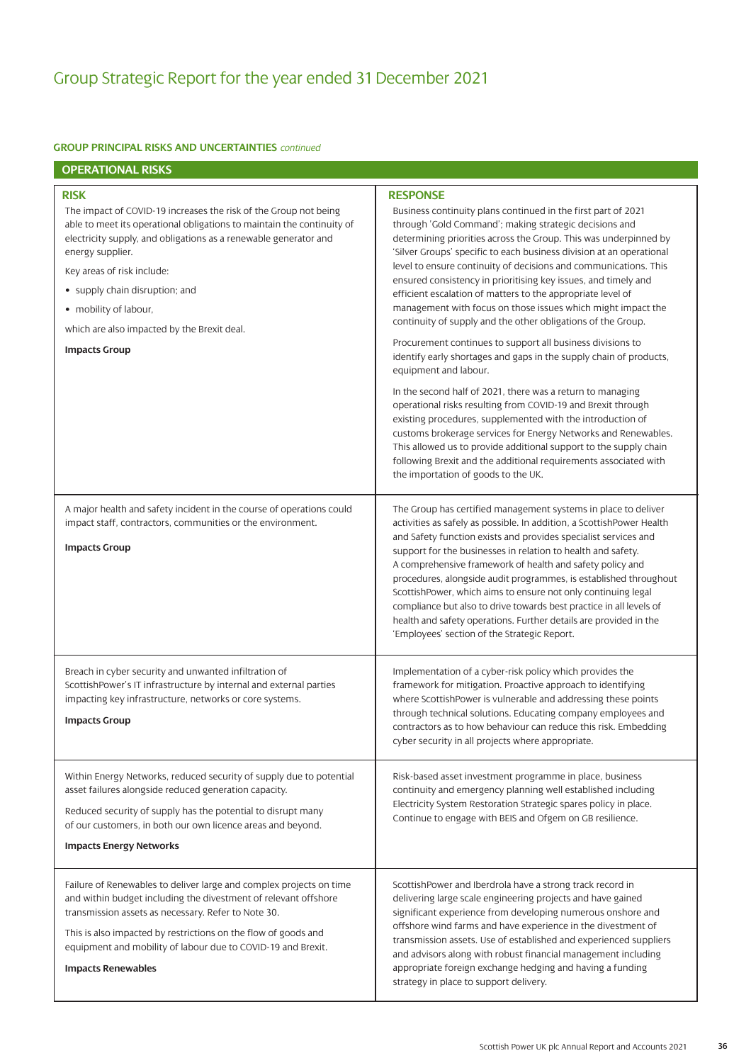# Group Strategic Report for the year ended 31 December 2021

**GROUP PRINCIPAL RISKS AND UNCERTAINTIES** *continued*

## OPERATIONAL RISKS

| RISK | RESPONSE |
|---|---|
| The impact of COVID-19 increases the risk of the Group not being able to meet its operational obligations to maintain the continuity of electricity supply, and obligations as a renewable generator and energy supplier.<br><br>Key areas of risk include:<br>• supply chain disruption; and<br>• mobility of labour,<br><br>which are also impacted by the Brexit deal.<br><br>**Impacts Group** | Business continuity plans continued in the first part of 2021 through 'Gold Command'; making strategic decisions and determining priorities across the Group. This was underpinned by 'Silver Groups' specific to each business division at an operational level to ensure continuity of decisions and communications. This ensured consistency in prioritising key issues, and timely and efficient escalation of matters to the appropriate level of management with focus on those issues which might impact the continuity of supply and the other obligations of the Group.<br><br>Procurement continues to support all business divisions to identify early shortages and gaps in the supply chain of products, equipment and labour.<br><br>In the second half of 2021, there was a return to managing operational risks resulting from COVID-19 and Brexit through existing procedures, supplemented with the introduction of customs brokerage services for Energy Networks and Renewables. This allowed us to provide additional support to the supply chain following Brexit and the additional requirements associated with the importation of goods to the UK. |
| A major health and safety incident in the course of operations could impact staff, contractors, communities or the environment.<br><br>**Impacts Group** | The Group has certified management systems in place to deliver activities as safely as possible. In addition, a ScottishPower Health and Safety function exists and provides specialist services and support for the businesses in relation to health and safety. A comprehensive framework of health and safety policy and procedures, alongside audit programmes, is established throughout ScottishPower, which aims to ensure not only continuing legal compliance but also to drive towards best practice in all levels of health and safety operations. Further details are provided in the 'Employees' section of the Strategic Report. |
| Breach in cyber security and unwanted infiltration of ScottishPower's IT infrastructure by internal and external parties impacting key infrastructure, networks or core systems.<br><br>**Impacts Group** | Implementation of a cyber-risk policy which provides the framework for mitigation. Proactive approach to identifying where ScottishPower is vulnerable and addressing these points through technical solutions. Educating company employees and contractors as to how behaviour can reduce this risk. Embedding cyber security in all projects where appropriate. |
| Within Energy Networks, reduced security of supply due to potential asset failures alongside reduced generation capacity.<br><br>Reduced security of supply has the potential to disrupt many of our customers, in both our own licence areas and beyond.<br><br>**Impacts Energy Networks** | Risk-based asset investment programme in place, business continuity and emergency planning well established including Electricity System Restoration Strategic spares policy in place. Continue to engage with BEIS and Ofgem on GB resilience. |
| Failure of Renewables to deliver large and complex projects on time and within budget including the divestment of relevant offshore transmission assets as necessary. Refer to Note 30.<br><br>This is also impacted by restrictions on the flow of goods and equipment and mobility of labour due to COVID-19 and Brexit.<br><br>**Impacts Renewables** | ScottishPower and Iberdrola have a strong track record in delivering large scale engineering projects and have gained significant experience from developing numerous onshore and offshore wind farms and have experience in the divestment of transmission assets. Use of established and experienced suppliers and advisors along with robust financial management including appropriate foreign exchange hedging and having a funding strategy in place to support delivery. |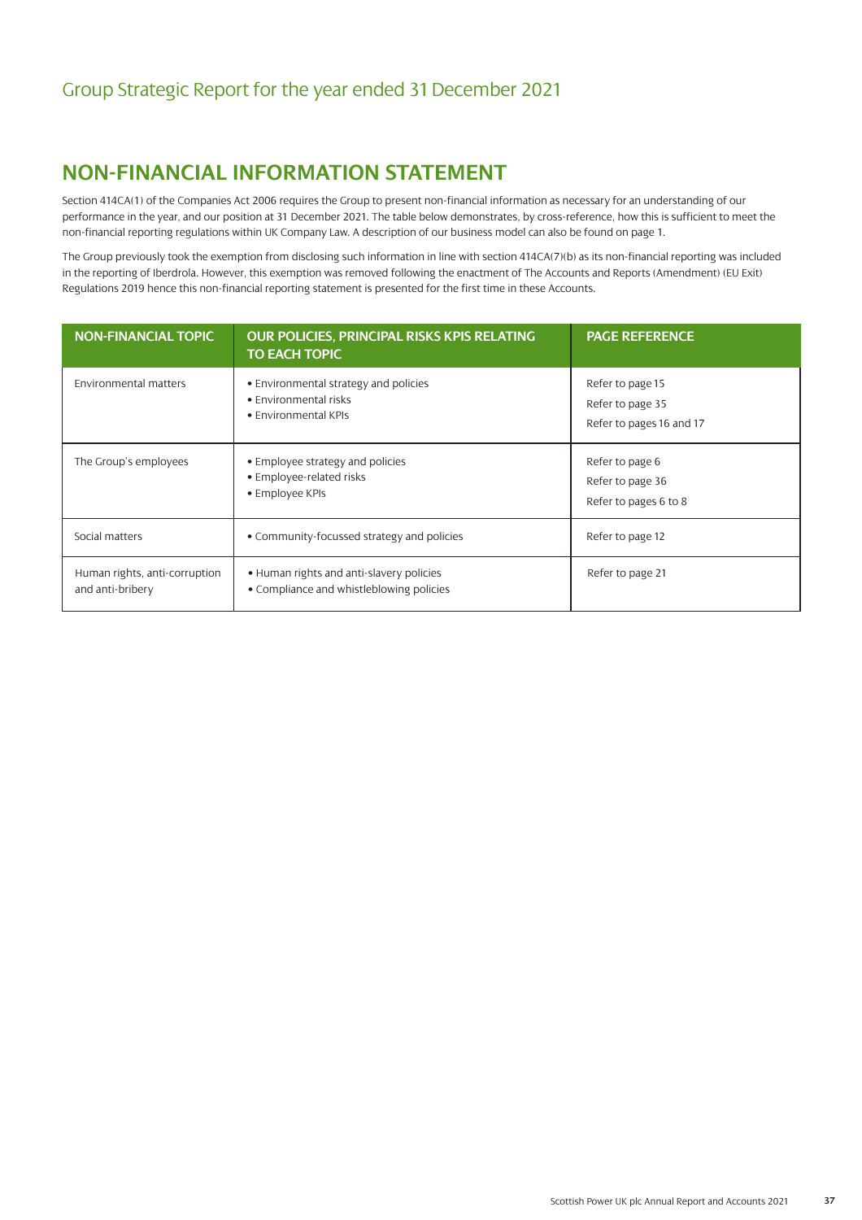# NON-FINANCIAL INFORMATION STATEMENT

Section 414CA(1) of the Companies Act 2006 requires the Group to present non-financial information as necessary for an understanding of our performance in the year, and our position at 31 December 2021. The table below demonstrates, by cross-reference, how this is sufficient to meet the non-financial reporting regulations within UK Company Law. A description of our business model can also be found on page 1.

The Group previously took the exemption from disclosing such information in line with section 414CA(7)(b) as its non-financial reporting was included in the reporting of Iberdrola. However, this exemption was removed following the enactment of The Accounts and Reports (Amendment) (EU Exit) Regulations 2019 hence this non-financial reporting statement is presented for the first time in these Accounts.

| NON-FINANCIAL TOPIC | OUR POLICIES, PRINCIPAL RISKS KPIS RELATING TO EACH TOPIC | PAGE REFERENCE |
|---|---|---|
| Environmental matters | • Environmental strategy and policies<br>• Environmental risks<br>• Environmental KPIs | Refer to page 15<br>Refer to page 35<br>Refer to pages 16 and 17 |
| The Group's employees | • Employee strategy and policies<br>• Employee-related risks<br>• Employee KPIs | Refer to page 6<br>Refer to page 36<br>Refer to pages 6 to 8 |
| Social matters | • Community-focussed strategy and policies | Refer to page 12 |
| Human rights, anti-corruption and anti-bribery | • Human rights and anti-slavery policies<br>• Compliance and whistleblowing policies | Refer to page 21 |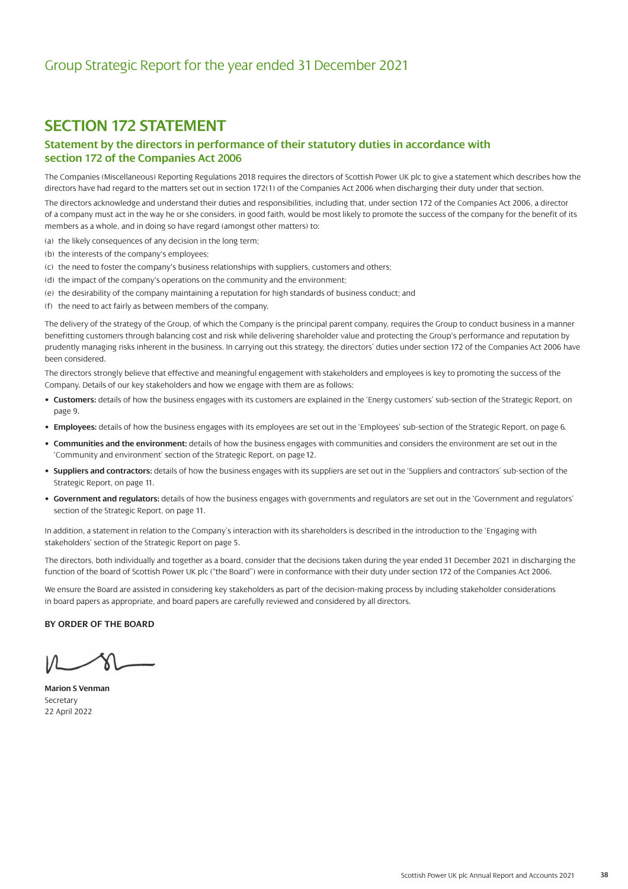# Group Strategic Report for the year ended 31 December 2021

## SECTION 172 STATEMENT

### Statement by the directors in performance of their statutory duties in accordance with section 172 of the Companies Act 2006

The Companies (Miscellaneous) Reporting Regulations 2018 requires the directors of Scottish Power UK plc to give a statement which describes how the directors have had regard to the matters set out in section 172(1) of the Companies Act 2006 when discharging their duty under that section.

The directors acknowledge and understand their duties and responsibilities, including that, under section 172 of the Companies Act 2006, a director of a company must act in the way he or she considers, in good faith, would be most likely to promote the success of the company for the benefit of its members as a whole, and in doing so have regard (amongst other matters) to:

(a) the likely consequences of any decision in the long term;

(b) the interests of the company's employees;

(c) the need to foster the company's business relationships with suppliers, customers and others;

(d) the impact of the company's operations on the community and the environment;

(e) the desirability of the company maintaining a reputation for high standards of business conduct; and

(f) the need to act fairly as between members of the company.

The delivery of the strategy of the Group, of which the Company is the principal parent company, requires the Group to conduct business in a manner benefitting customers through balancing cost and risk while delivering shareholder value and protecting the Group's performance and reputation by prudently managing risks inherent in the business. In carrying out this strategy, the directors' duties under section 172 of the Companies Act 2006 have been considered.

The directors strongly believe that effective and meaningful engagement with stakeholders and employees is key to promoting the success of the Company. Details of our key stakeholders and how we engage with them are as follows:

- **Customers:** details of how the business engages with its customers are explained in the 'Energy customers' sub-section of the Strategic Report, on page 9.
- **Employees:** details of how the business engages with its employees are set out in the 'Employees' sub-section of the Strategic Report, on page 6.
- **Communities and the environment:** details of how the business engages with communities and considers the environment are set out in the 'Community and environment' section of the Strategic Report, on page 12.
- **Suppliers and contractors:** details of how the business engages with its suppliers are set out in the 'Suppliers and contractors' sub-section of the Strategic Report, on page 11.
- **Government and regulators:** details of how the business engages with governments and regulators are set out in the 'Government and regulators' section of the Strategic Report, on page 11.

In addition, a statement in relation to the Company's interaction with its shareholders is described in the introduction to the 'Engaging with stakeholders' section of the Strategic Report on page 5.

The directors, both individually and together as a board, consider that the decisions taken during the year ended 31 December 2021 in discharging the function of the board of Scottish Power UK plc ("the Board") were in conformance with their duty under section 172 of the Companies Act 2006.

We ensure the Board are assisted in considering key stakeholders as part of the decision-making process by including stakeholder considerations in board papers as appropriate, and board papers are carefully reviewed and considered by all directors.

**BY ORDER OF THE BOARD**

**Marion S Venman**
Secretary
22 April 2022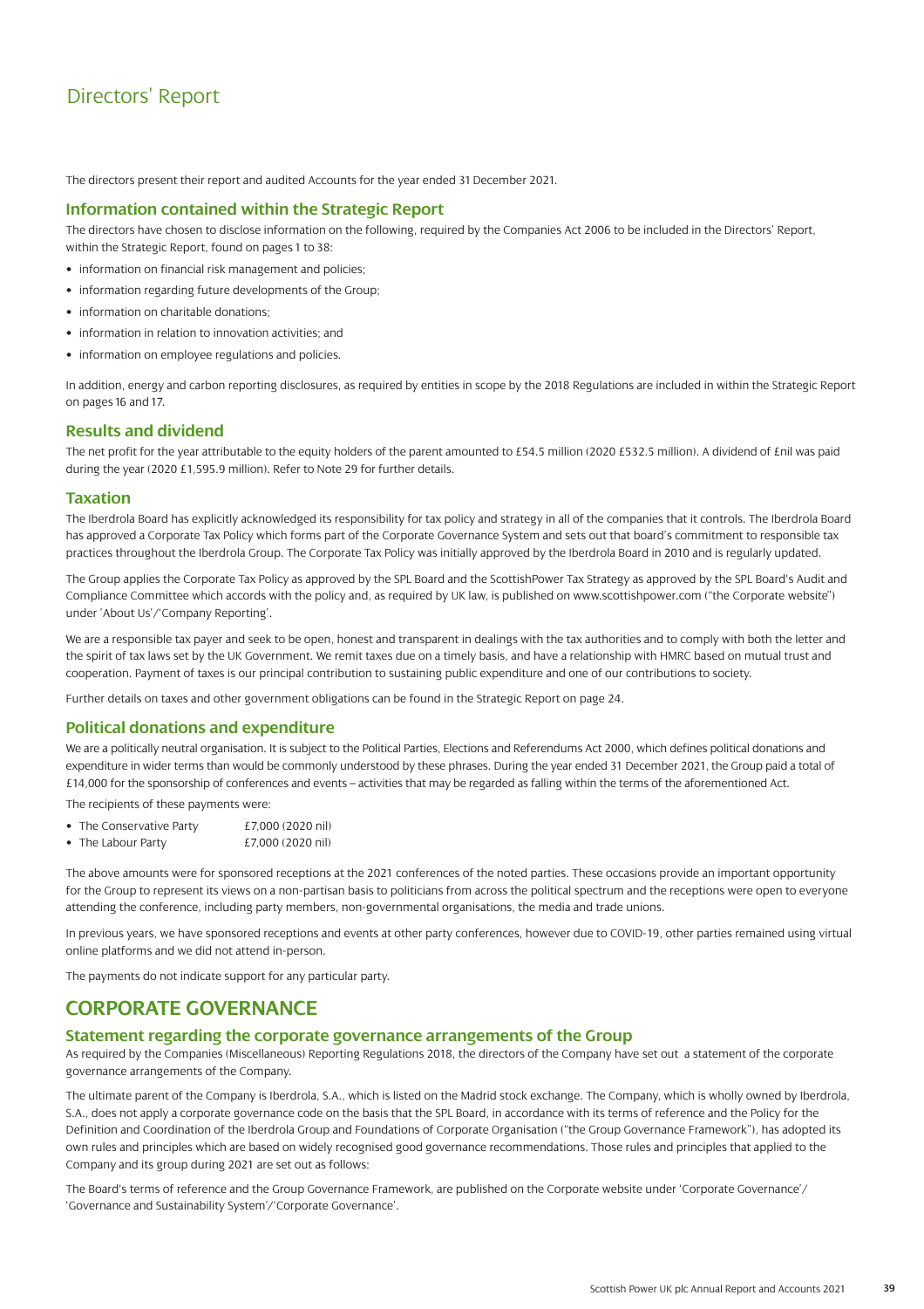# Directors' Report

The directors present their report and audited Accounts for the year ended 31 December 2021.

## Information contained within the Strategic Report

The directors have chosen to disclose information on the following, required by the Companies Act 2006 to be included in the Directors' Report, within the Strategic Report, found on pages 1 to 38:

- information on financial risk management and policies;
- information regarding future developments of the Group;
- information on charitable donations;
- information in relation to innovation activities; and
- information on employee regulations and policies.

In addition, energy and carbon reporting disclosures, as required by entities in scope by the 2018 Regulations are included in within the Strategic Report on pages 16 and 17.

## Results and dividend

The net profit for the year attributable to the equity holders of the parent amounted to £54.5 million (2020 £532.5 million). A dividend of £nil was paid during the year (2020 £1,595.9 million). Refer to Note 29 for further details.

## Taxation

The Iberdrola Board has explicitly acknowledged its responsibility for tax policy and strategy in all of the companies that it controls. The Iberdrola Board has approved a Corporate Tax Policy which forms part of the Corporate Governance System and sets out that board's commitment to responsible tax practices throughout the Iberdrola Group. The Corporate Tax Policy was initially approved by the Iberdrola Board in 2010 and is regularly updated.

The Group applies the Corporate Tax Policy as approved by the SPL Board and the ScottishPower Tax Strategy as approved by the SPL Board's Audit and Compliance Committee which accords with the policy and, as required by UK law, is published on www.scottishpower.com ("the Corporate website") under 'About Us'/'Company Reporting'.

We are a responsible tax payer and seek to be open, honest and transparent in dealings with the tax authorities and to comply with both the letter and the spirit of tax laws set by the UK Government. We remit taxes due on a timely basis, and have a relationship with HMRC based on mutual trust and cooperation. Payment of taxes is our principal contribution to sustaining public expenditure and one of our contributions to society.

Further details on taxes and other government obligations can be found in the Strategic Report on page 24.

## Political donations and expenditure

We are a politically neutral organisation. It is subject to the Political Parties, Elections and Referendums Act 2000, which defines political donations and expenditure in wider terms than would be commonly understood by these phrases. During the year ended 31 December 2021, the Group paid a total of £14,000 for the sponsorship of conferences and events – activities that may be regarded as falling within the terms of the aforementioned Act.

The recipients of these payments were:

- The Conservative Party £7,000 (2020 nil)
- The Labour Party £7,000 (2020 nil)

The above amounts were for sponsored receptions at the 2021 conferences of the noted parties. These occasions provide an important opportunity for the Group to represent its views on a non-partisan basis to politicians from across the political spectrum and the receptions were open to everyone attending the conference, including party members, non-governmental organisations, the media and trade unions.

In previous years, we have sponsored receptions and events at other party conferences, however due to COVID-19, other parties remained using virtual online platforms and we did not attend in-person.

The payments do not indicate support for any particular party.

# CORPORATE GOVERNANCE

## Statement regarding the corporate governance arrangements of the Group

As required by the Companies (Miscellaneous) Reporting Regulations 2018, the directors of the Company have set out a statement of the corporate governance arrangements of the Company.

The ultimate parent of the Company is Iberdrola, S.A., which is listed on the Madrid stock exchange. The Company, which is wholly owned by Iberdrola, S.A., does not apply a corporate governance code on the basis that the SPL Board, in accordance with its terms of reference and the Policy for the Definition and Coordination of the Iberdrola Group and Foundations of Corporate Organisation ("the Group Governance Framework"), has adopted its own rules and principles which are based on widely recognised good governance recommendations. Those rules and principles that applied to the Company and its group during 2021 are set out as follows:

The Board's terms of reference and the Group Governance Framework, are published on the Corporate website under 'Corporate Governance'/ 'Governance and Sustainability System'/'Corporate Governance'.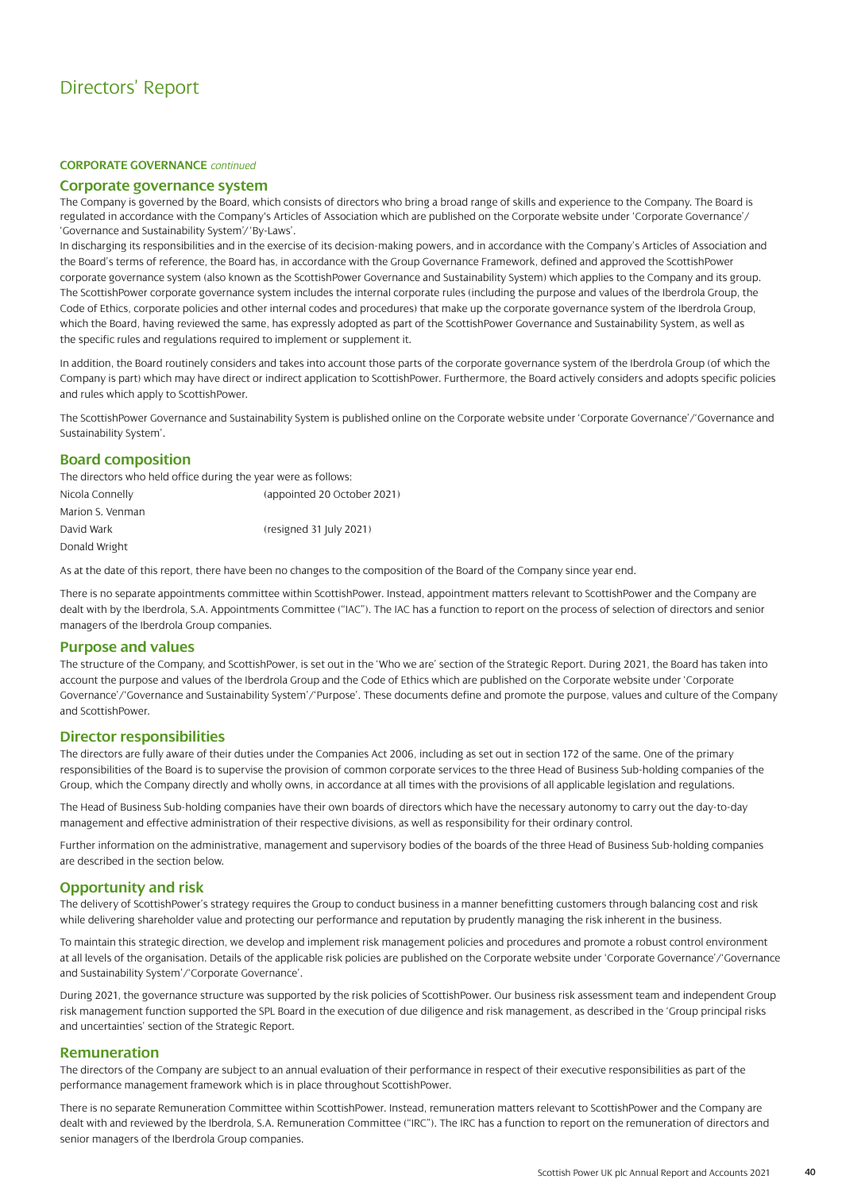# Directors' Report

**CORPORATE GOVERNANCE** *continued*

## Corporate governance system

The Company is governed by the Board, which consists of directors who bring a broad range of skills and experience to the Company. The Board is regulated in accordance with the Company's Articles of Association which are published on the Corporate website under 'Corporate Governance'/ 'Governance and Sustainability System'/'By-Laws'.

In discharging its responsibilities and in the exercise of its decision-making powers, and in accordance with the Company's Articles of Association and the Board's terms of reference, the Board has, in accordance with the Group Governance Framework, defined and approved the ScottishPower corporate governance system (also known as the ScottishPower Governance and Sustainability System) which applies to the Company and its group. The ScottishPower corporate governance system includes the internal corporate rules (including the purpose and values of the Iberdrola Group, the Code of Ethics, corporate policies and other internal codes and procedures) that make up the corporate governance system of the Iberdrola Group, which the Board, having reviewed the same, has expressly adopted as part of the ScottishPower Governance and Sustainability System, as well as the specific rules and regulations required to implement or supplement it.

In addition, the Board routinely considers and takes into account those parts of the corporate governance system of the Iberdrola Group (of which the Company is part) which may have direct or indirect application to ScottishPower. Furthermore, the Board actively considers and adopts specific policies and rules which apply to ScottishPower.

The ScottishPower Governance and Sustainability System is published online on the Corporate website under 'Corporate Governance'/'Governance and Sustainability System'.

## Board composition

The directors who held office during the year were as follows:

| | |
|---|---|
| Nicola Connelly | (appointed 20 October 2021) |
| Marion S. Venman | |
| David Wark | (resigned 31 July 2021) |
| Donald Wright | |

As at the date of this report, there have been no changes to the composition of the Board of the Company since year end.

There is no separate appointments committee within ScottishPower. Instead, appointment matters relevant to ScottishPower and the Company are dealt with by the Iberdrola, S.A. Appointments Committee ("IAC"). The IAC has a function to report on the process of selection of directors and senior managers of the Iberdrola Group companies.

## Purpose and values

The structure of the Company, and ScottishPower, is set out in the 'Who we are' section of the Strategic Report. During 2021, the Board has taken into account the purpose and values of the Iberdrola Group and the Code of Ethics which are published on the Corporate website under 'Corporate Governance'/'Governance and Sustainability System'/'Purpose'. These documents define and promote the purpose, values and culture of the Company and ScottishPower.

## Director responsibilities

The directors are fully aware of their duties under the Companies Act 2006, including as set out in section 172 of the same. One of the primary responsibilities of the Board is to supervise the provision of common corporate services to the three Head of Business Sub-holding companies of the Group, which the Company directly and wholly owns, in accordance at all times with the provisions of all applicable legislation and regulations.

The Head of Business Sub-holding companies have their own boards of directors which have the necessary autonomy to carry out the day-to-day management and effective administration of their respective divisions, as well as responsibility for their ordinary control.

Further information on the administrative, management and supervisory bodies of the boards of the three Head of Business Sub-holding companies are described in the section below.

## Opportunity and risk

The delivery of ScottishPower's strategy requires the Group to conduct business in a manner benefitting customers through balancing cost and risk while delivering shareholder value and protecting our performance and reputation by prudently managing the risk inherent in the business.

To maintain this strategic direction, we develop and implement risk management policies and procedures and promote a robust control environment at all levels of the organisation. Details of the applicable risk policies are published on the Corporate website under 'Corporate Governance'/'Governance and Sustainability System'/'Corporate Governance'.

During 2021, the governance structure was supported by the risk policies of ScottishPower. Our business risk assessment team and independent Group risk management function supported the SPL Board in the execution of due diligence and risk management, as described in the 'Group principal risks and uncertainties' section of the Strategic Report.

## Remuneration

The directors of the Company are subject to an annual evaluation of their performance in respect of their executive responsibilities as part of the performance management framework which is in place throughout ScottishPower.

There is no separate Remuneration Committee within ScottishPower. Instead, remuneration matters relevant to ScottishPower and the Company are dealt with and reviewed by the Iberdrola, S.A. Remuneration Committee ("IRC"). The IRC has a function to report on the remuneration of directors and senior managers of the Iberdrola Group companies.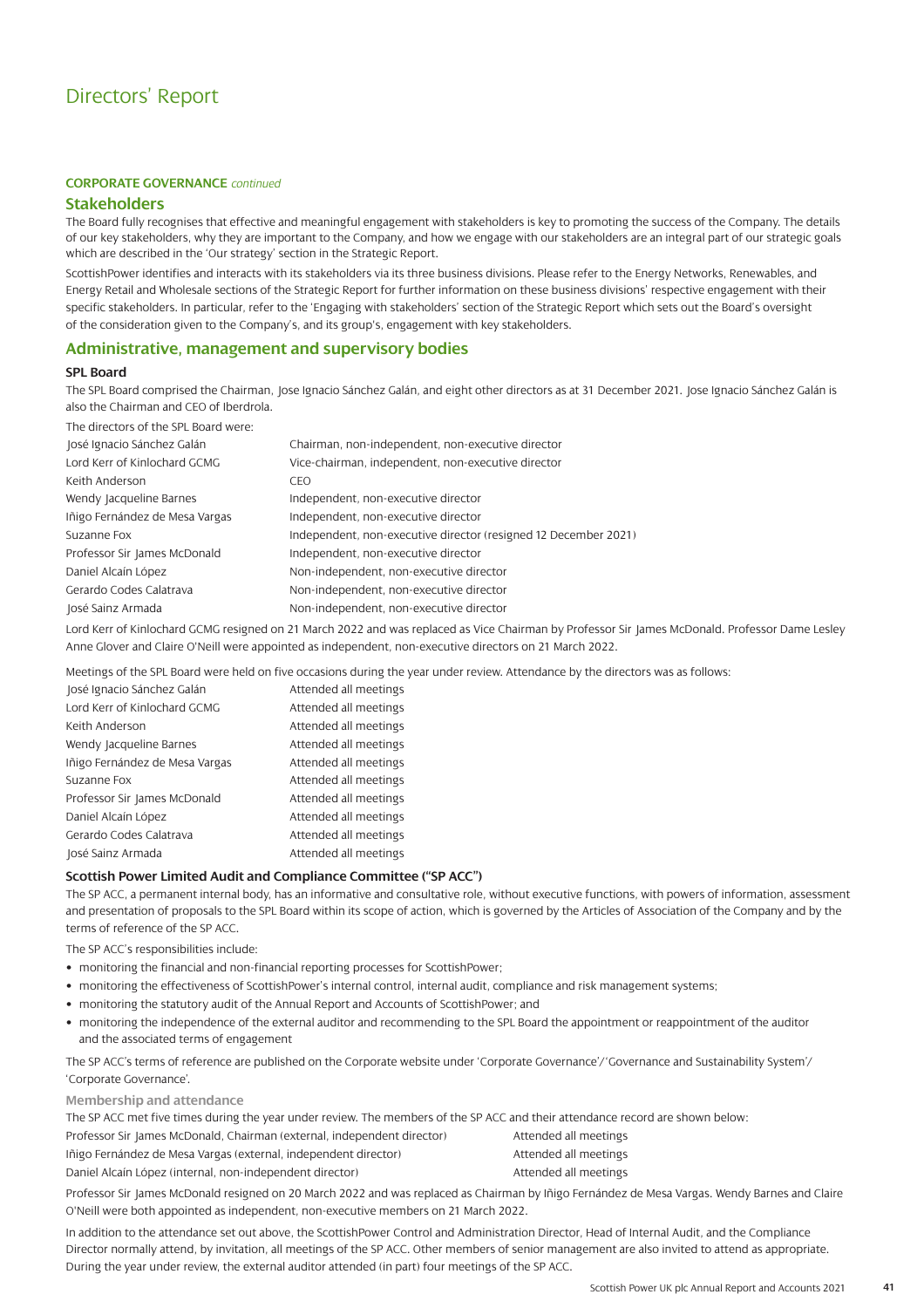# Directors' Report

**CORPORATE GOVERNANCE** *continued*

## Stakeholders

The Board fully recognises that effective and meaningful engagement with stakeholders is key to promoting the success of the Company. The details of our key stakeholders, why they are important to the Company, and how we engage with our stakeholders are an integral part of our strategic goals which are described in the 'Our strategy' section in the Strategic Report.

ScottishPower identifies and interacts with its stakeholders via its three business divisions. Please refer to the Energy Networks, Renewables, and Energy Retail and Wholesale sections of the Strategic Report for further information on these business divisions' respective engagement with their specific stakeholders. In particular, refer to the 'Engaging with stakeholders' section of the Strategic Report which sets out the Board's oversight of the consideration given to the Company's, and its group's, engagement with key stakeholders.

## Administrative, management and supervisory bodies

### SPL Board

The SPL Board comprised the Chairman, Jose Ignacio Sánchez Galán, and eight other directors as at 31 December 2021. Jose Ignacio Sánchez Galán is also the Chairman and CEO of Iberdrola.

The directors of the SPL Board were:

| | |
|---|---|
| José Ignacio Sánchez Galán | Chairman, non-independent, non-executive director |
| Lord Kerr of Kinlochard GCMG | Vice-chairman, independent, non-executive director |
| Keith Anderson | CEO |
| Wendy Jacqueline Barnes | Independent, non-executive director |
| Iñigo Fernández de Mesa Vargas | Independent, non-executive director |
| Suzanne Fox | Independent, non-executive director (resigned 12 December 2021) |
| Professor Sir James McDonald | Independent, non-executive director |
| Daniel Alcaín López | Non-independent, non-executive director |
| Gerardo Codes Calatrava | Non-independent, non-executive director |
| José Sainz Armada | Non-independent, non-executive director |

Lord Kerr of Kinlochard GCMG resigned on 21 March 2022 and was replaced as Vice Chairman by Professor Sir James McDonald. Professor Dame Lesley Anne Glover and Claire O'Neill were appointed as independent, non-executive directors on 21 March 2022.

Meetings of the SPL Board were held on five occasions during the year under review. Attendance by the directors was as follows:

| | |
|---|---|
| José Ignacio Sánchez Galán | Attended all meetings |
| Lord Kerr of Kinlochard GCMG | Attended all meetings |
| Keith Anderson | Attended all meetings |
| Wendy Jacqueline Barnes | Attended all meetings |
| Iñigo Fernández de Mesa Vargas | Attended all meetings |
| Suzanne Fox | Attended all meetings |
| Professor Sir James McDonald | Attended all meetings |
| Daniel Alcaín López | Attended all meetings |
| Gerardo Codes Calatrava | Attended all meetings |
| José Sainz Armada | Attended all meetings |

### Scottish Power Limited Audit and Compliance Committee ("SP ACC")

The SP ACC, a permanent internal body, has an informative and consultative role, without executive functions, with powers of information, assessment and presentation of proposals to the SPL Board within its scope of action, which is governed by the Articles of Association of the Company and by the terms of reference of the SP ACC.

The SP ACC's responsibilities include:

- monitoring the financial and non-financial reporting processes for ScottishPower;
- monitoring the effectiveness of ScottishPower's internal control, internal audit, compliance and risk management systems;
- monitoring the statutory audit of the Annual Report and Accounts of ScottishPower; and
- monitoring the independence of the external auditor and recommending to the SPL Board the appointment or reappointment of the auditor and the associated terms of engagement

The SP ACC's terms of reference are published on the Corporate website under 'Corporate Governance'/'Governance and Sustainability System'/ 'Corporate Governance'.

#### Membership and attendance

The SP ACC met five times during the year under review. The members of the SP ACC and their attendance record are shown below:

| | |
|---|---|
| Professor Sir James McDonald, Chairman (external, independent director) | Attended all meetings |
| Iñigo Fernández de Mesa Vargas (external, independent director) | Attended all meetings |
| Daniel Alcaín López (internal, non-independent director) | Attended all meetings |

Professor Sir James McDonald resigned on 20 March 2022 and was replaced as Chairman by Iñigo Fernández de Mesa Vargas. Wendy Barnes and Claire O'Neill were both appointed as independent, non-executive members on 21 March 2022.

In addition to the attendance set out above, the ScottishPower Control and Administration Director, Head of Internal Audit, and the Compliance Director normally attend, by invitation, all meetings of the SP ACC. Other members of senior management are also invited to attend as appropriate. During the year under review, the external auditor attended (in part) four meetings of the SP ACC.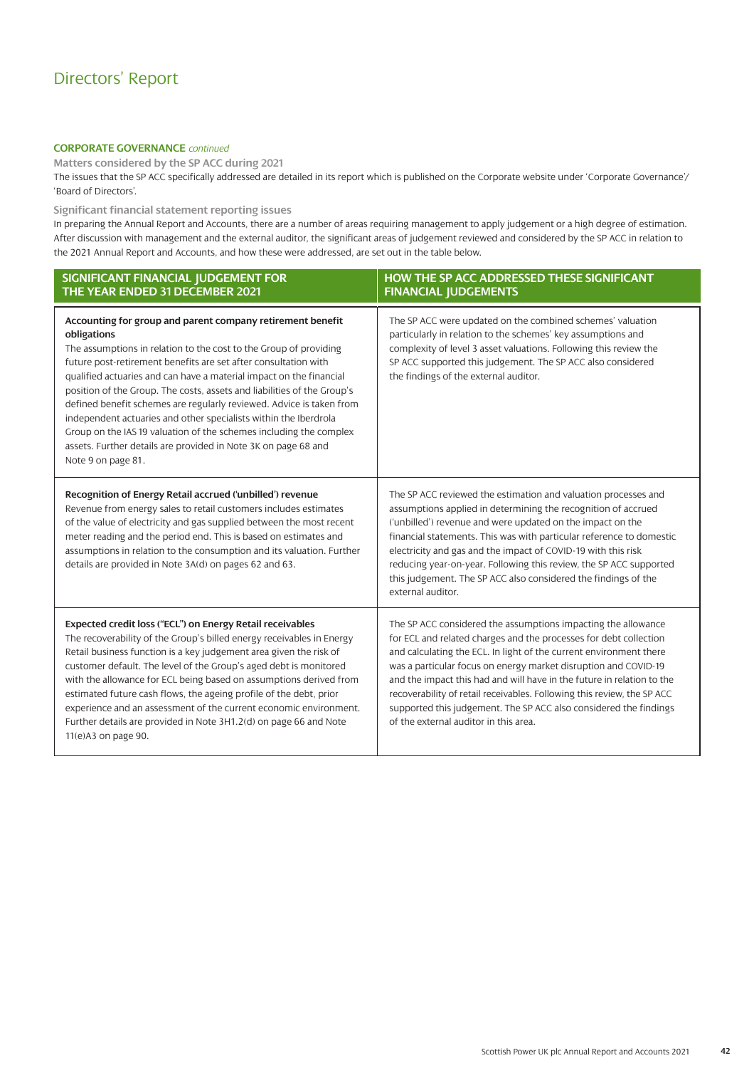# Directors' Report

**CORPORATE GOVERNANCE** *continued*

### Matters considered by the SP ACC during 2021

The issues that the SP ACC specifically addressed are detailed in its report which is published on the Corporate website under 'Corporate Governance'/ 'Board of Directors'.

### Significant financial statement reporting issues

In preparing the Annual Report and Accounts, there are a number of areas requiring management to apply judgement or a high degree of estimation. After discussion with management and the external auditor, the significant areas of judgement reviewed and considered by the SP ACC in relation to the 2021 Annual Report and Accounts, and how these were addressed, are set out in the table below.

| SIGNIFICANT FINANCIAL JUDGEMENT FOR THE YEAR ENDED 31 DECEMBER 2021 | HOW THE SP ACC ADDRESSED THESE SIGNIFICANT FINANCIAL JUDGEMENTS |
|---|---|
| **Accounting for group and parent company retirement benefit obligations** The assumptions in relation to the cost to the Group of providing future post-retirement benefits are set after consultation with qualified actuaries and can have a material impact on the financial position of the Group. The costs, assets and liabilities of the Group's defined benefit schemes are regularly reviewed. Advice is taken from independent actuaries and other specialists within the Iberdrola Group on the IAS 19 valuation of the schemes including the complex assets. Further details are provided in Note 3K on page 68 and Note 9 on page 81. | The SP ACC were updated on the combined schemes' valuation particularly in relation to the schemes' key assumptions and complexity of level 3 asset valuations. Following this review the SP ACC supported this judgement. The SP ACC also considered the findings of the external auditor. |
| **Recognition of Energy Retail accrued ('unbilled') revenue** Revenue from energy sales to retail customers includes estimates of the value of electricity and gas supplied between the most recent meter reading and the period end. This is based on estimates and assumptions in relation to the consumption and its valuation. Further details are provided in Note 3A(d) on pages 62 and 63. | The SP ACC reviewed the estimation and valuation processes and assumptions applied in determining the recognition of accrued ('unbilled') revenue and were updated on the impact on the financial statements. This was with particular reference to domestic electricity and gas and the impact of COVID-19 with this risk reducing year-on-year. Following this review, the SP ACC supported this judgement. The SP ACC also considered the findings of the external auditor. |
| **Expected credit loss ("ECL") on Energy Retail receivables** The recoverability of the Group's billed energy receivables in Energy Retail business function is a key judgement area given the risk of customer default. The level of the Group's aged debt is monitored with the allowance for ECL being based on assumptions derived from estimated future cash flows, the ageing profile of the debt, prior experience and an assessment of the current economic environment. Further details are provided in Note 3H1.2(d) on page 66 and Note 11(e)A3 on page 90. | The SP ACC considered the assumptions impacting the allowance for ECL and related charges and the processes for debt collection and calculating the ECL. In light of the current environment there was a particular focus on energy market disruption and COVID-19 and the impact this had and will have in the future in relation to the recoverability of retail receivables. Following this review, the SP ACC supported this judgement. The SP ACC also considered the findings of the external auditor in this area. |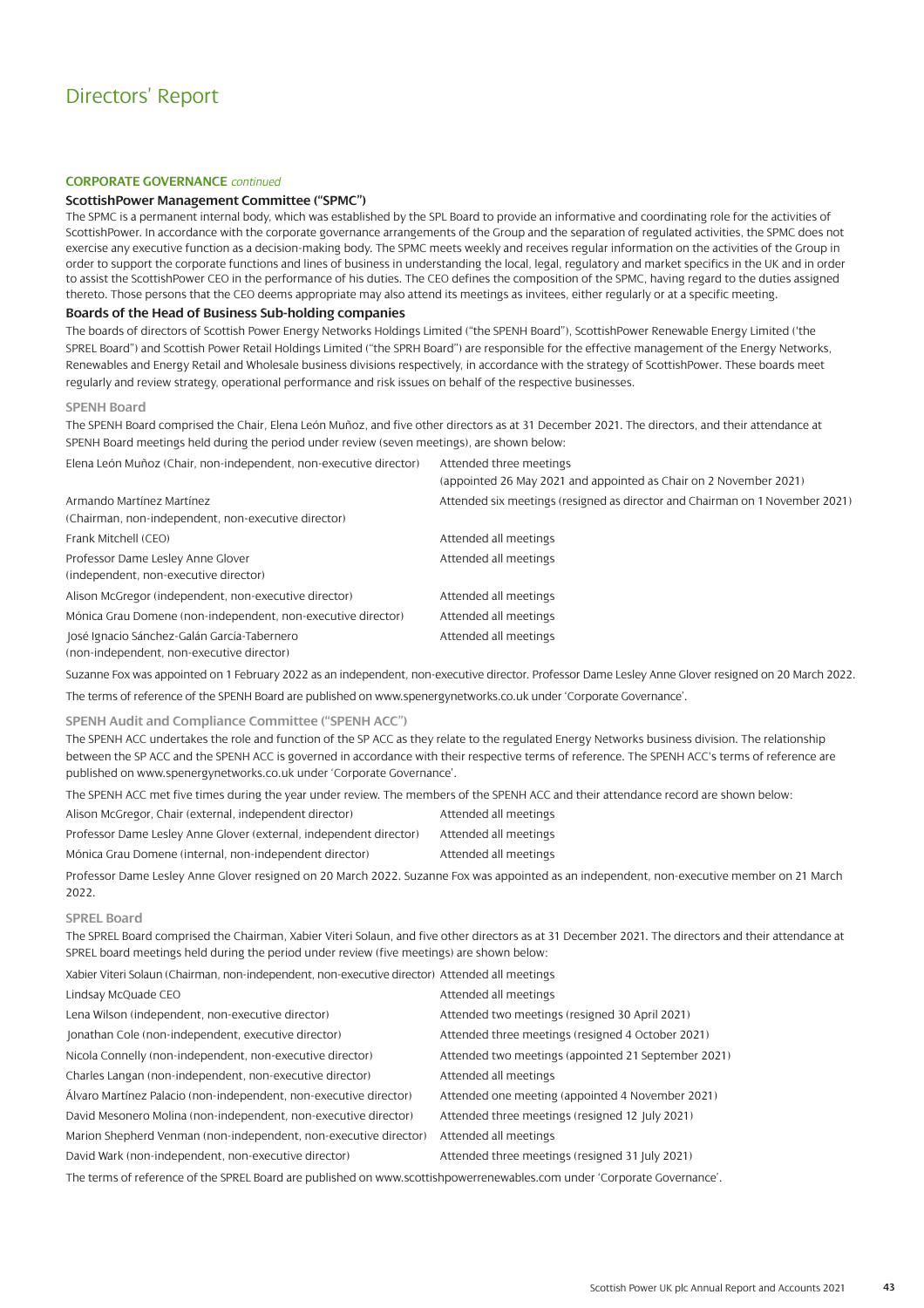# Directors' Report

**CORPORATE GOVERNANCE** *continued*

### ScottishPower Management Committee ("SPMC")

The SPMC is a permanent internal body, which was established by the SPL Board to provide an informative and coordinating role for the activities of ScottishPower. In accordance with the corporate governance arrangements of the Group and the separation of regulated activities, the SPMC does not exercise any executive function as a decision-making body. The SPMC meets weekly and receives regular information on the activities of the Group in order to support the corporate functions and lines of business in understanding the local, legal, regulatory and market specifics in the UK and in order to assist the ScottishPower CEO in the performance of his duties. The CEO defines the composition of the SPMC, having regard to the duties assigned thereto. Those persons that the CEO deems appropriate may also attend its meetings as invitees, either regularly or at a specific meeting.

### Boards of the Head of Business Sub-holding companies

The boards of directors of Scottish Power Energy Networks Holdings Limited ("the SPENH Board"), ScottishPower Renewable Energy Limited ('the SPREL Board") and Scottish Power Retail Holdings Limited ("the SPRH Board") are responsible for the effective management of the Energy Networks, Renewables and Energy Retail and Wholesale business divisions respectively, in accordance with the strategy of ScottishPower. These boards meet regularly and review strategy, operational performance and risk issues on behalf of the respective businesses.

#### SPENH Board

The SPENH Board comprised the Chair, Elena León Muñoz, and five other directors as at 31 December 2021. The directors, and their attendance at SPENH Board meetings held during the period under review (seven meetings), are shown below:

| | |
|---|---|
| Elena León Muñoz (Chair, non-independent, non-executive director) | Attended three meetings (appointed 26 May 2021 and appointed as Chair on 2 November 2021) |
| Armando Martínez Martínez (Chairman, non-independent, non-executive director) | Attended six meetings (resigned as director and Chairman on 1 November 2021) |
| Frank Mitchell (CEO) | Attended all meetings |
| Professor Dame Lesley Anne Glover (independent, non-executive director) | Attended all meetings |
| Alison McGregor (independent, non-executive director) | Attended all meetings |
| Mónica Grau Domene (non-independent, non-executive director) | Attended all meetings |
| José Ignacio Sánchez-Galán García-Tabernero (non-independent, non-executive director) | Attended all meetings |

Suzanne Fox was appointed on 1 February 2022 as an independent, non-executive director. Professor Dame Lesley Anne Glover resigned on 20 March 2022.

The terms of reference of the SPENH Board are published on www.spenergynetworks.co.uk under 'Corporate Governance'.

#### SPENH Audit and Compliance Committee ("SPENH ACC")

The SPENH ACC undertakes the role and function of the SP ACC as they relate to the regulated Energy Networks business division. The relationship between the SP ACC and the SPENH ACC is governed in accordance with their respective terms of reference. The SPENH ACC's terms of reference are published on www.spenergynetworks.co.uk under 'Corporate Governance'.

The SPENH ACC met five times during the year under review. The members of the SPENH ACC and their attendance record are shown below:

| | |
|---|---|
| Alison McGregor, Chair (external, independent director) | Attended all meetings |
| Professor Dame Lesley Anne Glover (external, independent director) | Attended all meetings |
| Mónica Grau Domene (internal, non-independent director) | Attended all meetings |

Professor Dame Lesley Anne Glover resigned on 20 March 2022. Suzanne Fox was appointed as an independent, non-executive member on 21 March 2022.

#### SPREL Board

The SPREL Board comprised the Chairman, Xabier Viteri Solaun, and five other directors as at 31 December 2021. The directors and their attendance at SPREL board meetings held during the period under review (five meetings) are shown below:

| | |
|---|---|
| Xabier Viteri Solaun (Chairman, non-independent, non-executive director) | Attended all meetings |
| Lindsay McQuade CEO | Attended all meetings |
| Lena Wilson (independent, non-executive director) | Attended two meetings (resigned 30 April 2021) |
| Jonathan Cole (non-independent, executive director) | Attended three meetings (resigned 4 October 2021) |
| Nicola Connelly (non-independent, non-executive director) | Attended two meetings (appointed 21 September 2021) |
| Charles Langan (non-independent, non-executive director) | Attended all meetings |
| Álvaro Martínez Palacio (non-independent, non-executive director) | Attended one meeting (appointed 4 November 2021) |
| David Mesonero Molina (non-independent, non-executive director) | Attended three meetings (resigned 12 July 2021) |
| Marion Shepherd Venman (non-independent, non-executive director) | Attended all meetings |
| David Wark (non-independent, non-executive director) | Attended three meetings (resigned 31 July 2021) |

The terms of reference of the SPREL Board are published on www.scottishpowerrenewables.com under 'Corporate Governance'.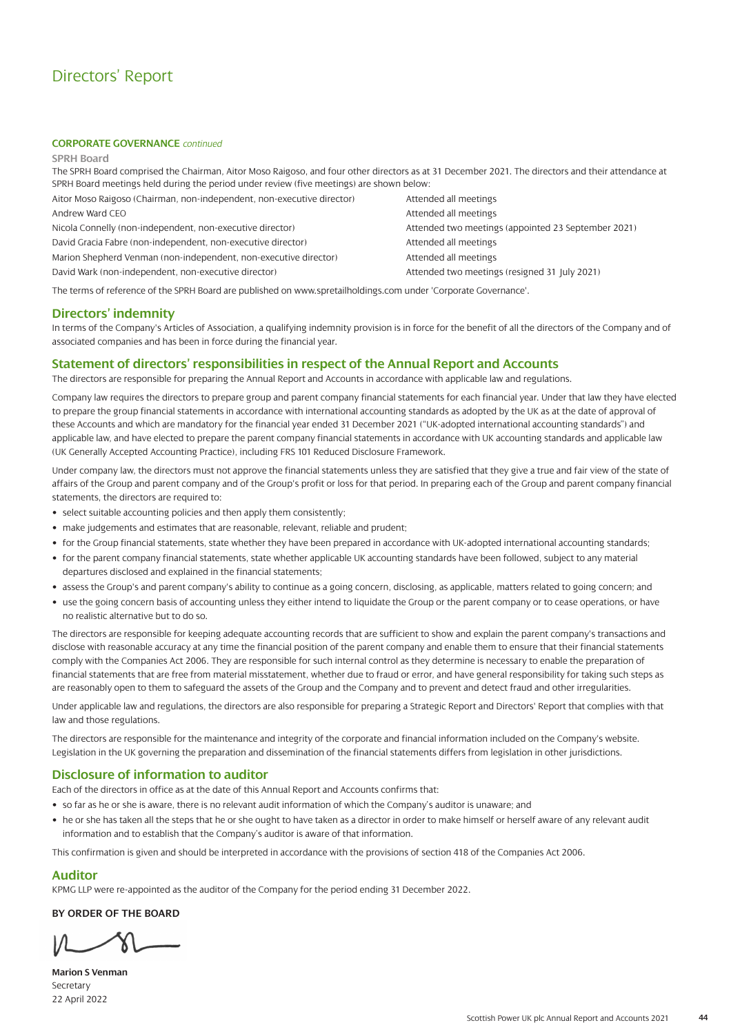# Directors' Report

**CORPORATE GOVERNANCE** *continued*

**SPRH Board**

The SPRH Board comprised the Chairman, Aitor Moso Raigoso, and four other directors as at 31 December 2021. The directors and their attendance at SPRH Board meetings held during the period under review (five meetings) are shown below:

| | |
|---|---|
| Aitor Moso Raigoso (Chairman, non-independent, non-executive director) | Attended all meetings |
| Andrew Ward CEO | Attended all meetings |
| Nicola Connelly (non-independent, non-executive director) | Attended two meetings (appointed 23 September 2021) |
| David Gracia Fabre (non-independent, non-executive director) | Attended all meetings |
| Marion Shepherd Venman (non-independent, non-executive director) | Attended all meetings |
| David Wark (non-independent, non-executive director) | Attended two meetings (resigned 31 July 2021) |

The terms of reference of the SPRH Board are published on www.spretailholdings.com under 'Corporate Governance'.

## Directors' indemnity

In terms of the Company's Articles of Association, a qualifying indemnity provision is in force for the benefit of all the directors of the Company and of associated companies and has been in force during the financial year.

## Statement of directors' responsibilities in respect of the Annual Report and Accounts

The directors are responsible for preparing the Annual Report and Accounts in accordance with applicable law and regulations.

Company law requires the directors to prepare group and parent company financial statements for each financial year. Under that law they have elected to prepare the group financial statements in accordance with international accounting standards as adopted by the UK as at the date of approval of these Accounts and which are mandatory for the financial year ended 31 December 2021 ("UK-adopted international accounting standards") and applicable law, and have elected to prepare the parent company financial statements in accordance with UK accounting standards and applicable law (UK Generally Accepted Accounting Practice), including FRS 101 Reduced Disclosure Framework.

Under company law, the directors must not approve the financial statements unless they are satisfied that they give a true and fair view of the state of affairs of the Group and parent company and of the Group's profit or loss for that period. In preparing each of the Group and parent company financial statements, the directors are required to:

- select suitable accounting policies and then apply them consistently;
- make judgements and estimates that are reasonable, relevant, reliable and prudent;
- for the Group financial statements, state whether they have been prepared in accordance with UK-adopted international accounting standards;
- for the parent company financial statements, state whether applicable UK accounting standards have been followed, subject to any material departures disclosed and explained in the financial statements;
- assess the Group's and parent company's ability to continue as a going concern, disclosing, as applicable, matters related to going concern; and
- use the going concern basis of accounting unless they either intend to liquidate the Group or the parent company or to cease operations, or have no realistic alternative but to do so.

The directors are responsible for keeping adequate accounting records that are sufficient to show and explain the parent company's transactions and disclose with reasonable accuracy at any time the financial position of the parent company and enable them to ensure that their financial statements comply with the Companies Act 2006. They are responsible for such internal control as they determine is necessary to enable the preparation of financial statements that are free from material misstatement, whether due to fraud or error, and have general responsibility for taking such steps as are reasonably open to them to safeguard the assets of the Group and the Company and to prevent and detect fraud and other irregularities.

Under applicable law and regulations, the directors are also responsible for preparing a Strategic Report and Directors' Report that complies with that law and those regulations.

The directors are responsible for the maintenance and integrity of the corporate and financial information included on the Company's website. Legislation in the UK governing the preparation and dissemination of the financial statements differs from legislation in other jurisdictions.

## Disclosure of information to auditor

Each of the directors in office as at the date of this Annual Report and Accounts confirms that:

- so far as he or she is aware, there is no relevant audit information of which the Company's auditor is unaware; and
- he or she has taken all the steps that he or she ought to have taken as a director in order to make himself or herself aware of any relevant audit information and to establish that the Company's auditor is aware of that information.

This confirmation is given and should be interpreted in accordance with the provisions of section 418 of the Companies Act 2006.

## Auditor

KPMG LLP were re-appointed as the auditor of the Company for the period ending 31 December 2022.

**BY ORDER OF THE BOARD**

**Marion S Venman**
Secretary
22 April 2022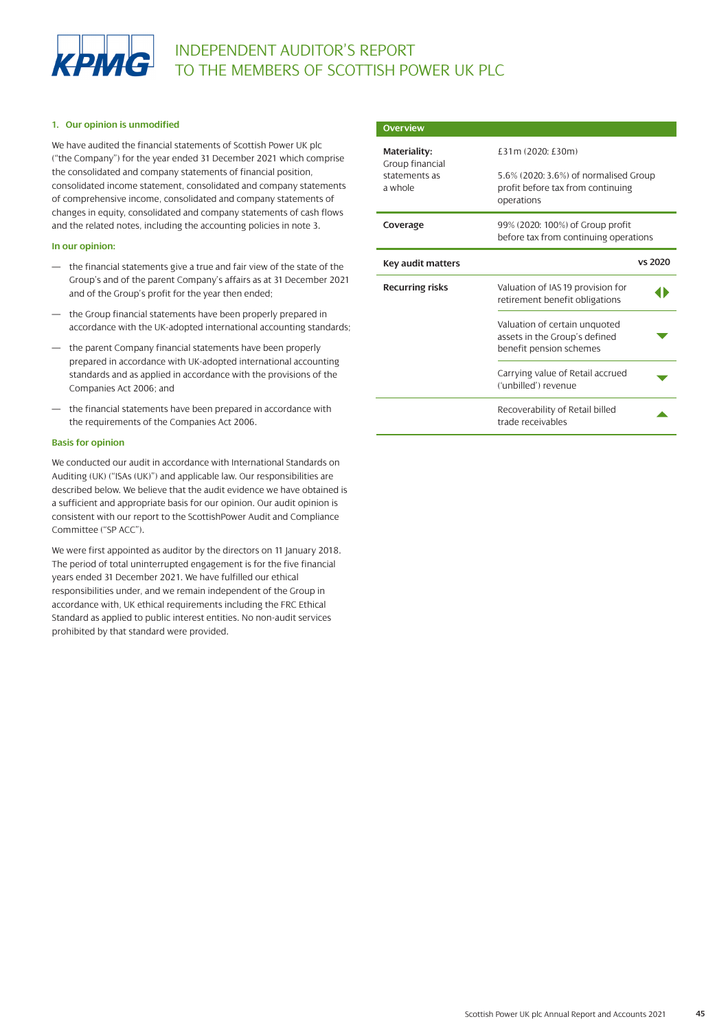# INDEPENDENT AUDITOR'S REPORT TO THE MEMBERS OF SCOTTISH POWER UK PLC

## 1. Our opinion is unmodified

We have audited the financial statements of Scottish Power UK plc ("the Company") for the year ended 31 December 2021 which comprise the consolidated and company statements of financial position, consolidated income statement, consolidated and company statements of comprehensive income, consolidated and company statements of changes in equity, consolidated and company statements of cash flows and the related notes, including the accounting policies in note 3.

### In our opinion:

- the financial statements give a true and fair view of the state of the Group's and of the parent Company's affairs as at 31 December 2021 and of the Group's profit for the year then ended;
- the Group financial statements have been properly prepared in accordance with the UK-adopted international accounting standards;
- the parent Company financial statements have been properly prepared in accordance with UK-adopted international accounting standards and as applied in accordance with the provisions of the Companies Act 2006; and
- the financial statements have been prepared in accordance with the requirements of the Companies Act 2006.

### Basis for opinion

We conducted our audit in accordance with International Standards on Auditing (UK) ("ISAs (UK)") and applicable law. Our responsibilities are described below. We believe that the audit evidence we have obtained is a sufficient and appropriate basis for our opinion. Our audit opinion is consistent with our report to the ScottishPower Audit and Compliance Committee ("SP ACC").

We were first appointed as auditor by the directors on 11 January 2018. The period of total uninterrupted engagement is for the five financial years ended 31 December 2021. We have fulfilled our ethical responsibilities under, and we remain independent of the Group in accordance with, UK ethical requirements including the FRC Ethical Standard as applied to public interest entities. No non-audit services prohibited by that standard were provided.

| Overview | | |
|---|---|---|
| **Materiality:** Group financial statements as a whole | £31m (2020: £30m)<br><br>5.6% (2020: 3.6%) of normalised Group profit before tax from continuing operations | |
| **Coverage** | 99% (2020: 100%) of Group profit before tax from continuing operations | |
| **Key audit matters** | | **vs 2020** |
| **Recurring risks** | Valuation of IAS 19 provision for retirement benefit obligations | ◀▶ |
| | Valuation of certain unquoted assets in the Group's defined benefit pension schemes | ▼ |
| | Carrying value of Retail accrued ('unbilled') revenue | ▼ |
| | Recoverability of Retail billed trade receivables | ▲ |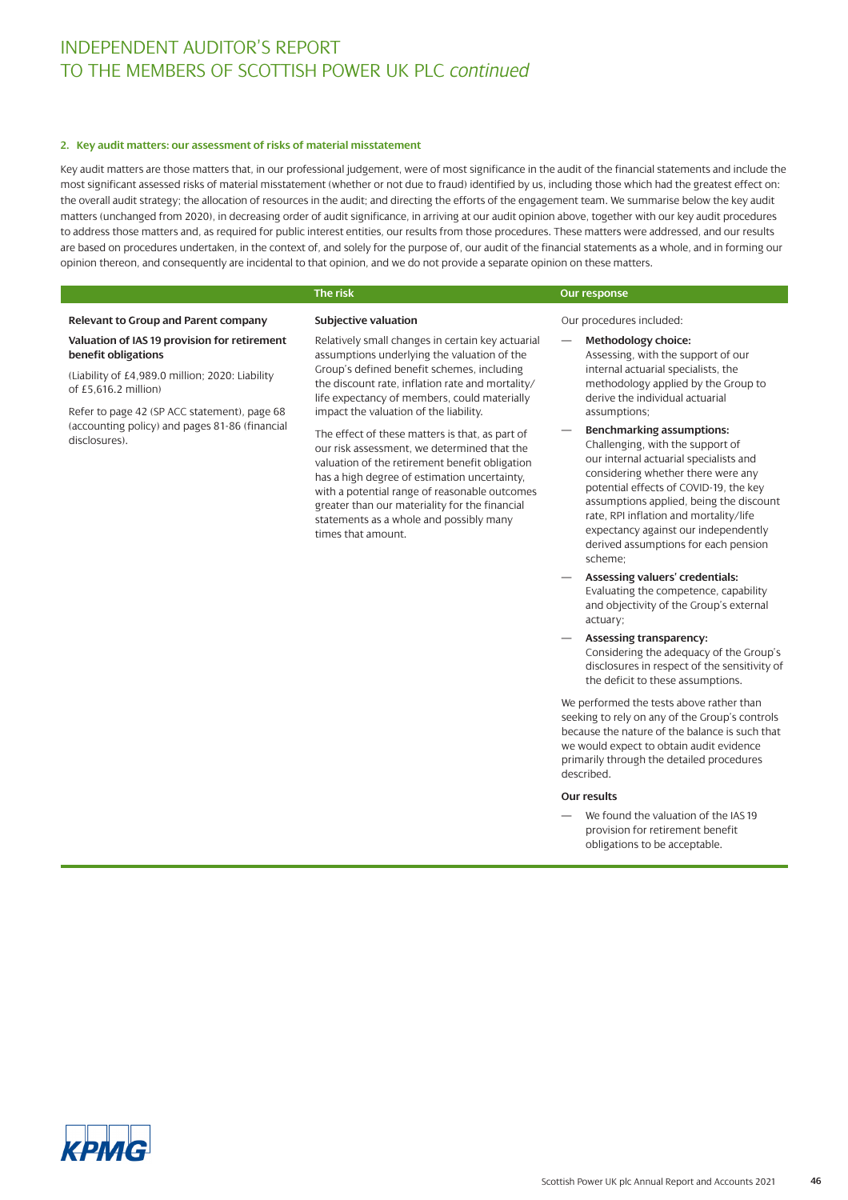# INDEPENDENT AUDITOR'S REPORT TO THE MEMBERS OF SCOTTISH POWER UK PLC *continued*

## 2. Key audit matters: our assessment of risks of material misstatement

Key audit matters are those matters that, in our professional judgement, were of most significance in the audit of the financial statements and include the most significant assessed risks of material misstatement (whether or not due to fraud) identified by us, including those which had the greatest effect on: the overall audit strategy; the allocation of resources in the audit; and directing the efforts of the engagement team. We summarise below the key audit matters (unchanged from 2020), in decreasing order of audit significance, in arriving at our audit opinion above, together with our key audit procedures to address those matters and, as required for public interest entities, our results from those procedures. These matters were addressed, and our results are based on procedures undertaken, in the context of, and solely for the purpose of, our audit of the financial statements as a whole, and in forming our opinion thereon, and consequently are incidental to that opinion, and we do not provide a separate opinion on these matters.

| | The risk | Our response |
|---|---|---|
| **Relevant to Group and Parent company**<br><br>**Valuation of IAS 19 provision for retirement benefit obligations**<br><br>(Liability of £4,989.0 million; 2020: Liability of £5,616.2 million)<br><br>Refer to page 42 (SP ACC statement), page 68 (accounting policy) and pages 81-86 (financial disclosures). | **Subjective valuation**<br><br>Relatively small changes in certain key actuarial assumptions underlying the valuation of the Group's defined benefit schemes, including the discount rate, inflation rate and mortality/life expectancy of members, could materially impact the valuation of the liability.<br><br>The effect of these matters is that, as part of our risk assessment, we determined that the valuation of the retirement benefit obligation has a high degree of estimation uncertainty, with a potential range of reasonable outcomes greater than our materiality for the financial statements as a whole and possibly many times that amount. | Our procedures included:<br><br>— **Methodology choice:** Assessing, with the support of our internal actuarial specialists, the methodology applied by the Group to derive the individual actuarial assumptions;<br><br>— **Benchmarking assumptions:** Challenging, with the support of our internal actuarial specialists and considering whether there were any potential effects of COVID-19, the key assumptions applied, being the discount rate, RPI inflation and mortality/life expectancy against our independently derived assumptions for each pension scheme;<br><br>— **Assessing valuers' credentials:** Evaluating the competence, capability and objectivity of the Group's external actuary;<br><br>— **Assessing transparency:** Considering the adequacy of the Group's disclosures in respect of the sensitivity of the deficit to these assumptions.<br><br>We performed the tests above rather than seeking to rely on any of the Group's controls because the nature of the balance is such that we would expect to obtain audit evidence primarily through the detailed procedures described.<br><br>**Our results**<br><br>— We found the valuation of the IAS 19 provision for retirement benefit obligations to be acceptable. |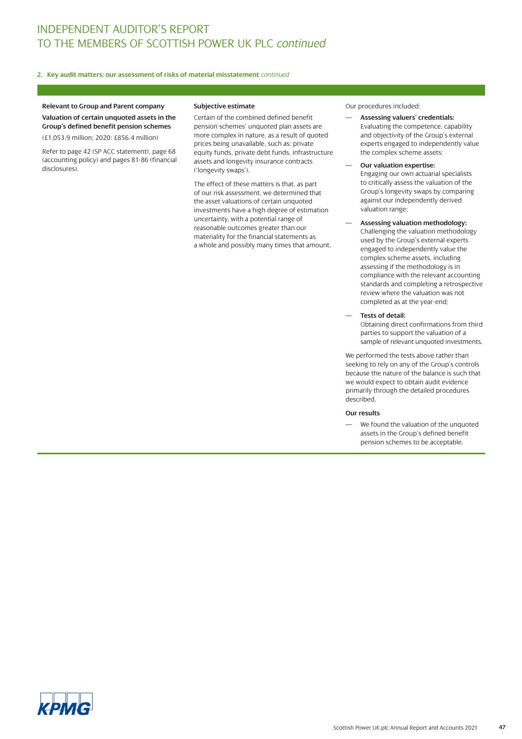# INDEPENDENT AUDITOR'S REPORT TO THE MEMBERS OF SCOTTISH POWER UK PLC *continued*

**2. Key audit matters: our assessment of risks of material misstatement** *continued*

**Relevant to Group and Parent company**

**Valuation of certain unquoted assets in the Group's defined benefit pension schemes**

(£1,053.9 million; 2020: £856.4 million)

Refer to page 42 (SP ACC statement), page 68 (accounting policy) and pages 81-86 (financial disclosures).

**Subjective estimate**

Certain of the combined defined benefit pension schemes' unquoted plan assets are more complex in nature, as a result of quoted prices being unavailable, such as: private equity funds, private debt funds, infrastructure assets and longevity insurance contracts ('longevity swaps').

The effect of these matters is that, as part of our risk assessment, we determined that the asset valuations of certain unquoted investments have a high degree of estimation uncertainty, with a potential range of reasonable outcomes greater than our materiality for the financial statements as a whole and possibly many times that amount.

Our procedures included:

- **Assessing valuers' credentials:** Evaluating the competence, capability and objectivity of the Group's external experts engaged to independently value the complex scheme assets;
- **Our valuation expertise:** Engaging our own actuarial specialists to critically assess the valuation of the Group's longevity swaps by comparing against our independently derived valuation range;
- **Assessing valuation methodology:** Challenging the valuation methodology used by the Group's external experts engaged to independently value the complex scheme assets, including assessing if the methodology is in compliance with the relevant accounting standards and completing a retrospective review where the valuation was not completed as at the year-end;
- **Tests of detail:** Obtaining direct confirmations from third parties to support the valuation of a sample of relevant unquoted investments.

We performed the tests above rather than seeking to rely on any of the Group's controls because the nature of the balance is such that we would expect to obtain audit evidence primarily through the detailed procedures described.

**Our results**

- We found the valuation of the unquoted assets in the Group's defined benefit pension schemes to be acceptable.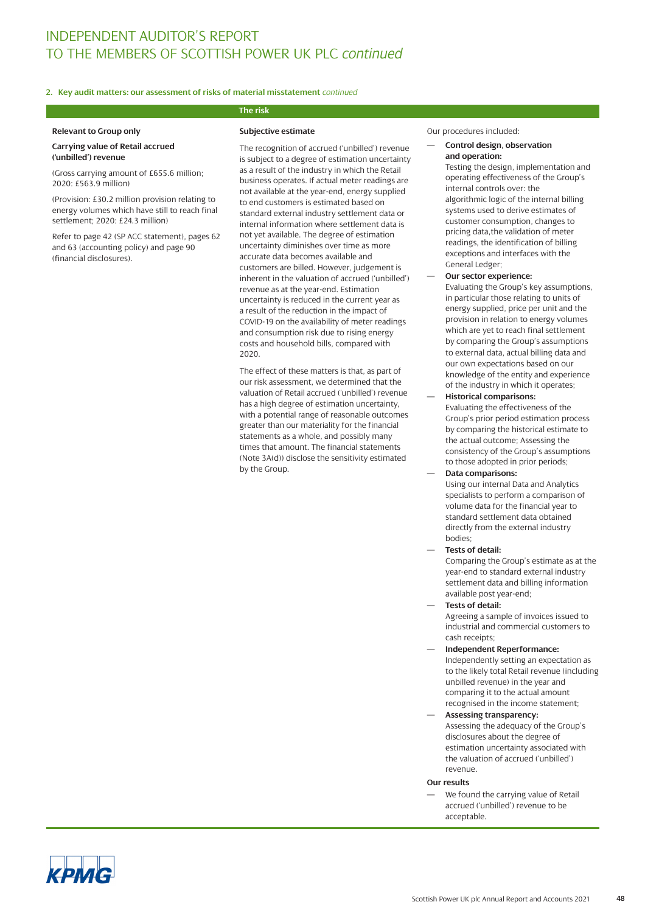# INDEPENDENT AUDITOR'S REPORT TO THE MEMBERS OF SCOTTISH POWER UK PLC *continued*

## 2. Key audit matters: our assessment of risks of material misstatement *continued*

**The risk**

**Relevant to Group only**

**Carrying value of Retail accrued ('unbilled') revenue**

(Gross carrying amount of £655.6 million; 2020: £563.9 million)

(Provision: £30.2 million provision relating to energy volumes which have still to reach final settlement; 2020: £24.3 million)

Refer to page 42 (SP ACC statement), pages 62 and 63 (accounting policy) and page 90 (financial disclosures).

**Subjective estimate**

The recognition of accrued ('unbilled') revenue is subject to a degree of estimation uncertainty as a result of the industry in which the Retail business operates. If actual meter readings are not available at the year-end, energy supplied to end customers is estimated based on standard external industry settlement data or internal information where settlement data is not yet available. The degree of estimation uncertainty diminishes over time as more accurate data becomes available and customers are billed. However, judgement is inherent in the valuation of accrued ('unbilled') revenue as at the year-end. Estimation uncertainty is reduced in the current year as a result of the reduction in the impact of COVID-19 on the availability of meter readings and consumption risk due to rising energy costs and household bills, compared with 2020.

The effect of these matters is that, as part of our risk assessment, we determined that the valuation of Retail accrued ('unbilled') revenue has a high degree of estimation uncertainty, with a potential range of reasonable outcomes greater than our materiality for the financial statements as a whole, and possibly many times that amount. The financial statements (Note 3A(d)) disclose the sensitivity estimated by the Group.

Our procedures included:

- **Control design, observation and operation:** Testing the design, implementation and operating effectiveness of the Group's internal controls over: the algorithmic logic of the internal billing systems used to derive estimates of customer consumption, changes to pricing data,the validation of meter readings, the identification of billing exceptions and interfaces with the General Ledger;
- **Our sector experience:** Evaluating the Group's key assumptions, in particular those relating to units of energy supplied, price per unit and the provision in relation to energy volumes which are yet to reach final settlement by comparing the Group's assumptions to external data, actual billing data and our own expectations based on our knowledge of the entity and experience of the industry in which it operates;
- **Historical comparisons:** Evaluating the effectiveness of the Group's prior period estimation process by comparing the historical estimate to the actual outcome; Assessing the consistency of the Group's assumptions to those adopted in prior periods;
- **Data comparisons:** Using our internal Data and Analytics specialists to perform a comparison of volume data for the financial year to standard settlement data obtained directly from the external industry bodies;
- **Tests of detail:** Comparing the Group's estimate as at the year-end to standard external industry settlement data and billing information available post year-end;
- **Tests of detail:** Agreeing a sample of invoices issued to industrial and commercial customers to cash receipts;
- **Independent Reperformance:** Independently setting an expectation as to the likely total Retail revenue (including unbilled revenue) in the year and comparing it to the actual amount recognised in the income statement;
- **Assessing transparency:** Assessing the adequacy of the Group's disclosures about the degree of estimation uncertainty associated with the valuation of accrued ('unbilled') revenue.

**Our results**

- We found the carrying value of Retail accrued ('unbilled') revenue to be acceptable.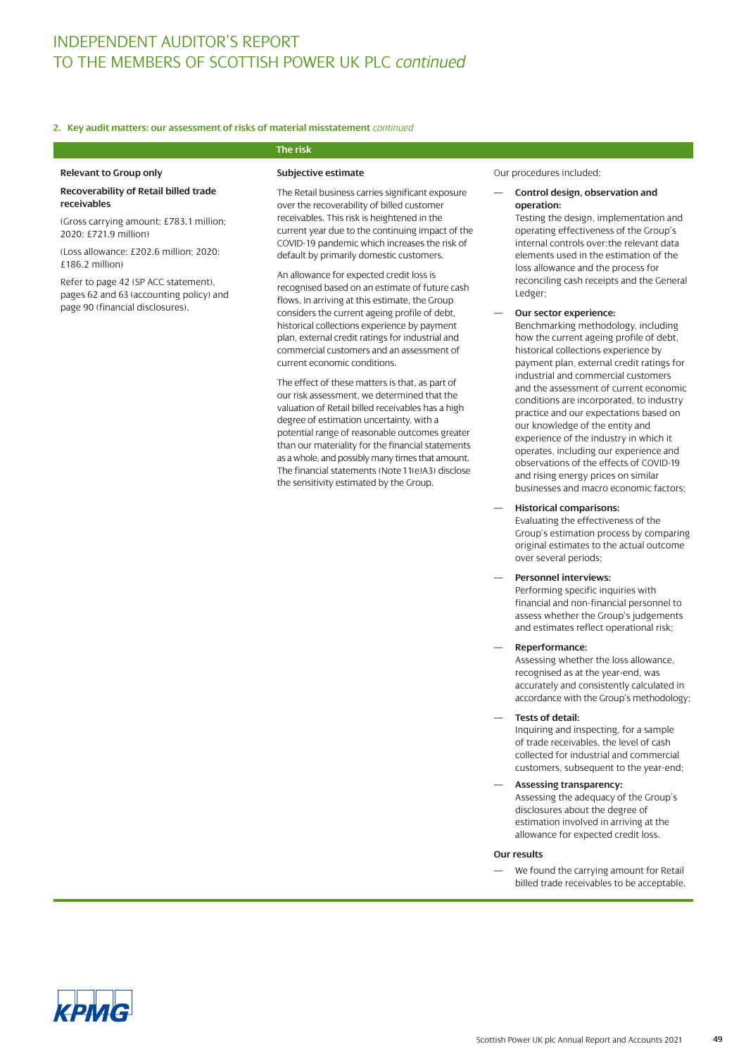## 2. Key audit matters: our assessment of risks of material misstatement *continued*

**The risk**

**Relevant to Group only**

**Recoverability of Retail billed trade receivables**

(Gross carrying amount: £783.1 million; 2020: £721.9 million)

(Loss allowance: £202.6 million; 2020: £186.2 million)

Refer to page 42 (SP ACC statement), pages 62 and 63 (accounting policy) and page 90 (financial disclosures).

**Subjective estimate**

The Retail business carries significant exposure over the recoverability of billed customer receivables. This risk is heightened in the current year due to the continuing impact of the COVID-19 pandemic which increases the risk of default by primarily domestic customers.

An allowance for expected credit loss is recognised based on an estimate of future cash flows. In arriving at this estimate, the Group considers the current ageing profile of debt, historical collections experience by payment plan, external credit ratings for industrial and commercial customers and an assessment of current economic conditions.

The effect of these matters is that, as part of our risk assessment, we determined that the valuation of Retail billed receivables has a high degree of estimation uncertainty, with a potential range of reasonable outcomes greater than our materiality for the financial statements as a whole, and possibly many times that amount. The financial statements (Note 11(e)A3) disclose the sensitivity estimated by the Group.

Our procedures included:

- **Control design, observation and operation:** Testing the design, implementation and operating effectiveness of the Group's internal controls over:the relevant data elements used in the estimation of the loss allowance and the process for reconciling cash receipts and the General Ledger;
- **Our sector experience:** Benchmarking methodology, including how the current ageing profile of debt, historical collections experience by payment plan, external credit ratings for industrial and commercial customers and the assessment of current economic conditions are incorporated, to industry practice and our expectations based on our knowledge of the entity and experience of the industry in which it operates, including our experience and observations of the effects of COVID-19 and rising energy prices on similar businesses and macro economic factors;
- **Historical comparisons:** Evaluating the effectiveness of the Group's estimation process by comparing original estimates to the actual outcome over several periods;
- **Personnel interviews:** Performing specific inquiries with financial and non-financial personnel to assess whether the Group's judgements and estimates reflect operational risk;
- **Reperformance:** Assessing whether the loss allowance, recognised as at the year-end, was accurately and consistently calculated in accordance with the Group's methodology;
- **Tests of detail:** Inquiring and inspecting, for a sample of trade receivables, the level of cash collected for industrial and commercial customers, subsequent to the year-end;
- **Assessing transparency:** Assessing the adequacy of the Group's disclosures about the degree of estimation involved in arriving at the allowance for expected credit loss.

**Our results**

- We found the carrying amount for Retail billed trade receivables to be acceptable.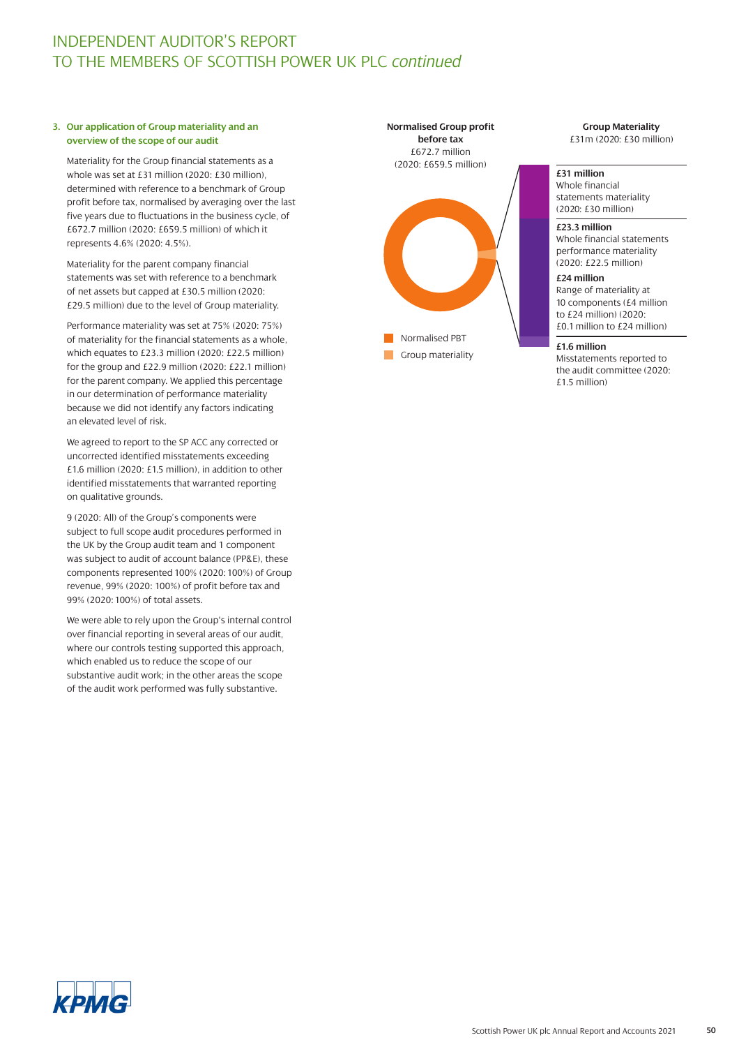# INDEPENDENT AUDITOR'S REPORT TO THE MEMBERS OF SCOTTISH POWER UK PLC *continued*

### 3. Our application of Group materiality and an overview of the scope of our audit

Materiality for the Group financial statements as a whole was set at £31 million (2020: £30 million), determined with reference to a benchmark of Group profit before tax, normalised by averaging over the last five years due to fluctuations in the business cycle, of £672.7 million (2020: £659.5 million) of which it represents 4.6% (2020: 4.5%).

Materiality for the parent company financial statements was set with reference to a benchmark of net assets but capped at £30.5 million (2020: £29.5 million) due to the level of Group materiality.

Performance materiality was set at 75% (2020: 75%) of materiality for the financial statements as a whole, which equates to £23.3 million (2020: £22.5 million) for the group and £22.9 million (2020: £22.1 million) for the parent company. We applied this percentage in our determination of performance materiality because we did not identify any factors indicating an elevated level of risk.

We agreed to report to the SP ACC any corrected or uncorrected identified misstatements exceeding £1.6 million (2020: £1.5 million), in addition to other identified misstatements that warranted reporting on qualitative grounds.

9 (2020: All) of the Group's components were subject to full scope audit procedures performed in the UK by the Group audit team and 1 component was subject to audit of account balance (PP&E), these components represented 100% (2020: 100%) of Group revenue, 99% (2020: 100%) of profit before tax and 99% (2020: 100%) of total assets.

We were able to rely upon the Group's internal control over financial reporting in several areas of our audit, where our controls testing supported this approach, which enabled us to reduce the scope of our substantive audit work; in the other areas the scope of the audit work performed was fully substantive.

**Normalised Group profit before tax**
£672.7 million
(2020: £659.5 million)

- Normalised PBT
- Group materiality

**Group Materiality**
£31m (2020: £30 million)

**£31 million**
Whole financial statements materiality (2020: £30 million)

**£23.3 million**
Whole financial statements performance materiality (2020: £22.5 million)

**£24 million**
Range of materiality at 10 components (£4 million to £24 million) (2020: £0.1 million to £24 million)

**£1.6 million**
Misstatements reported to the audit committee (2020: £1.5 million)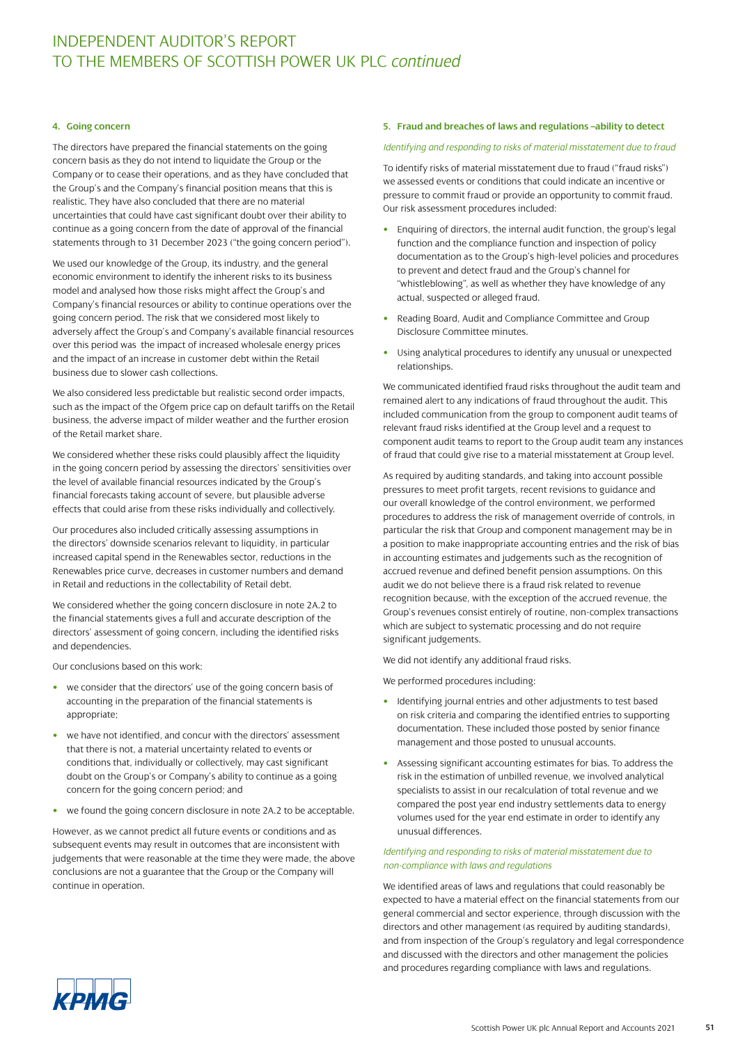# INDEPENDENT AUDITOR'S REPORT TO THE MEMBERS OF SCOTTISH POWER UK PLC *continued*

### 4. Going concern

The directors have prepared the financial statements on the going concern basis as they do not intend to liquidate the Group or the Company or to cease their operations, and as they have concluded that the Group's and the Company's financial position means that this is realistic. They have also concluded that there are no material uncertainties that could have cast significant doubt over their ability to continue as a going concern from the date of approval of the financial statements through to 31 December 2023 ("the going concern period").

We used our knowledge of the Group, its industry, and the general economic environment to identify the inherent risks to its business model and analysed how those risks might affect the Group's and Company's financial resources or ability to continue operations over the going concern period. The risk that we considered most likely to adversely affect the Group's and Company's available financial resources over this period was the impact of increased wholesale energy prices and the impact of an increase in customer debt within the Retail business due to slower cash collections.

We also considered less predictable but realistic second order impacts, such as the impact of the Ofgem price cap on default tariffs on the Retail business, the adverse impact of milder weather and the further erosion of the Retail market share.

We considered whether these risks could plausibly affect the liquidity in the going concern period by assessing the directors' sensitivities over the level of available financial resources indicated by the Group's financial forecasts taking account of severe, but plausible adverse effects that could arise from these risks individually and collectively.

Our procedures also included critically assessing assumptions in the directors' downside scenarios relevant to liquidity, in particular increased capital spend in the Renewables sector, reductions in the Renewables price curve, decreases in customer numbers and demand in Retail and reductions in the collectability of Retail debt.

We considered whether the going concern disclosure in note 2A.2 to the financial statements gives a full and accurate description of the directors' assessment of going concern, including the identified risks and dependencies.

Our conclusions based on this work:

- we consider that the directors' use of the going concern basis of accounting in the preparation of the financial statements is appropriate;
- we have not identified, and concur with the directors' assessment that there is not, a material uncertainty related to events or conditions that, individually or collectively, may cast significant doubt on the Group's or Company's ability to continue as a going concern for the going concern period; and
- we found the going concern disclosure in note 2A.2 to be acceptable.

However, as we cannot predict all future events or conditions and as subsequent events may result in outcomes that are inconsistent with judgements that were reasonable at the time they were made, the above conclusions are not a guarantee that the Group or the Company will continue in operation.

### 5. Fraud and breaches of laws and regulations –ability to detect

*Identifying and responding to risks of material misstatement due to fraud*

To identify risks of material misstatement due to fraud ("fraud risks") we assessed events or conditions that could indicate an incentive or pressure to commit fraud or provide an opportunity to commit fraud. Our risk assessment procedures included:

- Enquiring of directors, the internal audit function, the group's legal function and the compliance function and inspection of policy documentation as to the Group's high-level policies and procedures to prevent and detect fraud and the Group's channel for "whistleblowing", as well as whether they have knowledge of any actual, suspected or alleged fraud.
- Reading Board, Audit and Compliance Committee and Group Disclosure Committee minutes.
- Using analytical procedures to identify any unusual or unexpected relationships.

We communicated identified fraud risks throughout the audit team and remained alert to any indications of fraud throughout the audit. This included communication from the group to component audit teams of relevant fraud risks identified at the Group level and a request to component audit teams to report to the Group audit team any instances of fraud that could give rise to a material misstatement at Group level.

As required by auditing standards, and taking into account possible pressures to meet profit targets, recent revisions to guidance and our overall knowledge of the control environment, we performed procedures to address the risk of management override of controls, in particular the risk that Group and component management may be in a position to make inappropriate accounting entries and the risk of bias in accounting estimates and judgements such as the recognition of accrued revenue and defined benefit pension assumptions. On this audit we do not believe there is a fraud risk related to revenue recognition because, with the exception of the accrued revenue, the Group's revenues consist entirely of routine, non-complex transactions which are subject to systematic processing and do not require significant judgements.

We did not identify any additional fraud risks.

We performed procedures including:

- Identifying journal entries and other adjustments to test based on risk criteria and comparing the identified entries to supporting documentation. These included those posted by senior finance management and those posted to unusual accounts.
- Assessing significant accounting estimates for bias. To address the risk in the estimation of unbilled revenue, we involved analytical specialists to assist in our recalculation of total revenue and we compared the post year end industry settlements data to energy volumes used for the year end estimate in order to identify any unusual differences.

*Identifying and responding to risks of material misstatement due to non-compliance with laws and regulations*

We identified areas of laws and regulations that could reasonably be expected to have a material effect on the financial statements from our general commercial and sector experience, through discussion with the directors and other management (as required by auditing standards), and from inspection of the Group's regulatory and legal correspondence and discussed with the directors and other management the policies and procedures regarding compliance with laws and regulations.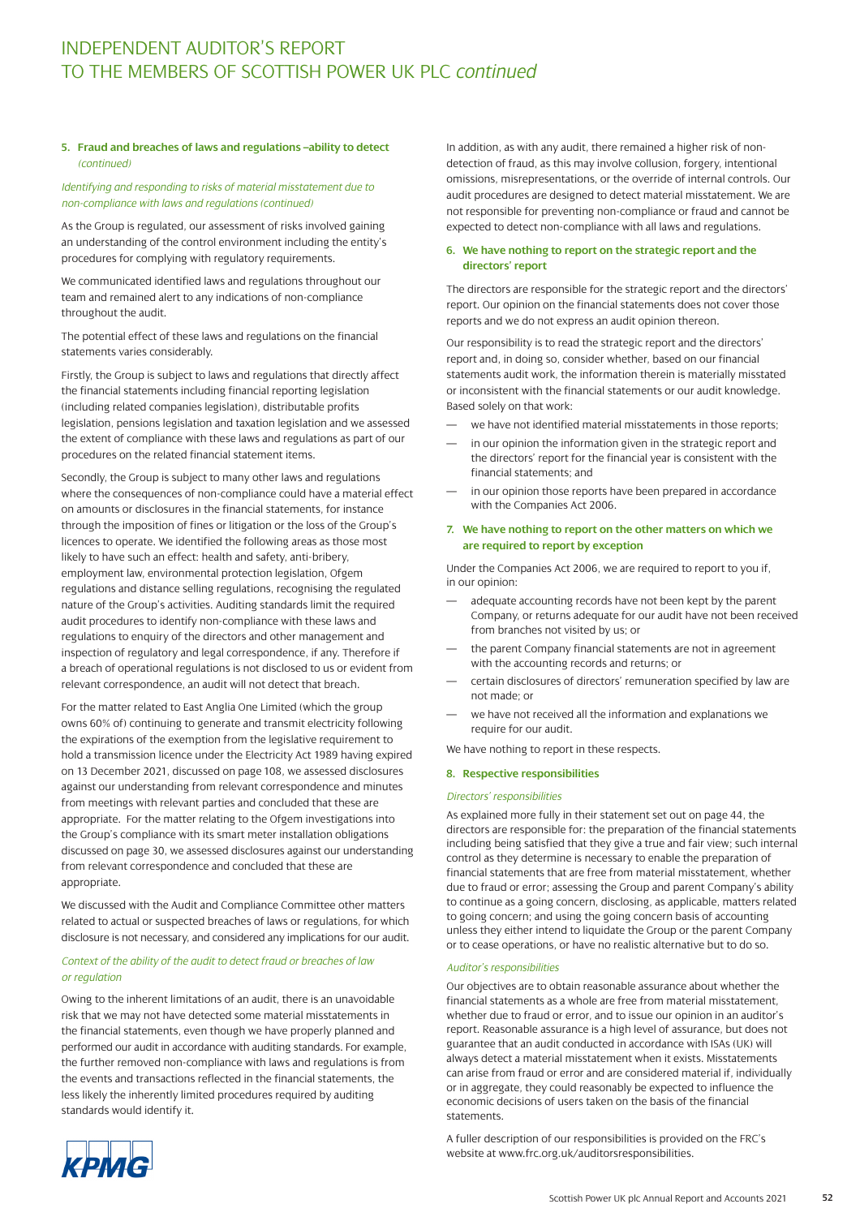### 5. Fraud and breaches of laws and regulations –ability to detect *(continued)*

*Identifying and responding to risks of material misstatement due to non-compliance with laws and regulations (continued)*

As the Group is regulated, our assessment of risks involved gaining an understanding of the control environment including the entity's procedures for complying with regulatory requirements.

We communicated identified laws and regulations throughout our team and remained alert to any indications of non-compliance throughout the audit.

The potential effect of these laws and regulations on the financial statements varies considerably.

Firstly, the Group is subject to laws and regulations that directly affect the financial statements including financial reporting legislation (including related companies legislation), distributable profits legislation, pensions legislation and taxation legislation and we assessed the extent of compliance with these laws and regulations as part of our procedures on the related financial statement items.

Secondly, the Group is subject to many other laws and regulations where the consequences of non-compliance could have a material effect on amounts or disclosures in the financial statements, for instance through the imposition of fines or litigation or the loss of the Group's licences to operate. We identified the following areas as those most likely to have such an effect: health and safety, anti-bribery, employment law, environmental protection legislation, Ofgem regulations and distance selling regulations, recognising the regulated nature of the Group's activities. Auditing standards limit the required audit procedures to identify non-compliance with these laws and regulations to enquiry of the directors and other management and inspection of regulatory and legal correspondence, if any. Therefore if a breach of operational regulations is not disclosed to us or evident from relevant correspondence, an audit will not detect that breach.

For the matter related to East Anglia One Limited (which the group owns 60% of) continuing to generate and transmit electricity following the expirations of the exemption from the legislative requirement to hold a transmission licence under the Electricity Act 1989 having expired on 13 December 2021, discussed on page 108, we assessed disclosures against our understanding from relevant correspondence and minutes from meetings with relevant parties and concluded that these are appropriate. For the matter relating to the Ofgem investigations into the Group's compliance with its smart meter installation obligations discussed on page 30, we assessed disclosures against our understanding from relevant correspondence and concluded that these are appropriate.

We discussed with the Audit and Compliance Committee other matters related to actual or suspected breaches of laws or regulations, for which disclosure is not necessary, and considered any implications for our audit.

*Context of the ability of the audit to detect fraud or breaches of law or regulation*

Owing to the inherent limitations of an audit, there is an unavoidable risk that we may not have detected some material misstatements in the financial statements, even though we have properly planned and performed our audit in accordance with auditing standards. For example, the further removed non-compliance with laws and regulations is from the events and transactions reflected in the financial statements, the less likely the inherently limited procedures required by auditing standards would identify it.

In addition, as with any audit, there remained a higher risk of non-detection of fraud, as this may involve collusion, forgery, intentional omissions, misrepresentations, or the override of internal controls. Our audit procedures are designed to detect material misstatement. We are not responsible for preventing non-compliance or fraud and cannot be expected to detect non-compliance with all laws and regulations.

### 6. We have nothing to report on the strategic report and the directors' report

The directors are responsible for the strategic report and the directors' report. Our opinion on the financial statements does not cover those reports and we do not express an audit opinion thereon.

Our responsibility is to read the strategic report and the directors' report and, in doing so, consider whether, based on our financial statements audit work, the information therein is materially misstated or inconsistent with the financial statements or our audit knowledge. Based solely on that work:

- we have not identified material misstatements in those reports;
- in our opinion the information given in the strategic report and the directors' report for the financial year is consistent with the financial statements; and
- in our opinion those reports have been prepared in accordance with the Companies Act 2006.

### 7. We have nothing to report on the other matters on which we are required to report by exception

Under the Companies Act 2006, we are required to report to you if, in our opinion:

- adequate accounting records have not been kept by the parent Company, or returns adequate for our audit have not been received from branches not visited by us; or
- the parent Company financial statements are not in agreement with the accounting records and returns; or
- certain disclosures of directors' remuneration specified by law are not made; or
- we have not received all the information and explanations we require for our audit.

We have nothing to report in these respects.

### 8. Respective responsibilities

*Directors' responsibilities*

As explained more fully in their statement set out on page 44, the directors are responsible for: the preparation of the financial statements including being satisfied that they give a true and fair view; such internal control as they determine is necessary to enable the preparation of financial statements that are free from material misstatement, whether due to fraud or error; assessing the Group and parent Company's ability to continue as a going concern, disclosing, as applicable, matters related to going concern; and using the going concern basis of accounting unless they either intend to liquidate the Group or the parent Company or to cease operations, or have no realistic alternative but to do so.

*Auditor's responsibilities*

Our objectives are to obtain reasonable assurance about whether the financial statements as a whole are free from material misstatement, whether due to fraud or error, and to issue our opinion in an auditor's report. Reasonable assurance is a high level of assurance, but does not guarantee that an audit conducted in accordance with ISAs (UK) will always detect a material misstatement when it exists. Misstatements can arise from fraud or error and are considered material if, individually or in aggregate, they could reasonably be expected to influence the economic decisions of users taken on the basis of the financial statements.

A fuller description of our responsibilities is provided on the FRC's website at www.frc.org.uk/auditorsresponsibilities.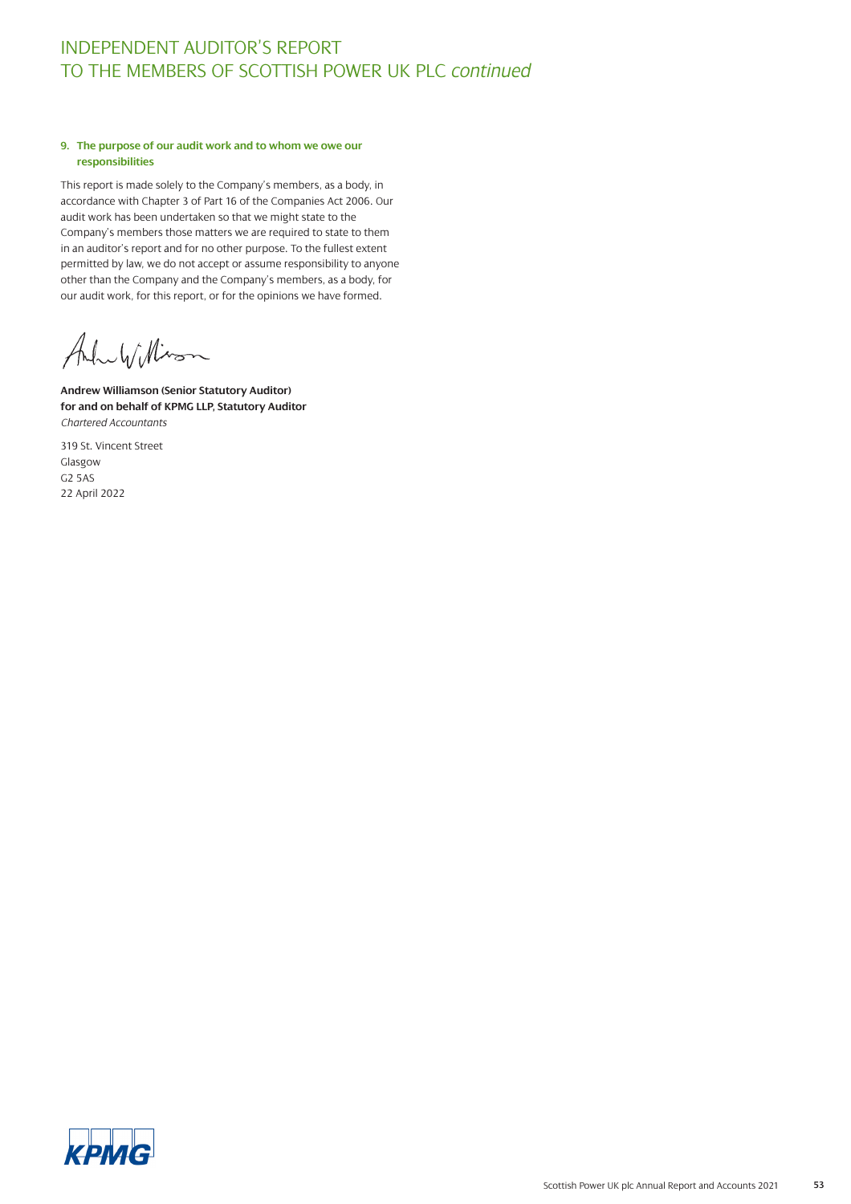# INDEPENDENT AUDITOR'S REPORT TO THE MEMBERS OF SCOTTISH POWER UK PLC *continued*

### 9. The purpose of our audit work and to whom we owe our responsibilities

This report is made solely to the Company's members, as a body, in accordance with Chapter 3 of Part 16 of the Companies Act 2006. Our audit work has been undertaken so that we might state to the Company's members those matters we are required to state to them in an auditor's report and for no other purpose. To the fullest extent permitted by law, we do not accept or assume responsibility to anyone other than the Company and the Company's members, as a body, for our audit work, for this report, or for the opinions we have formed.

**Andrew Williamson (Senior Statutory Auditor)**
**for and on behalf of KPMG LLP, Statutory Auditor**
*Chartered Accountants*

319 St. Vincent Street
Glasgow
G2 5AS
22 April 2022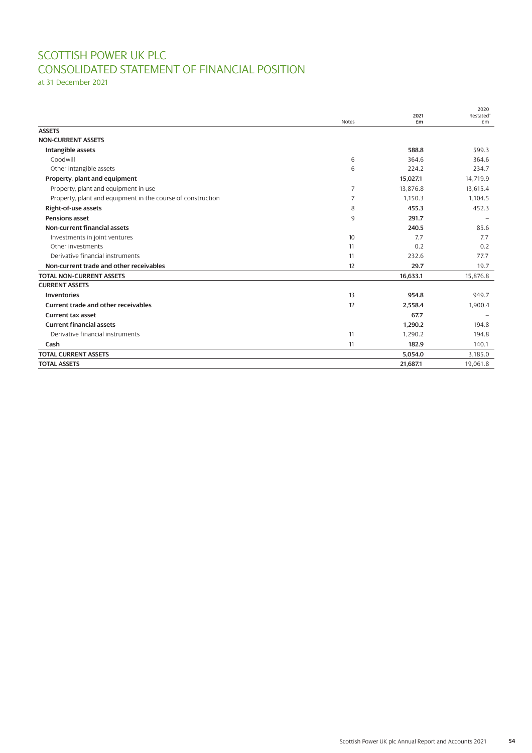# SCOTTISH POWER UK PLC
# CONSOLIDATED STATEMENT OF FINANCIAL POSITION

at 31 December 2021

| | Notes | 2021 £m | 2020 Restated* £m |
|---|---|---|---|
| **ASSETS** | | | |
| **NON-CURRENT ASSETS** | | | |
| **Intangible assets** | | **588.8** | 599.3 |
| Goodwill | 6 | 364.6 | 364.6 |
| Other intangible assets | 6 | 224.2 | 234.7 |
| **Property, plant and equipment** | | **15,027.1** | 14,719.9 |
| Property, plant and equipment in use | 7 | 13,876.8 | 13,615.4 |
| Property, plant and equipment in the course of construction | 7 | 1,150.3 | 1,104.5 |
| **Right-of-use assets** | 8 | **455.3** | 452.3 |
| **Pensions asset** | 9 | **291.7** | – |
| **Non-current financial assets** | | **240.5** | 85.6 |
| Investments in joint ventures | 10 | 7.7 | 7.7 |
| Other investments | 11 | 0.2 | 0.2 |
| Derivative financial instruments | 11 | 232.6 | 77.7 |
| **Non-current trade and other receivables** | 12 | **29.7** | 19.7 |
| **TOTAL NON-CURRENT ASSETS** | | **16,633.1** | 15,876.8 |
| **CURRENT ASSETS** | | | |
| **Inventories** | 13 | **954.8** | 949.7 |
| **Current trade and other receivables** | 12 | **2,558.4** | 1,900.4 |
| **Current tax asset** | | **67.7** | – |
| **Current financial assets** | | **1,290.2** | 194.8 |
| Derivative financial instruments | 11 | 1,290.2 | 194.8 |
| **Cash** | 11 | **182.9** | 140.1 |
| **TOTAL CURRENT ASSETS** | | **5,054.0** | 3,185.0 |
| **TOTAL ASSETS** | | **21,687.1** | 19,061.8 |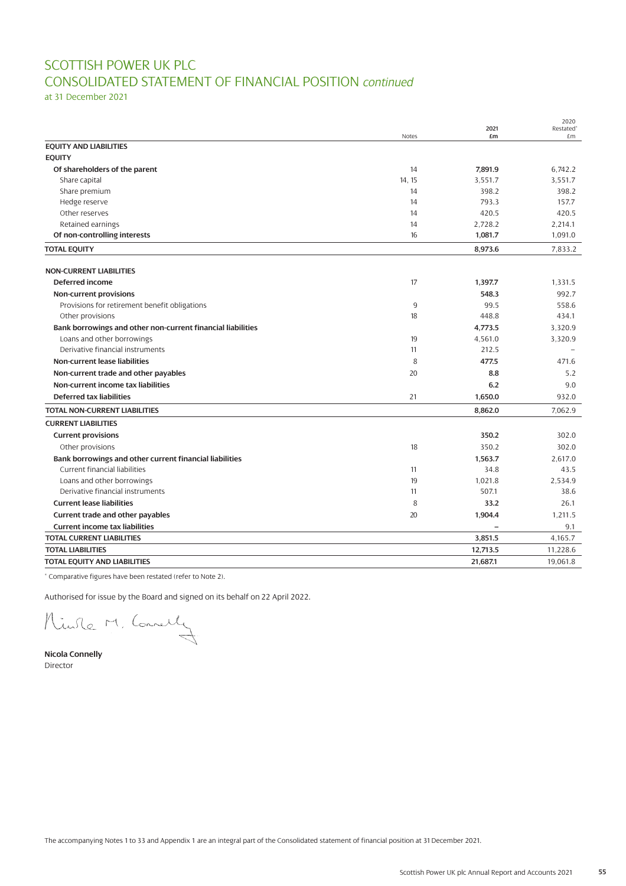# SCOTTISH POWER UK PLC
## CONSOLIDATED STATEMENT OF FINANCIAL POSITION *continued*

at 31 December 2021

| | Notes | 2021 £m | 2020 Restated* £m |
|---|---|---|---|
| **EQUITY AND LIABILITIES** | | | |
| **EQUITY** | | | |
| **Of shareholders of the parent** | 14 | **7,891.9** | 6,742.2 |
| Share capital | 14, 15 | 3,551.7 | 3,551.7 |
| Share premium | 14 | 398.2 | 398.2 |
| Hedge reserve | 14 | 793.3 | 157.7 |
| Other reserves | 14 | 420.5 | 420.5 |
| Retained earnings | 14 | 2,728.2 | 2,214.1 |
| **Of non-controlling interests** | 16 | **1,081.7** | 1,091.0 |
| **TOTAL EQUITY** | | **8,973.6** | 7,833.2 |
| **NON-CURRENT LIABILITIES** | | | |
| **Deferred income** | 17 | **1,397.7** | 1,331.5 |
| **Non-current provisions** | | **548.3** | 992.7 |
| Provisions for retirement benefit obligations | 9 | 99.5 | 558.6 |
| Other provisions | 18 | 448.8 | 434.1 |
| **Bank borrowings and other non-current financial liabilities** | | **4,773.5** | 3,320.9 |
| Loans and other borrowings | 19 | 4,561.0 | 3,320.9 |
| Derivative financial instruments | 11 | 212.5 | – |
| **Non-current lease liabilities** | 8 | **477.5** | 471.6 |
| **Non-current trade and other payables** | 20 | **8.8** | 5.2 |
| **Non-current income tax liabilities** | | **6.2** | 9.0 |
| **Deferred tax liabilities** | 21 | **1,650.0** | 932.0 |
| **TOTAL NON-CURRENT LIABILITIES** | | **8,862.0** | 7,062.9 |
| **CURRENT LIABILITIES** | | | |
| **Current provisions** | | **350.2** | 302.0 |
| Other provisions | 18 | 350.2 | 302.0 |
| **Bank borrowings and other current financial liabilities** | | **1,563.7** | 2,617.0 |
| Current financial liabilities | 11 | 34.8 | 43.5 |
| Loans and other borrowings | 19 | 1,021.8 | 2,534.9 |
| Derivative financial instruments | 11 | 507.1 | 38.6 |
| **Current lease liabilities** | 8 | **33.2** | 26.1 |
| **Current trade and other payables** | 20 | **1,904.4** | 1,211.5 |
| **Current income tax liabilities** | | **–** | 9.1 |
| **TOTAL CURRENT LIABILITIES** | | **3,851.5** | 4,165.7 |
| **TOTAL LIABILITIES** | | **12,713.5** | 11,228.6 |
| **TOTAL EQUITY AND LIABILITIES** | | **21,687.1** | 19,061.8 |

\* Comparative figures have been restated (refer to Note 2).

Authorised for issue by the Board and signed on its behalf on 22 April 2022.

**Nicola Connelly**
Director

The accompanying Notes 1 to 33 and Appendix 1 are an integral part of the Consolidated statement of financial position at 31 December 2021.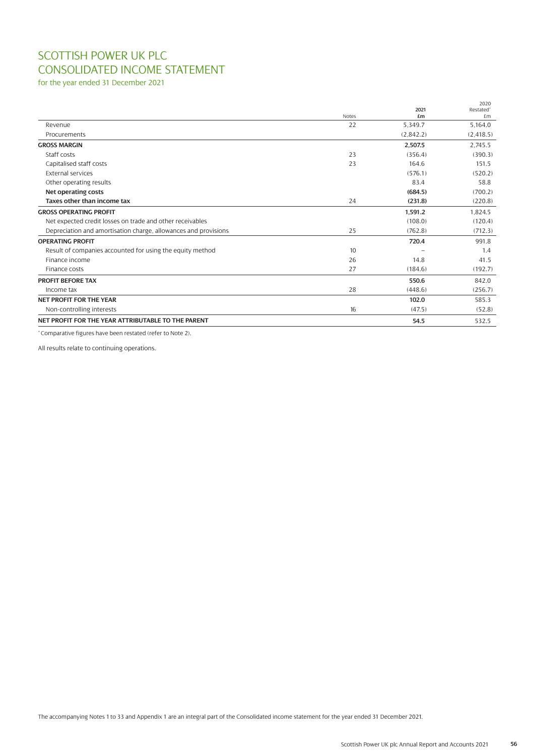# SCOTTISH POWER UK PLC
# CONSOLIDATED INCOME STATEMENT

for the year ended 31 December 2021

| | Notes | 2021 £m | 2020 Restated* £m |
|---|---|---|---|
| Revenue | 22 | 5,349.7 | 5,164.0 |
| Procurements | | (2,842.2) | (2,418.5) |
| **GROSS MARGIN** | | **2,507.5** | 2,745.5 |
| Staff costs | 23 | (356.4) | (390.3) |
| Capitalised staff costs | 23 | 164.6 | 151.5 |
| External services | | (576.1) | (520.2) |
| Other operating results | | 83.4 | 58.8 |
| **Net operating costs** | | **(684.5)** | (700.2) |
| **Taxes other than income tax** | 24 | **(231.8)** | (220.8) |
| **GROSS OPERATING PROFIT** | | **1,591.2** | 1,824.5 |
| Net expected credit losses on trade and other receivables | | (108.0) | (120.4) |
| Depreciation and amortisation charge, allowances and provisions | 25 | (762.8) | (712.3) |
| **OPERATING PROFIT** | | **720.4** | 991.8 |
| Result of companies accounted for using the equity method | 10 | – | 1.4 |
| Finance income | 26 | 14.8 | 41.5 |
| Finance costs | 27 | (184.6) | (192.7) |
| **PROFIT BEFORE TAX** | | **550.6** | 842.0 |
| Income tax | 28 | (448.6) | (256.7) |
| **NET PROFIT FOR THE YEAR** | | **102.0** | 585.3 |
| Non-controlling interests | 16 | (47.5) | (52.8) |
| **NET PROFIT FOR THE YEAR ATTRIBUTABLE TO THE PARENT** | | **54.5** | 532.5 |

\* Comparative figures have been restated (refer to Note 2).

All results relate to continuing operations.

The accompanying Notes 1 to 33 and Appendix 1 are an integral part of the Consolidated income statement for the year ended 31 December 2021.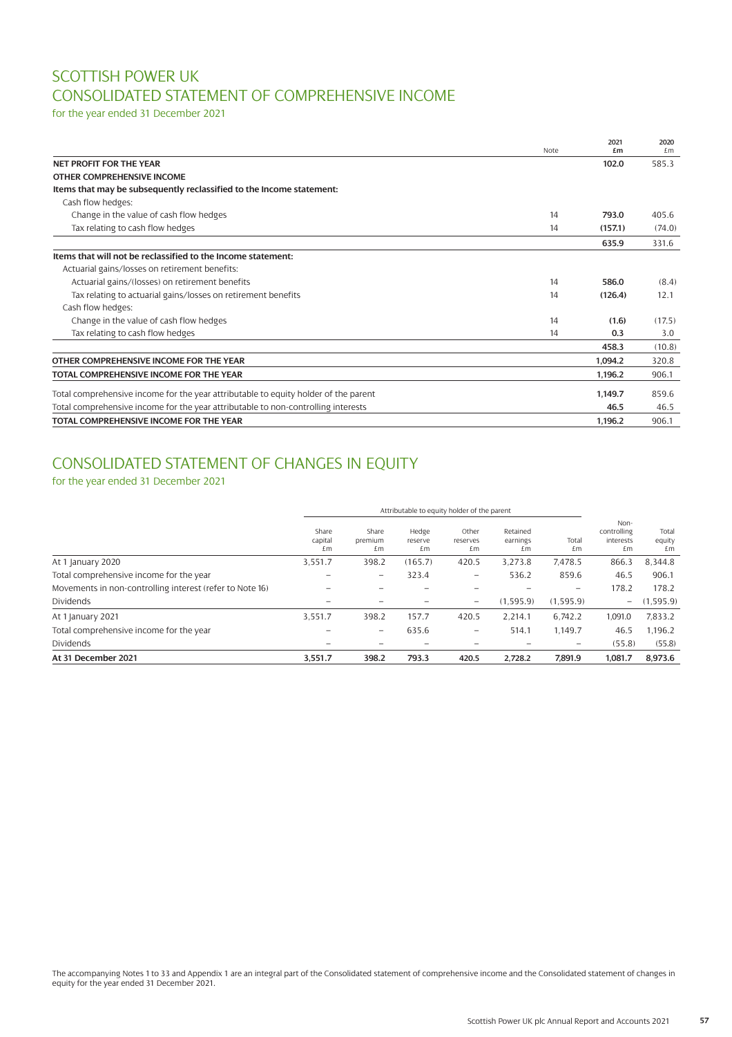# SCOTTISH POWER UK
# CONSOLIDATED STATEMENT OF COMPREHENSIVE INCOME

for the year ended 31 December 2021

| | Note | 2021 £m | 2020 £m |
|---|---|---|---|
| **NET PROFIT FOR THE YEAR** | | **102.0** | 585.3 |
| **OTHER COMPREHENSIVE INCOME** | | | |
| **Items that may be subsequently reclassified to the Income statement:** | | | |
| Cash flow hedges: | | | |
| Change in the value of cash flow hedges | 14 | **793.0** | 405.6 |
| Tax relating to cash flow hedges | 14 | **(157.1)** | (74.0) |
| | | **635.9** | 331.6 |
| **Items that will not be reclassified to the Income statement:** | | | |
| Actuarial gains/losses on retirement benefits: | | | |
| Actuarial gains/(losses) on retirement benefits | 14 | **586.0** | (8.4) |
| Tax relating to actuarial gains/losses on retirement benefits | 14 | **(126.4)** | 12.1 |
| Cash flow hedges: | | | |
| Change in the value of cash flow hedges | 14 | **(1.6)** | (17.5) |
| Tax relating to cash flow hedges | 14 | **0.3** | 3.0 |
| | | **458.3** | (10.8) |
| **OTHER COMPREHENSIVE INCOME FOR THE YEAR** | | **1,094.2** | 320.8 |
| **TOTAL COMPREHENSIVE INCOME FOR THE YEAR** | | **1,196.2** | 906.1 |
| Total comprehensive income for the year attributable to equity holder of the parent | | **1,149.7** | 859.6 |
| Total comprehensive income for the year attributable to non-controlling interests | | **46.5** | 46.5 |
| **TOTAL COMPREHENSIVE INCOME FOR THE YEAR** | | **1,196.2** | 906.1 |

# CONSOLIDATED STATEMENT OF CHANGES IN EQUITY

for the year ended 31 December 2021

| | Attributable to equity holder of the parent | | | | | | | |
|---|---|---|---|---|---|---|---|---|
| | Share capital £m | Share premium £m | Hedge reserve £m | Other reserves £m | Retained earnings £m | Total £m | Non-controlling interests £m | Total equity £m |
| At 1 January 2020 | 3,551.7 | 398.2 | (165.7) | 420.5 | 3,273.8 | 7,478.5 | 866.3 | 8,344.8 |
| Total comprehensive income for the year | – | – | 323.4 | – | 536.2 | 859.6 | 46.5 | 906.1 |
| Movements in non-controlling interest (refer to Note 16) | – | – | – | – | – | – | 178.2 | 178.2 |
| Dividends | – | – | – | – | (1,595.9) | (1,595.9) | – | (1,595.9) |
| At 1 January 2021 | 3,551.7 | 398.2 | 157.7 | 420.5 | 2,214.1 | 6,742.2 | 1,091.0 | 7,833.2 |
| Total comprehensive income for the year | – | – | 635.6 | – | 514.1 | 1,149.7 | 46.5 | 1,196.2 |
| Dividends | – | – | – | – | – | – | (55.8) | (55.8) |
| **At 31 December 2021** | **3,551.7** | **398.2** | **793.3** | **420.5** | **2,728.2** | **7,891.9** | **1,081.7** | **8,973.6** |

The accompanying Notes 1 to 33 and Appendix 1 are an integral part of the Consolidated statement of comprehensive income and the Consolidated statement of changes in equity for the year ended 31 December 2021.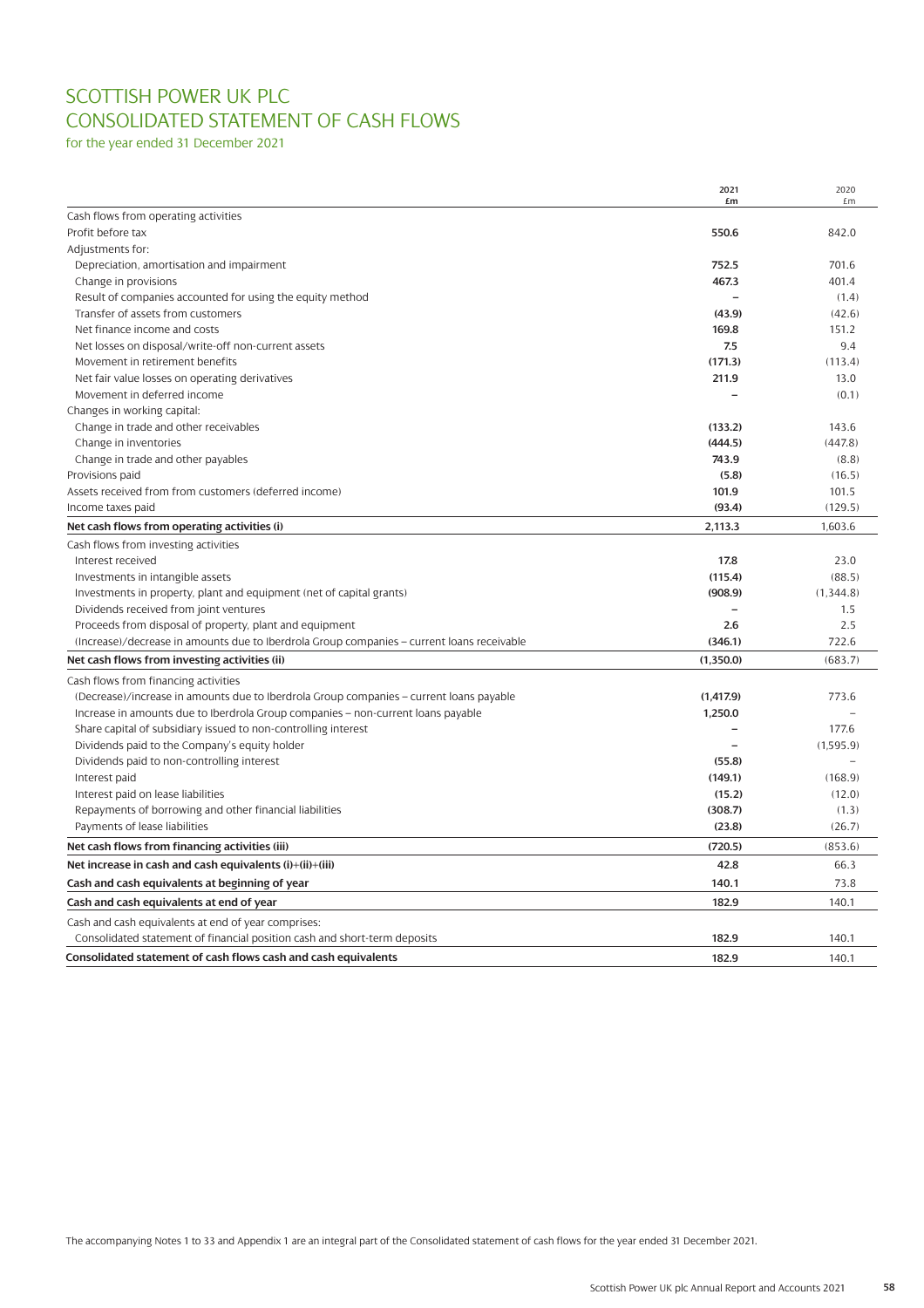# SCOTTISH POWER UK PLC
# CONSOLIDATED STATEMENT OF CASH FLOWS

for the year ended 31 December 2021

| | 2021<br>£m | 2020<br>£m |
|---|---|---|
| Cash flows from operating activities | | |
| Profit before tax | **550.6** | 842.0 |
| Adjustments for: | | |
| Depreciation, amortisation and impairment | **752.5** | 701.6 |
| Change in provisions | **467.3** | 401.4 |
| Result of companies accounted for using the equity method | **–** | (1.4) |
| Transfer of assets from customers | **(43.9)** | (42.6) |
| Net finance income and costs | **169.8** | 151.2 |
| Net losses on disposal/write-off non-current assets | **7.5** | 9.4 |
| Movement in retirement benefits | **(171.3)** | (113.4) |
| Net fair value losses on operating derivatives | **211.9** | 13.0 |
| Movement in deferred income | **–** | (0.1) |
| Changes in working capital: | | |
| Change in trade and other receivables | **(133.2)** | 143.6 |
| Change in inventories | **(444.5)** | (447.8) |
| Change in trade and other payables | **743.9** | (8.8) |
| Provisions paid | **(5.8)** | (16.5) |
| Assets received from from customers (deferred income) | **101.9** | 101.5 |
| Income taxes paid | **(93.4)** | (129.5) |
| **Net cash flows from operating activities (i)** | **2,113.3** | 1,603.6 |
| Cash flows from investing activities | | |
| Interest received | **17.8** | 23.0 |
| Investments in intangible assets | **(115.4)** | (88.5) |
| Investments in property, plant and equipment (net of capital grants) | **(908.9)** | (1,344.8) |
| Dividends received from joint ventures | **–** | 1.5 |
| Proceeds from disposal of property, plant and equipment | **2.6** | 2.5 |
| (Increase)/decrease in amounts due to Iberdrola Group companies – current loans receivable | **(346.1)** | 722.6 |
| **Net cash flows from investing activities (ii)** | **(1,350.0)** | (683.7) |
| Cash flows from financing activities | | |
| (Decrease)/increase in amounts due to Iberdrola Group companies – current loans payable | **(1,417.9)** | 773.6 |
| Increase in amounts due to Iberdrola Group companies – non-current loans payable | **1,250.0** | – |
| Share capital of subsidiary issued to non-controlling interest | **–** | 177.6 |
| Dividends paid to the Company's equity holder | **–** | (1,595.9) |
| Dividends paid to non-controlling interest | **(55.8)** | – |
| Interest paid | **(149.1)** | (168.9) |
| Interest paid on lease liabilities | **(15.2)** | (12.0) |
| Repayments of borrowing and other financial liabilities | **(308.7)** | (1.3) |
| Payments of lease liabilities | **(23.8)** | (26.7) |
| **Net cash flows from financing activities (iii)** | **(720.5)** | (853.6) |
| **Net increase in cash and cash equivalents (i)+(ii)+(iii)** | **42.8** | 66.3 |
| **Cash and cash equivalents at beginning of year** | **140.1** | 73.8 |
| **Cash and cash equivalents at end of year** | **182.9** | 140.1 |
| Cash and cash equivalents at end of year comprises: | | |
| Consolidated statement of financial position cash and short-term deposits | **182.9** | 140.1 |
| **Consolidated statement of cash flows cash and cash equivalents** | **182.9** | 140.1 |

The accompanying Notes 1 to 33 and Appendix 1 are an integral part of the Consolidated statement of cash flows for the year ended 31 December 2021.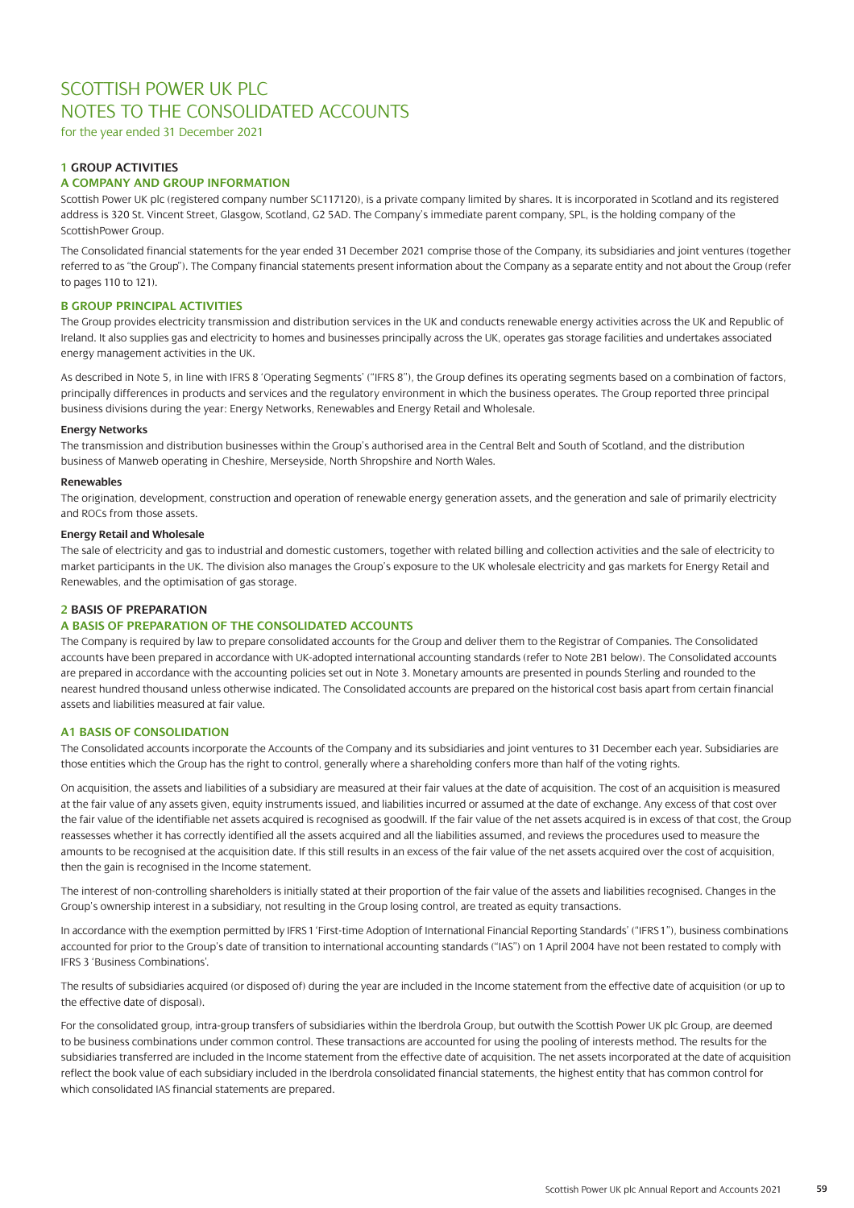# SCOTTISH POWER UK PLC
# NOTES TO THE CONSOLIDATED ACCOUNTS

for the year ended 31 December 2021

## 1 GROUP ACTIVITIES

### A COMPANY AND GROUP INFORMATION

Scottish Power UK plc (registered company number SC117120), is a private company limited by shares. It is incorporated in Scotland and its registered address is 320 St. Vincent Street, Glasgow, Scotland, G2 5AD. The Company's immediate parent company, SPL, is the holding company of the ScottishPower Group.

The Consolidated financial statements for the year ended 31 December 2021 comprise those of the Company, its subsidiaries and joint ventures (together referred to as "the Group"). The Company financial statements present information about the Company as a separate entity and not about the Group (refer to pages 110 to 121).

### B GROUP PRINCIPAL ACTIVITIES

The Group provides electricity transmission and distribution services in the UK and conducts renewable energy activities across the UK and Republic of Ireland. It also supplies gas and electricity to homes and businesses principally across the UK, operates gas storage facilities and undertakes associated energy management activities in the UK.

As described in Note 5, in line with IFRS 8 'Operating Segments' ("IFRS 8"), the Group defines its operating segments based on a combination of factors, principally differences in products and services and the regulatory environment in which the business operates. The Group reported three principal business divisions during the year: Energy Networks, Renewables and Energy Retail and Wholesale.

**Energy Networks**

The transmission and distribution businesses within the Group's authorised area in the Central Belt and South of Scotland, and the distribution business of Manweb operating in Cheshire, Merseyside, North Shropshire and North Wales.

**Renewables**

The origination, development, construction and operation of renewable energy generation assets, and the generation and sale of primarily electricity and ROCs from those assets.

**Energy Retail and Wholesale**

The sale of electricity and gas to industrial and domestic customers, together with related billing and collection activities and the sale of electricity to market participants in the UK. The division also manages the Group's exposure to the UK wholesale electricity and gas markets for Energy Retail and Renewables, and the optimisation of gas storage.

## 2 BASIS OF PREPARATION

### A BASIS OF PREPARATION OF THE CONSOLIDATED ACCOUNTS

The Company is required by law to prepare consolidated accounts for the Group and deliver them to the Registrar of Companies. The Consolidated accounts have been prepared in accordance with UK-adopted international accounting standards (refer to Note 2B1 below). The Consolidated accounts are prepared in accordance with the accounting policies set out in Note 3. Monetary amounts are presented in pounds Sterling and rounded to the nearest hundred thousand unless otherwise indicated. The Consolidated accounts are prepared on the historical cost basis apart from certain financial assets and liabilities measured at fair value.

### A1 BASIS OF CONSOLIDATION

The Consolidated accounts incorporate the Accounts of the Company and its subsidiaries and joint ventures to 31 December each year. Subsidiaries are those entities which the Group has the right to control, generally where a shareholding confers more than half of the voting rights.

On acquisition, the assets and liabilities of a subsidiary are measured at their fair values at the date of acquisition. The cost of an acquisition is measured at the fair value of any assets given, equity instruments issued, and liabilities incurred or assumed at the date of exchange. Any excess of that cost over the fair value of the identifiable net assets acquired is recognised as goodwill. If the fair value of the net assets acquired is in excess of that cost, the Group reassesses whether it has correctly identified all the assets acquired and all the liabilities assumed, and reviews the procedures used to measure the amounts to be recognised at the acquisition date. If this still results in an excess of the fair value of the net assets acquired over the cost of acquisition, then the gain is recognised in the Income statement.

The interest of non-controlling shareholders is initially stated at their proportion of the fair value of the assets and liabilities recognised. Changes in the Group's ownership interest in a subsidiary, not resulting in the Group losing control, are treated as equity transactions.

In accordance with the exemption permitted by IFRS 1 'First-time Adoption of International Financial Reporting Standards' ("IFRS 1"), business combinations accounted for prior to the Group's date of transition to international accounting standards ("IAS") on 1 April 2004 have not been restated to comply with IFRS 3 'Business Combinations'.

The results of subsidiaries acquired (or disposed of) during the year are included in the Income statement from the effective date of acquisition (or up to the effective date of disposal).

For the consolidated group, intra-group transfers of subsidiaries within the Iberdrola Group, but outwith the Scottish Power UK plc Group, are deemed to be business combinations under common control. These transactions are accounted for using the pooling of interests method. The results for the subsidiaries transferred are included in the Income statement from the effective date of acquisition. The net assets incorporated at the date of acquisition reflect the book value of each subsidiary included in the Iberdrola consolidated financial statements, the highest entity that has common control for which consolidated IAS financial statements are prepared.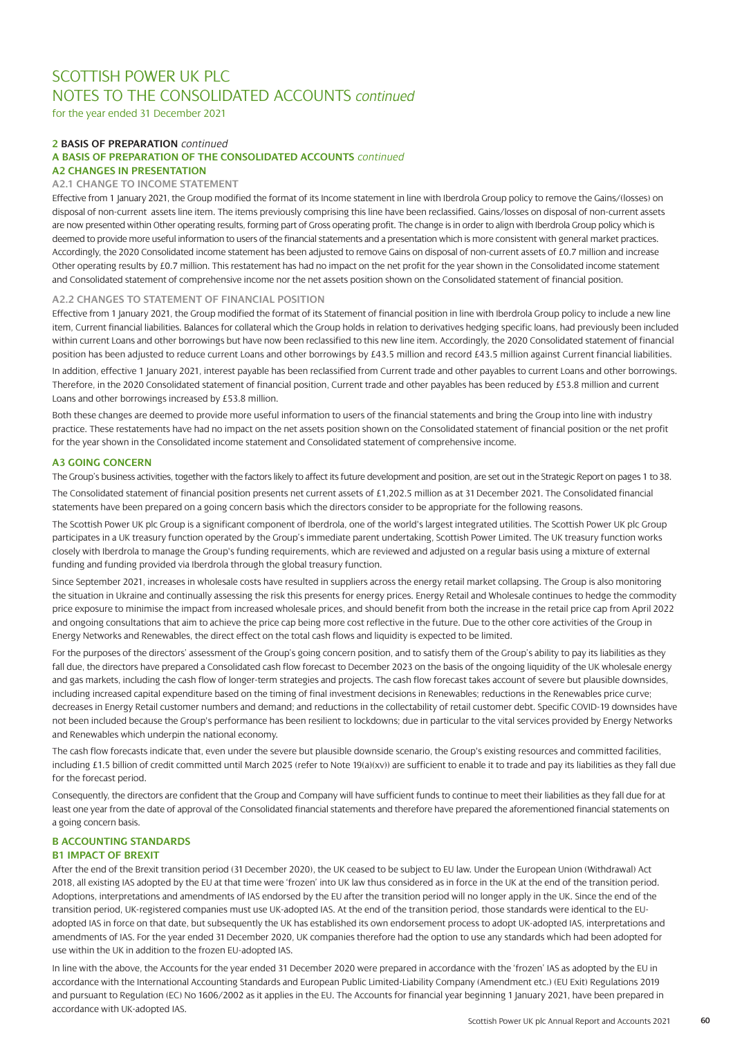# SCOTTISH POWER UK PLC
# NOTES TO THE CONSOLIDATED ACCOUNTS *continued*

for the year ended 31 December 2021

## 2 BASIS OF PREPARATION *continued*

### A BASIS OF PREPARATION OF THE CONSOLIDATED ACCOUNTS *continued*

### A2 CHANGES IN PRESENTATION

#### A2.1 CHANGE TO INCOME STATEMENT

Effective from 1 January 2021, the Group modified the format of its Income statement in line with Iberdrola Group policy to remove the Gains/(losses) on disposal of non-current assets line item. The items previously comprising this line have been reclassified. Gains/losses on disposal of non-current assets are now presented within Other operating results, forming part of Gross operating profit. The change is in order to align with Iberdrola Group policy which is deemed to provide more useful information to users of the financial statements and a presentation which is more consistent with general market practices. Accordingly, the 2020 Consolidated income statement has been adjusted to remove Gains on disposal of non-current assets of £0.7 million and increase Other operating results by £0.7 million. This restatement has had no impact on the net profit for the year shown in the Consolidated income statement and Consolidated statement of comprehensive income nor the net assets position shown on the Consolidated statement of financial position.

#### A2.2 CHANGES TO STATEMENT OF FINANCIAL POSITION

Effective from 1 January 2021, the Group modified the format of its Statement of financial position in line with Iberdrola Group policy to include a new line item, Current financial liabilities. Balances for collateral which the Group holds in relation to derivatives hedging specific loans, had previously been included within current Loans and other borrowings but have now been reclassified to this new line item. Accordingly, the 2020 Consolidated statement of financial position has been adjusted to reduce current Loans and other borrowings by £43.5 million and record £43.5 million against Current financial liabilities.

In addition, effective 1 January 2021, interest payable has been reclassified from Current trade and other payables to current Loans and other borrowings. Therefore, in the 2020 Consolidated statement of financial position, Current trade and other payables has been reduced by £53.8 million and current Loans and other borrowings increased by £53.8 million.

Both these changes are deemed to provide more useful information to users of the financial statements and bring the Group into line with industry practice. These restatements have had no impact on the net assets position shown on the Consolidated statement of financial position or the net profit for the year shown in the Consolidated income statement and Consolidated statement of comprehensive income.

### A3 GOING CONCERN

The Group's business activities, together with the factors likely to affect its future development and position, are set out in the Strategic Report on pages 1 to 38.

The Consolidated statement of financial position presents net current assets of £1,202.5 million as at 31 December 2021. The Consolidated financial statements have been prepared on a going concern basis which the directors consider to be appropriate for the following reasons.

The Scottish Power UK plc Group is a significant component of Iberdrola, one of the world's largest integrated utilities. The Scottish Power UK plc Group participates in a UK treasury function operated by the Group's immediate parent undertaking, Scottish Power Limited. The UK treasury function works closely with Iberdrola to manage the Group's funding requirements, which are reviewed and adjusted on a regular basis using a mixture of external funding and funding provided via Iberdrola through the global treasury function.

Since September 2021, increases in wholesale costs have resulted in suppliers across the energy retail market collapsing. The Group is also monitoring the situation in Ukraine and continually assessing the risk this presents for energy prices. Energy Retail and Wholesale continues to hedge the commodity price exposure to minimise the impact from increased wholesale prices, and should benefit from both the increase in the retail price cap from April 2022 and ongoing consultations that aim to achieve the price cap being more cost reflective in the future. Due to the other core activities of the Group in Energy Networks and Renewables, the direct effect on the total cash flows and liquidity is expected to be limited.

For the purposes of the directors' assessment of the Group's going concern position, and to satisfy them of the Group's ability to pay its liabilities as they fall due, the directors have prepared a Consolidated cash flow forecast to December 2023 on the basis of the ongoing liquidity of the UK wholesale energy and gas markets, including the cash flow of longer-term strategies and projects. The cash flow forecast takes account of severe but plausible downsides, including increased capital expenditure based on the timing of final investment decisions in Renewables; reductions in the Renewables price curve; decreases in Energy Retail customer numbers and demand; and reductions in the collectability of retail customer debt. Specific COVID-19 downsides have not been included because the Group's performance has been resilient to lockdowns; due in particular to the vital services provided by Energy Networks and Renewables which underpin the national economy.

The cash flow forecasts indicate that, even under the severe but plausible downside scenario, the Group's existing resources and committed facilities, including £1.5 billion of credit committed until March 2025 (refer to Note 19(a)(xv)) are sufficient to enable it to trade and pay its liabilities as they fall due for the forecast period.

Consequently, the directors are confident that the Group and Company will have sufficient funds to continue to meet their liabilities as they fall due for at least one year from the date of approval of the Consolidated financial statements and therefore have prepared the aforementioned financial statements on a going concern basis.

### B ACCOUNTING STANDARDS

### B1 IMPACT OF BREXIT

After the end of the Brexit transition period (31 December 2020), the UK ceased to be subject to EU law. Under the European Union (Withdrawal) Act 2018, all existing IAS adopted by the EU at that time were 'frozen' into UK law thus considered as in force in the UK at the end of the transition period. Adoptions, interpretations and amendments of IAS endorsed by the EU after the transition period will no longer apply in the UK. Since the end of the transition period, UK-registered companies must use UK-adopted IAS. At the end of the transition period, those standards were identical to the EU-adopted IAS in force on that date, but subsequently the UK has established its own endorsement process to adopt UK-adopted IAS, interpretations and amendments of IAS. For the year ended 31 December 2020, UK companies therefore had the option to use any standards which had been adopted for use within the UK in addition to the frozen EU-adopted IAS.

In line with the above, the Accounts for the year ended 31 December 2020 were prepared in accordance with the 'frozen' IAS as adopted by the EU in accordance with the International Accounting Standards and European Public Limited-Liability Company (Amendment etc.) (EU Exit) Regulations 2019 and pursuant to Regulation (EC) No 1606/2002 as it applies in the EU. The Accounts for financial year beginning 1 January 2021, have been prepared in accordance with UK-adopted IAS.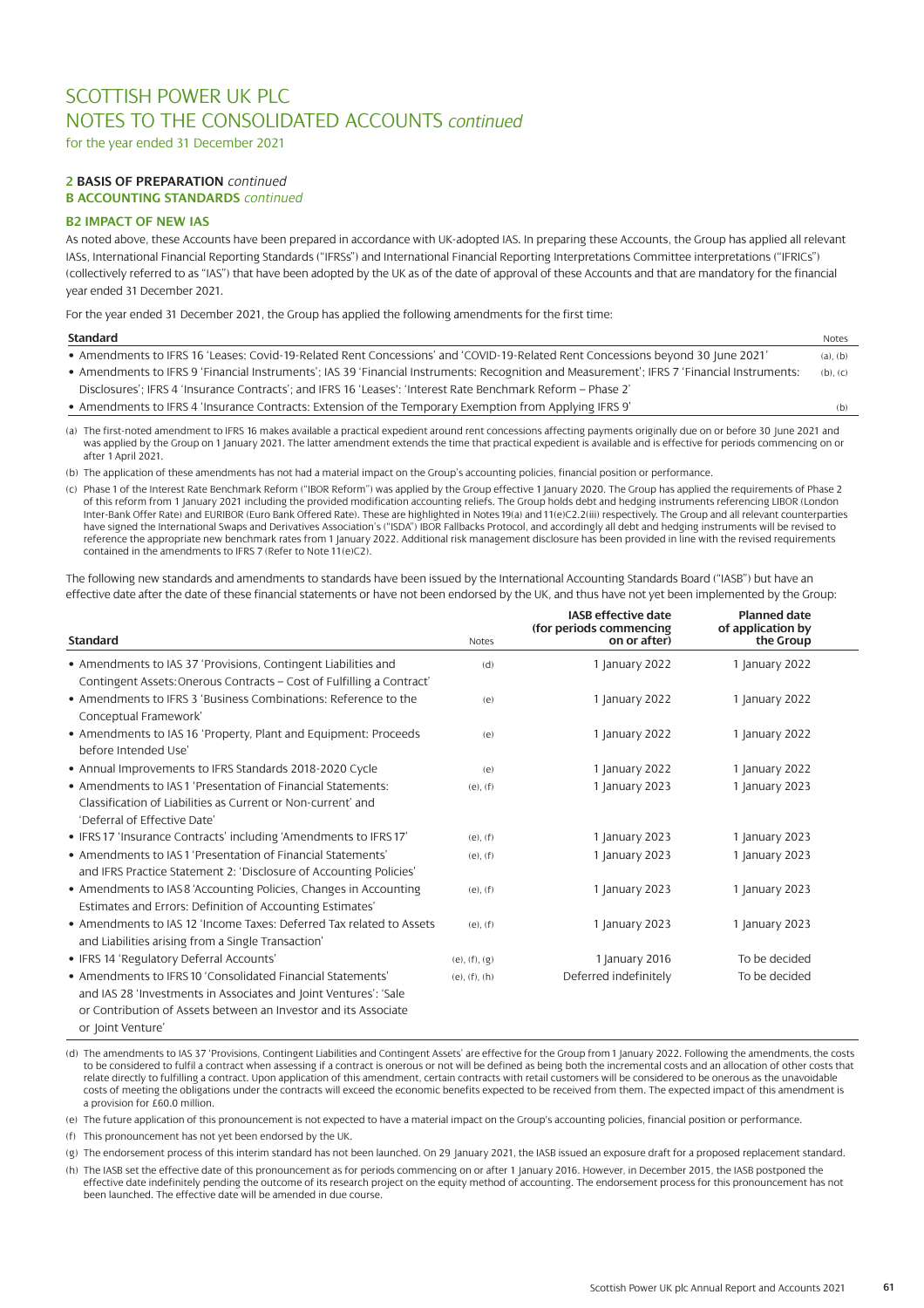# SCOTTISH POWER UK PLC
# NOTES TO THE CONSOLIDATED ACCOUNTS *continued*

for the year ended 31 December 2021

## 2 BASIS OF PREPARATION *continued*
### B ACCOUNTING STANDARDS *continued*

### B2 IMPACT OF NEW IAS

As noted above, these Accounts have been prepared in accordance with UK-adopted IAS. In preparing these Accounts, the Group has applied all relevant IASs, International Financial Reporting Standards ("IFRSs") and International Financial Reporting Interpretations Committee interpretations ("IFRICs") (collectively referred to as "IAS") that have been adopted by the UK as of the date of approval of these Accounts and that are mandatory for the financial year ended 31 December 2021.

For the year ended 31 December 2021, the Group has applied the following amendments for the first time:

| Standard | Notes |
|---|---|
| • Amendments to IFRS 16 'Leases: Covid-19-Related Rent Concessions' and 'COVID-19-Related Rent Concessions beyond 30 June 2021' | (a), (b) |
| • Amendments to IFRS 9 'Financial Instruments'; IAS 39 'Financial Instruments: Recognition and Measurement'; IFRS 7 'Financial Instruments: Disclosures'; IFRS 4 'Insurance Contracts'; and IFRS 16 'Leases': 'Interest Rate Benchmark Reform – Phase 2' | (b), (c) |
| • Amendments to IFRS 4 'Insurance Contracts: Extension of the Temporary Exemption from Applying IFRS 9' | (b) |

(a) The first-noted amendment to IFRS 16 makes available a practical expedient around rent concessions affecting payments originally due on or before 30 June 2021 and was applied by the Group on 1 January 2021. The latter amendment extends the time that practical expedient is available and is effective for periods commencing on or after 1 April 2021.

(b) The application of these amendments has not had a material impact on the Group's accounting policies, financial position or performance.

(c) Phase 1 of the Interest Rate Benchmark Reform ("IBOR Reform") was applied by the Group effective 1 January 2020. The Group has applied the requirements of Phase 2 of this reform from 1 January 2021 including the provided modification accounting reliefs. The Group holds debt and hedging instruments referencing LIBOR (London Inter-Bank Offer Rate) and EURIBOR (Euro Bank Offered Rate). These are highlighted in Notes 19(a) and 11(e)C2.2(iii) respectively. The Group and all relevant counterparties have signed the International Swaps and Derivatives Association's ("ISDA") IBOR Fallbacks Protocol, and accordingly all debt and hedging instruments will be revised to reference the appropriate new benchmark rates from 1 January 2022. Additional risk management disclosure has been provided in line with the revised requirements contained in the amendments to IFRS 7 (Refer to Note 11(e)C2).

The following new standards and amendments to standards have been issued by the International Accounting Standards Board ("IASB") but have an effective date after the date of these financial statements or have not been endorsed by the UK, and thus have not yet been implemented by the Group:

| Standard | Notes | IASB effective date (for periods commencing on or after) | Planned date of application by the Group |
|---|---|---|---|
| • Amendments to IAS 37 'Provisions, Contingent Liabilities and Contingent Assets: Onerous Contracts – Cost of Fulfilling a Contract' | (d) | 1 January 2022 | 1 January 2022 |
| • Amendments to IFRS 3 'Business Combinations: Reference to the Conceptual Framework' | (e) | 1 January 2022 | 1 January 2022 |
| • Amendments to IAS 16 'Property, Plant and Equipment: Proceeds before Intended Use' | (e) | 1 January 2022 | 1 January 2022 |
| • Annual Improvements to IFRS Standards 2018-2020 Cycle | (e) | 1 January 2022 | 1 January 2022 |
| • Amendments to IAS 1 'Presentation of Financial Statements: Classification of Liabilities as Current or Non-current' and 'Deferral of Effective Date' | (e), (f) | 1 January 2023 | 1 January 2023 |
| • IFRS 17 'Insurance Contracts' including 'Amendments to IFRS 17' | (e), (f) | 1 January 2023 | 1 January 2023 |
| • Amendments to IAS 1 'Presentation of Financial Statements' and IFRS Practice Statement 2: 'Disclosure of Accounting Policies' | (e), (f) | 1 January 2023 | 1 January 2023 |
| • Amendments to IAS 8 'Accounting Policies, Changes in Accounting Estimates and Errors: Definition of Accounting Estimates' | (e), (f) | 1 January 2023 | 1 January 2023 |
| • Amendments to IAS 12 'Income Taxes: Deferred Tax related to Assets and Liabilities arising from a Single Transaction' | (e), (f) | 1 January 2023 | 1 January 2023 |
| • IFRS 14 'Regulatory Deferral Accounts' | (e), (f), (g) | 1 January 2016 | To be decided |
| • Amendments to IFRS 10 'Consolidated Financial Statements' and IAS 28 'Investments in Associates and Joint Ventures': 'Sale or Contribution of Assets between an Investor and its Associate or Joint Venture' | (e), (f), (h) | Deferred indefinitely | To be decided |

(d) The amendments to IAS 37 'Provisions, Contingent Liabilities and Contingent Assets' are effective for the Group from 1 January 2022. Following the amendments, the costs to be considered to fulfil a contract when assessing if a contract is onerous or not will be defined as being both the incremental costs and an allocation of other costs that relate directly to fulfilling a contract. Upon application of this amendment, certain contracts with retail customers will be considered to be onerous as the unavoidable costs of meeting the obligations under the contracts will exceed the economic benefits expected to be received from them. The expected impact of this amendment is a provision for £60.0 million.

(e) The future application of this pronouncement is not expected to have a material impact on the Group's accounting policies, financial position or performance.

(f) This pronouncement has not yet been endorsed by the UK.

(g) The endorsement process of this interim standard has not been launched. On 29 January 2021, the IASB issued an exposure draft for a proposed replacement standard.

(h) The IASB set the effective date of this pronouncement as for periods commencing on or after 1 January 2016. However, in December 2015, the IASB postponed the effective date indefinitely pending the outcome of its research project on the equity method of accounting. The endorsement process for this pronouncement has not been launched. The effective date will be amended in due course.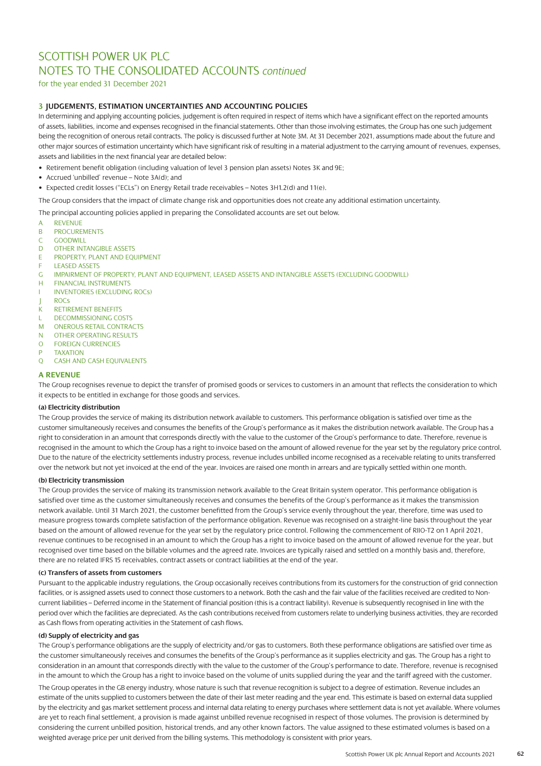# SCOTTISH POWER UK PLC

# NOTES TO THE CONSOLIDATED ACCOUNTS *continued*

for the year ended 31 December 2021

## 3 JUDGEMENTS, ESTIMATION UNCERTAINTIES AND ACCOUNTING POLICIES

In determining and applying accounting policies, judgement is often required in respect of items which have a significant effect on the reported amounts of assets, liabilities, income and expenses recognised in the financial statements. Other than those involving estimates, the Group has one such judgement being the recognition of onerous retail contracts. The policy is discussed further at Note 3M. At 31 December 2021, assumptions made about the future and other major sources of estimation uncertainty which have significant risk of resulting in a material adjustment to the carrying amount of revenues, expenses, assets and liabilities in the next financial year are detailed below:

- Retirement benefit obligation (including valuation of level 3 pension plan assets) Notes 3K and 9E;
- Accrued 'unbilled' revenue – Note 3A(d); and
- Expected credit losses ("ECLs") on Energy Retail trade receivables – Notes 3H1.2(d) and 11(e).

The Group considers that the impact of climate change risk and opportunities does not create any additional estimation uncertainty.

The principal accounting policies applied in preparing the Consolidated accounts are set out below.

- A REVENUE
- B PROCUREMENTS
- C GOODWILL
- D OTHER INTANGIBLE ASSETS
- E PROPERTY, PLANT AND EQUIPMENT
- F LEASED ASSETS
- G IMPAIRMENT OF PROPERTY, PLANT AND EQUIPMENT, LEASED ASSETS AND INTANGIBLE ASSETS (EXCLUDING GOODWILL)
- H FINANCIAL INSTRUMENTS
- I INVENTORIES (EXCLUDING ROCs)
- J ROCs
- K RETIREMENT BENEFITS
- L DECOMMISSIONING COSTS
- M ONEROUS RETAIL CONTRACTS
- N OTHER OPERATING RESULTS
- O FOREIGN CURRENCIES
- P TAXATION
- Q CASH AND CASH EQUIVALENTS

### A REVENUE

The Group recognises revenue to depict the transfer of promised goods or services to customers in an amount that reflects the consideration to which it expects to be entitled in exchange for those goods and services.

#### (a) Electricity distribution

The Group provides the service of making its distribution network available to customers. This performance obligation is satisfied over time as the customer simultaneously receives and consumes the benefits of the Group's performance as it makes the distribution network available. The Group has a right to consideration in an amount that corresponds directly with the value to the customer of the Group's performance to date. Therefore, revenue is recognised in the amount to which the Group has a right to invoice based on the amount of allowed revenue for the year set by the regulatory price control. Due to the nature of the electricity settlements industry process, revenue includes unbilled income recognised as a receivable relating to units transferred over the network but not yet invoiced at the end of the year. Invoices are raised one month in arrears and are typically settled within one month.

#### (b) Electricity transmission

The Group provides the service of making its transmission network available to the Great Britain system operator. This performance obligation is satisfied over time as the customer simultaneously receives and consumes the benefits of the Group's performance as it makes the transmission network available. Until 31 March 2021, the customer benefitted from the Group's service evenly throughout the year, therefore, time was used to measure progress towards complete satisfaction of the performance obligation. Revenue was recognised on a straight-line basis throughout the year based on the amount of allowed revenue for the year set by the regulatory price control. Following the commencement of RIIO-T2 on 1 April 2021, revenue continues to be recognised in an amount to which the Group has a right to invoice based on the amount of allowed revenue for the year, but recognised over time based on the billable volumes and the agreed rate. Invoices are typically raised and settled on a monthly basis and, therefore, there are no related IFRS 15 receivables, contract assets or contract liabilities at the end of the year.

#### (c) Transfers of assets from customers

Pursuant to the applicable industry regulations, the Group occasionally receives contributions from its customers for the construction of grid connection facilities, or is assigned assets used to connect those customers to a network. Both the cash and the fair value of the facilities received are credited to Non-current liabilities – Deferred income in the Statement of financial position (this is a contract liability). Revenue is subsequently recognised in line with the period over which the facilities are depreciated. As the cash contributions received from customers relate to underlying business activities, they are recorded as Cash flows from operating activities in the Statement of cash flows.

#### (d) Supply of electricity and gas

The Group's performance obligations are the supply of electricity and/or gas to customers. Both these performance obligations are satisfied over time as the customer simultaneously receives and consumes the benefits of the Group's performance as it supplies electricity and gas. The Group has a right to consideration in an amount that corresponds directly with the value to the customer of the Group's performance to date. Therefore, revenue is recognised in the amount to which the Group has a right to invoice based on the volume of units supplied during the year and the tariff agreed with the customer.

The Group operates in the GB energy industry, whose nature is such that revenue recognition is subject to a degree of estimation. Revenue includes an estimate of the units supplied to customers between the date of their last meter reading and the year end. This estimate is based on external data supplied by the electricity and gas market settlement process and internal data relating to energy purchases where settlement data is not yet available. Where volumes are yet to reach final settlement, a provision is made against unbilled revenue recognised in respect of those volumes. The provision is determined by considering the current unbilled position, historical trends, and any other known factors. The value assigned to these estimated volumes is based on a weighted average price per unit derived from the billing systems. This methodology is consistent with prior years.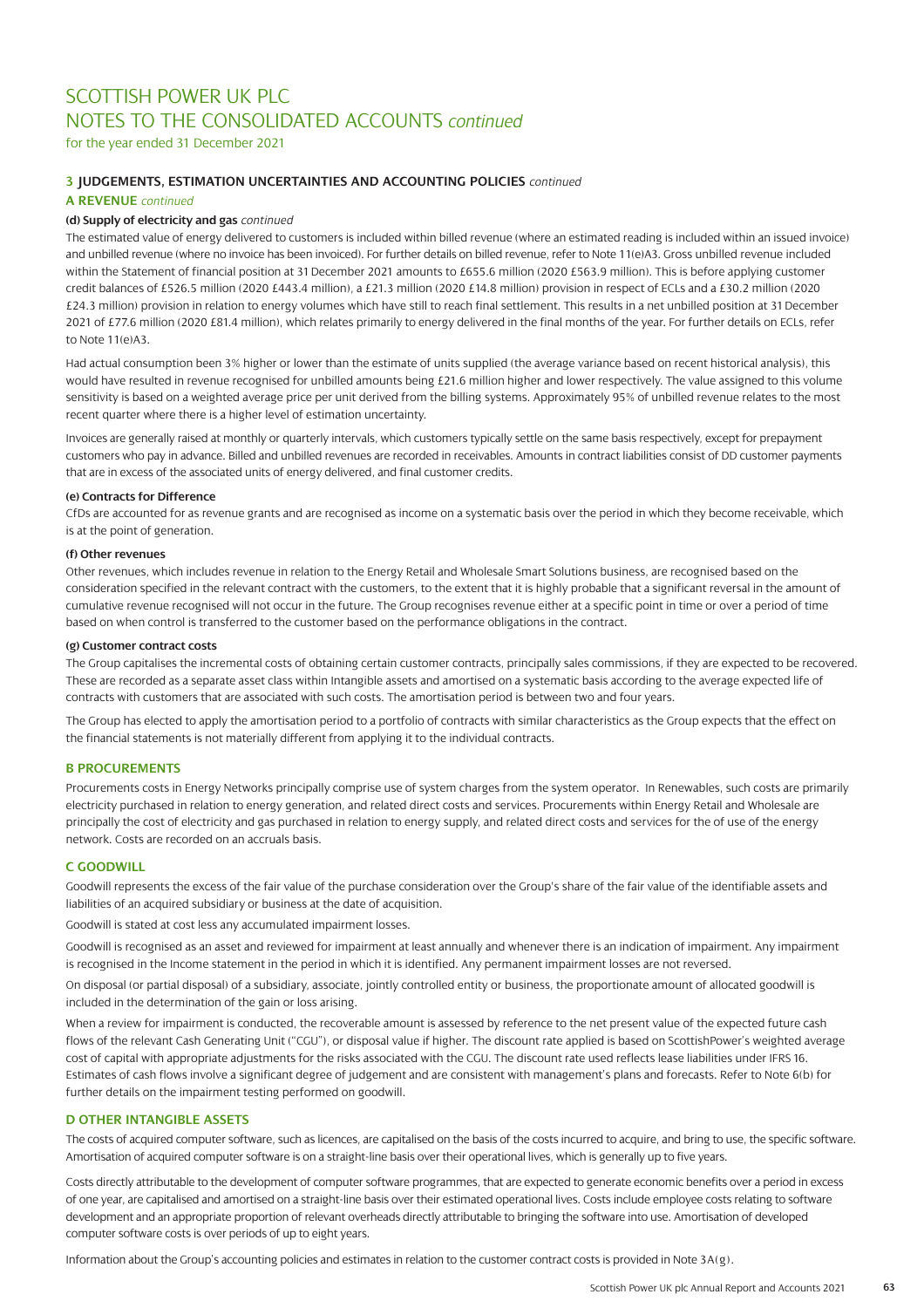# SCOTTISH POWER UK PLC
# NOTES TO THE CONSOLIDATED ACCOUNTS *continued*

for the year ended 31 December 2021

## 3 JUDGEMENTS, ESTIMATION UNCERTAINTIES AND ACCOUNTING POLICIES *continued*

### A REVENUE *continued*

#### (d) Supply of electricity and gas *continued*

The estimated value of energy delivered to customers is included within billed revenue (where an estimated reading is included within an issued invoice) and unbilled revenue (where no invoice has been invoiced). For further details on billed revenue, refer to Note 11(e)A3. Gross unbilled revenue included within the Statement of financial position at 31 December 2021 amounts to £655.6 million (2020 £563.9 million). This is before applying customer credit balances of £526.5 million (2020 £443.4 million), a £21.3 million (2020 £14.8 million) provision in respect of ECLs and a £30.2 million (2020 £24.3 million) provision in relation to energy volumes which have still to reach final settlement. This results in a net unbilled position at 31 December 2021 of £77.6 million (2020 £81.4 million), which relates primarily to energy delivered in the final months of the year. For further details on ECLs, refer to Note 11(e)A3.

Had actual consumption been 3% higher or lower than the estimate of units supplied (the average variance based on recent historical analysis), this would have resulted in revenue recognised for unbilled amounts being £21.6 million higher and lower respectively. The value assigned to this volume sensitivity is based on a weighted average price per unit derived from the billing systems. Approximately 95% of unbilled revenue relates to the most recent quarter where there is a higher level of estimation uncertainty.

Invoices are generally raised at monthly or quarterly intervals, which customers typically settle on the same basis respectively, except for prepayment customers who pay in advance. Billed and unbilled revenues are recorded in receivables. Amounts in contract liabilities consist of DD customer payments that are in excess of the associated units of energy delivered, and final customer credits.

#### (e) Contracts for Difference

CfDs are accounted for as revenue grants and are recognised as income on a systematic basis over the period in which they become receivable, which is at the point of generation.

#### (f) Other revenues

Other revenues, which includes revenue in relation to the Energy Retail and Wholesale Smart Solutions business, are recognised based on the consideration specified in the relevant contract with the customers, to the extent that it is highly probable that a significant reversal in the amount of cumulative revenue recognised will not occur in the future. The Group recognises revenue either at a specific point in time or over a period of time based on when control is transferred to the customer based on the performance obligations in the contract.

#### (g) Customer contract costs

The Group capitalises the incremental costs of obtaining certain customer contracts, principally sales commissions, if they are expected to be recovered. These are recorded as a separate asset class within Intangible assets and amortised on a systematic basis according to the average expected life of contracts with customers that are associated with such costs. The amortisation period is between two and four years.

The Group has elected to apply the amortisation period to a portfolio of contracts with similar characteristics as the Group expects that the effect on the financial statements is not materially different from applying it to the individual contracts.

### B PROCUREMENTS

Procurements costs in Energy Networks principally comprise use of system charges from the system operator. In Renewables, such costs are primarily electricity purchased in relation to energy generation, and related direct costs and services. Procurements within Energy Retail and Wholesale are principally the cost of electricity and gas purchased in relation to energy supply, and related direct costs and services for the of use of the energy network. Costs are recorded on an accruals basis.

### C GOODWILL

Goodwill represents the excess of the fair value of the purchase consideration over the Group's share of the fair value of the identifiable assets and liabilities of an acquired subsidiary or business at the date of acquisition.

Goodwill is stated at cost less any accumulated impairment losses.

Goodwill is recognised as an asset and reviewed for impairment at least annually and whenever there is an indication of impairment. Any impairment is recognised in the Income statement in the period in which it is identified. Any permanent impairment losses are not reversed.

On disposal (or partial disposal) of a subsidiary, associate, jointly controlled entity or business, the proportionate amount of allocated goodwill is included in the determination of the gain or loss arising.

When a review for impairment is conducted, the recoverable amount is assessed by reference to the net present value of the expected future cash flows of the relevant Cash Generating Unit ("CGU"), or disposal value if higher. The discount rate applied is based on ScottishPower's weighted average cost of capital with appropriate adjustments for the risks associated with the CGU. The discount rate used reflects lease liabilities under IFRS 16. Estimates of cash flows involve a significant degree of judgement and are consistent with management's plans and forecasts. Refer to Note 6(b) for further details on the impairment testing performed on goodwill.

### D OTHER INTANGIBLE ASSETS

The costs of acquired computer software, such as licences, are capitalised on the basis of the costs incurred to acquire, and bring to use, the specific software. Amortisation of acquired computer software is on a straight-line basis over their operational lives, which is generally up to five years.

Costs directly attributable to the development of computer software programmes, that are expected to generate economic benefits over a period in excess of one year, are capitalised and amortised on a straight-line basis over their estimated operational lives. Costs include employee costs relating to software development and an appropriate proportion of relevant overheads directly attributable to bringing the software into use. Amortisation of developed computer software costs is over periods of up to eight years.

Information about the Group's accounting policies and estimates in relation to the customer contract costs is provided in Note 3A(g).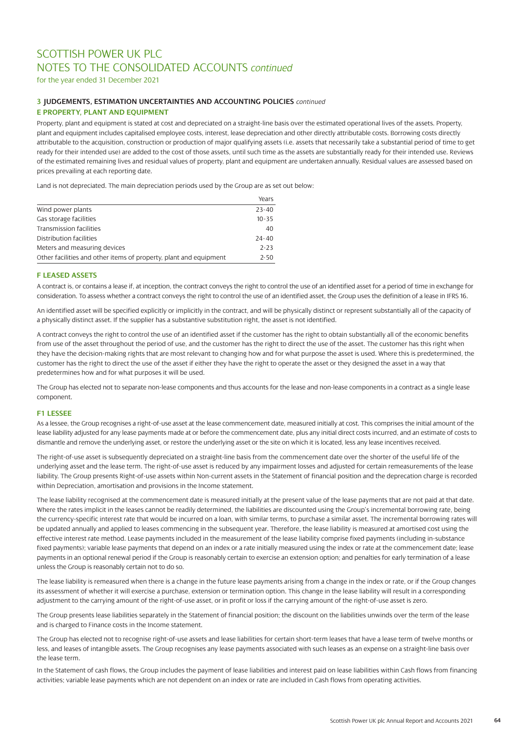# SCOTTISH POWER UK PLC
# NOTES TO THE CONSOLIDATED ACCOUNTS *continued*

for the year ended 31 December 2021

### 3 JUDGEMENTS, ESTIMATION UNCERTAINTIES AND ACCOUNTING POLICIES *continued*

### E PROPERTY, PLANT AND EQUIPMENT

Property, plant and equipment is stated at cost and depreciated on a straight-line basis over the estimated operational lives of the assets. Property, plant and equipment includes capitalised employee costs, interest, lease depreciation and other directly attributable costs. Borrowing costs directly attributable to the acquisition, construction or production of major qualifying assets (i.e. assets that necessarily take a substantial period of time to get ready for their intended use) are added to the cost of those assets, until such time as the assets are substantially ready for their intended use. Reviews of the estimated remaining lives and residual values of property, plant and equipment are undertaken annually. Residual values are assessed based on prices prevailing at each reporting date.

Land is not depreciated. The main depreciation periods used by the Group are as set out below:

| | Years |
|---|---|
| Wind power plants | 23-40 |
| Gas storage facilities | 10-35 |
| Transmission facilities | 40 |
| Distribution facilities | 24-40 |
| Meters and measuring devices | 2-23 |
| Other facilities and other items of property, plant and equipment | 2-50 |

### F LEASED ASSETS

A contract is, or contains a lease if, at inception, the contract conveys the right to control the use of an identified asset for a period of time in exchange for consideration. To assess whether a contract conveys the right to control the use of an identified asset, the Group uses the definition of a lease in IFRS 16.

An identified asset will be specified explicitly or implicitly in the contract, and will be physically distinct or represent substantially all of the capacity of a physically distinct asset. If the supplier has a substantive substitution right, the asset is not identified.

A contract conveys the right to control the use of an identified asset if the customer has the right to obtain substantially all of the economic benefits from use of the asset throughout the period of use, and the customer has the right to direct the use of the asset. The customer has this right when they have the decision-making rights that are most relevant to changing how and for what purpose the asset is used. Where this is predetermined, the customer has the right to direct the use of the asset if either they have the right to operate the asset or they designed the asset in a way that predetermines how and for what purposes it will be used.

The Group has elected not to separate non-lease components and thus accounts for the lease and non-lease components in a contract as a single lease component.

### F1 LESSEE

As a lessee, the Group recognises a right-of-use asset at the lease commencement date, measured initially at cost. This comprises the initial amount of the lease liability adjusted for any lease payments made at or before the commencement date, plus any initial direct costs incurred, and an estimate of costs to dismantle and remove the underlying asset, or restore the underlying asset or the site on which it is located, less any lease incentives received.

The right-of-use asset is subsequently depreciated on a straight-line basis from the commencement date over the shorter of the useful life of the underlying asset and the lease term. The right-of-use asset is reduced by any impairment losses and adjusted for certain remeasurements of the lease liability. The Group presents Right-of-use assets within Non-current assets in the Statement of financial position and the deprecation charge is recorded within Depreciation, amortisation and provisions in the Income statement.

The lease liability recognised at the commencement date is measured initially at the present value of the lease payments that are not paid at that date. Where the rates implicit in the leases cannot be readily determined, the liabilities are discounted using the Group's incremental borrowing rate, being the currency-specific interest rate that would be incurred on a loan, with similar terms, to purchase a similar asset. The incremental borrowing rates will be updated annually and applied to leases commencing in the subsequent year. Therefore, the lease liability is measured at amortised cost using the effective interest rate method. Lease payments included in the measurement of the lease liability comprise fixed payments (including in-substance fixed payments); variable lease payments that depend on an index or a rate initially measured using the index or rate at the commencement date; lease payments in an optional renewal period if the Group is reasonably certain to exercise an extension option; and penalties for early termination of a lease unless the Group is reasonably certain not to do so.

The lease liability is remeasured when there is a change in the future lease payments arising from a change in the index or rate, or if the Group changes its assessment of whether it will exercise a purchase, extension or termination option. This change in the lease liability will result in a corresponding adjustment to the carrying amount of the right-of-use asset, or in profit or loss if the carrying amount of the right-of-use asset is zero.

The Group presents lease liabilities separately in the Statement of financial position; the discount on the liabilities unwinds over the term of the lease and is charged to Finance costs in the Income statement.

The Group has elected not to recognise right-of-use assets and lease liabilities for certain short-term leases that have a lease term of twelve months or less, and leases of intangible assets. The Group recognises any lease payments associated with such leases as an expense on a straight-line basis over the lease term.

In the Statement of cash flows, the Group includes the payment of lease liabilities and interest paid on lease liabilities within Cash flows from financing activities; variable lease payments which are not dependent on an index or rate are included in Cash flows from operating activities.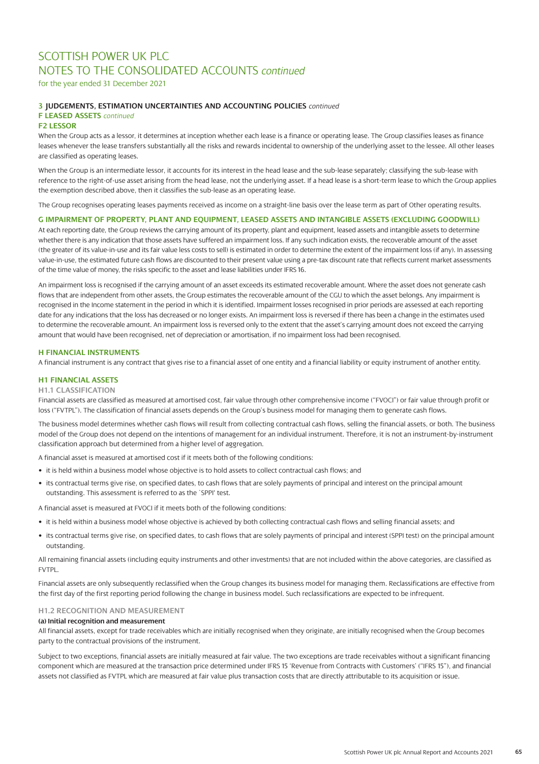# SCOTTISH POWER UK PLC
# NOTES TO THE CONSOLIDATED ACCOUNTS *continued*

for the year ended 31 December 2021

### 3 JUDGEMENTS, ESTIMATION UNCERTAINTIES AND ACCOUNTING POLICIES *continued*

### F LEASED ASSETS *continued*

#### F2 LESSOR

When the Group acts as a lessor, it determines at inception whether each lease is a finance or operating lease. The Group classifies leases as finance leases whenever the lease transfers substantially all the risks and rewards incidental to ownership of the underlying asset to the lessee. All other leases are classified as operating leases.

When the Group is an intermediate lessor, it accounts for its interest in the head lease and the sub-lease separately; classifying the sub-lease with reference to the right-of-use asset arising from the head lease, not the underlying asset. If a head lease is a short-term lease to which the Group applies the exemption described above, then it classifies the sub-lease as an operating lease.

The Group recognises operating leases payments received as income on a straight-line basis over the lease term as part of Other operating results.

### G IMPAIRMENT OF PROPERTY, PLANT AND EQUIPMENT, LEASED ASSETS AND INTANGIBLE ASSETS (EXCLUDING GOODWILL)

At each reporting date, the Group reviews the carrying amount of its property, plant and equipment, leased assets and intangible assets to determine whether there is any indication that those assets have suffered an impairment loss. If any such indication exists, the recoverable amount of the asset (the greater of its value-in-use and its fair value less costs to sell) is estimated in order to determine the extent of the impairment loss (if any). In assessing value-in-use, the estimated future cash flows are discounted to their present value using a pre-tax discount rate that reflects current market assessments of the time value of money, the risks specific to the asset and lease liabilities under IFRS 16.

An impairment loss is recognised if the carrying amount of an asset exceeds its estimated recoverable amount. Where the asset does not generate cash flows that are independent from other assets, the Group estimates the recoverable amount of the CGU to which the asset belongs. Any impairment is recognised in the Income statement in the period in which it is identified. Impairment losses recognised in prior periods are assessed at each reporting date for any indications that the loss has decreased or no longer exists. An impairment loss is reversed if there has been a change in the estimates used to determine the recoverable amount. An impairment loss is reversed only to the extent that the asset's carrying amount does not exceed the carrying amount that would have been recognised, net of depreciation or amortisation, if no impairment loss had been recognised.

### H FINANCIAL INSTRUMENTS

A financial instrument is any contract that gives rise to a financial asset of one entity and a financial liability or equity instrument of another entity.

#### H1 FINANCIAL ASSETS

##### H1.1 CLASSIFICATION

Financial assets are classified as measured at amortised cost, fair value through other comprehensive income ("FVOCI") or fair value through profit or loss ("FVTPL"). The classification of financial assets depends on the Group's business model for managing them to generate cash flows.

The business model determines whether cash flows will result from collecting contractual cash flows, selling the financial assets, or both. The business model of the Group does not depend on the intentions of management for an individual instrument. Therefore, it is not an instrument-by-instrument classification approach but determined from a higher level of aggregation.

A financial asset is measured at amortised cost if it meets both of the following conditions:

- it is held within a business model whose objective is to hold assets to collect contractual cash flows; and
- its contractual terms give rise, on specified dates, to cash flows that are solely payments of principal and interest on the principal amount outstanding. This assessment is referred to as the `SPPI' test.

A financial asset is measured at FVOCI if it meets both of the following conditions:

- it is held within a business model whose objective is achieved by both collecting contractual cash flows and selling financial assets; and
- its contractual terms give rise, on specified dates, to cash flows that are solely payments of principal and interest (SPPI test) on the principal amount outstanding.

All remaining financial assets (including equity instruments and other investments) that are not included within the above categories, are classified as FVTPL.

Financial assets are only subsequently reclassified when the Group changes its business model for managing them. Reclassifications are effective from the first day of the first reporting period following the change in business model. Such reclassifications are expected to be infrequent.

##### H1.2 RECOGNITION AND MEASUREMENT

**(a) Initial recognition and measurement**

All financial assets, except for trade receivables which are initially recognised when they originate, are initially recognised when the Group becomes party to the contractual provisions of the instrument.

Subject to two exceptions, financial assets are initially measured at fair value. The two exceptions are trade receivables without a significant financing component which are measured at the transaction price determined under IFRS 15 'Revenue from Contracts with Customers' ("IFRS 15"), and financial assets not classified as FVTPL which are measured at fair value plus transaction costs that are directly attributable to its acquisition or issue.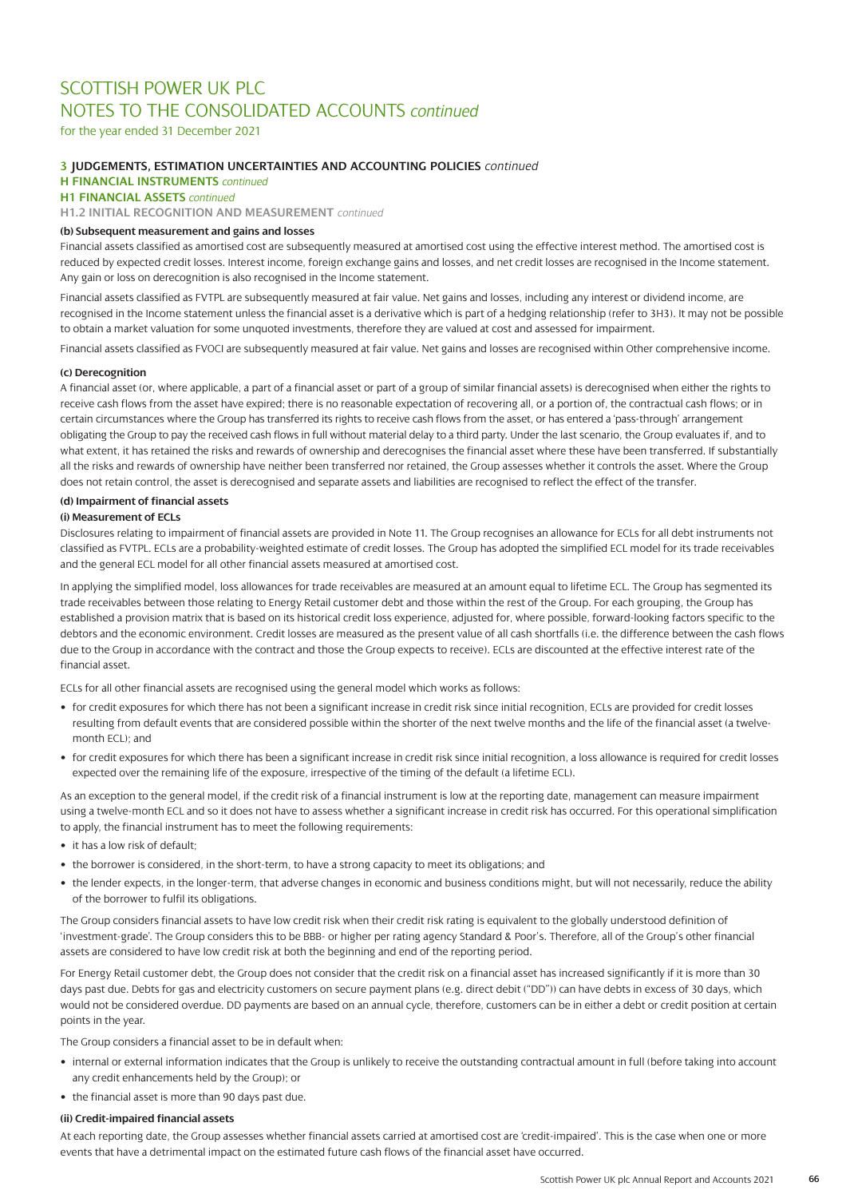# SCOTTISH POWER UK PLC
# NOTES TO THE CONSOLIDATED ACCOUNTS *continued*

for the year ended 31 December 2021

## 3 JUDGEMENTS, ESTIMATION UNCERTAINTIES AND ACCOUNTING POLICIES *continued*

### H FINANCIAL INSTRUMENTS *continued*

### H1 FINANCIAL ASSETS *continued*

#### H1.2 INITIAL RECOGNITION AND MEASUREMENT *continued*

**(b) Subsequent measurement and gains and losses**

Financial assets classified as amortised cost are subsequently measured at amortised cost using the effective interest method. The amortised cost is reduced by expected credit losses. Interest income, foreign exchange gains and losses, and net credit losses are recognised in the Income statement. Any gain or loss on derecognition is also recognised in the Income statement.

Financial assets classified as FVTPL are subsequently measured at fair value. Net gains and losses, including any interest or dividend income, are recognised in the Income statement unless the financial asset is a derivative which is part of a hedging relationship (refer to 3H3). It may not be possible to obtain a market valuation for some unquoted investments, therefore they are valued at cost and assessed for impairment.

Financial assets classified as FVOCI are subsequently measured at fair value. Net gains and losses are recognised within Other comprehensive income.

**(c) Derecognition**

A financial asset (or, where applicable, a part of a financial asset or part of a group of similar financial assets) is derecognised when either the rights to receive cash flows from the asset have expired; there is no reasonable expectation of recovering all, or a portion of, the contractual cash flows; or in certain circumstances where the Group has transferred its rights to receive cash flows from the asset, or has entered a 'pass-through' arrangement obligating the Group to pay the received cash flows in full without material delay to a third party. Under the last scenario, the Group evaluates if, and to what extent, it has retained the risks and rewards of ownership and derecognises the financial asset where these have been transferred. If substantially all the risks and rewards of ownership have neither been transferred nor retained, the Group assesses whether it controls the asset. Where the Group does not retain control, the asset is derecognised and separate assets and liabilities are recognised to reflect the effect of the transfer.

**(d) Impairment of financial assets**

**(i) Measurement of ECLs**

Disclosures relating to impairment of financial assets are provided in Note 11. The Group recognises an allowance for ECLs for all debt instruments not classified as FVTPL. ECLs are a probability-weighted estimate of credit losses. The Group has adopted the simplified ECL model for its trade receivables and the general ECL model for all other financial assets measured at amortised cost.

In applying the simplified model, loss allowances for trade receivables are measured at an amount equal to lifetime ECL. The Group has segmented its trade receivables between those relating to Energy Retail customer debt and those within the rest of the Group. For each grouping, the Group has established a provision matrix that is based on its historical credit loss experience, adjusted for, where possible, forward-looking factors specific to the debtors and the economic environment. Credit losses are measured as the present value of all cash shortfalls (i.e. the difference between the cash flows due to the Group in accordance with the contract and those the Group expects to receive). ECLs are discounted at the effective interest rate of the financial asset.

ECLs for all other financial assets are recognised using the general model which works as follows:

- for credit exposures for which there has not been a significant increase in credit risk since initial recognition, ECLs are provided for credit losses resulting from default events that are considered possible within the shorter of the next twelve months and the life of the financial asset (a twelve-month ECL); and
- for credit exposures for which there has been a significant increase in credit risk since initial recognition, a loss allowance is required for credit losses expected over the remaining life of the exposure, irrespective of the timing of the default (a lifetime ECL).

As an exception to the general model, if the credit risk of a financial instrument is low at the reporting date, management can measure impairment using a twelve-month ECL and so it does not have to assess whether a significant increase in credit risk has occurred. For this operational simplification to apply, the financial instrument has to meet the following requirements:

- it has a low risk of default;
- the borrower is considered, in the short-term, to have a strong capacity to meet its obligations; and
- the lender expects, in the longer-term, that adverse changes in economic and business conditions might, but will not necessarily, reduce the ability of the borrower to fulfil its obligations.

The Group considers financial assets to have low credit risk when their credit risk rating is equivalent to the globally understood definition of 'investment-grade'. The Group considers this to be BBB- or higher per rating agency Standard & Poor's. Therefore, all of the Group's other financial assets are considered to have low credit risk at both the beginning and end of the reporting period.

For Energy Retail customer debt, the Group does not consider that the credit risk on a financial asset has increased significantly if it is more than 30 days past due. Debts for gas and electricity customers on secure payment plans (e.g. direct debit ("DD")) can have debts in excess of 30 days, which would not be considered overdue. DD payments are based on an annual cycle, therefore, customers can be in either a debt or credit position at certain points in the year.

The Group considers a financial asset to be in default when:

- internal or external information indicates that the Group is unlikely to receive the outstanding contractual amount in full (before taking into account any credit enhancements held by the Group); or
- the financial asset is more than 90 days past due.

**(ii) Credit-impaired financial assets**

At each reporting date, the Group assesses whether financial assets carried at amortised cost are 'credit-impaired'. This is the case when one or more events that have a detrimental impact on the estimated future cash flows of the financial asset have occurred.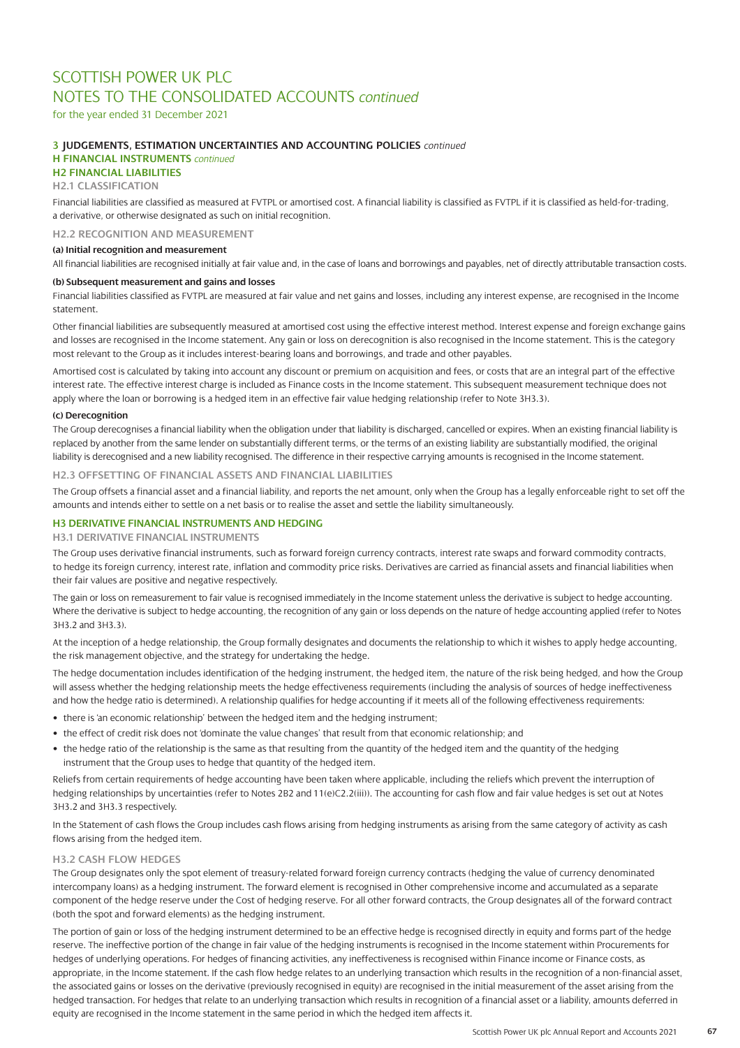# SCOTTISH POWER UK PLC
# NOTES TO THE CONSOLIDATED ACCOUNTS *continued*

for the year ended 31 December 2021

## 3 JUDGEMENTS, ESTIMATION UNCERTAINTIES AND ACCOUNTING POLICIES *continued*

### H FINANCIAL INSTRUMENTS *continued*

### H2 FINANCIAL LIABILITIES

#### H2.1 CLASSIFICATION

Financial liabilities are classified as measured at FVTPL or amortised cost. A financial liability is classified as FVTPL if it is classified as held-for-trading, a derivative, or otherwise designated as such on initial recognition.

#### H2.2 RECOGNITION AND MEASUREMENT

**(a) Initial recognition and measurement**

All financial liabilities are recognised initially at fair value and, in the case of loans and borrowings and payables, net of directly attributable transaction costs.

**(b) Subsequent measurement and gains and losses**

Financial liabilities classified as FVTPL are measured at fair value and net gains and losses, including any interest expense, are recognised in the Income statement.

Other financial liabilities are subsequently measured at amortised cost using the effective interest method. Interest expense and foreign exchange gains and losses are recognised in the Income statement. Any gain or loss on derecognition is also recognised in the Income statement. This is the category most relevant to the Group as it includes interest-bearing loans and borrowings, and trade and other payables.

Amortised cost is calculated by taking into account any discount or premium on acquisition and fees, or costs that are an integral part of the effective interest rate. The effective interest charge is included as Finance costs in the Income statement. This subsequent measurement technique does not apply where the loan or borrowing is a hedged item in an effective fair value hedging relationship (refer to Note 3H3.3).

**(c) Derecognition**

The Group derecognises a financial liability when the obligation under that liability is discharged, cancelled or expires. When an existing financial liability is replaced by another from the same lender on substantially different terms, or the terms of an existing liability are substantially modified, the original liability is derecognised and a new liability recognised. The difference in their respective carrying amounts is recognised in the Income statement.

#### H2.3 OFFSETTING OF FINANCIAL ASSETS AND FINANCIAL LIABILITIES

The Group offsets a financial asset and a financial liability, and reports the net amount, only when the Group has a legally enforceable right to set off the amounts and intends either to settle on a net basis or to realise the asset and settle the liability simultaneously.

### H3 DERIVATIVE FINANCIAL INSTRUMENTS AND HEDGING

#### H3.1 DERIVATIVE FINANCIAL INSTRUMENTS

The Group uses derivative financial instruments, such as forward foreign currency contracts, interest rate swaps and forward commodity contracts, to hedge its foreign currency, interest rate, inflation and commodity price risks. Derivatives are carried as financial assets and financial liabilities when their fair values are positive and negative respectively.

The gain or loss on remeasurement to fair value is recognised immediately in the Income statement unless the derivative is subject to hedge accounting. Where the derivative is subject to hedge accounting, the recognition of any gain or loss depends on the nature of hedge accounting applied (refer to Notes 3H3.2 and 3H3.3).

At the inception of a hedge relationship, the Group formally designates and documents the relationship to which it wishes to apply hedge accounting, the risk management objective, and the strategy for undertaking the hedge.

The hedge documentation includes identification of the hedging instrument, the hedged item, the nature of the risk being hedged, and how the Group will assess whether the hedging relationship meets the hedge effectiveness requirements (including the analysis of sources of hedge ineffectiveness and how the hedge ratio is determined). A relationship qualifies for hedge accounting if it meets all of the following effectiveness requirements:

- there is 'an economic relationship' between the hedged item and the hedging instrument;
- the effect of credit risk does not 'dominate the value changes' that result from that economic relationship; and
- the hedge ratio of the relationship is the same as that resulting from the quantity of the hedged item and the quantity of the hedging instrument that the Group uses to hedge that quantity of the hedged item.

Reliefs from certain requirements of hedge accounting have been taken where applicable, including the reliefs which prevent the interruption of hedging relationships by uncertainties (refer to Notes 2B2 and 11(e)C2.2(iii)). The accounting for cash flow and fair value hedges is set out at Notes 3H3.2 and 3H3.3 respectively.

In the Statement of cash flows the Group includes cash flows arising from hedging instruments as arising from the same category of activity as cash flows arising from the hedged item.

#### H3.2 CASH FLOW HEDGES

The Group designates only the spot element of treasury-related forward foreign currency contracts (hedging the value of currency denominated intercompany loans) as a hedging instrument. The forward element is recognised in Other comprehensive income and accumulated as a separate component of the hedge reserve under the Cost of hedging reserve. For all other forward contracts, the Group designates all of the forward contract (both the spot and forward elements) as the hedging instrument.

The portion of gain or loss of the hedging instrument determined to be an effective hedge is recognised directly in equity and forms part of the hedge reserve. The ineffective portion of the change in fair value of the hedging instruments is recognised in the Income statement within Procurements for hedges of underlying operations. For hedges of financing activities, any ineffectiveness is recognised within Finance income or Finance costs, as appropriate, in the Income statement. If the cash flow hedge relates to an underlying transaction which results in the recognition of a non-financial asset, the associated gains or losses on the derivative (previously recognised in equity) are recognised in the initial measurement of the asset arising from the hedged transaction. For hedges that relate to an underlying transaction which results in recognition of a financial asset or a liability, amounts deferred in equity are recognised in the Income statement in the same period in which the hedged item affects it.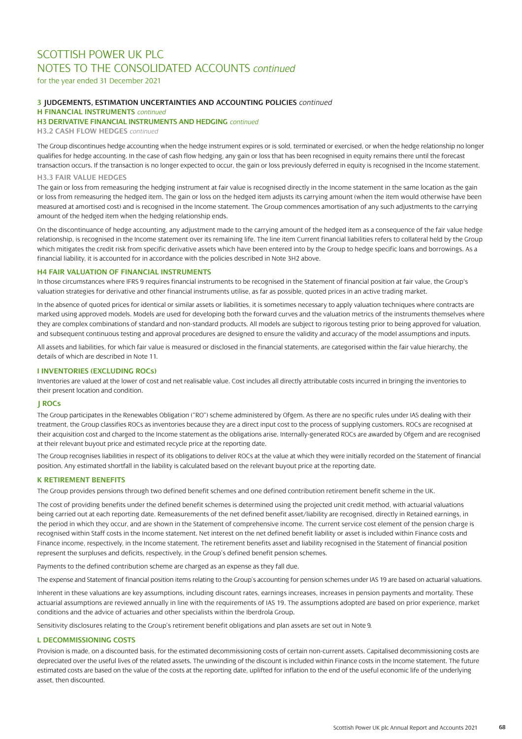# SCOTTISH POWER UK PLC
# NOTES TO THE CONSOLIDATED ACCOUNTS *continued*

for the year ended 31 December 2021

### 3 JUDGEMENTS, ESTIMATION UNCERTAINTIES AND ACCOUNTING POLICIES *continued*

### H FINANCIAL INSTRUMENTS *continued*

### H3 DERIVATIVE FINANCIAL INSTRUMENTS AND HEDGING *continued*

#### H3.2 CASH FLOW HEDGES *continued*

The Group discontinues hedge accounting when the hedge instrument expires or is sold, terminated or exercised, or when the hedge relationship no longer qualifies for hedge accounting. In the case of cash flow hedging, any gain or loss that has been recognised in equity remains there until the forecast transaction occurs. If the transaction is no longer expected to occur, the gain or loss previously deferred in equity is recognised in the Income statement.

#### H3.3 FAIR VALUE HEDGES

The gain or loss from remeasuring the hedging instrument at fair value is recognised directly in the Income statement in the same location as the gain or loss from remeasuring the hedged item. The gain or loss on the hedged item adjusts its carrying amount (when the item would otherwise have been measured at amortised cost) and is recognised in the Income statement. The Group commences amortisation of any such adjustments to the carrying amount of the hedged item when the hedging relationship ends.

On the discontinuance of hedge accounting, any adjustment made to the carrying amount of the hedged item as a consequence of the fair value hedge relationship, is recognised in the Income statement over its remaining life. The line item Current financial liabilities refers to collateral held by the Group which mitigates the credit risk from specific derivative assets which have been entered into by the Group to hedge specific loans and borrowings. As a financial liability, it is accounted for in accordance with the policies described in Note 3H2 above.

### H4 FAIR VALUATION OF FINANCIAL INSTRUMENTS

In those circumstances where IFRS 9 requires financial instruments to be recognised in the Statement of financial position at fair value, the Group's valuation strategies for derivative and other financial instruments utilise, as far as possible, quoted prices in an active trading market.

In the absence of quoted prices for identical or similar assets or liabilities, it is sometimes necessary to apply valuation techniques where contracts are marked using approved models. Models are used for developing both the forward curves and the valuation metrics of the instruments themselves where they are complex combinations of standard and non-standard products. All models are subject to rigorous testing prior to being approved for valuation, and subsequent continuous testing and approval procedures are designed to ensure the validity and accuracy of the model assumptions and inputs.

All assets and liabilities, for which fair value is measured or disclosed in the financial statements, are categorised within the fair value hierarchy, the details of which are described in Note 11.

### I INVENTORIES (EXCLUDING ROCs)

Inventories are valued at the lower of cost and net realisable value. Cost includes all directly attributable costs incurred in bringing the inventories to their present location and condition.

### J ROCs

The Group participates in the Renewables Obligation ("RO") scheme administered by Ofgem. As there are no specific rules under IAS dealing with their treatment, the Group classifies ROCs as inventories because they are a direct input cost to the process of supplying customers. ROCs are recognised at their acquisition cost and charged to the Income statement as the obligations arise. Internally-generated ROCs are awarded by Ofgem and are recognised at their relevant buyout price and estimated recycle price at the reporting date.

The Group recognises liabilities in respect of its obligations to deliver ROCs at the value at which they were initially recorded on the Statement of financial position. Any estimated shortfall in the liability is calculated based on the relevant buyout price at the reporting date.

### K RETIREMENT BENEFITS

The Group provides pensions through two defined benefit schemes and one defined contribution retirement benefit scheme in the UK.

The cost of providing benefits under the defined benefit schemes is determined using the projected unit credit method, with actuarial valuations being carried out at each reporting date. Remeasurements of the net defined benefit asset/liability are recognised, directly in Retained earnings, in the period in which they occur, and are shown in the Statement of comprehensive income. The current service cost element of the pension charge is recognised within Staff costs in the Income statement. Net interest on the net defined benefit liability or asset is included within Finance costs and Finance income, respectively, in the Income statement. The retirement benefits asset and liability recognised in the Statement of financial position represent the surpluses and deficits, respectively, in the Group's defined benefit pension schemes.

Payments to the defined contribution scheme are charged as an expense as they fall due.

The expense and Statement of financial position items relating to the Group's accounting for pension schemes under IAS 19 are based on actuarial valuations.

Inherent in these valuations are key assumptions, including discount rates, earnings increases, increases in pension payments and mortality. These actuarial assumptions are reviewed annually in line with the requirements of IAS 19. The assumptions adopted are based on prior experience, market conditions and the advice of actuaries and other specialists within the Iberdrola Group.

Sensitivity disclosures relating to the Group's retirement benefit obligations and plan assets are set out in Note 9.

### L DECOMMISSIONING COSTS

Provision is made, on a discounted basis, for the estimated decommissioning costs of certain non-current assets. Capitalised decommissioning costs are depreciated over the useful lives of the related assets. The unwinding of the discount is included within Finance costs in the Income statement. The future estimated costs are based on the value of the costs at the reporting date, uplifted for inflation to the end of the useful economic life of the underlying asset, then discounted.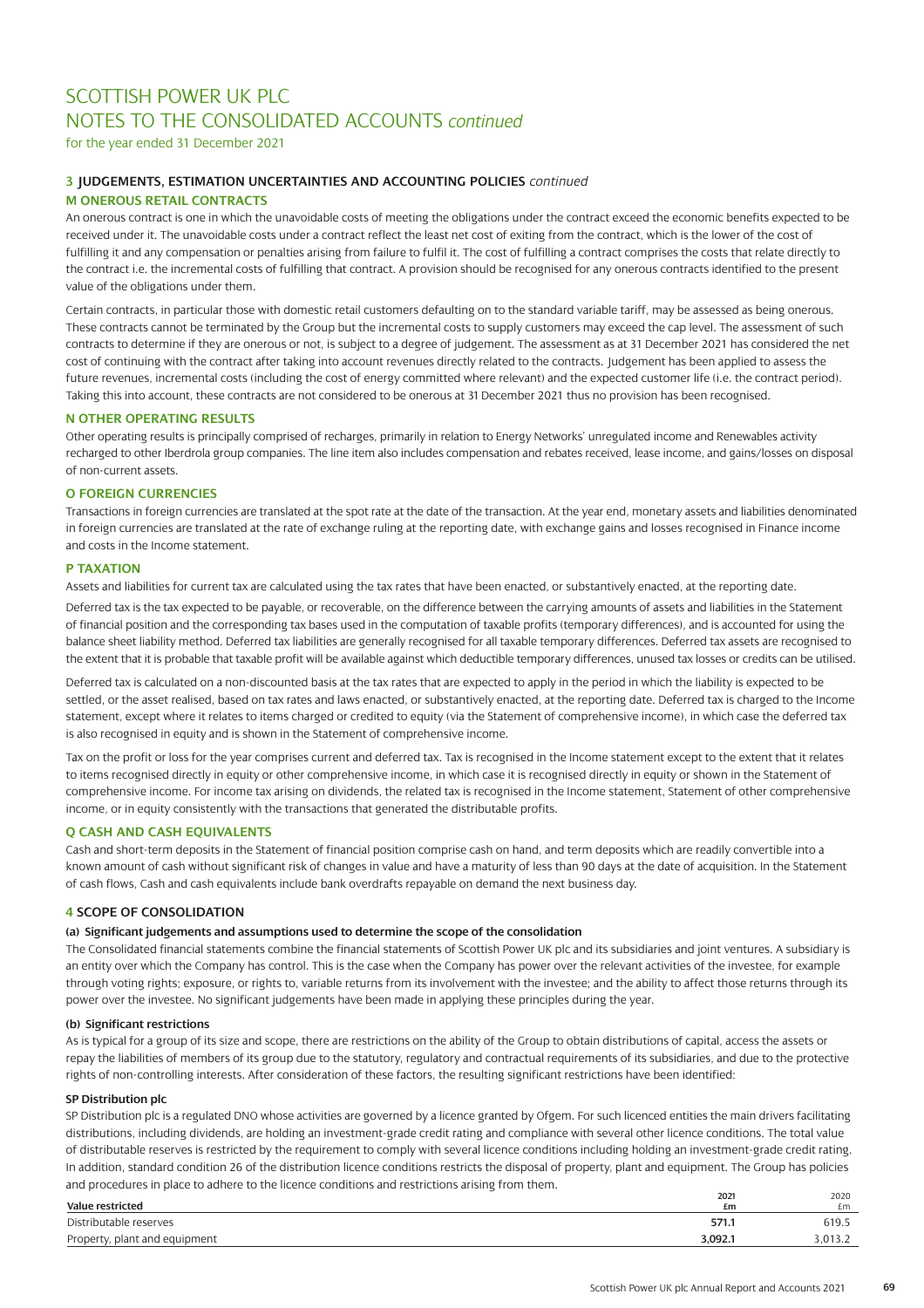# SCOTTISH POWER UK PLC
# NOTES TO THE CONSOLIDATED ACCOUNTS *continued*

for the year ended 31 December 2021

## 3 JUDGEMENTS, ESTIMATION UNCERTAINTIES AND ACCOUNTING POLICIES *continued*

### M ONEROUS RETAIL CONTRACTS

An onerous contract is one in which the unavoidable costs of meeting the obligations under the contract exceed the economic benefits expected to be received under it. The unavoidable costs under a contract reflect the least net cost of exiting from the contract, which is the lower of the cost of fulfilling it and any compensation or penalties arising from failure to fulfil it. The cost of fulfilling a contract comprises the costs that relate directly to the contract i.e. the incremental costs of fulfilling that contract. A provision should be recognised for any onerous contracts identified to the present value of the obligations under them.

Certain contracts, in particular those with domestic retail customers defaulting on to the standard variable tariff, may be assessed as being onerous. These contracts cannot be terminated by the Group but the incremental costs to supply customers may exceed the cap level. The assessment of such contracts to determine if they are onerous or not, is subject to a degree of judgement. The assessment as at 31 December 2021 has considered the net cost of continuing with the contract after taking into account revenues directly related to the contracts. Judgement has been applied to assess the future revenues, incremental costs (including the cost of energy committed where relevant) and the expected customer life (i.e. the contract period). Taking this into account, these contracts are not considered to be onerous at 31 December 2021 thus no provision has been recognised.

### N OTHER OPERATING RESULTS

Other operating results is principally comprised of recharges, primarily in relation to Energy Networks' unregulated income and Renewables activity recharged to other Iberdrola group companies. The line item also includes compensation and rebates received, lease income, and gains/losses on disposal of non-current assets.

### O FOREIGN CURRENCIES

Transactions in foreign currencies are translated at the spot rate at the date of the transaction. At the year end, monetary assets and liabilities denominated in foreign currencies are translated at the rate of exchange ruling at the reporting date, with exchange gains and losses recognised in Finance income and costs in the Income statement.

### P TAXATION

Assets and liabilities for current tax are calculated using the tax rates that have been enacted, or substantively enacted, at the reporting date.

Deferred tax is the tax expected to be payable, or recoverable, on the difference between the carrying amounts of assets and liabilities in the Statement of financial position and the corresponding tax bases used in the computation of taxable profits (temporary differences), and is accounted for using the balance sheet liability method. Deferred tax liabilities are generally recognised for all taxable temporary differences. Deferred tax assets are recognised to the extent that it is probable that taxable profit will be available against which deductible temporary differences, unused tax losses or credits can be utilised.

Deferred tax is calculated on a non-discounted basis at the tax rates that are expected to apply in the period in which the liability is expected to be settled, or the asset realised, based on tax rates and laws enacted, or substantively enacted, at the reporting date. Deferred tax is charged to the Income statement, except where it relates to items charged or credited to equity (via the Statement of comprehensive income), in which case the deferred tax is also recognised in equity and is shown in the Statement of comprehensive income.

Tax on the profit or loss for the year comprises current and deferred tax. Tax is recognised in the Income statement except to the extent that it relates to items recognised directly in equity or other comprehensive income, in which case it is recognised directly in equity or shown in the Statement of comprehensive income. For income tax arising on dividends, the related tax is recognised in the Income statement, Statement of other comprehensive income, or in equity consistently with the transactions that generated the distributable profits.

### Q CASH AND CASH EQUIVALENTS

Cash and short-term deposits in the Statement of financial position comprise cash on hand, and term deposits which are readily convertible into a known amount of cash without significant risk of changes in value and have a maturity of less than 90 days at the date of acquisition. In the Statement of cash flows, Cash and cash equivalents include bank overdrafts repayable on demand the next business day.

## 4 SCOPE OF CONSOLIDATION

### (a) Significant judgements and assumptions used to determine the scope of the consolidation

The Consolidated financial statements combine the financial statements of Scottish Power UK plc and its subsidiaries and joint ventures. A subsidiary is an entity over which the Company has control. This is the case when the Company has power over the relevant activities of the investee, for example through voting rights; exposure, or rights to, variable returns from its involvement with the investee; and the ability to affect those returns through its power over the investee. No significant judgements have been made in applying these principles during the year.

### (b) Significant restrictions

As is typical for a group of its size and scope, there are restrictions on the ability of the Group to obtain distributions of capital, access the assets or repay the liabilities of members of its group due to the statutory, regulatory and contractual requirements of its subsidiaries, and due to the protective rights of non-controlling interests. After consideration of these factors, the resulting significant restrictions have been identified:

#### SP Distribution plc

SP Distribution plc is a regulated DNO whose activities are governed by a licence granted by Ofgem. For such licenced entities the main drivers facilitating distributions, including dividends, are holding an investment-grade credit rating and compliance with several other licence conditions. The total value of distributable reserves is restricted by the requirement to comply with several licence conditions including holding an investment-grade credit rating. In addition, standard condition 26 of the distribution licence conditions restricts the disposal of property, plant and equipment. The Group has policies and procedures in place to adhere to the licence conditions and restrictions arising from them.

| Value restricted | 2021 £m | 2020 £m |
|---|---|---|
| Distributable reserves | **571.1** | 619.5 |
| Property, plant and equipment | **3,092.1** | 3,013.2 |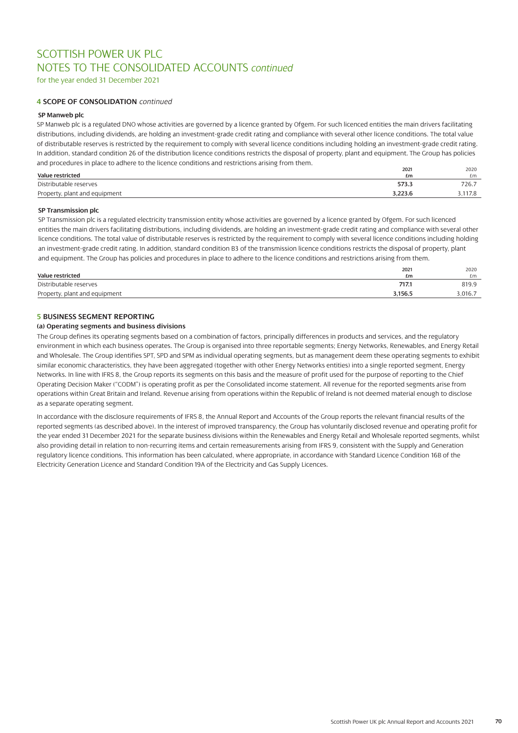# SCOTTISH POWER UK PLC
# NOTES TO THE CONSOLIDATED ACCOUNTS *continued*

for the year ended 31 December 2021

## 4 SCOPE OF CONSOLIDATION *continued*

### SP Manweb plc

SP Manweb plc is a regulated DNO whose activities are governed by a licence granted by Ofgem. For such licenced entities the main drivers facilitating distributions, including dividends, are holding an investment-grade credit rating and compliance with several other licence conditions. The total value of distributable reserves is restricted by the requirement to comply with several licence conditions including holding an investment-grade credit rating. In addition, standard condition 26 of the distribution licence conditions restricts the disposal of property, plant and equipment. The Group has policies and procedures in place to adhere to the licence conditions and restrictions arising from them.

| Value restricted | 2021 £m | 2020 £m |
|---|---|---|
| Distributable reserves | **573.3** | 726.7 |
| Property, plant and equipment | **3,223.6** | 3,117.8 |

### SP Transmission plc

SP Transmission plc is a regulated electricity transmission entity whose activities are governed by a licence granted by Ofgem. For such licenced entities the main drivers facilitating distributions, including dividends, are holding an investment-grade credit rating and compliance with several other licence conditions. The total value of distributable reserves is restricted by the requirement to comply with several licence conditions including holding an investment-grade credit rating. In addition, standard condition B3 of the transmission licence conditions restricts the disposal of property, plant and equipment. The Group has policies and procedures in place to adhere to the licence conditions and restrictions arising from them.

| Value restricted | 2021 £m | 2020 £m |
|---|---|---|
| Distributable reserves | **717.1** | 819.9 |
| Property, plant and equipment | **3,156.5** | 3,016.7 |

## 5 BUSINESS SEGMENT REPORTING

### (a) Operating segments and business divisions

The Group defines its operating segments based on a combination of factors, principally differences in products and services, and the regulatory environment in which each business operates. The Group is organised into three reportable segments; Energy Networks, Renewables, and Energy Retail and Wholesale. The Group identifies SPT, SPD and SPM as individual operating segments, but as management deem these operating segments to exhibit similar economic characteristics, they have been aggregated (together with other Energy Networks entities) into a single reported segment, Energy Networks. In line with IFRS 8, the Group reports its segments on this basis and the measure of profit used for the purpose of reporting to the Chief Operating Decision Maker ("CODM") is operating profit as per the Consolidated income statement. All revenue for the reported segments arise from operations within Great Britain and Ireland. Revenue arising from operations within the Republic of Ireland is not deemed material enough to disclose as a separate operating segment.

In accordance with the disclosure requirements of IFRS 8, the Annual Report and Accounts of the Group reports the relevant financial results of the reported segments (as described above). In the interest of improved transparency, the Group has voluntarily disclosed revenue and operating profit for the year ended 31 December 2021 for the separate business divisions within the Renewables and Energy Retail and Wholesale reported segments, whilst also providing detail in relation to non-recurring items and certain remeasurements arising from IFRS 9, consistent with the Supply and Generation regulatory licence conditions. This information has been calculated, where appropriate, in accordance with Standard Licence Condition 16B of the Electricity Generation Licence and Standard Condition 19A of the Electricity and Gas Supply Licences.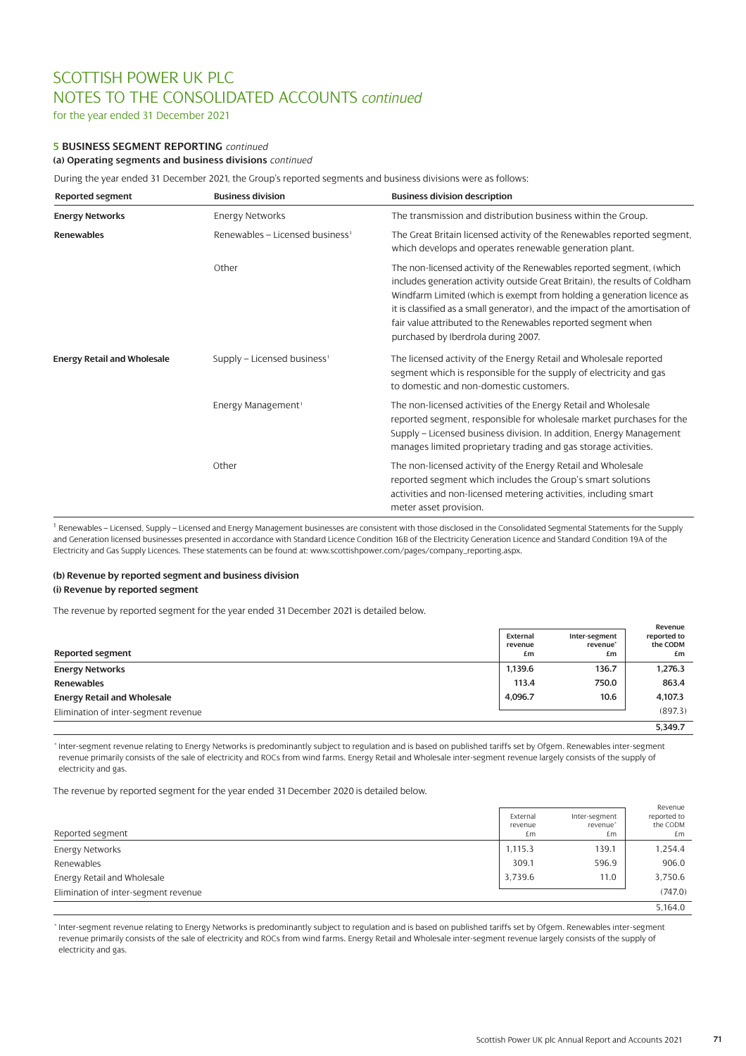# SCOTTISH POWER UK PLC
# NOTES TO THE CONSOLIDATED ACCOUNTS *continued*

for the year ended 31 December 2021

## 5 BUSINESS SEGMENT REPORTING *continued*

### (a) Operating segments and business divisions *continued*

During the year ended 31 December 2021, the Group's reported segments and business divisions were as follows:

| Reported segment | Business division | Business division description |
|---|---|---|
| **Energy Networks** | Energy Networks | The transmission and distribution business within the Group. |
| **Renewables** | Renewables – Licensed business[1] | The Great Britain licensed activity of the Renewables reported segment, which develops and operates renewable generation plant. |
| | Other | The non-licensed activity of the Renewables reported segment, (which includes generation activity outside Great Britain), the results of Coldham Windfarm Limited (which is exempt from holding a generation licence as it is classified as a small generator), and the impact of the amortisation of fair value attributed to the Renewables reported segment when purchased by Iberdrola during 2007. |
| **Energy Retail and Wholesale** | Supply – Licensed business[1] | The licensed activity of the Energy Retail and Wholesale reported segment which is responsible for the supply of electricity and gas to domestic and non-domestic customers. |
| | Energy Management[1] | The non-licensed activities of the Energy Retail and Wholesale reported segment, responsible for wholesale market purchases for the Supply – Licensed business division. In addition, Energy Management manages limited proprietary trading and gas storage activities. |
| | Other | The non-licensed activity of the Energy Retail and Wholesale reported segment which includes the Group's smart solutions activities and non-licensed metering activities, including smart meter asset provision. |

[1] Renewables – Licensed, Supply – Licensed and Energy Management businesses are consistent with those disclosed in the Consolidated Segmental Statements for the Supply and Generation licensed businesses presented in accordance with Standard Licence Condition 16B of the Electricity Generation Licence and Standard Condition 19A of the Electricity and Gas Supply Licences. These statements can be found at: www.scottishpower.com/pages/company_reporting.aspx.

### (b) Revenue by reported segment and business division

#### (i) Revenue by reported segment

The revenue by reported segment for the year ended 31 December 2021 is detailed below.

| Reported segment | External revenue £m | Inter-segment revenue* £m | Revenue reported to the CODM £m |
|---|---|---|---|
| **Energy Networks** | **1,139.6** | **136.7** | **1,276.3** |
| **Renewables** | **113.4** | **750.0** | **863.4** |
| **Energy Retail and Wholesale** | **4,096.7** | **10.6** | **4,107.3** |
| Elimination of inter-segment revenue | | | (897.3) |
| | | | **5,349.7** |

\* Inter-segment revenue relating to Energy Networks is predominantly subject to regulation and is based on published tariffs set by Ofgem. Renewables inter-segment revenue primarily consists of the sale of electricity and ROCs from wind farms. Energy Retail and Wholesale inter-segment revenue largely consists of the supply of electricity and gas.

The revenue by reported segment for the year ended 31 December 2020 is detailed below.

| Reported segment | External revenue £m | Inter-segment revenue* £m | Revenue reported to the CODM £m |
|---|---|---|---|
| Energy Networks | 1,115.3 | 139.1 | 1,254.4 |
| Renewables | 309.1 | 596.9 | 906.0 |
| Energy Retail and Wholesale | 3,739.6 | 11.0 | 3,750.6 |
| Elimination of inter-segment revenue | | | (747.0) |
| | | | 5,164.0 |

\* Inter-segment revenue relating to Energy Networks is predominantly subject to regulation and is based on published tariffs set by Ofgem. Renewables inter-segment revenue primarily consists of the sale of electricity and ROCs from wind farms. Energy Retail and Wholesale inter-segment revenue largely consists of the supply of electricity and gas.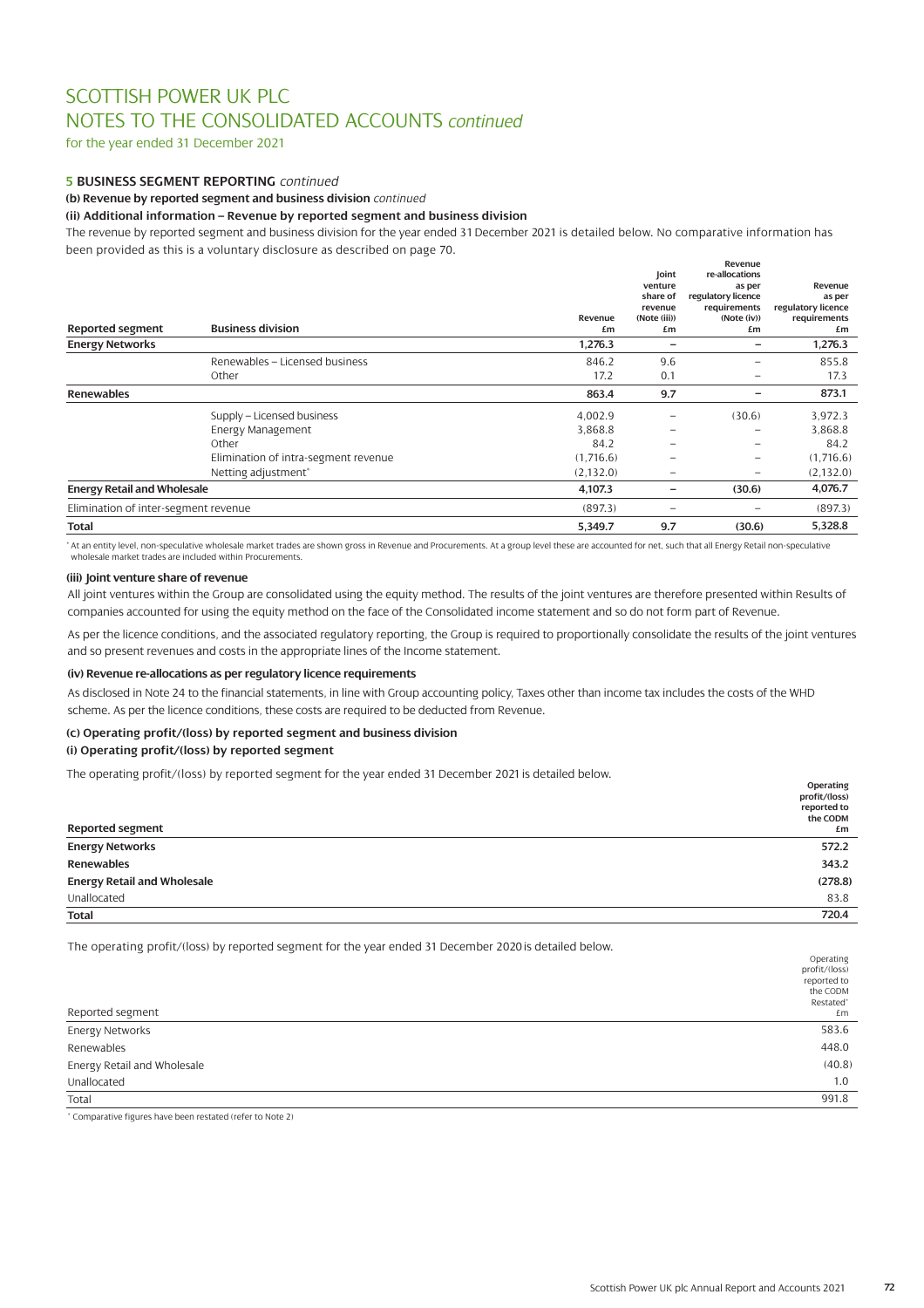# SCOTTISH POWER UK PLC
# NOTES TO THE CONSOLIDATED ACCOUNTS *continued*

for the year ended 31 December 2021

## 5 BUSINESS SEGMENT REPORTING *continued*

**(b) Revenue by reported segment and business division** *continued*

**(ii) Additional information – Revenue by reported segment and business division**

The revenue by reported segment and business division for the year ended 31 December 2021 is detailed below. No comparative information has been provided as this is a voluntary disclosure as described on page 70.

| Reported segment | Business division | Revenue £m | Joint venture share of revenue (Note (iii)) £m | Revenue re-allocations as per regulatory licence requirements (Note (iv)) £m | Revenue as per regulatory licence requirements £m |
|---|---|---|---|---|---|
| **Energy Networks** | | **1,276.3** | **–** | **–** | **1,276.3** |
| | Renewables – Licensed business | 846.2 | 9.6 | – | 855.8 |
| | Other | 17.2 | 0.1 | – | 17.3 |
| **Renewables** | | **863.4** | **9.7** | **–** | **873.1** |
| | Supply – Licensed business | 4,002.9 | – | (30.6) | 3,972.3 |
| | Energy Management | 3,868.8 | – | – | 3,868.8 |
| | Other | 84.2 | – | – | 84.2 |
| | Elimination of intra-segment revenue | (1,716.6) | – | – | (1,716.6) |
| | Netting adjustment* | (2,132.0) | – | – | (2,132.0) |
| **Energy Retail and Wholesale** | | **4,107.3** | **–** | **(30.6)** | **4,076.7** |
| Elimination of inter-segment revenue | | (897.3) | – | – | (897.3) |
| **Total** | | **5,349.7** | **9.7** | **(30.6)** | **5,328.8** |

\* At an entity level, non-speculative wholesale market trades are shown gross in Revenue and Procurements. At a group level these are accounted for net, such that all Energy Retail non-speculative wholesale market trades are included within Procurements.

**(iii) Joint venture share of revenue**

All joint ventures within the Group are consolidated using the equity method. The results of the joint ventures are therefore presented within Results of companies accounted for using the equity method on the face of the Consolidated income statement and so do not form part of Revenue.

As per the licence conditions, and the associated regulatory reporting, the Group is required to proportionally consolidate the results of the joint ventures and so present revenues and costs in the appropriate lines of the Income statement.

**(iv) Revenue re-allocations as per regulatory licence requirements**

As disclosed in Note 24 to the financial statements, in line with Group accounting policy, Taxes other than income tax includes the costs of the WHD scheme. As per the licence conditions, these costs are required to be deducted from Revenue.

**(c) Operating profit/(loss) by reported segment and business division**

**(i) Operating profit/(loss) by reported segment**

The operating profit/(loss) by reported segment for the year ended 31 December 2021 is detailed below.

| Reported segment | Operating profit/(loss) reported to the CODM £m |
|---|---|
| **Energy Networks** | **572.2** |
| **Renewables** | **343.2** |
| **Energy Retail and Wholesale** | **(278.8)** |
| Unallocated | 83.8 |
| **Total** | **720.4** |

The operating profit/(loss) by reported segment for the year ended 31 December 2020 is detailed below.

| Reported segment | Operating profit/(loss) reported to the CODM Restated* £m |
|---|---|
| Energy Networks | 583.6 |
| Renewables | 448.0 |
| Energy Retail and Wholesale | (40.8) |
| Unallocated | 1.0 |
| Total | 991.8 |

\* Comparative figures have been restated (refer to Note 2)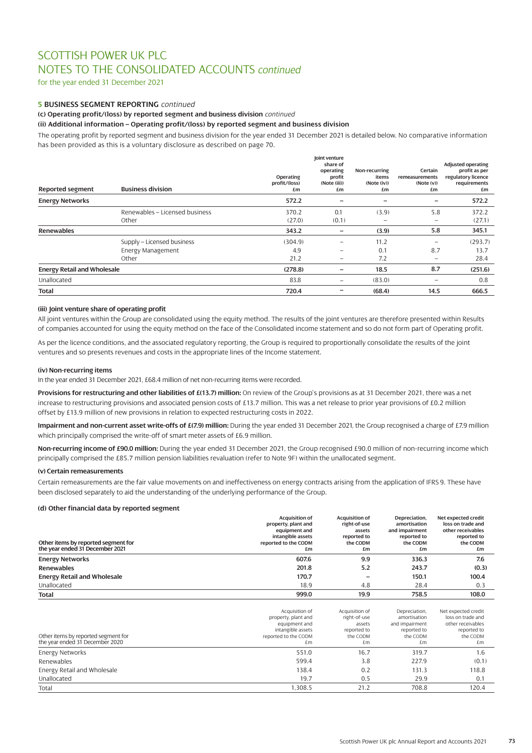# SCOTTISH POWER UK PLC
# NOTES TO THE CONSOLIDATED ACCOUNTS *continued*

for the year ended 31 December 2021

### 5 BUSINESS SEGMENT REPORTING *continued*

#### (c) Operating profit/(loss) by reported segment and business division *continued*

#### (ii) Additional information – Operating profit/(loss) by reported segment and business division

The operating profit by reported segment and business division for the year ended 31 December 2021 is detailed below. No comparative information has been provided as this is a voluntary disclosure as described on page 70.

| Reported segment | Business division | Operating profit/(loss) £m | Joint venture share of operating profit (Note (iii)) £m | Non-recurring items (Note (iv)) £m | Certain remeasurements (Note (v)) £m | Adjusted operating profit as per regulatory licence requirements £m |
|---|---|---|---|---|---|---|
| **Energy Networks** | | **572.2** | **–** | **–** | **–** | **572.2** |
| | Renewables – Licensed business | 370.2 | 0.1 | (3.9) | 5.8 | 372.2 |
| | Other | (27.0) | (0.1) | – | – | (27.1) |
| **Renewables** | | **343.2** | **–** | **(3.9)** | **5.8** | **345.1** |
| | Supply – Licensed business | (304.9) | – | 11.2 | – | (293.7) |
| | Energy Management | 4.9 | – | 0.1 | 8.7 | 13.7 |
| | Other | 21.2 | – | 7.2 | – | 28.4 |
| **Energy Retail and Wholesale** | | **(278.8)** | **–** | **18.5** | **8.7** | **(251.6)** |
| Unallocated | | 83.8 | – | (83.0) | – | 0.8 |
| **Total** | | **720.4** | **–** | **(68.4)** | **14.5** | **666.5** |

#### (iii) Joint venture share of operating profit

All joint ventures within the Group are consolidated using the equity method. The results of the joint ventures are therefore presented within Results of companies accounted for using the equity method on the face of the Consolidated income statement and so do not form part of Operating profit.

As per the licence conditions, and the associated regulatory reporting, the Group is required to proportionally consolidate the results of the joint ventures and so presents revenues and costs in the appropriate lines of the Income statement.

#### (iv) Non-recurring items

In the year ended 31 December 2021, £68.4 million of net non-recurring items were recorded.

**Provisions for restructuring and other liabilities of £(13.7) million:** On review of the Group's provisions as at 31 December 2021, there was a net increase to restructuring provisions and associated pension costs of £13.7 million. This was a net release to prior year provisions of £0.2 million offset by £13.9 million of new provisions in relation to expected restructuring costs in 2022.

**Impairment and non-current asset write-offs of £(7.9) million:** During the year ended 31 December 2021, the Group recognised a charge of £7.9 million which principally comprised the write-off of smart meter assets of £6.9 million.

**Non-recurring income of £90.0 million:** During the year ended 31 December 2021, the Group recognised £90.0 million of non-recurring income which principally comprised the £85.7 million pension liabilities revaluation (refer to Note 9F) within the unallocated segment.

#### (v) Certain remeasurements

Certain remeasurements are the fair value movements on and ineffectiveness on energy contracts arising from the application of IFRS 9. These have been disclosed separately to aid the understanding of the underlying performance of the Group.

#### (d) Other financial data by reported segment

| Other items by reported segment for the year ended 31 December 2021 | Acquisition of property, plant and equipment and intangible assets reported to the CODM £m | Acquisition of right-of-use assets reported to the CODM £m | Depreciation, amortisation and impairment reported to the CODM £m | Net expected credit loss on trade and other receivables reported to the CODM £m |
|---|---|---|---|---|
| **Energy Networks** | **607.6** | **9.9** | **336.3** | **7.6** |
| **Renewables** | **201.8** | **5.2** | **243.7** | **(0.3)** |
| **Energy Retail and Wholesale** | **170.7** | **–** | **150.1** | **100.4** |
| Unallocated | 18.9 | 4.8 | 28.4 | 0.3 |
| **Total** | **999.0** | **19.9** | **758.5** | **108.0** |

| Other items by reported segment for the year ended 31 December 2020 | Acquisition of property, plant and equipment and intangible assets reported to the CODM £m | Acquisition of right-of-use assets reported to the CODM £m | Depreciation, amortisation and impairment reported to the CODM £m | Net expected credit loss on trade and other receivables reported to the CODM £m |
|---|---|---|---|---|
| Energy Networks | 551.0 | 16.7 | 319.7 | 1.6 |
| Renewables | 599.4 | 3.8 | 227.9 | (0.1) |
| Energy Retail and Wholesale | 138.4 | 0.2 | 131.3 | 118.8 |
| Unallocated | 19.7 | 0.5 | 29.9 | 0.1 |
| Total | 1,308.5 | 21.2 | 708.8 | 120.4 |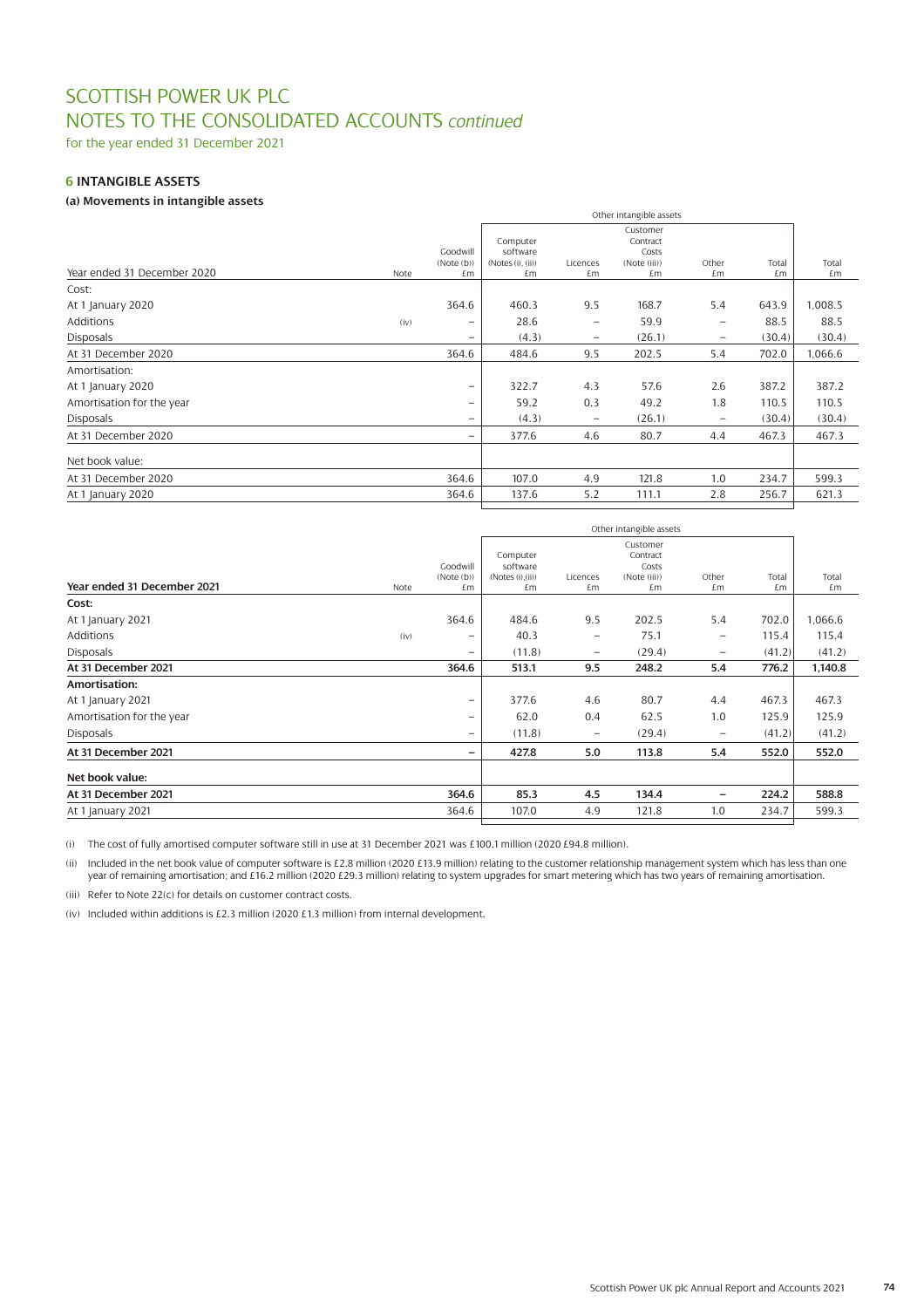# SCOTTISH POWER UK PLC
# NOTES TO THE CONSOLIDATED ACCOUNTS *continued*

for the year ended 31 December 2021

## 6 INTANGIBLE ASSETS

### (a) Movements in intangible assets

| Year ended 31 December 2020 | Note | Goodwill (Note (b)) £m | Other intangible assets Computer software (Notes (i), (ii)) £m | Licences £m | Customer Contract Costs (Note (iii)) £m | Other £m | Total £m | Total £m |
|---|---|---|---|---|---|---|---|---|
| Cost: | | | | | | | | |
| At 1 January 2020 | | 364.6 | 460.3 | 9.5 | 168.7 | 5.4 | 643.9 | 1,008.5 |
| Additions | (iv) | – | 28.6 | – | 59.9 | – | 88.5 | 88.5 |
| Disposals | | – | (4.3) | – | (26.1) | – | (30.4) | (30.4) |
| At 31 December 2020 | | 364.6 | 484.6 | 9.5 | 202.5 | 5.4 | 702.0 | 1,066.6 |
| Amortisation: | | | | | | | | |
| At 1 January 2020 | | – | 322.7 | 4.3 | 57.6 | 2.6 | 387.2 | 387.2 |
| Amortisation for the year | | – | 59.2 | 0.3 | 49.2 | 1.8 | 110.5 | 110.5 |
| Disposals | | – | (4.3) | – | (26.1) | – | (30.4) | (30.4) |
| At 31 December 2020 | | – | 377.6 | 4.6 | 80.7 | 4.4 | 467.3 | 467.3 |
| Net book value: | | | | | | | | |
| At 31 December 2020 | | 364.6 | 107.0 | 4.9 | 121.8 | 1.0 | 234.7 | 599.3 |
| At 1 January 2020 | | 364.6 | 137.6 | 5.2 | 111.1 | 2.8 | 256.7 | 621.3 |

| Year ended 31 December 2021 | Note | Goodwill (Note (b)) £m | Other intangible assets Computer software (Notes (i),(ii)) £m | Licences £m | Customer Contract Costs (Note (iii)) £m | Other £m | Total £m | Total £m |
|---|---|---|---|---|---|---|---|---|
| **Cost:** | | | | | | | | |
| At 1 January 2021 | | 364.6 | 484.6 | 9.5 | 202.5 | 5.4 | 702.0 | 1,066.6 |
| Additions | (iv) | – | 40.3 | – | 75.1 | – | 115.4 | 115.4 |
| Disposals | | – | (11.8) | – | (29.4) | – | (41.2) | (41.2) |
| **At 31 December 2021** | | **364.6** | **513.1** | **9.5** | **248.2** | **5.4** | **776.2** | **1,140.8** |
| **Amortisation:** | | | | | | | | |
| At 1 January 2021 | | – | 377.6 | 4.6 | 80.7 | 4.4 | 467.3 | 467.3 |
| Amortisation for the year | | – | 62.0 | 0.4 | 62.5 | 1.0 | 125.9 | 125.9 |
| Disposals | | – | (11.8) | – | (29.4) | – | (41.2) | (41.2) |
| **At 31 December 2021** | | **–** | **427.8** | **5.0** | **113.8** | **5.4** | **552.0** | **552.0** |
| **Net book value:** | | | | | | | | |
| **At 31 December 2021** | | **364.6** | **85.3** | **4.5** | **134.4** | **–** | **224.2** | **588.8** |
| At 1 January 2021 | | 364.6 | 107.0 | 4.9 | 121.8 | 1.0 | 234.7 | 599.3 |

(i) The cost of fully amortised computer software still in use at 31 December 2021 was £100.1 million (2020 £94.8 million).

(ii) Included in the net book value of computer software is £2.8 million (2020 £13.9 million) relating to the customer relationship management system which has less than one year of remaining amortisation; and £16.2 million (2020 £29.3 million) relating to system upgrades for smart metering which has two years of remaining amortisation.

(iii) Refer to Note 22(c) for details on customer contract costs.

(iv) Included within additions is £2.3 million (2020 £1.3 million) from internal development.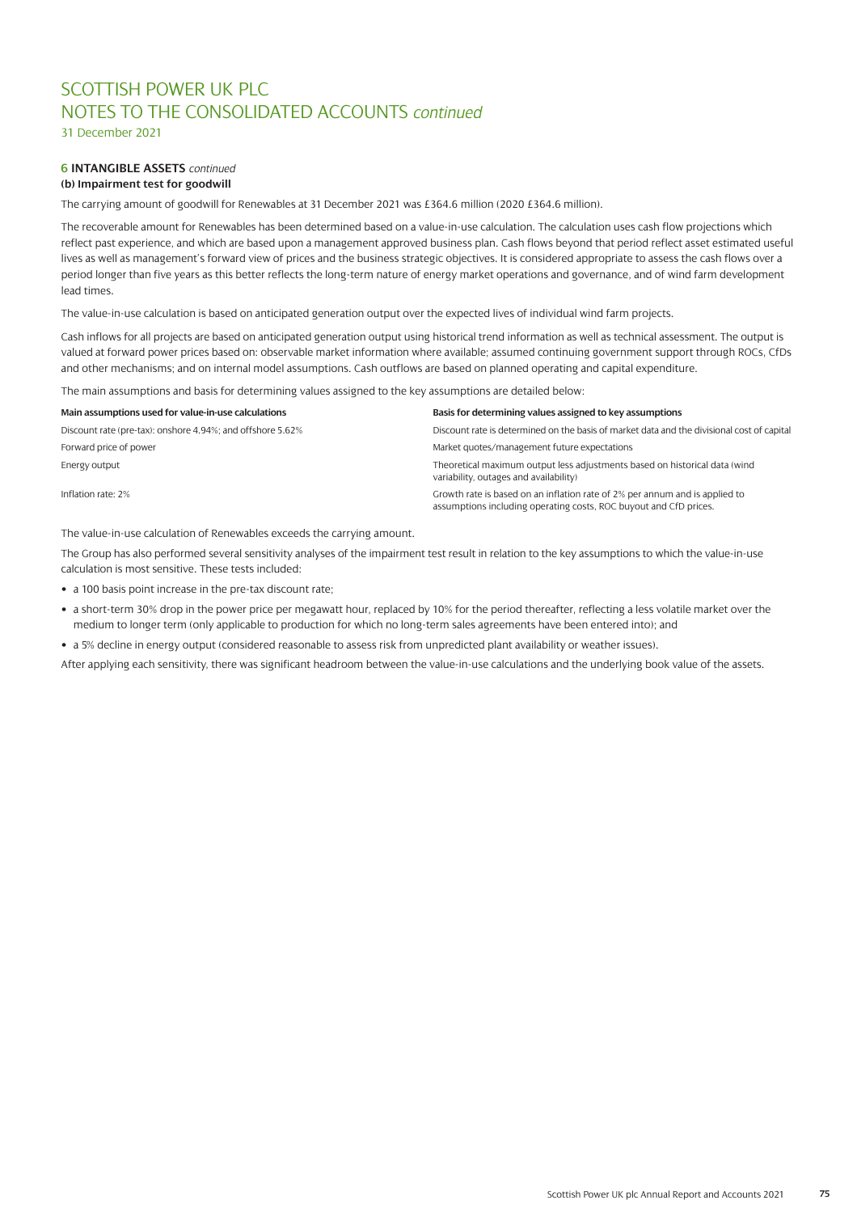# SCOTTISH POWER UK PLC
# NOTES TO THE CONSOLIDATED ACCOUNTS *continued*

31 December 2021

### 6 INTANGIBLE ASSETS *continued*

#### (b) Impairment test for goodwill

The carrying amount of goodwill for Renewables at 31 December 2021 was £364.6 million (2020 £364.6 million).

The recoverable amount for Renewables has been determined based on a value-in-use calculation. The calculation uses cash flow projections which reflect past experience, and which are based upon a management approved business plan. Cash flows beyond that period reflect asset estimated useful lives as well as management's forward view of prices and the business strategic objectives. It is considered appropriate to assess the cash flows over a period longer than five years as this better reflects the long-term nature of energy market operations and governance, and of wind farm development lead times.

The value-in-use calculation is based on anticipated generation output over the expected lives of individual wind farm projects.

Cash inflows for all projects are based on anticipated generation output using historical trend information as well as technical assessment. The output is valued at forward power prices based on: observable market information where available; assumed continuing government support through ROCs, CfDs and other mechanisms; and on internal model assumptions. Cash outflows are based on planned operating and capital expenditure.

The main assumptions and basis for determining values assigned to the key assumptions are detailed below:

| Main assumptions used for value-in-use calculations | Basis for determining values assigned to key assumptions |
|---|---|
| Discount rate (pre-tax): onshore 4.94%; and offshore 5.62% | Discount rate is determined on the basis of market data and the divisional cost of capital |
| Forward price of power | Market quotes/management future expectations |
| Energy output | Theoretical maximum output less adjustments based on historical data (wind variability, outages and availability) |
| Inflation rate: 2% | Growth rate is based on an inflation rate of 2% per annum and is applied to assumptions including operating costs, ROC buyout and CfD prices. |

The value-in-use calculation of Renewables exceeds the carrying amount.

The Group has also performed several sensitivity analyses of the impairment test result in relation to the key assumptions to which the value-in-use calculation is most sensitive. These tests included:

- a 100 basis point increase in the pre-tax discount rate;
- a short-term 30% drop in the power price per megawatt hour, replaced by 10% for the period thereafter, reflecting a less volatile market over the medium to longer term (only applicable to production for which no long-term sales agreements have been entered into); and
- a 5% decline in energy output (considered reasonable to assess risk from unpredicted plant availability or weather issues).

After applying each sensitivity, there was significant headroom between the value-in-use calculations and the underlying book value of the assets.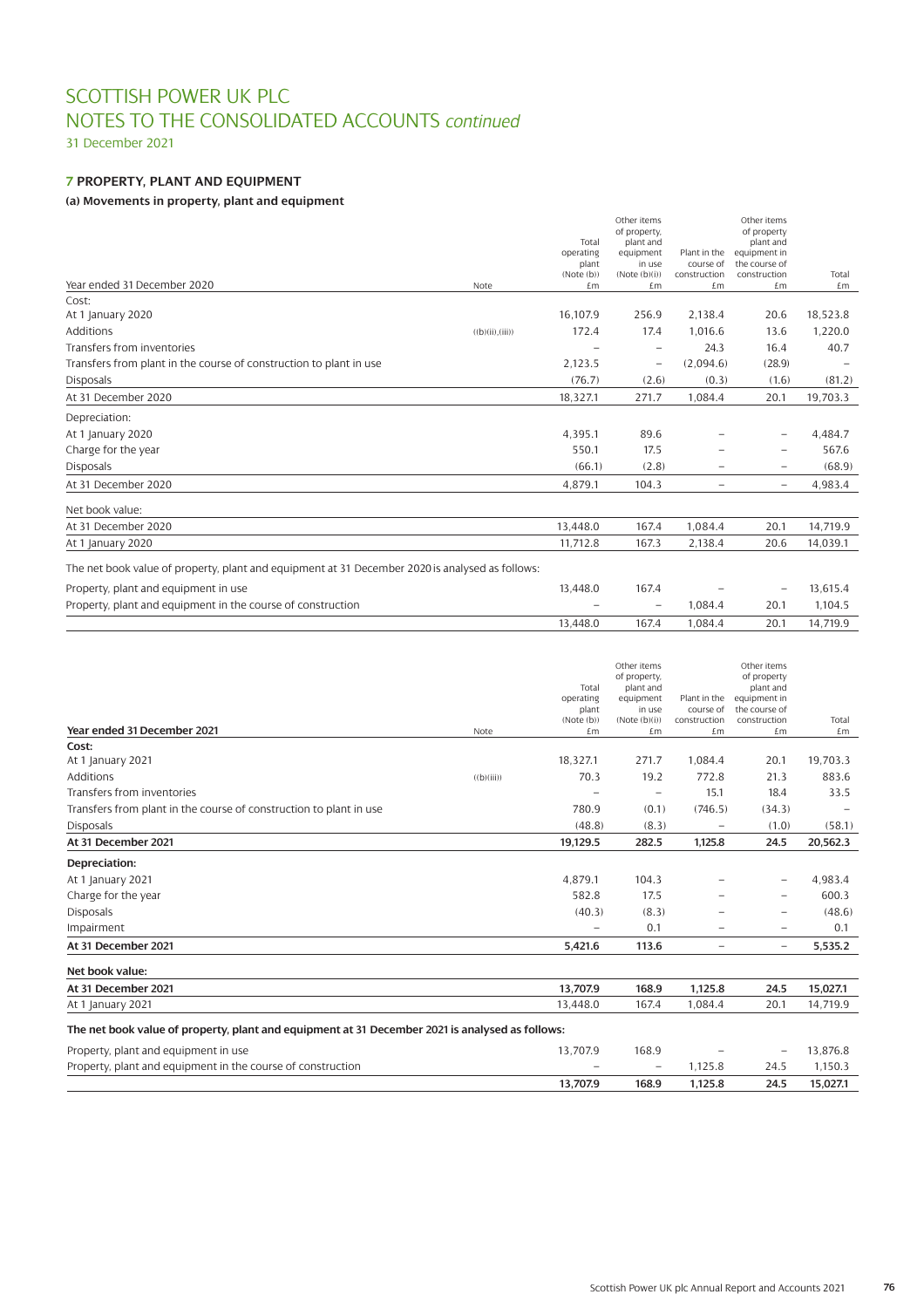# SCOTTISH POWER UK PLC
# NOTES TO THE CONSOLIDATED ACCOUNTS *continued*

31 December 2021

## 7 PROPERTY, PLANT AND EQUIPMENT

### (a) Movements in property, plant and equipment

| Year ended 31 December 2020 | Note | Total operating plant (Note (b)) £m | Other items of property, plant and equipment in use (Note (b)(i)) £m | Plant in the course of construction £m | Other items of property plant and equipment in the course of construction £m | Total £m |
|---|---|---|---|---|---|---|
| Cost: | | | | | | |
| At 1 January 2020 | | 16,107.9 | 256.9 | 2,138.4 | 20.6 | 18,523.8 |
| Additions | ((b)(ii),(iii)) | 172.4 | 17.4 | 1,016.6 | 13.6 | 1,220.0 |
| Transfers from inventories | | – | – | 24.3 | 16.4 | 40.7 |
| Transfers from plant in the course of construction to plant in use | | 2,123.5 | – | (2,094.6) | (28.9) | – |
| Disposals | | (76.7) | (2.6) | (0.3) | (1.6) | (81.2) |
| At 31 December 2020 | | 18,327.1 | 271.7 | 1,084.4 | 20.1 | 19,703.3 |
| Depreciation: | | | | | | |
| At 1 January 2020 | | 4,395.1 | 89.6 | – | – | 4,484.7 |
| Charge for the year | | 550.1 | 17.5 | – | – | 567.6 |
| Disposals | | (66.1) | (2.8) | – | – | (68.9) |
| At 31 December 2020 | | 4,879.1 | 104.3 | – | – | 4,983.4 |
| Net book value: | | | | | | |
| At 31 December 2020 | | 13,448.0 | 167.4 | 1,084.4 | 20.1 | 14,719.9 |
| At 1 January 2020 | | 11,712.8 | 167.3 | 2,138.4 | 20.6 | 14,039.1 |
| The net book value of property, plant and equipment at 31 December 2020 is analysed as follows: | | | | | | |
| Property, plant and equipment in use | | 13,448.0 | 167.4 | – | – | 13,615.4 |
| Property, plant and equipment in the course of construction | | – | – | 1,084.4 | 20.1 | 1,104.5 |
| | | 13,448.0 | 167.4 | 1,084.4 | 20.1 | 14,719.9 |

| **Year ended 31 December 2021** | Note | Total operating plant (Note (b)) £m | Other items of property, plant and equipment in use (Note (b)(i)) £m | Plant in the course of construction £m | Other items of property plant and equipment in the course of construction £m | Total £m |
|---|---|---|---|---|---|---|
| **Cost:** | | | | | | |
| At 1 January 2021 | | 18,327.1 | 271.7 | 1,084.4 | 20.1 | 19,703.3 |
| Additions | ((b)(iii)) | 70.3 | 19.2 | 772.8 | 21.3 | 883.6 |
| Transfers from inventories | | – | – | 15.1 | 18.4 | 33.5 |
| Transfers from plant in the course of construction to plant in use | | 780.9 | (0.1) | (746.5) | (34.3) | – |
| Disposals | | (48.8) | (8.3) | – | (1.0) | (58.1) |
| **At 31 December 2021** | | **19,129.5** | **282.5** | **1,125.8** | **24.5** | **20,562.3** |
| **Depreciation:** | | | | | | |
| At 1 January 2021 | | 4,879.1 | 104.3 | – | – | 4,983.4 |
| Charge for the year | | 582.8 | 17.5 | – | – | 600.3 |
| Disposals | | (40.3) | (8.3) | – | – | (48.6) |
| Impairment | | – | 0.1 | – | – | 0.1 |
| **At 31 December 2021** | | **5,421.6** | **113.6** | – | – | **5,535.2** |
| **Net book value:** | | | | | | |
| **At 31 December 2021** | | **13,707.9** | **168.9** | **1,125.8** | **24.5** | **15,027.1** |
| At 1 January 2021 | | 13,448.0 | 167.4 | 1,084.4 | 20.1 | 14,719.9 |
| **The net book value of property, plant and equipment at 31 December 2021 is analysed as follows:** | | | | | | |
| Property, plant and equipment in use | | 13,707.9 | 168.9 | – | – | 13,876.8 |
| Property, plant and equipment in the course of construction | | – | – | 1,125.8 | 24.5 | 1,150.3 |
| | | **13,707.9** | **168.9** | **1,125.8** | **24.5** | **15,027.1** |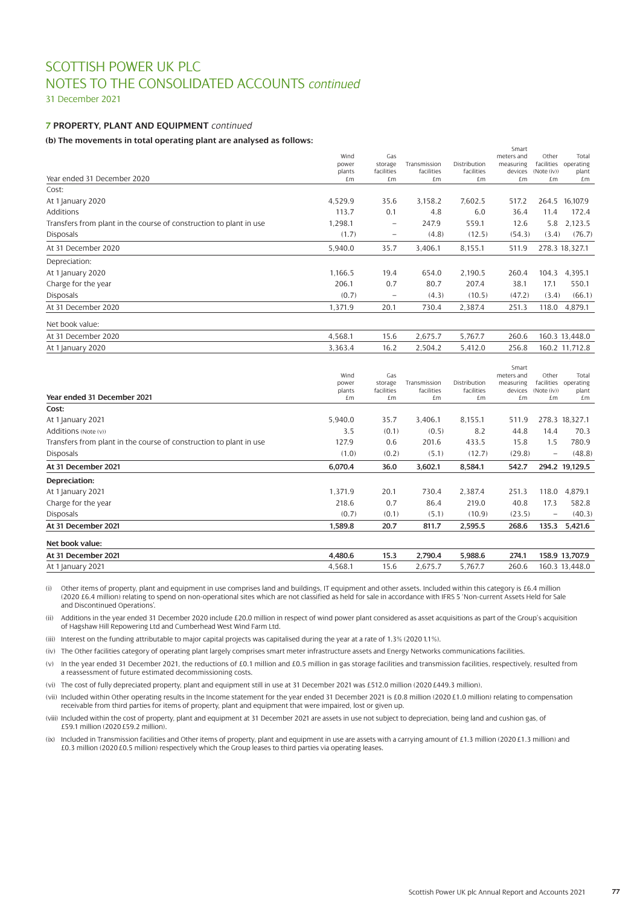# SCOTTISH POWER UK PLC
# NOTES TO THE CONSOLIDATED ACCOUNTS *continued*
31 December 2021

### 7 PROPERTY, PLANT AND EQUIPMENT *continued*

#### (b) The movements in total operating plant are analysed as follows:

| Year ended 31 December 2020 | Wind power plants £m | Gas storage facilities £m | Transmission facilities £m | Distribution facilities £m | Smart meters and measuring devices £m | Other facilities (Note (iv)) £m | Total operating plant £m |
|---|---|---|---|---|---|---|---|
| Cost: | | | | | | | |
| At 1 January 2020 | 4,529.9 | 35.6 | 3,158.2 | 7,602.5 | 517.2 | 264.5 | 16,107.9 |
| Additions | 113.7 | 0.1 | 4.8 | 6.0 | 36.4 | 11.4 | 172.4 |
| Transfers from plant in the course of construction to plant in use | 1,298.1 | – | 247.9 | 559.1 | 12.6 | 5.8 | 2,123.5 |
| Disposals | (1.7) | – | (4.8) | (12.5) | (54.3) | (3.4) | (76.7) |
| At 31 December 2020 | 5,940.0 | 35.7 | 3,406.1 | 8,155.1 | 511.9 | 278.3 | 18,327.1 |
| Depreciation: | | | | | | | |
| At 1 January 2020 | 1,166.5 | 19.4 | 654.0 | 2,190.5 | 260.4 | 104.3 | 4,395.1 |
| Charge for the year | 206.1 | 0.7 | 80.7 | 207.4 | 38.1 | 17.1 | 550.1 |
| Disposals | (0.7) | – | (4.3) | (10.5) | (47.2) | (3.4) | (66.1) |
| At 31 December 2020 | 1,371.9 | 20.1 | 730.4 | 2,387.4 | 251.3 | 118.0 | 4,879.1 |
| Net book value: | | | | | | | |
| At 31 December 2020 | 4,568.1 | 15.6 | 2,675.7 | 5,767.7 | 260.6 | 160.3 | 13,448.0 |
| At 1 January 2020 | 3,363.4 | 16.2 | 2,504.2 | 5,412.0 | 256.8 | 160.2 | 11,712.8 |

| **Year ended 31 December 2021** | Wind power plants £m | Gas storage facilities £m | Transmission facilities £m | Distribution facilities £m | Smart meters and measuring devices £m | Other facilities (Note (iv)) £m | Total operating plant £m |
|---|---|---|---|---|---|---|---|
| **Cost:** | | | | | | | |
| At 1 January 2021 | 5,940.0 | 35.7 | 3,406.1 | 8,155.1 | 511.9 | 278.3 | 18,327.1 |
| Additions (Note (v)) | 3.5 | (0.1) | (0.5) | 8.2 | 44.8 | 14.4 | 70.3 |
| Transfers from plant in the course of construction to plant in use | 127.9 | 0.6 | 201.6 | 433.5 | 15.8 | 1.5 | 780.9 |
| Disposals | (1.0) | (0.2) | (5.1) | (12.7) | (29.8) | – | (48.8) |
| **At 31 December 2021** | **6,070.4** | **36.0** | **3,602.1** | **8,584.1** | **542.7** | **294.2** | **19,129.5** |
| **Depreciation:** | | | | | | | |
| At 1 January 2021 | 1,371.9 | 20.1 | 730.4 | 2,387.4 | 251.3 | 118.0 | 4,879.1 |
| Charge for the year | 218.6 | 0.7 | 86.4 | 219.0 | 40.8 | 17.3 | 582.8 |
| Disposals | (0.7) | (0.1) | (5.1) | (10.9) | (23.5) | – | (40.3) |
| **At 31 December 2021** | **1,589.8** | **20.7** | **811.7** | **2,595.5** | **268.6** | **135.3** | **5,421.6** |
| **Net book value:** | | | | | | | |
| **At 31 December 2021** | **4,480.6** | **15.3** | **2,790.4** | **5,988.6** | **274.1** | **158.9** | **13,707.9** |
| At 1 January 2021 | 4,568.1 | 15.6 | 2,675.7 | 5,767.7 | 260.6 | 160.3 | 13,448.0 |

(i) Other items of property, plant and equipment in use comprises land and buildings, IT equipment and other assets. Included within this category is £6.4 million (2020 £6.4 million) relating to spend on non-operational sites which are not classified as held for sale in accordance with IFRS 5 'Non-current Assets Held for Sale and Discontinued Operations'.

(ii) Additions in the year ended 31 December 2020 include £20.0 million in respect of wind power plant considered as asset acquisitions as part of the Group's acquisition of Hagshaw Hill Repowering Ltd and Cumberhead West Wind Farm Ltd.

(iii) Interest on the funding attributable to major capital projects was capitalised during the year at a rate of 1.3% (2020 1.1%).

(iv) The Other facilities category of operating plant largely comprises smart meter infrastructure assets and Energy Networks communications facilities.

(v) In the year ended 31 December 2021, the reductions of £0.1 million and £0.5 million in gas storage facilities and transmission facilities, respectively, resulted from a reassessment of future estimated decommissioning costs.

(vi) The cost of fully depreciated property, plant and equipment still in use at 31 December 2021 was £512.0 million (2020 £449.3 million).

(vii) Included within Other operating results in the Income statement for the year ended 31 December 2021 is £0.8 million (2020 £1.0 million) relating to compensation receivable from third parties for items of property, plant and equipment that were impaired, lost or given up.

(viii) Included within the cost of property, plant and equipment at 31 December 2021 are assets in use not subject to depreciation, being land and cushion gas, of £59.1 million (2020 £59.2 million).

(ix) Included in Transmission facilities and Other items of property, plant and equipment in use are assets with a carrying amount of £1.3 million (2020 £1.3 million) and £0.3 million (2020 £0.5 million) respectively which the Group leases to third parties via operating leases.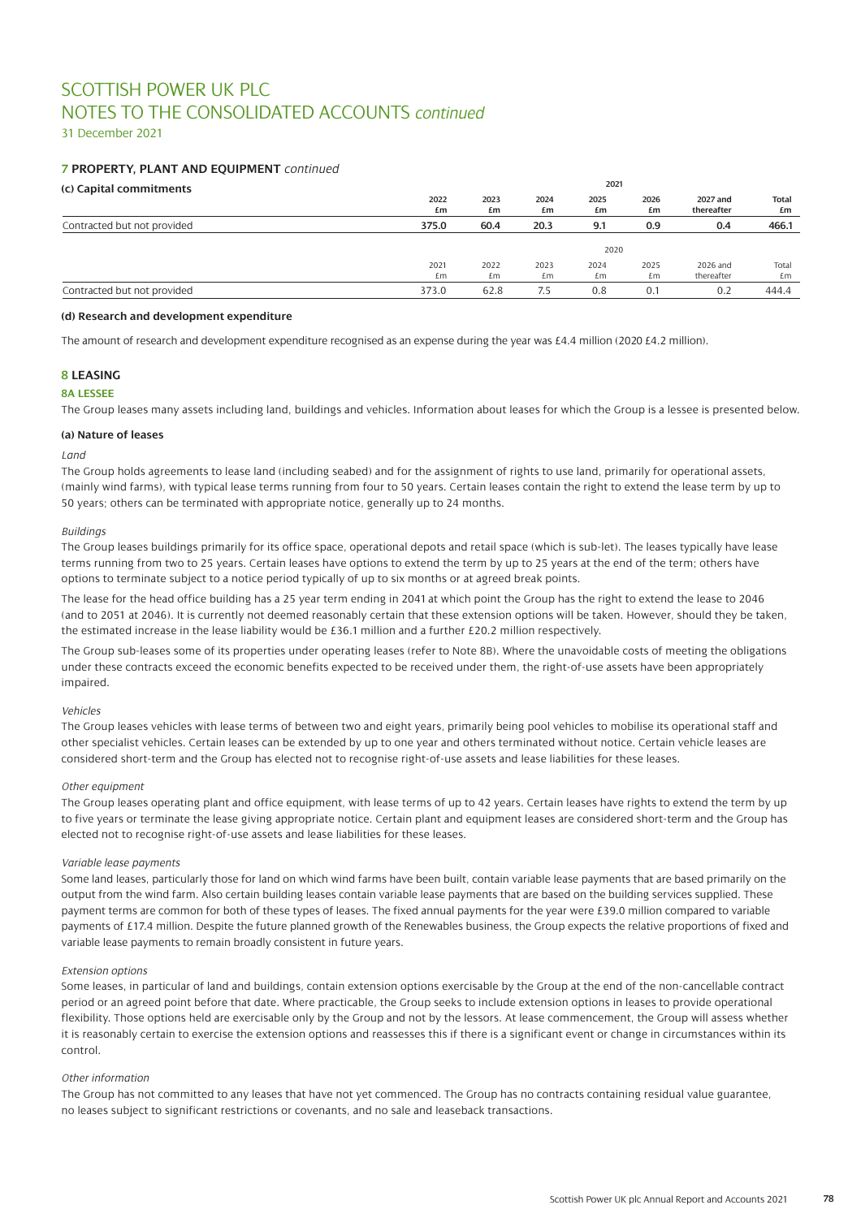# SCOTTISH POWER UK PLC
# NOTES TO THE CONSOLIDATED ACCOUNTS *continued*
31 December 2021

### 7 PROPERTY, PLANT AND EQUIPMENT *continued*

#### (c) Capital commitments

| | 2021 | | | | | | |
|---|---|---|---|---|---|---|---|
| | **2022 £m** | **2023 £m** | **2024 £m** | **2025 £m** | **2026 £m** | **2027 and thereafter** | **Total £m** |
| Contracted but not provided | **375.0** | **60.4** | **20.3** | **9.1** | **0.9** | **0.4** | **466.1** |

| | 2020 | | | | | | |
|---|---|---|---|---|---|---|---|
| | 2021 £m | 2022 £m | 2023 £m | 2024 £m | 2025 £m | 2026 and thereafter | Total £m |
| Contracted but not provided | 373.0 | 62.8 | 7.5 | 0.8 | 0.1 | 0.2 | 444.4 |

#### (d) Research and development expenditure

The amount of research and development expenditure recognised as an expense during the year was £4.4 million (2020 £4.2 million).

### 8 LEASING

#### 8A LESSEE

The Group leases many assets including land, buildings and vehicles. Information about leases for which the Group is a lessee is presented below.

#### (a) Nature of leases

*Land*

The Group holds agreements to lease land (including seabed) and for the assignment of rights to use land, primarily for operational assets, (mainly wind farms), with typical lease terms running from four to 50 years. Certain leases contain the right to extend the lease term by up to 50 years; others can be terminated with appropriate notice, generally up to 24 months.

*Buildings*

The Group leases buildings primarily for its office space, operational depots and retail space (which is sub-let). The leases typically have lease terms running from two to 25 years. Certain leases have options to extend the term by up to 25 years at the end of the term; others have options to terminate subject to a notice period typically of up to six months or at agreed break points.

The lease for the head office building has a 25 year term ending in 2041 at which point the Group has the right to extend the lease to 2046 (and to 2051 at 2046). It is currently not deemed reasonably certain that these extension options will be taken. However, should they be taken, the estimated increase in the lease liability would be £36.1 million and a further £20.2 million respectively.

The Group sub-leases some of its properties under operating leases (refer to Note 8B). Where the unavoidable costs of meeting the obligations under these contracts exceed the economic benefits expected to be received under them, the right-of-use assets have been appropriately impaired.

*Vehicles*

The Group leases vehicles with lease terms of between two and eight years, primarily being pool vehicles to mobilise its operational staff and other specialist vehicles. Certain leases can be extended by up to one year and others terminated without notice. Certain vehicle leases are considered short-term and the Group has elected not to recognise right-of-use assets and lease liabilities for these leases.

*Other equipment*

The Group leases operating plant and office equipment, with lease terms of up to 42 years. Certain leases have rights to extend the term by up to five years or terminate the lease giving appropriate notice. Certain plant and equipment leases are considered short-term and the Group has elected not to recognise right-of-use assets and lease liabilities for these leases.

*Variable lease payments*

Some land leases, particularly those for land on which wind farms have been built, contain variable lease payments that are based primarily on the output from the wind farm. Also certain building leases contain variable lease payments that are based on the building services supplied. These payment terms are common for both of these types of leases. The fixed annual payments for the year were £39.0 million compared to variable payments of £17.4 million. Despite the future planned growth of the Renewables business, the Group expects the relative proportions of fixed and variable lease payments to remain broadly consistent in future years.

*Extension options*

Some leases, in particular of land and buildings, contain extension options exercisable by the Group at the end of the non-cancellable contract period or an agreed point before that date. Where practicable, the Group seeks to include extension options in leases to provide operational flexibility. Those options held are exercisable only by the Group and not by the lessors. At lease commencement, the Group will assess whether it is reasonably certain to exercise the extension options and reassesses this if there is a significant event or change in circumstances within its control.

*Other information*

The Group has not committed to any leases that have not yet commenced. The Group has no contracts containing residual value guarantee, no leases subject to significant restrictions or covenants, and no sale and leaseback transactions.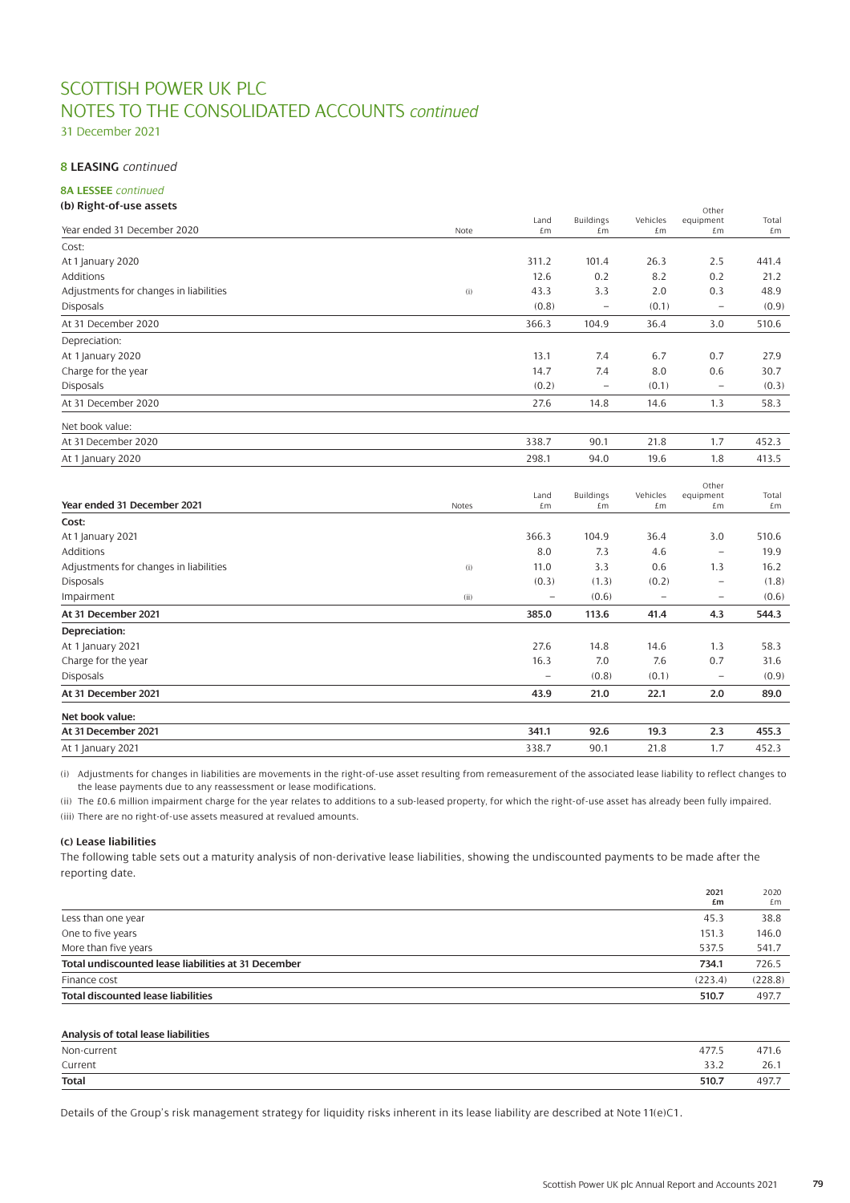# SCOTTISH POWER UK PLC
# NOTES TO THE CONSOLIDATED ACCOUNTS *continued*

31 December 2021

## 8 LEASING *continued*

### 8A LESSEE *continued*

#### (b) Right-of-use assets

| Year ended 31 December 2020 | Note | Land £m | Buildings £m | Vehicles £m | Other equipment £m | Total £m |
|---|---|---|---|---|---|---|
| Cost: | | | | | | |
| At 1 January 2020 | | 311.2 | 101.4 | 26.3 | 2.5 | 441.4 |
| Additions | | 12.6 | 0.2 | 8.2 | 0.2 | 21.2 |
| Adjustments for changes in liabilities | (i) | 43.3 | 3.3 | 2.0 | 0.3 | 48.9 |
| Disposals | | (0.8) | – | (0.1) | – | (0.9) |
| At 31 December 2020 | | 366.3 | 104.9 | 36.4 | 3.0 | 510.6 |
| Depreciation: | | | | | | |
| At 1 January 2020 | | 13.1 | 7.4 | 6.7 | 0.7 | 27.9 |
| Charge for the year | | 14.7 | 7.4 | 8.0 | 0.6 | 30.7 |
| Disposals | | (0.2) | – | (0.1) | – | (0.3) |
| At 31 December 2020 | | 27.6 | 14.8 | 14.6 | 1.3 | 58.3 |
| Net book value: | | | | | | |
| At 31 December 2020 | | 338.7 | 90.1 | 21.8 | 1.7 | 452.3 |
| At 1 January 2020 | | 298.1 | 94.0 | 19.6 | 1.8 | 413.5 |

| **Year ended 31 December 2021** | Notes | Land £m | Buildings £m | Vehicles £m | Other equipment £m | Total £m |
|---|---|---|---|---|---|---|
| **Cost:** | | | | | | |
| At 1 January 2021 | | 366.3 | 104.9 | 36.4 | 3.0 | 510.6 |
| Additions | | 8.0 | 7.3 | 4.6 | – | 19.9 |
| Adjustments for changes in liabilities | (i) | 11.0 | 3.3 | 0.6 | 1.3 | 16.2 |
| Disposals | | (0.3) | (1.3) | (0.2) | – | (1.8) |
| Impairment | (ii) | – | (0.6) | – | – | (0.6) |
| **At 31 December 2021** | | **385.0** | **113.6** | **41.4** | **4.3** | **544.3** |
| **Depreciation:** | | | | | | |
| At 1 January 2021 | | 27.6 | 14.8 | 14.6 | 1.3 | 58.3 |
| Charge for the year | | 16.3 | 7.0 | 7.6 | 0.7 | 31.6 |
| Disposals | | – | (0.8) | (0.1) | – | (0.9) |
| **At 31 December 2021** | | **43.9** | **21.0** | **22.1** | **2.0** | **89.0** |
| **Net book value:** | | | | | | |
| **At 31 December 2021** | | **341.1** | **92.6** | **19.3** | **2.3** | **455.3** |
| At 1 January 2021 | | 338.7 | 90.1 | 21.8 | 1.7 | 452.3 |

(i) Adjustments for changes in liabilities are movements in the right-of-use asset resulting from remeasurement of the associated lease liability to reflect changes to the lease payments due to any reassessment or lease modifications.

(ii) The £0.6 million impairment charge for the year relates to additions to a sub-leased property, for which the right-of-use asset has already been fully impaired.

(iii) There are no right-of-use assets measured at revalued amounts.

#### (c) Lease liabilities

The following table sets out a maturity analysis of non-derivative lease liabilities, showing the undiscounted payments to be made after the reporting date.

| | 2021 £m | 2020 £m |
|---|---|---|
| Less than one year | 45.3 | 38.8 |
| One to five years | 151.3 | 146.0 |
| More than five years | 537.5 | 541.7 |
| **Total undiscounted lease liabilities at 31 December** | **734.1** | 726.5 |
| Finance cost | (223.4) | (228.8) |
| **Total discounted lease liabilities** | **510.7** | 497.7 |

| **Analysis of total lease liabilities** | | |
|---|---|---|
| Non-current | 477.5 | 471.6 |
| Current | 33.2 | 26.1 |
| **Total** | **510.7** | 497.7 |

Details of the Group's risk management strategy for liquidity risks inherent in its lease liability are described at Note 11(e)C1.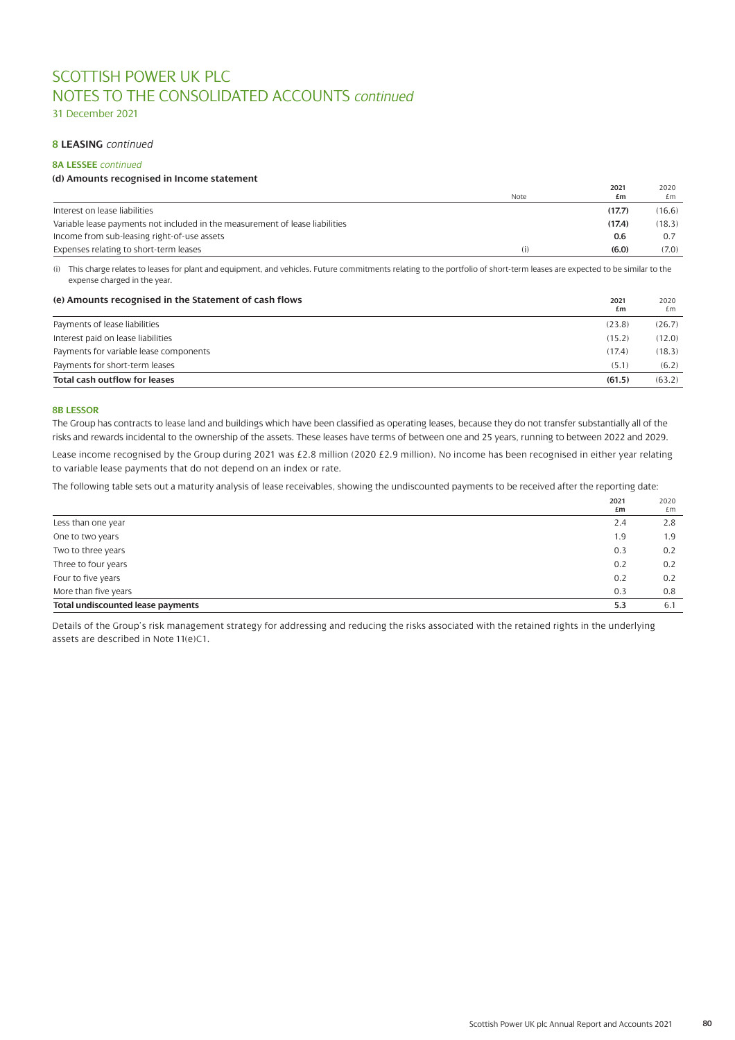# SCOTTISH POWER UK PLC
# NOTES TO THE CONSOLIDATED ACCOUNTS *continued*

31 December 2021

## 8 LEASING *continued*

### 8A LESSEE *continued*

#### (d) Amounts recognised in Income statement

| | Note | 2021 £m | 2020 £m |
|---|---|---|---|
| Interest on lease liabilities | | **(17.7)** | (16.6) |
| Variable lease payments not included in the measurement of lease liabilities | | **(17.4)** | (18.3) |
| Income from sub-leasing right-of-use assets | | **0.6** | 0.7 |
| Expenses relating to short-term leases | (i) | **(6.0)** | (7.0) |

(i) This charge relates to leases for plant and equipment, and vehicles. Future commitments relating to the portfolio of short-term leases are expected to be similar to the expense charged in the year.

#### (e) Amounts recognised in the Statement of cash flows

| | 2021 £m | 2020 £m |
|---|---|---|
| Payments of lease liabilities | (23.8) | (26.7) |
| Interest paid on lease liabilities | (15.2) | (12.0) |
| Payments for variable lease components | (17.4) | (18.3) |
| Payments for short-term leases | (5.1) | (6.2) |
| **Total cash outflow for leases** | **(61.5)** | (63.2) |

### 8B LESSOR

The Group has contracts to lease land and buildings which have been classified as operating leases, because they do not transfer substantially all of the risks and rewards incidental to the ownership of the assets. These leases have terms of between one and 25 years, running to between 2022 and 2029.

Lease income recognised by the Group during 2021 was £2.8 million (2020 £2.9 million). No income has been recognised in either year relating to variable lease payments that do not depend on an index or rate.

The following table sets out a maturity analysis of lease receivables, showing the undiscounted payments to be received after the reporting date:

| | 2021 £m | 2020 £m |
|---|---|---|
| Less than one year | 2.4 | 2.8 |
| One to two years | 1.9 | 1.9 |
| Two to three years | 0.3 | 0.2 |
| Three to four years | 0.2 | 0.2 |
| Four to five years | 0.2 | 0.2 |
| More than five years | 0.3 | 0.8 |
| **Total undiscounted lease payments** | **5.3** | 6.1 |

Details of the Group's risk management strategy for addressing and reducing the risks associated with the retained rights in the underlying assets are described in Note 11(e)C1.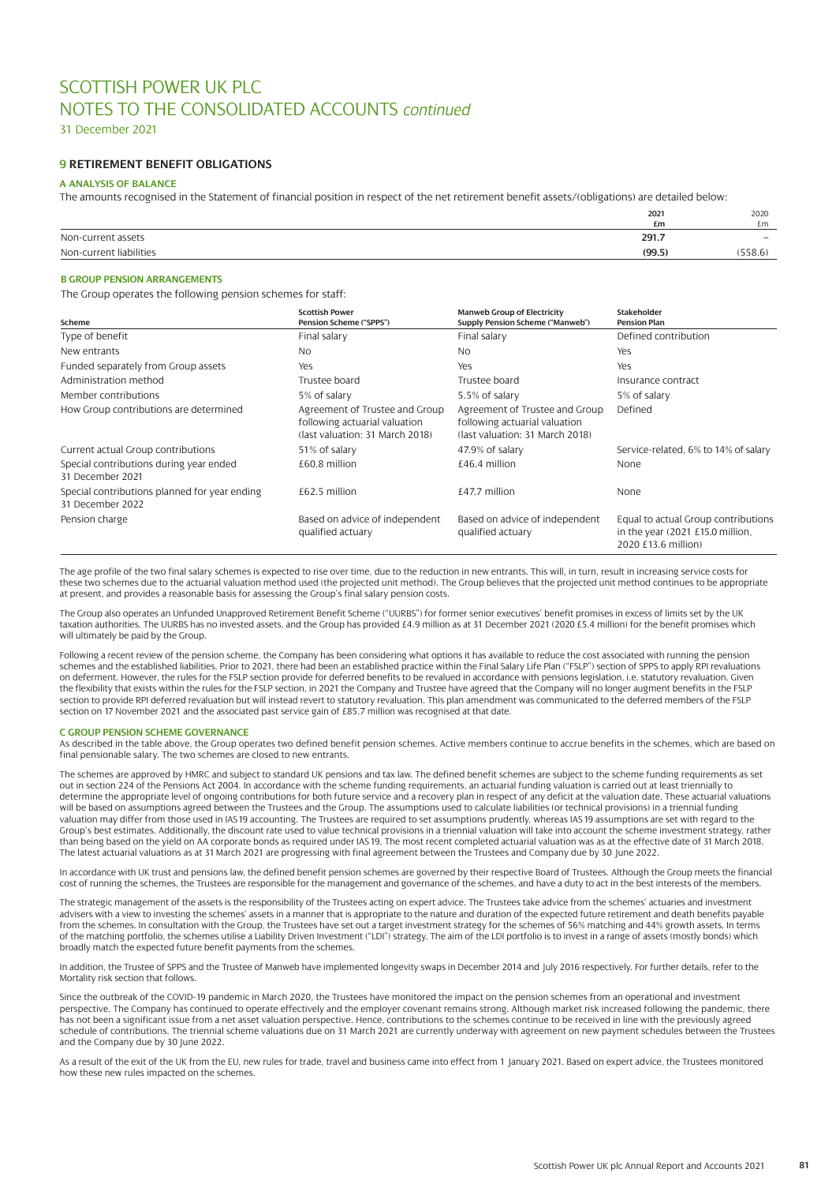# SCOTTISH POWER UK PLC
# NOTES TO THE CONSOLIDATED ACCOUNTS *continued*

31 December 2021

## 9 RETIREMENT BENEFIT OBLIGATIONS

### A ANALYSIS OF BALANCE

The amounts recognised in the Statement of financial position in respect of the net retirement benefit assets/(obligations) are detailed below:

| | 2021 £m | 2020 £m |
|---|---|---|
| Non-current assets | **291.7** | – |
| Non-current liabilities | **(99.5)** | (558.6) |

### B GROUP PENSION ARRANGEMENTS

The Group operates the following pension schemes for staff:

| Scheme | Scottish Power Pension Scheme ("SPPS") | Manweb Group of Electricity Supply Pension Scheme ("Manweb") | Stakeholder Pension Plan |
|---|---|---|---|
| Type of benefit | Final salary | Final salary | Defined contribution |
| New entrants | No | No | Yes |
| Funded separately from Group assets | Yes | Yes | Yes |
| Administration method | Trustee board | Trustee board | Insurance contract |
| Member contributions | 5% of salary | 5.5% of salary | 5% of salary |
| How Group contributions are determined | Agreement of Trustee and Group following actuarial valuation (last valuation: 31 March 2018) | Agreement of Trustee and Group following actuarial valuation (last valuation: 31 March 2018) | Defined |
| Current actual Group contributions | 51% of salary | 47.9% of salary | Service-related, 6% to 14% of salary |
| Special contributions during year ended 31 December 2021 | £60.8 million | £46.4 million | None |
| Special contributions planned for year ending 31 December 2022 | £62.5 million | £47.7 million | None |
| Pension charge | Based on advice of independent qualified actuary | Based on advice of independent qualified actuary | Equal to actual Group contributions in the year (2021 £15.0 million, 2020 £13.6 million) |

The age profile of the two final salary schemes is expected to rise over time, due to the reduction in new entrants. This will, in turn, result in increasing service costs for these two schemes due to the actuarial valuation method used (the projected unit method). The Group believes that the projected unit method continues to be appropriate at present, and provides a reasonable basis for assessing the Group's final salary pension costs.

The Group also operates an Unfunded Unapproved Retirement Benefit Scheme ("UURBS") for former senior executives' benefit promises in excess of limits set by the UK taxation authorities. The UURBS has no invested assets, and the Group has provided £4.9 million as at 31 December 2021 (2020 £5.4 million) for the benefit promises which will ultimately be paid by the Group.

Following a recent review of the pension scheme, the Company has been considering what options it has available to reduce the cost associated with running the pension schemes and the established liabilities. Prior to 2021, there had been an established practice within the Final Salary Life Plan ("FSLP") section of SPPS to apply RPI revaluations on deferment. However, the rules for the FSLP section provide for deferred benefits to be revalued in accordance with pensions legislation, i.e. statutory revaluation. Given the flexibility that exists within the rules for the FSLP section, in 2021 the Company and Trustee have agreed that the Company will no longer augment benefits in the FSLP section to provide RPI deferred revaluation but will instead revert to statutory revaluation. This plan amendment was communicated to the deferred members of the FSLP section on 17 November 2021 and the associated past service gain of £85.7 million was recognised at that date.

### C GROUP PENSION SCHEME GOVERNANCE

As described in the table above, the Group operates two defined benefit pension schemes. Active members continue to accrue benefits in the schemes, which are based on final pensionable salary. The two schemes are closed to new entrants.

The schemes are approved by HMRC and subject to standard UK pensions and tax law. The defined benefit schemes are subject to the scheme funding requirements as set out in section 224 of the Pensions Act 2004. In accordance with the scheme funding requirements, an actuarial funding valuation is carried out at least triennially to determine the appropriate level of ongoing contributions for both future service and a recovery plan in respect of any deficit at the valuation date. These actuarial valuations will be based on assumptions agreed between the Trustees and the Group. The assumptions used to calculate liabilities (or technical provisions) in a triennial funding valuation may differ from those used in IAS 19 accounting. The Trustees are required to set assumptions prudently, whereas IAS 19 assumptions are set with regard to the Group's best estimates. Additionally, the discount rate used to value technical provisions in a triennial valuation will take into account the scheme investment strategy, rather than being based on the yield on AA corporate bonds as required under IAS 19. The most recent completed actuarial valuation was as at the effective date of 31 March 2018. The latest actuarial valuations as at 31 March 2021 are progressing with final agreement between the Trustees and Company due by 30 June 2022.

In accordance with UK trust and pensions law, the defined benefit pension schemes are governed by their respective Board of Trustees. Although the Group meets the financial cost of running the schemes, the Trustees are responsible for the management and governance of the schemes, and have a duty to act in the best interests of the members.

The strategic management of the assets is the responsibility of the Trustees acting on expert advice. The Trustees take advice from the schemes' actuaries and investment advisers with a view to investing the schemes' assets in a manner that is appropriate to the nature and duration of the expected future retirement and death benefits payable from the schemes. In consultation with the Group, the Trustees have set out a target investment strategy for the schemes of 56% matching and 44% growth assets. In terms of the matching portfolio, the schemes utilise a Liability Driven Investment ("LDI") strategy. The aim of the LDI portfolio is to invest in a range of assets (mostly bonds) which broadly match the expected future benefit payments from the schemes.

In addition, the Trustee of SPPS and the Trustee of Manweb have implemented longevity swaps in December 2014 and July 2016 respectively. For further details, refer to the Mortality risk section that follows.

Since the outbreak of the COVID-19 pandemic in March 2020, the Trustees have monitored the impact on the pension schemes from an operational and investment perspective. The Company has continued to operate effectively and the employer covenant remains strong. Although market risk increased following the pandemic, there has not been a significant issue from a net asset valuation perspective. Hence, contributions to the schemes continue to be received in line with the previously agreed schedule of contributions. The triennial scheme valuations due on 31 March 2021 are currently underway with agreement on new payment schedules between the Trustees and the Company due by 30 June 2022.

As a result of the exit of the UK from the EU, new rules for trade, travel and business came into effect from 1 January 2021. Based on expert advice, the Trustees monitored how these new rules impacted on the schemes.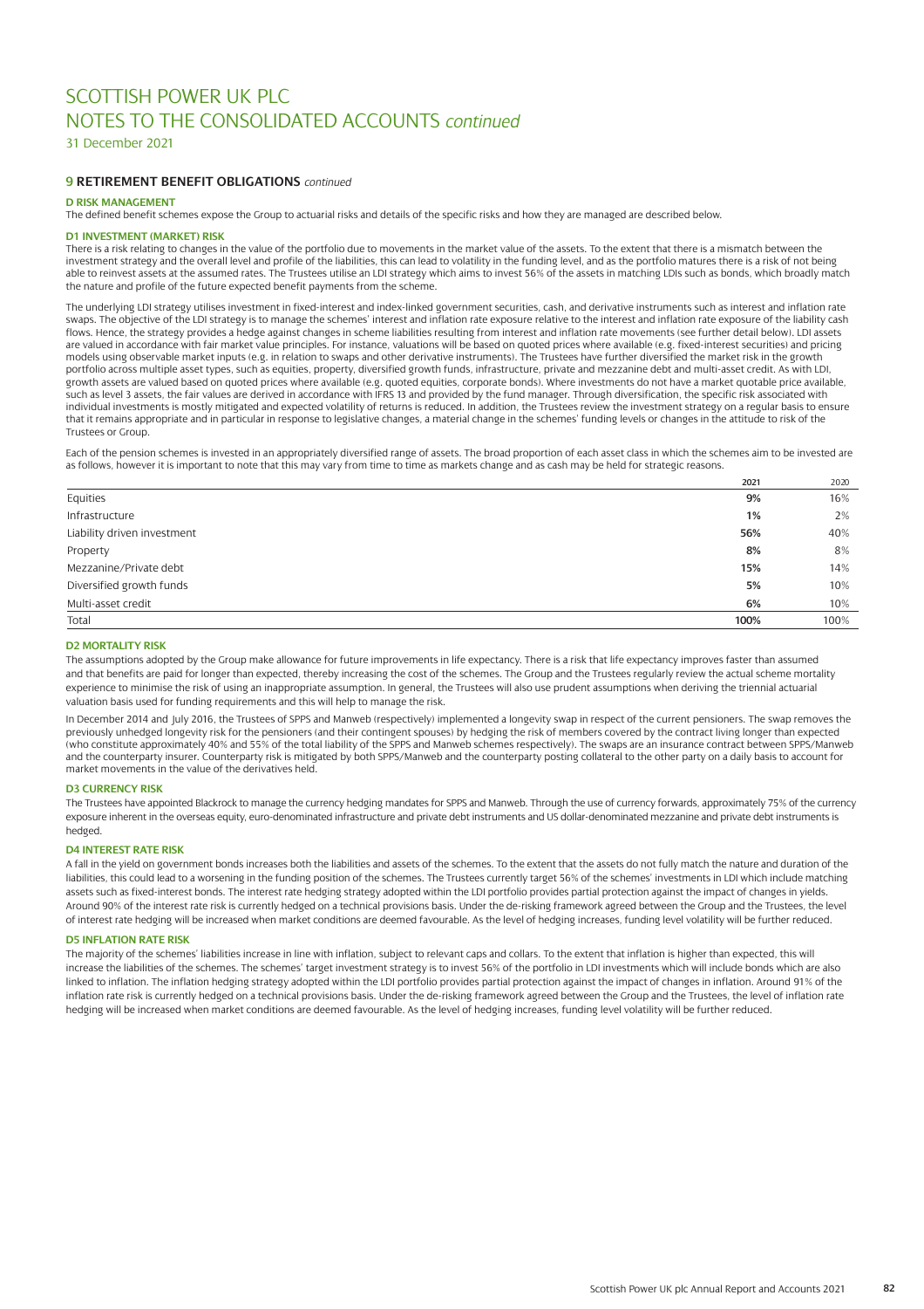# SCOTTISH POWER UK PLC
# NOTES TO THE CONSOLIDATED ACCOUNTS *continued*

31 December 2021

## 9 RETIREMENT BENEFIT OBLIGATIONS *continued*

### D RISK MANAGEMENT

The defined benefit schemes expose the Group to actuarial risks and details of the specific risks and how they are managed are described below.

#### D1 INVESTMENT (MARKET) RISK

There is a risk relating to changes in the value of the portfolio due to movements in the market value of the assets. To the extent that there is a mismatch between the investment strategy and the overall level and profile of the liabilities, this can lead to volatility in the funding level, and as the portfolio matures there is a risk of not being able to reinvest assets at the assumed rates. The Trustees utilise an LDI strategy which aims to invest 56% of the assets in matching LDIs such as bonds, which broadly match the nature and profile of the future expected benefit payments from the scheme.

The underlying LDI strategy utilises investment in fixed-interest and index-linked government securities, cash, and derivative instruments such as interest and inflation rate swaps. The objective of the LDI strategy is to manage the schemes' interest and inflation rate exposure relative to the interest and inflation rate exposure of the liability cash flows. Hence, the strategy provides a hedge against changes in scheme liabilities resulting from interest and inflation rate movements (see further detail below). LDI assets are valued in accordance with fair market value principles. For instance, valuations will be based on quoted prices where available (e.g. fixed-interest securities) and pricing models using observable market inputs (e.g. in relation to swaps and other derivative instruments). The Trustees have further diversified the market risk in the growth portfolio across multiple asset types, such as equities, property, diversified growth funds, infrastructure, private and mezzanine debt and multi-asset credit. As with LDI, growth assets are valued based on quoted prices where available (e.g. quoted equities, corporate bonds). Where investments do not have a market quotable price available, such as level 3 assets, the fair values are derived in accordance with IFRS 13 and provided by the fund manager. Through diversification, the specific risk associated with individual investments is mostly mitigated and expected volatility of returns is reduced. In addition, the Trustees review the investment strategy on a regular basis to ensure that it remains appropriate and in particular in response to legislative changes, a material change in the schemes' funding levels or changes in the attitude to risk of the Trustees or Group.

Each of the pension schemes is invested in an appropriately diversified range of assets. The broad proportion of each asset class in which the schemes aim to be invested are as follows, however it is important to note that this may vary from time to time as markets change and as cash may be held for strategic reasons.

| | 2021 | 2020 |
|---|---|---|
| Equities | **9%** | 16% |
| Infrastructure | **1%** | 2% |
| Liability driven investment | **56%** | 40% |
| Property | **8%** | 8% |
| Mezzanine/Private debt | **15%** | 14% |
| Diversified growth funds | **5%** | 10% |
| Multi-asset credit | **6%** | 10% |
| Total | **100%** | 100% |

#### D2 MORTALITY RISK

The assumptions adopted by the Group make allowance for future improvements in life expectancy. There is a risk that life expectancy improves faster than assumed and that benefits are paid for longer than expected, thereby increasing the cost of the schemes. The Group and the Trustees regularly review the actual scheme mortality experience to minimise the risk of using an inappropriate assumption. In general, the Trustees will also use prudent assumptions when deriving the triennial actuarial valuation basis used for funding requirements and this will help to manage the risk.

In December 2014 and July 2016, the Trustees of SPPS and Manweb (respectively) implemented a longevity swap in respect of the current pensioners. The swap removes the previously unhedged longevity risk for the pensioners (and their contingent spouses) by hedging the risk of members covered by the contract living longer than expected (who constitute approximately 40% and 55% of the total liability of the SPPS and Manweb schemes respectively). The swaps are an insurance contract between SPPS/Manweb and the counterparty insurer. Counterparty risk is mitigated by both SPPS/Manweb and the counterparty posting collateral to the other party on a daily basis to account for market movements in the value of the derivatives held.

#### D3 CURRENCY RISK

The Trustees have appointed Blackrock to manage the currency hedging mandates for SPPS and Manweb. Through the use of currency forwards, approximately 75% of the currency exposure inherent in the overseas equity, euro-denominated infrastructure and private debt instruments and US dollar-denominated mezzanine and private debt instruments is hedged.

#### D4 INTEREST RATE RISK

A fall in the yield on government bonds increases both the liabilities and assets of the schemes. To the extent that the assets do not fully match the nature and duration of the liabilities, this could lead to a worsening in the funding position of the schemes. The Trustees currently target 56% of the schemes' investments in LDI which include matching assets such as fixed-interest bonds. The interest rate hedging strategy adopted within the LDI portfolio provides partial protection against the impact of changes in yields. Around 90% of the interest rate risk is currently hedged on a technical provisions basis. Under the de-risking framework agreed between the Group and the Trustees, the level of interest rate hedging will be increased when market conditions are deemed favourable. As the level of hedging increases, funding level volatility will be further reduced.

#### D5 INFLATION RATE RISK

The majority of the schemes' liabilities increase in line with inflation, subject to relevant caps and collars. To the extent that inflation is higher than expected, this will increase the liabilities of the schemes. The schemes' target investment strategy is to invest 56% of the portfolio in LDI investments which will include bonds which are also linked to inflation. The inflation hedging strategy adopted within the LDI portfolio provides partial protection against the impact of changes in inflation. Around 91% of the inflation rate risk is currently hedged on a technical provisions basis. Under the de-risking framework agreed between the Group and the Trustees, the level of inflation rate hedging will be increased when market conditions are deemed favourable. As the level of hedging increases, funding level volatility will be further reduced.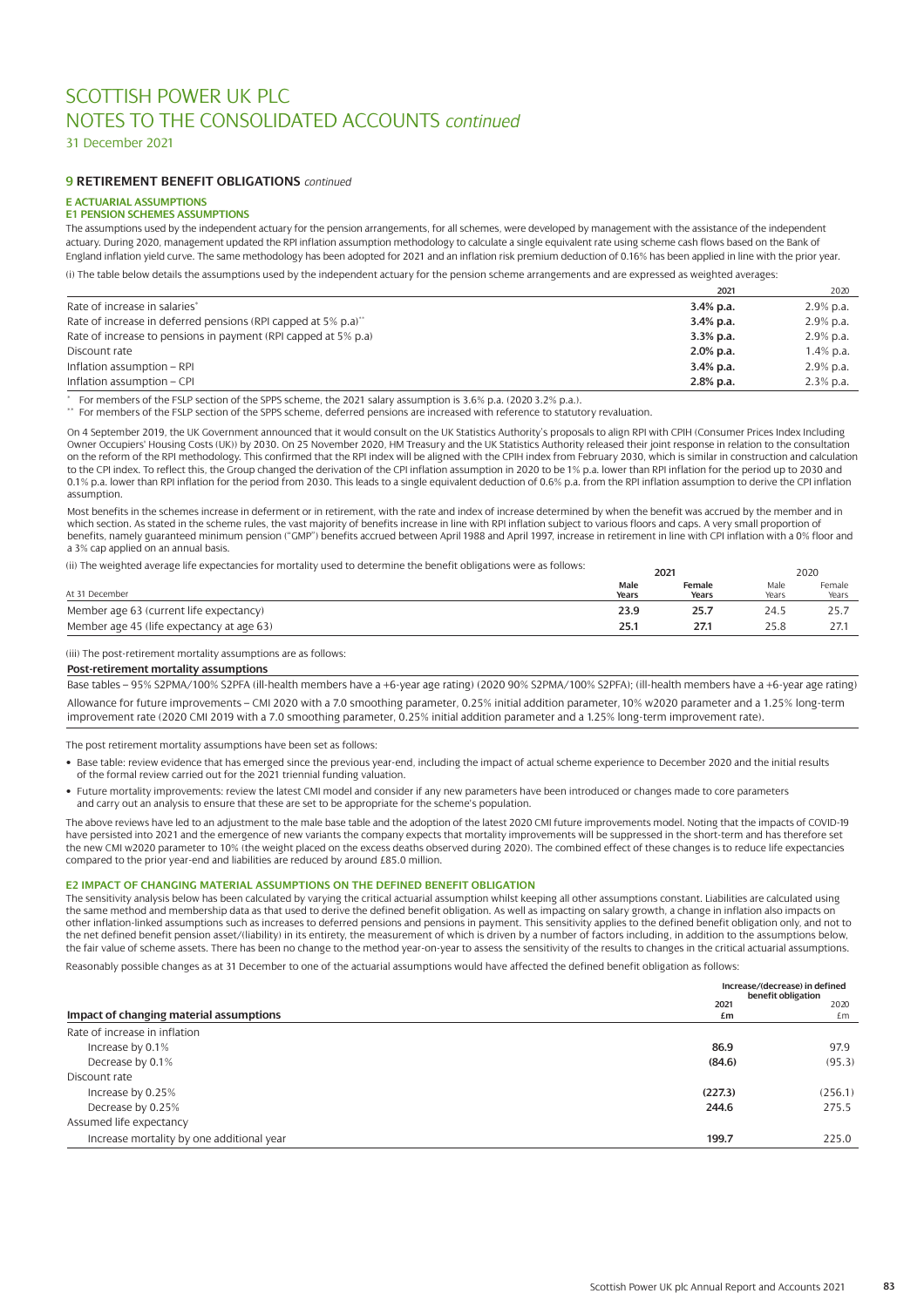# SCOTTISH POWER UK PLC
# NOTES TO THE CONSOLIDATED ACCOUNTS *continued*

31 December 2021

## 9 RETIREMENT BENEFIT OBLIGATIONS *continued*

### E ACTUARIAL ASSUMPTIONS

#### E1 PENSION SCHEMES ASSUMPTIONS

The assumptions used by the independent actuary for the pension arrangements, for all schemes, were developed by management with the assistance of the independent actuary. During 2020, management updated the RPI inflation assumption methodology to calculate a single equivalent rate using scheme cash flows based on the Bank of England inflation yield curve. The same methodology has been adopted for 2021 and an inflation risk premium deduction of 0.16% has been applied in line with the prior year.

(i) The table below details the assumptions used by the independent actuary for the pension scheme arrangements and are expressed as weighted averages:

| | 2021 | 2020 |
|---|---|---|
| Rate of increase in salaries* | **3.4% p.a.** | 2.9% p.a. |
| Rate of increase in deferred pensions (RPI capped at 5% p.a)** | **3.4% p.a.** | 2.9% p.a. |
| Rate of increase to pensions in payment (RPI capped at 5% p.a) | **3.3% p.a.** | 2.9% p.a. |
| Discount rate | **2.0% p.a.** | 1.4% p.a. |
| Inflation assumption – RPI | **3.4% p.a.** | 2.9% p.a. |
| Inflation assumption – CPI | **2.8% p.a.** | 2.3% p.a. |

\* For members of the FSLP section of the SPPS scheme, the 2021 salary assumption is 3.6% p.a. (2020 3.2% p.a.).

\*\* For members of the FSLP section of the SPPS scheme, deferred pensions are increased with reference to statutory revaluation.

On 4 September 2019, the UK Government announced that it would consult on the UK Statistics Authority's proposals to align RPI with CPIH (Consumer Prices Index Including Owner Occupiers' Housing Costs (UK)) by 2030. On 25 November 2020, HM Treasury and the UK Statistics Authority released their joint response in relation to the consultation on the reform of the RPI methodology. This confirmed that the RPI index will be aligned with the CPIH index from February 2030, which is similar in construction and calculation to the CPI index. To reflect this, the Group changed the derivation of the CPI inflation assumption in 2020 to be 1% p.a. lower than RPI inflation for the period up to 2030 and 0.1% p.a. lower than RPI inflation for the period from 2030. This leads to a single equivalent deduction of 0.6% p.a. from the RPI inflation assumption to derive the CPI inflation assumption.

Most benefits in the schemes increase in deferment or in retirement, with the rate and index of increase determined by when the benefit was accrued by the member and in which section. As stated in the scheme rules, the vast majority of benefits increase in line with RPI inflation subject to various floors and caps. A very small proportion of benefits, namely guaranteed minimum pension ("GMP") benefits accrued between April 1988 and April 1997, increase in retirement in line with CPI inflation with a 0% floor and a 3% cap applied on an annual basis.

(ii) The weighted average life expectancies for mortality used to determine the benefit obligations were as follows:

| At 31 December | 2021 Male Years | 2021 Female Years | 2020 Male Years | 2020 Female Years |
|---|---|---|---|---|
| Member age 63 (current life expectancy) | **23.9** | **25.7** | 24.5 | 25.7 |
| Member age 45 (life expectancy at age 63) | **25.1** | **27.1** | 25.8 | 27.1 |

(iii) The post-retirement mortality assumptions are as follows:

**Post-retirement mortality assumptions**

Base tables – 95% S2PMA/100% S2PFA (ill-health members have a +6-year age rating) (2020 90% S2PMA/100% S2PFA); (ill-health members have a +6-year age rating)

Allowance for future improvements – CMI 2020 with a 7.0 smoothing parameter, 0.25% initial addition parameter, 10% w2020 parameter and a 1.25% long-term improvement rate (2020 CMI 2019 with a 7.0 smoothing parameter, 0.25% initial addition parameter and a 1.25% long-term improvement rate).

The post retirement mortality assumptions have been set as follows:

- Base table: review evidence that has emerged since the previous year-end, including the impact of actual scheme experience to December 2020 and the initial results of the formal review carried out for the 2021 triennial funding valuation.
- Future mortality improvements: review the latest CMI model and consider if any new parameters have been introduced or changes made to core parameters and carry out an analysis to ensure that these are set to be appropriate for the scheme's population.

The above reviews have led to an adjustment to the male base table and the adoption of the latest 2020 CMI future improvements model. Noting that the impacts of COVID-19 have persisted into 2021 and the emergence of new variants the company expects that mortality improvements will be suppressed in the short-term and has therefore set the new CMI w2020 parameter to 10% (the weight placed on the excess deaths observed during 2020). The combined effect of these changes is to reduce life expectancies compared to the prior year-end and liabilities are reduced by around £85.0 million.

#### E2 IMPACT OF CHANGING MATERIAL ASSUMPTIONS ON THE DEFINED BENEFIT OBLIGATION

The sensitivity analysis below has been calculated by varying the critical actuarial assumption whilst keeping all other assumptions constant. Liabilities are calculated using the same method and membership data as that used to derive the defined benefit obligation. As well as impacting on salary growth, a change in inflation also impacts on other inflation-linked assumptions such as increases to deferred pensions and pensions in payment. This sensitivity applies to the defined benefit obligation only, and not to the net defined benefit pension asset/(liability) in its entirety, the measurement of which is driven by a number of factors including, in addition to the assumptions below, the fair value of scheme assets. There has been no change to the method year-on-year to assess the sensitivity of the results to changes in the critical actuarial assumptions.

Reasonably possible changes as at 31 December to one of the actuarial assumptions would have affected the defined benefit obligation as follows:

| Impact of changing material assumptions | Increase/(decrease) in defined benefit obligation 2021 £m | 2020 £m |
|---|---|---|
| Rate of increase in inflation | | |
| Increase by 0.1% | **86.9** | 97.9 |
| Decrease by 0.1% | **(84.6)** | (95.3) |
| Discount rate | | |
| Increase by 0.25% | **(227.3)** | (256.1) |
| Decrease by 0.25% | **244.6** | 275.5 |
| Assumed life expectancy | | |
| Increase mortality by one additional year | **199.7** | 225.0 |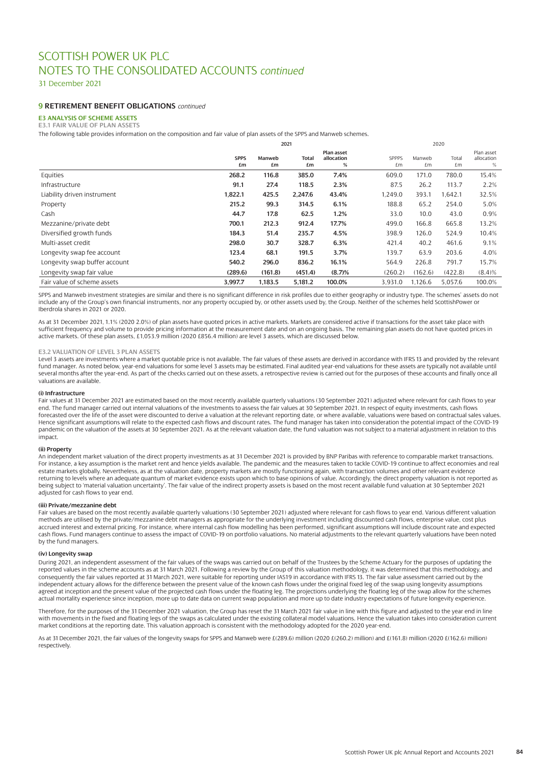# SCOTTISH POWER UK PLC
# NOTES TO THE CONSOLIDATED ACCOUNTS *continued*

31 December 2021

## 9 RETIREMENT BENEFIT OBLIGATIONS *continued*

### E3 ANALYSIS OF SCHEME ASSETS

#### E3.1 FAIR VALUE OF PLAN ASSETS

The following table provides information on the composition and fair value of plan assets of the SPPS and Manweb schemes.

| | 2021 | | | | 2020 | | | |
|---|---|---|---|---|---|---|---|---|
| | SPPS £m | Manweb £m | Total £m | Plan asset allocation % | SPPPS £m | Manweb £m | Total £m | Plan asset allocation % |
| Equities | **268.2** | **116.8** | **385.0** | **7.4%** | 609.0 | 171.0 | 780.0 | 15.4% |
| Infrastructure | **91.1** | **27.4** | **118.5** | **2.3%** | 87.5 | 26.2 | 113.7 | 2.2% |
| Liability driven instrument | **1,822.1** | **425.5** | **2,247.6** | **43.4%** | 1,249.0 | 393.1 | 1,642.1 | 32.5% |
| Property | **215.2** | **99.3** | **314.5** | **6.1%** | 188.8 | 65.2 | 254.0 | 5.0% |
| Cash | **44.7** | **17.8** | **62.5** | **1.2%** | 33.0 | 10.0 | 43.0 | 0.9% |
| Mezzanine/private debt | **700.1** | **212.3** | **912.4** | **17.7%** | 499.0 | 166.8 | 665.8 | 13.2% |
| Diversified growth funds | **184.3** | **51.4** | **235.7** | **4.5%** | 398.9 | 126.0 | 524.9 | 10.4% |
| Multi-asset credit | **298.0** | **30.7** | **328.7** | **6.3%** | 421.4 | 40.2 | 461.6 | 9.1% |
| Longevity swap fee account | **123.4** | **68.1** | **191.5** | **3.7%** | 139.7 | 63.9 | 203.6 | 4.0% |
| Longevity swap buffer account | **540.2** | **296.0** | **836.2** | **16.1%** | 564.9 | 226.8 | 791.7 | 15.7% |
| Longevity swap fair value | **(289.6)** | **(161.8)** | **(451.4)** | **(8.7)%** | (260.2) | (162.6) | (422.8) | (8.4)% |
| Fair value of scheme assets | **3,997.7** | **1,183.5** | **5,181.2** | **100.0%** | 3,931.0 | 1,126.6 | 5,057.6 | 100.0% |

SPPS and Manweb investment strategies are similar and there is no significant difference in risk profiles due to either geography or industry type. The schemes' assets do not include any of the Group's own financial instruments, nor any property occupied by, or other assets used by, the Group. Neither of the schemes held ScottishPower or Iberdrola shares in 2021 or 2020.

As at 31 December 2021, 1.1% (2020 2.0%) of plan assets have quoted prices in active markets. Markets are considered active if transactions for the asset take place with sufficient frequency and volume to provide pricing information at the measurement date and on an ongoing basis. The remaining plan assets do not have quoted prices in active markets. Of these plan assets, £1,053.9 million (2020 £856.4 million) are level 3 assets, which are discussed below.

#### E3.2 VALUATION OF LEVEL 3 PLAN ASSETS

Level 3 assets are investments where a market quotable price is not available. The fair values of these assets are derived in accordance with IFRS 13 and provided by the relevant fund manager. As noted below, year-end valuations for some level 3 assets may be estimated. Final audited year-end valuations for these assets are typically not available until several months after the year-end. As part of the checks carried out on these assets, a retrospective review is carried out for the purposes of these accounts and finally once all valuations are available.

**(i) Infrastructure**

Fair values at 31 December 2021 are estimated based on the most recently available quarterly valuations (30 September 2021) adjusted where relevant for cash flows to year end. The fund manager carried out internal valuations of the investments to assess the fair values at 30 September 2021. In respect of equity investments, cash flows forecasted over the life of the asset were discounted to derive a valuation at the relevant reporting date, or where available, valuations were based on contractual sales values. Hence significant assumptions will relate to the expected cash flows and discount rates. The fund manager has taken into consideration the potential impact of the COVID-19 pandemic on the valuation of the assets at 30 September 2021. As at the relevant valuation date, the fund valuation was not subject to a material adjustment in relation to this impact.

**(ii) Property**

An independent market valuation of the direct property investments as at 31 December 2021 is provided by BNP Paribas with reference to comparable market transactions. For instance, a key assumption is the market rent and hence yields available. The pandemic and the measures taken to tackle COVID-19 continue to affect economies and real estate markets globally. Nevertheless, as at the valuation date, property markets are mostly functioning again, with transaction volumes and other relevant evidence returning to levels where an adequate quantum of market evidence exists upon which to base opinions of value. Accordingly, the direct property valuation is not reported as being subject to 'material valuation uncertainty'. The fair value of the indirect property assets is based on the most recent available fund valuation at 30 September 2021 adjusted for cash flows to year end.

**(iii) Private/mezzanine debt**

Fair values are based on the most recently available quarterly valuations (30 September 2021) adjusted where relevant for cash flows to year end. Various different valuation methods are utilised by the private/mezzanine debt managers as appropriate for the underlying investment including discounted cash flows, enterprise value, cost plus accrued interest and external pricing. For instance, where internal cash flow modelling has been performed, significant assumptions will include discount rate and expected cash flows. Fund managers continue to assess the impact of COVID-19 on portfolio valuations. No material adjustments to the relevant quarterly valuations have been noted by the fund managers.

**(iv) Longevity swap**

During 2021, an independent assessment of the fair values of the swaps was carried out on behalf of the Trustees by the Scheme Actuary for the purposes of updating the reported values in the scheme accounts as at 31 March 2021. Following a review by the Group of this valuation methodology, it was determined that this methodology, and consequently the fair values reported at 31 March 2021, were suitable for reporting under IAS19 in accordance with IFRS 13. The fair value assessment carried out by the independent actuary allows for the difference between the present value of the known cash flows under the original fixed leg of the swap using longevity assumptions agreed at inception and the present value of the projected cash flows under the floating leg. The projections underlying the floating leg of the swap allow for the schemes actual mortality experience since inception, more up to date data on current swap population and more up to date industry expectations of future longevity experience.

Therefore, for the purposes of the 31 December 2021 valuation, the Group has reset the 31 March 2021 fair value in line with this figure and adjusted to the year end in line with movements in the fixed and floating legs of the swaps as calculated under the existing collateral model valuations. Hence the valuation takes into consideration current market conditions at the reporting date. This valuation approach is consistent with the methodology adopted for the 2020 year-end.

As at 31 December 2021, the fair values of the longevity swaps for SPPS and Manweb were £(289.6) million (2020 £(260.2) million) and £(161.8) million (2020 £(162.6) million) respectively.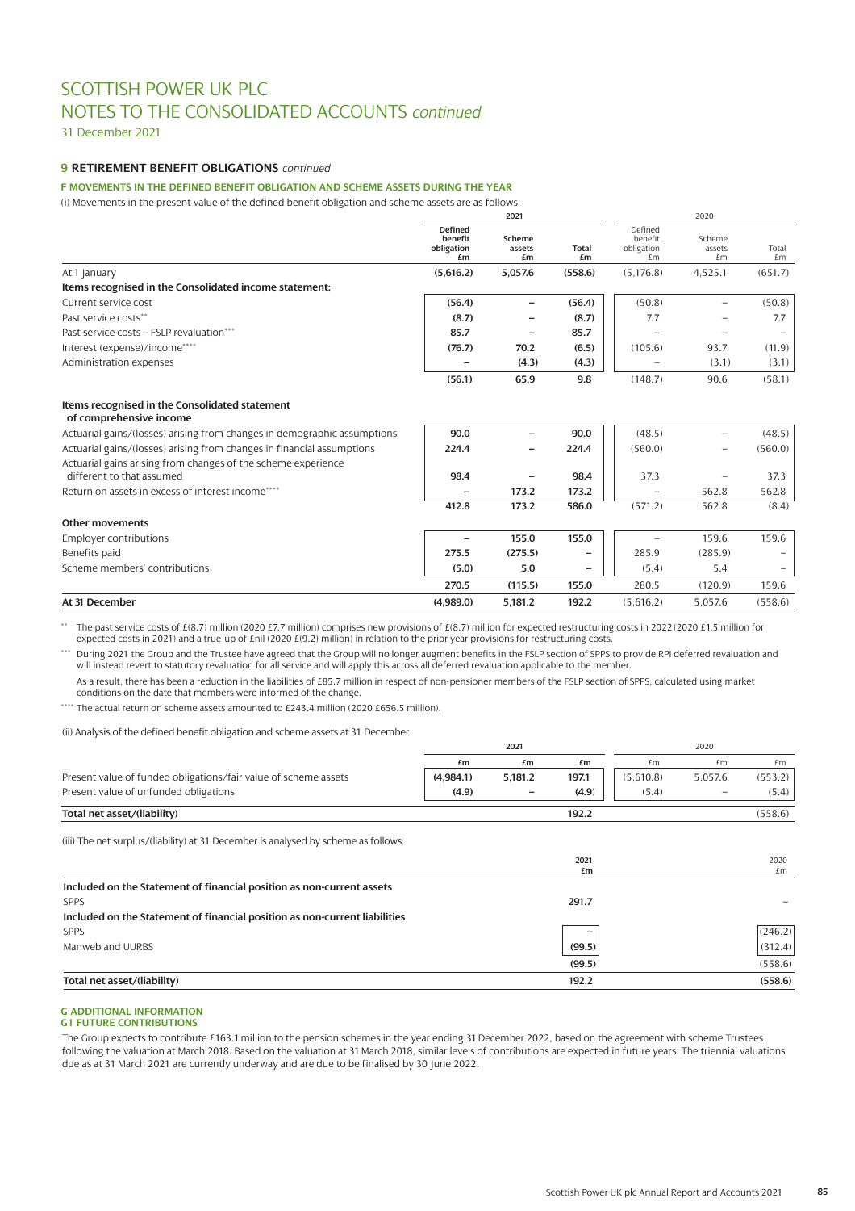# SCOTTISH POWER UK PLC
# NOTES TO THE CONSOLIDATED ACCOUNTS *continued*

31 December 2021

## 9 RETIREMENT BENEFIT OBLIGATIONS *continued*

### F MOVEMENTS IN THE DEFINED BENEFIT OBLIGATION AND SCHEME ASSETS DURING THE YEAR

(i) Movements in the present value of the defined benefit obligation and scheme assets are as follows:

| | 2021 | | | 2020 | | |
|---|---|---|---|---|---|---|
| | **Defined benefit obligation £m** | **Scheme assets £m** | **Total £m** | Defined benefit obligation £m | Scheme assets £m | Total £m |
| At 1 January | **(5,616.2)** | **5,057.6** | **(558.6)** | (5,176.8) | 4,525.1 | (651.7) |
| **Items recognised in the Consolidated income statement:** | | | | | | |
| Current service cost | **(56.4)** | **–** | **(56.4)** | (50.8) | – | (50.8) |
| Past service costs** | **(8.7)** | **–** | **(8.7)** | 7.7 | – | 7.7 |
| Past service costs – FSLP revaluation*** | **85.7** | **–** | **85.7** | – | – | – |
| Interest (expense)/income**** | **(76.7)** | **70.2** | **(6.5)** | (105.6) | 93.7 | (11.9) |
| Administration expenses | **–** | **(4.3)** | **(4.3)** | – | (3.1) | (3.1) |
| | **(56.1)** | **65.9** | **9.8** | (148.7) | 90.6 | (58.1) |
| **Items recognised in the Consolidated statement of comprehensive income** | | | | | | |
| Actuarial gains/(losses) arising from changes in demographic assumptions | **90.0** | **–** | **90.0** | (48.5) | – | (48.5) |
| Actuarial gains/(losses) arising from changes in financial assumptions | **224.4** | **–** | **224.4** | (560.0) | – | (560.0) |
| Actuarial gains arising from changes of the scheme experience different to that assumed | **98.4** | **–** | **98.4** | 37.3 | – | 37.3 |
| Return on assets in excess of interest income**** | **–** | **173.2** | **173.2** | – | 562.8 | 562.8 |
| | **412.8** | **173.2** | **586.0** | (571.2) | 562.8 | (8.4) |
| **Other movements** | | | | | | |
| Employer contributions | **–** | **155.0** | **155.0** | – | 159.6 | 159.6 |
| Benefits paid | **275.5** | **(275.5)** | **–** | 285.9 | (285.9) | – |
| Scheme members' contributions | **(5.0)** | **5.0** | **–** | (5.4) | 5.4 | – |
| | **270.5** | **(115.5)** | **155.0** | 280.5 | (120.9) | 159.6 |
| **At 31 December** | **(4,989.0)** | **5,181.2** | **192.2** | (5,616.2) | 5,057.6 | (558.6) |

** The past service costs of £(8.7) million (2020 £7.7 million) comprises new provisions of £(8.7) million for expected restructuring costs in 2022 (2020 £1.5 million for expected costs in 2021) and a true-up of £nil (2020 £(9.2) million) in relation to the prior year provisions for restructuring costs.

*** During 2021 the Group and the Trustee have agreed that the Group will no longer augment benefits in the FSLP section of SPPS to provide RPI deferred revaluation and will instead revert to statutory revaluation for all service and will apply this across all deferred revaluation applicable to the member.

As a result, there has been a reduction in the liabilities of £85.7 million in respect of non-pensioner members of the FSLP section of SPPS, calculated using market conditions on the date that members were informed of the change.

**** The actual return on scheme assets amounted to £243.4 million (2020 £656.5 million).

(ii) Analysis of the defined benefit obligation and scheme assets at 31 December:

| | 2021 | | | 2020 | | |
|---|---|---|---|---|---|---|
| | **£m** | **£m** | **£m** | £m | £m | £m |
| Present value of funded obligations/fair value of scheme assets | **(4,984.1)** | **5,181.2** | **197.1** | (5,610.8) | 5,057.6 | (553.2) |
| Present value of unfunded obligations | **(4.9)** | **–** | **(4.9)** | (5.4) | – | (5.4) |
| **Total net asset/(liability)** | | | **192.2** | | | (558.6) |

(iii) The net surplus/(liability) at 31 December is analysed by scheme as follows:

| | 2021 £m | 2020 £m |
|---|---|---|
| **Included on the Statement of financial position as non-current assets** | | |
| SPPS | **291.7** | – |
| **Included on the Statement of financial position as non-current liabilities** | | |
| SPPS | **–** | (246.2) |
| Manweb and UURBS | **(99.5)** | (312.4) |
| | **(99.5)** | (558.6) |
| **Total net asset/(liability)** | **192.2** | **(558.6)** |

### G ADDITIONAL INFORMATION
### G1 FUTURE CONTRIBUTIONS

The Group expects to contribute £163.1 million to the pension schemes in the year ending 31 December 2022, based on the agreement with scheme Trustees following the valuation at March 2018. Based on the valuation at 31 March 2018, similar levels of contributions are expected in future years. The triennial valuations due as at 31 March 2021 are currently underway and are due to be finalised by 30 June 2022.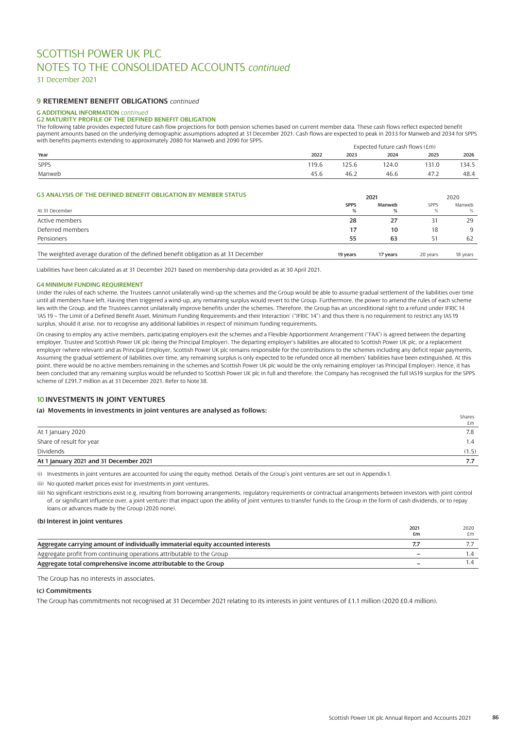# SCOTTISH POWER UK PLC
# NOTES TO THE CONSOLIDATED ACCOUNTS *continued*

31 December 2021

## 9 RETIREMENT BENEFIT OBLIGATIONS *continued*

### G ADDITIONAL INFORMATION *continued*

### G2 MATURITY PROFILE OF THE DEFINED BENEFIT OBLIGATION

The following table provides expected future cash flow projections for both pension schemes based on current member data. These cash flows reflect expected benefit payment amounts based on the underlying demographic assumptions adopted at 31 December 2021. Cash flows are expected to peak in 2033 for Manweb and 2034 for SPPS with benefits payments extending to approximately 2080 for Manweb and 2090 for SPPS.

| | Expected future cash flows (£m) | | | | |
|---|---|---|---|---|---|
| **Year** | **2022** | **2023** | **2024** | **2025** | **2026** |
| SPPS | 119.6 | 125.6 | 124.0 | 131.0 | 134.5 |
| Manweb | 45.6 | 46.2 | 46.6 | 47.2 | 48.4 |

### G3 ANALYSIS OF THE DEFINED BENEFIT OBLIGATION BY MEMBER STATUS

| | 2021 | | 2020 | |
|---|---|---|---|---|
| At 31 December | **SPPS %** | **Manweb %** | SPPS % | Manweb % |
| Active members | **28** | **27** | 31 | 29 |
| Deferred members | **17** | **10** | 18 | 9 |
| Pensioners | **55** | **63** | 51 | 62 |
| The weighted average duration of the defined benefit obligation as at 31 December | **19 years** | **17 years** | 20 years | 18 years |

Liabilities have been calculated as at 31 December 2021 based on membership data provided as at 30 April 2021.

### G4 MINIMUM FUNDING REQUIREMENT

Under the rules of each scheme, the Trustees cannot unilaterally wind-up the schemes and the Group would be able to assume gradual settlement of the liabilities over time until all members have left. Having then triggered a wind-up, any remaining surplus would revert to the Group. Furthermore, the power to amend the rules of each scheme lies with the Group, and the Trustees cannot unilaterally improve benefits under the schemes. Therefore, the Group has an unconditional right to a refund under IFRIC 14 'IAS 19 – The Limit of a Defined Benefit Asset, Minimum Funding Requirements and their Interaction' ("IFRIC 14") and thus there is no requirement to restrict any IAS 19 surplus, should it arise, nor to recognise any additional liabilities in respect of minimum funding requirements.

On ceasing to employ any active members, participating employers exit the schemes and a Flexible Apportionment Arrangement ("FAA") is agreed between the departing employer, Trustee and Scottish Power UK plc (being the Principal Employer). The departing employer's liabilities are allocated to Scottish Power UK plc, or a replacement employer (where relevant) and as Principal Employer, Scottish Power UK plc remains responsible for the contributions to the schemes including any deficit repair payments. Assuming the gradual settlement of liabilities over time, any remaining surplus is only expected to be refunded once all members' liabilities have been extinguished. At this point, there would be no active members remaining in the schemes and Scottish Power UK plc would be the only remaining employer (as Principal Employer). Hence, it has been concluded that any remaining surplus would be refunded to Scottish Power UK plc in full and therefore, the Company has recognised the full IAS19 surplus for the SPPS scheme of £291.7 million as at 31 December 2021. Refer to Note 38.

## 10 INVESTMENTS IN JOINT VENTURES

### (a) Movements in investments in joint ventures are analysed as follows:

| | Shares £m |
|---|---|
| At 1 January 2020 | 7.8 |
| Share of result for year | 1.4 |
| Dividends | (1.5) |
| **At 1 January 2021 and 31 December 2021** | **7.7** |

(i) Investments in joint ventures are accounted for using the equity method. Details of the Group's joint ventures are set out in Appendix 1.

(ii) No quoted market prices exist for investments in joint ventures.

(iii) No significant restrictions exist (e.g. resulting from borrowing arrangements, regulatory requirements or contractual arrangements between investors with joint control of, or significant influence over, a joint venture) that impact upon the ability of joint ventures to transfer funds to the Group in the form of cash dividends, or to repay loans or advances made by the Group (2020 none).

### (b) Interest in joint ventures

| | 2021 £m | 2020 £m |
|---|---|---|
| **Aggregate carrying amount of individually immaterial equity accounted interests** | **7.7** | 7.7 |
| Aggregate profit from continuing operations attributable to the Group | **–** | 1.4 |
| **Aggregate total comprehensive income attributable to the Group** | **–** | 1.4 |

The Group has no interests in associates.

### (c) Commitments

The Group has commitments not recognised at 31 December 2021 relating to its interests in joint ventures of £1.1 million (2020 £0.4 million).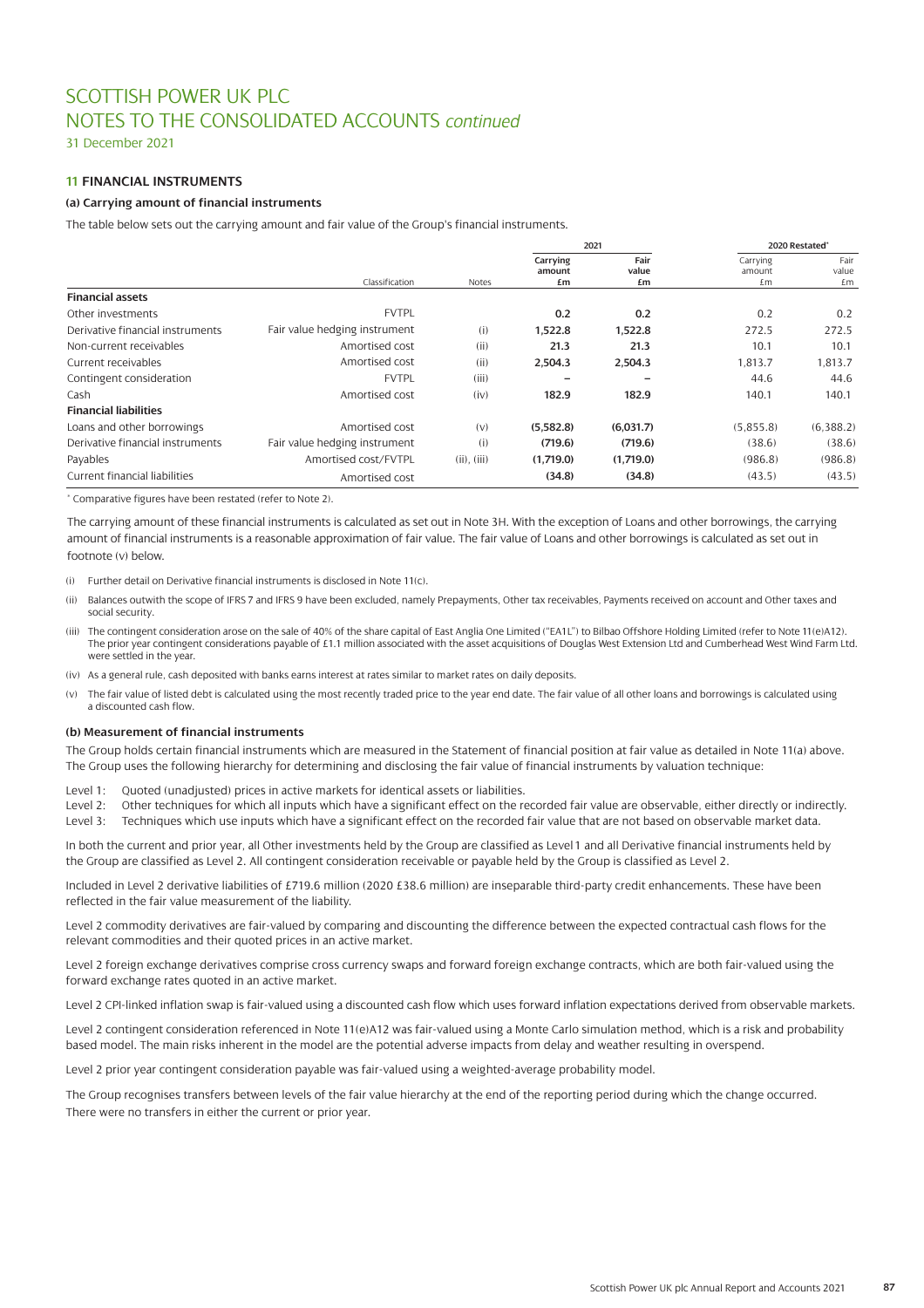# SCOTTISH POWER UK PLC
# NOTES TO THE CONSOLIDATED ACCOUNTS *continued*

31 December 2021

### 11 FINANCIAL INSTRUMENTS

#### (a) Carrying amount of financial instruments

The table below sets out the carrying amount and fair value of the Group's financial instruments.

| | Classification | Notes | 2021 Carrying amount £m | 2021 Fair value £m | 2020 Restated* Carrying amount £m | 2020 Restated* Fair value £m |
|---|---|---|---|---|---|---|
| **Financial assets** | | | | | | |
| Other investments | FVTPL | | **0.2** | **0.2** | 0.2 | 0.2 |
| Derivative financial instruments | Fair value hedging instrument | (i) | **1,522.8** | **1,522.8** | 272.5 | 272.5 |
| Non-current receivables | Amortised cost | (ii) | **21.3** | **21.3** | 10.1 | 10.1 |
| Current receivables | Amortised cost | (ii) | **2,504.3** | **2,504.3** | 1,813.7 | 1,813.7 |
| Contingent consideration | FVTPL | (iii) | **–** | **–** | 44.6 | 44.6 |
| Cash | Amortised cost | (iv) | **182.9** | **182.9** | 140.1 | 140.1 |
| **Financial liabilities** | | | | | | |
| Loans and other borrowings | Amortised cost | (v) | **(5,582.8)** | **(6,031.7)** | (5,855.8) | (6,388.2) |
| Derivative financial instruments | Fair value hedging instrument | (i) | **(719.6)** | **(719.6)** | (38.6) | (38.6) |
| Payables | Amortised cost/FVTPL | (ii), (iii) | **(1,719.0)** | **(1,719.0)** | (986.8) | (986.8) |
| Current financial liabilities | Amortised cost | | **(34.8)** | **(34.8)** | (43.5) | (43.5) |

\* Comparative figures have been restated (refer to Note 2).

The carrying amount of these financial instruments is calculated as set out in Note 3H. With the exception of Loans and other borrowings, the carrying amount of financial instruments is a reasonable approximation of fair value. The fair value of Loans and other borrowings is calculated as set out in footnote (v) below.

(i) Further detail on Derivative financial instruments is disclosed in Note 11(c).

(ii) Balances outwith the scope of IFRS 7 and IFRS 9 have been excluded, namely Prepayments, Other tax receivables, Payments received on account and Other taxes and social security.

(iii) The contingent consideration arose on the sale of 40% of the share capital of East Anglia One Limited ("EA1L") to Bilbao Offshore Holding Limited (refer to Note 11(e)A12). The prior year contingent considerations payable of £1.1 million associated with the asset acquisitions of Douglas West Extension Ltd and Cumberhead West Wind Farm Ltd. were settled in the year.

(iv) As a general rule, cash deposited with banks earns interest at rates similar to market rates on daily deposits.

(v) The fair value of listed debt is calculated using the most recently traded price to the year end date. The fair value of all other loans and borrowings is calculated using a discounted cash flow.

#### (b) Measurement of financial instruments

The Group holds certain financial instruments which are measured in the Statement of financial position at fair value as detailed in Note 11(a) above. The Group uses the following hierarchy for determining and disclosing the fair value of financial instruments by valuation technique:

Level 1: Quoted (unadjusted) prices in active markets for identical assets or liabilities.
Level 2: Other techniques for which all inputs which have a significant effect on the recorded fair value are observable, either directly or indirectly.
Level 3: Techniques which use inputs which have a significant effect on the recorded fair value that are not based on observable market data.

In both the current and prior year, all Other investments held by the Group are classified as Level 1 and all Derivative financial instruments held by the Group are classified as Level 2. All contingent consideration receivable or payable held by the Group is classified as Level 2.

Included in Level 2 derivative liabilities of £719.6 million (2020 £38.6 million) are inseparable third-party credit enhancements. These have been reflected in the fair value measurement of the liability.

Level 2 commodity derivatives are fair-valued by comparing and discounting the difference between the expected contractual cash flows for the relevant commodities and their quoted prices in an active market.

Level 2 foreign exchange derivatives comprise cross currency swaps and forward foreign exchange contracts, which are both fair-valued using the forward exchange rates quoted in an active market.

Level 2 CPI-linked inflation swap is fair-valued using a discounted cash flow which uses forward inflation expectations derived from observable markets.

Level 2 contingent consideration referenced in Note 11(e)A12 was fair-valued using a Monte Carlo simulation method, which is a risk and probability based model. The main risks inherent in the model are the potential adverse impacts from delay and weather resulting in overspend.

Level 2 prior year contingent consideration payable was fair-valued using a weighted-average probability model.

The Group recognises transfers between levels of the fair value hierarchy at the end of the reporting period during which the change occurred. There were no transfers in either the current or prior year.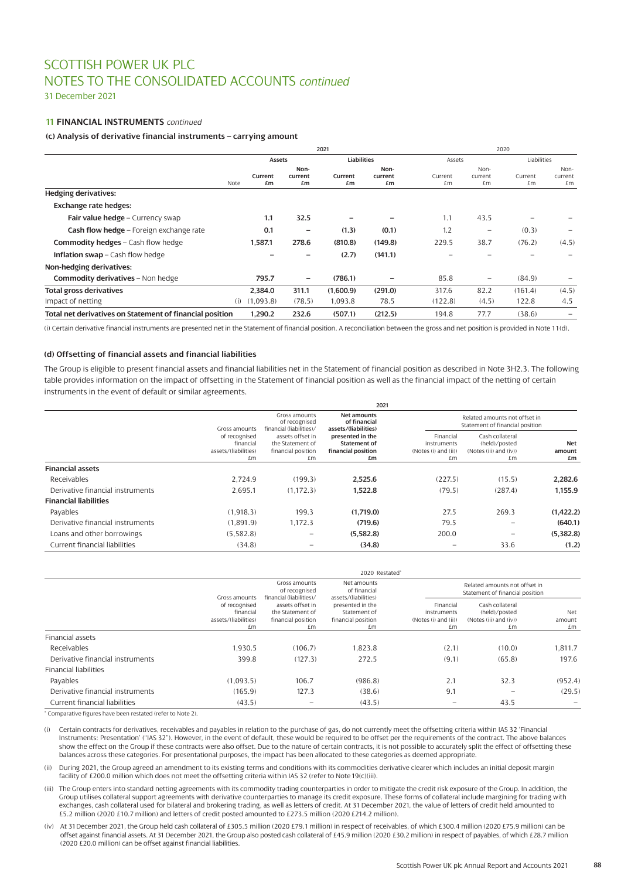# SCOTTISH POWER UK PLC
# NOTES TO THE CONSOLIDATED ACCOUNTS *continued*

31 December 2021

## 11 FINANCIAL INSTRUMENTS *continued*

### (c) Analysis of derivative financial instruments – carrying amount

| | Note | 2021 | | | | 2020 | | | |
|---|---|---|---|---|---|---|---|---|---|
| | | Assets | | Liabilities | | Assets | | Liabilities | |
| | | Current £m | Non-current £m | Current £m | Non-current £m | Current £m | Non-current £m | Current £m | Non-current £m |
| **Hedging derivatives:** | | | | | | | | | |
| **Exchange rate hedges:** | | | | | | | | | |
| **Fair value hedge** – Currency swap | | 1.1 | 32.5 | – | – | 1.1 | 43.5 | – | – |
| **Cash flow hedge** – Foreign exchange rate | | 0.1 | – | (1.3) | (0.1) | 1.2 | – | (0.3) | – |
| **Commodity hedges** – Cash flow hedge | | 1,587.1 | 278.6 | (810.8) | (149.8) | 229.5 | 38.7 | (76.2) | (4.5) |
| **Inflation swap** – Cash flow hedge | | – | – | (2.7) | (141.1) | – | – | – | – |
| **Non-hedging derivatives:** | | | | | | | | | |
| **Commodity derivatives** – Non hedge | | 795.7 | – | (786.1) | – | 85.8 | – | (84.9) | – |
| **Total gross derivatives** | | 2,384.0 | 311.1 | (1,600.9) | (291.0) | 317.6 | 82.2 | (161.4) | (4.5) |
| Impact of netting | (i) | (1,093.8) | (78.5) | 1,093.8 | 78.5 | (122.8) | (4.5) | 122.8 | 4.5 |
| **Total net derivatives on Statement of financial position** | | 1,290.2 | 232.6 | (507.1) | (212.5) | 194.8 | 77.7 | (38.6) | – |

(i) Certain derivative financial instruments are presented net in the Statement of financial position. A reconciliation between the gross and net position is provided in Note 11(d).

### (d) Offsetting of financial assets and financial liabilities

The Group is eligible to present financial assets and financial liabilities net in the Statement of financial position as described in Note 3H2.3. The following table provides information on the impact of offsetting in the Statement of financial position as well as the financial impact of the netting of certain instruments in the event of default or similar agreements.

| 2021 | Gross amounts of recognised financial assets/(liabilities) £m | Gross amounts of recognised financial (liabilities)/assets offset in the Statement of financial position £m | Net amounts of financial assets/(liabilities) presented in the Statement of financial position £m | Related amounts not offset in Statement of financial position: Financial instruments (Notes (i) and (ii)) £m | Related amounts not offset in Statement of financial position: Cash collateral (held)/posted (Notes (iii) and (iv)) £m | Net amount £m |
|---|---|---|---|---|---|---|
| **Financial assets** | | | | | | |
| Receivables | 2,724.9 | (199.3) | 2,525.6 | (227.5) | (15.5) | 2,282.6 |
| Derivative financial instruments | 2,695.1 | (1,172.3) | 1,522.8 | (79.5) | (287.4) | 1,155.9 |
| **Financial liabilities** | | | | | | |
| Payables | (1,918.3) | 199.3 | (1,719.0) | 27.5 | 269.3 | (1,422.2) |
| Derivative financial instruments | (1,891.9) | 1,172.3 | (719.6) | 79.5 | – | (640.1) |
| Loans and other borrowings | (5,582.8) | – | (5,582.8) | 200.0 | – | (5,382.8) |
| Current financial liabilities | (34.8) | – | (34.8) | – | 33.6 | (1.2) |

| 2020 Restated* | Gross amounts of recognised financial assets/(liabilities) £m | Gross amounts of recognised financial (liabilities)/assets offset in the Statement of financial position £m | Net amounts of financial assets/(liabilities) presented in the Statement of financial position £m | Related amounts not offset in Statement of financial position: Financial instruments (Notes (i) and (ii)) £m | Related amounts not offset in Statement of financial position: Cash collateral (held)/posted (Notes (iii) and (iv)) £m | Net amount £m |
|---|---|---|---|---|---|---|
| Financial assets | | | | | | |
| Receivables | 1,930.5 | (106.7) | 1,823.8 | (2.1) | (10.0) | 1,811.7 |
| Derivative financial instruments | 399.8 | (127.3) | 272.5 | (9.1) | (65.8) | 197.6 |
| Financial liabilities | | | | | | |
| Payables | (1,093.5) | 106.7 | (986.8) | 2.1 | 32.3 | (952.4) |
| Derivative financial instruments | (165.9) | 127.3 | (38.6) | 9.1 | – | (29.5) |
| Current financial liabilities | (43.5) | – | (43.5) | – | 43.5 | – |

\* Comparative figures have been restated (refer to Note 2).

(i) Certain contracts for derivatives, receivables and payables in relation to the purchase of gas, do not currently meet the offsetting criteria within IAS 32 'Financial Instruments: Presentation' ("IAS 32"). However, in the event of default, these would be required to be offset per the requirements of the contract. The above balances show the effect on the Group if these contracts were also offset. Due to the nature of certain contracts, it is not possible to accurately split the effect of offsetting these balances across these categories. For presentational purposes, the impact has been allocated to these categories as deemed appropriate.

(ii) During 2021, the Group agreed an amendment to its existing terms and conditions with its commodities derivative clearer which includes an initial deposit margin facility of £200.0 million which does not meet the offsetting criteria within IAS 32 (refer to Note 19(c)(iii)).

(iii) The Group enters into standard netting agreements with its commodity trading counterparties in order to mitigate the credit risk exposure of the Group. In addition, the Group utilises collateral support agreements with derivative counterparties to manage its credit exposure. These forms of collateral include margining for trading with exchanges, cash collateral used for bilateral and brokering trading, as well as letters of credit. At 31 December 2021, the value of letters of credit held amounted to £5.2 million (2020 £10.7 million) and letters of credit posted amounted to £273.5 million (2020 £214.2 million).

(iv) At 31 December 2021, the Group held cash collateral of £305.5 million (2020 £79.1 million) in respect of receivables, of which £300.4 million (2020 £75.9 million) can be offset against financial assets. At 31 December 2021, the Group also posted cash collateral of £45.9 million (2020 £30.2 million) in respect of payables, of which £28.7 million (2020 £20.0 million) can be offset against financial liabilities.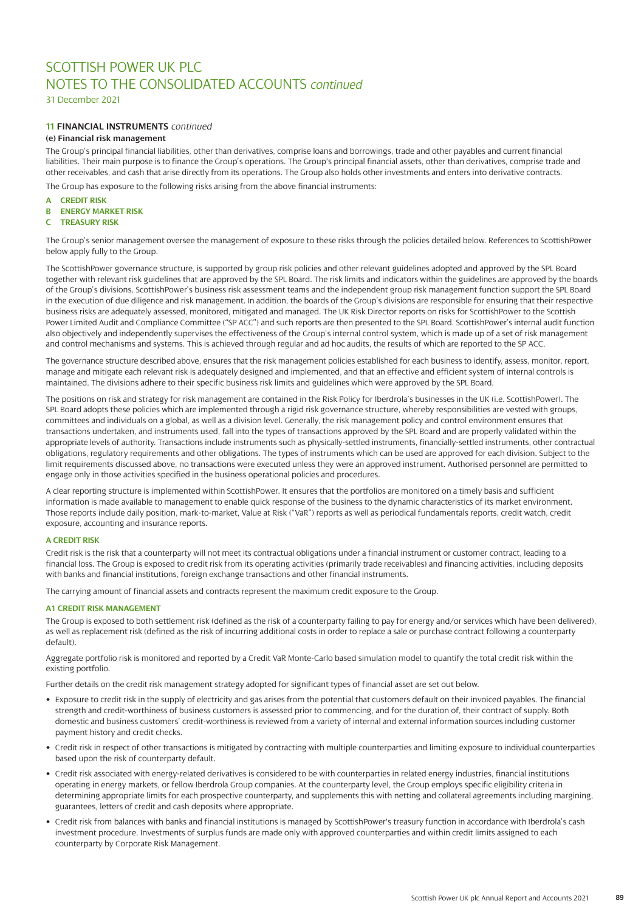# SCOTTISH POWER UK PLC
# NOTES TO THE CONSOLIDATED ACCOUNTS *continued*

31 December 2021

## 11 FINANCIAL INSTRUMENTS *continued*

### (e) Financial risk management

The Group's principal financial liabilities, other than derivatives, comprise loans and borrowings, trade and other payables and current financial liabilities. Their main purpose is to finance the Group's operations. The Group's principal financial assets, other than derivatives, comprise trade and other receivables, and cash that arise directly from its operations. The Group also holds other investments and enters into derivative contracts.

The Group has exposure to the following risks arising from the above financial instruments:

- **A CREDIT RISK**
- **B ENERGY MARKET RISK**
- **C TREASURY RISK**

The Group's senior management oversee the management of exposure to these risks through the policies detailed below. References to ScottishPower below apply fully to the Group.

The ScottishPower governance structure, is supported by group risk policies and other relevant guidelines adopted and approved by the SPL Board together with relevant risk guidelines that are approved by the SPL Board. The risk limits and indicators within the guidelines are approved by the boards of the Group's divisions. ScottishPower's business risk assessment teams and the independent group risk management function support the SPL Board in the execution of due diligence and risk management. In addition, the boards of the Group's divisions are responsible for ensuring that their respective business risks are adequately assessed, monitored, mitigated and managed. The UK Risk Director reports on risks for ScottishPower to the Scottish Power Limited Audit and Compliance Committee ("SP ACC") and such reports are then presented to the SPL Board. ScottishPower's internal audit function also objectively and independently supervises the effectiveness of the Group's internal control system, which is made up of a set of risk management and control mechanisms and systems. This is achieved through regular and ad hoc audits, the results of which are reported to the SP ACC.

The governance structure described above, ensures that the risk management policies established for each business to identify, assess, monitor, report, manage and mitigate each relevant risk is adequately designed and implemented, and that an effective and efficient system of internal controls is maintained. The divisions adhere to their specific business risk limits and guidelines which were approved by the SPL Board.

The positions on risk and strategy for risk management are contained in the Risk Policy for Iberdrola's businesses in the UK (i.e. ScottishPower). The SPL Board adopts these policies which are implemented through a rigid risk governance structure, whereby responsibilities are vested with groups, committees and individuals on a global, as well as a division level. Generally, the risk management policy and control environment ensures that transactions undertaken, and instruments used, fall into the types of transactions approved by the SPL Board and are properly validated within the appropriate levels of authority. Transactions include instruments such as physically-settled instruments, financially-settled instruments, other contractual obligations, regulatory requirements and other obligations. The types of instruments which can be used are approved for each division. Subject to the limit requirements discussed above, no transactions were executed unless they were an approved instrument. Authorised personnel are permitted to engage only in those activities specified in the business operational policies and procedures.

A clear reporting structure is implemented within ScottishPower. It ensures that the portfolios are monitored on a timely basis and sufficient information is made available to management to enable quick response of the business to the dynamic characteristics of its market environment. Those reports include daily position, mark-to-market, Value at Risk ("VaR") reports as well as periodical fundamentals reports, credit watch, credit exposure, accounting and insurance reports.

### A CREDIT RISK

Credit risk is the risk that a counterparty will not meet its contractual obligations under a financial instrument or customer contract, leading to a financial loss. The Group is exposed to credit risk from its operating activities (primarily trade receivables) and financing activities, including deposits with banks and financial institutions, foreign exchange transactions and other financial instruments.

The carrying amount of financial assets and contracts represent the maximum credit exposure to the Group.

### A1 CREDIT RISK MANAGEMENT

The Group is exposed to both settlement risk (defined as the risk of a counterparty failing to pay for energy and/or services which have been delivered), as well as replacement risk (defined as the risk of incurring additional costs in order to replace a sale or purchase contract following a counterparty default).

Aggregate portfolio risk is monitored and reported by a Credit VaR Monte-Carlo based simulation model to quantify the total credit risk within the existing portfolio.

Further details on the credit risk management strategy adopted for significant types of financial asset are set out below.

- Exposure to credit risk in the supply of electricity and gas arises from the potential that customers default on their invoiced payables. The financial strength and credit-worthiness of business customers is assessed prior to commencing, and for the duration of, their contract of supply. Both domestic and business customers' credit-worthiness is reviewed from a variety of internal and external information sources including customer payment history and credit checks.
- Credit risk in respect of other transactions is mitigated by contracting with multiple counterparties and limiting exposure to individual counterparties based upon the risk of counterparty default.
- Credit risk associated with energy-related derivatives is considered to be with counterparties in related energy industries, financial institutions operating in energy markets, or fellow Iberdrola Group companies. At the counterparty level, the Group employs specific eligibility criteria in determining appropriate limits for each prospective counterparty, and supplements this with netting and collateral agreements including margining, guarantees, letters of credit and cash deposits where appropriate.
- Credit risk from balances with banks and financial institutions is managed by ScottishPower's treasury function in accordance with Iberdrola's cash investment procedure. Investments of surplus funds are made only with approved counterparties and within credit limits assigned to each counterparty by Corporate Risk Management.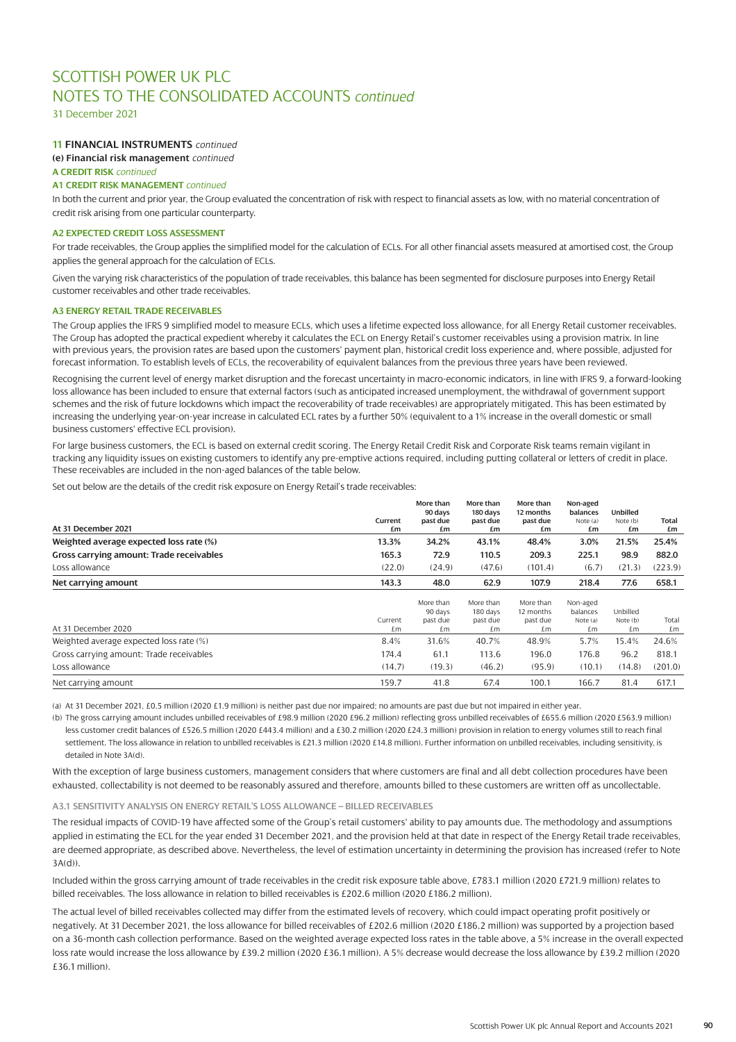# SCOTTISH POWER UK PLC
# NOTES TO THE CONSOLIDATED ACCOUNTS *continued*

31 December 2021

### 11 FINANCIAL INSTRUMENTS *continued*

**(e) Financial risk management** *continued*

**A CREDIT RISK** *continued*

**A1 CREDIT RISK MANAGEMENT** *continued*

In both the current and prior year, the Group evaluated the concentration of risk with respect to financial assets as low, with no material concentration of credit risk arising from one particular counterparty.

**A2 EXPECTED CREDIT LOSS ASSESSMENT**

For trade receivables, the Group applies the simplified model for the calculation of ECLs. For all other financial assets measured at amortised cost, the Group applies the general approach for the calculation of ECLs.

Given the varying risk characteristics of the population of trade receivables, this balance has been segmented for disclosure purposes into Energy Retail customer receivables and other trade receivables.

**A3 ENERGY RETAIL TRADE RECEIVABLES**

The Group applies the IFRS 9 simplified model to measure ECLs, which uses a lifetime expected loss allowance, for all Energy Retail customer receivables. The Group has adopted the practical expedient whereby it calculates the ECL on Energy Retail's customer receivables using a provision matrix. In line with previous years, the provision rates are based upon the customers' payment plan, historical credit loss experience and, where possible, adjusted for forecast information. To establish levels of ECLs, the recoverability of equivalent balances from the previous three years have been reviewed.

Recognising the current level of energy market disruption and the forecast uncertainty in macro-economic indicators, in line with IFRS 9, a forward-looking loss allowance has been included to ensure that external factors (such as anticipated increased unemployment, the withdrawal of government support schemes and the risk of future lockdowns which impact the recoverability of trade receivables) are appropriately mitigated. This has been estimated by increasing the underlying year-on-year increase in calculated ECL rates by a further 50% (equivalent to a 1% increase in the overall domestic or small business customers' effective ECL provision).

For large business customers, the ECL is based on external credit scoring. The Energy Retail Credit Risk and Corporate Risk teams remain vigilant in tracking any liquidity issues on existing customers to identify any pre-emptive actions required, including putting collateral or letters of credit in place. These receivables are included in the non-aged balances of the table below.

Set out below are the details of the credit risk exposure on Energy Retail's trade receivables:

| At 31 December 2021 | Current £m | More than 90 days past due £m | More than 180 days past due £m | More than 12 months past due £m | Non-aged balances Note (a) £m | Unbilled Note (b) £m | Total £m |
|---|---|---|---|---|---|---|---|
| **Weighted average expected loss rate (%)** | **13.3%** | **34.2%** | **43.1%** | **48.4%** | **3.0%** | **21.5%** | **25.4%** |
| **Gross carrying amount: Trade receivables** | **165.3** | **72.9** | **110.5** | **209.3** | **225.1** | **98.9** | **882.0** |
| Loss allowance | (22.0) | (24.9) | (47.6) | (101.4) | (6.7) | (21.3) | (223.9) |
| **Net carrying amount** | **143.3** | **48.0** | **62.9** | **107.9** | **218.4** | **77.6** | **658.1** |

| At 31 December 2020 | Current £m | More than 90 days past due £m | More than 180 days past due £m | More than 12 months past due £m | Non-aged balances Note (a) £m | Unbilled Note (b) £m | Total £m |
|---|---|---|---|---|---|---|---|
| Weighted average expected loss rate (%) | 8.4% | 31.6% | 40.7% | 48.9% | 5.7% | 15.4% | 24.6% |
| Gross carrying amount: Trade receivables | 174.4 | 61.1 | 113.6 | 196.0 | 176.8 | 96.2 | 818.1 |
| Loss allowance | (14.7) | (19.3) | (46.2) | (95.9) | (10.1) | (14.8) | (201.0) |
| Net carrying amount | 159.7 | 41.8 | 67.4 | 100.1 | 166.7 | 81.4 | 617.1 |

(a) At 31 December 2021, £0.5 million (2020 £1.9 million) is neither past due nor impaired; no amounts are past due but not impaired in either year.

(b) The gross carrying amount includes unbilled receivables of £98.9 million (2020 £96.2 million) reflecting gross unbilled receivables of £655.6 million (2020 £563.9 million) less customer credit balances of £526.5 million (2020 £443.4 million) and a £30.2 million (2020 £24.3 million) provision in relation to energy volumes still to reach final settlement. The loss allowance in relation to unbilled receivables is £21.3 million (2020 £14.8 million). Further information on unbilled receivables, including sensitivity, is detailed in Note 3A(d).

With the exception of large business customers, management considers that where customers are final and all debt collection procedures have been exhausted, collectability is not deemed to be reasonably assured and therefore, amounts billed to these customers are written off as uncollectable.

**A3.1 SENSITIVITY ANALYSIS ON ENERGY RETAIL'S LOSS ALLOWANCE – BILLED RECEIVABLES**

The residual impacts of COVID-19 have affected some of the Group's retail customers' ability to pay amounts due. The methodology and assumptions applied in estimating the ECL for the year ended 31 December 2021, and the provision held at that date in respect of the Energy Retail trade receivables, are deemed appropriate, as described above. Nevertheless, the level of estimation uncertainty in determining the provision has increased (refer to Note 3A(d)).

Included within the gross carrying amount of trade receivables in the credit risk exposure table above, £783.1 million (2020 £721.9 million) relates to billed receivables. The loss allowance in relation to billed receivables is £202.6 million (2020 £186.2 million).

The actual level of billed receivables collected may differ from the estimated levels of recovery, which could impact operating profit positively or negatively. At 31 December 2021, the loss allowance for billed receivables of £202.6 million (2020 £186.2 million) was supported by a projection based on a 36-month cash collection performance. Based on the weighted average expected loss rates in the table above, a 5% increase in the overall expected loss rate would increase the loss allowance by £39.2 million (2020 £36.1 million). A 5% decrease would decrease the loss allowance by £39.2 million (2020 £36.1 million).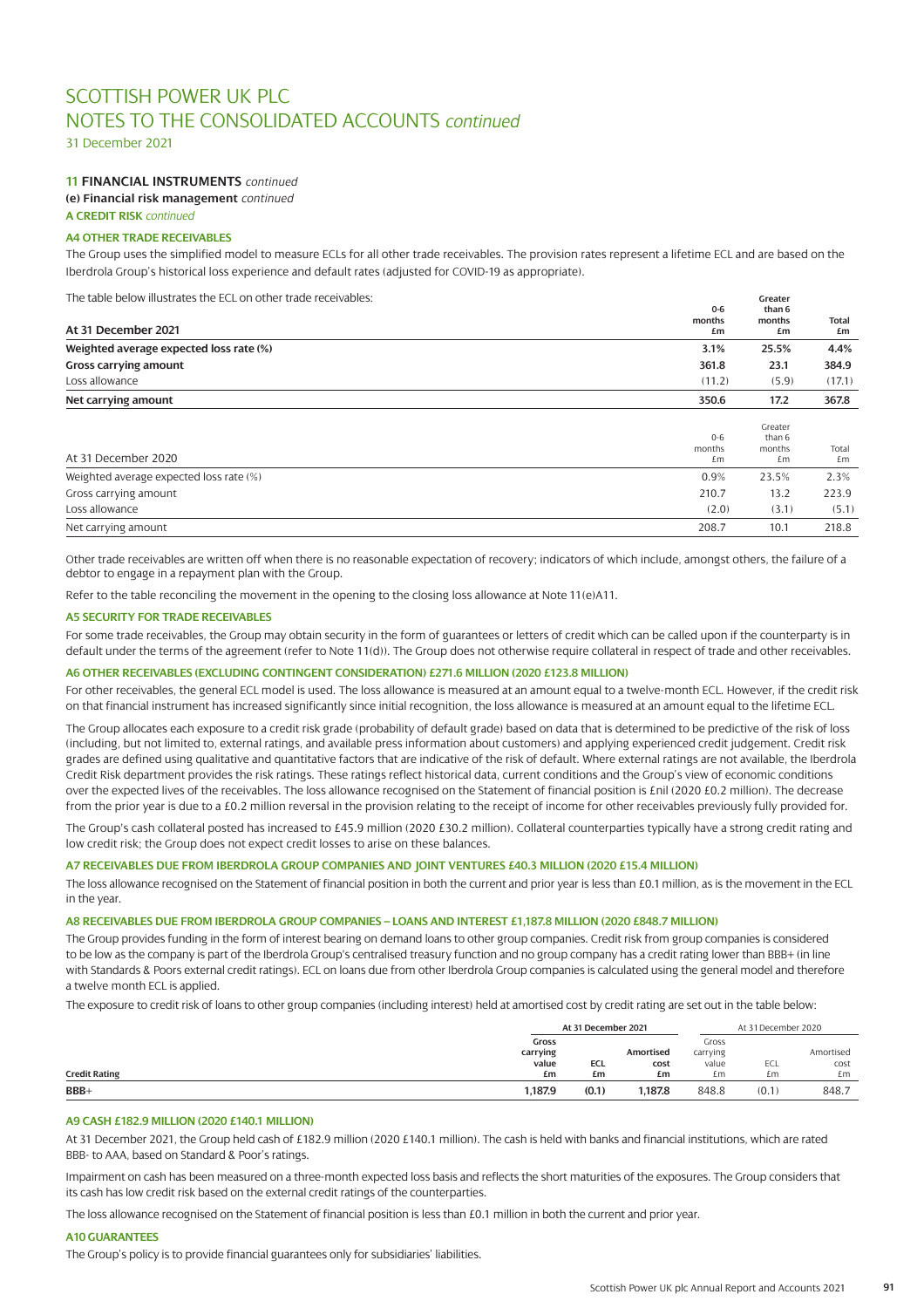# SCOTTISH POWER UK PLC
# NOTES TO THE CONSOLIDATED ACCOUNTS *continued*

31 December 2021

### 11 FINANCIAL INSTRUMENTS *continued*

**(e) Financial risk management** *continued*

**A CREDIT RISK** *continued*

#### A4 OTHER TRADE RECEIVABLES

The Group uses the simplified model to measure ECLs for all other trade receivables. The provision rates represent a lifetime ECL and are based on the Iberdrola Group's historical loss experience and default rates (adjusted for COVID-19 as appropriate).

The table below illustrates the ECL on other trade receivables:

| At 31 December 2021 | 0-6 months £m | Greater than 6 months £m | Total £m |
|---|---|---|---|
| **Weighted average expected loss rate (%)** | **3.1%** | **25.5%** | **4.4%** |
| **Gross carrying amount** | **361.8** | **23.1** | **384.9** |
| Loss allowance | (11.2) | (5.9) | (17.1) |
| **Net carrying amount** | **350.6** | **17.2** | **367.8** |

| At 31 December 2020 | 0-6 months £m | Greater than 6 months £m | Total £m |
|---|---|---|---|
| Weighted average expected loss rate (%) | 0.9% | 23.5% | 2.3% |
| Gross carrying amount | 210.7 | 13.2 | 223.9 |
| Loss allowance | (2.0) | (3.1) | (5.1) |
| Net carrying amount | 208.7 | 10.1 | 218.8 |

Other trade receivables are written off when there is no reasonable expectation of recovery; indicators of which include, amongst others, the failure of a debtor to engage in a repayment plan with the Group.

Refer to the table reconciling the movement in the opening to the closing loss allowance at Note 11(e)A11.

#### A5 SECURITY FOR TRADE RECEIVABLES

For some trade receivables, the Group may obtain security in the form of guarantees or letters of credit which can be called upon if the counterparty is in default under the terms of the agreement (refer to Note 11(d)). The Group does not otherwise require collateral in respect of trade and other receivables.

#### A6 OTHER RECEIVABLES (EXCLUDING CONTINGENT CONSIDERATION) £271.6 MILLION (2020 £123.8 MILLION)

For other receivables, the general ECL model is used. The loss allowance is measured at an amount equal to a twelve-month ECL. However, if the credit risk on that financial instrument has increased significantly since initial recognition, the loss allowance is measured at an amount equal to the lifetime ECL.

The Group allocates each exposure to a credit risk grade (probability of default grade) based on data that is determined to be predictive of the risk of loss (including, but not limited to, external ratings, and available press information about customers) and applying experienced credit judgement. Credit risk grades are defined using qualitative and quantitative factors that are indicative of the risk of default. Where external ratings are not available, the Iberdrola Credit Risk department provides the risk ratings. These ratings reflect historical data, current conditions and the Group's view of economic conditions over the expected lives of the receivables. The loss allowance recognised on the Statement of financial position is £nil (2020 £0.2 million). The decrease from the prior year is due to a £0.2 million reversal in the provision relating to the receipt of income for other receivables previously fully provided for.

The Group's cash collateral posted has increased to £45.9 million (2020 £30.2 million). Collateral counterparties typically have a strong credit rating and low credit risk; the Group does not expect credit losses to arise on these balances.

#### A7 RECEIVABLES DUE FROM IBERDROLA GROUP COMPANIES AND JOINT VENTURES £40.3 MILLION (2020 £15.4 MILLION)

The loss allowance recognised on the Statement of financial position in both the current and prior year is less than £0.1 million, as is the movement in the ECL in the year.

#### A8 RECEIVABLES DUE FROM IBERDROLA GROUP COMPANIES – LOANS AND INTEREST £1,187.8 MILLION (2020 £848.7 MILLION)

The Group provides funding in the form of interest bearing on demand loans to other group companies. Credit risk from group companies is considered to be low as the company is part of the Iberdrola Group's centralised treasury function and no group company has a credit rating lower than BBB+ (in line with Standards & Poors external credit ratings). ECL on loans due from other Iberdrola Group companies is calculated using the general model and therefore a twelve month ECL is applied.

The exposure to credit risk of loans to other group companies (including interest) held at amortised cost by credit rating are set out in the table below:

| | **At 31 December 2021** | | | At 31 December 2020 | | |
|---|---|---|---|---|---|---|
| **Credit Rating** | **Gross carrying value £m** | **ECL £m** | **Amortised cost £m** | Gross carrying value £m | ECL £m | Amortised cost £m |
| **BBB+** | **1,187.9** | **(0.1)** | **1,187.8** | 848.8 | (0.1) | 848.7 |

#### A9 CASH £182.9 MILLION (2020 £140.1 MILLION)

At 31 December 2021, the Group held cash of £182.9 million (2020 £140.1 million). The cash is held with banks and financial institutions, which are rated BBB- to AAA, based on Standard & Poor's ratings.

Impairment on cash has been measured on a three-month expected loss basis and reflects the short maturities of the exposures. The Group considers that its cash has low credit risk based on the external credit ratings of the counterparties.

The loss allowance recognised on the Statement of financial position is less than £0.1 million in both the current and prior year.

#### A10 GUARANTEES

The Group's policy is to provide financial guarantees only for subsidiaries' liabilities.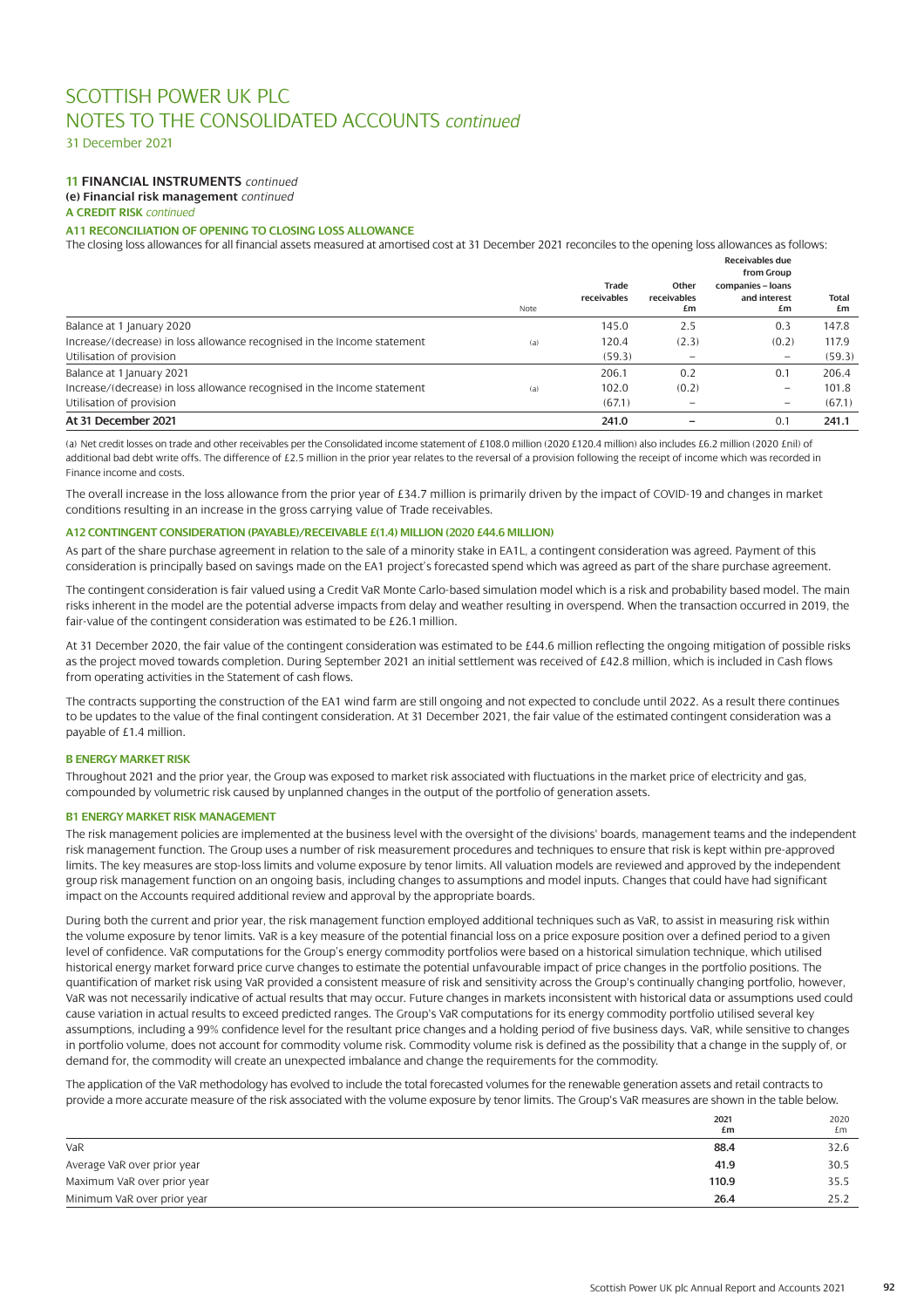# SCOTTISH POWER UK PLC
# NOTES TO THE CONSOLIDATED ACCOUNTS *continued*

31 December 2021

### 11 FINANCIAL INSTRUMENTS *continued*

**(e) Financial risk management** *continued*

**A CREDIT RISK** *continued*

#### A11 RECONCILIATION OF OPENING TO CLOSING LOSS ALLOWANCE

The closing loss allowances for all financial assets measured at amortised cost at 31 December 2021 reconciles to the opening loss allowances as follows:

| | Note | Trade receivables | Other receivables £m | Receivables due from Group companies – loans and interest £m | Total £m |
|---|---|---|---|---|---|
| Balance at 1 January 2020 | | 145.0 | 2.5 | 0.3 | 147.8 |
| Increase/(decrease) in loss allowance recognised in the Income statement | (a) | 120.4 | (2.3) | (0.2) | 117.9 |
| Utilisation of provision | | (59.3) | – | – | (59.3) |
| Balance at 1 January 2021 | | 206.1 | 0.2 | 0.1 | 206.4 |
| Increase/(decrease) in loss allowance recognised in the Income statement | (a) | 102.0 | (0.2) | – | 101.8 |
| Utilisation of provision | | (67.1) | – | – | (67.1) |
| **At 31 December 2021** | | **241.0** | **–** | **0.1** | **241.1** |

(a) Net credit losses on trade and other receivables per the Consolidated income statement of £108.0 million (2020 £120.4 million) also includes £6.2 million (2020 £nil) of additional bad debt write offs. The difference of £2.5 million in the prior year relates to the reversal of a provision following the receipt of income which was recorded in Finance income and costs.

The overall increase in the loss allowance from the prior year of £34.7 million is primarily driven by the impact of COVID-19 and changes in market conditions resulting in an increase in the gross carrying value of Trade receivables.

#### A12 CONTINGENT CONSIDERATION (PAYABLE)/RECEIVABLE £(1.4) MILLION (2020 £44.6 MILLION)

As part of the share purchase agreement in relation to the sale of a minority stake in EA1L, a contingent consideration was agreed. Payment of this consideration is principally based on savings made on the EA1 project's forecasted spend which was agreed as part of the share purchase agreement.

The contingent consideration is fair valued using a Credit VaR Monte Carlo-based simulation model which is a risk and probability based model. The main risks inherent in the model are the potential adverse impacts from delay and weather resulting in overspend. When the transaction occurred in 2019, the fair-value of the contingent consideration was estimated to be £26.1 million.

At 31 December 2020, the fair value of the contingent consideration was estimated to be £44.6 million reflecting the ongoing mitigation of possible risks as the project moved towards completion. During September 2021 an initial settlement was received of £42.8 million, which is included in Cash flows from operating activities in the Statement of cash flows.

The contracts supporting the construction of the EA1 wind farm are still ongoing and not expected to conclude until 2022. As a result there continues to be updates to the value of the final contingent consideration. At 31 December 2021, the fair value of the estimated contingent consideration was a payable of £1.4 million.

#### B ENERGY MARKET RISK

Throughout 2021 and the prior year, the Group was exposed to market risk associated with fluctuations in the market price of electricity and gas, compounded by volumetric risk caused by unplanned changes in the output of the portfolio of generation assets.

#### B1 ENERGY MARKET RISK MANAGEMENT

The risk management policies are implemented at the business level with the oversight of the divisions' boards, management teams and the independent risk management function. The Group uses a number of risk measurement procedures and techniques to ensure that risk is kept within pre-approved limits. The key measures are stop-loss limits and volume exposure by tenor limits. All valuation models are reviewed and approved by the independent group risk management function on an ongoing basis, including changes to assumptions and model inputs. Changes that could have had significant impact on the Accounts required additional review and approval by the appropriate boards.

During both the current and prior year, the risk management function employed additional techniques such as VaR, to assist in measuring risk within the volume exposure by tenor limits. VaR is a key measure of the potential financial loss on a price exposure position over a defined period to a given level of confidence. VaR computations for the Group's energy commodity portfolios were based on a historical simulation technique, which utilised historical energy market forward price curve changes to estimate the potential unfavourable impact of price changes in the portfolio positions. The quantification of market risk using VaR provided a consistent measure of risk and sensitivity across the Group's continually changing portfolio, however, VaR was not necessarily indicative of actual results that may occur. Future changes in markets inconsistent with historical data or assumptions used could cause variation in actual results to exceed predicted ranges. The Group's VaR computations for its energy commodity portfolio utilised several key assumptions, including a 99% confidence level for the resultant price changes and a holding period of five business days. VaR, while sensitive to changes in portfolio volume, does not account for commodity volume risk. Commodity volume risk is defined as the possibility that a change in the supply of, or demand for, the commodity will create an unexpected imbalance and change the requirements for the commodity.

The application of the VaR methodology has evolved to include the total forecasted volumes for the renewable generation assets and retail contracts to provide a more accurate measure of the risk associated with the volume exposure by tenor limits. The Group's VaR measures are shown in the table below.

| | 2021 £m | 2020 £m |
|---|---|---|
| VaR | **88.4** | 32.6 |
| Average VaR over prior year | **41.9** | 30.5 |
| Maximum VaR over prior year | **110.9** | 35.5 |
| Minimum VaR over prior year | **26.4** | 25.2 |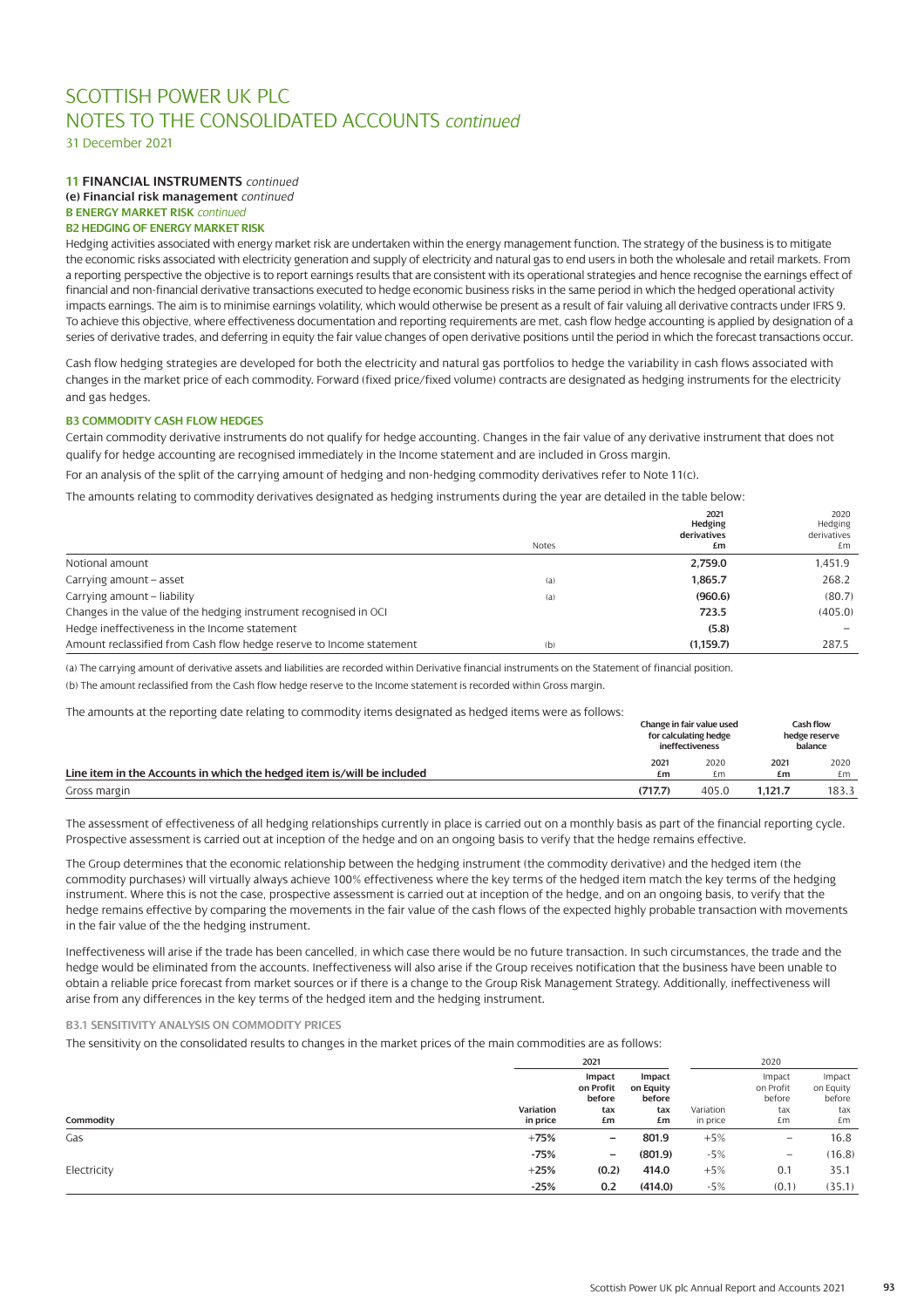# SCOTTISH POWER UK PLC
# NOTES TO THE CONSOLIDATED ACCOUNTS *continued*

31 December 2021

### 11 FINANCIAL INSTRUMENTS *continued*

**(e) Financial risk management** *continued*

**B ENERGY MARKET RISK** *continued*

**B2 HEDGING OF ENERGY MARKET RISK**

Hedging activities associated with energy market risk are undertaken within the energy management function. The strategy of the business is to mitigate the economic risks associated with electricity generation and supply of electricity and natural gas to end users in both the wholesale and retail markets. From a reporting perspective the objective is to report earnings results that are consistent with its operational strategies and hence recognise the earnings effect of financial and non-financial derivative transactions executed to hedge economic business risks in the same period in which the hedged operational activity impacts earnings. The aim is to minimise earnings volatility, which would otherwise be present as a result of fair valuing all derivative contracts under IFRS 9. To achieve this objective, where effectiveness documentation and reporting requirements are met, cash flow hedge accounting is applied by designation of a series of derivative trades, and deferring in equity the fair value changes of open derivative positions until the period in which the forecast transactions occur.

Cash flow hedging strategies are developed for both the electricity and natural gas portfolios to hedge the variability in cash flows associated with changes in the market price of each commodity. Forward (fixed price/fixed volume) contracts are designated as hedging instruments for the electricity and gas hedges.

**B3 COMMODITY CASH FLOW HEDGES**

Certain commodity derivative instruments do not qualify for hedge accounting. Changes in the fair value of any derivative instrument that does not qualify for hedge accounting are recognised immediately in the Income statement and are included in Gross margin.

For an analysis of the split of the carrying amount of hedging and non-hedging commodity derivatives refer to Note 11(c).

The amounts relating to commodity derivatives designated as hedging instruments during the year are detailed in the table below:

| | Notes | 2021 Hedging derivatives £m | 2020 Hedging derivatives £m |
|---|---|---|---|
| Notional amount | | 2,759.0 | 1,451.9 |
| Carrying amount – asset | (a) | 1,865.7 | 268.2 |
| Carrying amount – liability | (a) | (960.6) | (80.7) |
| Changes in the value of the hedging instrument recognised in OCI | | 723.5 | (405.0) |
| Hedge ineffectiveness in the Income statement | | (5.8) | – |
| Amount reclassified from Cash flow hedge reserve to Income statement | (b) | (1,159.7) | 287.5 |

(a) The carrying amount of derivative assets and liabilities are recorded within Derivative financial instruments on the Statement of financial position.

(b) The amount reclassified from the Cash flow hedge reserve to the Income statement is recorded within Gross margin.

The amounts at the reporting date relating to commodity items designated as hedged items were as follows:

| Line item in the Accounts in which the hedged item is/will be included | Change in fair value used for calculating hedge ineffectiveness 2021 £m | Change in fair value used for calculating hedge ineffectiveness 2020 £m | Cash flow hedge reserve balance 2021 £m | Cash flow hedge reserve balance 2020 £m |
|---|---|---|---|---|
| Gross margin | (717.7) | 405.0 | 1,121.7 | 183.3 |

The assessment of effectiveness of all hedging relationships currently in place is carried out on a monthly basis as part of the financial reporting cycle. Prospective assessment is carried out at inception of the hedge and on an ongoing basis to verify that the hedge remains effective.

The Group determines that the economic relationship between the hedging instrument (the commodity derivative) and the hedged item (the commodity purchases) will virtually always achieve 100% effectiveness where the key terms of the hedged item match the key terms of the hedging instrument. Where this is not the case, prospective assessment is carried out at inception of the hedge, and on an ongoing basis, to verify that the hedge remains effective by comparing the movements in the fair value of the cash flows of the expected highly probable transaction with movements in the fair value of the the hedging instrument.

Ineffectiveness will arise if the trade has been cancelled, in which case there would be no future transaction. In such circumstances, the trade and the hedge would be eliminated from the accounts. Ineffectiveness will also arise if the Group receives notification that the business have been unable to obtain a reliable price forecast from market sources or if there is a change to the Group Risk Management Strategy. Additionally, ineffectiveness will arise from any differences in the key terms of the hedged item and the hedging instrument.

**B3.1 SENSITIVITY ANALYSIS ON COMMODITY PRICES**

The sensitivity on the consolidated results to changes in the market prices of the main commodities are as follows:

| Commodity | 2021 Variation in price | 2021 Impact on Profit before tax £m | 2021 Impact on Equity before tax £m | 2020 Variation in price | 2020 Impact on Profit before tax £m | 2020 Impact on Equity before tax £m |
|---|---|---|---|---|---|---|
| Gas | +75% | – | 801.9 | +5% | – | 16.8 |
| | -75% | – | (801.9) | -5% | – | (16.8) |
| Electricity | +25% | (0.2) | 414.0 | +5% | 0.1 | 35.1 |
| | -25% | 0.2 | (414.0) | -5% | (0.1) | (35.1) |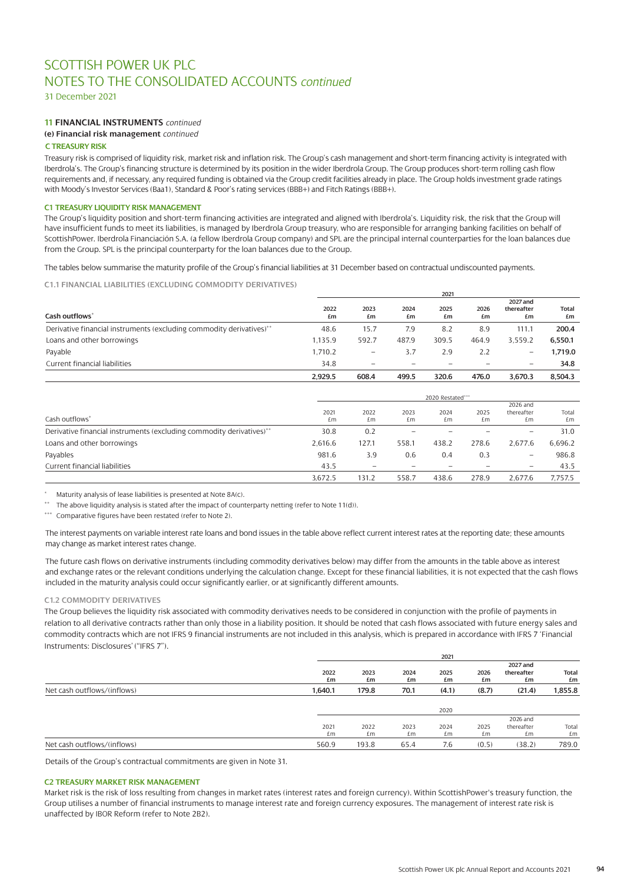# SCOTTISH POWER UK PLC
# NOTES TO THE CONSOLIDATED ACCOUNTS *continued*

31 December 2021

### 11 FINANCIAL INSTRUMENTS *continued*

#### (e) Financial risk management *continued*

#### C TREASURY RISK

Treasury risk is comprised of liquidity risk, market risk and inflation risk. The Group's cash management and short-term financing activity is integrated with Iberdrola's. The Group's financing structure is determined by its position in the wider Iberdrola Group. The Group produces short-term rolling cash flow requirements and, if necessary, any required funding is obtained via the Group credit facilities already in place. The Group holds investment grade ratings with Moody's Investor Services (Baa1), Standard & Poor's rating services (BBB+) and Fitch Ratings (BBB+).

#### C1 TREASURY LIQUIDITY RISK MANAGEMENT

The Group's liquidity position and short-term financing activities are integrated and aligned with Iberdrola's. Liquidity risk, the risk that the Group will have insufficient funds to meet its liabilities, is managed by Iberdrola Group treasury, who are responsible for arranging banking facilities on behalf of ScottishPower. Iberdrola Financiación S.A. (a fellow Iberdrola Group company) and SPL are the principal internal counterparties for the loan balances due from the Group. SPL is the principal counterparty for the loan balances due to the Group.

The tables below summarise the maturity profile of the Group's financial liabilities at 31 December based on contractual undiscounted payments.

C1.1 FINANCIAL LIABILITIES (EXCLUDING COMMODITY DERIVATIVES)

| | 2021 | | | | | | |
|---|---|---|---|---|---|---|---|
| **Cash outflows*** | **2022 £m** | **2023 £m** | **2024 £m** | **2025 £m** | **2026 £m** | **2027 and thereafter £m** | **Total £m** |
| Derivative financial instruments (excluding commodity derivatives)** | 48.6 | 15.7 | 7.9 | 8.2 | 8.9 | 111.1 | **200.4** |
| Loans and other borrowings | 1,135.9 | 592.7 | 487.9 | 309.5 | 464.9 | 3,559.2 | **6,550.1** |
| Payable | 1,710.2 | – | 3.7 | 2.9 | 2.2 | – | **1,719.0** |
| Current financial liabilities | 34.8 | – | – | – | – | – | **34.8** |
| | **2,929.5** | **608.4** | **499.5** | **320.6** | **476.0** | **3,670.3** | **8,504.3** |

| | 2020 Restated*** | | | | | | |
|---|---|---|---|---|---|---|---|
| Cash outflows* | 2021 £m | 2022 £m | 2023 £m | 2024 £m | 2025 £m | 2026 and thereafter £m | Total £m |
| Derivative financial instruments (excluding commodity derivatives)** | 30.8 | 0.2 | – | – | – | – | 31.0 |
| Loans and other borrowings | 2,616.6 | 127.1 | 558.1 | 438.2 | 278.6 | 2,677.6 | 6,696.2 |
| Payables | 981.6 | 3.9 | 0.6 | 0.4 | 0.3 | – | 986.8 |
| Current financial liabilities | 43.5 | – | – | – | – | – | 43.5 |
| | 3,672.5 | 131.2 | 558.7 | 438.6 | 278.9 | 2,677.6 | 7,757.5 |

\* Maturity analysis of lease liabilities is presented at Note 8A(c).

\*\* The above liquidity analysis is stated after the impact of counterparty netting (refer to Note 11(d)).

\*\*\* Comparative figures have been restated (refer to Note 2).

The interest payments on variable interest rate loans and bond issues in the table above reflect current interest rates at the reporting date; these amounts may change as market interest rates change.

The future cash flows on derivative instruments (including commodity derivatives below) may differ from the amounts in the table above as interest and exchange rates or the relevant conditions underlying the calculation change. Except for these financial liabilities, it is not expected that the cash flows included in the maturity analysis could occur significantly earlier, or at significantly different amounts.

C1.2 COMMODITY DERIVATIVES

The Group believes the liquidity risk associated with commodity derivatives needs to be considered in conjunction with the profile of payments in relation to all derivative contracts rather than only those in a liability position. It should be noted that cash flows associated with future energy sales and commodity contracts which are not IFRS 9 financial instruments are not included in this analysis, which is prepared in accordance with IFRS 7 'Financial Instruments: Disclosures' ("IFRS 7").

| | 2021 | | | | | | |
|---|---|---|---|---|---|---|---|
| | **2022 £m** | **2023 £m** | **2024 £m** | **2025 £m** | **2026 £m** | **2027 and thereafter £m** | **Total £m** |
| Net cash outflows/(inflows) | **1,640.1** | **179.8** | **70.1** | **(4.1)** | **(8.7)** | **(21.4)** | **1,855.8** |

| | 2020 | | | | | | |
|---|---|---|---|---|---|---|---|
| | 2021 £m | 2022 £m | 2023 £m | 2024 £m | 2025 £m | 2026 and thereafter £m | Total £m |
| Net cash outflows/(inflows) | 560.9 | 193.8 | 65.4 | 7.6 | (0.5) | (38.2) | 789.0 |

Details of the Group's contractual commitments are given in Note 31.

#### C2 TREASURY MARKET RISK MANAGEMENT

Market risk is the risk of loss resulting from changes in market rates (interest rates and foreign currency). Within ScottishPower's treasury function, the Group utilises a number of financial instruments to manage interest rate and foreign currency exposures. The management of interest rate risk is unaffected by IBOR Reform (refer to Note 2B2).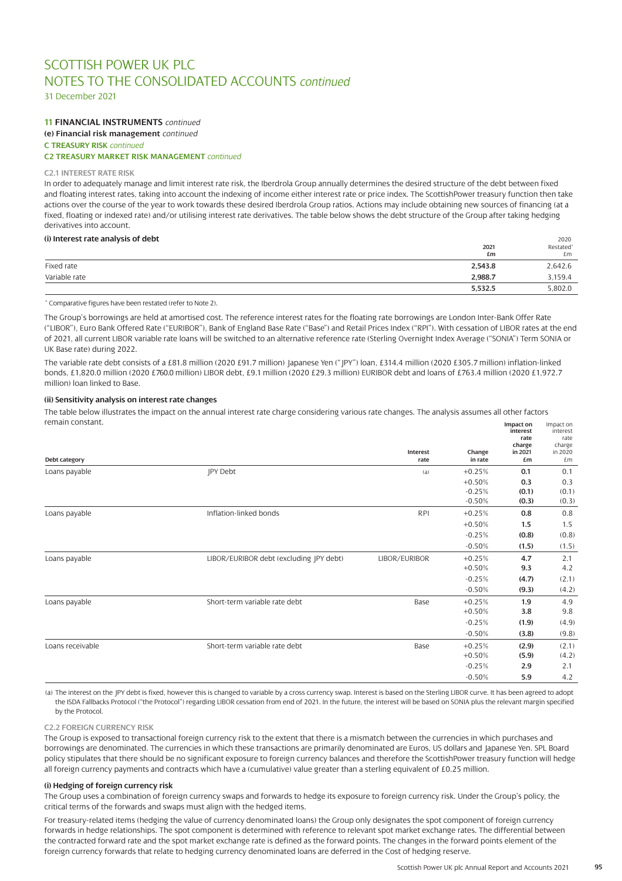# SCOTTISH POWER UK PLC
# NOTES TO THE CONSOLIDATED ACCOUNTS *continued*

31 December 2021

## 11 FINANCIAL INSTRUMENTS *continued*

### (e) Financial risk management *continued*

### C TREASURY RISK *continued*

### C2 TREASURY MARKET RISK MANAGEMENT *continued*

#### C2.1 INTEREST RATE RISK

In order to adequately manage and limit interest rate risk, the Iberdrola Group annually determines the desired structure of the debt between fixed and floating interest rates, taking into account the indexing of income either interest rate or price index. The ScottishPower treasury function then take actions over the course of the year to work towards these desired Iberdrola Group ratios. Actions may include obtaining new sources of financing (at a fixed, floating or indexed rate) and/or utilising interest rate derivatives. The table below shows the debt structure of the Group after taking hedging derivatives into account.

**(i) Interest rate analysis of debt**

| | 2021 £m | 2020 Restated* £m |
|---|---|---|
| Fixed rate | **2,543.8** | 2,642.6 |
| Variable rate | **2,988.7** | 3,159.4 |
| | **5,532.5** | 5,802.0 |

\* Comparative figures have been restated (refer to Note 2).

The Group's borrowings are held at amortised cost. The reference interest rates for the floating rate borrowings are London Inter-Bank Offer Rate ("LIBOR"), Euro Bank Offered Rate ("EURIBOR"), Bank of England Base Rate ("Base") and Retail Prices Index ("RPI"). With cessation of LIBOR rates at the end of 2021, all current LIBOR variable rate loans will be switched to an alternative reference rate (Sterling Overnight Index Average ("SONIA") Term SONIA or UK Base rate) during 2022.

The variable rate debt consists of a £81.8 million (2020 £91.7 million) Japanese Yen ("JPY") loan, £314.4 million (2020 £305.7 million) inflation-linked bonds, £1,820.0 million (2020 £760.0 million) LIBOR debt, £9.1 million (2020 £29.3 million) EURIBOR debt and loans of £763.4 million (2020 £1,972.7 million) loan linked to Base.

**(ii) Sensitivity analysis on interest rate changes**

The table below illustrates the impact on the annual interest rate charge considering various rate changes. The analysis assumes all other factors remain constant.

| Debt category | | Interest rate | Change in rate | Impact on interest rate charge in 2021 £m | Impact on interest rate charge in 2020 £m |
|---|---|---|---|---|---|
| Loans payable | JPY Debt | (a) | +0.25% | **0.1** | 0.1 |
| | | | +0.50% | **0.3** | 0.3 |
| | | | -0.25% | **(0.1)** | (0.1) |
| | | | -0.50% | **(0.3)** | (0.3) |
| Loans payable | Inflation-linked bonds | RPI | +0.25% | **0.8** | 0.8 |
| | | | +0.50% | **1.5** | 1.5 |
| | | | -0.25% | **(0.8)** | (0.8) |
| | | | -0.50% | **(1.5)** | (1.5) |
| Loans payable | LIBOR/EURIBOR debt (excluding JPY debt) | LIBOR/EURIBOR | +0.25% | **4.7** | 2.1 |
| | | | +0.50% | **9.3** | 4.2 |
| | | | -0.25% | **(4.7)** | (2.1) |
| | | | -0.50% | **(9.3)** | (4.2) |
| Loans payable | Short-term variable rate debt | Base | +0.25% | **1.9** | 4.9 |
| | | | +0.50% | **3.8** | 9.8 |
| | | | -0.25% | **(1.9)** | (4.9) |
| | | | -0.50% | **(3.8)** | (9.8) |
| Loans receivable | Short-term variable rate debt | Base | +0.25% | **(2.9)** | (2.1) |
| | | | +0.50% | **(5.9)** | (4.2) |
| | | | -0.25% | **2.9** | 2.1 |
| | | | -0.50% | **5.9** | 4.2 |

(a) The interest on the JPY debt is fixed, however this is changed to variable by a cross currency swap. Interest is based on the Sterling LIBOR curve. It has been agreed to adopt the ISDA Fallbacks Protocol ("the Protocol") regarding LIBOR cessation from end of 2021. In the future, the interest will be based on SONIA plus the relevant margin specified by the Protocol.

#### C2.2 FOREIGN CURRENCY RISK

The Group is exposed to transactional foreign currency risk to the extent that there is a mismatch between the currencies in which purchases and borrowings are denominated. The currencies in which these transactions are primarily denominated are Euros, US dollars and Japanese Yen. SPL Board policy stipulates that there should be no significant exposure to foreign currency balances and therefore the ScottishPower treasury function will hedge all foreign currency payments and contracts which have a (cumulative) value greater than a sterling equivalent of £0.25 million.

**(i) Hedging of foreign currency risk**

The Group uses a combination of foreign currency swaps and forwards to hedge its exposure to foreign currency risk. Under the Group's policy, the critical terms of the forwards and swaps must align with the hedged items.

For treasury-related items (hedging the value of currency denominated loans) the Group only designates the spot component of foreign currency forwards in hedge relationships. The spot component is determined with reference to relevant spot market exchange rates. The differential between the contracted forward rate and the spot market exchange rate is defined as the forward points. The changes in the forward points element of the foreign currency forwards that relate to hedging currency denominated loans are deferred in the Cost of hedging reserve.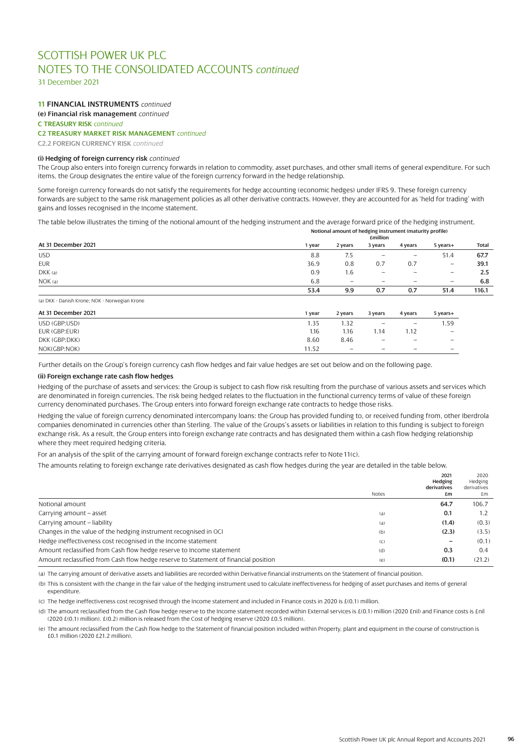# SCOTTISH POWER UK PLC
# NOTES TO THE CONSOLIDATED ACCOUNTS *continued*

31 December 2021

## 11 FINANCIAL INSTRUMENTS *continued*

**(e) Financial risk management** *continued*

**C TREASURY RISK** *continued*

**C2 TREASURY MARKET RISK MANAGEMENT** *continued*

**C2.2 FOREIGN CURRENCY RISK** *continued*

#### (i) Hedging of foreign currency risk *continued*

The Group also enters into foreign currency forwards in relation to commodity, asset purchases, and other small items of general expenditure. For such items, the Group designates the entire value of the foreign currency forward in the hedge relationship.

Some foreign currency forwards do not satisfy the requirements for hedge accounting (economic hedges) under IFRS 9. These foreign currency forwards are subject to the same risk management policies as all other derivative contracts. However, they are accounted for as 'held for trading' with gains and losses recognised in the Income statement.

The table below illustrates the timing of the notional amount of the hedging instrument and the average forward price of the hedging instrument.

| At 31 December 2021 | Notional amount of hedging instrument (maturity profile) £million | | | | | |
|---|---|---|---|---|---|---|
| | 1 year | 2 years | 3 years | 4 years | 5 years+ | Total |
| USD | 8.8 | 7.5 | – | – | 51.4 | **67.7** |
| EUR | 36.9 | 0.8 | 0.7 | 0.7 | – | **39.1** |
| DKK (a) | 0.9 | 1.6 | – | – | – | **2.5** |
| NOK (a) | 6.8 | – | – | – | – | **6.8** |
| | **53.4** | **9.9** | **0.7** | **0.7** | **51.4** | **116.1** |

(a) DKK - Danish Krone; NOK - Norwegian Krone

| At 31 December 2021 | 1 year | 2 years | 3 years | 4 years | 5 years+ |
|---|---|---|---|---|---|
| USD (GBP:USD) | 1.35 | 1.32 | – | – | 1.59 |
| EUR (GBP:EUR) | 1.16 | 1.16 | 1.14 | 1.12 | – |
| DKK (GBP:DKK) | 8.60 | 8.46 | – | – | – |
| NOK(GBP:NOK) | 11.52 | – | – | – | – |

Further details on the Group's foreign currency cash flow hedges and fair value hedges are set out below and on the following page.

#### (ii) Foreign exchange rate cash flow hedges

Hedging of the purchase of assets and services: the Group is subject to cash flow risk resulting from the purchase of various assets and services which are denominated in foreign currencies. The risk being hedged relates to the fluctuation in the functional currency terms of value of these foreign currency denominated purchases. The Group enters into forward foreign exchange rate contracts to hedge those risks.

Hedging the value of foreign currency denominated intercompany loans: the Group has provided funding to, or received funding from, other Iberdrola companies denominated in currencies other than Sterling. The value of the Groups's assets or liabilities in relation to this funding is subject to foreign exchange risk. As a result, the Group enters into foreign exchange rate contracts and has designated them within a cash flow hedging relationship where they meet required hedging criteria.

For an analysis of the split of the carrying amount of forward foreign exchange contracts refer to Note 11(c).

The amounts relating to foreign exchange rate derivatives designated as cash flow hedges during the year are detailed in the table below.

| | Notes | 2021 Hedging derivatives £m | 2020 Hedging derivatives £m |
|---|---|---|---|
| Notional amount | | **64.7** | 106.7 |
| Carrying amount – asset | (a) | **0.1** | 1.2 |
| Carrying amount – liability | (a) | **(1.4)** | (0.3) |
| Changes in the value of the hedging instrument recognised in OCI | (b) | **(2.3)** | (3.5) |
| Hedge ineffectiveness cost recognised in the Income statement | (c) | **–** | (0.1) |
| Amount reclassified from Cash flow hedge reserve to Income statement | (d) | **0.3** | 0.4 |
| Amount reclassified from Cash flow hedge reserve to Statement of financial position | (e) | **(0.1)** | (21.2) |

(a) The carrying amount of derivative assets and liabilities are recorded within Derivative financial instruments on the Statement of financial position.

(b) This is consistent with the change in the fair value of the hedging instrument used to calculate ineffectiveness for hedging of asset purchases and items of general expenditure.

(c) The hedge ineffectiveness cost recognised through the Income statement and included in Finance costs in 2020 is £(0.1) million.

(d) The amount reclassified from the Cash flow hedge reserve to the Income statement recorded within External services is £(0.1) million (2020 £nil) and Finance costs is £nil (2020 £(0.1) million). £(0.2) million is released from the Cost of hedging reserve (2020 £0.5 million).

(e) The amount reclassified from the Cash flow hedge to the Statement of financial position included within Property, plant and equipment in the course of construction is £0.1 million (2020 £21.2 million).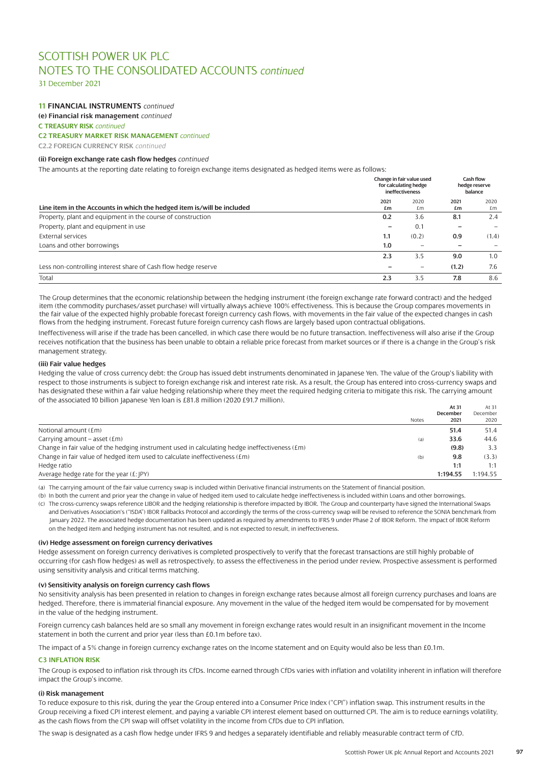# SCOTTISH POWER UK PLC
# NOTES TO THE CONSOLIDATED ACCOUNTS *continued*

31 December 2021

### 11 FINANCIAL INSTRUMENTS *continued*

**(e) Financial risk management** *continued*

**C TREASURY RISK** *continued*

**C2 TREASURY MARKET RISK MANAGEMENT** *continued*

**C2.2 FOREIGN CURRENCY RISK** *continued*

#### (ii) Foreign exchange rate cash flow hedges *continued*

The amounts at the reporting date relating to foreign exchange items designated as hedged items were as follows:

| | Change in fair value used for calculating hedge ineffectiveness | | Cash flow hedge reserve balance | |
|---|---|---|---|---|
| Line item in the Accounts in which the hedged item is/will be included | 2021 £m | 2020 £m | 2021 £m | 2020 £m |
| Property, plant and equipment in the course of construction | **0.2** | 3.6 | **8.1** | 2.4 |
| Property, plant and equipment in use | **–** | 0.1 | **–** | – |
| External services | **1.1** | (0.2) | **0.9** | (1.4) |
| Loans and other borrowings | **1.0** | – | **–** | – |
| | **2.3** | 3.5 | **9.0** | 1.0 |
| Less non-controlling interest share of Cash flow hedge reserve | **–** | – | **(1.2)** | 7.6 |
| Total | **2.3** | 3.5 | **7.8** | 8.6 |

The Group determines that the economic relationship between the hedging instrument (the foreign exchange rate forward contract) and the hedged item (the commodity purchases/asset purchase) will virtually always achieve 100% effectiveness. This is because the Group compares movements in the fair value of the expected highly probable forecast foreign currency cash flows, with movements in the fair value of the expected changes in cash flows from the hedging instrument. Forecast future foreign currency cash flows are largely based upon contractual obligations.

Ineffectiveness will arise if the trade has been cancelled, in which case there would be no future transaction. Ineffectiveness will also arise if the Group receives notification that the business has been unable to obtain a reliable price forecast from market sources or if there is a change in the Group's risk management strategy.

#### (iii) Fair value hedges

Hedging the value of cross currency debt: the Group has issued debt instruments denominated in Japanese Yen. The value of the Group's liability with respect to those instruments is subject to foreign exchange risk and interest rate risk. As a result, the Group has entered into cross-currency swaps and has designated these within a fair value hedging relationship where they meet the required hedging criteria to mitigate this risk. The carrying amount of the associated 10 billion Japanese Yen loan is £81.8 million (2020 £91.7 million).

| | Notes | At 31 December 2021 | At 31 December 2020 |
|---|---|---|---|
| Notional amount (£m) | | **51.4** | 51.4 |
| Carrying amount – asset (£m) | (a) | **33.6** | 44.6 |
| Change in fair value of the hedging instrument used in calculating hedge ineffectiveness (£m) | | **(9.8)** | 3.3 |
| Change in fair value of hedged item used to calculate ineffectiveness (£m) | (b) | **9.8** | (3.3) |
| Hedge ratio | | **1:1** | 1:1 |
| Average hedge rate for the year (£: JPY) | | **1:194.55** | 1:194.55 |

(a) The carrying amount of the fair value currency swap is included within Derivative financial instruments on the Statement of financial position.

(b) In both the current and prior year the change in value of hedged item used to calculate hedge ineffectiveness is included within Loans and other borrowings.

(c) The cross-currency swaps reference LIBOR and the hedging relationship is therefore impacted by IBOR. The Group and counterparty have signed the International Swaps and Derivatives Association's ("ISDA") IBOR Fallbacks Protocol and accordingly the terms of the cross-currency swap will be revised to reference the SONIA benchmark from January 2022. The associated hedge documentation has been updated as required by amendments to IFRS 9 under Phase 2 of IBOR Reform. The impact of IBOR Reform on the hedged item and hedging instrument has not resulted, and is not expected to result, in ineffectiveness.

#### (iv) Hedge assessment on foreign currency derivatives

Hedge assessment on foreign currency derivatives is completed prospectively to verify that the forecast transactions are still highly probable of occurring (for cash flow hedges) as well as retrospectively, to assess the effectiveness in the period under review. Prospective assessment is performed using sensitivity analysis and critical terms matching.

#### (v) Sensitivity analysis on foreign currency cash flows

No sensitivity analysis has been presented in relation to changes in foreign exchange rates because almost all foreign currency purchases and loans are hedged. Therefore, there is immaterial financial exposure. Any movement in the value of the hedged item would be compensated for by movement in the value of the hedging instrument.

Foreign currency cash balances held are so small any movement in foreign exchange rates would result in an insignificant movement in the Income statement in both the current and prior year (less than £0.1m before tax).

The impact of a 5% change in foreign currency exchange rates on the Income statement and on Equity would also be less than £0.1m.

**C3 INFLATION RISK**

The Group is exposed to inflation risk through its CfDs. Income earned through CfDs varies with inflation and volatility inherent in inflation will therefore impact the Group's income.

#### (i) Risk management

To reduce exposure to this risk, during the year the Group entered into a Consumer Price Index ("CPI") inflation swap. This instrument results in the Group receiving a fixed CPI interest element, and paying a variable CPI interest element based on outturned CPI. The aim is to reduce earnings volatility, as the cash flows from the CPI swap will offset volatility in the income from CfDs due to CPI inflation.

The swap is designated as a cash flow hedge under IFRS 9 and hedges a separately identifiable and reliably measurable contract term of CfD.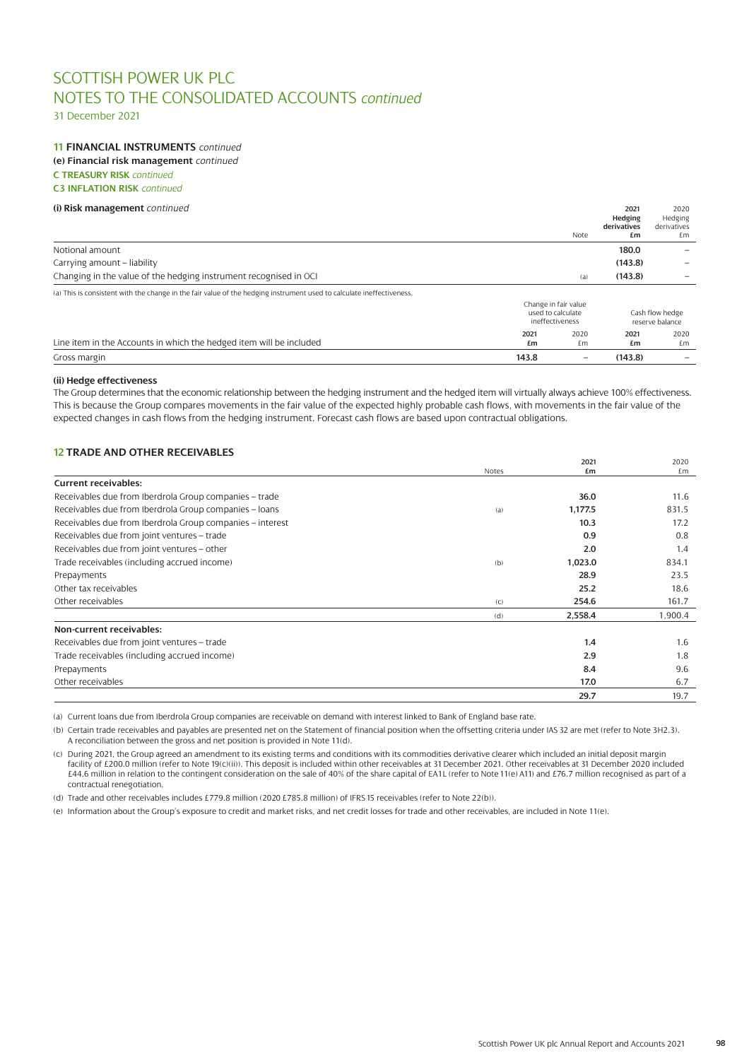# SCOTTISH POWER UK PLC
# NOTES TO THE CONSOLIDATED ACCOUNTS *continued*

31 December 2021

## 11 FINANCIAL INSTRUMENTS *continued*

**(e) Financial risk management** *continued*

**C TREASURY RISK** *continued*

**C3 INFLATION RISK** *continued*

**(i) Risk management** *continued*

| | Note | 2021 Hedging derivatives £m | 2020 Hedging derivatives £m |
|---|---|---|---|
| Notional amount | | **180.0** | – |
| Carrying amount – liability | | **(143.8)** | – |
| Changing in the value of the hedging instrument recognised in OCI | (a) | **(143.8)** | – |

(a) This is consistent with the change in the fair value of the hedging instrument used to calculate ineffectiveness.

| | Change in fair value used to calculate ineffectiveness | | Cash flow hedge reserve balance | |
|---|---|---|---|---|
| Line item in the Accounts in which the hedged item will be included | 2021 £m | 2020 £m | 2021 £m | 2020 £m |
| Gross margin | **143.8** | – | **(143.8)** | – |

**(ii) Hedge effectiveness**

The Group determines that the economic relationship between the hedging instrument and the hedged item will virtually always achieve 100% effectiveness. This is because the Group compares movements in the fair value of the expected highly probable cash flows, with movements in the fair value of the expected changes in cash flows from the hedging instrument. Forecast cash flows are based upon contractual obligations.

## 12 TRADE AND OTHER RECEIVABLES

| | Notes | 2021 £m | 2020 £m |
|---|---|---|---|
| **Current receivables:** | | | |
| Receivables due from Iberdrola Group companies – trade | | **36.0** | 11.6 |
| Receivables due from Iberdrola Group companies – loans | (a) | **1,177.5** | 831.5 |
| Receivables due from Iberdrola Group companies – interest | | **10.3** | 17.2 |
| Receivables due from joint ventures – trade | | **0.9** | 0.8 |
| Receivables due from joint ventures – other | | **2.0** | 1.4 |
| Trade receivables (including accrued income) | (b) | **1,023.0** | 834.1 |
| Prepayments | | **28.9** | 23.5 |
| Other tax receivables | | **25.2** | 18.6 |
| Other receivables | (c) | **254.6** | 161.7 |
| | (d) | **2,558.4** | 1,900.4 |
| **Non-current receivables:** | | | |
| Receivables due from joint ventures – trade | | **1.4** | 1.6 |
| Trade receivables (including accrued income) | | **2.9** | 1.8 |
| Prepayments | | **8.4** | 9.6 |
| Other receivables | | **17.0** | 6.7 |
| | | **29.7** | 19.7 |

(a) Current loans due from Iberdrola Group companies are receivable on demand with interest linked to Bank of England base rate.

(b) Certain trade receivables and payables are presented net on the Statement of financial position when the offsetting criteria under IAS 32 are met (refer to Note 3H2.3). A reconciliation between the gross and net position is provided in Note 11(d).

(c) During 2021, the Group agreed an amendment to its existing terms and conditions with its commodities derivative clearer which included an initial deposit margin facility of £200.0 million (refer to Note 19(c)(ii)). This deposit is included within other receivables at 31 December 2021. Other receivables at 31 December 2020 included £44.6 million in relation to the contingent consideration on the sale of 40% of the share capital of EA1L (refer to Note 11(e) A11) and £76.7 million recognised as part of a contractual renegotiation.

(d) Trade and other receivables includes £779.8 million (2020 £785.8 million) of IFRS 15 receivables (refer to Note 22(b)).

(e) Information about the Group's exposure to credit and market risks, and net credit losses for trade and other receivables, are included in Note 11(e).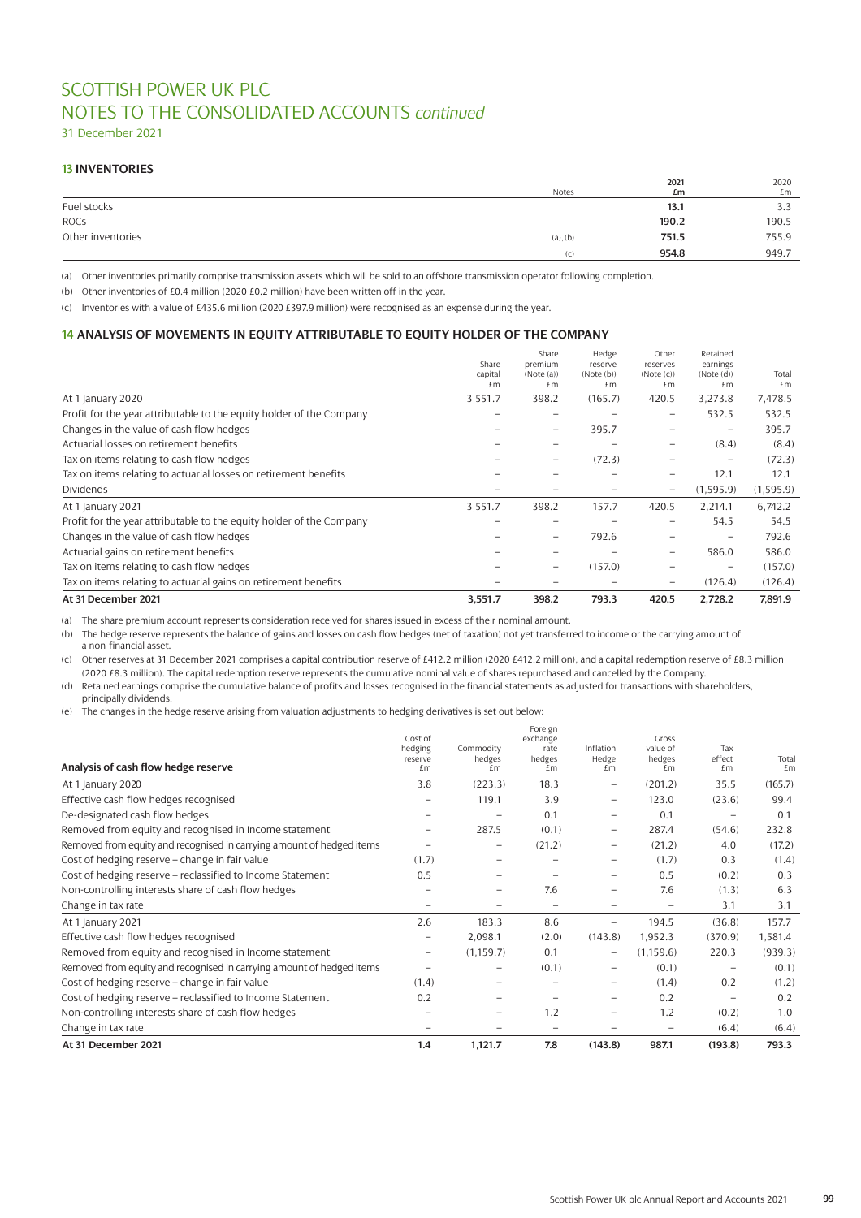# SCOTTISH POWER UK PLC
# NOTES TO THE CONSOLIDATED ACCOUNTS *continued*

31 December 2021

### 13 INVENTORIES

| | Notes | 2021 £m | 2020 £m |
|---|---|---|---|
| Fuel stocks | | **13.1** | 3.3 |
| ROCs | | **190.2** | 190.5 |
| Other inventories | (a), (b) | **751.5** | 755.9 |
| | (c) | **954.8** | 949.7 |

(a) Other inventories primarily comprise transmission assets which will be sold to an offshore transmission operator following completion.

(b) Other inventories of £0.4 million (2020 £0.2 million) have been written off in the year.

(c) Inventories with a value of £435.6 million (2020 £397.9 million) were recognised as an expense during the year.

### 14 ANALYSIS OF MOVEMENTS IN EQUITY ATTRIBUTABLE TO EQUITY HOLDER OF THE COMPANY

| | Share capital £m | Share premium (Note (a)) £m | Hedge reserve (Note (b)) £m | Other reserves (Note (c)) £m | Retained earnings (Note (d)) £m | Total £m |
|---|---|---|---|---|---|---|
| At 1 January 2020 | 3,551.7 | 398.2 | (165.7) | 420.5 | 3,273.8 | 7,478.5 |
| Profit for the year attributable to the equity holder of the Company | – | – | – | – | 532.5 | 532.5 |
| Changes in the value of cash flow hedges | – | – | 395.7 | – | – | 395.7 |
| Actuarial losses on retirement benefits | – | – | – | – | (8.4) | (8.4) |
| Tax on items relating to cash flow hedges | – | – | (72.3) | – | – | (72.3) |
| Tax on items relating to actuarial losses on retirement benefits | – | – | – | – | 12.1 | 12.1 |
| Dividends | – | – | – | – | (1,595.9) | (1,595.9) |
| At 1 January 2021 | 3,551.7 | 398.2 | 157.7 | 420.5 | 2,214.1 | 6,742.2 |
| Profit for the year attributable to the equity holder of the Company | – | – | – | – | 54.5 | 54.5 |
| Changes in the value of cash flow hedges | – | – | 792.6 | – | – | 792.6 |
| Actuarial gains on retirement benefits | – | – | – | – | 586.0 | 586.0 |
| Tax on items relating to cash flow hedges | – | – | (157.0) | – | – | (157.0) |
| Tax on items relating to actuarial gains on retirement benefits | – | – | – | – | (126.4) | (126.4) |
| **At 31 December 2021** | **3,551.7** | **398.2** | **793.3** | **420.5** | **2,728.2** | **7,891.9** |

(a) The share premium account represents consideration received for shares issued in excess of their nominal amount.

(b) The hedge reserve represents the balance of gains and losses on cash flow hedges (net of taxation) not yet transferred to income or the carrying amount of a non-financial asset.

(c) Other reserves at 31 December 2021 comprises a capital contribution reserve of £412.2 million (2020 £412.2 million), and a capital redemption reserve of £8.3 million (2020 £8.3 million). The capital redemption reserve represents the cumulative nominal value of shares repurchased and cancelled by the Company.

(d) Retained earnings comprise the cumulative balance of profits and losses recognised in the financial statements as adjusted for transactions with shareholders, principally dividends.

(e) The changes in the hedge reserve arising from valuation adjustments to hedging derivatives is set out below:

| Analysis of cash flow hedge reserve | Cost of hedging reserve £m | Commodity hedges £m | Foreign exchange rate hedges £m | Inflation Hedge £m | Gross value of hedges £m | Tax effect £m | Total £m |
|---|---|---|---|---|---|---|---|
| At 1 January 2020 | 3.8 | (223.3) | 18.3 | – | (201.2) | 35.5 | (165.7) |
| Effective cash flow hedges recognised | – | 119.1 | 3.9 | – | 123.0 | (23.6) | 99.4 |
| De-designated cash flow hedges | – | – | 0.1 | – | 0.1 | – | 0.1 |
| Removed from equity and recognised in Income statement | – | 287.5 | (0.1) | – | 287.4 | (54.6) | 232.8 |
| Removed from equity and recognised in carrying amount of hedged items | – | – | (21.2) | – | (21.2) | 4.0 | (17.2) |
| Cost of hedging reserve – change in fair value | (1.7) | – | – | – | (1.7) | 0.3 | (1.4) |
| Cost of hedging reserve – reclassified to Income Statement | 0.5 | – | – | – | 0.5 | (0.2) | 0.3 |
| Non-controlling interests share of cash flow hedges | – | – | 7.6 | – | 7.6 | (1.3) | 6.3 |
| Change in tax rate | – | – | – | – | – | 3.1 | 3.1 |
| At 1 January 2021 | 2.6 | 183.3 | 8.6 | – | 194.5 | (36.8) | 157.7 |
| Effective cash flow hedges recognised | – | 2,098.1 | (2.0) | (143.8) | 1,952.3 | (370.9) | 1,581.4 |
| Removed from equity and recognised in Income statement | – | (1,159.7) | 0.1 | – | (1,159.6) | 220.3 | (939.3) |
| Removed from equity and recognised in carrying amount of hedged items | – | – | (0.1) | – | (0.1) | – | (0.1) |
| Cost of hedging reserve – change in fair value | (1.4) | – | – | – | (1.4) | 0.2 | (1.2) |
| Cost of hedging reserve – reclassified to Income Statement | 0.2 | – | – | – | 0.2 | – | 0.2 |
| Non-controlling interests share of cash flow hedges | – | – | 1.2 | – | 1.2 | (0.2) | 1.0 |
| Change in tax rate | – | – | – | – | – | (6.4) | (6.4) |
| **At 31 December 2021** | **1.4** | **1,121.7** | **7.8** | **(143.8)** | **987.1** | **(193.8)** | **793.3** |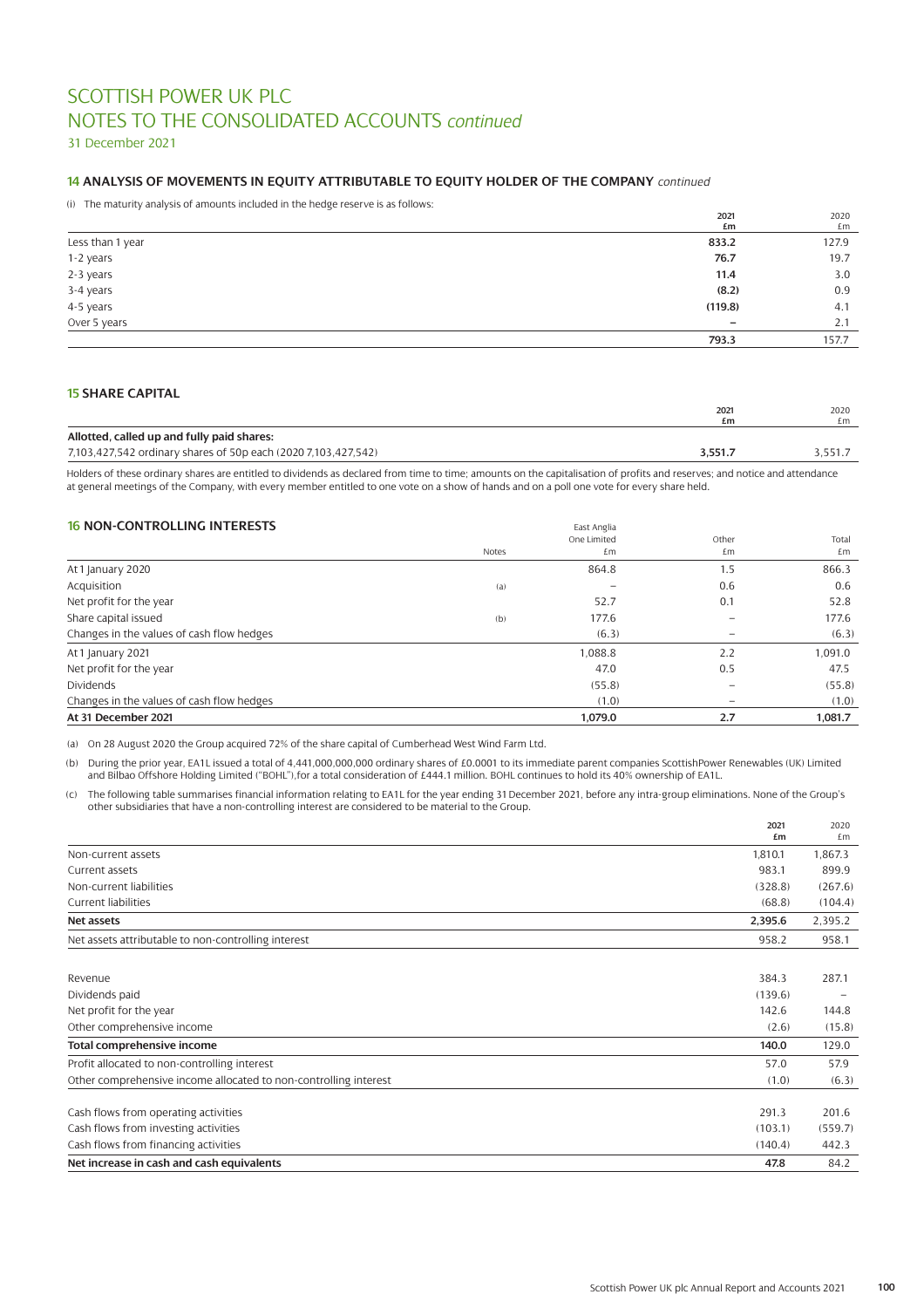# SCOTTISH POWER UK PLC
# NOTES TO THE CONSOLIDATED ACCOUNTS *continued*

31 December 2021

### 14 ANALYSIS OF MOVEMENTS IN EQUITY ATTRIBUTABLE TO EQUITY HOLDER OF THE COMPANY *continued*

(i) The maturity analysis of amounts included in the hedge reserve is as follows:

| | 2021 £m | 2020 £m |
|---|---|---|
| Less than 1 year | **833.2** | 127.9 |
| 1-2 years | **76.7** | 19.7 |
| 2-3 years | **11.4** | 3.0 |
| 3-4 years | **(8.2)** | 0.9 |
| 4-5 years | **(119.8)** | 4.1 |
| Over 5 years | **–** | 2.1 |
| | **793.3** | 157.7 |

### 15 SHARE CAPITAL

| | 2021 £m | 2020 £m |
|---|---|---|
| **Allotted, called up and fully paid shares:** | | |
| 7,103,427,542 ordinary shares of 50p each (2020 7,103,427,542) | **3,551.7** | 3,551.7 |

Holders of these ordinary shares are entitled to dividends as declared from time to time; amounts on the capitalisation of profits and reserves; and notice and attendance at general meetings of the Company, with every member entitled to one vote on a show of hands and on a poll one vote for every share held.

### 16 NON-CONTROLLING INTERESTS

| | Notes | East Anglia One Limited £m | Other £m | Total £m |
|---|---|---|---|---|
| At 1 January 2020 | | 864.8 | 1.5 | 866.3 |
| Acquisition | (a) | – | 0.6 | 0.6 |
| Net profit for the year | | 52.7 | 0.1 | 52.8 |
| Share capital issued | (b) | 177.6 | – | 177.6 |
| Changes in the values of cash flow hedges | | (6.3) | – | (6.3) |
| At 1 January 2021 | | 1,088.8 | 2.2 | 1,091.0 |
| Net profit for the year | | 47.0 | 0.5 | 47.5 |
| Dividends | | (55.8) | – | (55.8) |
| Changes in the values of cash flow hedges | | (1.0) | – | (1.0) |
| **At 31 December 2021** | | **1,079.0** | **2.7** | **1,081.7** |

(a) On 28 August 2020 the Group acquired 72% of the share capital of Cumberhead West Wind Farm Ltd.

(b) During the prior year, EA1L issued a total of 4,441,000,000,000 ordinary shares of £0.0001 to its immediate parent companies ScottishPower Renewables (UK) Limited and Bilbao Offshore Holding Limited ("BOHL"),for a total consideration of £444.1 million. BOHL continues to hold its 40% ownership of EA1L.

(c) The following table summarises financial information relating to EA1L for the year ending 31 December 2021, before any intra-group eliminations. None of the Group's other subsidiaries that have a non-controlling interest are considered to be material to the Group.

| | 2021 £m | 2020 £m |
|---|---|---|
| Non-current assets | 1,810.1 | 1,867.3 |
| Current assets | 983.1 | 899.9 |
| Non-current liabilities | (328.8) | (267.6) |
| Current liabilities | (68.8) | (104.4) |
| **Net assets** | **2,395.6** | 2,395.2 |
| Net assets attributable to non-controlling interest | 958.2 | 958.1 |
| | | |
| Revenue | 384.3 | 287.1 |
| Dividends paid | (139.6) | – |
| Net profit for the year | 142.6 | 144.8 |
| Other comprehensive income | (2.6) | (15.8) |
| **Total comprehensive income** | **140.0** | 129.0 |
| Profit allocated to non-controlling interest | 57.0 | 57.9 |
| Other comprehensive income allocated to non-controlling interest | (1.0) | (6.3) |
| | | |
| Cash flows from operating activities | 291.3 | 201.6 |
| Cash flows from investing activities | (103.1) | (559.7) |
| Cash flows from financing activities | (140.4) | 442.3 |
| **Net increase in cash and cash equivalents** | **47.8** | 84.2 |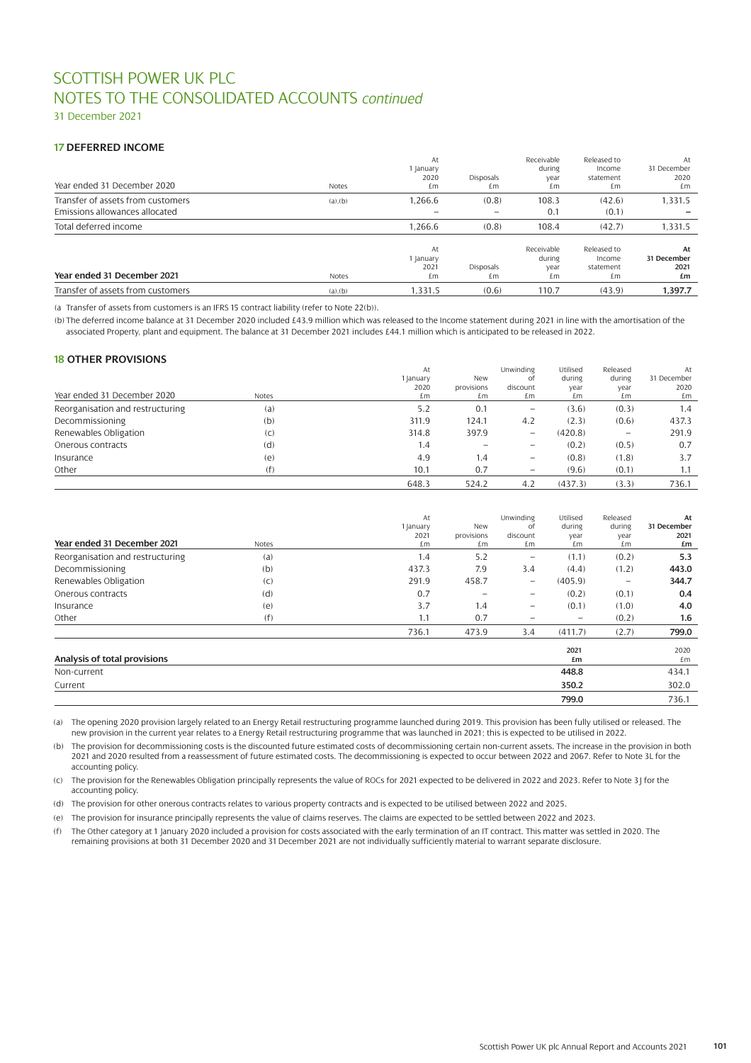# SCOTTISH POWER UK PLC
# NOTES TO THE CONSOLIDATED ACCOUNTS *continued*

31 December 2021

## 17 DEFERRED INCOME

| Year ended 31 December 2020 | Notes | At 1 January 2020 £m | Disposals £m | Receivable during year £m | Released to Income statement £m | At 31 December 2020 £m |
|---|---|---|---|---|---|---|
| Transfer of assets from customers | (a),(b) | 1,266.6 | (0.8) | 108.3 | (42.6) | 1,331.5 |
| Emissions allowances allocated | | – | – | 0.1 | (0.1) | – |
| Total deferred income | | 1,266.6 | (0.8) | 108.4 | (42.7) | 1,331.5 |

| **Year ended 31 December 2021** | Notes | At 1 January 2021 £m | Disposals £m | Receivable during year £m | Released to Income statement £m | **At 31 December 2021 £m** |
|---|---|---|---|---|---|---|
| Transfer of assets from customers | (a),(b) | 1,331.5 | (0.6) | 110.7 | (43.9) | **1,397.7** |

(a Transfer of assets from customers is an IFRS 15 contract liability (refer to Note 22(b)).

(b) The deferred income balance at 31 December 2020 included £43.9 million which was released to the Income statement during 2021 in line with the amortisation of the associated Property, plant and equipment. The balance at 31 December 2021 includes £44.1 million which is anticipated to be released in 2022.

## 18 OTHER PROVISIONS

| Year ended 31 December 2020 | Notes | At 1 January 2020 £m | New provisions £m | Unwinding of discount £m | Utilised during year £m | Released during year £m | At 31 December 2020 £m |
|---|---|---|---|---|---|---|---|
| Reorganisation and restructuring | (a) | 5.2 | 0.1 | – | (3.6) | (0.3) | 1.4 |
| Decommissioning | (b) | 311.9 | 124.1 | 4.2 | (2.3) | (0.6) | 437.3 |
| Renewables Obligation | (c) | 314.8 | 397.9 | – | (420.8) | – | 291.9 |
| Onerous contracts | (d) | 1.4 | – | – | (0.2) | (0.5) | 0.7 |
| Insurance | (e) | 4.9 | 1.4 | – | (0.8) | (1.8) | 3.7 |
| Other | (f) | 10.1 | 0.7 | – | (9.6) | (0.1) | 1.1 |
| | | 648.3 | 524.2 | 4.2 | (437.3) | (3.3) | 736.1 |

| **Year ended 31 December 2021** | Notes | At 1 January 2021 £m | New provisions £m | Unwinding of discount £m | Utilised during year £m | Released during year £m | **At 31 December 2021 £m** |
|---|---|---|---|---|---|---|---|
| Reorganisation and restructuring | (a) | 1.4 | 5.2 | – | (1.1) | (0.2) | **5.3** |
| Decommissioning | (b) | 437.3 | 7.9 | 3.4 | (4.4) | (1.2) | **443.0** |
| Renewables Obligation | (c) | 291.9 | 458.7 | – | (405.9) | – | **344.7** |
| Onerous contracts | (d) | 0.7 | – | – | (0.2) | (0.1) | **0.4** |
| Insurance | (e) | 3.7 | 1.4 | – | (0.1) | (1.0) | **4.0** |
| Other | (f) | 1.1 | 0.7 | – | – | (0.2) | **1.6** |
| | | 736.1 | 473.9 | 3.4 | (411.7) | (2.7) | **799.0** |

| **Analysis of total provisions** | **2021 £m** | 2020 £m |
|---|---|---|
| Non-current | **448.8** | 434.1 |
| Current | **350.2** | 302.0 |
| | **799.0** | 736.1 |

(a) The opening 2020 provision largely related to an Energy Retail restructuring programme launched during 2019. This provision has been fully utilised or released. The new provision in the current year relates to a Energy Retail restructuring programme that was launched in 2021; this is expected to be utilised in 2022.

(b) The provision for decommissioning costs is the discounted future estimated costs of decommissioning certain non-current assets. The increase in the provision in both 2021 and 2020 resulted from a reassessment of future estimated costs. The decommissioning is expected to occur between 2022 and 2067. Refer to Note 3L for the accounting policy.

(c) The provision for the Renewables Obligation principally represents the value of ROCs for 2021 expected to be delivered in 2022 and 2023. Refer to Note 3 J for the accounting policy.

(d) The provision for other onerous contracts relates to various property contracts and is expected to be utilised between 2022 and 2025.

(e) The provision for insurance principally represents the value of claims reserves. The claims are expected to be settled between 2022 and 2023.

(f) The Other category at 1 January 2020 included a provision for costs associated with the early termination of an IT contract. This matter was settled in 2020. The remaining provisions at both 31 December 2020 and 31 December 2021 are not individually sufficiently material to warrant separate disclosure.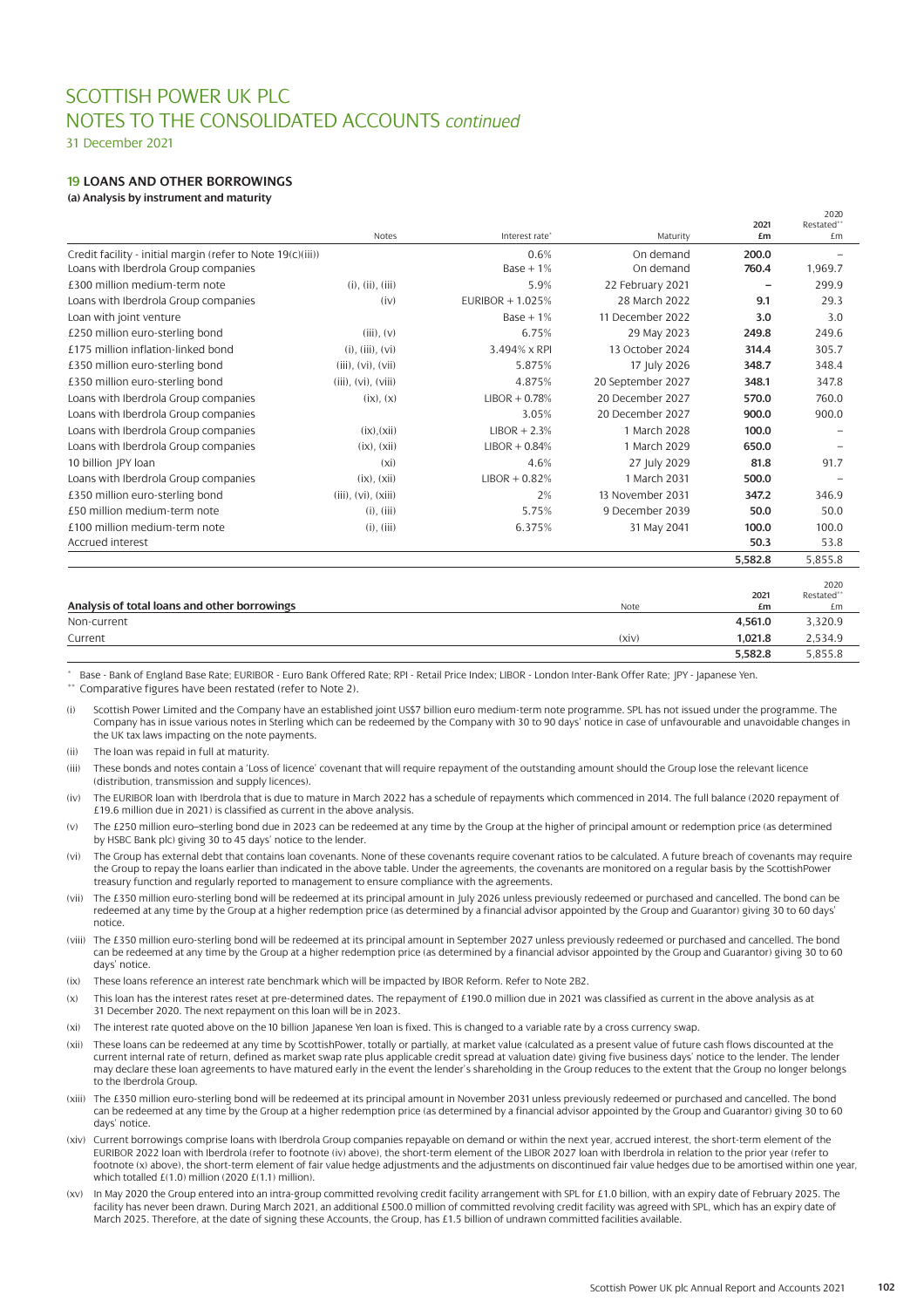# SCOTTISH POWER UK PLC
## NOTES TO THE CONSOLIDATED ACCOUNTS *continued*

31 December 2021

### 19 LOANS AND OTHER BORROWINGS

**(a) Analysis by instrument and maturity**

| | Notes | Interest rate* | Maturity | 2021 £m | 2020 Restated** £m |
|---|---|---|---|---|---|
| Credit facility - initial margin (refer to Note 19(c)(iii)) | | 0.6% | On demand | **200.0** | – |
| Loans with Iberdrola Group companies | | Base + 1% | On demand | **760.4** | 1,969.7 |
| £300 million medium-term note | (i), (ii), (iii) | 5.9% | 22 February 2021 | **–** | 299.9 |
| Loans with Iberdrola Group companies | (iv) | EURIBOR + 1.025% | 28 March 2022 | **9.1** | 29.3 |
| Loan with joint venture | | Base + 1% | 11 December 2022 | **3.0** | 3.0 |
| £250 million euro-sterling bond | (iii), (v) | 6.75% | 29 May 2023 | **249.8** | 249.6 |
| £175 million inflation-linked bond | (i), (iii), (vi) | 3.494% x RPI | 13 October 2024 | **314.4** | 305.7 |
| £350 million euro-sterling bond | (iii), (vi), (vii) | 5.875% | 17 July 2026 | **348.7** | 348.4 |
| £350 million euro-sterling bond | (iii), (vi), (viii) | 4.875% | 20 September 2027 | **348.1** | 347.8 |
| Loans with Iberdrola Group companies | (ix), (x) | LIBOR + 0.78% | 20 December 2027 | **570.0** | 760.0 |
| Loans with Iberdrola Group companies | | 3.05% | 20 December 2027 | **900.0** | 900.0 |
| Loans with Iberdrola Group companies | (ix),(xii) | LIBOR + 2.3% | 1 March 2028 | **100.0** | – |
| Loans with Iberdrola Group companies | (ix), (xii) | LIBOR + 0.84% | 1 March 2029 | **650.0** | – |
| 10 billion JPY loan | (xi) | 4.6% | 27 July 2029 | **81.8** | 91.7 |
| Loans with Iberdrola Group companies | (ix), (xii) | LIBOR + 0.82% | 1 March 2031 | **500.0** | – |
| £350 million euro-sterling bond | (iii), (vi), (xiii) | 2% | 13 November 2031 | **347.2** | 346.9 |
| £50 million medium-term note | (i), (iii) | 5.75% | 9 December 2039 | **50.0** | 50.0 |
| £100 million medium-term note | (i), (iii) | 6.375% | 31 May 2041 | **100.0** | 100.0 |
| Accrued interest | | | | **50.3** | 53.8 |
| | | | | **5,582.8** | 5,855.8 |

| Analysis of total loans and other borrowings | Note | 2021 £m | 2020 Restated** £m |
|---|---|---|---|
| Non-current | | **4,561.0** | 3,320.9 |
| Current | (xiv) | **1,021.8** | 2,534.9 |
| | | **5,582.8** | 5,855.8 |

\* Base - Bank of England Base Rate; EURIBOR - Euro Bank Offered Rate; RPI - Retail Price Index; LIBOR - London Inter-Bank Offer Rate; JPY - Japanese Yen.

\*\* Comparative figures have been restated (refer to Note 2).

(i) Scottish Power Limited and the Company have an established joint US$7 billion euro medium-term note programme. SPL has not issued under the programme. The Company has in issue various notes in Sterling which can be redeemed by the Company with 30 to 90 days' notice in case of unfavourable and unavoidable changes in the UK tax laws impacting on the note payments.

(ii) The loan was repaid in full at maturity.

(iii) These bonds and notes contain a 'Loss of licence' covenant that will require repayment of the outstanding amount should the Group lose the relevant licence (distribution, transmission and supply licences).

(iv) The EURIBOR loan with Iberdrola that is due to mature in March 2022 has a schedule of repayments which commenced in 2014. The full balance (2020 repayment of £19.6 million due in 2021) is classified as current in the above analysis.

(v) The £250 million euro–sterling bond due in 2023 can be redeemed at any time by the Group at the higher of principal amount or redemption price (as determined by HSBC Bank plc) giving 30 to 45 days' notice to the lender.

(vi) The Group has external debt that contains loan covenants. None of these covenants require covenant ratios to be calculated. A future breach of covenants may require the Group to repay the loans earlier than indicated in the above table. Under the agreements, the covenants are monitored on a regular basis by the ScottishPower treasury function and regularly reported to management to ensure compliance with the agreements.

(vii) The £350 million euro-sterling bond will be redeemed at its principal amount in July 2026 unless previously redeemed or purchased and cancelled. The bond can be redeemed at any time by the Group at a higher redemption price (as determined by a financial advisor appointed by the Group and Guarantor) giving 30 to 60 days' notice.

(viii) The £350 million euro-sterling bond will be redeemed at its principal amount in September 2027 unless previously redeemed or purchased and cancelled. The bond can be redeemed at any time by the Group at a higher redemption price (as determined by a financial advisor appointed by the Group and Guarantor) giving 30 to 60 days' notice.

(ix) These loans reference an interest rate benchmark which will be impacted by IBOR Reform. Refer to Note 2B2.

(x) This loan has the interest rates reset at pre-determined dates. The repayment of £190.0 million due in 2021 was classified as current in the above analysis as at 31 December 2020. The next repayment on this loan will be in 2023.

(xi) The interest rate quoted above on the 10 billion Japanese Yen loan is fixed. This is changed to a variable rate by a cross currency swap.

(xii) These loans can be redeemed at any time by ScottishPower, totally or partially, at market value (calculated as a present value of future cash flows discounted at the current internal rate of return, defined as market swap rate plus applicable credit spread at valuation date) giving five business days' notice to the lender. The lender may declare these loan agreements to have matured early in the event the lender's shareholding in the Group reduces to the extent that the Group no longer belongs to the Iberdrola Group.

(xiii) The £350 million euro-sterling bond will be redeemed at its principal amount in November 2031 unless previously redeemed or purchased and cancelled. The bond can be redeemed at any time by the Group at a higher redemption price (as determined by a financial advisor appointed by the Group and Guarantor) giving 30 to 60 days' notice.

(xiv) Current borrowings comprise loans with Iberdrola Group companies repayable on demand or within the next year, accrued interest, the short-term element of the EURIBOR 2022 loan with Iberdrola (refer to footnote (iv) above), the short-term element of the LIBOR 2027 loan with Iberdrola in relation to the prior year (refer to footnote (x) above), the short-term element of fair value hedge adjustments and the adjustments on discontinued fair value hedges due to be amortised within one year, which totalled £(1.0) million (2020 £(1.1) million).

(xv) In May 2020 the Group entered into an intra-group committed revolving credit facility arrangement with SPL for £1.0 billion, with an expiry date of February 2025. The facility has never been drawn. During March 2021, an additional £500.0 million of committed revolving credit facility was agreed with SPL, which has an expiry date of March 2025. Therefore, at the date of signing these Accounts, the Group, has £1.5 billion of undrawn committed facilities available.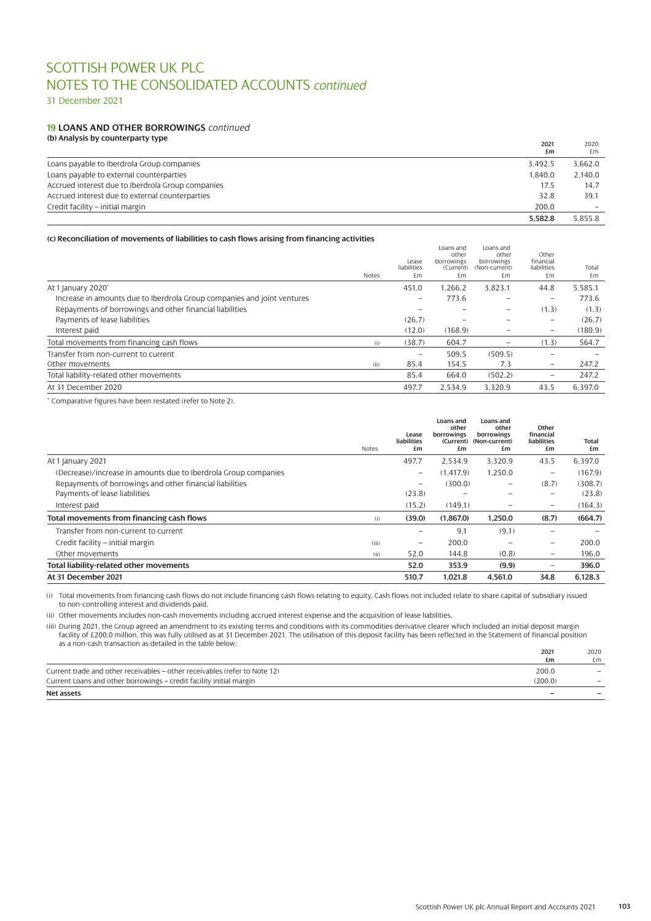# SCOTTISH POWER UK PLC
# NOTES TO THE CONSOLIDATED ACCOUNTS *continued*

31 December 2021

## 19 LOANS AND OTHER BORROWINGS *continued*

### (b) Analysis by counterparty type

| | 2021 £m | 2020 £m |
|---|---|---|
| Loans payable to Iberdrola Group companies | 3,492.5 | 3,662.0 |
| Loans payable to external counterparties | 1,840.0 | 2,140.0 |
| Accrued interest due to Iberdrola Group companies | 17.5 | 14.7 |
| Accrued interest due to external counterparties | 32.8 | 39.1 |
| Credit facility – initial margin | 200.0 | – |
| | **5,582.8** | 5,855.8 |

### (c) Reconciliation of movements of liabilities to cash flows arising from financing activities

| | Notes | Lease liabilities £m | Loans and other borrowings (Current) £m | Loans and other borrowings (Non-current) £m | Other financial liabilities £m | Total £m |
|---|---|---|---|---|---|---|
| At 1 January 2020* | | 451.0 | 1,266.2 | 3,823.1 | 44.8 | 5,585.1 |
| Increase in amounts due to Iberdrola Group companies and joint ventures | | – | 773.6 | – | – | 773.6 |
| Repayments of borrowings and other financial liabilities | | – | – | – | (1.3) | (1.3) |
| Payments of lease liabilities | | (26.7) | – | – | – | (26.7) |
| Interest paid | | (12.0) | (168.9) | – | – | (180.9) |
| Total movements from financing cash flows | (i) | (38.7) | 604.7 | – | (1.3) | 564.7 |
| Transfer from non-current to current | | – | 509.5 | (509.5) | – | – |
| Other movements | (ii) | 85.4 | 154.5 | 7.3 | – | 247.2 |
| Total liability-related other movements | | 85.4 | 664.0 | (502.2) | – | 247.2 |
| At 31 December 2020 | | 497.7 | 2,534.9 | 3,320.9 | 43.5 | 6,397.0 |

\* Comparative figures have been restated (refer to Note 2).

| | Notes | Lease liabilities £m | Loans and other borrowings (Current) £m | Loans and other borrowings (Non-current) £m | Other financial liabilities £m | Total £m |
|---|---|---|---|---|---|---|
| At 1 January 2021 | | 497.7 | 2,534.9 | 3,320.9 | 43.5 | 6,397.0 |
| (Decrease)/increase in amounts due to Iberdrola Group companies | | – | (1,417.9) | 1,250.0 | – | (167.9) |
| Repayments of borrowings and other financial liabilities | | – | (300.0) | – | (8.7) | (308.7) |
| Payments of lease liabilities | | (23.8) | – | – | – | (23.8) |
| Interest paid | | (15.2) | (149.1) | – | – | (164.3) |
| **Total movements from financing cash flows** | (i) | **(39.0)** | **(1,867.0)** | **1,250.0** | **(8.7)** | **(664.7)** |
| Transfer from non-current to current | | – | 9.1 | (9.1) | – | – |
| Credit facility – initial margin | (iii) | – | 200.0 | – | – | 200.0 |
| Other movements | (ii) | 52.0 | 144.8 | (0.8) | – | 196.0 |
| **Total liability-related other movements** | | **52.0** | **353.9** | **(9.9)** | **–** | **396.0** |
| **At 31 December 2021** | | **510.7** | **1,021.8** | **4,561.0** | **34.8** | **6,128.3** |

(i) Total movements from financing cash flows do not include financing cash flows relating to equity. Cash flows not included relate to share capital of subsidiary issued to non-controlling interest and dividends paid.

(ii) Other movements includes non-cash movements including accrued interest expense and the acquisition of lease liabilities.

(iii) During 2021, the Group agreed an amendment to its existing terms and conditions with its commodities derivative clearer which included an initial deposit margin facility of £200.0 million, this was fully utilised as at 31 December 2021. The utilisation of this deposit facility has been reflected in the Statement of financial position as a non-cash transaction as detailed in the table below:

| | 2021 £m | 2020 £m |
|---|---|---|
| Current trade and other receivables – other receivables (refer to Note 12) | 200.0 | – |
| Current Loans and other borrowings – credit facility initial margin | (200.0) | – |
| **Net assets** | **–** | **–** |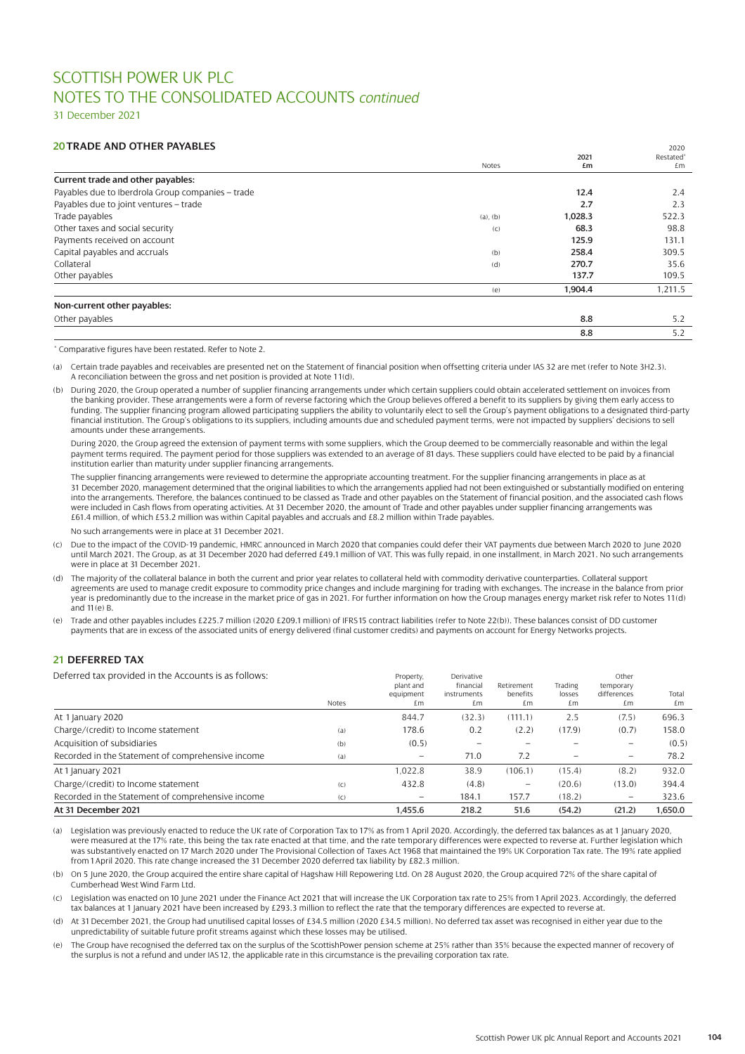# SCOTTISH POWER UK PLC
## NOTES TO THE CONSOLIDATED ACCOUNTS *continued*

31 December 2021

### 20 TRADE AND OTHER PAYABLES

| | Notes | 2021 £m | 2020 Restated* £m |
|---|---|---|---|
| **Current trade and other payables:** | | | |
| Payables due to Iberdrola Group companies – trade | | **12.4** | 2.4 |
| Payables due to joint ventures – trade | | **2.7** | 2.3 |
| Trade payables | (a), (b) | **1,028.3** | 522.3 |
| Other taxes and social security | (c) | **68.3** | 98.8 |
| Payments received on account | | **125.9** | 131.1 |
| Capital payables and accruals | (b) | **258.4** | 309.5 |
| Collateral | (d) | **270.7** | 35.6 |
| Other payables | | **137.7** | 109.5 |
| | (e) | **1,904.4** | 1,211.5 |
| **Non-current other payables:** | | | |
| Other payables | | **8.8** | 5.2 |
| | | **8.8** | 5.2 |

\* Comparative figures have been restated. Refer to Note 2.

(a) Certain trade payables and receivables are presented net on the Statement of financial position when offsetting criteria under IAS 32 are met (refer to Note 3H2.3). A reconciliation between the gross and net position is provided at Note 11(d).

(b) During 2020, the Group operated a number of supplier financing arrangements under which certain suppliers could obtain accelerated settlement on invoices from the banking provider. These arrangements were a form of reverse factoring which the Group believes offered a benefit to its suppliers by giving them early access to funding. The supplier financing program allowed participating suppliers the ability to voluntarily elect to sell the Group's payment obligations to a designated third-party financial institution. The Group's obligations to its suppliers, including amounts due and scheduled payment terms, were not impacted by suppliers' decisions to sell amounts under these arrangements.

During 2020, the Group agreed the extension of payment terms with some suppliers, which the Group deemed to be commercially reasonable and within the legal payment terms required. The payment period for those suppliers was extended to an average of 81 days. These suppliers could have elected to be paid by a financial institution earlier than maturity under supplier financing arrangements.

The supplier financing arrangements were reviewed to determine the appropriate accounting treatment. For the supplier financing arrangements in place as at 31 December 2020, management determined that the original liabilities to which the arrangements applied had not been extinguished or substantially modified on entering into the arrangements. Therefore, the balances continued to be classed as Trade and other payables on the Statement of financial position, and the associated cash flows were included in Cash flows from operating activities. At 31 December 2020, the amount of Trade and other payables under supplier financing arrangements was £61.4 million, of which £53.2 million was within Capital payables and accruals and £8.2 million within Trade payables.

No such arrangements were in place at 31 December 2021.

(c) Due to the impact of the COVID-19 pandemic, HMRC announced in March 2020 that companies could defer their VAT payments due between March 2020 to June 2020 until March 2021. The Group, as at 31 December 2020 had deferred £49.1 million of VAT. This was fully repaid, in one installment, in March 2021. No such arrangements were in place at 31 December 2021.

(d) The majority of the collateral balance in both the current and prior year relates to collateral held with commodity derivative counterparties. Collateral support agreements are used to manage credit exposure to commodity price changes and include margining for trading with exchanges. The increase in the balance from prior year is predominantly due to the increase in the market price of gas in 2021. For further information on how the Group manages energy market risk refer to Notes 11(d) and 11(e) B.

(e) Trade and other payables includes £225.7 million (2020 £209.1 million) of IFRS 15 contract liabilities (refer to Note 22(b)). These balances consist of DD customer payments that are in excess of the associated units of energy delivered (final customer credits) and payments on account for Energy Networks projects.

### 21 DEFERRED TAX

Deferred tax provided in the Accounts is as follows:

| | Notes | Property, plant and equipment £m | Derivative financial instruments £m | Retirement benefits £m | Trading losses £m | Other temporary differences £m | Total £m |
|---|---|---|---|---|---|---|---|
| At 1 January 2020 | | 844.7 | (32.3) | (111.1) | 2.5 | (7.5) | 696.3 |
| Charge/(credit) to Income statement | (a) | 178.6 | 0.2 | (2.2) | (17.9) | (0.7) | 158.0 |
| Acquisition of subsidiaries | (b) | (0.5) | – | – | – | – | (0.5) |
| Recorded in the Statement of comprehensive income | (a) | – | 71.0 | 7.2 | – | – | 78.2 |
| At 1 January 2021 | | 1,022.8 | 38.9 | (106.1) | (15.4) | (8.2) | 932.0 |
| Charge/(credit) to Income statement | (c) | 432.8 | (4.8) | – | (20.6) | (13.0) | 394.4 |
| Recorded in the Statement of comprehensive income | (c) | – | 184.1 | 157.7 | (18.2) | – | 323.6 |
| **At 31 December 2021** | | **1,455.6** | **218.2** | **51.6** | **(54.2)** | **(21.2)** | **1,650.0** |

(a) Legislation was previously enacted to reduce the UK rate of Corporation Tax to 17% as from 1 April 2020. Accordingly, the deferred tax balances as at 1 January 2020, were measured at the 17% rate, this being the tax rate enacted at that time, and the rate temporary differences were expected to reverse at. Further legislation which was substantively enacted on 17 March 2020 under The Provisional Collection of Taxes Act 1968 that maintained the 19% UK Corporation Tax rate. The 19% rate applied from 1 April 2020. This rate change increased the 31 December 2020 deferred tax liability by £82.3 million.

(b) On 5 June 2020, the Group acquired the entire share capital of Hagshaw Hill Repowering Ltd. On 28 August 2020, the Group acquired 72% of the share capital of Cumberhead West Wind Farm Ltd.

(c) Legislation was enacted on 10 June 2021 under the Finance Act 2021 that will increase the UK Corporation tax rate to 25% from 1 April 2023. Accordingly, the deferred tax balances at 1 January 2021 have been increased by £293.3 million to reflect the rate that the temporary differences are expected to reverse at.

(d) At 31 December 2021, the Group had unutilised capital losses of £34.5 million (2020 £34.5 million). No deferred tax asset was recognised in either year due to the unpredictability of suitable future profit streams against which these losses may be utilised.

(e) The Group have recognised the deferred tax on the surplus of the ScottishPower pension scheme at 25% rather than 35% because the expected manner of recovery of the surplus is not a refund and under IAS 12, the applicable rate in this circumstance is the prevailing corporation tax rate.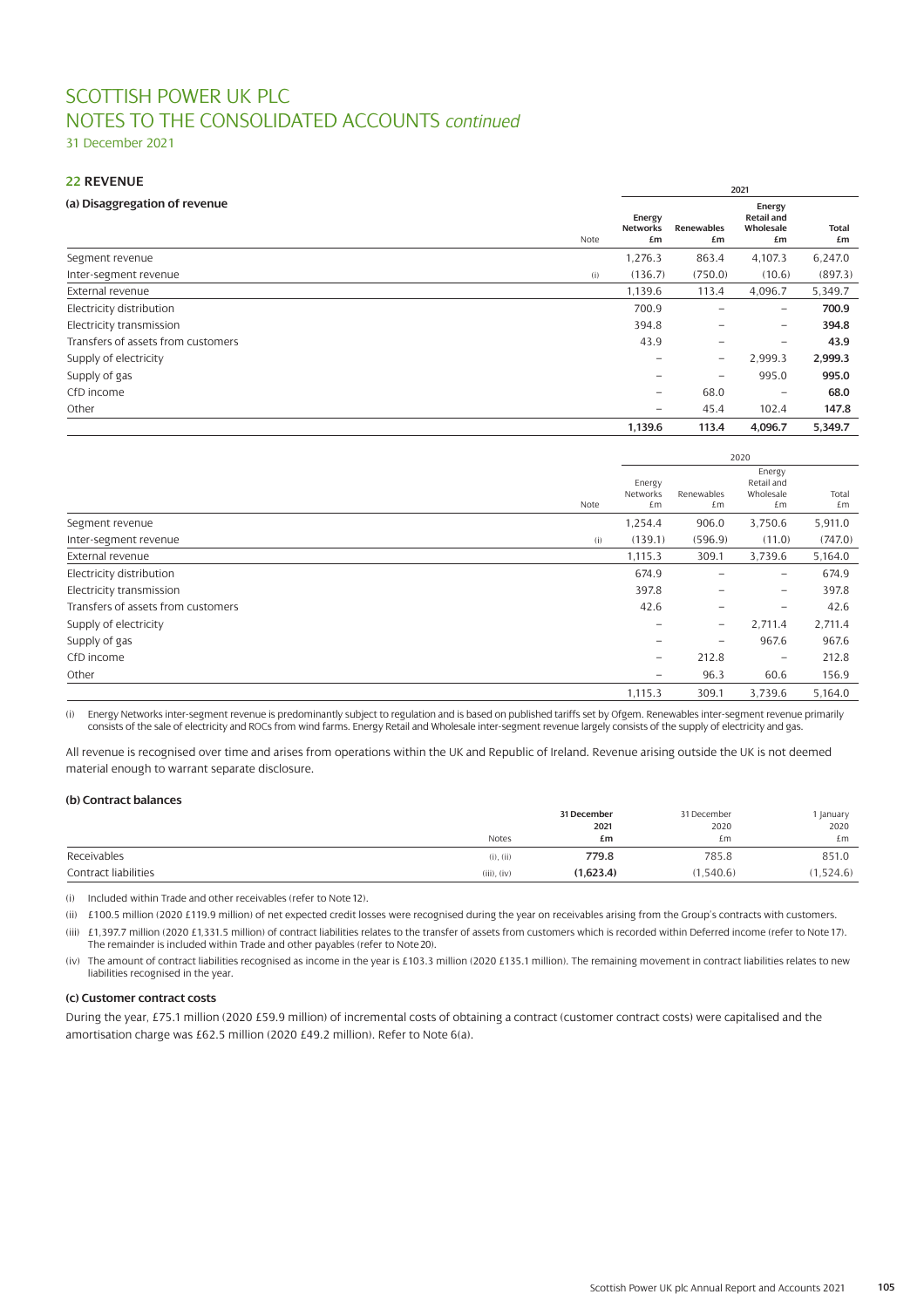# SCOTTISH POWER UK PLC
## NOTES TO THE CONSOLIDATED ACCOUNTS *continued*
31 December 2021

### 22 REVENUE

#### (a) Disaggregation of revenue

| | Note | 2021 | | | |
|---|---|---|---|---|---|
| | | Energy Networks £m | Renewables £m | Energy Retail and Wholesale £m | Total £m |
| Segment revenue | | 1,276.3 | 863.4 | 4,107.3 | 6,247.0 |
| Inter-segment revenue | (i) | (136.7) | (750.0) | (10.6) | (897.3) |
| External revenue | | 1,139.6 | 113.4 | 4,096.7 | 5,349.7 |
| Electricity distribution | | 700.9 | – | – | **700.9** |
| Electricity transmission | | 394.8 | – | – | **394.8** |
| Transfers of assets from customers | | 43.9 | – | – | **43.9** |
| Supply of electricity | | – | – | 2,999.3 | **2,999.3** |
| Supply of gas | | – | – | 995.0 | **995.0** |
| CfD income | | – | 68.0 | – | **68.0** |
| Other | | – | 45.4 | 102.4 | **147.8** |
| | | **1,139.6** | **113.4** | **4,096.7** | **5,349.7** |

| | Note | 2020 | | | |
|---|---|---|---|---|---|
| | | Energy Networks £m | Renewables £m | Energy Retail and Wholesale £m | Total £m |
| Segment revenue | | 1,254.4 | 906.0 | 3,750.6 | 5,911.0 |
| Inter-segment revenue | (i) | (139.1) | (596.9) | (11.0) | (747.0) |
| External revenue | | 1,115.3 | 309.1 | 3,739.6 | 5,164.0 |
| Electricity distribution | | 674.9 | – | – | 674.9 |
| Electricity transmission | | 397.8 | – | – | 397.8 |
| Transfers of assets from customers | | 42.6 | – | – | 42.6 |
| Supply of electricity | | – | – | 2,711.4 | 2,711.4 |
| Supply of gas | | – | – | 967.6 | 967.6 |
| CfD income | | – | 212.8 | – | 212.8 |
| Other | | – | 96.3 | 60.6 | 156.9 |
| | | 1,115.3 | 309.1 | 3,739.6 | 5,164.0 |

(i) Energy Networks inter-segment revenue is predominantly subject to regulation and is based on published tariffs set by Ofgem. Renewables inter-segment revenue primarily consists of the sale of electricity and ROCs from wind farms. Energy Retail and Wholesale inter-segment revenue largely consists of the supply of electricity and gas.

All revenue is recognised over time and arises from operations within the UK and Republic of Ireland. Revenue arising outside the UK is not deemed material enough to warrant separate disclosure.

#### (b) Contract balances

| | Notes | 31 December 2021 £m | 31 December 2020 £m | 1 January 2020 £m |
|---|---|---|---|---|
| Receivables | (i), (ii) | **779.8** | 785.8 | 851.0 |
| Contract liabilities | (iii), (iv) | **(1,623.4)** | (1,540.6) | (1,524.6) |

(i) Included within Trade and other receivables (refer to Note 12).

(ii) £100.5 million (2020 £119.9 million) of net expected credit losses were recognised during the year on receivables arising from the Group's contracts with customers.

(iii) £1,397.7 million (2020 £1,331.5 million) of contract liabilities relates to the transfer of assets from customers which is recorded within Deferred income (refer to Note 17). The remainder is included within Trade and other payables (refer to Note 20).

(iv) The amount of contract liabilities recognised as income in the year is £103.3 million (2020 £135.1 million). The remaining movement in contract liabilities relates to new liabilities recognised in the year.

#### (c) Customer contract costs

During the year, £75.1 million (2020 £59.9 million) of incremental costs of obtaining a contract (customer contract costs) were capitalised and the amortisation charge was £62.5 million (2020 £49.2 million). Refer to Note 6(a).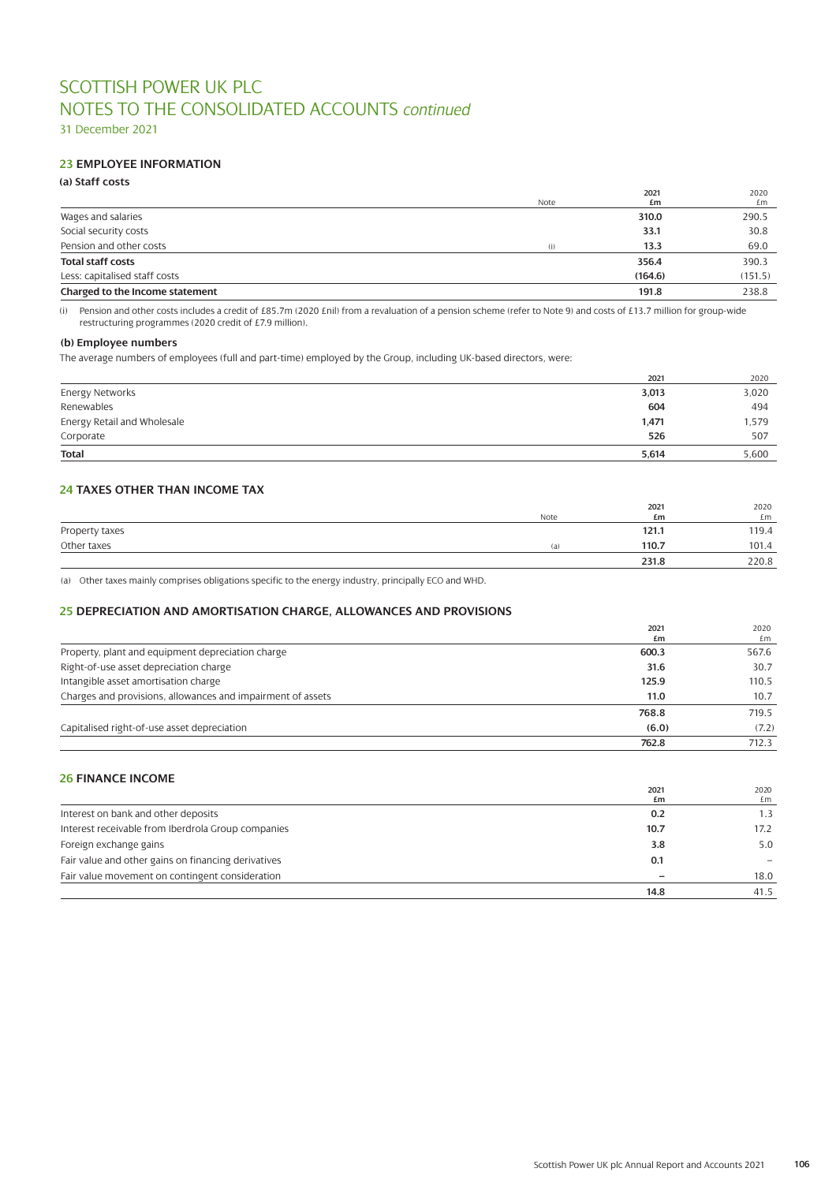# SCOTTISH POWER UK PLC
# NOTES TO THE CONSOLIDATED ACCOUNTS *continued*

31 December 2021

## 23 EMPLOYEE INFORMATION

### (a) Staff costs

| | Note | 2021 £m | 2020 £m |
|---|---|---|---|
| Wages and salaries | | **310.0** | 290.5 |
| Social security costs | | **33.1** | 30.8 |
| Pension and other costs | (i) | **13.3** | 69.0 |
| **Total staff costs** | | **356.4** | 390.3 |
| Less: capitalised staff costs | | **(164.6)** | (151.5) |
| **Charged to the Income statement** | | **191.8** | 238.8 |

(i) Pension and other costs includes a credit of £85.7m (2020 £nil) from a revaluation of a pension scheme (refer to Note 9) and costs of £13.7 million for group-wide restructuring programmes (2020 credit of £7.9 million).

### (b) Employee numbers

The average numbers of employees (full and part-time) employed by the Group, including UK-based directors, were:

| | 2021 | 2020 |
|---|---|---|
| Energy Networks | **3,013** | 3,020 |
| Renewables | **604** | 494 |
| Energy Retail and Wholesale | **1,471** | 1,579 |
| Corporate | **526** | 507 |
| **Total** | **5,614** | 5,600 |

## 24 TAXES OTHER THAN INCOME TAX

| | Note | 2021 £m | 2020 £m |
|---|---|---|---|
| Property taxes | | **121.1** | 119.4 |
| Other taxes | (a) | **110.7** | 101.4 |
| | | **231.8** | 220.8 |

(a) Other taxes mainly comprises obligations specific to the energy industry, principally ECO and WHD.

## 25 DEPRECIATION AND AMORTISATION CHARGE, ALLOWANCES AND PROVISIONS

| | 2021 £m | 2020 £m |
|---|---|---|
| Property, plant and equipment depreciation charge | **600.3** | 567.6 |
| Right-of-use asset depreciation charge | **31.6** | 30.7 |
| Intangible asset amortisation charge | **125.9** | 110.5 |
| Charges and provisions, allowances and impairment of assets | **11.0** | 10.7 |
| | **768.8** | 719.5 |
| Capitalised right-of-use asset depreciation | **(6.0)** | (7.2) |
| | **762.8** | 712.3 |

## 26 FINANCE INCOME

| | 2021 £m | 2020 £m |
|---|---|---|
| Interest on bank and other deposits | **0.2** | 1.3 |
| Interest receivable from Iberdrola Group companies | **10.7** | 17.2 |
| Foreign exchange gains | **3.8** | 5.0 |
| Fair value and other gains on financing derivatives | **0.1** | – |
| Fair value movement on contingent consideration | **–** | 18.0 |
| | **14.8** | 41.5 |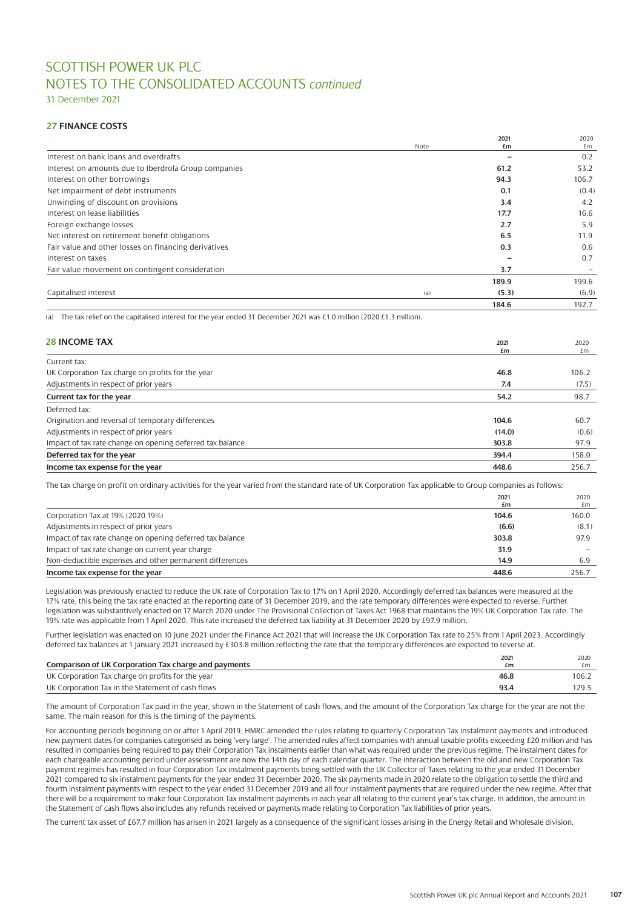# SCOTTISH POWER UK PLC
# NOTES TO THE CONSOLIDATED ACCOUNTS *continued*

31 December 2021

## 27 FINANCE COSTS

| | Note | 2021 £m | 2020 £m |
|---|---|---|---|
| Interest on bank loans and overdrafts | | – | 0.2 |
| Interest on amounts due to Iberdrola Group companies | | 61.2 | 53.2 |
| Interest on other borrowings | | 94.3 | 106.7 |
| Net impairment of debt instruments | | 0.1 | (0.4) |
| Unwinding of discount on provisions | | 3.4 | 4.2 |
| Interest on lease liabilities | | 17.7 | 16.6 |
| Foreign exchange losses | | 2.7 | 5.9 |
| Net interest on retirement benefit obligations | | 6.5 | 11.9 |
| Fair value and other losses on financing derivatives | | 0.3 | 0.6 |
| Interest on taxes | | – | 0.7 |
| Fair value movement on contingent consideration | | 3.7 | – |
| | | 189.9 | 199.6 |
| Capitalised interest | (a) | (5.3) | (6.9) |
| | | 184.6 | 192.7 |

(a) The tax relief on the capitalised interest for the year ended 31 December 2021 was £1.0 million (2020 £1.3 million).

## 28 INCOME TAX

| | 2021 £m | 2020 £m |
|---|---|---|
| Current tax: | | |
| UK Corporation Tax charge on profits for the year | 46.8 | 106.2 |
| Adjustments in respect of prior years | 7.4 | (7.5) |
| **Current tax for the year** | **54.2** | **98.7** |
| Deferred tax: | | |
| Origination and reversal of temporary differences | 104.6 | 60.7 |
| Adjustments in respect of prior years | (14.0) | (0.6) |
| Impact of tax rate change on opening deferred tax balance | 303.8 | 97.9 |
| **Deferred tax for the year** | **394.4** | **158.0** |
| **Income tax expense for the year** | **448.6** | **256.7** |

The tax charge on profit on ordinary activities for the year varied from the standard rate of UK Corporation Tax applicable to Group companies as follows:

| | 2021 £m | 2020 £m |
|---|---|---|
| Corporation Tax at 19% (2020 19%) | 104.6 | 160.0 |
| Adjustments in respect of prior years | (6.6) | (8.1) |
| Impact of tax rate change on opening deferred tax balance | 303.8 | 97.9 |
| Impact of tax rate change on current year charge | 31.9 | – |
| Non-deductible expenses and other permanent differences | 14.9 | 6.9 |
| **Income tax expense for the year** | **448.6** | **256.7** |

Legislation was previously enacted to reduce the UK rate of Corporation Tax to 17% on 1 April 2020. Accordingly deferred tax balances were measured at the 17% rate, this being the tax rate enacted at the reporting date of 31 December 2019, and the rate temporary differences were expected to reverse. Further legislation was substantively enacted on 17 March 2020 under The Provisional Collection of Taxes Act 1968 that maintains the 19% UK Corporation Tax rate. The 19% rate was applicable from 1 April 2020. This rate increased the deferred tax liability at 31 December 2020 by £97.9 million.

Further legislation was enacted on 10 June 2021 under the Finance Act 2021 that will increase the UK Corporation Tax rate to 25% from 1 April 2023. Accordingly deferred tax balances at 1 January 2021 increased by £303.8 million reflecting the rate that the temporary differences are expected to reverse at.

| Comparison of UK Corporation Tax charge and payments | 2021 £m | 2020 £m |
|---|---|---|
| UK Corporation Tax charge on profits for the year | 46.8 | 106.2 |
| UK Corporation Tax in the Statement of cash flows | 93.4 | 129.5 |

The amount of Corporation Tax paid in the year, shown in the Statement of cash flows, and the amount of the Corporation Tax charge for the year are not the same. The main reason for this is the timing of the payments.

For accounting periods beginning on or after 1 April 2019, HMRC amended the rules relating to quarterly Corporation Tax instalment payments and introduced new payment dates for companies categorised as being 'very large'. The amended rules affect companies with annual taxable profits exceeding £20 million and has resulted in companies being required to pay their Corporation Tax instalments earlier than what was required under the previous regime. The instalment dates for each chargeable accounting period under assessment are now the 14th day of each calendar quarter. The interaction between the old and new Corporation Tax payment regimes has resulted in four Corporation Tax instalment payments being settled with the UK Collector of Taxes relating to the year ended 31 December 2021 compared to six instalment payments for the year ended 31 December 2020. The six payments made in 2020 relate to the obligation to settle the third and fourth instalment payments with respect to the year ended 31 December 2019 and all four instalment payments that are required under the new regime. After that there will be a requirement to make four Corporation Tax instalment payments in each year all relating to the current year's tax charge. In addition, the amount in the Statement of cash flows also includes any refunds received or payments made relating to Corporation Tax liabilities of prior years.

The current tax asset of £67.7 million has arisen in 2021 largely as a consequence of the significant losses arising in the Energy Retail and Wholesale division.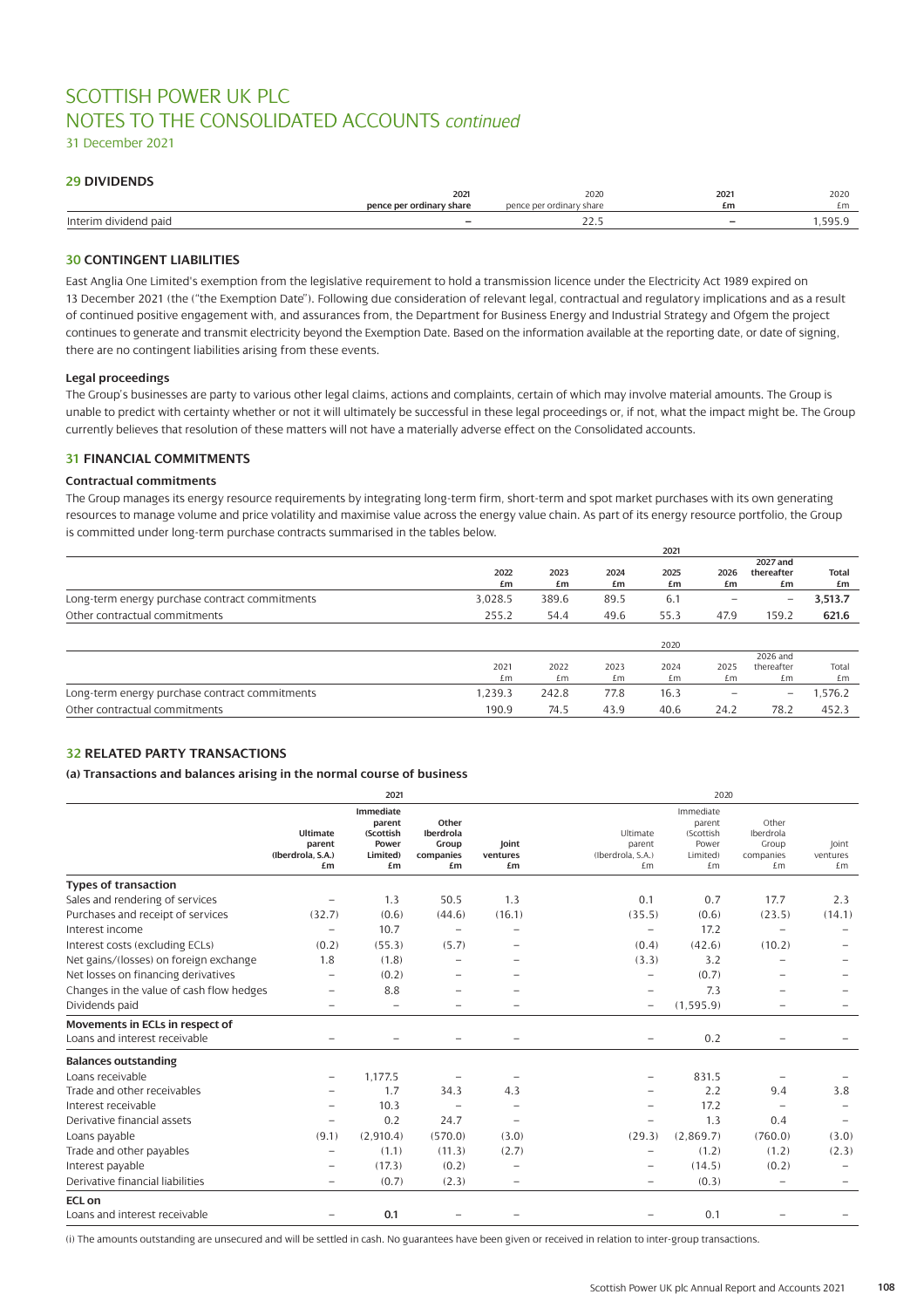# SCOTTISH POWER UK PLC
# NOTES TO THE CONSOLIDATED ACCOUNTS *continued*

31 December 2021

## 29 DIVIDENDS

| | 2021 pence per ordinary share | 2020 pence per ordinary share | 2021 £m | 2020 £m |
|---|---|---|---|---|
| Interim dividend paid | – | 22.5 | – | 1,595.9 |

## 30 CONTINGENT LIABILITIES

East Anglia One Limited's exemption from the legislative requirement to hold a transmission licence under the Electricity Act 1989 expired on 13 December 2021 (the ("the Exemption Date"). Following due consideration of relevant legal, contractual and regulatory implications and as a result of continued positive engagement with, and assurances from, the Department for Business Energy and Industrial Strategy and Ofgem the project continues to generate and transmit electricity beyond the Exemption Date. Based on the information available at the reporting date, or date of signing, there are no contingent liabilities arising from these events.

### Legal proceedings

The Group's businesses are party to various other legal claims, actions and complaints, certain of which may involve material amounts. The Group is unable to predict with certainty whether or not it will ultimately be successful in these legal proceedings or, if not, what the impact might be. The Group currently believes that resolution of these matters will not have a materially adverse effect on the Consolidated accounts.

## 31 FINANCIAL COMMITMENTS

### Contractual commitments

The Group manages its energy resource requirements by integrating long-term firm, short-term and spot market purchases with its own generating resources to manage volume and price volatility and maximise value across the energy value chain. As part of its energy resource portfolio, the Group is committed under long-term purchase contracts summarised in the tables below.

| 2021 | 2022 £m | 2023 £m | 2024 £m | 2025 £m | 2026 £m | 2027 and thereafter £m | Total £m |
|---|---|---|---|---|---|---|---|
| Long-term energy purchase contract commitments | 3,028.5 | 389.6 | 89.5 | 6.1 | – | – | **3,513.7** |
| Other contractual commitments | 255.2 | 54.4 | 49.6 | 55.3 | 47.9 | 159.2 | **621.6** |

| 2020 | 2021 £m | 2022 £m | 2023 £m | 2024 £m | 2025 £m | 2026 and thereafter £m | Total £m |
|---|---|---|---|---|---|---|---|
| Long-term energy purchase contract commitments | 1,239.3 | 242.8 | 77.8 | 16.3 | – | – | 1,576.2 |
| Other contractual commitments | 190.9 | 74.5 | 43.9 | 40.6 | 24.2 | 78.2 | 452.3 |

## 32 RELATED PARTY TRANSACTIONS

### (a) Transactions and balances arising in the normal course of business

| | 2021 | | | | 2020 | | | |
|---|---|---|---|---|---|---|---|---|
| | Ultimate parent (Iberdrola, S.A.) £m | Immediate parent (Scottish Power Limited) £m | Other Iberdrola Group companies £m | Joint ventures £m | Ultimate parent (Iberdrola, S.A.) £m | Immediate parent (Scottish Power Limited) £m | Other Iberdrola Group companies £m | Joint ventures £m |
| **Types of transaction** | | | | | | | | |
| Sales and rendering of services | – | 1.3 | 50.5 | 1.3 | 0.1 | 0.7 | 17.7 | 2.3 |
| Purchases and receipt of services | (32.7) | (0.6) | (44.6) | (16.1) | (35.5) | (0.6) | (23.5) | (14.1) |
| Interest income | – | 10.7 | – | – | – | 17.2 | – | – |
| Interest costs (excluding ECLs) | (0.2) | (55.3) | (5.7) | – | (0.4) | (42.6) | (10.2) | – |
| Net gains/(losses) on foreign exchange | 1.8 | (1.8) | – | – | (3.3) | 3.2 | – | – |
| Net losses on financing derivatives | – | (0.2) | – | – | – | (0.7) | – | – |
| Changes in the value of cash flow hedges | – | 8.8 | – | – | – | 7.3 | – | – |
| Dividends paid | – | – | – | – | – | (1,595.9) | – | – |
| **Movements in ECLs in respect of** | | | | | | | | |
| Loans and interest receivable | – | – | – | – | – | 0.2 | – | – |
| **Balances outstanding** | | | | | | | | |
| Loans receivable | – | 1,177.5 | – | – | – | 831.5 | – | – |
| Trade and other receivables | – | 1.7 | 34.3 | 4.3 | – | 2.2 | 9.4 | 3.8 |
| Interest receivable | – | 10.3 | – | – | – | 17.2 | – | – |
| Derivative financial assets | – | 0.2 | 24.7 | – | – | 1.3 | 0.4 | – |
| Loans payable | (9.1) | (2,910.4) | (570.0) | (3.0) | (29.3) | (2,869.7) | (760.0) | (3.0) |
| Trade and other payables | – | (1.1) | (11.3) | (2.7) | – | (1.2) | (1.2) | (2.3) |
| Interest payable | – | (17.3) | (0.2) | – | – | (14.5) | (0.2) | – |
| Derivative financial liabilities | – | (0.7) | (2.3) | – | – | (0.3) | – | – |
| **ECL on** | | | | | | | | |
| Loans and interest receivable | – | **0.1** | – | – | – | 0.1 | – | – |

(i) The amounts outstanding are unsecured and will be settled in cash. No guarantees have been given or received in relation to inter-group transactions.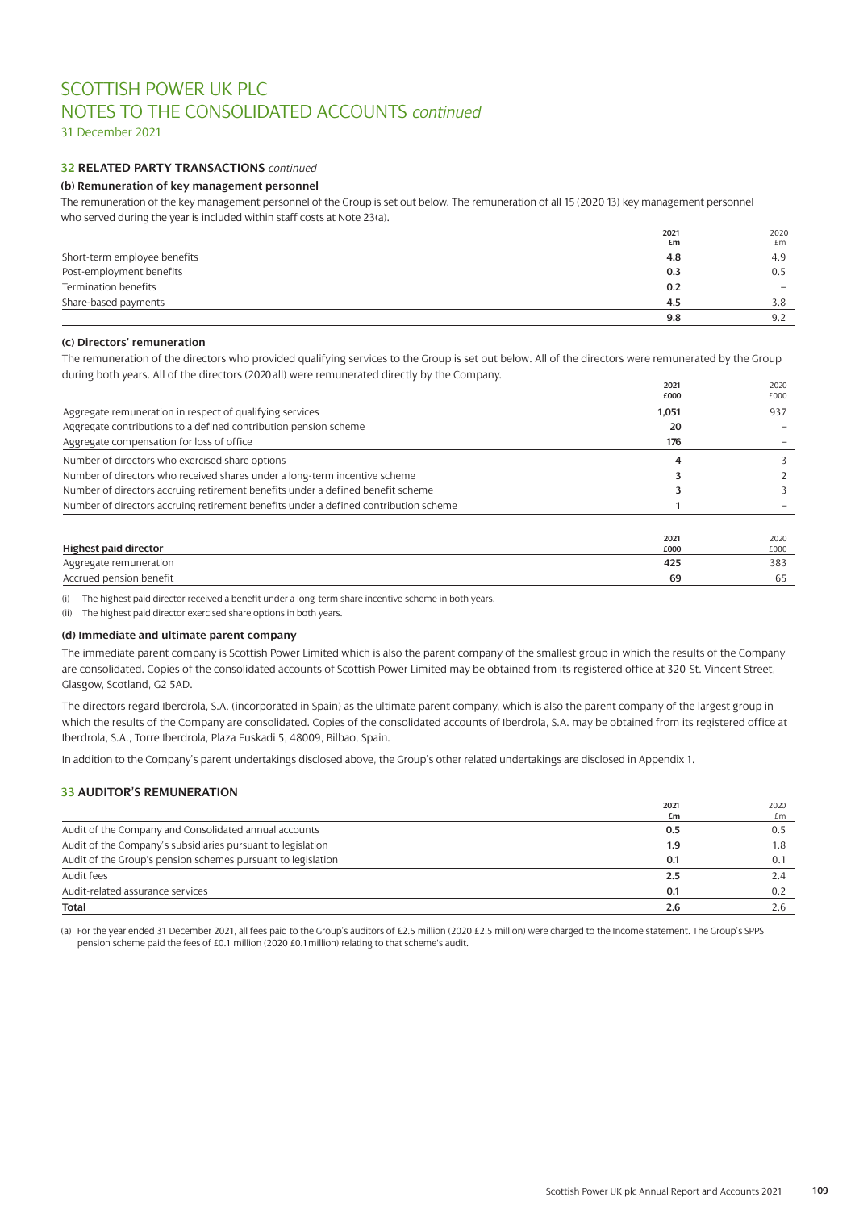# SCOTTISH POWER UK PLC
# NOTES TO THE CONSOLIDATED ACCOUNTS *continued*

31 December 2021

## 32 RELATED PARTY TRANSACTIONS *continued*

### (b) Remuneration of key management personnel

The remuneration of the key management personnel of the Group is set out below. The remuneration of all 15 (2020 13) key management personnel who served during the year is included within staff costs at Note 23(a).

| | 2021 £m | 2020 £m |
|---|---|---|
| Short-term employee benefits | **4.8** | 4.9 |
| Post-employment benefits | **0.3** | 0.5 |
| Termination benefits | **0.2** | – |
| Share-based payments | **4.5** | 3.8 |
| | **9.8** | 9.2 |

### (c) Directors' remuneration

The remuneration of the directors who provided qualifying services to the Group is set out below. All of the directors were remunerated by the Group during both years. All of the directors (2020 all) were remunerated directly by the Company.

| | 2021 £000 | 2020 £000 |
|---|---|---|
| Aggregate remuneration in respect of qualifying services | **1,051** | 937 |
| Aggregate contributions to a defined contribution pension scheme | **20** | – |
| Aggregate compensation for loss of office | **176** | – |
| Number of directors who exercised share options | **4** | 3 |
| Number of directors who received shares under a long-term incentive scheme | **3** | 2 |
| Number of directors accruing retirement benefits under a defined benefit scheme | **3** | 3 |
| Number of directors accruing retirement benefits under a defined contribution scheme | **1** | – |

| Highest paid director | 2021 £000 | 2020 £000 |
|---|---|---|
| Aggregate remuneration | **425** | 383 |
| Accrued pension benefit | **69** | 65 |

(i) The highest paid director received a benefit under a long-term share incentive scheme in both years.

(ii) The highest paid director exercised share options in both years.

### (d) Immediate and ultimate parent company

The immediate parent company is Scottish Power Limited which is also the parent company of the smallest group in which the results of the Company are consolidated. Copies of the consolidated accounts of Scottish Power Limited may be obtained from its registered office at 320 St. Vincent Street, Glasgow, Scotland, G2 5AD.

The directors regard Iberdrola, S.A. (incorporated in Spain) as the ultimate parent company, which is also the parent company of the largest group in which the results of the Company are consolidated. Copies of the consolidated accounts of Iberdrola, S.A. may be obtained from its registered office at Iberdrola, S.A., Torre Iberdrola, Plaza Euskadi 5, 48009, Bilbao, Spain.

In addition to the Company's parent undertakings disclosed above, the Group's other related undertakings are disclosed in Appendix 1.

## 33 AUDITOR'S REMUNERATION

| | 2021 £m | 2020 £m |
|---|---|---|
| Audit of the Company and Consolidated annual accounts | **0.5** | 0.5 |
| Audit of the Company's subsidiaries pursuant to legislation | **1.9** | 1.8 |
| Audit of the Group's pension schemes pursuant to legislation | **0.1** | 0.1 |
| Audit fees | **2.5** | 2.4 |
| Audit-related assurance services | **0.1** | 0.2 |
| **Total** | **2.6** | 2.6 |

(a) For the year ended 31 December 2021, all fees paid to the Group's auditors of £2.5 million (2020 £2.5 million) were charged to the Income statement. The Group's SPPS pension scheme paid the fees of £0.1 million (2020 £0.1 million) relating to that scheme's audit.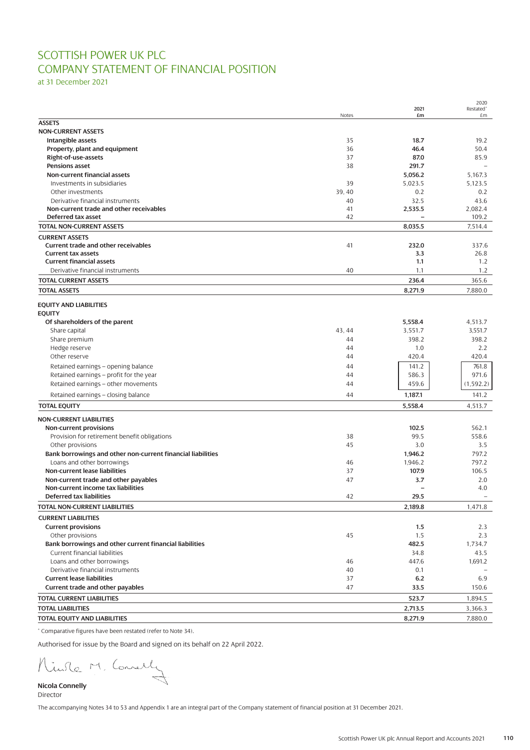# SCOTTISH POWER UK PLC
# COMPANY STATEMENT OF FINANCIAL POSITION

at 31 December 2021

| | Notes | 2021 £m | 2020 Restated* £m |
|---|---|---|---|
| **ASSETS** | | | |
| **NON-CURRENT ASSETS** | | | |
| **Intangible assets** | 35 | **18.7** | 19.2 |
| **Property, plant and equipment** | 36 | **46.4** | 50.4 |
| **Right-of-use-assets** | 37 | **87.0** | 85.9 |
| **Pensions asset** | 38 | **291.7** | – |
| **Non-current financial assets** | | **5,056.2** | 5,167.3 |
| Investments in subsidiaries | 39 | 5,023.5 | 5,123.5 |
| Other investments | 39, 40 | 0.2 | 0.2 |
| Derivative financial instruments | 40 | 32.5 | 43.6 |
| **Non-current trade and other receivables** | 41 | **2,535.5** | 2,082.4 |
| **Deferred tax asset** | 42 | **–** | 109.2 |
| **TOTAL NON-CURRENT ASSETS** | | **8,035.5** | 7,514.4 |
| **CURRENT ASSETS** | | | |
| **Current trade and other receivables** | 41 | **232.0** | 337.6 |
| **Current tax assets** | | **3.3** | 26.8 |
| **Current financial assets** | | **1.1** | 1.2 |
| Derivative financial instruments | 40 | 1.1 | 1.2 |
| **TOTAL CURRENT ASSETS** | | **236.4** | 365.6 |
| **TOTAL ASSETS** | | **8,271.9** | 7,880.0 |
| **EQUITY AND LIABILITIES** | | | |
| **EQUITY** | | | |
| **Of shareholders of the parent** | | **5,558.4** | 4,513.7 |
| Share capital | 43, 44 | 3,551.7 | 3,551.7 |
| Share premium | 44 | 398.2 | 398.2 |
| Hedge reserve | 44 | 1.0 | 2.2 |
| Other reserve | 44 | 420.4 | 420.4 |
| Retained earnings – opening balance | 44 | 141.2 | 761.8 |
| Retained earnings – profit for the year | 44 | 586.3 | 971.6 |
| Retained earnings – other movements | 44 | 459.6 | (1,592.2) |
| Retained earnings – closing balance | 44 | **1,187.1** | 141.2 |
| **TOTAL EQUITY** | | **5,558.4** | 4,513.7 |
| **NON-CURRENT LIABILITIES** | | | |
| **Non-current provisions** | | **102.5** | 562.1 |
| Provision for retirement benefit obligations | 38 | 99.5 | 558.6 |
| Other provisions | 45 | 3.0 | 3.5 |
| **Bank borrowings and other non-current financial liabilities** | | **1,946.2** | 797.2 |
| Loans and other borrowings | 46 | 1,946.2 | 797.2 |
| **Non-current lease liabilities** | 37 | **107.9** | 106.5 |
| **Non-current trade and other payables** | 47 | **3.7** | 2.0 |
| **Non-current income tax liabilities** | | **–** | 4.0 |
| **Deferred tax liabilities** | 42 | **29.5** | – |
| **TOTAL NON-CURRENT LIABILITIES** | | **2,189.8** | 1,471.8 |
| **CURRENT LIABILITIES** | | | |
| **Current provisions** | | **1.5** | 2.3 |
| Other provisions | 45 | 1.5 | 2.3 |
| **Bank borrowings and other current financial liabilities** | | **482.5** | 1,734.7 |
| Current financial liabilities | | 34.8 | 43.5 |
| Loans and other borrowings | 46 | 447.6 | 1,691.2 |
| Derivative financial instruments | 40 | 0.1 | – |
| **Current lease liabilities** | 37 | **6.2** | 6.9 |
| **Current trade and other payables** | 47 | **33.5** | 150.6 |
| **TOTAL CURRENT LIABILITIES** | | **523.7** | 1,894.5 |
| **TOTAL LIABILITIES** | | **2,713.5** | 3,366.3 |
| **TOTAL EQUITY AND LIABILITIES** | | **8,271.9** | 7,880.0 |

\* Comparative figures have been restated (refer to Note 34).

Authorised for issue by the Board and signed on its behalf on 22 April 2022.

**Nicola Connelly**
Director

The accompanying Notes 34 to 53 and Appendix 1 are an integral part of the Company statement of financial position at 31 December 2021.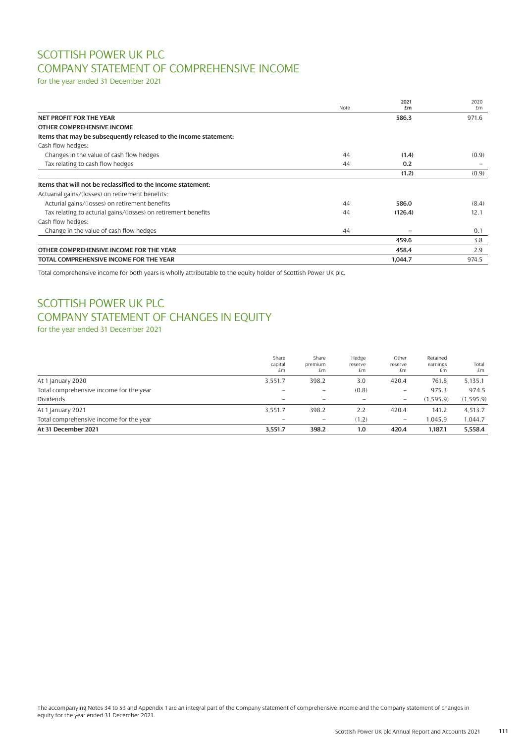# SCOTTISH POWER UK PLC
# COMPANY STATEMENT OF COMPREHENSIVE INCOME

for the year ended 31 December 2021

| | Note | 2021 £m | 2020 £m |
|---|---|---|---|
| **NET PROFIT FOR THE YEAR** | | **586.3** | 971.6 |
| **OTHER COMPREHENSIVE INCOME** | | | |
| **Items that may be subsequently released to the Income statement:** | | | |
| Cash flow hedges: | | | |
| Changes in the value of cash flow hedges | 44 | **(1.4)** | (0.9) |
| Tax relating to cash flow hedges | 44 | **0.2** | – |
| | | **(1.2)** | (0.9) |
| **Items that will not be reclassified to the Income statement:** | | | |
| Actuarial gains/(losses) on retirement benefits: | | | |
| Acturial gains/(losses) on retirement benefits | 44 | **586.0** | (8.4) |
| Tax relating to acturial gains/(losses) on retirement benefits | 44 | **(126.4)** | 12.1 |
| Cash flow hedges: | | | |
| Change in the value of cash flow hedges | 44 | **–** | 0.1 |
| | | **459.6** | 3.8 |
| **OTHER COMPREHENSIVE INCOME FOR THE YEAR** | | **458.4** | 2.9 |
| **TOTAL COMPREHENSIVE INCOME FOR THE YEAR** | | **1,044.7** | 974.5 |

Total comprehensive income for both years is wholly attributable to the equity holder of Scottish Power UK plc.

# SCOTTISH POWER UK PLC
# COMPANY STATEMENT OF CHANGES IN EQUITY

for the year ended 31 December 2021

| | Share capital £m | Share premium £m | Hedge reserve £m | Other reserve £m | Retained earnings £m | Total £m |
|---|---|---|---|---|---|---|
| At 1 January 2020 | 3,551.7 | 398.2 | 3.0 | 420.4 | 761.8 | 5,135.1 |
| Total comprehensive income for the year | – | – | (0.8) | – | 975.3 | 974.5 |
| Dividends | – | – | – | – | (1,595.9) | (1,595.9) |
| At 1 January 2021 | 3,551.7 | 398.2 | 2.2 | 420.4 | 141.2 | 4,513.7 |
| Total comprehensive income for the year | – | – | (1.2) | – | 1,045.9 | 1,044.7 |
| **At 31 December 2021** | **3,551.7** | **398.2** | **1.0** | **420.4** | **1,187.1** | **5,558.4** |

The accompanying Notes 34 to 53 and Appendix 1 are an integral part of the Company statement of comprehensive income and the Company statement of changes in equity for the year ended 31 December 2021.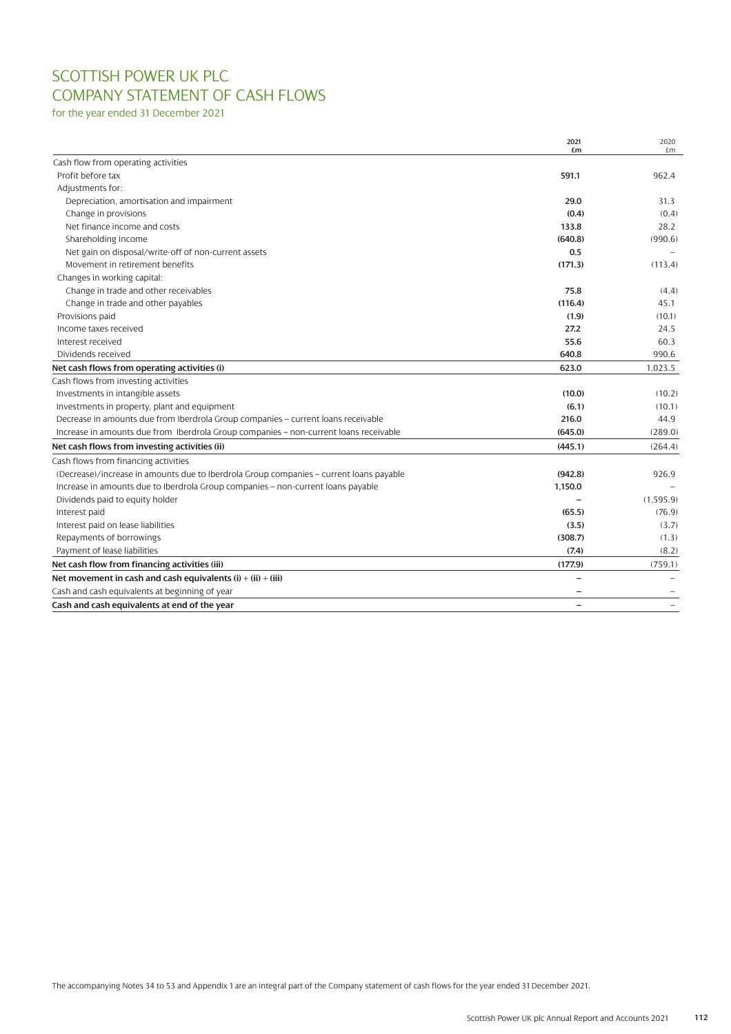# SCOTTISH POWER UK PLC
# COMPANY STATEMENT OF CASH FLOWS

for the year ended 31 December 2021

| | 2021 £m | 2020 £m |
|---|---|---|
| Cash flow from operating activities | | |
| Profit before tax | **591.1** | 962.4 |
| Adjustments for: | | |
| Depreciation, amortisation and impairment | **29.0** | 31.3 |
| Change in provisions | **(0.4)** | (0.4) |
| Net finance income and costs | **133.8** | 28.2 |
| Shareholding income | **(640.8)** | (990.6) |
| Net gain on disposal/write-off of non-current assets | **0.5** | – |
| Movement in retirement benefits | **(171.3)** | (113.4) |
| Changes in working capital: | | |
| Change in trade and other receivables | **75.8** | (4.4) |
| Change in trade and other payables | **(116.4)** | 45.1 |
| Provisions paid | **(1.9)** | (10.1) |
| Income taxes received | **27.2** | 24.5 |
| Interest received | **55.6** | 60.3 |
| Dividends received | **640.8** | 990.6 |
| **Net cash flows from operating activities (i)** | **623.0** | 1,023.5 |
| Cash flows from investing activities | | |
| Investments in intangible assets | **(10.0)** | (10.2) |
| Investments in property, plant and equipment | **(6.1)** | (10.1) |
| Decrease in amounts due from Iberdrola Group companies – current loans receivable | **216.0** | 44.9 |
| Increase in amounts due from Iberdrola Group companies – non-current loans receivable | **(645.0)** | (289.0) |
| **Net cash flows from investing activities (ii)** | **(445.1)** | (264.4) |
| Cash flows from financing activities | | |
| (Decrease)/increase in amounts due to Iberdrola Group companies – current loans payable | **(942.8)** | 926.9 |
| Increase in amounts due to Iberdrola Group companies – non-current loans payable | **1,150.0** | – |
| Dividends paid to equity holder | **–** | (1,595.9) |
| Interest paid | **(65.5)** | (76.9) |
| Interest paid on lease liabilities | **(3.5)** | (3.7) |
| Repayments of borrowings | **(308.7)** | (1.3) |
| Payment of lease liabilities | **(7.4)** | (8.2) |
| **Net cash flow from financing activities (iii)** | **(177.9)** | (759.1) |
| **Net movement in cash and cash equivalents (i) + (ii) + (iii)** | **–** | – |
| Cash and cash equivalents at beginning of year | **–** | – |
| **Cash and cash equivalents at end of the year** | **–** | – |

The accompanying Notes 34 to 53 and Appendix 1 are an integral part of the Company statement of cash flows for the year ended 31 December 2021.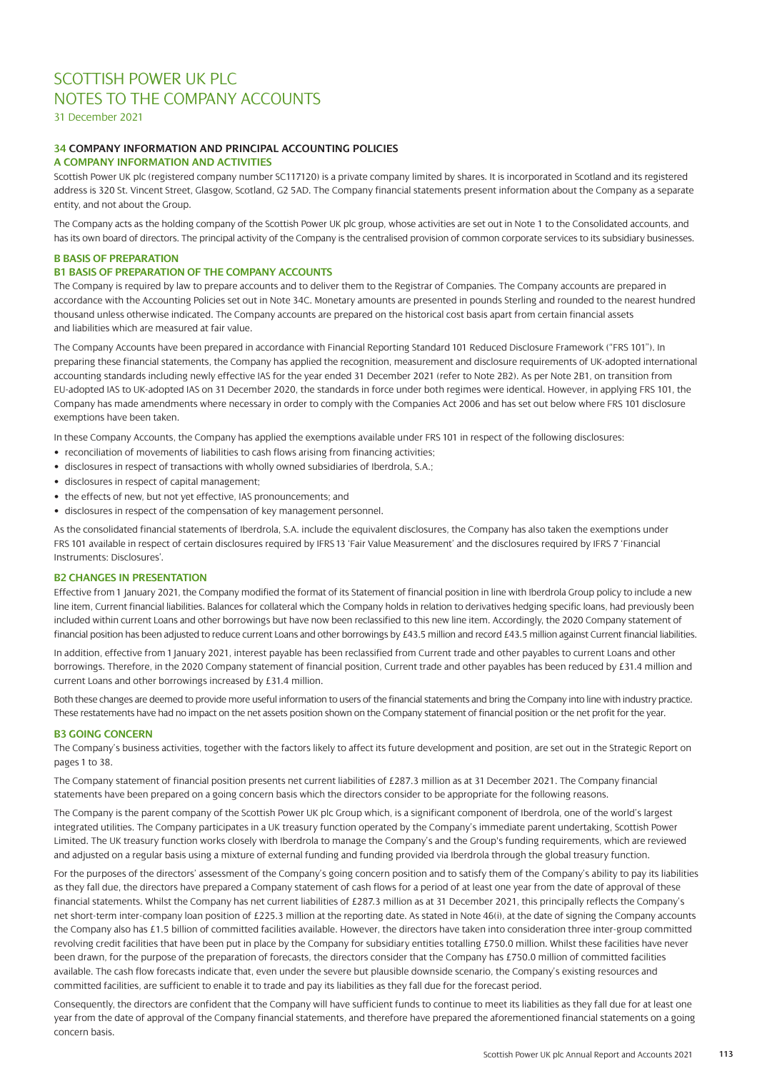# SCOTTISH POWER UK PLC
# NOTES TO THE COMPANY ACCOUNTS

31 December 2021

## 34 COMPANY INFORMATION AND PRINCIPAL ACCOUNTING POLICIES

### A COMPANY INFORMATION AND ACTIVITIES

Scottish Power UK plc (registered company number SC117120) is a private company limited by shares. It is incorporated in Scotland and its registered address is 320 St. Vincent Street, Glasgow, Scotland, G2 5AD. The Company financial statements present information about the Company as a separate entity, and not about the Group.

The Company acts as the holding company of the Scottish Power UK plc group, whose activities are set out in Note 1 to the Consolidated accounts, and has its own board of directors. The principal activity of the Company is the centralised provision of common corporate services to its subsidiary businesses.

### B BASIS OF PREPARATION

### B1 BASIS OF PREPARATION OF THE COMPANY ACCOUNTS

The Company is required by law to prepare accounts and to deliver them to the Registrar of Companies. The Company accounts are prepared in accordance with the Accounting Policies set out in Note 34C. Monetary amounts are presented in pounds Sterling and rounded to the nearest hundred thousand unless otherwise indicated. The Company accounts are prepared on the historical cost basis apart from certain financial assets and liabilities which are measured at fair value.

The Company Accounts have been prepared in accordance with Financial Reporting Standard 101 Reduced Disclosure Framework ("FRS 101"). In preparing these financial statements, the Company has applied the recognition, measurement and disclosure requirements of UK-adopted international accounting standards including newly effective IAS for the year ended 31 December 2021 (refer to Note 2B2). As per Note 2B1, on transition from EU-adopted IAS to UK-adopted IAS on 31 December 2020, the standards in force under both regimes were identical. However, in applying FRS 101, the Company has made amendments where necessary in order to comply with the Companies Act 2006 and has set out below where FRS 101 disclosure exemptions have been taken.

In these Company Accounts, the Company has applied the exemptions available under FRS 101 in respect of the following disclosures:

- reconciliation of movements of liabilities to cash flows arising from financing activities;
- disclosures in respect of transactions with wholly owned subsidiaries of Iberdrola, S.A.;
- disclosures in respect of capital management;
- the effects of new, but not yet effective, IAS pronouncements; and
- disclosures in respect of the compensation of key management personnel.

As the consolidated financial statements of Iberdrola, S.A. include the equivalent disclosures, the Company has also taken the exemptions under FRS 101 available in respect of certain disclosures required by IFRS 13 'Fair Value Measurement' and the disclosures required by IFRS 7 'Financial Instruments: Disclosures'.

### B2 CHANGES IN PRESENTATION

Effective from 1 January 2021, the Company modified the format of its Statement of financial position in line with Iberdrola Group policy to include a new line item, Current financial liabilities. Balances for collateral which the Company holds in relation to derivatives hedging specific loans, had previously been included within current Loans and other borrowings but have now been reclassified to this new line item. Accordingly, the 2020 Company statement of financial position has been adjusted to reduce current Loans and other borrowings by £43.5 million and record £43.5 million against Current financial liabilities.

In addition, effective from 1 January 2021, interest payable has been reclassified from Current trade and other payables to current Loans and other borrowings. Therefore, in the 2020 Company statement of financial position, Current trade and other payables has been reduced by £31.4 million and current Loans and other borrowings increased by £31.4 million.

Both these changes are deemed to provide more useful information to users of the financial statements and bring the Company into line with industry practice. These restatements have had no impact on the net assets position shown on the Company statement of financial position or the net profit for the year.

### B3 GOING CONCERN

The Company's business activities, together with the factors likely to affect its future development and position, are set out in the Strategic Report on pages 1 to 38.

The Company statement of financial position presents net current liabilities of £287.3 million as at 31 December 2021. The Company financial statements have been prepared on a going concern basis which the directors consider to be appropriate for the following reasons.

The Company is the parent company of the Scottish Power UK plc Group which, is a significant component of Iberdrola, one of the world's largest integrated utilities. The Company participates in a UK treasury function operated by the Company's immediate parent undertaking, Scottish Power Limited. The UK treasury function works closely with Iberdrola to manage the Company's and the Group's funding requirements, which are reviewed and adjusted on a regular basis using a mixture of external funding and funding provided via Iberdrola through the global treasury function.

For the purposes of the directors' assessment of the Company's going concern position and to satisfy them of the Company's ability to pay its liabilities as they fall due, the directors have prepared a Company statement of cash flows for a period of at least one year from the date of approval of these financial statements. Whilst the Company has net current liabilities of £287.3 million as at 31 December 2021, this principally reflects the Company's net short-term inter-company loan position of £225.3 million at the reporting date. As stated in Note 46(i), at the date of signing the Company accounts the Company also has £1.5 billion of committed facilities available. However, the directors have taken into consideration three inter-group committed revolving credit facilities that have been put in place by the Company for subsidiary entities totalling £750.0 million. Whilst these facilities have never been drawn, for the purpose of the preparation of forecasts, the directors consider that the Company has £750.0 million of committed facilities available. The cash flow forecasts indicate that, even under the severe but plausible downside scenario, the Company's existing resources and committed facilities, are sufficient to enable it to trade and pay its liabilities as they fall due for the forecast period.

Consequently, the directors are confident that the Company will have sufficient funds to continue to meet its liabilities as they fall due for at least one year from the date of approval of the Company financial statements, and therefore have prepared the aforementioned financial statements on a going concern basis.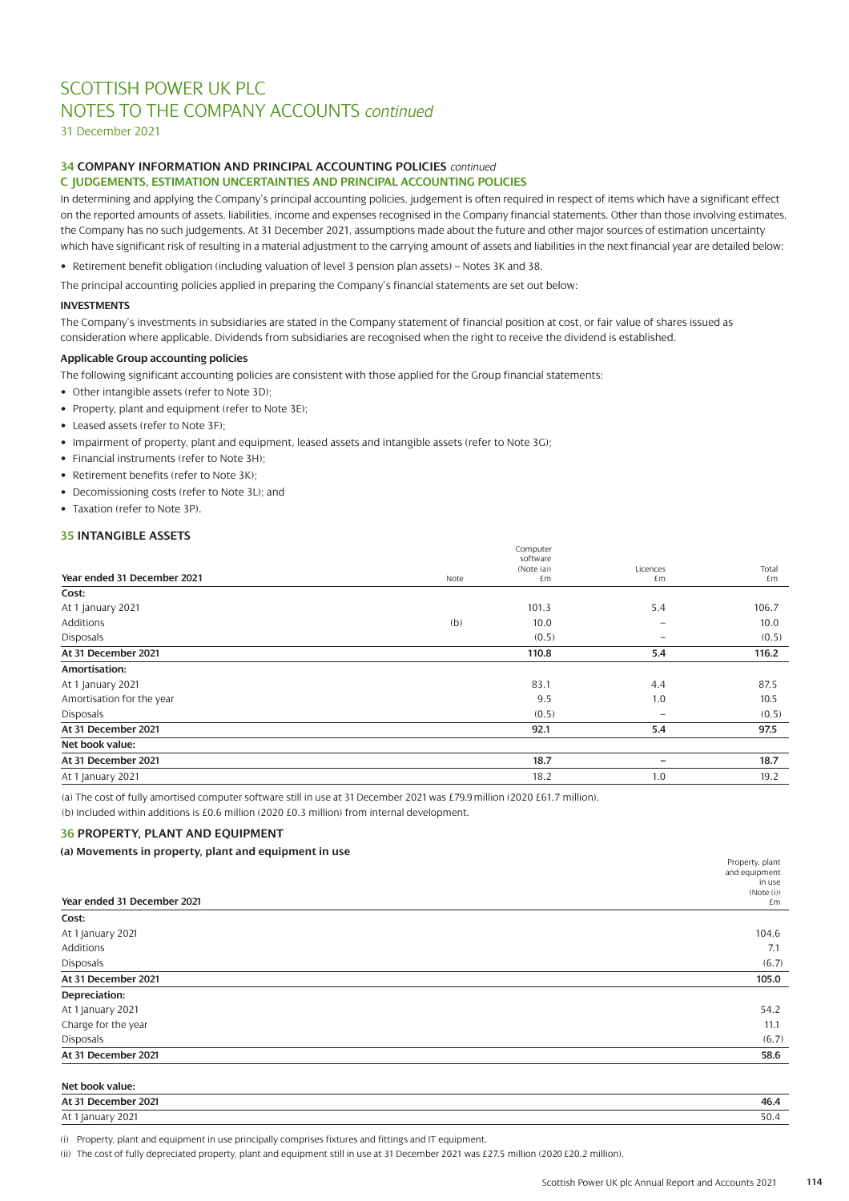# SCOTTISH POWER UK PLC
# NOTES TO THE COMPANY ACCOUNTS *continued*

31 December 2021

### 34 COMPANY INFORMATION AND PRINCIPAL ACCOUNTING POLICIES *continued*

### C JUDGEMENTS, ESTIMATION UNCERTAINTIES AND PRINCIPAL ACCOUNTING POLICIES

In determining and applying the Company's principal accounting policies, judgement is often required in respect of items which have a significant effect on the reported amounts of assets, liabilities, income and expenses recognised in the Company financial statements. Other than those involving estimates, the Company has no such judgements. At 31 December 2021, assumptions made about the future and other major sources of estimation uncertainty which have significant risk of resulting in a material adjustment to the carrying amount of assets and liabilities in the next financial year are detailed below:

- Retirement benefit obligation (including valuation of level 3 pension plan assets) – Notes 3K and 38.

The principal accounting policies applied in preparing the Company's financial statements are set out below:

#### INVESTMENTS

The Company's investments in subsidiaries are stated in the Company statement of financial position at cost, or fair value of shares issued as consideration where applicable. Dividends from subsidiaries are recognised when the right to receive the dividend is established.

#### Applicable Group accounting policies

The following significant accounting policies are consistent with those applied for the Group financial statements:

- Other intangible assets (refer to Note 3D);
- Property, plant and equipment (refer to Note 3E);
- Leased assets (refer to Note 3F);
- Impairment of property, plant and equipment, leased assets and intangible assets (refer to Note 3G);
- Financial instruments (refer to Note 3H);
- Retirement benefits (refer to Note 3K);
- Decomissioning costs (refer to Note 3L); and
- Taxation (refer to Note 3P).

### 35 INTANGIBLE ASSETS

| Year ended 31 December 2021 | Note | Computer software (Note (a)) £m | Licences £m | Total £m |
|---|---|---|---|---|
| **Cost:** | | | | |
| At 1 January 2021 | | 101.3 | 5.4 | 106.7 |
| Additions | (b) | 10.0 | – | 10.0 |
| Disposals | | (0.5) | – | (0.5) |
| **At 31 December 2021** | | **110.8** | **5.4** | **116.2** |
| **Amortisation:** | | | | |
| At 1 January 2021 | | 83.1 | 4.4 | 87.5 |
| Amortisation for the year | | 9.5 | 1.0 | 10.5 |
| Disposals | | (0.5) | – | (0.5) |
| **At 31 December 2021** | | **92.1** | **5.4** | **97.5** |
| **Net book value:** | | | | |
| **At 31 December 2021** | | **18.7** | **–** | **18.7** |
| At 1 January 2021 | | 18.2 | 1.0 | 19.2 |

(a) The cost of fully amortised computer software still in use at 31 December 2021 was £79.9 million (2020 £61.7 million).

(b) Included within additions is £0.6 million (2020 £0.3 million) from internal development.

### 36 PROPERTY, PLANT AND EQUIPMENT

#### (a) Movements in property, plant and equipment in use

| Year ended 31 December 2021 | Property, plant and equipment in use (Note (i)) £m |
|---|---|
| **Cost:** | |
| At 1 January 2021 | 104.6 |
| Additions | 7.1 |
| Disposals | (6.7) |
| **At 31 December 2021** | **105.0** |
| **Depreciation:** | |
| At 1 January 2021 | 54.2 |
| Charge for the year | 11.1 |
| Disposals | (6.7) |
| **At 31 December 2021** | **58.6** |
| **Net book value:** | |
| **At 31 December 2021** | **46.4** |
| At 1 January 2021 | 50.4 |

(i) Property, plant and equipment in use principally comprises fixtures and fittings and IT equipment.

(ii) The cost of fully depreciated property, plant and equipment still in use at 31 December 2021 was £27.5 million (2020 £20.2 million).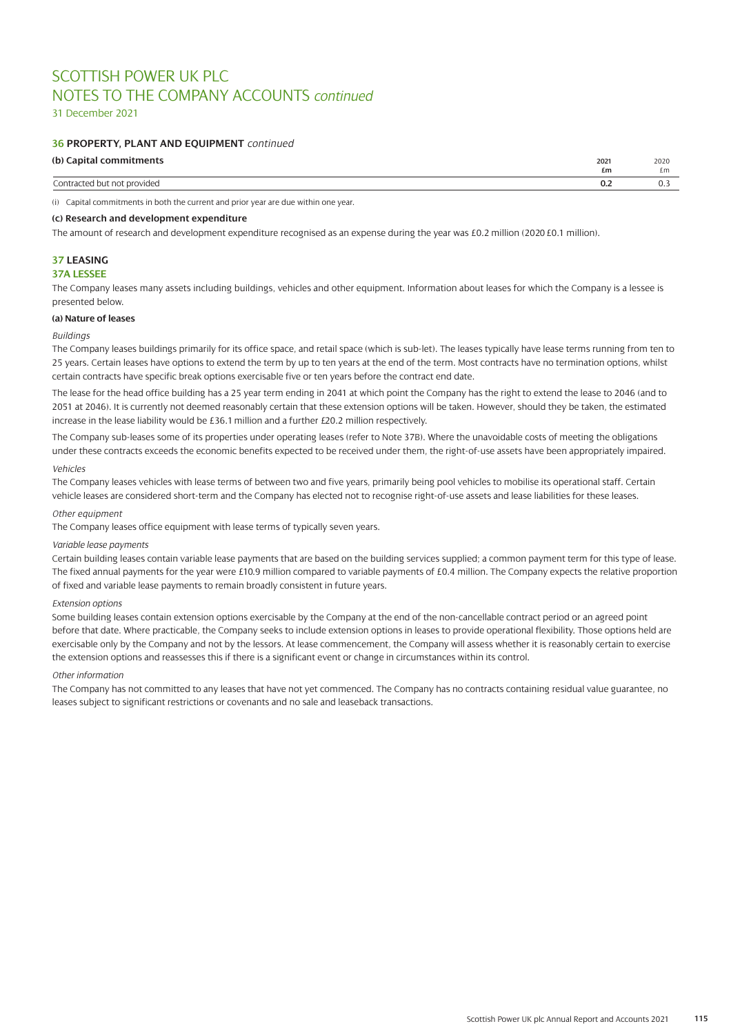# SCOTTISH POWER UK PLC
# NOTES TO THE COMPANY ACCOUNTS *continued*

31 December 2021

## 36 PROPERTY, PLANT AND EQUIPMENT *continued*

### (b) Capital commitments

| | 2021 £m | 2020 £m |
|---|---|---|
| Contracted but not provided | **0.2** | 0.3 |

(i) Capital commitments in both the current and prior year are due within one year.

### (c) Research and development expenditure

The amount of research and development expenditure recognised as an expense during the year was £0.2 million (2020 £0.1 million).

## 37 LEASING

## 37A LESSEE

The Company leases many assets including buildings, vehicles and other equipment. Information about leases for which the Company is a lessee is presented below.

### (a) Nature of leases

*Buildings*

The Company leases buildings primarily for its office space, and retail space (which is sub-let). The leases typically have lease terms running from ten to 25 years. Certain leases have options to extend the term by up to ten years at the end of the term. Most contracts have no termination options, whilst certain contracts have specific break options exercisable five or ten years before the contract end date.

The lease for the head office building has a 25 year term ending in 2041 at which point the Company has the right to extend the lease to 2046 (and to 2051 at 2046). It is currently not deemed reasonably certain that these extension options will be taken. However, should they be taken, the estimated increase in the lease liability would be £36.1 million and a further £20.2 million respectively.

The Company sub-leases some of its properties under operating leases (refer to Note 37B). Where the unavoidable costs of meeting the obligations under these contracts exceeds the economic benefits expected to be received under them, the right-of-use assets have been appropriately impaired.

*Vehicles*

The Company leases vehicles with lease terms of between two and five years, primarily being pool vehicles to mobilise its operational staff. Certain vehicle leases are considered short-term and the Company has elected not to recognise right-of-use assets and lease liabilities for these leases.

*Other equipment*

The Company leases office equipment with lease terms of typically seven years.

*Variable lease payments*

Certain building leases contain variable lease payments that are based on the building services supplied; a common payment term for this type of lease. The fixed annual payments for the year were £10.9 million compared to variable payments of £0.4 million. The Company expects the relative proportion of fixed and variable lease payments to remain broadly consistent in future years.

*Extension options*

Some building leases contain extension options exercisable by the Company at the end of the non-cancellable contract period or an agreed point before that date. Where practicable, the Company seeks to include extension options in leases to provide operational flexibility. Those options held are exercisable only by the Company and not by the lessors. At lease commencement, the Company will assess whether it is reasonably certain to exercise the extension options and reassesses this if there is a significant event or change in circumstances within its control.

*Other information*

The Company has not committed to any leases that have not yet commenced. The Company has no contracts containing residual value guarantee, no leases subject to significant restrictions or covenants and no sale and leaseback transactions.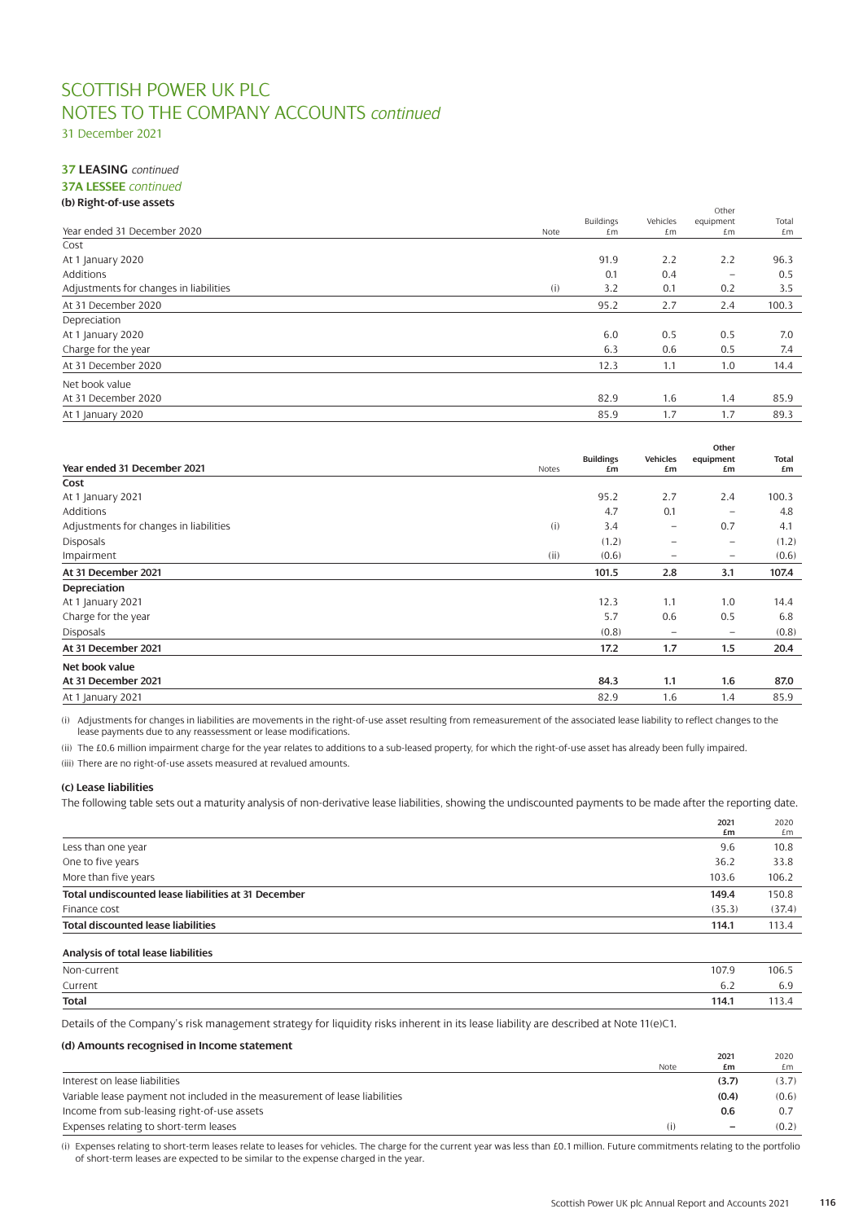# SCOTTISH POWER UK PLC
# NOTES TO THE COMPANY ACCOUNTS *continued*

31 December 2021

### 37 LEASING *continued*

### 37A LESSEE *continued*

#### (b) Right-of-use assets

| Year ended 31 December 2020 | Note | Buildings £m | Vehicles £m | Other equipment £m | Total £m |
|---|---|---|---|---|---|
| Cost | | | | | |
| At 1 January 2020 | | 91.9 | 2.2 | 2.2 | 96.3 |
| Additions | | 0.1 | 0.4 | – | 0.5 |
| Adjustments for changes in liabilities | (i) | 3.2 | 0.1 | 0.2 | 3.5 |
| At 31 December 2020 | | 95.2 | 2.7 | 2.4 | 100.3 |
| Depreciation | | | | | |
| At 1 January 2020 | | 6.0 | 0.5 | 0.5 | 7.0 |
| Charge for the year | | 6.3 | 0.6 | 0.5 | 7.4 |
| At 31 December 2020 | | 12.3 | 1.1 | 1.0 | 14.4 |
| Net book value | | | | | |
| At 31 December 2020 | | 82.9 | 1.6 | 1.4 | 85.9 |
| At 1 January 2020 | | 85.9 | 1.7 | 1.7 | 89.3 |

| **Year ended 31 December 2021** | Notes | **Buildings £m** | **Vehicles £m** | **Other equipment £m** | **Total £m** |
|---|---|---|---|---|---|
| **Cost** | | | | | |
| At 1 January 2021 | | 95.2 | 2.7 | 2.4 | 100.3 |
| Additions | | 4.7 | 0.1 | – | 4.8 |
| Adjustments for changes in liabilities | (i) | 3.4 | – | 0.7 | 4.1 |
| Disposals | | (1.2) | – | – | (1.2) |
| Impairment | (ii) | (0.6) | – | – | (0.6) |
| **At 31 December 2021** | | **101.5** | **2.8** | **3.1** | **107.4** |
| **Depreciation** | | | | | |
| At 1 January 2021 | | 12.3 | 1.1 | 1.0 | 14.4 |
| Charge for the year | | 5.7 | 0.6 | 0.5 | 6.8 |
| Disposals | | (0.8) | – | – | (0.8) |
| **At 31 December 2021** | | **17.2** | **1.7** | **1.5** | **20.4** |
| **Net book value** | | | | | |
| **At 31 December 2021** | | **84.3** | **1.1** | **1.6** | **87.0** |
| At 1 January 2021 | | 82.9 | 1.6 | 1.4 | 85.9 |

(i) Adjustments for changes in liabilities are movements in the right-of-use asset resulting from remeasurement of the associated lease liability to reflect changes to the lease payments due to any reassessment or lease modifications.

(ii) The £0.6 million impairment charge for the year relates to additions to a sub-leased property, for which the right-of-use asset has already been fully impaired.

(iii) There are no right-of-use assets measured at revalued amounts.

#### (c) Lease liabilities

The following table sets out a maturity analysis of non-derivative lease liabilities, showing the undiscounted payments to be made after the reporting date.

| | **2021 £m** | 2020 £m |
|---|---|---|
| Less than one year | 9.6 | 10.8 |
| One to five years | 36.2 | 33.8 |
| More than five years | 103.6 | 106.2 |
| **Total undiscounted lease liabilities at 31 December** | **149.4** | 150.8 |
| Finance cost | (35.3) | (37.4) |
| **Total discounted lease liabilities** | **114.1** | 113.4 |

**Analysis of total lease liabilities**

| | **2021 £m** | 2020 £m |
|---|---|---|
| Non-current | 107.9 | 106.5 |
| Current | 6.2 | 6.9 |
| **Total** | **114.1** | 113.4 |

Details of the Company's risk management strategy for liquidity risks inherent in its lease liability are described at Note 11(e)C1.

#### (d) Amounts recognised in Income statement

| | Note | **2021 £m** | 2020 £m |
|---|---|---|---|
| Interest on lease liabilities | | **(3.7)** | (3.7) |
| Variable lease payment not included in the measurement of lease liabilities | | **(0.4)** | (0.6) |
| Income from sub-leasing right-of-use assets | | **0.6** | 0.7 |
| Expenses relating to short-term leases | (i) | **–** | (0.2) |

(i) Expenses relating to short-term leases relate to leases for vehicles. The charge for the current year was less than £0.1 million. Future commitments relating to the portfolio of short-term leases are expected to be similar to the expense charged in the year.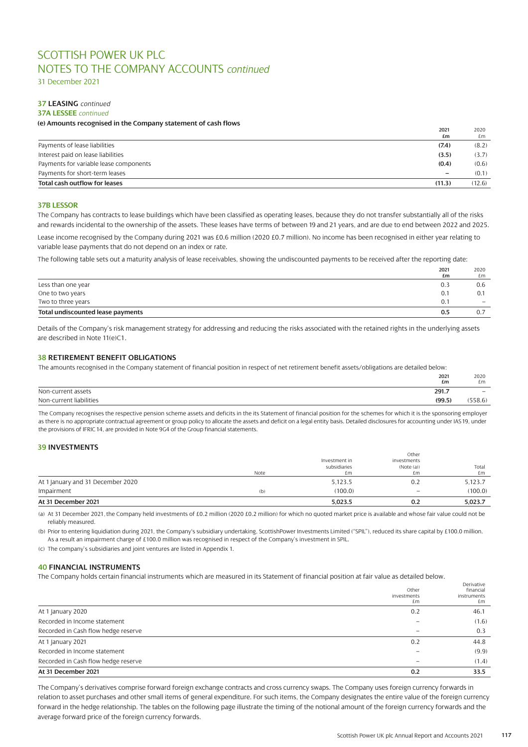# SCOTTISH POWER UK PLC
# NOTES TO THE COMPANY ACCOUNTS *continued*

31 December 2021

### 37 LEASING *continued*

#### 37A LESSEE *continued*

**(e) Amounts recognised in the Company statement of cash flows**

| | 2021 £m | 2020 £m |
|---|---|---|
| Payments of lease liabilities | **(7.4)** | (8.2) |
| Interest paid on lease liabilities | **(3.5)** | (3.7) |
| Payments for variable lease components | **(0.4)** | (0.6) |
| Payments for short-term leases | **–** | (0.1) |
| **Total cash outflow for leases** | **(11.3)** | (12.6) |

#### 37B LESSOR

The Company has contracts to lease buildings which have been classified as operating leases, because they do not transfer substantially all of the risks and rewards incidental to the ownership of the assets. These leases have terms of between 19 and 21 years, and are due to end between 2022 and 2025.

Lease income recognised by the Company during 2021 was £0.6 million (2020 £0.7 million). No income has been recognised in either year relating to variable lease payments that do not depend on an index or rate.

The following table sets out a maturity analysis of lease receivables, showing the undiscounted payments to be received after the reporting date:

| | 2021 £m | 2020 £m |
|---|---|---|
| Less than one year | 0.3 | 0.6 |
| One to two years | 0.1 | 0.1 |
| Two to three years | 0.1 | – |
| **Total undiscounted lease payments** | **0.5** | 0.7 |

Details of the Company's risk management strategy for addressing and reducing the risks associated with the retained rights in the underlying assets are described in Note 11(e)C1.

### 38 RETIREMENT BENEFIT OBLIGATIONS

The amounts recognised in the Company statement of financial position in respect of net retirement benefit assets/obligations are detailed below:

| | 2021 £m | 2020 £m |
|---|---|---|
| Non-current assets | **291.7** | – |
| Non-current liabilities | **(99.5)** | (558.6) |

The Company recognises the respective pension scheme assets and deficits in the its Statement of financial position for the schemes for which it is the sponsoring employer as there is no appropriate contractual agreement or group policy to allocate the assets and deficit on a legal entity basis. Detailed disclosures for accounting under IAS 19, under the provisions of IFRIC 14, are provided in Note 9G4 of the Group financial statements.

### 39 INVESTMENTS

| | Note | Investment in subsidiaries £m | Other investments (Note (a)) £m | Total £m |
|---|---|---|---|---|
| At 1 January and 31 December 2020 | | 5,123.5 | 0.2 | 5,123.7 |
| Impairment | (b) | (100.0) | – | (100.0) |
| **At 31 December 2021** | | **5,023.5** | **0.2** | **5,023.7** |

(a) At 31 December 2021, the Company held investments of £0.2 million (2020 £0.2 million) for which no quoted market price is available and whose fair value could not be reliably measured.

(b) Prior to entering liquidation during 2021, the Company's subsidiary undertaking, ScottishPower Investments Limited ("SPIL"), reduced its share capital by £100.0 million. As a result an impairment charge of £100.0 million was recognised in respect of the Company's investment in SPIL.

(c) The company's subsidiaries and joint ventures are listed in Appendix 1.

### 40 FINANCIAL INSTRUMENTS

The Company holds certain financial instruments which are measured in its Statement of financial position at fair value as detailed below.

| | Other investments £m | Derivative financial instruments £m |
|---|---|---|
| At 1 January 2020 | 0.2 | 46.1 |
| Recorded in Income statement | – | (1.6) |
| Recorded in Cash flow hedge reserve | – | 0.3 |
| At 1 January 2021 | 0.2 | 44.8 |
| Recorded in Income statement | – | (9.9) |
| Recorded in Cash flow hedge reserve | – | (1.4) |
| **At 31 December 2021** | **0.2** | **33.5** |

The Company's derivatives comprise forward foreign exchange contracts and cross currency swaps. The Company uses foreign currency forwards in relation to asset purchases and other small items of general expenditure. For such items, the Company designates the entire value of the foreign currency forward in the hedge relationship. The tables on the following page illustrate the timing of the notional amount of the foreign currency forwards and the average forward price of the foreign currency forwards.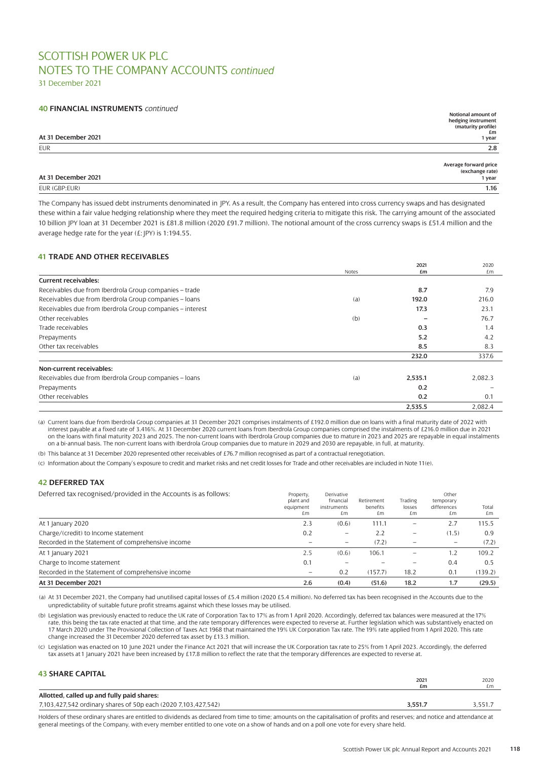# SCOTTISH POWER UK PLC
# NOTES TO THE COMPANY ACCOUNTS *continued*

31 December 2021

## 40 FINANCIAL INSTRUMENTS *continued*

| At 31 December 2021 | Notional amount of hedging instrument (maturity profile) £m 1 year |
|---|---|
| EUR | **2.8** |

| At 31 December 2021 | Average forward price (exchange rate) 1 year |
|---|---|
| EUR (GBP:EUR) | **1.16** |

The Company has issued debt instruments denominated in JPY. As a result, the Company has entered into cross currency swaps and has designated these within a fair value hedging relationship where they meet the required hedging criteria to mitigate this risk. The carrying amount of the associated 10 billion JPY loan at 31 December 2021 is £81.8 million (2020 £91.7 million). The notional amount of the cross currency swaps is £51.4 million and the average hedge rate for the year (£:JPY) is 1:194.55.

## 41 TRADE AND OTHER RECEIVABLES

| | Notes | 2021 £m | 2020 £m |
|---|---|---|---|
| **Current receivables:** | | | |
| Receivables due from Iberdrola Group companies – trade | | **8.7** | 7.9 |
| Receivables due from Iberdrola Group companies – loans | (a) | **192.0** | 216.0 |
| Receivables due from Iberdrola Group companies – interest | | **17.3** | 23.1 |
| Other receivables | (b) | **–** | 76.7 |
| Trade receivables | | **0.3** | 1.4 |
| Prepayments | | **5.2** | 4.2 |
| Other tax receivables | | **8.5** | 8.3 |
| | | **232.0** | 337.6 |
| **Non-current receivables:** | | | |
| Receivables due from Iberdrola Group companies – loans | (a) | **2,535.1** | 2,082.3 |
| Prepayments | | **0.2** | – |
| Other receivables | | **0.2** | 0.1 |
| | | **2,535.5** | 2,082.4 |

(a) Current loans due from Iberdrola Group companies at 31 December 2021 comprises instalments of £192.0 million due on loans with a final maturity date of 2022 with interest payable at a fixed rate of 3.416%. At 31 December 2020 current loans from Iberdrola Group companies comprised the instalments of £216.0 million due in 2021 on the loans with final maturity 2023 and 2025. The non-current loans with Iberdrola Group companies due to mature in 2023 and 2025 are repayable in equal instalments on a bi-annual basis. The non-current loans with Iberdrola Group companies due to mature in 2029 and 2030 are repayable, in full, at maturity.

(b) This balance at 31 December 2020 represented other receivables of £76.7 million recognised as part of a contractual renegotiation.

(c) Information about the Company's exposure to credit and market risks and net credit losses for Trade and other receivables are included in Note 11(e).

## 42 DEFERRED TAX

Deferred tax recognised/provided in the Accounts is as follows:

| | Property, plant and equipment £m | Derivative financial instruments £m | Retirement benefits £m | Trading losses £m | Other temporary differences £m | Total £m |
|---|---|---|---|---|---|---|
| At 1 January 2020 | 2.3 | (0.6) | 111.1 | – | 2.7 | 115.5 |
| Charge/(credit) to Income statement | 0.2 | – | 2.2 | – | (1.5) | 0.9 |
| Recorded in the Statement of comprehensive income | – | – | (7.2) | – | – | (7.2) |
| At 1 January 2021 | 2.5 | (0.6) | 106.1 | – | 1.2 | 109.2 |
| Charge to Income statement | 0.1 | – | – | – | 0.4 | 0.5 |
| Recorded in the Statement of comprehensive income | – | 0.2 | (157.7) | 18.2 | 0.1 | (139.2) |
| **At 31 December 2021** | **2.6** | **(0.4)** | **(51.6)** | **18.2** | **1.7** | **(29.5)** |

(a) At 31 December 2021, the Company had unutilised capital losses of £5.4 million (2020 £5.4 million). No deferred tax has been recognised in the Accounts due to the unpredictability of suitable future profit streams against which these losses may be utilised.

(b) Legislation was previously enacted to reduce the UK rate of Corporation Tax to 17% as from 1 April 2020. Accordingly, deferred tax balances were measured at the 17% rate, this being the tax rate enacted at that time, and the rate temporary differences were expected to reverse at. Further legislation which was substantively enacted on 17 March 2020 under The Provisional Collection of Taxes Act 1968 that maintained the 19% UK Corporation Tax rate. The 19% rate applied from 1 April 2020. This rate change increased the 31 December 2020 deferred tax asset by £13.3 million.

(c) Legislation was enacted on 10 June 2021 under the Finance Act 2021 that will increase the UK Corporation tax rate to 25% from 1 April 2023. Accordingly, the deferred tax assets at 1 January 2021 have been increased by £17.8 million to reflect the rate that the temporary differences are expected to reverse at.

## 43 SHARE CAPITAL

| | 2021 £m | 2020 £m |
|---|---|---|
| **Allotted, called up and fully paid shares:** | | |
| 7,103,427,542 ordinary shares of 50p each (2020 7,103,427,542) | **3,551.7** | 3,551.7 |

Holders of these ordinary shares are entitled to dividends as declared from time to time; amounts on the capitalisation of profits and reserves; and notice and attendance at general meetings of the Company, with every member entitled to one vote on a show of hands and on a poll one vote for every share held.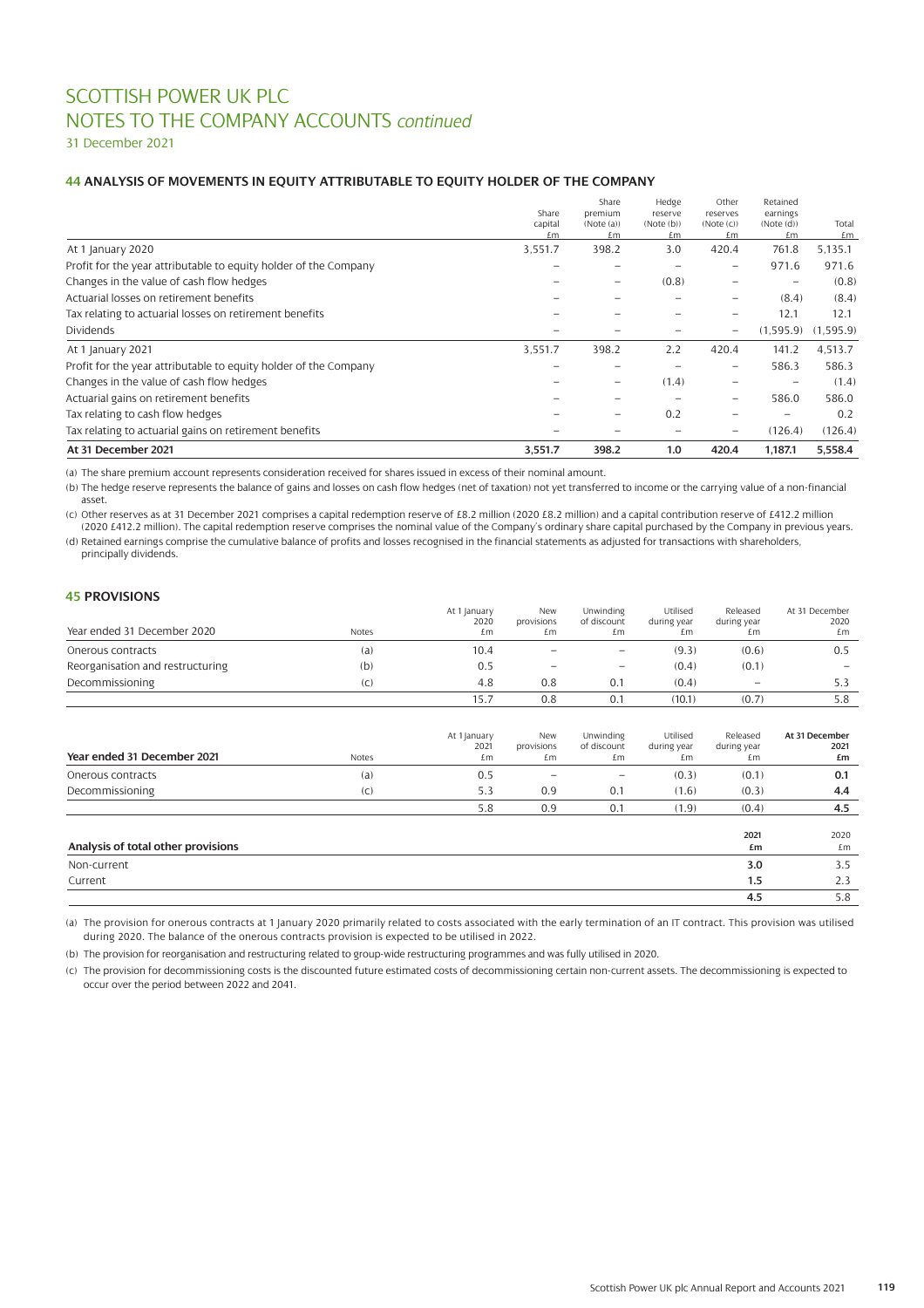# SCOTTISH POWER UK PLC
# NOTES TO THE COMPANY ACCOUNTS *continued*
31 December 2021

## 44 ANALYSIS OF MOVEMENTS IN EQUITY ATTRIBUTABLE TO EQUITY HOLDER OF THE COMPANY

| | Share capital £m | Share premium (Note (a)) £m | Hedge reserve (Note (b)) £m | Other reserves (Note (c)) £m | Retained earnings (Note (d)) £m | Total £m |
|---|---|---|---|---|---|---|
| At 1 January 2020 | 3,551.7 | 398.2 | 3.0 | 420.4 | 761.8 | 5,135.1 |
| Profit for the year attributable to equity holder of the Company | – | – | – | – | 971.6 | 971.6 |
| Changes in the value of cash flow hedges | – | – | (0.8) | – | – | (0.8) |
| Actuarial losses on retirement benefits | – | – | – | – | (8.4) | (8.4) |
| Tax relating to actuarial losses on retirement benefits | – | – | – | – | 12.1 | 12.1 |
| Dividends | – | – | – | – | (1,595.9) | (1,595.9) |
| At 1 January 2021 | 3,551.7 | 398.2 | 2.2 | 420.4 | 141.2 | 4,513.7 |
| Profit for the year attributable to equity holder of the Company | – | – | – | – | 586.3 | 586.3 |
| Changes in the value of cash flow hedges | – | – | (1.4) | – | – | (1.4) |
| Actuarial gains on retirement benefits | – | – | – | – | 586.0 | 586.0 |
| Tax relating to cash flow hedges | – | – | 0.2 | – | – | 0.2 |
| Tax relating to actuarial gains on retirement benefits | – | – | – | – | (126.4) | (126.4) |
| **At 31 December 2021** | **3,551.7** | **398.2** | **1.0** | **420.4** | **1,187.1** | **5,558.4** |

(a) The share premium account represents consideration received for shares issued in excess of their nominal amount.

(b) The hedge reserve represents the balance of gains and losses on cash flow hedges (net of taxation) not yet transferred to income or the carrying value of a non-financial asset.

(c) Other reserves as at 31 December 2021 comprises a capital redemption reserve of £8.2 million (2020 £8.2 million) and a capital contribution reserve of £412.2 million (2020 £412.2 million). The capital redemption reserve comprises the nominal value of the Company's ordinary share capital purchased by the Company in previous years.

(d) Retained earnings comprise the cumulative balance of profits and losses recognised in the financial statements as adjusted for transactions with shareholders, principally dividends.

## 45 PROVISIONS

| Year ended 31 December 2020 | Notes | At 1 January 2020 £m | New provisions £m | Unwinding of discount £m | Utilised during year £m | Released during year £m | At 31 December 2020 £m |
|---|---|---|---|---|---|---|---|
| Onerous contracts | (a) | 10.4 | – | – | (9.3) | (0.6) | 0.5 |
| Reorganisation and restructuring | (b) | 0.5 | – | – | (0.4) | (0.1) | – |
| Decommissioning | (c) | 4.8 | 0.8 | 0.1 | (0.4) | – | 5.3 |
| | | 15.7 | 0.8 | 0.1 | (10.1) | (0.7) | 5.8 |

| **Year ended 31 December 2021** | Notes | At 1 January 2021 £m | New provisions £m | Unwinding of discount £m | Utilised during year £m | Released during year £m | **At 31 December 2021 £m** |
|---|---|---|---|---|---|---|---|
| Onerous contracts | (a) | 0.5 | – | – | (0.3) | (0.1) | **0.1** |
| Decommissioning | (c) | 5.3 | 0.9 | 0.1 | (1.6) | (0.3) | **4.4** |
| | | 5.8 | 0.9 | 0.1 | (1.9) | (0.4) | **4.5** |

| **Analysis of total other provisions** | **2021 £m** | 2020 £m |
|---|---|---|
| Non-current | **3.0** | 3.5 |
| Current | **1.5** | 2.3 |
| | **4.5** | 5.8 |

(a) The provision for onerous contracts at 1 January 2020 primarily related to costs associated with the early termination of an IT contract. This provision was utilised during 2020. The balance of the onerous contracts provision is expected to be utilised in 2022.

(b) The provision for reorganisation and restructuring related to group-wide restructuring programmes and was fully utilised in 2020.

(c) The provision for decommissioning costs is the discounted future estimated costs of decommissioning certain non-current assets. The decommissioning is expected to occur over the period between 2022 and 2041.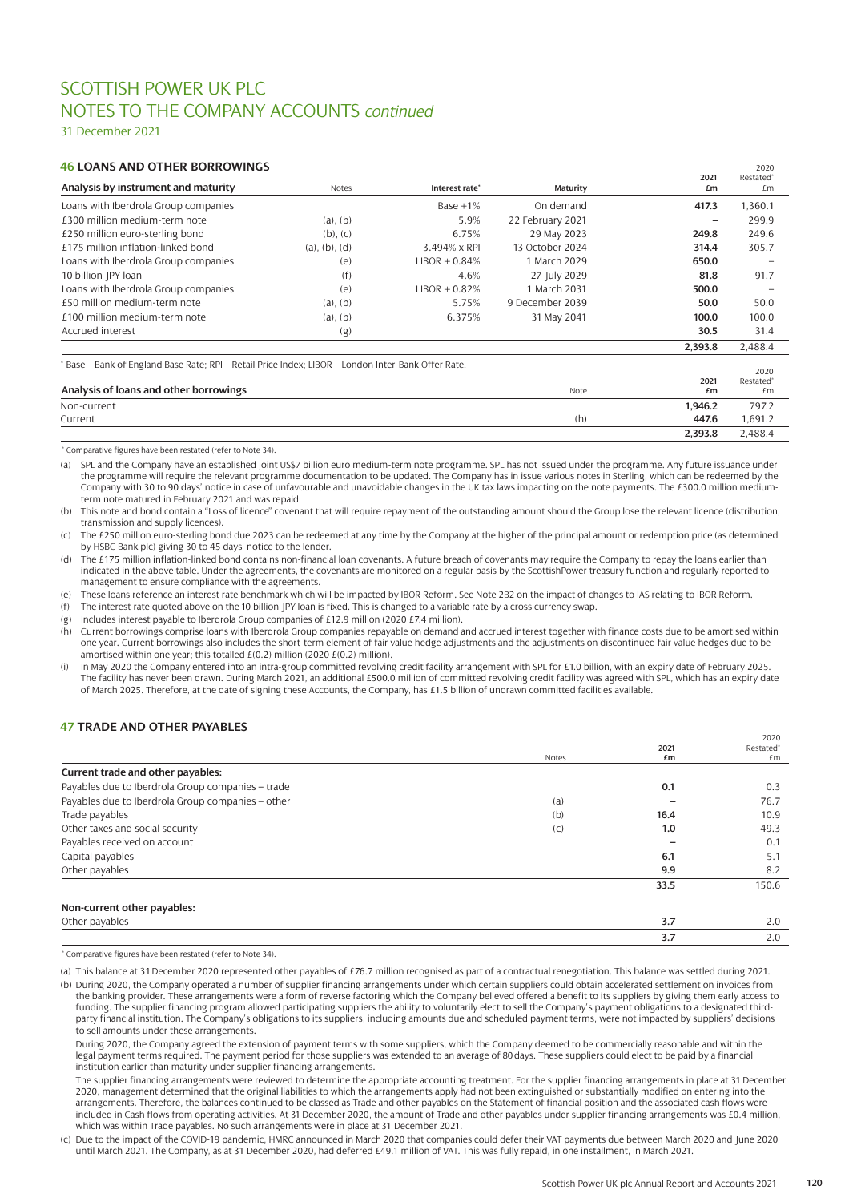# SCOTTISH POWER UK PLC
# NOTES TO THE COMPANY ACCOUNTS *continued*

31 December 2021

## 46 LOANS AND OTHER BORROWINGS

| Analysis by instrument and maturity | Notes | Interest rate* | Maturity | 2021 £m | 2020 Restated* £m |
|---|---|---|---|---|---|
| Loans with Iberdrola Group companies | | Base +1% | On demand | **417.3** | 1,360.1 |
| £300 million medium-term note | (a), (b) | 5.9% | 22 February 2021 | **–** | 299.9 |
| £250 million euro-sterling bond | (b), (c) | 6.75% | 29 May 2023 | **249.8** | 249.6 |
| £175 million inflation-linked bond | (a), (b), (d) | 3.494% x RPI | 13 October 2024 | **314.4** | 305.7 |
| Loans with Iberdrola Group companies | (e) | LIBOR + 0.84% | 1 March 2029 | **650.0** | – |
| 10 billion JPY loan | (f) | 4.6% | 27 July 2029 | **81.8** | 91.7 |
| Loans with Iberdrola Group companies | (e) | LIBOR + 0.82% | 1 March 2031 | **500.0** | – |
| £50 million medium-term note | (a), (b) | 5.75% | 9 December 2039 | **50.0** | 50.0 |
| £100 million medium-term note | (a), (b) | 6.375% | 31 May 2041 | **100.0** | 100.0 |
| Accrued interest | (g) | | | **30.5** | 31.4 |
| | | | | **2,393.8** | 2,488.4 |

\* Base – Bank of England Base Rate; RPI – Retail Price Index; LIBOR – London Inter-Bank Offer Rate.

| Analysis of loans and other borrowings | Note | 2021 £m | 2020 Restated* £m |
|---|---|---|---|
| Non-current | | **1,946.2** | 797.2 |
| Current | (h) | **447.6** | 1,691.2 |
| | | **2,393.8** | 2,488.4 |

\* Comparative figures have been restated (refer to Note 34).

(a) SPL and the Company have an established joint US$7 billion euro medium-term note programme. SPL has not issued under the programme. Any future issuance under the programme will require the relevant programme documentation to be updated. The Company has in issue various notes in Sterling, which can be redeemed by the Company with 30 to 90 days' notice in case of unfavourable and unavoidable changes in the UK tax laws impacting on the note payments. The £300.0 million medium-term note matured in February 2021 and was repaid.

(b) This note and bond contain a "Loss of licence" covenant that will require repayment of the outstanding amount should the Group lose the relevant licence (distribution, transmission and supply licences).

(c) The £250 million euro-sterling bond due 2023 can be redeemed at any time by the Company at the higher of the principal amount or redemption price (as determined by HSBC Bank plc) giving 30 to 45 days' notice to the lender.

(d) The £175 million inflation-linked bond contains non-financial loan covenants. A future breach of covenants may require the Company to repay the loans earlier than indicated in the above table. Under the agreements, the covenants are monitored on a regular basis by the ScottishPower treasury function and regularly reported to management to ensure compliance with the agreements.

(e) These loans reference an interest rate benchmark which will be impacted by IBOR Reform. See Note 2B2 on the impact of changes to IAS relating to IBOR Reform.

(f) The interest rate quoted above on the 10 billion JPY loan is fixed. This is changed to a variable rate by a cross currency swap.

(g) Includes interest payable to Iberdrola Group companies of £12.9 million (2020 £7.4 million).

(h) Current borrowings comprise loans with Iberdrola Group companies repayable on demand and accrued interest together with finance costs due to be amortised within one year. Current borrowings also includes the short-term element of fair value hedge adjustments and the adjustments on discontinued fair value hedges due to be amortised within one year; this totalled £(0.2) million (2020 £(0.2) million).

(i) In May 2020 the Company entered into an intra-group committed revolving credit facility arrangement with SPL for £1.0 billion, with an expiry date of February 2025. The facility has never been drawn. During March 2021, an additional £500.0 million of committed revolving credit facility was agreed with SPL, which has an expiry date of March 2025. Therefore, at the date of signing these Accounts, the Company, has £1.5 billion of undrawn committed facilities available.

## 47 TRADE AND OTHER PAYABLES

| | Notes | 2021 £m | 2020 Restated* £m |
|---|---|---|---|
| **Current trade and other payables:** | | | |
| Payables due to Iberdrola Group companies – trade | | **0.1** | 0.3 |
| Payables due to Iberdrola Group companies – other | (a) | **–** | 76.7 |
| Trade payables | (b) | **16.4** | 10.9 |
| Other taxes and social security | (c) | **1.0** | 49.3 |
| Payables received on account | | **–** | 0.1 |
| Capital payables | | **6.1** | 5.1 |
| Other payables | | **9.9** | 8.2 |
| | | **33.5** | 150.6 |
| **Non-current other payables:** | | | |
| Other payables | | **3.7** | 2.0 |
| | | **3.7** | 2.0 |

\* Comparative figures have been restated (refer to Note 34).

(a) This balance at 31 December 2020 represented other payables of £76.7 million recognised as part of a contractual renegotiation. This balance was settled during 2021.

(b) During 2020, the Company operated a number of supplier financing arrangements under which certain suppliers could obtain accelerated settlement on invoices from the banking provider. These arrangements were a form of reverse factoring which the Company believed offered a benefit to its suppliers by giving them early access to funding. The supplier financing program allowed participating suppliers the ability to voluntarily elect to sell the Company's payment obligations to a designated third-party financial institution. The Company's obligations to its suppliers, including amounts due and scheduled payment terms, were not impacted by suppliers' decisions to sell amounts under these arrangements.

During 2020, the Company agreed the extension of payment terms with some suppliers, which the Company deemed to be commercially reasonable and within the legal payment terms required. The payment period for those suppliers was extended to an average of 80 days. These suppliers could elect to be paid by a financial institution earlier than maturity under supplier financing arrangements.

The supplier financing arrangements were reviewed to determine the appropriate accounting treatment. For the supplier financing arrangements in place at 31 December 2020, management determined that the original liabilities to which the arrangements apply had not been extinguished or substantially modified on entering into the arrangements. Therefore, the balances continued to be classed as Trade and other payables on the Statement of financial position and the associated cash flows were included in Cash flows from operating activities. At 31 December 2020, the amount of Trade and other payables under supplier financing arrangements was £0.4 million, which was within Trade payables. No such arrangements were in place at 31 December 2021.

(c) Due to the impact of the COVID-19 pandemic, HMRC announced in March 2020 that companies could defer their VAT payments due between March 2020 and June 2020 until March 2021. The Company, as at 31 December 2020, had deferred £49.1 million of VAT. This was fully repaid, in one installment, in March 2021.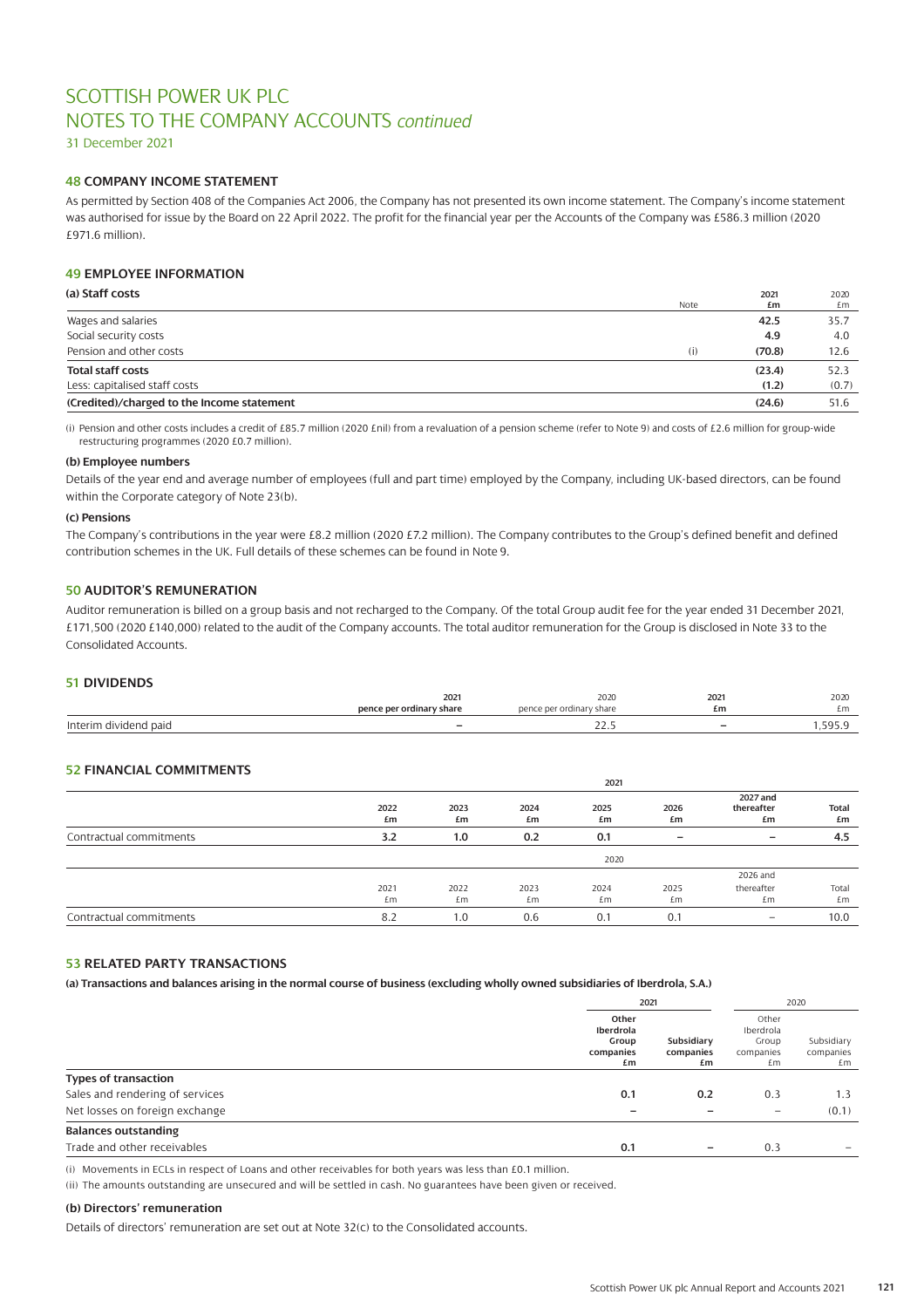# SCOTTISH POWER UK PLC
# NOTES TO THE COMPANY ACCOUNTS *continued*

31 December 2021

## 48 COMPANY INCOME STATEMENT

As permitted by Section 408 of the Companies Act 2006, the Company has not presented its own income statement. The Company's income statement was authorised for issue by the Board on 22 April 2022. The profit for the financial year per the Accounts of the Company was £586.3 million (2020 £971.6 million).

## 49 EMPLOYEE INFORMATION

### (a) Staff costs

| | Note | 2021 £m | 2020 £m |
|---|---|---|---|
| Wages and salaries | | **42.5** | 35.7 |
| Social security costs | | **4.9** | 4.0 |
| Pension and other costs | (i) | **(70.8)** | 12.6 |
| **Total staff costs** | | **(23.4)** | 52.3 |
| Less: capitalised staff costs | | **(1.2)** | (0.7) |
| **(Credited)/charged to the Income statement** | | **(24.6)** | 51.6 |

(i) Pension and other costs includes a credit of £85.7 million (2020 £nil) from a revaluation of a pension scheme (refer to Note 9) and costs of £2.6 million for group-wide restructuring programmes (2020 £0.7 million).

### (b) Employee numbers

Details of the year end and average number of employees (full and part time) employed by the Company, including UK-based directors, can be found within the Corporate category of Note 23(b).

### (c) Pensions

The Company's contributions in the year were £8.2 million (2020 £7.2 million). The Company contributes to the Group's defined benefit and defined contribution schemes in the UK. Full details of these schemes can be found in Note 9.

## 50 AUDITOR'S REMUNERATION

Auditor remuneration is billed on a group basis and not recharged to the Company. Of the total Group audit fee for the year ended 31 December 2021, £171,500 (2020 £140,000) related to the audit of the Company accounts. The total auditor remuneration for the Group is disclosed in Note 33 to the Consolidated Accounts.

## 51 DIVIDENDS

| | 2021 pence per ordinary share | 2020 pence per ordinary share | 2021 £m | 2020 £m |
|---|---|---|---|---|
| Interim dividend paid | – | 22.5 | – | 1,595.9 |

## 52 FINANCIAL COMMITMENTS

| 2021 | 2022 £m | 2023 £m | 2024 £m | 2025 £m | 2026 £m | 2027 and thereafter £m | Total £m |
|---|---|---|---|---|---|---|---|
| Contractual commitments | **3.2** | **1.0** | **0.2** | **0.1** | **–** | **–** | **4.5** |

| 2020 | 2021 £m | 2022 £m | 2023 £m | 2024 £m | 2025 £m | 2026 and thereafter £m | Total £m |
|---|---|---|---|---|---|---|---|
| Contractual commitments | 8.2 | 1.0 | 0.6 | 0.1 | 0.1 | – | 10.0 |

## 53 RELATED PARTY TRANSACTIONS

**(a) Transactions and balances arising in the normal course of business (excluding wholly owned subsidiaries of Iberdrola, S.A.)**

| | 2021 | | 2020 | |
|---|---|---|---|---|
| | Other Iberdrola Group companies £m | Subsidiary companies £m | Other Iberdrola Group companies £m | Subsidiary companies £m |
| **Types of transaction** | | | | |
| Sales and rendering of services | **0.1** | **0.2** | 0.3 | 1.3 |
| Net losses on foreign exchange | **–** | **–** | – | (0.1) |
| **Balances outstanding** | | | | |
| Trade and other receivables | **0.1** | **–** | 0.3 | – |

(i) Movements in ECLs in respect of Loans and other receivables for both years was less than £0.1 million.

(ii) The amounts outstanding are unsecured and will be settled in cash. No guarantees have been given or received.

### (b) Directors' remuneration

Details of directors' remuneration are set out at Note 32(c) to the Consolidated accounts.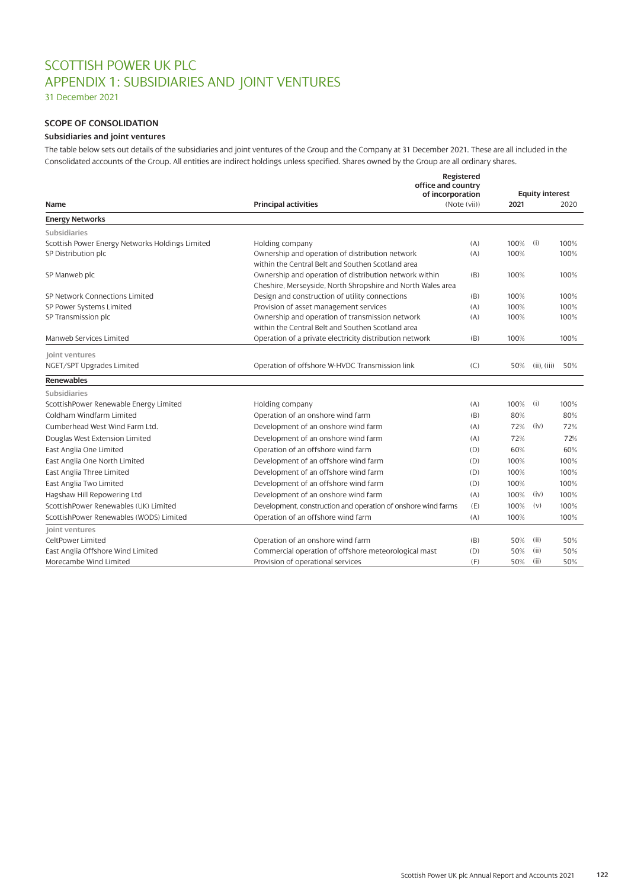# SCOTTISH POWER UK PLC
# APPENDIX 1: SUBSIDIARIES AND JOINT VENTURES

31 December 2021

### SCOPE OF CONSOLIDATION

#### Subsidiaries and joint ventures

The table below sets out details of the subsidiaries and joint ventures of the Group and the Company at 31 December 2021. These are all included in the Consolidated accounts of the Group. All entities are indirect holdings unless specified. Shares owned by the Group are all ordinary shares.

| Name | Principal activities | Registered office and country of incorporation (Note (vii)) | Equity interest 2021 | | Equity interest 2020 |
|---|---|---|---|---|---|
| **Energy Networks** | | | | | |
| Subsidiaries | | | | | |
| Scottish Power Energy Networks Holdings Limited | Holding company | (A) | 100% | (i) | 100% |
| SP Distribution plc | Ownership and operation of distribution network within the Central Belt and Southern Scotland area | (A) | 100% | | 100% |
| SP Manweb plc | Ownership and operation of distribution network within Cheshire, Merseyside, North Shropshire and North Wales area | (B) | 100% | | 100% |
| SP Network Connections Limited | Design and construction of utility connections | (B) | 100% | | 100% |
| SP Power Systems Limited | Provision of asset management services | (A) | 100% | | 100% |
| SP Transmission plc | Ownership and operation of transmission network within the Central Belt and Southern Scotland area | (A) | 100% | | 100% |
| Manweb Services Limited | Operation of a private electricity distribution network | (B) | 100% | | 100% |
| Joint ventures | | | | | |
| NGET/SPT Upgrades Limited | Operation of offshore W-HVDC Transmission link | (C) | 50% | (ii), (iii) | 50% |
| **Renewables** | | | | | |
| Subsidiaries | | | | | |
| ScottishPower Renewable Energy Limited | Holding company | (A) | 100% | (i) | 100% |
| Coldham Windfarm Limited | Operation of an onshore wind farm | (B) | 80% | | 80% |
| Cumberhead West Wind Farm Ltd. | Development of an onshore wind farm | (A) | 72% | (iv) | 72% |
| Douglas West Extension Limited | Development of an onshore wind farm | (A) | 72% | | 72% |
| East Anglia One Limited | Operation of an offshore wind farm | (D) | 60% | | 60% |
| East Anglia One North Limited | Development of an offshore wind farm | (D) | 100% | | 100% |
| East Anglia Three Limited | Development of an offshore wind farm | (D) | 100% | | 100% |
| East Anglia Two Limited | Development of an offshore wind farm | (D) | 100% | | 100% |
| Hagshaw Hill Repowering Ltd | Development of an onshore wind farm | (A) | 100% | (iv) | 100% |
| ScottishPower Renewables (UK) Limited | Development, construction and operation of onshore wind farms | (E) | 100% | (v) | 100% |
| ScottishPower Renewables (WODS) Limited | Operation of an offshore wind farm | (A) | 100% | | 100% |
| Joint ventures | | | | | |
| CeltPower Limited | Operation of an onshore wind farm | (B) | 50% | (ii) | 50% |
| East Anglia Offshore Wind Limited | Commercial operation of offshore meteorological mast | (D) | 50% | (ii) | 50% |
| Morecambe Wind Limited | Provision of operational services | (F) | 50% | (ii) | 50% |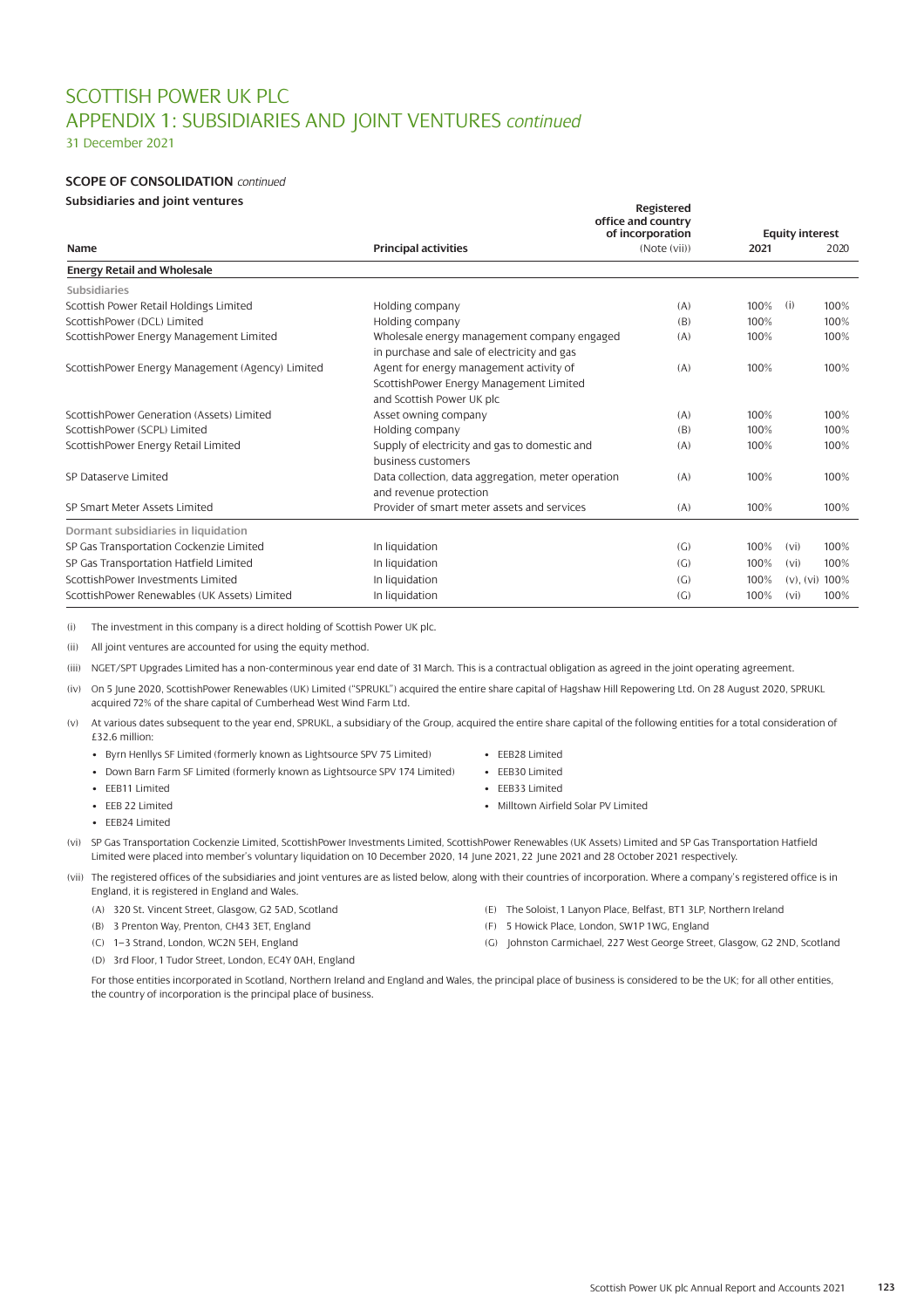# SCOTTISH POWER UK PLC
## APPENDIX 1: SUBSIDIARIES AND JOINT VENTURES *continued*
31 December 2021

### SCOPE OF CONSOLIDATION *continued*

**Subsidiaries and joint ventures**

| Name | Principal activities | Registered office and country of incorporation (Note (vii)) | Equity interest 2021 | | 2020 |
|---|---|---|---|---|---|
| **Energy Retail and Wholesale** | | | | | |
| Subsidiaries | | | | | |
| Scottish Power Retail Holdings Limited | Holding company | (A) | 100% | (i) | 100% |
| ScottishPower (DCL) Limited | Holding company | (B) | 100% | | 100% |
| ScottishPower Energy Management Limited | Wholesale energy management company engaged in purchase and sale of electricity and gas | (A) | 100% | | 100% |
| ScottishPower Energy Management (Agency) Limited | Agent for energy management activity of ScottishPower Energy Management Limited and Scottish Power UK plc | (A) | 100% | | 100% |
| ScottishPower Generation (Assets) Limited | Asset owning company | (A) | 100% | | 100% |
| ScottishPower (SCPL) Limited | Holding company | (B) | 100% | | 100% |
| ScottishPower Energy Retail Limited | Supply of electricity and gas to domestic and business customers | (A) | 100% | | 100% |
| SP Dataserve Limited | Data collection, data aggregation, meter operation and revenue protection | (A) | 100% | | 100% |
| SP Smart Meter Assets Limited | Provider of smart meter assets and services | (A) | 100% | | 100% |
| Dormant subsidiaries in liquidation | | | | | |
| SP Gas Transportation Cockenzie Limited | In liquidation | (G) | 100% | (vi) | 100% |
| SP Gas Transportation Hatfield Limited | In liquidation | (G) | 100% | (vi) | 100% |
| ScottishPower Investments Limited | In liquidation | (G) | 100% | (v), (vi) | 100% |
| ScottishPower Renewables (UK Assets) Limited | In liquidation | (G) | 100% | (vi) | 100% |

(i) The investment in this company is a direct holding of Scottish Power UK plc.

(ii) All joint ventures are accounted for using the equity method.

(iii) NGET/SPT Upgrades Limited has a non-conterminous year end date of 31 March. This is a contractual obligation as agreed in the joint operating agreement.

(iv) On 5 June 2020, ScottishPower Renewables (UK) Limited ("SPRUKL") acquired the entire share capital of Hagshaw Hill Repowering Ltd. On 28 August 2020, SPRUKL acquired 72% of the share capital of Cumberhead West Wind Farm Ltd.

(v) At various dates subsequent to the year end, SPRUKL, a subsidiary of the Group, acquired the entire share capital of the following entities for a total consideration of £32.6 million:

- Byrn Henllys SF Limited (formerly known as Lightsource SPV 75 Limited)
- Down Barn Farm SF Limited (formerly known as Lightsource SPV 174 Limited)
- EEB11 Limited
- EEB 22 Limited
- EEB24 Limited
- EEB28 Limited
- EEB30 Limited
- EEB33 Limited
- Milltown Airfield Solar PV Limited

(vi) SP Gas Transportation Cockenzie Limited, ScottishPower Investments Limited, ScottishPower Renewables (UK Assets) Limited and SP Gas Transportation Hatfield Limited were placed into member's voluntary liquidation on 10 December 2020, 14 June 2021, 22 June 2021 and 28 October 2021 respectively.

(vii) The registered offices of the subsidiaries and joint ventures are as listed below, along with their countries of incorporation. Where a company's registered office is in England, it is registered in England and Wales.

(A) 320 St. Vincent Street, Glasgow, G2 5AD, Scotland
(B) 3 Prenton Way, Prenton, CH43 3ET, England
(C) 1–3 Strand, London, WC2N 5EH, England
(D) 3rd Floor, 1 Tudor Street, London, EC4Y 0AH, England
(E) The Soloist, 1 Lanyon Place, Belfast, BT1 3LP, Northern Ireland
(F) 5 Howick Place, London, SW1P 1WG, England
(G) Johnston Carmichael, 227 West George Street, Glasgow, G2 2ND, Scotland

For those entities incorporated in Scotland, Northern Ireland and England and Wales, the principal place of business is considered to be the UK; for all other entities, the country of incorporation is the principal place of business.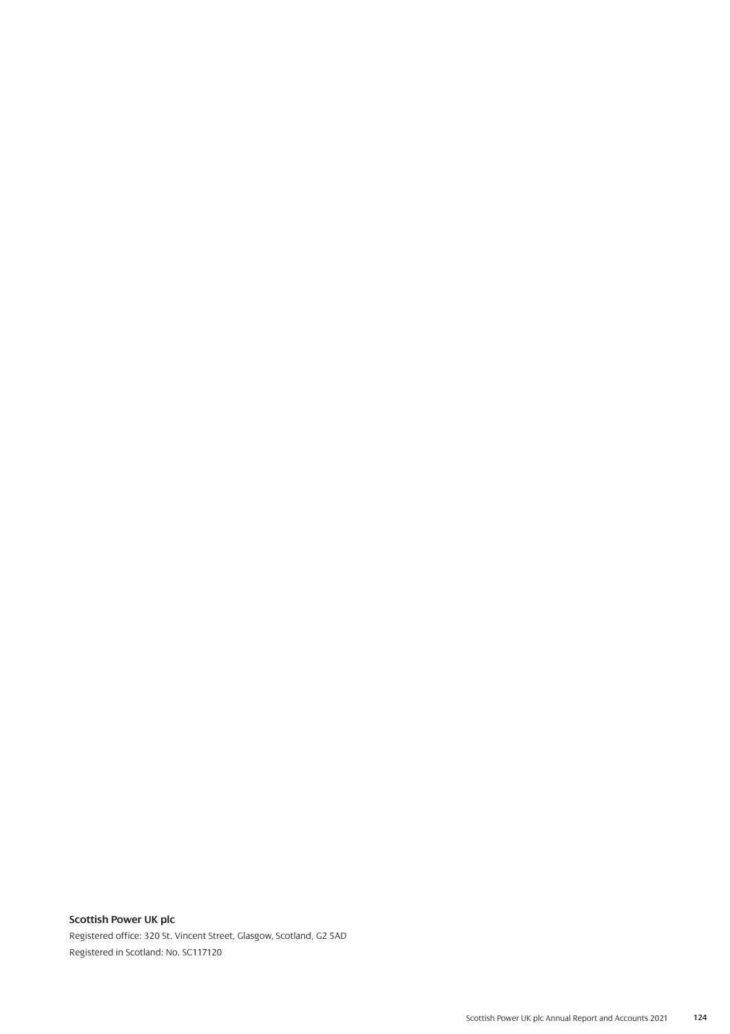**Scottish Power UK plc**

Registered office: 320 St. Vincent Street, Glasgow, Scotland, G2 5AD

Registered in Scotland: No. SC117120